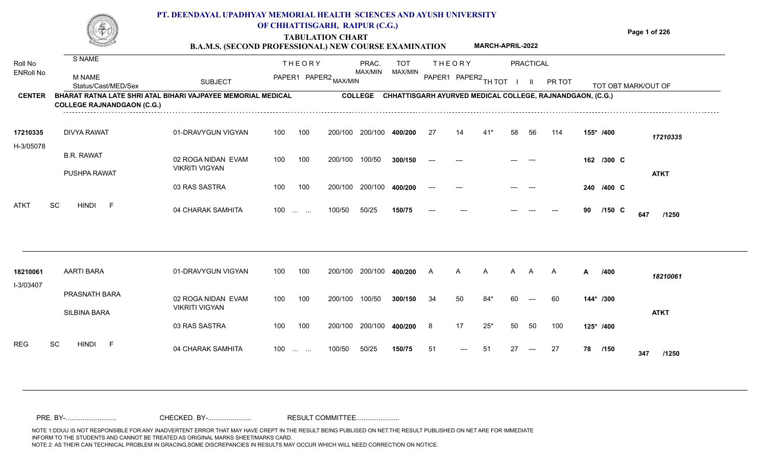# PT. DEENDAYAL UPADHYAY MEMORIAL HEALTH SCIENCES AND AYUSH UNIVERSITY OF CHHATTISGARH, RAIPUR (C.G.)

## TABULATION CHART

### B.A.M.S. (SECOND PROFESSIONAL) NEW COURSE EXAMINATION — MARCH-APRIL-2022

**CENTER:** BHARAT RATNA LATE SHRI ATAL BIHARI VAJPAYEE MEMORIAL MEDICAL COLLEGE RAJNANDGAON (C.G.)

**COLLEGE:** CHHATTISGARH AYURVED MEDICAL COLLEGE, RAJNANDGAON, (C.G.)

| Roll No / ENRoll No | S NAME / M NAME / Status/Cast/MED/Sex | SUBJECT | THEORY PAPER1 | THEORY PAPER2 | MAX/MIN | PRAC. MAX/MIN | TOT MAX/MIN | THEORY PAPER1 | THEORY PAPER2 | TH TOT | PRACTICAL I | PRACTICAL II | PR TOT | TOT OBT MARK/OUT OF | |
|---|---|---|---|---|---|---|---|---|---|---|---|---|---|---|---|
| 17210335 | DIVYA RAWAT | 01-DRAVYGUN VIGYAN | 100 | 100 | 200/100 | 200/100 | 400/200 | 27 | 14 | 41* | 58 | 56 | 114 | 155* /400 | 17210335 |
| H-3/05078 | B.R. RAWAT | 02 ROGA NIDAN EVAM VIKRITI VIGYAN | 100 | 100 | 200/100 | 100/50 | 300/150 | --- | --- | | --- | --- | | 162 /300 C | |
| | PUSHPA RAWAT | 03 RAS SASTRA | 100 | 100 | 200/100 | 200/100 | 400/200 | --- | --- | | --- | --- | | 240 /400 C | ATKT |
| ATKT | SC HINDI F | 04 CHARAK SAMHITA | 100 | ... ... | 100/50 | 50/25 | 150/75 | --- | --- | | --- | --- | --- | 90 /150 C | 647 /1250 |
| 18210061 | AARTI BARA | 01-DRAVYGUN VIGYAN | 100 | 100 | 200/100 | 200/100 | 400/200 | A | A | A | A | A | A | A /400 | 18210061 |
| I-3/03407 | PRASNATH BARA | 02 ROGA NIDAN EVAM VIKRITI VIGYAN | 100 | 100 | 200/100 | 100/50 | 300/150 | 34 | 50 | 84* | 60 | --- | 60 | 144* /300 | |
| | SILBINA BARA | 03 RAS SASTRA | 100 | 100 | 200/100 | 200/100 | 400/200 | 8 | 17 | 25* | 50 | 50 | 100 | 125* /400 | ATKT |
| REG | SC HINDI F | 04 CHARAK SAMHITA | 100 | ... ... | 100/50 | 50/25 | 150/75 | 51 | --- | 51 | 27 | --- | 27 | 78 /150 | 347 /1250 |

PRE. BY-.......................... CHECKED. BY-...................... RESULT COMMITTEE......................

NOTE 1:DDUU IS NOT RESPONSIBLE FOR ANY INADVERTENT ERROR THAT MAY HAVE CREPT IN THE RESULT BEING PUBLISED ON NET.THE RESULT PUBLISHED ON NET ARE FOR IMMEDIATE INFORM TO THE STUDENTS AND CANNOT BE TREATED AS ORIGINAL MARKS SHEET/MARKS CARD.
NOTE 2: AS THEIR CAN TECHNICAL PROBLEM IN GRACING,SOME DISCREPANCIES IN RESULTS MAY OCCUR WHICH WILL NEED CORRECTION ON NOTICE.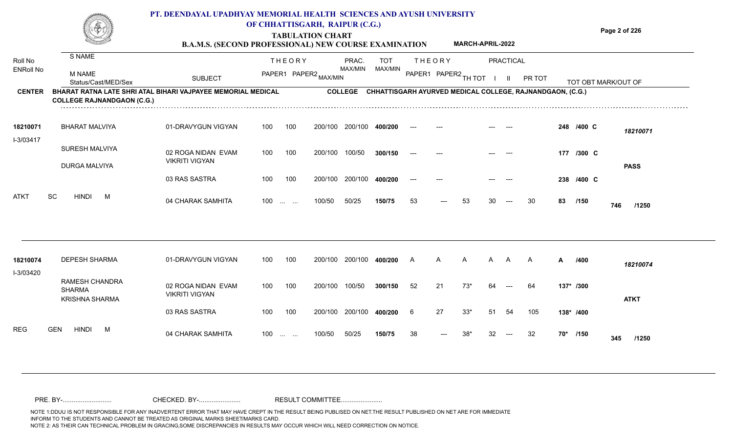# PT. DEENDAYAL UPADHYAY MEMORIAL HEALTH SCIENCES AND AYUSH UNIVERSITY OF CHHATTISGARH, RAIPUR (C.G.)

## TABULATION CHART

### B.A.M.S. (SECOND PROFESSIONAL) NEW COURSE EXAMINATION — MARCH-APRIL-2022

**CENTER:** BHARAT RATNA LATE SHRI ATAL BIHARI VAJPAYEE MEMORIAL MEDICAL COLLEGE RAJNANDGAON (C.G.)

**COLLEGE:** CHHATTISGARH AYURVED MEDICAL COLLEGE, RAJNANDGAON, (C.G.)

| Roll No / ENRoll No | S NAME / M NAME / Status/Cast/MED/Sex | SUBJECT | THEORY PAPER1 | THEORY PAPER2 MAX/MIN | PRAC. MAX/MIN | TOT MAX/MIN | THEORY PAPER1 | THEORY PAPER2 | TH TOT | PRACTICAL I | PRACTICAL II | PR TOT | TOT OBT MARK/OUT OF | |
|---|---|---|---|---|---|---|---|---|---|---|---|---|---|---|
| 18210071 | BHARAT MALVIYA | 01-DRAVYGUN VIGYAN | 100 | 100 200/100 | 200/100 | 400/200 | --- | --- | | --- | --- | | 248 /400 C | 18210071 |
| I-3/03417 | SURESH MALVIYA | 02 ROGA NIDAN EVAM VIKRITI VIGYAN | 100 | 100 200/100 | 100/50 | 300/150 | --- | --- | | --- | --- | | 177 /300 C | |
| | DURGA MALVIYA | 03 RAS SASTRA | 100 | 100 200/100 | 200/100 | 400/200 | --- | --- | | --- | --- | | 238 /400 C | PASS |
| ATKT | SC HINDI M | 04 CHARAK SAMHITA | 100 | ... ... 100/50 | 50/25 | 150/75 | 53 | --- | 53 | 30 | --- | 30 | 83 /150 | 746 /1250 |
| 18210074 | DEPESH SHARMA | 01-DRAVYGUN VIGYAN | 100 | 100 200/100 | 200/100 | 400/200 | A | A | A | A | A | A | A /400 | 18210074 |
| I-3/03420 | RAMESH CHANDRA SHARMA | 02 ROGA NIDAN EVAM VIKRITI VIGYAN | 100 | 100 200/100 | 100/50 | 300/150 | 52 | 21 | 73* | 64 | --- | 64 | 137* /300 | |
| | KRISHNA SHARMA | 03 RAS SASTRA | 100 | 100 200/100 | 200/100 | 400/200 | 6 | 27 | 33* | 51 | 54 | 105 | 138* /400 | ATKT |
| REG | GEN HINDI M | 04 CHARAK SAMHITA | 100 | ... ... 100/50 | 50/25 | 150/75 | 38 | --- | 38* | 32 | --- | 32 | 70* /150 | 345 /1250 |

PRE. BY-.......................... CHECKED. BY-...................... RESULT COMMITTEE......................

NOTE 1:DDUU IS NOT RESPONSIBLE FOR ANY INADVERTENT ERROR THAT MAY HAVE CREPT IN THE RESULT BEING PUBLISED ON NET.THE RESULT PUBLISHED ON NET ARE FOR IMMEDIATE INFORM TO THE STUDENTS AND CANNOT BE TREATED AS ORIGINAL MARKS SHEET/MARKS CARD.
NOTE 2: AS THEIR CAN TECHNICAL PROBLEM IN GRACING,SOME DISCREPANCIES IN RESULTS MAY OCCUR WHICH WILL NEED CORRECTION ON NOTICE.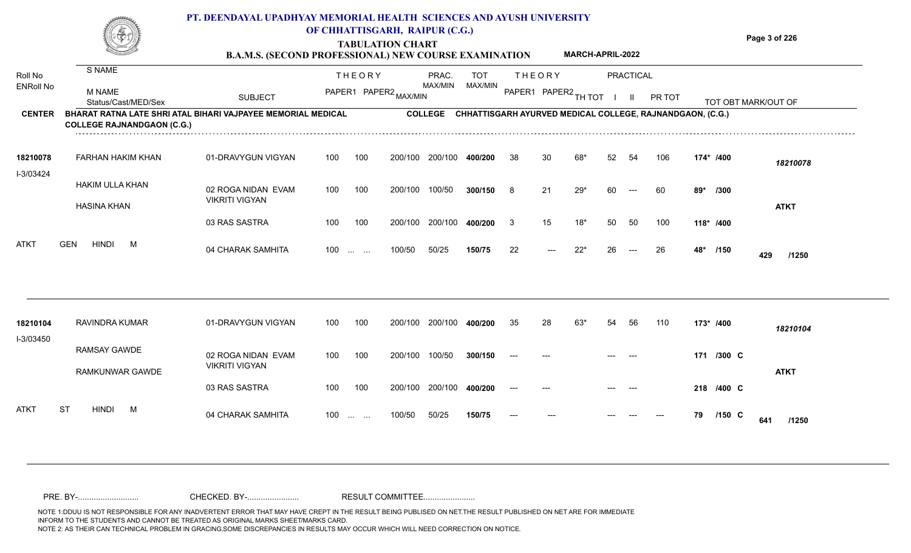# PT. DEENDAYAL UPADHYAY MEMORIAL HEALTH SCIENCES AND AYUSH UNIVERSITY OF CHHATTISGARH, RAIPUR (C.G.)

## TABULATION CHART

### B.A.M.S. (SECOND PROFESSIONAL) NEW COURSE EXAMINATION — MARCH-APRIL-2022

**CENTER:** BHARAT RATNA LATE SHRI ATAL BIHARI VAJPAYEE MEMORIAL MEDICAL COLLEGE RAJNANDGAON (C.G.)

**COLLEGE:** CHHATTISGARH AYURVED MEDICAL COLLEGE, RAJNANDGAON, (C.G.)

| Roll No / ENRoll No | S NAME / M NAME / Status/Cast/MED/Sex | SUBJECT | THEORY PAPER1 | THEORY PAPER2 | MAX/MIN | PRAC. MAX/MIN | TOT MAX/MIN | THEORY PAPER1 | THEORY PAPER2 | TH TOT | PRACTICAL I | PRACTICAL II | PR TOT | TOT OBT MARK/OUT OF | |
|---|---|---|---|---|---|---|---|---|---|---|---|---|---|---|---|
| 18210078 | FARHAN HAKIM KHAN | 01-DRAVYGUN VIGYAN | 100 | 100 | 200/100 | 200/100 | 400/200 | 38 | 30 | 68* | 52 | 54 | 106 | 174* /400 | 18210078 |
| I-3/03424 | HAKIM ULLA KHAN | 02 ROGA NIDAN EVAM VIKRITI VIGYAN | 100 | 100 | 200/100 | 100/50 | 300/150 | 8 | 21 | 29* | 60 | --- | 60 | 89* /300 | |
| | HASINA KHAN | | | | | | | | | | | | | | ATKT |
| | | 03 RAS SASTRA | 100 | 100 | 200/100 | 200/100 | 400/200 | 3 | 15 | 18* | 50 | 50 | 100 | 118* /400 | |
| ATKT | GEN HINDI M | 04 CHARAK SAMHITA | 100 | ... ... | 100/50 | 50/25 | 150/75 | 22 | --- | 22* | 26 | --- | 26 | 48* /150 | 429 /1250 |
| 18210104 | RAVINDRA KUMAR | 01-DRAVYGUN VIGYAN | 100 | 100 | 200/100 | 200/100 | 400/200 | 35 | 28 | 63* | 54 | 56 | 110 | 173* /400 | 18210104 |
| I-3/03450 | RAMSAY GAWDE | 02 ROGA NIDAN EVAM VIKRITI VIGYAN | 100 | 100 | 200/100 | 100/50 | 300/150 | --- | --- | | --- | --- | | 171 /300 C | |
| | RAMKUNWAR GAWDE | | | | | | | | | | | | | | ATKT |
| | | 03 RAS SASTRA | 100 | 100 | 200/100 | 200/100 | 400/200 | --- | --- | | --- | --- | | 218 /400 C | |
| ATKT | ST HINDI M | 04 CHARAK SAMHITA | 100 | ... ... | 100/50 | 50/25 | 150/75 | --- | --- | | --- | --- | --- | 79 /150 C | 641 /1250 |

PRE. BY-........................... CHECKED. BY-....................... RESULT COMMITTEE.......................

NOTE 1:DDUU IS NOT RESPONSIBLE FOR ANY INADVERTENT ERROR THAT MAY HAVE CREPT IN THE RESULT BEING PUBLISED ON NET.THE RESULT PUBLISHED ON NET ARE FOR IMMEDIATE INFORM TO THE STUDENTS AND CANNOT BE TREATED AS ORIGINAL MARKS SHEET/MARKS CARD.
NOTE 2: AS THEIR CAN TECHNICAL PROBLEM IN GRACING,SOME DISCREPANCIES IN RESULTS MAY OCCUR WHICH WILL NEED CORRECTION ON NOTICE.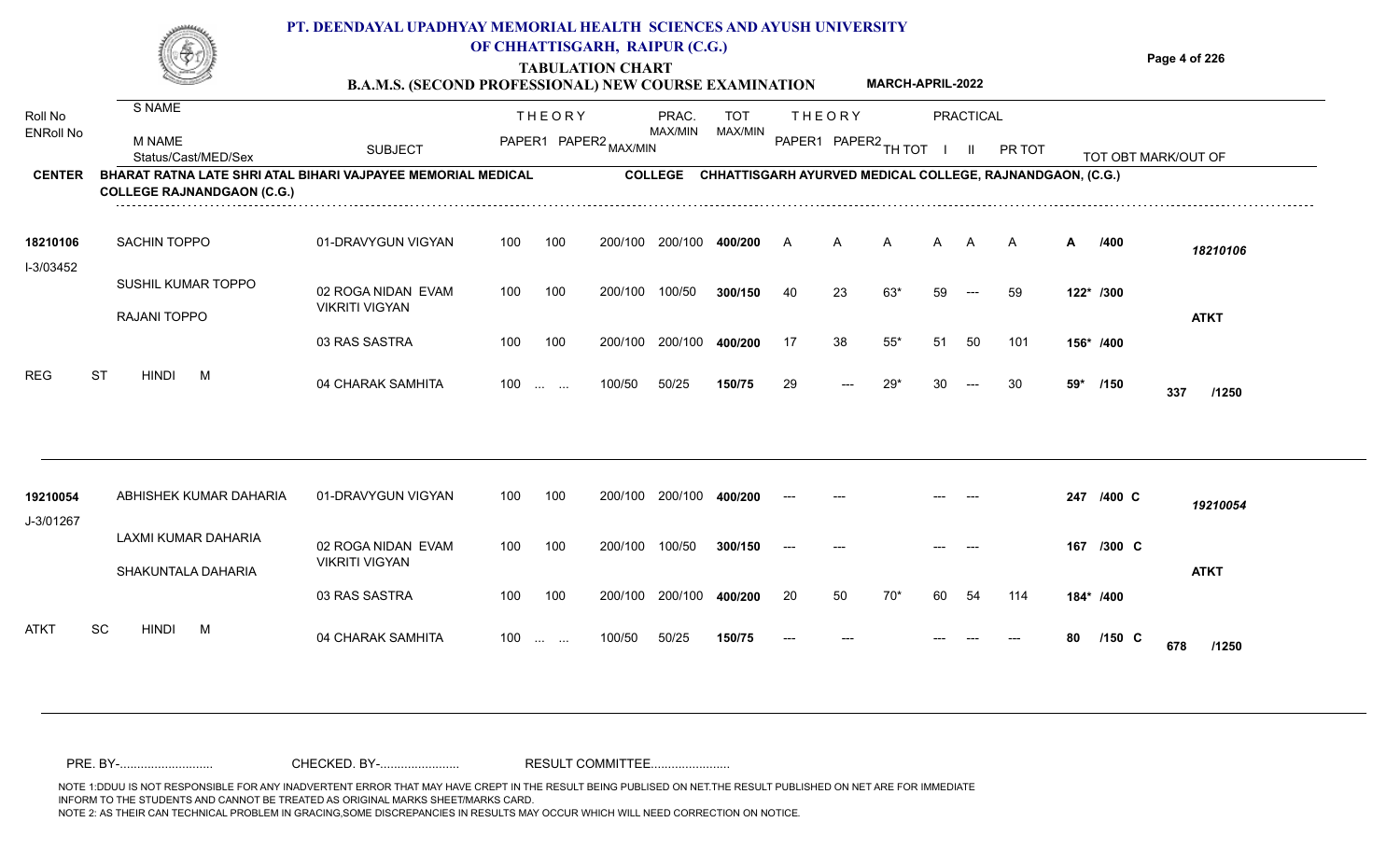# PT. DEENDAYAL UPADHYAY MEMORIAL HEALTH SCIENCES AND AYUSH UNIVERSITY OF CHHATTISGARH, RAIPUR (C.G.)

## TABULATION CHART

### B.A.M.S. (SECOND PROFESSIONAL) NEW COURSE EXAMINATION — MARCH-APRIL-2022

**CENTER:** BHARAT RATNA LATE SHRI ATAL BIHARI VAJPAYEE MEMORIAL MEDICAL COLLEGE RAJNANDGAON (C.G.)

**COLLEGE:** CHHATTISGARH AYURVED MEDICAL COLLEGE, RAJNANDGAON, (C.G.)

| Roll No / ENRoll No | S NAME / M NAME / Status/Cast/MED/Sex | SUBJECT | THEORY PAPER1 | THEORY PAPER2 | MAX/MIN | PRAC. MAX/MIN | TOT MAX/MIN | THEORY PAPER1 | THEORY PAPER2 | TH TOT | PRACTICAL I | PRACTICAL II | PR TOT | TOT OBT | MARK/OUT OF |
|---|---|---|---|---|---|---|---|---|---|---|---|---|---|---|---|
| 18210106 | SACHIN TOPPO | 01-DRAVYGUN VIGYAN | 100 | 100 | 200/100 | 200/100 | 400/200 | A | A | A | A | A | A | A | /400 |
| I-3/03452 | SUSHIL KUMAR TOPPO | 02 ROGA NIDAN EVAM VIKRITI VIGYAN | 100 | 100 | 200/100 | 100/50 | 300/150 | 40 | 23 | 63* | 59 | --- | 59 | 122* | /300 |
| | RAJANI TOPPO | 03 RAS SASTRA | 100 | 100 | 200/100 | 200/100 | 400/200 | 17 | 38 | 55* | 51 | 50 | 101 | 156* | /400 |
| | REG ST HINDI M | 04 CHARAK SAMHITA | 100 | ... ... | 100/50 | 50/25 | 150/75 | 29 | --- | 29* | 30 | --- | 30 | 59* | /150 |
| | | | | | | | | | | | | | | 337 | /1250 ATKT |
| 19210054 | ABHISHEK KUMAR DAHARIA | 01-DRAVYGUN VIGYAN | 100 | 100 | 200/100 | 200/100 | 400/200 | --- | --- | | --- | --- | | 247 | /400 C |
| J-3/01267 | LAXMI KUMAR DAHARIA | 02 ROGA NIDAN EVAM VIKRITI VIGYAN | 100 | 100 | 200/100 | 100/50 | 300/150 | --- | --- | | --- | --- | | 167 | /300 C |
| | SHAKUNTALA DAHARIA | 03 RAS SASTRA | 100 | 100 | 200/100 | 200/100 | 400/200 | 20 | 50 | 70* | 60 | 54 | 114 | 184* | /400 |
| | ATKT SC HINDI M | 04 CHARAK SAMHITA | 100 | ... ... | 100/50 | 50/25 | 150/75 | --- | --- | | --- | --- | --- | 80 | /150 C |
| | | | | | | | | | | | | | | 678 | /1250 ATKT |

PRE. BY-.......................... CHECKED. BY-....................... RESULT COMMITTEE.......................

NOTE 1:DDUU IS NOT RESPONSIBLE FOR ANY INADVERTENT ERROR THAT MAY HAVE CREPT IN THE RESULT BEING PUBLISED ON NET.THE RESULT PUBLISHED ON NET ARE FOR IMMEDIATE INFORM TO THE STUDENTS AND CANNOT BE TREATED AS ORIGINAL MARKS SHEET/MARKS CARD.
NOTE 2: AS THEIR CAN TECHNICAL PROBLEM IN GRACING,SOME DISCREPANCIES IN RESULTS MAY OCCUR WHICH WILL NEED CORRECTION ON NOTICE.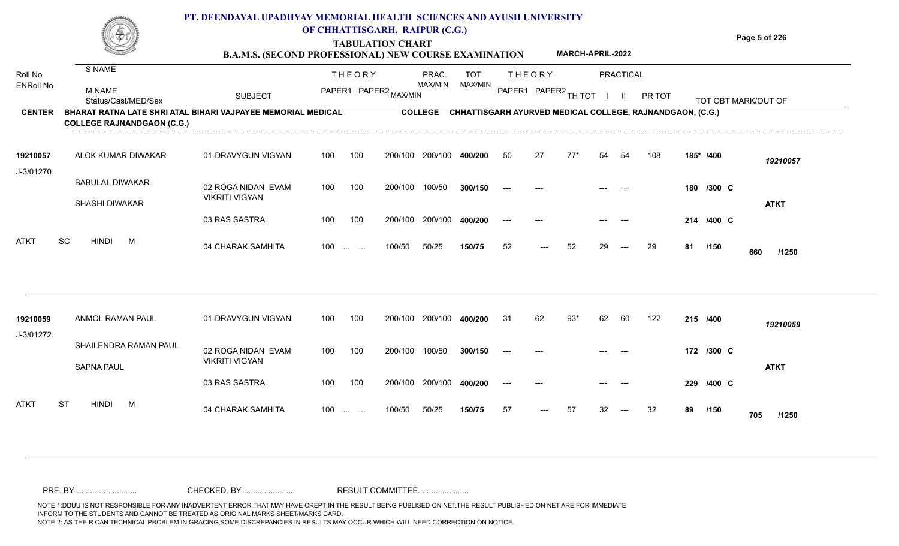# PT. DEENDAYAL UPADHYAY MEMORIAL HEALTH SCIENCES AND AYUSH UNIVERSITY OF CHHATTISGARH, RAIPUR (C.G.)

## TABULATION CHART

### B.A.M.S. (SECOND PROFESSIONAL) NEW COURSE EXAMINATION — MARCH-APRIL-2022

**CENTER:** BHARAT RATNA LATE SHRI ATAL BIHARI VAJPAYEE MEMORIAL MEDICAL COLLEGE RAJNANDGAON (C.G.)

**COLLEGE:** CHHATTISGARH AYURVED MEDICAL COLLEGE, RAJNANDGAON, (C.G.)

| Roll No / ENRoll No | S NAME / M NAME / Status/Cast/MED/Sex | SUBJECT | THEORY PAPER1 | THEORY PAPER2 MAX/MIN | PRAC. MAX/MIN | TOT MAX/MIN | THEORY PAPER1 | THEORY PAPER2 | TH TOT | PRACTICAL I | PRACTICAL II | PR TOT | TOT OBT | MARK/OUT OF |
|---|---|---|---|---|---|---|---|---|---|---|---|---|---|---|
| 19210057 | ALOK KUMAR DIWAKAR | 01-DRAVYGUN VIGYAN | 100 | 100 | 200/100 | 200/100 400/200 | 50 | 27 | 77* | 54 | 54 | 108 | 185* /400 | 19210057 |
| J-3/01270 | BABULAL DIWAKAR | 02 ROGA NIDAN EVAM VIKRITI VIGYAN | 100 | 100 | 200/100 | 100/50 300/150 | --- | --- | | --- | --- | | 180 /300 C | |
| | SHASHI DIWAKAR | | | | | | | | | | | | | ATKT |
| | | 03 RAS SASTRA | 100 | 100 | 200/100 | 200/100 400/200 | --- | --- | | --- | --- | | 214 /400 C | |
| ATKT | SC HINDI M | 04 CHARAK SAMHITA | 100 | ... ... | 100/50 | 50/25 150/75 | 52 | --- | 52 | 29 | --- | 29 | 81 /150 | 660 /1250 |
| 19210059 | ANMOL RAMAN PAUL | 01-DRAVYGUN VIGYAN | 100 | 100 | 200/100 | 200/100 400/200 | 31 | 62 | 93* | 62 | 60 | 122 | 215 /400 | 19210059 |
| J-3/01272 | SHAILENDRA RAMAN PAUL | 02 ROGA NIDAN EVAM VIKRITI VIGYAN | 100 | 100 | 200/100 | 100/50 300/150 | --- | --- | | --- | --- | | 172 /300 C | |
| | SAPNA PAUL | | | | | | | | | | | | | ATKT |
| | | 03 RAS SASTRA | 100 | 100 | 200/100 | 200/100 400/200 | --- | --- | | --- | --- | | 229 /400 C | |
| ATKT | ST HINDI M | 04 CHARAK SAMHITA | 100 | ... ... | 100/50 | 50/25 150/75 | 57 | --- | 57 | 32 | --- | 32 | 89 /150 | 705 /1250 |

PRE. BY-........................... CHECKED. BY-....................... RESULT COMMITTEE.......................

NOTE 1:DDUU IS NOT RESPONSIBLE FOR ANY INADVERTENT ERROR THAT MAY HAVE CREPT IN THE RESULT BEING PUBLISED ON NET.THE RESULT PUBLISHED ON NET ARE FOR IMMEDIATE INFORM TO THE STUDENTS AND CANNOT BE TREATED AS ORIGINAL MARKS SHEET/MARKS CARD.
NOTE 2: AS THEIR CAN TECHNICAL PROBLEM IN GRACING,SOME DISCREPANCIES IN RESULTS MAY OCCUR WHICH WILL NEED CORRECTION ON NOTICE.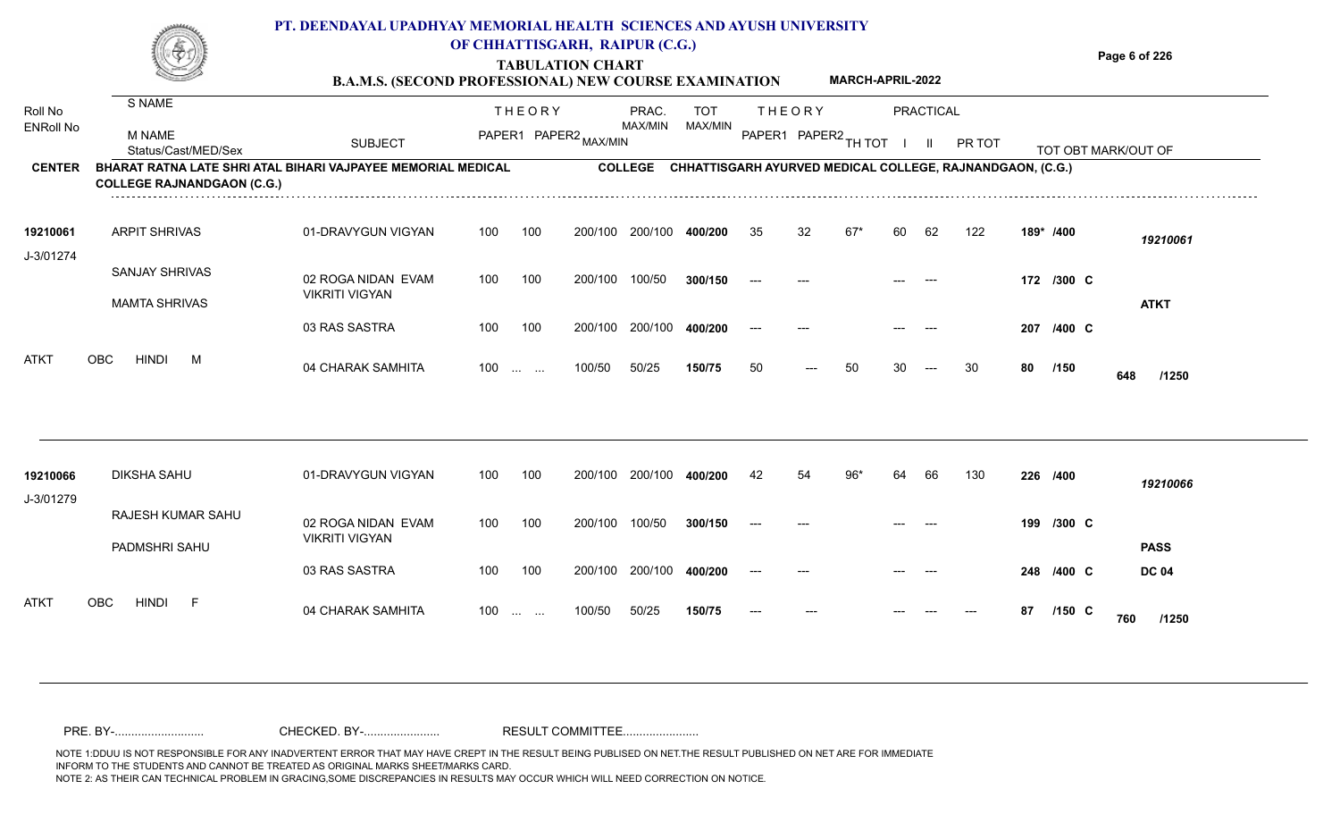# PT. DEENDAYAL UPADHYAY MEMORIAL HEALTH SCIENCES AND AYUSH UNIVERSITY OF CHHATTISGARH, RAIPUR (C.G.)

## TABULATION CHART

### B.A.M.S. (SECOND PROFESSIONAL) NEW COURSE EXAMINATION — MARCH-APRIL-2022

**CENTER:** BHARAT RATNA LATE SHRI ATAL BIHARI VAJPAYEE MEMORIAL MEDICAL COLLEGE RAJNANDGAON (C.G.)

**COLLEGE:** CHHATTISGARH AYURVED MEDICAL COLLEGE, RAJNANDGAON, (C.G.)

| Roll No / ENRoll No | S NAME / M NAME / Status/Cast/MED/Sex | SUBJECT | THEORY PAPER1 | THEORY PAPER2 | MAX/MIN | PRAC. MAX/MIN | TOT MAX/MIN | THEORY PAPER1 | THEORY PAPER2 | TH TOT | PRACTICAL I | PRACTICAL II | PR TOT | TOT OBT MARK/OUT OF | |
|---|---|---|---|---|---|---|---|---|---|---|---|---|---|---|---|
| 19210061 | ARPIT SHRIVAS | 01-DRAVYGUN VIGYAN | 100 | 100 | 200/100 | 200/100 | 400/200 | 35 | 32 | 67* | 60 | 62 | 122 | 189* /400 | 19210061 |
| J-3/01274 | SANJAY SHRIVAS | 02 ROGA NIDAN EVAM VIKRITI VIGYAN | 100 | 100 | 200/100 | 100/50 | 300/150 | --- | --- | | --- | --- | | 172 /300 C | |
| | MAMTA SHRIVAS | | | | | | | | | | | | | | ATKT |
| | | 03 RAS SASTRA | 100 | 100 | 200/100 | 200/100 | 400/200 | --- | --- | | --- | --- | | 207 /400 C | |
| ATKT | OBC HINDI M | 04 CHARAK SAMHITA | 100 | ... ... | 100/50 | 50/25 | 150/75 | 50 | --- | 50 | 30 | --- | 30 | 80 /150 | 648 /1250 |
| 19210066 | DIKSHA SAHU | 01-DRAVYGUN VIGYAN | 100 | 100 | 200/100 | 200/100 | 400/200 | 42 | 54 | 96* | 64 | 66 | 130 | 226 /400 | 19210066 |
| J-3/01279 | RAJESH KUMAR SAHU | 02 ROGA NIDAN EVAM VIKRITI VIGYAN | 100 | 100 | 200/100 | 100/50 | 300/150 | --- | --- | | --- | --- | | 199 /300 C | |
| | PADMSHRI SAHU | | | | | | | | | | | | | | PASS |
| | | 03 RAS SASTRA | 100 | 100 | 200/100 | 200/100 | 400/200 | --- | --- | | --- | --- | | 248 /400 C | DC 04 |
| ATKT | OBC HINDI F | 04 CHARAK SAMHITA | 100 | ... ... | 100/50 | 50/25 | 150/75 | --- | --- | | --- | --- | --- | 87 /150 C | 760 /1250 |

PRE. BY-.......................... CHECKED. BY-...................... RESULT COMMITTEE......................

NOTE 1:DDUU IS NOT RESPONSIBLE FOR ANY INADVERTENT ERROR THAT MAY HAVE CREPT IN THE RESULT BEING PUBLISED ON NET.THE RESULT PUBLISHED ON NET ARE FOR IMMEDIATE INFORM TO THE STUDENTS AND CANNOT BE TREATED AS ORIGINAL MARKS SHEET/MARKS CARD.
NOTE 2: AS THEIR CAN TECHNICAL PROBLEM IN GRACING,SOME DISCREPANCIES IN RESULTS MAY OCCUR WHICH WILL NEED CORRECTION ON NOTICE.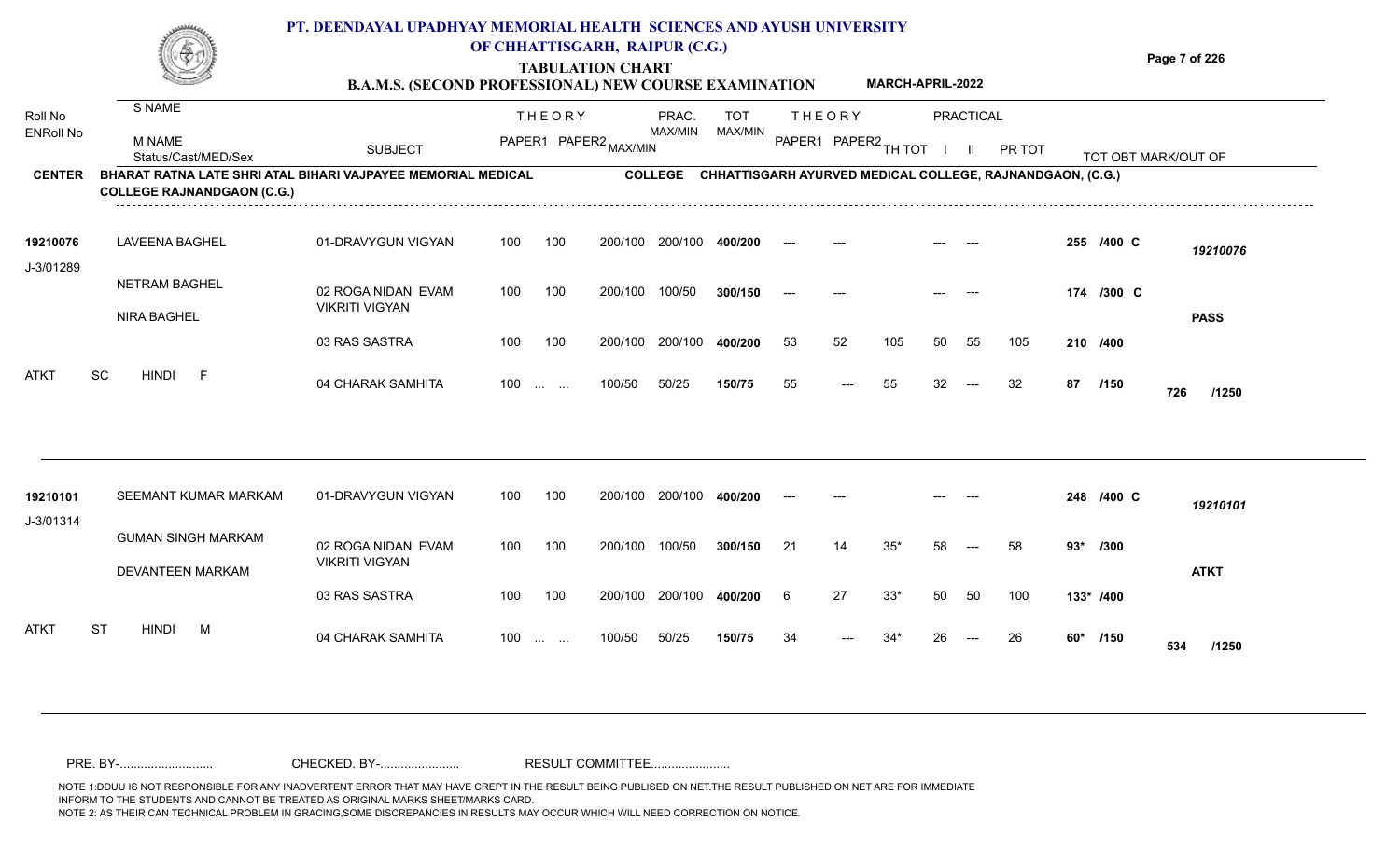# PT. DEENDAYAL UPADHYAY MEMORIAL HEALTH SCIENCES AND AYUSH UNIVERSITY OF CHHATTISGARH, RAIPUR (C.G.)

## TABULATION CHART

### B.A.M.S. (SECOND PROFESSIONAL) NEW COURSE EXAMINATION — MARCH-APRIL-2022

**CENTER:** BHARAT RATNA LATE SHRI ATAL BIHARI VAJPAYEE MEMORIAL MEDICAL COLLEGE RAJNANDGAON (C.G.)

**COLLEGE:** CHHATTISGARH AYURVED MEDICAL COLLEGE, RAJNANDGAON, (C.G.)

| Roll No / ENRoll No | S NAME / M NAME / Status/Cast/MED/Sex | SUBJECT | THEORY PAPER1 | THEORY PAPER2 | MAX/MIN | PRAC. MAX/MIN | TOT MAX/MIN | THEORY PAPER1 | THEORY PAPER2 | TH TOT | PRACTICAL I | PRACTICAL II | PR TOT | TOT OBT MARK/OUT OF | |
|---|---|---|---|---|---|---|---|---|---|---|---|---|---|---|---|
| 19210076 | LAVEENA BAGHEL | 01-DRAVYGUN VIGYAN | 100 | 100 | 200/100 | 200/100 | 400/200 | --- | --- | | --- | --- | | 255 /400 C | 19210076 |
| J-3/01289 | NETRAM BAGHEL | 02 ROGA NIDAN EVAM VIKRITI VIGYAN | 100 | 100 | 200/100 | 100/50 | 300/150 | --- | --- | | --- | --- | | 174 /300 C | |
| | NIRA BAGHEL | | | | | | | | | | | | | | PASS |
| | | 03 RAS SASTRA | 100 | 100 | 200/100 | 200/100 | 400/200 | 53 | 52 | 105 | 50 | 55 | 105 | 210 /400 | |
| ATKT | SC HINDI F | 04 CHARAK SAMHITA | 100 | ... ... | 100/50 | 50/25 | 150/75 | 55 | --- | 55 | 32 | --- | 32 | 87 /150 | 726 /1250 |
| 19210101 | SEEMANT KUMAR MARKAM | 01-DRAVYGUN VIGYAN | 100 | 100 | 200/100 | 200/100 | 400/200 | --- | --- | | --- | --- | | 248 /400 C | 19210101 |
| J-3/01314 | GUMAN SINGH MARKAM | 02 ROGA NIDAN EVAM VIKRITI VIGYAN | 100 | 100 | 200/100 | 100/50 | 300/150 | 21 | 14 | 35* | 58 | --- | 58 | 93* /300 | |
| | DEVANTEEN MARKAM | | | | | | | | | | | | | | ATKT |
| | | 03 RAS SASTRA | 100 | 100 | 200/100 | 200/100 | 400/200 | 6 | 27 | 33* | 50 | 50 | 100 | 133* /400 | |
| ATKT | ST HINDI M | 04 CHARAK SAMHITA | 100 | ... ... | 100/50 | 50/25 | 150/75 | 34 | --- | 34* | 26 | --- | 26 | 60* /150 | 534 /1250 |

PRE. BY-.......................... CHECKED. BY-...................... RESULT COMMITTEE......................

NOTE 1:DDUU IS NOT RESPONSIBLE FOR ANY INADVERTENT ERROR THAT MAY HAVE CREPT IN THE RESULT BEING PUBLISED ON NET.THE RESULT PUBLISHED ON NET ARE FOR IMMEDIATE INFORM TO THE STUDENTS AND CANNOT BE TREATED AS ORIGINAL MARKS SHEET/MARKS CARD.
NOTE 2: AS THEIR CAN TECHNICAL PROBLEM IN GRACING,SOME DISCREPANCIES IN RESULTS MAY OCCUR WHICH WILL NEED CORRECTION ON NOTICE.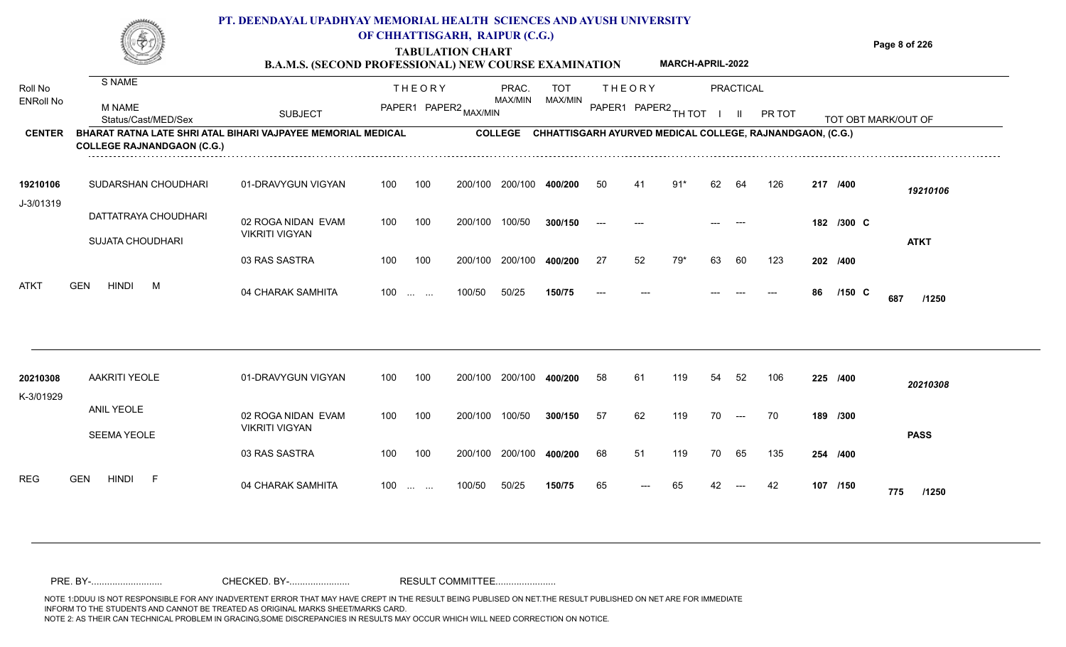# PT. DEENDAYAL UPADHYAY MEMORIAL HEALTH SCIENCES AND AYUSH UNIVERSITY OF CHHATTISGARH, RAIPUR (C.G.)

## TABULATION CHART

### B.A.M.S. (SECOND PROFESSIONAL) NEW COURSE EXAMINATION — MARCH-APRIL-2022

**CENTER:** BHARAT RATNA LATE SHRI ATAL BIHARI VAJPAYEE MEMORIAL MEDICAL COLLEGE RAJNANDGAON (C.G.)

**COLLEGE:** CHHATTISGARH AYURVED MEDICAL COLLEGE, RAJNANDGAON, (C.G.)

| Roll No / ENRoll No | S NAME / M NAME / Status/Cast/MED/Sex | SUBJECT | THEORY PAPER1 | THEORY PAPER2 | MAX/MIN | PRAC. MAX/MIN | TOT MAX/MIN | THEORY PAPER1 | THEORY PAPER2 | TH TOT | PRACTICAL I | PRACTICAL II | PR TOT | TOT OBT MARK/OUT OF | |
|---|---|---|---|---|---|---|---|---|---|---|---|---|---|---|---|
| 19210106 | SUDARSHAN CHOUDHARI | 01-DRAVYGUN VIGYAN | 100 | 100 | 200/100 | 200/100 | 400/200 | 50 | 41 | 91* | 62 | 64 | 126 | 217 /400 | 19210106 |
| J-3/01319 | DATTATRAYA CHOUDHARI | 02 ROGA NIDAN EVAM VIKRITI VIGYAN | 100 | 100 | 200/100 | 100/50 | 300/150 | --- | --- | | --- | --- | | 182 /300 C | |
| | SUJATA CHOUDHARI | 03 RAS SASTRA | 100 | 100 | 200/100 | 200/100 | 400/200 | 27 | 52 | 79* | 63 | 60 | 123 | 202 /400 | ATKT |
| ATKT | GEN HINDI M | 04 CHARAK SAMHITA | 100 | ... ... | 100/50 | 50/25 | 150/75 | --- | --- | | --- | --- | --- | 86 /150 C | 687 /1250 |
| 20210308 | AAKRITI YEOLE | 01-DRAVYGUN VIGYAN | 100 | 100 | 200/100 | 200/100 | 400/200 | 58 | 61 | 119 | 54 | 52 | 106 | 225 /400 | 20210308 |
| K-3/01929 | ANIL YEOLE | 02 ROGA NIDAN EVAM VIKRITI VIGYAN | 100 | 100 | 200/100 | 100/50 | 300/150 | 57 | 62 | 119 | 70 | --- | 70 | 189 /300 | |
| | SEEMA YEOLE | 03 RAS SASTRA | 100 | 100 | 200/100 | 200/100 | 400/200 | 68 | 51 | 119 | 70 | 65 | 135 | 254 /400 | PASS |
| REG | GEN HINDI F | 04 CHARAK SAMHITA | 100 | ... ... | 100/50 | 50/25 | 150/75 | 65 | --- | 65 | 42 | --- | 42 | 107 /150 | 775 /1250 |

PRE. BY........................... CHECKED. BY....................... RESULT COMMITTEE.......................

NOTE 1:DDUU IS NOT RESPONSIBLE FOR ANY INADVERTENT ERROR THAT MAY HAVE CREPT IN THE RESULT BEING PUBLISED ON NET.THE RESULT PUBLISHED ON NET ARE FOR IMMEDIATE INFORM TO THE STUDENTS AND CANNOT BE TREATED AS ORIGINAL MARKS SHEET/MARKS CARD.
NOTE 2: AS THEIR CAN TECHNICAL PROBLEM IN GRACING,SOME DISCREPANCIES IN RESULTS MAY OCCUR WHICH WILL NEED CORRECTION ON NOTICE.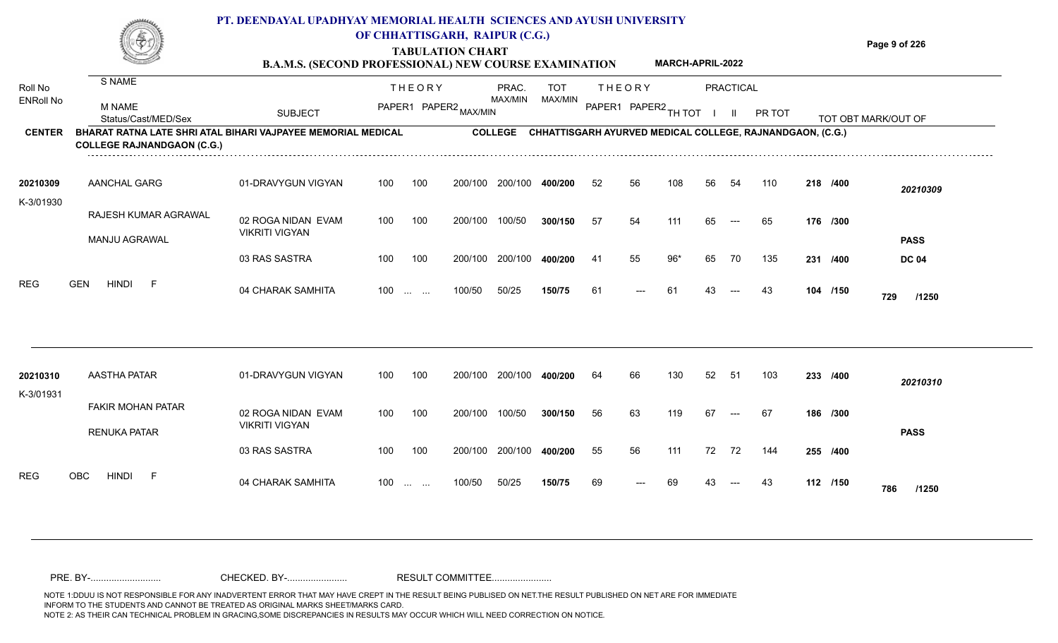# PT. DEENDAYAL UPADHYAY MEMORIAL HEALTH SCIENCES AND AYUSH UNIVERSITY OF CHHATTISGARH, RAIPUR (C.G.)

## TABULATION CHART

### B.A.M.S. (SECOND PROFESSIONAL) NEW COURSE EXAMINATION — MARCH-APRIL-2022

**CENTER:** BHARAT RATNA LATE SHRI ATAL BIHARI VAJPAYEE MEMORIAL MEDICAL COLLEGE RAJNANDGAON (C.G.)

**COLLEGE:** CHHATTISGARH AYURVED MEDICAL COLLEGE, RAJNANDGAON, (C.G.)

| Roll No / ENRoll No | S NAME / M NAME / Status/Cast/MED/Sex | SUBJECT | THEORY PAPER1 | THEORY PAPER2 | MAX/MIN | PRAC. MAX/MIN | TOT MAX/MIN | THEORY PAPER1 | THEORY PAPER2 | TH TOT | PRACTICAL I | PRACTICAL II | PR TOT | TOT OBT MARK/OUT OF | |
|---|---|---|---|---|---|---|---|---|---|---|---|---|---|---|---|
| 20210309 | AANCHAL GARG | 01-DRAVYGUN VIGYAN | 100 | 100 | 200/100 | 200/100 | 400/200 | 52 | 56 | 108 | 56 | 54 | 110 | 218 /400 | 20210309 |
| K-3/01930 | RAJESH KUMAR AGRAWAL | 02 ROGA NIDAN EVAM VIKRITI VIGYAN | 100 | 100 | 200/100 | 100/50 | 300/150 | 57 | 54 | 111 | 65 | --- | 65 | 176 /300 | |
| | MANJU AGRAWAL | 03 RAS SASTRA | 100 | 100 | 200/100 | 200/100 | 400/200 | 41 | 55 | 96* | 65 | 70 | 135 | 231 /400 | PASS DC 04 |
| REG | GEN HINDI F | 04 CHARAK SAMHITA | 100 | ... ... | 100/50 | 50/25 | 150/75 | 61 | --- | 61 | 43 | --- | 43 | 104 /150 | 729 /1250 |
| 20210310 | AASTHA PATAR | 01-DRAVYGUN VIGYAN | 100 | 100 | 200/100 | 200/100 | 400/200 | 64 | 66 | 130 | 52 | 51 | 103 | 233 /400 | 20210310 |
| K-3/01931 | FAKIR MOHAN PATAR | 02 ROGA NIDAN EVAM VIKRITI VIGYAN | 100 | 100 | 200/100 | 100/50 | 300/150 | 56 | 63 | 119 | 67 | --- | 67 | 186 /300 | |
| | RENUKA PATAR | 03 RAS SASTRA | 100 | 100 | 200/100 | 200/100 | 400/200 | 55 | 56 | 111 | 72 | 72 | 144 | 255 /400 | PASS |
| REG | OBC HINDI F | 04 CHARAK SAMHITA | 100 | ... ... | 100/50 | 50/25 | 150/75 | 69 | --- | 69 | 43 | --- | 43 | 112 /150 | 786 /1250 |

PRE. BY-.......................... CHECKED. BY-...................... RESULT COMMITTEE......................

NOTE 1:DDUU IS NOT RESPONSIBLE FOR ANY INADVERTENT ERROR THAT MAY HAVE CREPT IN THE RESULT BEING PUBLISED ON NET.THE RESULT PUBLISHED ON NET ARE FOR IMMEDIATE INFORM TO THE STUDENTS AND CANNOT BE TREATED AS ORIGINAL MARKS SHEET/MARKS CARD.
NOTE 2: AS THEIR CAN TECHNICAL PROBLEM IN GRACING,SOME DISCREPANCIES IN RESULTS MAY OCCUR WHICH WILL NEED CORRECTION ON NOTICE.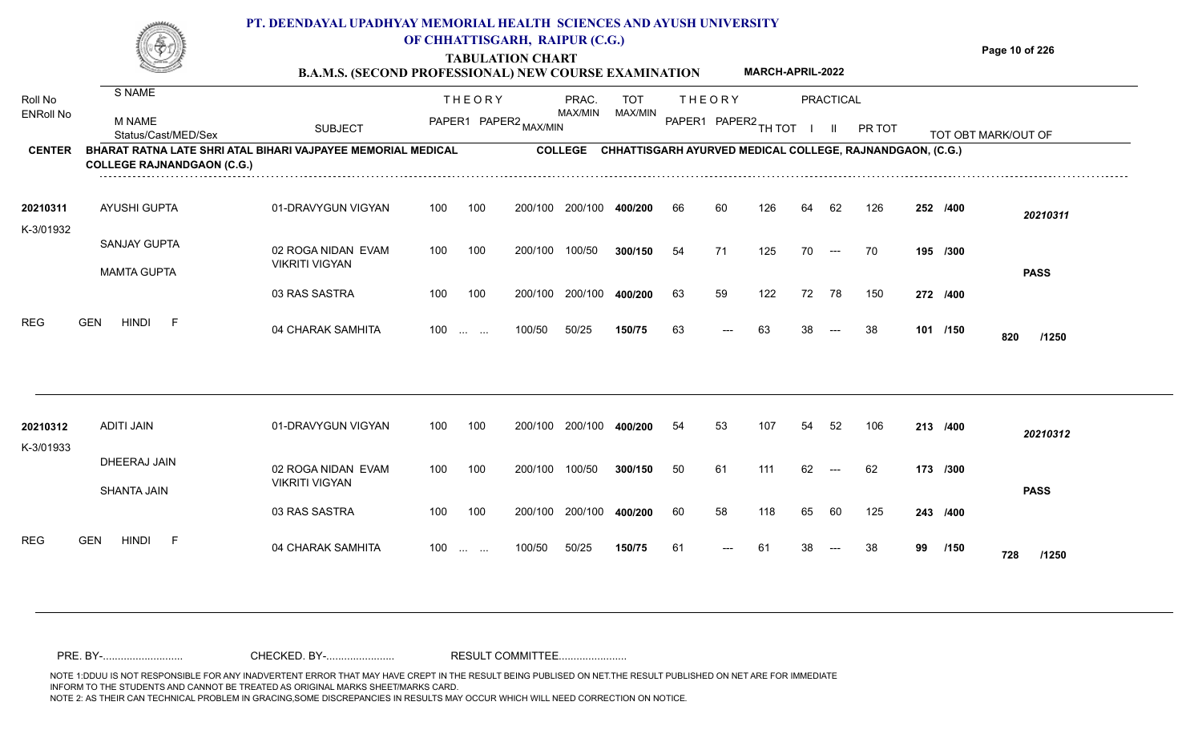# PT. DEENDAYAL UPADHYAY MEMORIAL HEALTH SCIENCES AND AYUSH UNIVERSITY OF CHHATTISGARH, RAIPUR (C.G.)

## TABULATION CHART

### B.A.M.S. (SECOND PROFESSIONAL) NEW COURSE EXAMINATION — MARCH-APRIL-2022

**CENTER:** BHARAT RATNA LATE SHRI ATAL BIHARI VAJPAYEE MEMORIAL MEDICAL COLLEGE RAJNANDGAON (C.G.)

**COLLEGE:** CHHATTISGARH AYURVED MEDICAL COLLEGE, RAJNANDGAON, (C.G.)

| Roll No / ENRoll No | S NAME / M NAME / Status/Cast/MED/Sex | SUBJECT | THEORY PAPER1 | THEORY PAPER2 | MAX/MIN | PRAC. MAX/MIN | TOT MAX/MIN | THEORY PAPER1 | THEORY PAPER2 | TH TOT | PRACTICAL I | PRACTICAL II | PR TOT | TOT OBT | MARK/OUT OF | |
|---|---|---|---|---|---|---|---|---|---|---|---|---|---|---|---|---|
| 20210311 | AYUSHI GUPTA | 01-DRAVYGUN VIGYAN | 100 | 100 | 200/100 | 200/100 | 400/200 | 66 | 60 | 126 | 64 | 62 | 126 | 252 | /400 | 20210311 |
| K-3/01932 | SANJAY GUPTA | 02 ROGA NIDAN EVAM VIKRITI VIGYAN | 100 | 100 | 200/100 | 100/50 | 300/150 | 54 | 71 | 125 | 70 | --- | 70 | 195 | /300 | |
| | MAMTA GUPTA | 03 RAS SASTRA | 100 | 100 | 200/100 | 200/100 | 400/200 | 63 | 59 | 122 | 72 | 78 | 150 | 272 | /400 | PASS |
| REG | GEN HINDI F | 04 CHARAK SAMHITA | 100 | ... ... | 100/50 | 50/25 | 150/75 | 63 | --- | 63 | 38 | --- | 38 | 101 | /150 | 820 /1250 |
| 20210312 | ADITI JAIN | 01-DRAVYGUN VIGYAN | 100 | 100 | 200/100 | 200/100 | 400/200 | 54 | 53 | 107 | 54 | 52 | 106 | 213 | /400 | 20210312 |
| K-3/01933 | DHEERAJ JAIN | 02 ROGA NIDAN EVAM VIKRITI VIGYAN | 100 | 100 | 200/100 | 100/50 | 300/150 | 50 | 61 | 111 | 62 | --- | 62 | 173 | /300 | |
| | SHANTA JAIN | 03 RAS SASTRA | 100 | 100 | 200/100 | 200/100 | 400/200 | 60 | 58 | 118 | 65 | 60 | 125 | 243 | /400 | PASS |
| REG | GEN HINDI F | 04 CHARAK SAMHITA | 100 | ... ... | 100/50 | 50/25 | 150/75 | 61 | --- | 61 | 38 | --- | 38 | 99 | /150 | 728 /1250 |

PRE. BY-........................... CHECKED. BY-....................... RESULT COMMITTEE.......................

NOTE 1:DDUU IS NOT RESPONSIBLE FOR ANY INADVERTENT ERROR THAT MAY HAVE CREPT IN THE RESULT BEING PUBLISED ON NET.THE RESULT PUBLISHED ON NET ARE FOR IMMEDIATE INFORM TO THE STUDENTS AND CANNOT BE TREATED AS ORIGINAL MARKS SHEET/MARKS CARD.
NOTE 2: AS THEIR CAN TECHNICAL PROBLEM IN GRACING,SOME DISCREPANCIES IN RESULTS MAY OCCUR WHICH WILL NEED CORRECTION ON NOTICE.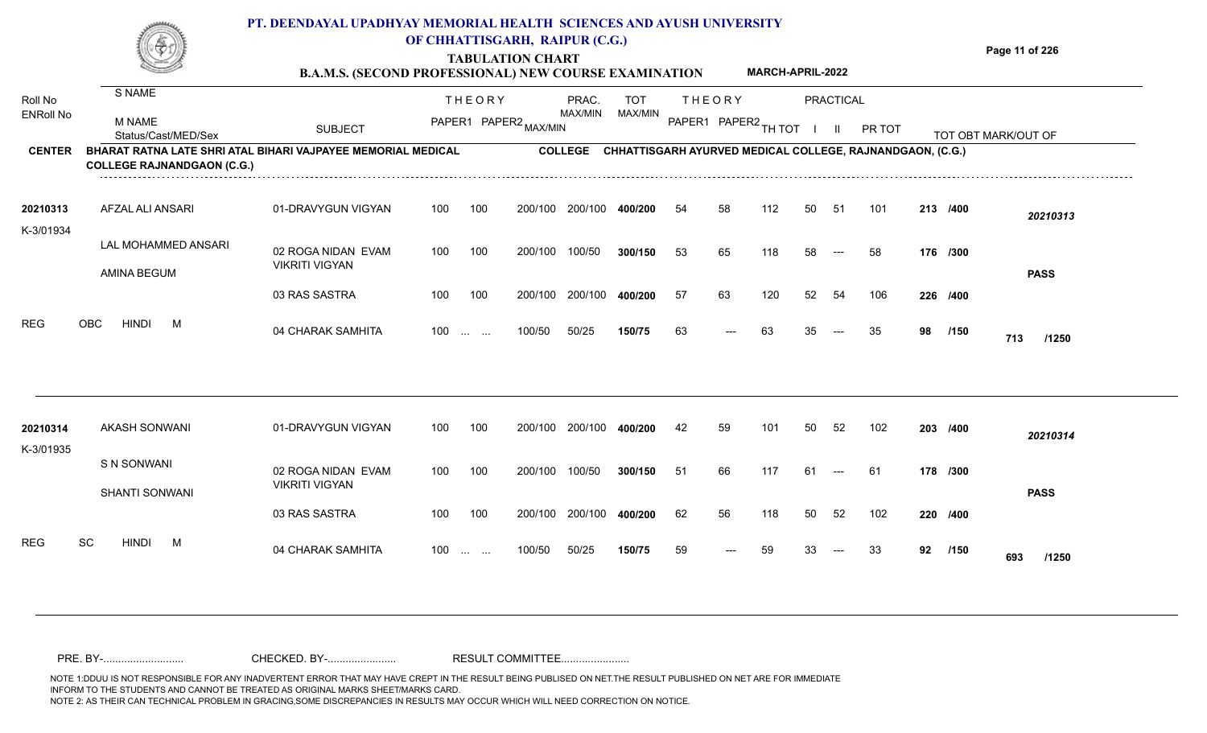# PT. DEENDAYAL UPADHYAY MEMORIAL HEALTH SCIENCES AND AYUSH UNIVERSITY OF CHHATTISGARH, RAIPUR (C.G.)

## TABULATION CHART

### B.A.M.S. (SECOND PROFESSIONAL) NEW COURSE EXAMINATION — MARCH-APRIL-2022

**CENTER:** BHARAT RATNA LATE SHRI ATAL BIHARI VAJPAYEE MEMORIAL MEDICAL COLLEGE RAJNANDGAON (C.G.)

**COLLEGE:** CHHATTISGARH AYURVED MEDICAL COLLEGE, RAJNANDGAON, (C.G.)

| Roll No / ENRoll No | S NAME / M NAME / Status/Cast/MED/Sex | SUBJECT | THEORY PAPER1 | THEORY PAPER2 MAX/MIN | PRAC. MAX/MIN | TOT MAX/MIN | THEORY PAPER1 | THEORY PAPER2 | TH TOT | PRACTICAL I | PRACTICAL II | PR TOT | TOT OBT | MARK/OUT OF |
|---|---|---|---|---|---|---|---|---|---|---|---|---|---|---|
| 20210313 | AFZAL ALI ANSARI | 01-DRAVYGUN VIGYAN | 100 | 100 200/100 | 200/100 | 400/200 | 54 | 58 | 112 | 50 | 51 | 101 | 213 | /400 |
| K-3/01934 | LAL MOHAMMED ANSARI | 02 ROGA NIDAN EVAM VIKRITI VIGYAN | 100 | 100 200/100 | 100/50 | 300/150 | 53 | 65 | 118 | 58 | --- | 58 | 176 | /300 |
| | AMINA BEGUM | 03 RAS SASTRA | 100 | 100 200/100 | 200/100 | 400/200 | 57 | 63 | 120 | 52 | 54 | 106 | 226 | /400 |
| REG | OBC HINDI M | 04 CHARAK SAMHITA | 100 | ... ... 100/50 | 50/25 | 150/75 | 63 | --- | 63 | 35 | --- | 35 | 98 | /150 |
| | | | | | | | | | | | | | **713** | **/1250** |
| | | | | | | | | | | | | | **PASS** | |
| 20210314 | AKASH SONWANI | 01-DRAVYGUN VIGYAN | 100 | 100 200/100 | 200/100 | 400/200 | 42 | 59 | 101 | 50 | 52 | 102 | 203 | /400 |
| K-3/01935 | S N SONWANI | 02 ROGA NIDAN EVAM VIKRITI VIGYAN | 100 | 100 200/100 | 100/50 | 300/150 | 51 | 66 | 117 | 61 | --- | 61 | 178 | /300 |
| | SHANTI SONWANI | 03 RAS SASTRA | 100 | 100 200/100 | 200/100 | 400/200 | 62 | 56 | 118 | 50 | 52 | 102 | 220 | /400 |
| REG | SC HINDI M | 04 CHARAK SAMHITA | 100 | ... ... 100/50 | 50/25 | 150/75 | 59 | --- | 59 | 33 | --- | 33 | 92 | /150 |
| | | | | | | | | | | | | | **693** | **/1250** |
| | | | | | | | | | | | | | **PASS** | |

PRE. BY-.......................... CHECKED. BY-...................... RESULT COMMITTEE......................

NOTE 1:DDUU IS NOT RESPONSIBLE FOR ANY INADVERTENT ERROR THAT MAY HAVE CREPT IN THE RESULT BEING PUBLISED ON NET.THE RESULT PUBLISHED ON NET ARE FOR IMMEDIATE INFORM TO THE STUDENTS AND CANNOT BE TREATED AS ORIGINAL MARKS SHEET/MARKS CARD.
NOTE 2: AS THEIR CAN TECHNICAL PROBLEM IN GRACING,SOME DISCREPANCIES IN RESULTS MAY OCCUR WHICH WILL NEED CORRECTION ON NOTICE.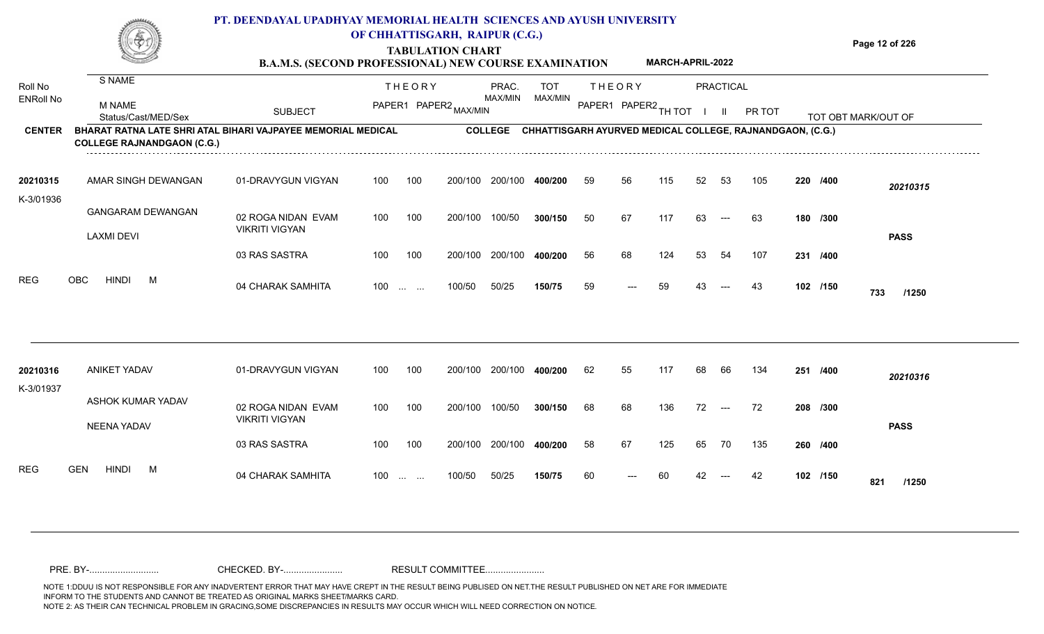# PT. DEENDAYAL UPADHYAY MEMORIAL HEALTH SCIENCES AND AYUSH UNIVERSITY OF CHHATTISGARH, RAIPUR (C.G.)

## TABULATION CHART

### B.A.M.S. (SECOND PROFESSIONAL) NEW COURSE EXAMINATION — MARCH-APRIL-2022

**CENTER:** BHARAT RATNA LATE SHRI ATAL BIHARI VAJPAYEE MEMORIAL MEDICAL COLLEGE RAJNANDGAON (C.G.)

**COLLEGE:** CHHATTISGARH AYURVED MEDICAL COLLEGE, RAJNANDGAON, (C.G.)

| Roll No / ENRoll No | S NAME / M NAME / Status/Cast/MED/Sex | SUBJECT | THEORY PAPER1 | THEORY PAPER2 MAX/MIN | PRAC. MAX/MIN | TOT MAX/MIN | THEORY PAPER1 | THEORY PAPER2 | TH TOT | PRACTICAL I | PRACTICAL II | PR TOT | TOT OBT | MARK/OUT OF | |
|---|---|---|---|---|---|---|---|---|---|---|---|---|---|---|---|
| 20210315 | AMAR SINGH DEWANGAN | 01-DRAVYGUN VIGYAN | 100 | 100 | 200/100 | 200/100 | 400/200 | 59 | 56 | 115 | 52 | 53 | 105 | 220 /400 | 20210315 |
| K-3/01936 | GANGARAM DEWANGAN | 02 ROGA NIDAN EVAM VIKRITI VIGYAN | 100 | 100 | 200/100 | 100/50 | 300/150 | 50 | 67 | 117 | 63 | --- | 63 | 180 /300 | |
| | LAXMI DEVI | 03 RAS SASTRA | 100 | 100 | 200/100 | 200/100 | 400/200 | 56 | 68 | 124 | 53 | 54 | 107 | 231 /400 | PASS |
| REG | OBC HINDI M | 04 CHARAK SAMHITA | 100 | ... ... | 100/50 | 50/25 | 150/75 | 59 | --- | 59 | 43 | --- | 43 | 102 /150 | 733 /1250 |
| 20210316 | ANIKET YADAV | 01-DRAVYGUN VIGYAN | 100 | 100 | 200/100 | 200/100 | 400/200 | 62 | 55 | 117 | 68 | 66 | 134 | 251 /400 | 20210316 |
| K-3/01937 | ASHOK KUMAR YADAV | 02 ROGA NIDAN EVAM VIKRITI VIGYAN | 100 | 100 | 200/100 | 100/50 | 300/150 | 68 | 68 | 136 | 72 | --- | 72 | 208 /300 | |
| | NEENA YADAV | 03 RAS SASTRA | 100 | 100 | 200/100 | 200/100 | 400/200 | 58 | 67 | 125 | 65 | 70 | 135 | 260 /400 | PASS |
| REG | GEN HINDI M | 04 CHARAK SAMHITA | 100 | ... ... | 100/50 | 50/25 | 150/75 | 60 | --- | 60 | 42 | --- | 42 | 102 /150 | 821 /1250 |

PRE. BY-........................... CHECKED. BY-....................... RESULT COMMITTEE.......................

NOTE 1:DDUU IS NOT RESPONSIBLE FOR ANY INADVERTENT ERROR THAT MAY HAVE CREPT IN THE RESULT BEING PUBLISED ON NET.THE RESULT PUBLISHED ON NET ARE FOR IMMEDIATE INFORM TO THE STUDENTS AND CANNOT BE TREATED AS ORIGINAL MARKS SHEET/MARKS CARD.
NOTE 2: AS THEIR CAN TECHNICAL PROBLEM IN GRACING,SOME DISCREPANCIES IN RESULTS MAY OCCUR WHICH WILL NEED CORRECTION ON NOTICE.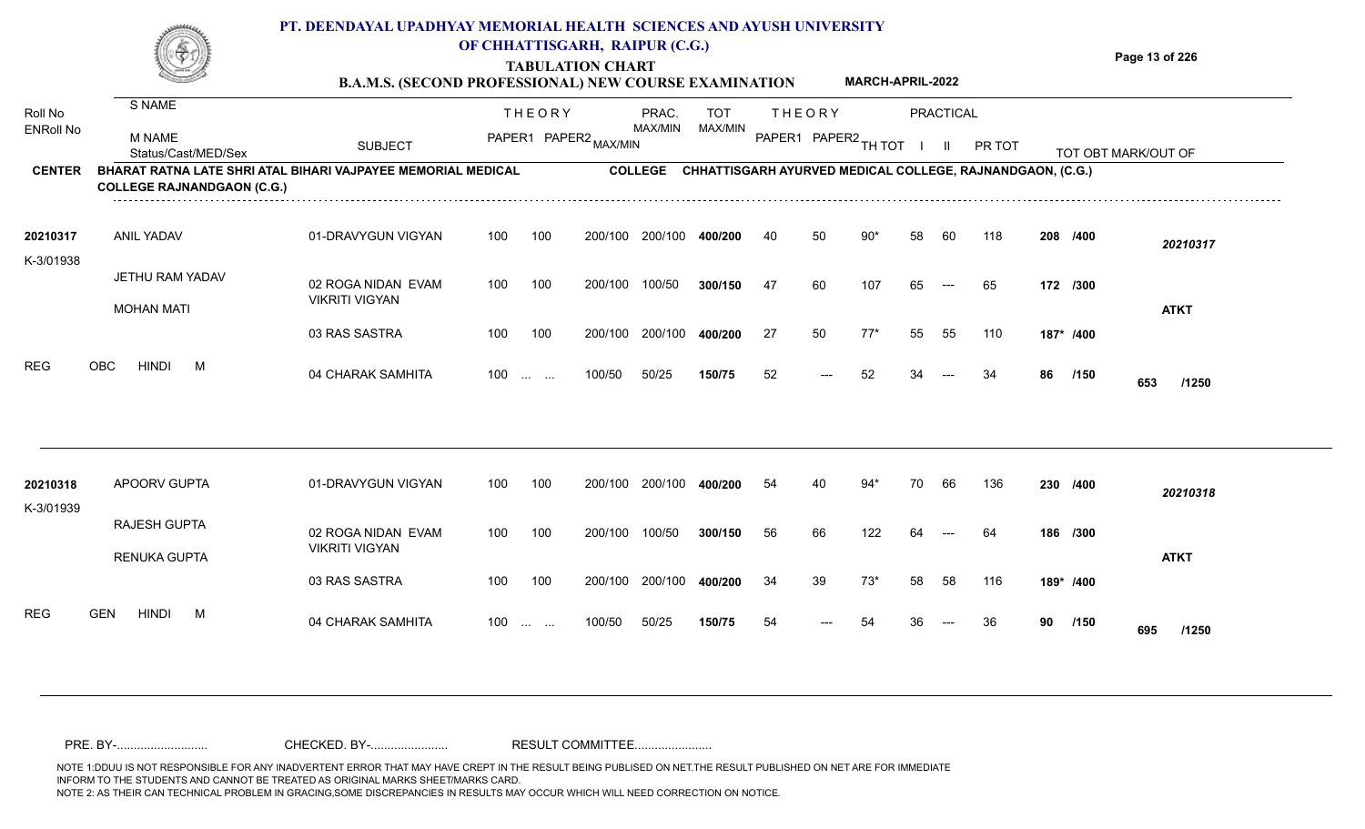# PT. DEENDAYAL UPADHYAY MEMORIAL HEALTH SCIENCES AND AYUSH UNIVERSITY OF CHHATTISGARH, RAIPUR (C.G.)

## TABULATION CHART

### B.A.M.S. (SECOND PROFESSIONAL) NEW COURSE EXAMINATION — MARCH-APRIL-2022

**CENTER:** BHARAT RATNA LATE SHRI ATAL BIHARI VAJPAYEE MEMORIAL MEDICAL COLLEGE RAJNANDGAON (C.G.)

**COLLEGE:** CHHATTISGARH AYURVED MEDICAL COLLEGE, RAJNANDGAON, (C.G.)

| Roll No / ENRoll No | S NAME / M NAME / Status/Cast/MED/Sex | SUBJECT | THEORY PAPER1 | THEORY PAPER2 MAX/MIN | PRAC. MAX/MIN | TOT MAX/MIN | THEORY PAPER1 | THEORY PAPER2 | TH TOT | PRACTICAL I | PRACTICAL II | PR TOT | TOT OBT MARK/OUT OF | |
|---|---|---|---|---|---|---|---|---|---|---|---|---|---|---|
| 20210317 | ANIL YADAV | 01-DRAVYGUN VIGYAN | 100 | 100 | 200/100 200/100 | 400/200 | 40 | 50 | 90* | 58 | 60 | 118 | 208 /400 | 20210317 |
| K-3/01938 | JETHU RAM YADAV | 02 ROGA NIDAN EVAM VIKRITI VIGYAN | 100 | 100 | 200/100 100/50 | 300/150 | 47 | 60 | 107 | 65 | --- | 65 | 172 /300 | |
| | MOHAN MATI | | | | | | | | | | | | | ATKT |
| | | 03 RAS SASTRA | 100 | 100 | 200/100 200/100 | 400/200 | 27 | 50 | 77* | 55 | 55 | 110 | 187* /400 | |
| REG | OBC HINDI M | 04 CHARAK SAMHITA | 100 | ... ... | 100/50 50/25 | 150/75 | 52 | --- | 52 | 34 | --- | 34 | 86 /150 | 653 /1250 |
| 20210318 | APOORV GUPTA | 01-DRAVYGUN VIGYAN | 100 | 100 | 200/100 200/100 | 400/200 | 54 | 40 | 94* | 70 | 66 | 136 | 230 /400 | 20210318 |
| K-3/01939 | RAJESH GUPTA | 02 ROGA NIDAN EVAM VIKRITI VIGYAN | 100 | 100 | 200/100 100/50 | 300/150 | 56 | 66 | 122 | 64 | --- | 64 | 186 /300 | |
| | RENUKA GUPTA | | | | | | | | | | | | | ATKT |
| | | 03 RAS SASTRA | 100 | 100 | 200/100 200/100 | 400/200 | 34 | 39 | 73* | 58 | 58 | 116 | 189* /400 | |
| REG | GEN HINDI M | 04 CHARAK SAMHITA | 100 | ... ... | 100/50 50/25 | 150/75 | 54 | --- | 54 | 36 | --- | 36 | 90 /150 | 695 /1250 |

PRE. BY-.......................... CHECKED. BY-....................... RESULT COMMITTEE.......................

NOTE 1:DDUU IS NOT RESPONSIBLE FOR ANY INADVERTENT ERROR THAT MAY HAVE CREPT IN THE RESULT BEING PUBLISED ON NET.THE RESULT PUBLISHED ON NET ARE FOR IMMEDIATE INFORM TO THE STUDENTS AND CANNOT BE TREATED AS ORIGINAL MARKS SHEET/MARKS CARD.
NOTE 2: AS THEIR CAN TECHNICAL PROBLEM IN GRACING,SOME DISCREPANCIES IN RESULTS MAY OCCUR WHICH WILL NEED CORRECTION ON NOTICE.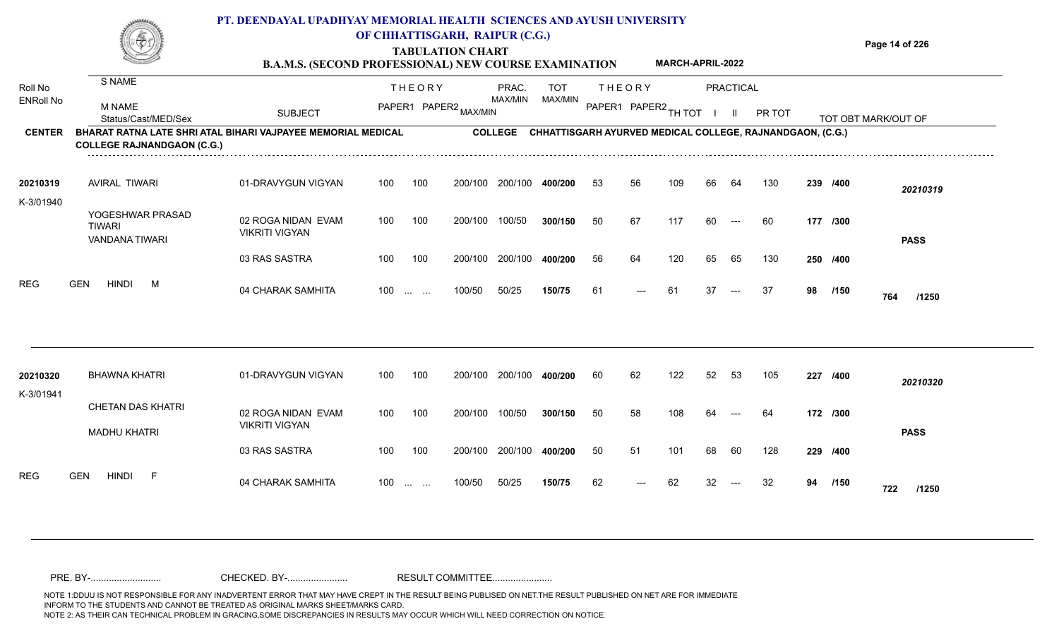# PT. DEENDAYAL UPADHYAY MEMORIAL HEALTH SCIENCES AND AYUSH UNIVERSITY OF CHHATTISGARH, RAIPUR (C.G.)

## TABULATION CHART

### B.A.M.S. (SECOND PROFESSIONAL) NEW COURSE EXAMINATION — MARCH-APRIL-2022

**CENTER:** BHARAT RATNA LATE SHRI ATAL BIHARI VAJPAYEE MEMORIAL MEDICAL COLLEGE RAJNANDGAON (C.G.)

**COLLEGE:** CHHATTISGARH AYURVED MEDICAL COLLEGE, RAJNANDGAON, (C.G.)

| Roll No / ENRoll No | S NAME / M NAME / Status/Cast/MED/Sex | SUBJECT | THEORY PAPER1 | THEORY PAPER2 MAX/MIN | PRAC. MAX/MIN | TOT MAX/MIN | THEORY PAPER1 | THEORY PAPER2 | TH TOT | PRACTICAL I | PRACTICAL II | PR TOT | TOT OBT MARK/OUT OF | |
|---|---|---|---|---|---|---|---|---|---|---|---|---|---|---|
| 20210319 | AVIRAL TIWARI | 01-DRAVYGUN VIGYAN | 100 | 100 200/100 | 200/100 | 400/200 | 53 | 56 | 109 | 66 | 64 | 130 | 239 /400 | 20210319 |
| K-3/01940 | YOGESHWAR PRASAD TIWARI / VANDANA TIWARI | 02 ROGA NIDAN EVAM VIKRITI VIGYAN | 100 | 100 200/100 | 100/50 | 300/150 | 50 | 67 | 117 | 60 | --- | 60 | 177 /300 | PASS |
| | | 03 RAS SASTRA | 100 | 100 200/100 | 200/100 | 400/200 | 56 | 64 | 120 | 65 | 65 | 130 | 250 /400 | |
| REG | GEN HINDI M | 04 CHARAK SAMHITA | 100 | ... ... 100/50 | 50/25 | 150/75 | 61 | --- | 61 | 37 | --- | 37 | 98 /150 | 764 /1250 |
| 20210320 | BHAWNA KHATRI | 01-DRAVYGUN VIGYAN | 100 | 100 200/100 | 200/100 | 400/200 | 60 | 62 | 122 | 52 | 53 | 105 | 227 /400 | 20210320 |
| K-3/01941 | CHETAN DAS KHATRI / MADHU KHATRI | 02 ROGA NIDAN EVAM VIKRITI VIGYAN | 100 | 100 200/100 | 100/50 | 300/150 | 50 | 58 | 108 | 64 | --- | 64 | 172 /300 | PASS |
| | | 03 RAS SASTRA | 100 | 100 200/100 | 200/100 | 400/200 | 50 | 51 | 101 | 68 | 60 | 128 | 229 /400 | |
| REG | GEN HINDI F | 04 CHARAK SAMHITA | 100 | ... ... 100/50 | 50/25 | 150/75 | 62 | --- | 62 | 32 | --- | 32 | 94 /150 | 722 /1250 |

PRE. BY-........................... CHECKED. BY-....................... RESULT COMMITTEE.......................

NOTE 1:DDUU IS NOT RESPONSIBLE FOR ANY INADVERTENT ERROR THAT MAY HAVE CREPT IN THE RESULT BEING PUBLISED ON NET.THE RESULT PUBLISHED ON NET ARE FOR IMMEDIATE INFORM TO THE STUDENTS AND CANNOT BE TREATED AS ORIGINAL MARKS SHEET/MARKS CARD.
NOTE 2: AS THEIR CAN TECHNICAL PROBLEM IN GRACING,SOME DISCREPANCIES IN RESULTS MAY OCCUR WHICH WILL NEED CORRECTION ON NOTICE.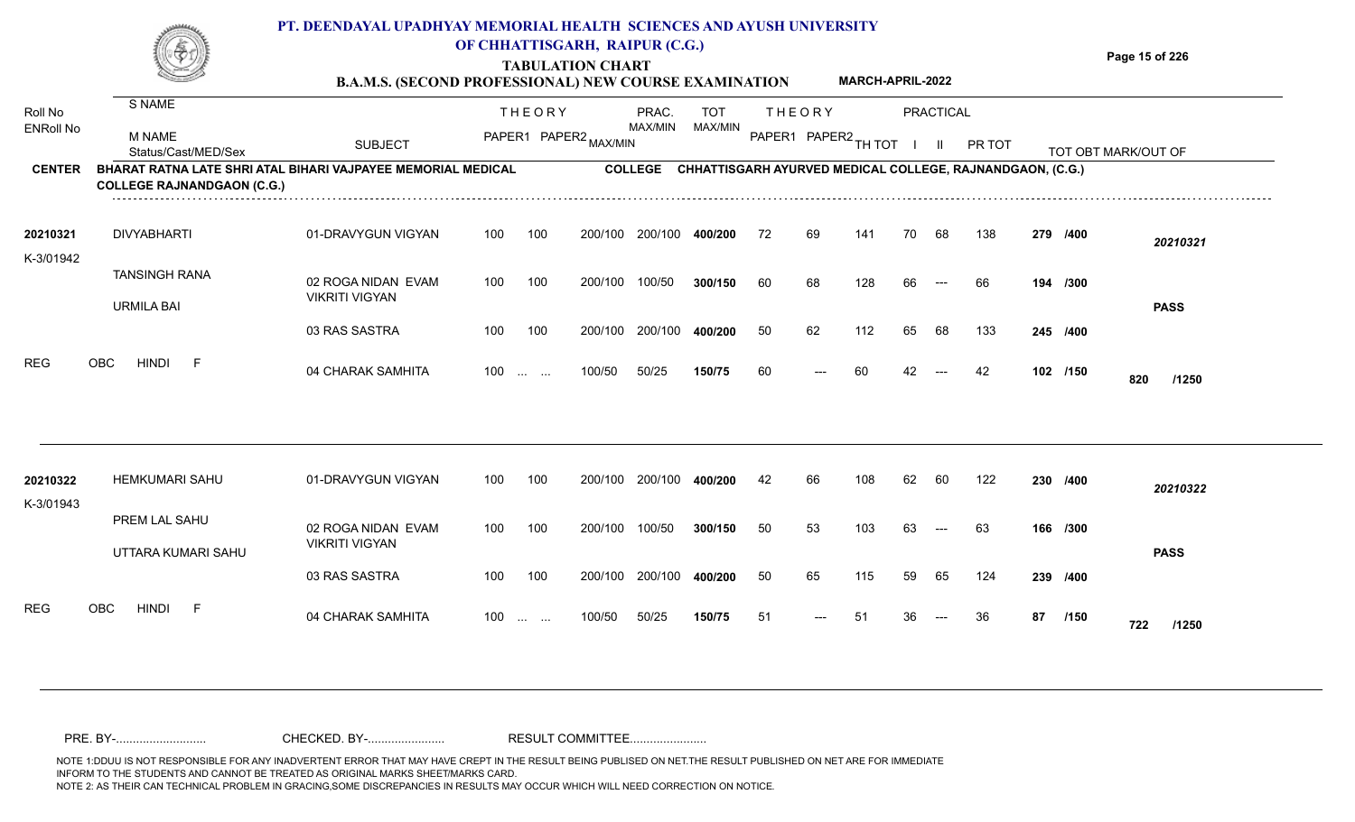# PT. DEENDAYAL UPADHYAY MEMORIAL HEALTH SCIENCES AND AYUSH UNIVERSITY OF CHHATTISGARH, RAIPUR (C.G.)

## TABULATION CHART

### B.A.M.S. (SECOND PROFESSIONAL) NEW COURSE EXAMINATION — MARCH-APRIL-2022

**CENTER:** BHARAT RATNA LATE SHRI ATAL BIHARI VAJPAYEE MEMORIAL MEDICAL COLLEGE RAJNANDGAON (C.G.)

**COLLEGE:** CHHATTISGARH AYURVED MEDICAL COLLEGE, RAJNANDGAON, (C.G.)

| Roll No / ENRoll No | S NAME / M NAME / Status/Cast/MED/Sex | SUBJECT | THEORY PAPER1 | THEORY PAPER2 | MAX/MIN | PRAC. MAX/MIN | TOT MAX/MIN | THEORY PAPER1 | THEORY PAPER2 | TH TOT | PRACTICAL I | PRACTICAL II | PR TOT | TOT OBT | MARK/OUT OF |
|---|---|---|---|---|---|---|---|---|---|---|---|---|---|---|---|
| 20210321 | DIVYABHARTI | 01-DRAVYGUN VIGYAN | 100 | 100 | 200/100 | 200/100 | 400/200 | 72 | 69 | 141 | 70 | 68 | 138 | 279 | /400 |
| K-3/01942 | TANSINGH RANA | 02 ROGA NIDAN EVAM VIKRITI VIGYAN | 100 | 100 | 200/100 | 100/50 | 300/150 | 60 | 68 | 128 | 66 | --- | 66 | 194 | /300 |
| | URMILA BAI | 03 RAS SASTRA | 100 | 100 | 200/100 | 200/100 | 400/200 | 50 | 62 | 112 | 65 | 68 | 133 | 245 | /400 |
| | REG OBC HINDI F | 04 CHARAK SAMHITA | 100 | ... ... | 100/50 | 50/25 | 150/75 | 60 | --- | 60 | 42 | --- | 42 | 102 | /150 |
| | | | | | | | | | | | | | | **820** | **/1250** |
| | **20210321** | **PASS** | | | | | | | | | | | | | |
| 20210322 | HEMKUMARI SAHU | 01-DRAVYGUN VIGYAN | 100 | 100 | 200/100 | 200/100 | 400/200 | 42 | 66 | 108 | 62 | 60 | 122 | 230 | /400 |
| K-3/01943 | PREM LAL SAHU | 02 ROGA NIDAN EVAM VIKRITI VIGYAN | 100 | 100 | 200/100 | 100/50 | 300/150 | 50 | 53 | 103 | 63 | --- | 63 | 166 | /300 |
| | UTTARA KUMARI SAHU | 03 RAS SASTRA | 100 | 100 | 200/100 | 200/100 | 400/200 | 50 | 65 | 115 | 59 | 65 | 124 | 239 | /400 |
| | REG OBC HINDI F | 04 CHARAK SAMHITA | 100 | ... ... | 100/50 | 50/25 | 150/75 | 51 | --- | 51 | 36 | --- | 36 | 87 | /150 |
| | | | | | | | | | | | | | | **722** | **/1250** |
| | **20210322** | **PASS** | | | | | | | | | | | | | |

PRE. BY-.......................... CHECKED. BY-...................... RESULT COMMITTEE......................

NOTE 1:DDUU IS NOT RESPONSIBLE FOR ANY INADVERTENT ERROR THAT MAY HAVE CREPT IN THE RESULT BEING PUBLISED ON NET.THE RESULT PUBLISHED ON NET ARE FOR IMMEDIATE INFORM TO THE STUDENTS AND CANNOT BE TREATED AS ORIGINAL MARKS SHEET/MARKS CARD.
NOTE 2: AS THEIR CAN TECHNICAL PROBLEM IN GRACING,SOME DISCREPANCIES IN RESULTS MAY OCCUR WHICH WILL NEED CORRECTION ON NOTICE.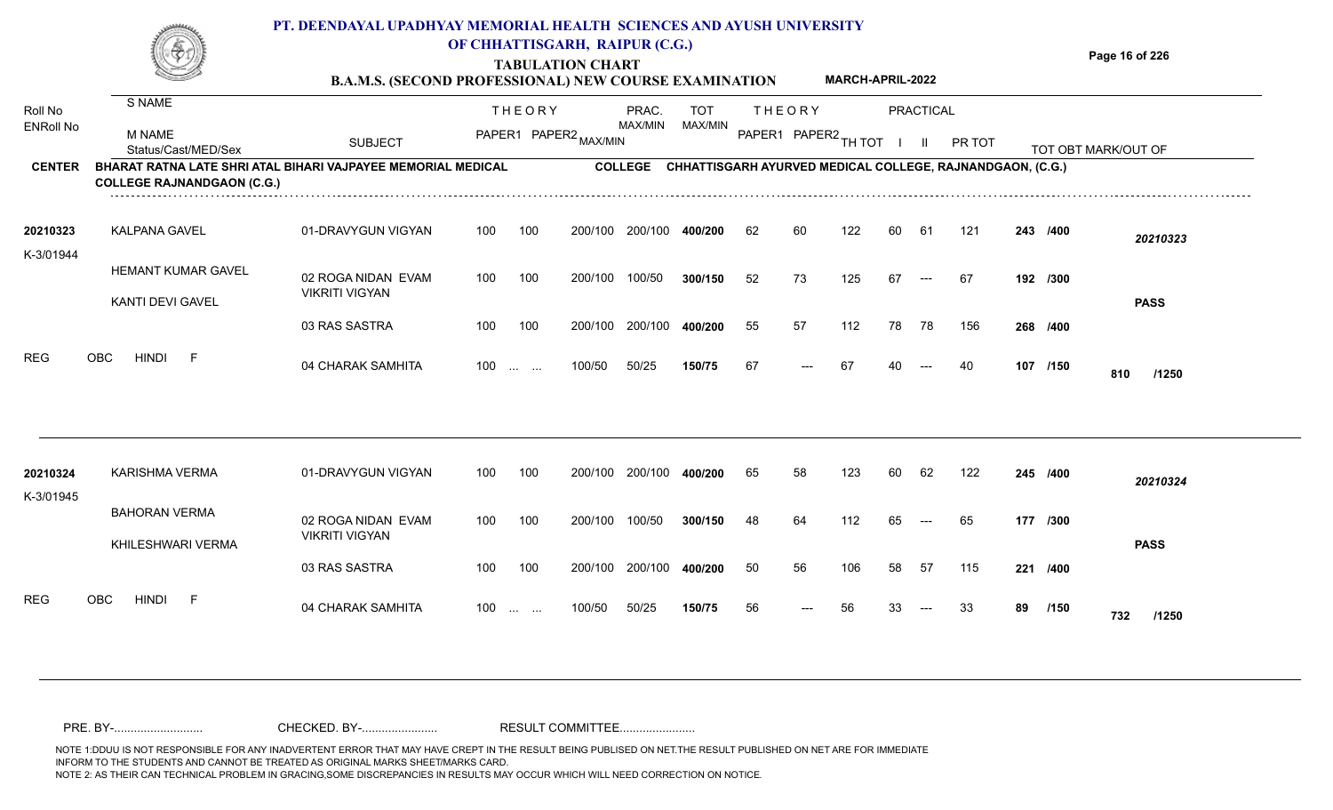# PT. DEENDAYAL UPADHYAY MEMORIAL HEALTH SCIENCES AND AYUSH UNIVERSITY OF CHHATTISGARH, RAIPUR (C.G.)

## TABULATION CHART

### B.A.M.S. (SECOND PROFESSIONAL) NEW COURSE EXAMINATION — MARCH-APRIL-2022

**CENTER:** BHARAT RATNA LATE SHRI ATAL BIHARI VAJPAYEE MEMORIAL MEDICAL COLLEGE RAJNANDGAON (C.G.)

**COLLEGE:** CHHATTISGARH AYURVED MEDICAL COLLEGE, RAJNANDGAON, (C.G.)

| Roll No / ENRoll No | S NAME / M NAME / Status/Cast/MED/Sex | SUBJECT | THEORY PAPER1 | THEORY PAPER2 MAX/MIN | PRAC. MAX/MIN | TOT MAX/MIN | THEORY PAPER1 | THEORY PAPER2 | TH TOT | PRACTICAL I | PRACTICAL II | PR TOT | TOT OBT | MARK/OUT OF |
|---|---|---|---|---|---|---|---|---|---|---|---|---|---|---|
| 20210323 | KALPANA GAVEL | 01-DRAVYGUN VIGYAN | 100 | 100 200/100 | 200/100 | 400/200 | 62 | 60 | 122 | 60 | 61 | 121 | 243 | /400 |
| K-3/01944 | HEMANT KUMAR GAVEL | 02 ROGA NIDAN EVAM VIKRITI VIGYAN | 100 | 100 200/100 | 100/50 | 300/150 | 52 | 73 | 125 | 67 | --- | 67 | 192 | /300 |
| | KANTI DEVI GAVEL | 03 RAS SASTRA | 100 | 100 200/100 | 200/100 | 400/200 | 55 | 57 | 112 | 78 | 78 | 156 | 268 | /400 |
| REG | OBC HINDI F | 04 CHARAK SAMHITA | 100 | ... ... 100/50 | 50/25 | 150/75 | 67 | --- | 67 | 40 | --- | 40 | 107 | /150 |
| | | | | | | | | | | | | | **810** | **/1250** |
| | **20210323** | **PASS** | | | | | | | | | | | | |
| 20210324 | KARISHMA VERMA | 01-DRAVYGUN VIGYAN | 100 | 100 200/100 | 200/100 | 400/200 | 65 | 58 | 123 | 60 | 62 | 122 | 245 | /400 |
| K-3/01945 | BAHORAN VERMA | 02 ROGA NIDAN EVAM VIKRITI VIGYAN | 100 | 100 200/100 | 100/50 | 300/150 | 48 | 64 | 112 | 65 | --- | 65 | 177 | /300 |
| | KHILESHWARI VERMA | 03 RAS SASTRA | 100 | 100 200/100 | 200/100 | 400/200 | 50 | 56 | 106 | 58 | 57 | 115 | 221 | /400 |
| REG | OBC HINDI F | 04 CHARAK SAMHITA | 100 | ... ... 100/50 | 50/25 | 150/75 | 56 | --- | 56 | 33 | --- | 33 | 89 | /150 |
| | | | | | | | | | | | | | **732** | **/1250** |
| | **20210324** | **PASS** | | | | | | | | | | | | |

PRE. BY-........................... CHECKED. BY-....................... RESULT COMMITTEE.......................

NOTE 1:DDUU IS NOT RESPONSIBLE FOR ANY INADVERTENT ERROR THAT MAY HAVE CREPT IN THE RESULT BEING PUBLISED ON NET.THE RESULT PUBLISHED ON NET ARE FOR IMMEDIATE INFORM TO THE STUDENTS AND CANNOT BE TREATED AS ORIGINAL MARKS SHEET/MARKS CARD.
NOTE 2: AS THEIR CAN TECHNICAL PROBLEM IN GRACING,SOME DISCREPANCIES IN RESULTS MAY OCCUR WHICH WILL NEED CORRECTION ON NOTICE.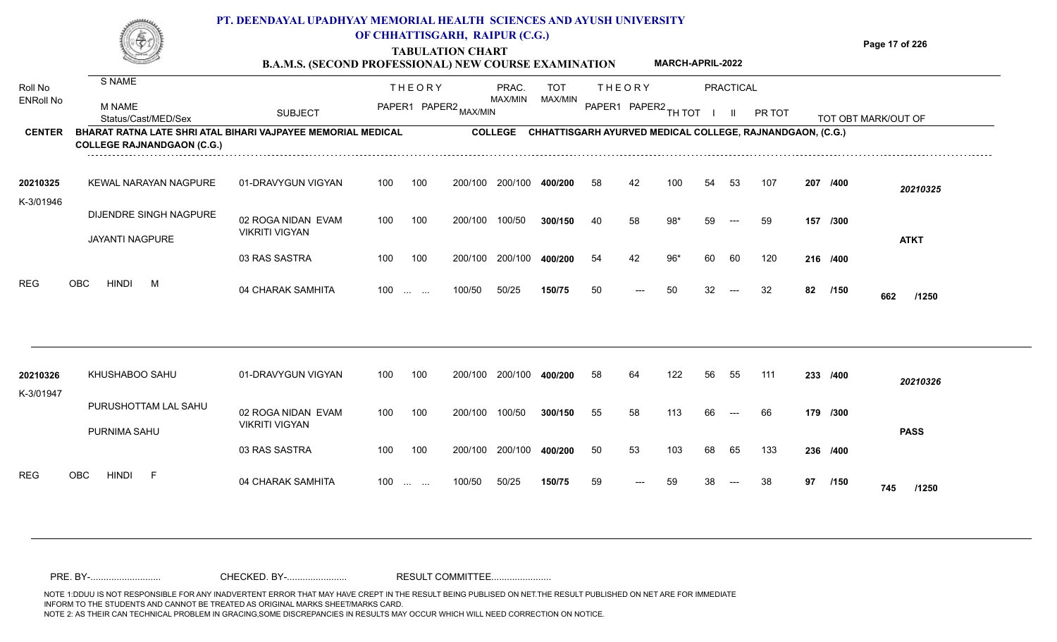# PT. DEENDAYAL UPADHYAY MEMORIAL HEALTH SCIENCES AND AYUSH UNIVERSITY OF CHHATTISGARH, RAIPUR (C.G.)

## TABULATION CHART

### B.A.M.S. (SECOND PROFESSIONAL) NEW COURSE EXAMINATION — MARCH-APRIL-2022

**CENTER** BHARAT RATNA LATE SHRI ATAL BIHARI VAJPAYEE MEMORIAL MEDICAL COLLEGE RAJNANDGAON (C.G.)

**COLLEGE** CHHATTISGARH AYURVED MEDICAL COLLEGE, RAJNANDGAON, (C.G.)

| Roll No / ENRoll No | S NAME / M NAME / Status/Cast/MED/Sex | SUBJECT | THEORY PAPER1 | THEORY PAPER2 | MAX/MIN | PRAC. MAX/MIN | TOT MAX/MIN | THEORY PAPER1 | THEORY PAPER2 | TH TOT | PRACTICAL I | PRACTICAL II | PR TOT | TOT OBT | MARK/OUT OF | |
|---|---|---|---|---|---|---|---|---|---|---|---|---|---|---|---|---|
| 20210325 | KEWAL NARAYAN NAGPURE | 01-DRAVYGUN VIGYAN | 100 | 100 | 200/100 | 200/100 | 400/200 | 58 | 42 | 100 | 54 | 53 | 107 | 207 | /400 | 20210325 |
| K-3/01946 | DIJENDRE SINGH NAGPURE | 02 ROGA NIDAN EVAM VIKRITI VIGYAN | 100 | 100 | 200/100 | 100/50 | 300/150 | 40 | 58 | 98* | 59 | --- | 59 | 157 | /300 | |
| | JAYANTI NAGPURE | 03 RAS SASTRA | 100 | 100 | 200/100 | 200/100 | 400/200 | 54 | 42 | 96* | 60 | 60 | 120 | 216 | /400 | ATKT |
| REG | OBC HINDI M | 04 CHARAK SAMHITA | 100 | ... ... | 100/50 | 50/25 | 150/75 | 50 | --- | 50 | 32 | --- | 32 | 82 | /150 | 662 /1250 |
| 20210326 | KHUSHABOO SAHU | 01-DRAVYGUN VIGYAN | 100 | 100 | 200/100 | 200/100 | 400/200 | 58 | 64 | 122 | 56 | 55 | 111 | 233 | /400 | 20210326 |
| K-3/01947 | PURUSHOTTAM LAL SAHU | 02 ROGA NIDAN EVAM VIKRITI VIGYAN | 100 | 100 | 200/100 | 100/50 | 300/150 | 55 | 58 | 113 | 66 | --- | 66 | 179 | /300 | |
| | PURNIMA SAHU | 03 RAS SASTRA | 100 | 100 | 200/100 | 200/100 | 400/200 | 50 | 53 | 103 | 68 | 65 | 133 | 236 | /400 | PASS |
| REG | OBC HINDI F | 04 CHARAK SAMHITA | 100 | ... ... | 100/50 | 50/25 | 150/75 | 59 | --- | 59 | 38 | --- | 38 | 97 | /150 | 745 /1250 |

PRE. BY-........................... CHECKED. BY-....................... RESULT COMMITTEE.......................

NOTE 1:DDUU IS NOT RESPONSIBLE FOR ANY INADVERTENT ERROR THAT MAY HAVE CREPT IN THE RESULT BEING PUBLISED ON NET.THE RESULT PUBLISHED ON NET ARE FOR IMMEDIATE INFORM TO THE STUDENTS AND CANNOT BE TREATED AS ORIGINAL MARKS SHEET/MARKS CARD.
NOTE 2: AS THEIR CAN TECHNICAL PROBLEM IN GRACING,SOME DISCREPANCIES IN RESULTS MAY OCCUR WHICH WILL NEED CORRECTION ON NOTICE.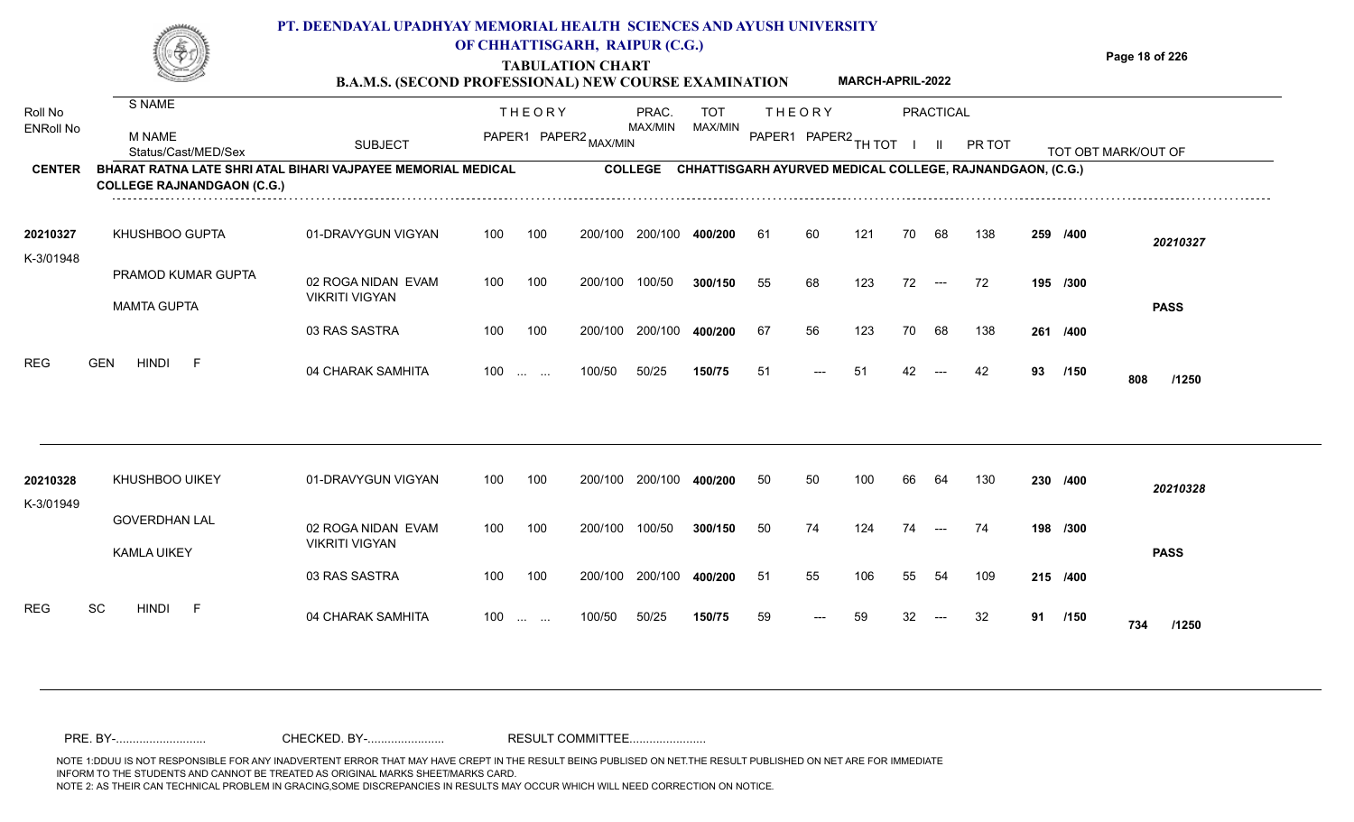# PT. DEENDAYAL UPADHYAY MEMORIAL HEALTH SCIENCES AND AYUSH UNIVERSITY OF CHHATTISGARH, RAIPUR (C.G.)

## TABULATION CHART

**B.A.M.S. (SECOND PROFESSIONAL) NEW COURSE EXAMINATION** — **MARCH-APRIL-2022**

**CENTER:** BHARAT RATNA LATE SHRI ATAL BIHARI VAJPAYEE MEMORIAL MEDICAL COLLEGE RAJNANDGAON (C.G.)

**COLLEGE:** CHHATTISGARH AYURVED MEDICAL COLLEGE, RAJNANDGAON, (C.G.)

| Roll No / ENRoll No | S NAME / M NAME / Status/Cast/MED/Sex | SUBJECT | THEORY PAPER1 | THEORY PAPER2 MAX/MIN | PRAC. MAX/MIN | TOT MAX/MIN | THEORY PAPER1 | THEORY PAPER2 | TH TOT | PRACTICAL I | PRACTICAL II | PR TOT | TOT OBT | MARK/OUT OF |
|---|---|---|---|---|---|---|---|---|---|---|---|---|---|---|
| 20210327 | KHUSHBOO GUPTA | 01-DRAVYGUN VIGYAN | 100 | 100 200/100 | 200/100 | 400/200 | 61 | 60 | 121 | 70 | 68 | 138 | 259 /400 | 20210327 |
| K-3/01948 | PRAMOD KUMAR GUPTA | 02 ROGA NIDAN EVAM VIKRITI VIGYAN | 100 | 100 200/100 | 100/50 | 300/150 | 55 | 68 | 123 | 72 | --- | 72 | 195 /300 | |
| | MAMTA GUPTA | 03 RAS SASTRA | 100 | 100 200/100 | 200/100 | 400/200 | 67 | 56 | 123 | 70 | 68 | 138 | 261 /400 | PASS |
| REG | GEN HINDI F | 04 CHARAK SAMHITA | 100 | ... ... 100/50 | 50/25 | 150/75 | 51 | --- | 51 | 42 | --- | 42 | 93 /150 | 808 /1250 |
| 20210328 | KHUSHBOO UIKEY | 01-DRAVYGUN VIGYAN | 100 | 100 200/100 | 200/100 | 400/200 | 50 | 50 | 100 | 66 | 64 | 130 | 230 /400 | 20210328 |
| K-3/01949 | GOVERDHAN LAL | 02 ROGA NIDAN EVAM VIKRITI VIGYAN | 100 | 100 200/100 | 100/50 | 300/150 | 50 | 74 | 124 | 74 | --- | 74 | 198 /300 | |
| | KAMLA UIKEY | 03 RAS SASTRA | 100 | 100 200/100 | 200/100 | 400/200 | 51 | 55 | 106 | 55 | 54 | 109 | 215 /400 | PASS |
| REG | SC HINDI F | 04 CHARAK SAMHITA | 100 | ... ... 100/50 | 50/25 | 150/75 | 59 | --- | 59 | 32 | --- | 32 | 91 /150 | 734 /1250 |

PRE. BY-.......................... CHECKED. BY-....................... RESULT COMMITTEE.......................

NOTE 1:DDUU IS NOT RESPONSIBLE FOR ANY INADVERTENT ERROR THAT MAY HAVE CREPT IN THE RESULT BEING PUBLISED ON NET.THE RESULT PUBLISHED ON NET ARE FOR IMMEDIATE INFORM TO THE STUDENTS AND CANNOT BE TREATED AS ORIGINAL MARKS SHEET/MARKS CARD.
NOTE 2: AS THEIR CAN TECHNICAL PROBLEM IN GRACING,SOME DISCREPANCIES IN RESULTS MAY OCCUR WHICH WILL NEED CORRECTION ON NOTICE.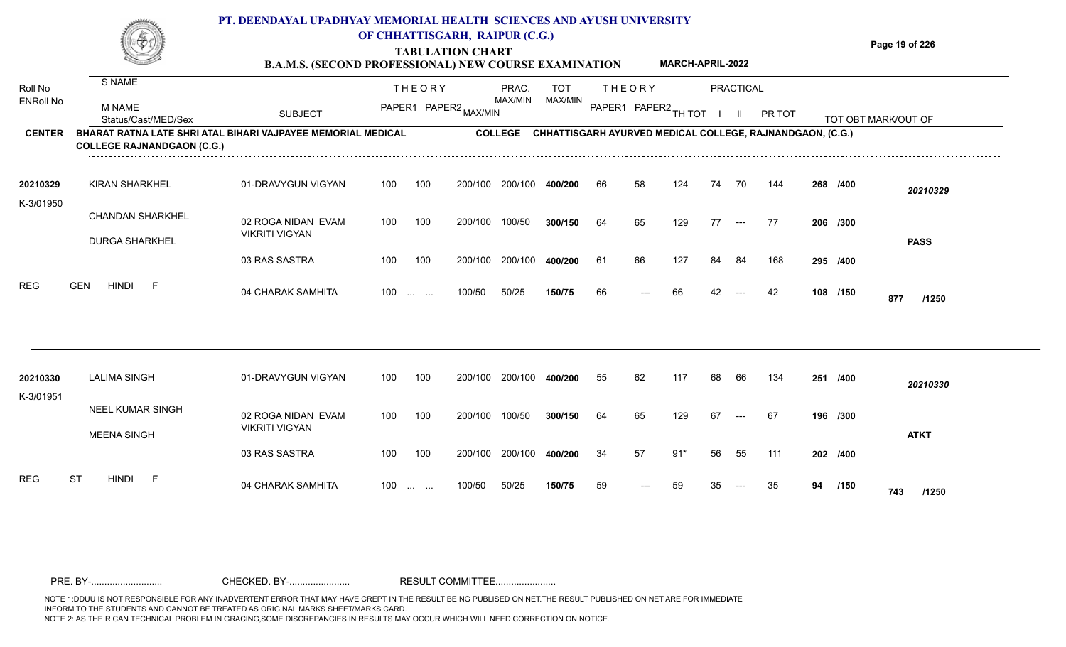# PT. DEENDAYAL UPADHYAY MEMORIAL HEALTH SCIENCES AND AYUSH UNIVERSITY OF CHHATTISGARH, RAIPUR (C.G.)

## TABULATION CHART

### B.A.M.S. (SECOND PROFESSIONAL) NEW COURSE EXAMINATION — MARCH-APRIL-2022

**CENTER:** BHARAT RATNA LATE SHRI ATAL BIHARI VAJPAYEE MEMORIAL MEDICAL COLLEGE RAJNANDGAON (C.G.)

**COLLEGE:** CHHATTISGARH AYURVED MEDICAL COLLEGE, RAJNANDGAON, (C.G.)

| Roll No / ENRoll No | S NAME / M NAME / Status/Cast/MED/Sex | SUBJECT | THEORY PAPER1 | THEORY PAPER2 | MAX/MIN | PRAC. MAX/MIN | TOT MAX/MIN | THEORY PAPER1 | THEORY PAPER2 | TH TOT | PRACTICAL I | PRACTICAL II | PR TOT | TOT OBT MARK/OUT OF | |
|---|---|---|---|---|---|---|---|---|---|---|---|---|---|---|---|
| 20210329 | KIRAN SHARKHEL | 01-DRAVYGUN VIGYAN | 100 | 100 | 200/100 | 200/100 | 400/200 | 66 | 58 | 124 | 74 | 70 | 144 | 268 /400 | 20210329 |
| K-3/01950 | CHANDAN SHARKHEL | 02 ROGA NIDAN EVAM VIKRITI VIGYAN | 100 | 100 | 200/100 | 100/50 | 300/150 | 64 | 65 | 129 | 77 | --- | 77 | 206 /300 | |
| | DURGA SHARKHEL | 03 RAS SASTRA | 100 | 100 | 200/100 | 200/100 | 400/200 | 61 | 66 | 127 | 84 | 84 | 168 | 295 /400 | PASS |
| REG | GEN HINDI F | 04 CHARAK SAMHITA | 100 | ... ... | 100/50 | 50/25 | 150/75 | 66 | --- | 66 | 42 | --- | 42 | 108 /150 | 877 /1250 |
| 20210330 | LALIMA SINGH | 01-DRAVYGUN VIGYAN | 100 | 100 | 200/100 | 200/100 | 400/200 | 55 | 62 | 117 | 68 | 66 | 134 | 251 /400 | 20210330 |
| K-3/01951 | NEEL KUMAR SINGH | 02 ROGA NIDAN EVAM VIKRITI VIGYAN | 100 | 100 | 200/100 | 100/50 | 300/150 | 64 | 65 | 129 | 67 | --- | 67 | 196 /300 | |
| | MEENA SINGH | 03 RAS SASTRA | 100 | 100 | 200/100 | 200/100 | 400/200 | 34 | 57 | 91* | 56 | 55 | 111 | 202 /400 | ATKT |
| REG | ST HINDI F | 04 CHARAK SAMHITA | 100 | ... ... | 100/50 | 50/25 | 150/75 | 59 | --- | 59 | 35 | --- | 35 | 94 /150 | 743 /1250 |

PRE. BY-.......................... CHECKED. BY-...................... RESULT COMMITTEE......................

NOTE 1:DDUU IS NOT RESPONSIBLE FOR ANY INADVERTENT ERROR THAT MAY HAVE CREPT IN THE RESULT BEING PUBLISED ON NET.THE RESULT PUBLISHED ON NET ARE FOR IMMEDIATE INFORM TO THE STUDENTS AND CANNOT BE TREATED AS ORIGINAL MARKS SHEET/MARKS CARD.
NOTE 2: AS THEIR CAN TECHNICAL PROBLEM IN GRACING,SOME DISCREPANCIES IN RESULTS MAY OCCUR WHICH WILL NEED CORRECTION ON NOTICE.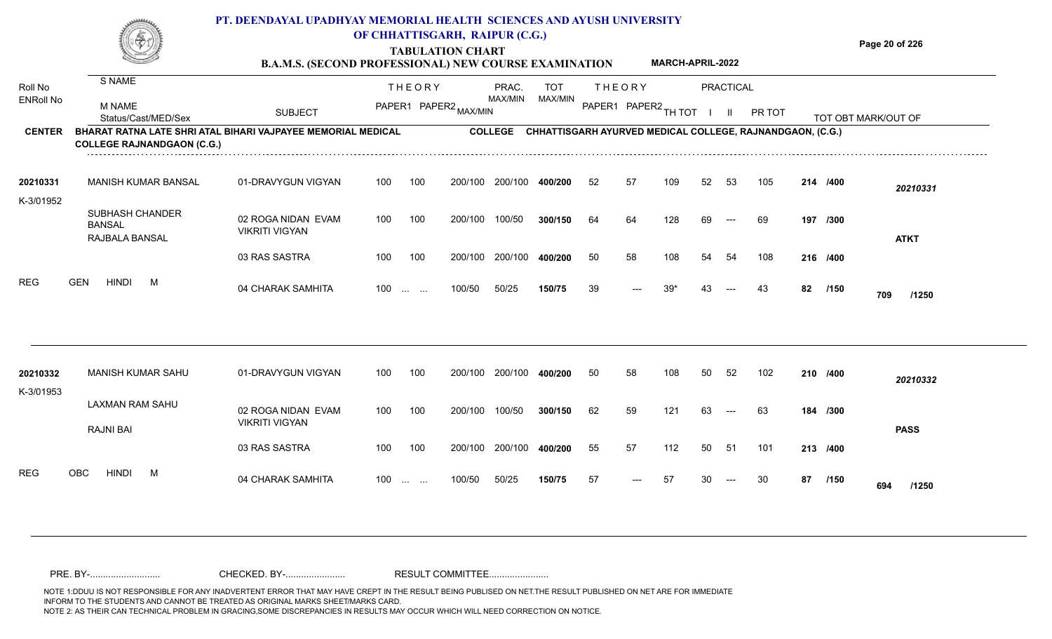# PT. DEENDAYAL UPADHYAY MEMORIAL HEALTH SCIENCES AND AYUSH UNIVERSITY OF CHHATTISGARH, RAIPUR (C.G.)

**TABULATION CHART**

**B.A.M.S. (SECOND PROFESSIONAL) NEW COURSE EXAMINATION** **MARCH-APRIL-2022**

| Roll No / ENRoll No | S NAME / M NAME / Status/Cast/MED/Sex | SUBJECT | THEORY PAPER1 | THEORY PAPER2 MAX/MIN | PRAC. MAX/MIN | TOT MAX/MIN | THEORY PAPER1 | THEORY PAPER2 | TH TOT | PRACTICAL I | PRACTICAL II | PR TOT | TOT OBT MARK/OUT OF | |
|---|---|---|---|---|---|---|---|---|---|---|---|---|---|---|

**CENTER** BHARAT RATNA LATE SHRI ATAL BIHARI VAJPAYEE MEMORIAL MEDICAL COLLEGE RAJNANDGAON (C.G.) **COLLEGE** CHHATTISGARH AYURVED MEDICAL COLLEGE, RAJNANDGAON, (C.G.)

| Roll No / ENRoll No | Name | SUBJECT | PAPER1 | PAPER2 | MAX/MIN | PRAC. MAX/MIN | TOT MAX/MIN | PAPER1 | PAPER2 | TH TOT | I | II | PR TOT | TOT OBT | RESULT |
|---|---|---|---|---|---|---|---|---|---|---|---|---|---|---|---|
| 20210331 | MANISH KUMAR BANSAL | 01-DRAVYGUN VIGYAN | 100 | 100 | 200/100 | 200/100 | 400/200 | 52 | 57 | 109 | 52 | 53 | 105 | 214 /400 | 20210331 |
| K-3/01952 | SUBHASH CHANDER BANSAL | 02 ROGA NIDAN EVAM VIKRITI VIGYAN | 100 | 100 | 200/100 | 100/50 | 300/150 | 64 | 64 | 128 | 69 | --- | 69 | 197 /300 | |
| | RAJBALA BANSAL | 03 RAS SASTRA | 100 | 100 | 200/100 | 200/100 | 400/200 | 50 | 58 | 108 | 54 | 54 | 108 | 216 /400 | ATKT |
| REG | GEN HINDI M | 04 CHARAK SAMHITA | 100 | ... ... | 100/50 | 50/25 | 150/75 | 39 | --- | 39* | 43 | --- | 43 | 82 /150 | 709 /1250 |
| 20210332 | MANISH KUMAR SAHU | 01-DRAVYGUN VIGYAN | 100 | 100 | 200/100 | 200/100 | 400/200 | 50 | 58 | 108 | 50 | 52 | 102 | 210 /400 | 20210332 |
| K-3/01953 | LAXMAN RAM SAHU | 02 ROGA NIDAN EVAM VIKRITI VIGYAN | 100 | 100 | 200/100 | 100/50 | 300/150 | 62 | 59 | 121 | 63 | --- | 63 | 184 /300 | |
| | RAJNI BAI | 03 RAS SASTRA | 100 | 100 | 200/100 | 200/100 | 400/200 | 55 | 57 | 112 | 50 | 51 | 101 | 213 /400 | PASS |
| REG | OBC HINDI M | 04 CHARAK SAMHITA | 100 | ... ... | 100/50 | 50/25 | 150/75 | 57 | --- | 57 | 30 | --- | 30 | 87 /150 | 694 /1250 |

PRE. BY-........................... CHECKED. BY-....................... RESULT COMMITTEE.......................

NOTE 1:DDUU IS NOT RESPONSIBLE FOR ANY INADVERTENT ERROR THAT MAY HAVE CREPT IN THE RESULT BEING PUBLISED ON NET.THE RESULT PUBLISHED ON NET ARE FOR IMMEDIATE INFORM TO THE STUDENTS AND CANNOT BE TREATED AS ORIGINAL MARKS SHEET/MARKS CARD.
NOTE 2: AS THEIR CAN TECHNICAL PROBLEM IN GRACING,SOME DISCREPANCIES IN RESULTS MAY OCCUR WHICH WILL NEED CORRECTION ON NOTICE.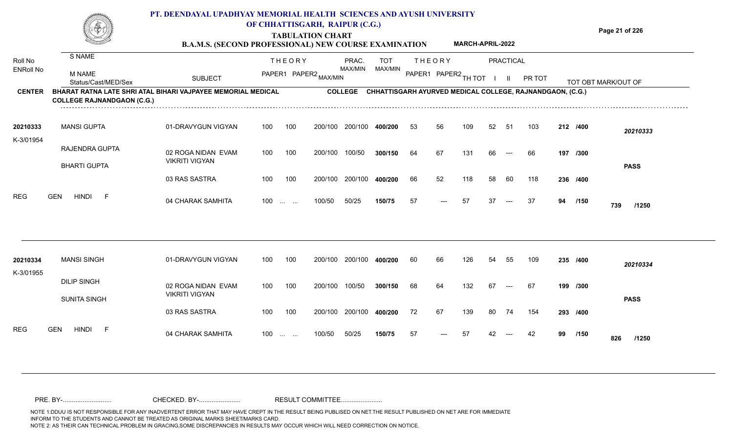# PT. DEENDAYAL UPADHYAY MEMORIAL HEALTH SCIENCES AND AYUSH UNIVERSITY OF CHHATTISGARH, RAIPUR (C.G.)

## TABULATION CHART

### B.A.M.S. (SECOND PROFESSIONAL) NEW COURSE EXAMINATION — MARCH-APRIL-2022

**CENTER:** BHARAT RATNA LATE SHRI ATAL BIHARI VAJPAYEE MEMORIAL MEDICAL COLLEGE RAJNANDGAON (C.G.)

**COLLEGE:** CHHATTISGARH AYURVED MEDICAL COLLEGE, RAJNANDGAON, (C.G.)

| Roll No / ENRoll No | S NAME / M NAME / Status/Cast/MED/Sex | SUBJECT | THEORY PAPER1 | THEORY PAPER2 | MAX/MIN | PRAC. MAX/MIN | TOT MAX/MIN | THEORY PAPER1 | THEORY PAPER2 | TH TOT | PRACTICAL I | PRACTICAL II | PR TOT | TOT OBT | MARK/OUT OF |
|---|---|---|---|---|---|---|---|---|---|---|---|---|---|---|---|
| 20210333 | MANSI GUPTA | 01-DRAVYGUN VIGYAN | 100 | 100 | 200/100 | 200/100 | 400/200 | 53 | 56 | 109 | 52 | 51 | 103 | 212 | /400 |
| K-3/01954 | RAJENDRA GUPTA | 02 ROGA NIDAN EVAM VIKRITI VIGYAN | 100 | 100 | 200/100 | 100/50 | 300/150 | 64 | 67 | 131 | 66 | --- | 66 | 197 | /300 |
| | BHARTI GUPTA | 03 RAS SASTRA | 100 | 100 | 200/100 | 200/100 | 400/200 | 66 | 52 | 118 | 58 | 60 | 118 | 236 | /400 |
| REG | GEN HINDI F | 04 CHARAK SAMHITA | 100 | ... ... | 100/50 | 50/25 | 150/75 | 57 | --- | 57 | 37 | --- | 37 | 94 | /150 |
| | | | | | | | | | | | | | | **739** | **/1250** |
| | **20210333** | **PASS** | | | | | | | | | | | | | |
| 20210334 | MANSI SINGH | 01-DRAVYGUN VIGYAN | 100 | 100 | 200/100 | 200/100 | 400/200 | 60 | 66 | 126 | 54 | 55 | 109 | 235 | /400 |
| K-3/01955 | DILIP SINGH | 02 ROGA NIDAN EVAM VIKRITI VIGYAN | 100 | 100 | 200/100 | 100/50 | 300/150 | 68 | 64 | 132 | 67 | --- | 67 | 199 | /300 |
| | SUNITA SINGH | 03 RAS SASTRA | 100 | 100 | 200/100 | 200/100 | 400/200 | 72 | 67 | 139 | 80 | 74 | 154 | 293 | /400 |
| REG | GEN HINDI F | 04 CHARAK SAMHITA | 100 | ... ... | 100/50 | 50/25 | 150/75 | 57 | --- | 57 | 42 | --- | 42 | 99 | /150 |
| | | | | | | | | | | | | | | **826** | **/1250** |
| | **20210334** | **PASS** | | | | | | | | | | | | | |

PRE. BY-........................... CHECKED. BY-....................... RESULT COMMITTEE.......................

NOTE 1:DDUU IS NOT RESPONSIBLE FOR ANY INADVERTENT ERROR THAT MAY HAVE CREPT IN THE RESULT BEING PUBLISED ON NET.THE RESULT PUBLISHED ON NET ARE FOR IMMEDIATE INFORM TO THE STUDENTS AND CANNOT BE TREATED AS ORIGINAL MARKS SHEET/MARKS CARD.
NOTE 2: AS THEIR CAN TECHNICAL PROBLEM IN GRACING,SOME DISCREPANCIES IN RESULTS MAY OCCUR WHICH WILL NEED CORRECTION ON NOTICE.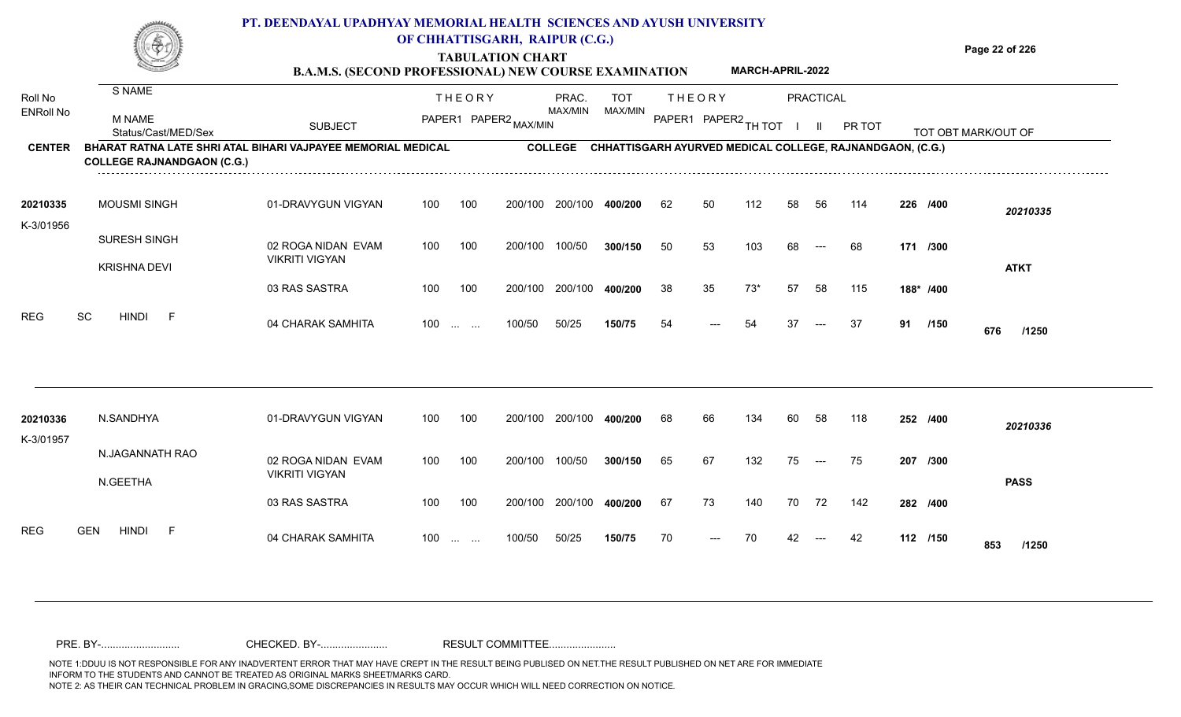# PT. DEENDAYAL UPADHYAY MEMORIAL HEALTH SCIENCES AND AYUSH UNIVERSITY OF CHHATTISGARH, RAIPUR (C.G.)

## TABULATION CHART

### B.A.M.S. (SECOND PROFESSIONAL) NEW COURSE EXAMINATION — MARCH-APRIL-2022

**CENTER:** BHARAT RATNA LATE SHRI ATAL BIHARI VAJPAYEE MEMORIAL MEDICAL COLLEGE RAJNANDGAON (C.G.)

**COLLEGE:** CHHATTISGARH AYURVED MEDICAL COLLEGE, RAJNANDGAON, (C.G.)

| Roll No / ENRoll No | S NAME / M NAME / Status/Cast/MED/Sex | SUBJECT | THEORY PAPER1 | THEORY PAPER2 MAX/MIN | PRAC. MAX/MIN | TOT MAX/MIN | THEORY PAPER1 | THEORY PAPER2 | TH TOT | PRACTICAL I | PRACTICAL II | PR TOT | TOT OBT MARK/OUT OF | |
|---|---|---|---|---|---|---|---|---|---|---|---|---|---|---|
| 20210335 | MOUSMI SINGH | 01-DRAVYGUN VIGYAN | 100 | 100 200/100 | 200/100 | 400/200 | 62 | 50 | 112 | 58 | 56 | 114 | 226 /400 | 20210335 |
| K-3/01956 | SURESH SINGH | 02 ROGA NIDAN EVAM VIKRITI VIGYAN | 100 | 100 200/100 | 100/50 | 300/150 | 50 | 53 | 103 | 68 | --- | 68 | 171 /300 | |
| | KRISHNA DEVI | | | | | | | | | | | | | ATKT |
| | | 03 RAS SASTRA | 100 | 100 200/100 | 200/100 | 400/200 | 38 | 35 | 73* | 57 | 58 | 115 | 188* /400 | |
| | REG SC HINDI F | 04 CHARAK SAMHITA | 100 | ... ... 100/50 | 50/25 | 150/75 | 54 | --- | 54 | 37 | --- | 37 | 91 /150 | 676 /1250 |
| 20210336 | N.SANDHYA | 01-DRAVYGUN VIGYAN | 100 | 100 200/100 | 200/100 | 400/200 | 68 | 66 | 134 | 60 | 58 | 118 | 252 /400 | 20210336 |
| K-3/01957 | N.JAGANNATH RAO | 02 ROGA NIDAN EVAM VIKRITI VIGYAN | 100 | 100 200/100 | 100/50 | 300/150 | 65 | 67 | 132 | 75 | --- | 75 | 207 /300 | |
| | N.GEETHA | | | | | | | | | | | | | PASS |
| | | 03 RAS SASTRA | 100 | 100 200/100 | 200/100 | 400/200 | 67 | 73 | 140 | 70 | 72 | 142 | 282 /400 | |
| | REG GEN HINDI F | 04 CHARAK SAMHITA | 100 | ... ... 100/50 | 50/25 | 150/75 | 70 | --- | 70 | 42 | --- | 42 | 112 /150 | 853 /1250 |

PRE. BY-.......................... CHECKED. BY-...................... RESULT COMMITTEE......................

NOTE 1:DDUU IS NOT RESPONSIBLE FOR ANY INADVERTENT ERROR THAT MAY HAVE CREPT IN THE RESULT BEING PUBLISED ON NET.THE RESULT PUBLISHED ON NET ARE FOR IMMEDIATE INFORM TO THE STUDENTS AND CANNOT BE TREATED AS ORIGINAL MARKS SHEET/MARKS CARD.
NOTE 2: AS THEIR CAN TECHNICAL PROBLEM IN GRACING,SOME DISCREPANCIES IN RESULTS MAY OCCUR WHICH WILL NEED CORRECTION ON NOTICE.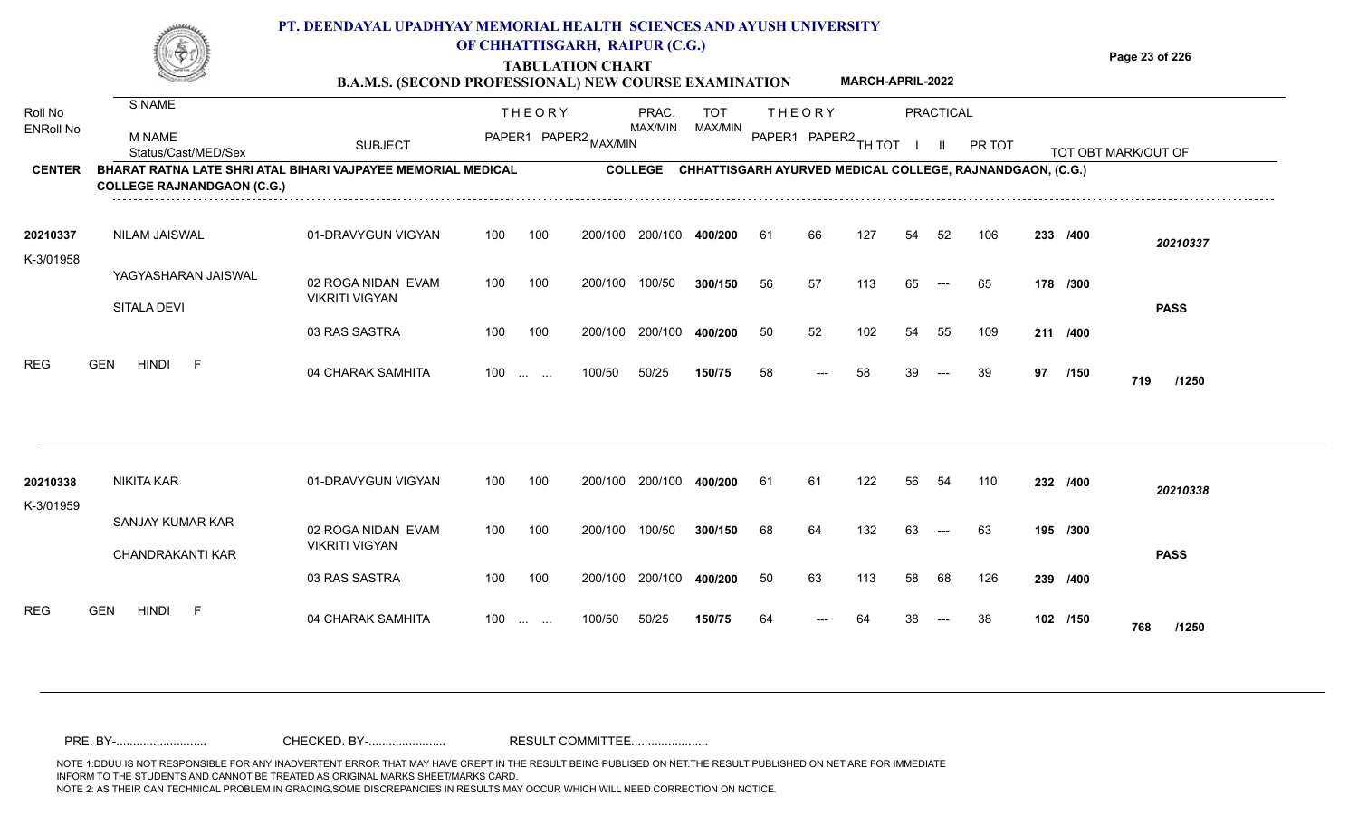# PT. DEENDAYAL UPADHYAY MEMORIAL HEALTH SCIENCES AND AYUSH UNIVERSITY OF CHHATTISGARH, RAIPUR (C.G.)

## TABULATION CHART

### B.A.M.S. (SECOND PROFESSIONAL) NEW COURSE EXAMINATION — MARCH-APRIL-2022

**CENTER:** BHARAT RATNA LATE SHRI ATAL BIHARI VAJPAYEE MEMORIAL MEDICAL COLLEGE RAJNANDGAON (C.G.)

**COLLEGE:** CHHATTISGARH AYURVED MEDICAL COLLEGE, RAJNANDGAON, (C.G.)

| Roll No / ENRoll No | S NAME / M NAME / Status/Cast/MED/Sex | SUBJECT | THEORY PAPER1 | THEORY PAPER2 | MAX/MIN | PRAC. MAX/MIN | TOT MAX/MIN | THEORY PAPER1 | THEORY PAPER2 | TH TOT | PRACTICAL I | PRACTICAL II | PR TOT | TOT OBT | MARK/OUT OF | RESULT |
|---|---|---|---|---|---|---|---|---|---|---|---|---|---|---|---|---|
| 20210337 | NILAM JAISWAL | 01-DRAVYGUN VIGYAN | 100 | 100 | 200/100 | 200/100 | 400/200 | 61 | 66 | 127 | 54 | 52 | 106 | 233 | /400 | 20210337 |
| K-3/01958 | YAGYASHARAN JAISWAL | 02 ROGA NIDAN EVAM VIKRITI VIGYAN | 100 | 100 | 200/100 | 100/50 | 300/150 | 56 | 57 | 113 | 65 | --- | 65 | 178 | /300 | |
| | SITALA DEVI | 03 RAS SASTRA | 100 | 100 | 200/100 | 200/100 | 400/200 | 50 | 52 | 102 | 54 | 55 | 109 | 211 | /400 | PASS |
| REG | GEN HINDI F | 04 CHARAK SAMHITA | 100 | ... ... | 100/50 | 50/25 | 150/75 | 58 | --- | 58 | 39 | --- | 39 | 97 | /150 | 719 /1250 |
| 20210338 | NIKITA KAR | 01-DRAVYGUN VIGYAN | 100 | 100 | 200/100 | 200/100 | 400/200 | 61 | 61 | 122 | 56 | 54 | 110 | 232 | /400 | 20210338 |
| K-3/01959 | SANJAY KUMAR KAR | 02 ROGA NIDAN EVAM VIKRITI VIGYAN | 100 | 100 | 200/100 | 100/50 | 300/150 | 68 | 64 | 132 | 63 | --- | 63 | 195 | /300 | |
| | CHANDRAKANTI KAR | 03 RAS SASTRA | 100 | 100 | 200/100 | 200/100 | 400/200 | 50 | 63 | 113 | 58 | 68 | 126 | 239 | /400 | PASS |
| REG | GEN HINDI F | 04 CHARAK SAMHITA | 100 | ... ... | 100/50 | 50/25 | 150/75 | 64 | --- | 64 | 38 | --- | 38 | 102 | /150 | 768 /1250 |

PRE. BY-.......................... CHECKED. BY-...................... RESULT COMMITTEE......................

NOTE 1:DDUU IS NOT RESPONSIBLE FOR ANY INADVERTENT ERROR THAT MAY HAVE CREPT IN THE RESULT BEING PUBLISED ON NET.THE RESULT PUBLISHED ON NET ARE FOR IMMEDIATE INFORM TO THE STUDENTS AND CANNOT BE TREATED AS ORIGINAL MARKS SHEET/MARKS CARD.
NOTE 2: AS THEIR CAN TECHNICAL PROBLEM IN GRACING,SOME DISCREPANCIES IN RESULTS MAY OCCUR WHICH WILL NEED CORRECTION ON NOTICE.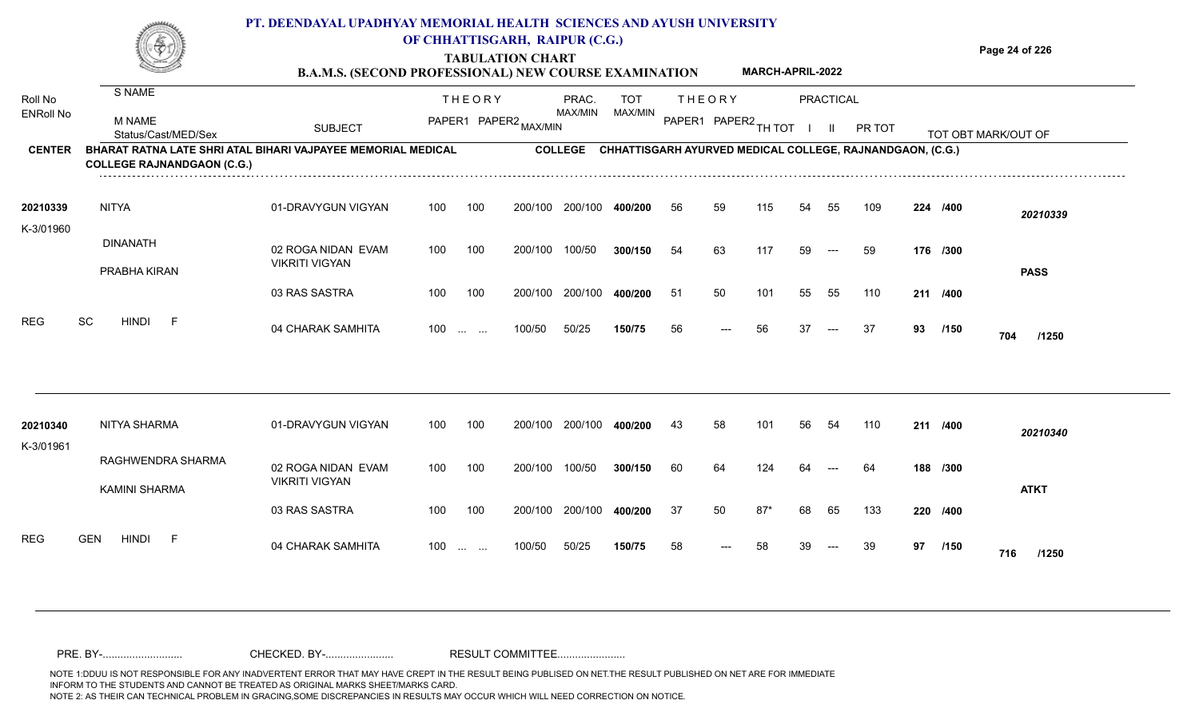# PT. DEENDAYAL UPADHYAY MEMORIAL HEALTH SCIENCES AND AYUSH UNIVERSITY OF CHHATTISGARH, RAIPUR (C.G.)

## TABULATION CHART

### B.A.M.S. (SECOND PROFESSIONAL) NEW COURSE EXAMINATION — MARCH-APRIL-2022

**CENTER:** BHARAT RATNA LATE SHRI ATAL BIHARI VAJPAYEE MEMORIAL MEDICAL COLLEGE RAJNANDGAON (C.G.)

**COLLEGE:** CHHATTISGARH AYURVED MEDICAL COLLEGE, RAJNANDGAON, (C.G.)

| Roll No / ENRoll No | S NAME / M NAME / Status/Cast/MED/Sex | SUBJECT | THEORY PAPER1 | THEORY PAPER2 MAX/MIN | | PRAC. MAX/MIN | TOT MAX/MIN | THEORY PAPER1 | THEORY PAPER2 | TH TOT | PRACTICAL I | PRACTICAL II | PR TOT | TOT OBT MARK/OUT OF | |
|---|---|---|---|---|---|---|---|---|---|---|---|---|---|---|---|
| 20210339 | NITYA | 01-DRAVYGUN VIGYAN | 100 | 100 | 200/100 | 200/100 | 400/200 | 56 | 59 | 115 | 54 | 55 | 109 | 224 /400 | 20210339 |
| K-3/01960 | DINANATH | 02 ROGA NIDAN EVAM VIKRITI VIGYAN | 100 | 100 | 200/100 | 100/50 | 300/150 | 54 | 63 | 117 | 59 | --- | 59 | 176 /300 | |
| | PRABHA KIRAN | | | | | | | | | | | | | | PASS |
| | | 03 RAS SASTRA | 100 | 100 | 200/100 | 200/100 | 400/200 | 51 | 50 | 101 | 55 | 55 | 110 | 211 /400 | |
| REG | SC HINDI F | 04 CHARAK SAMHITA | 100 | ... ... | 100/50 | 50/25 | 150/75 | 56 | --- | 56 | 37 | --- | 37 | 93 /150 | 704 /1250 |
| 20210340 | NITYA SHARMA | 01-DRAVYGUN VIGYAN | 100 | 100 | 200/100 | 200/100 | 400/200 | 43 | 58 | 101 | 56 | 54 | 110 | 211 /400 | 20210340 |
| K-3/01961 | RAGHWENDRA SHARMA | 02 ROGA NIDAN EVAM VIKRITI VIGYAN | 100 | 100 | 200/100 | 100/50 | 300/150 | 60 | 64 | 124 | 64 | --- | 64 | 188 /300 | |
| | KAMINI SHARMA | | | | | | | | | | | | | | ATKT |
| | | 03 RAS SASTRA | 100 | 100 | 200/100 | 200/100 | 400/200 | 37 | 50 | 87* | 68 | 65 | 133 | 220 /400 | |
| REG | GEN HINDI F | 04 CHARAK SAMHITA | 100 | ... ... | 100/50 | 50/25 | 150/75 | 58 | --- | 58 | 39 | --- | 39 | 97 /150 | 716 /1250 |

PRE. BY-.......................... CHECKED. BY-...................... RESULT COMMITTEE......................

NOTE 1:DDUU IS NOT RESPONSIBLE FOR ANY INADVERTENT ERROR THAT MAY HAVE CREPT IN THE RESULT BEING PUBLISED ON NET.THE RESULT PUBLISHED ON NET ARE FOR IMMEDIATE INFORM TO THE STUDENTS AND CANNOT BE TREATED AS ORIGINAL MARKS SHEET/MARKS CARD.
NOTE 2: AS THEIR CAN TECHNICAL PROBLEM IN GRACING,SOME DISCREPANCIES IN RESULTS MAY OCCUR WHICH WILL NEED CORRECTION ON NOTICE.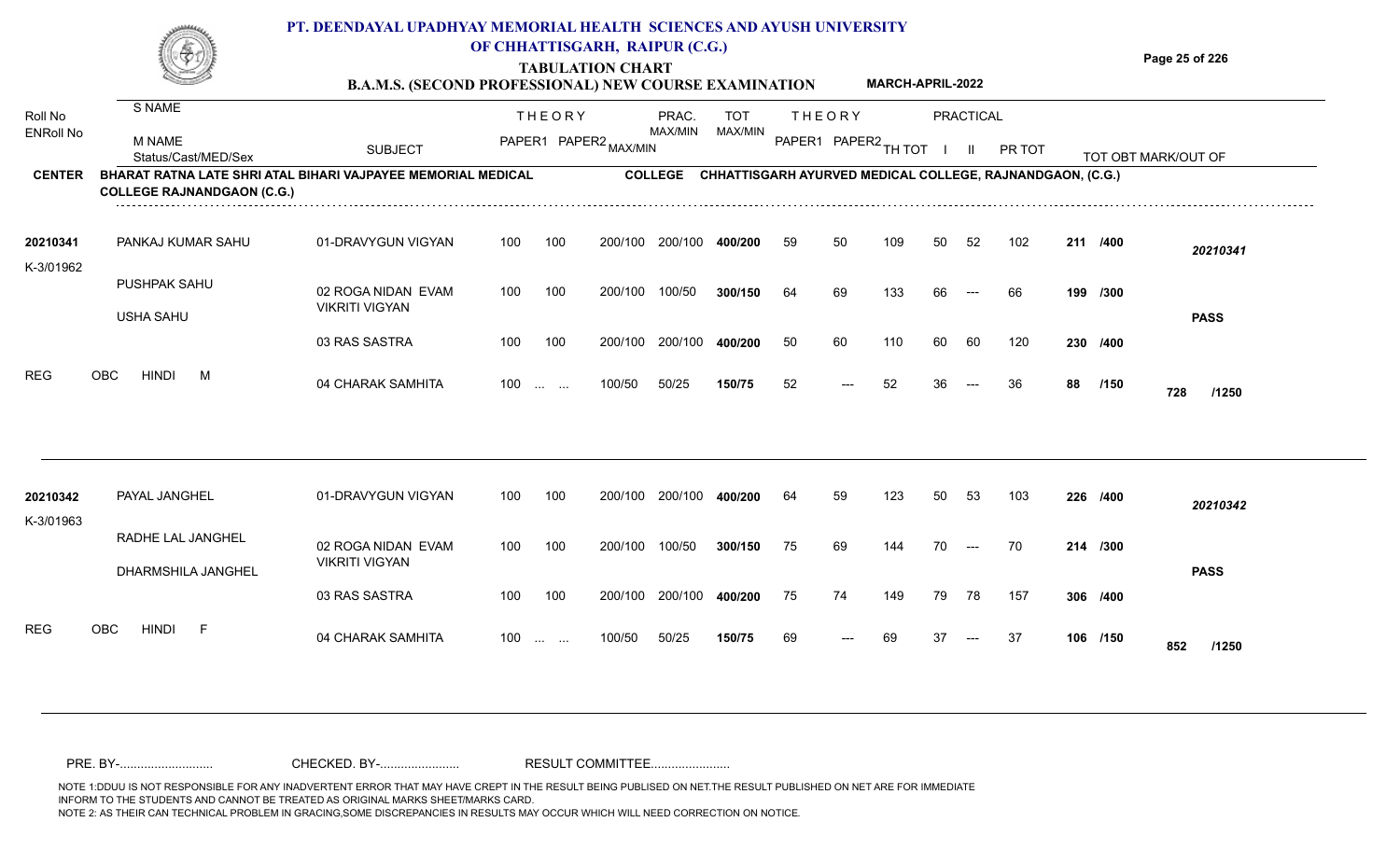# PT. DEENDAYAL UPADHYAY MEMORIAL HEALTH SCIENCES AND AYUSH UNIVERSITY OF CHHATTISGARH, RAIPUR (C.G.)

## TABULATION CHART

### B.A.M.S. (SECOND PROFESSIONAL) NEW COURSE EXAMINATION — MARCH-APRIL-2022

**CENTER:** BHARAT RATNA LATE SHRI ATAL BIHARI VAJPAYEE MEMORIAL MEDICAL COLLEGE RAJNANDGAON (C.G.)

**COLLEGE:** CHHATTISGARH AYURVED MEDICAL COLLEGE, RAJNANDGAON, (C.G.)

| Roll No / ENRoll No | S NAME / M NAME / Status/Cast/MED/Sex | SUBJECT | THEORY PAPER1 | THEORY PAPER2 | MAX/MIN | PRAC. MAX/MIN | TOT MAX/MIN | THEORY PAPER1 | THEORY PAPER2 | TH TOT | PRACTICAL I | PRACTICAL II | PR TOT | TOT OBT MARK/OUT OF | |
|---|---|---|---|---|---|---|---|---|---|---|---|---|---|---|---|
| 20210341 | PANKAJ KUMAR SAHU | 01-DRAVYGUN VIGYAN | 100 | 100 | 200/100 | 200/100 | 400/200 | 59 | 50 | 109 | 50 | 52 | 102 | 211 /400 | 20210341 |
| K-3/01962 | PUSHPAK SAHU | 02 ROGA NIDAN EVAM VIKRITI VIGYAN | 100 | 100 | 200/100 | 100/50 | 300/150 | 64 | 69 | 133 | 66 | --- | 66 | 199 /300 | |
| | USHA SAHU | 03 RAS SASTRA | 100 | 100 | 200/100 | 200/100 | 400/200 | 50 | 60 | 110 | 60 | 60 | 120 | 230 /400 | PASS |
| REG | OBC HINDI M | 04 CHARAK SAMHITA | 100 | ... ... | 100/50 | 50/25 | 150/75 | 52 | --- | 52 | 36 | --- | 36 | 88 /150 | 728 /1250 |
| 20210342 | PAYAL JANGHEL | 01-DRAVYGUN VIGYAN | 100 | 100 | 200/100 | 200/100 | 400/200 | 64 | 59 | 123 | 50 | 53 | 103 | 226 /400 | 20210342 |
| K-3/01963 | RADHE LAL JANGHEL | 02 ROGA NIDAN EVAM VIKRITI VIGYAN | 100 | 100 | 200/100 | 100/50 | 300/150 | 75 | 69 | 144 | 70 | --- | 70 | 214 /300 | |
| | DHARMSHILA JANGHEL | 03 RAS SASTRA | 100 | 100 | 200/100 | 200/100 | 400/200 | 75 | 74 | 149 | 79 | 78 | 157 | 306 /400 | PASS |
| REG | OBC HINDI F | 04 CHARAK SAMHITA | 100 | ... ... | 100/50 | 50/25 | 150/75 | 69 | --- | 69 | 37 | --- | 37 | 106 /150 | 852 /1250 |

PRE. BY-.......................... CHECKED. BY-...................... RESULT COMMITTEE......................

NOTE 1:DDUU IS NOT RESPONSIBLE FOR ANY INADVERTENT ERROR THAT MAY HAVE CREPT IN THE RESULT BEING PUBLISED ON NET.THE RESULT PUBLISHED ON NET ARE FOR IMMEDIATE INFORM TO THE STUDENTS AND CANNOT BE TREATED AS ORIGINAL MARKS SHEET/MARKS CARD.
NOTE 2: AS THEIR CAN TECHNICAL PROBLEM IN GRACING,SOME DISCREPANCIES IN RESULTS MAY OCCUR WHICH WILL NEED CORRECTION ON NOTICE.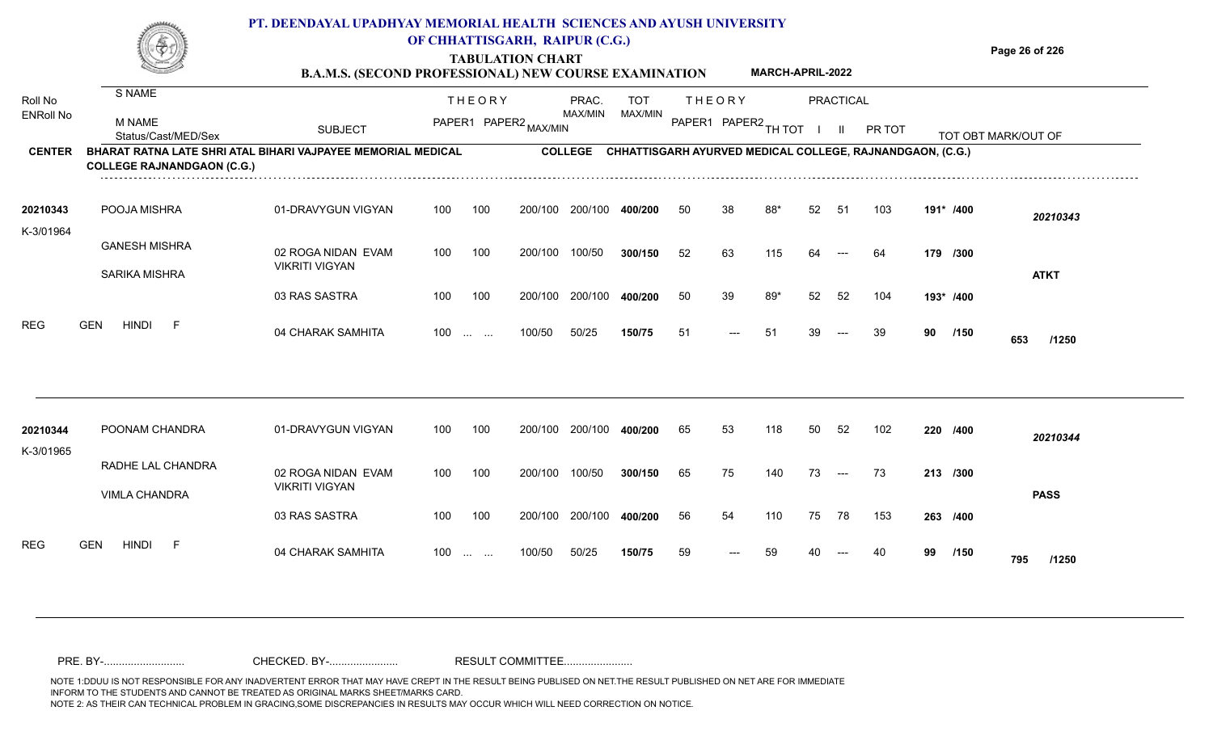# PT. DEENDAYAL UPADHYAY MEMORIAL HEALTH SCIENCES AND AYUSH UNIVERSITY OF CHHATTISGARH, RAIPUR (C.G.)

## TABULATION CHART

### B.A.M.S. (SECOND PROFESSIONAL) NEW COURSE EXAMINATION — MARCH-APRIL-2022

**CENTER:** BHARAT RATNA LATE SHRI ATAL BIHARI VAJPAYEE MEMORIAL MEDICAL COLLEGE RAJNANDGAON (C.G.)

**COLLEGE:** CHHATTISGARH AYURVED MEDICAL COLLEGE, RAJNANDGAON, (C.G.)

| Roll No / ENRoll No | S NAME / M NAME / Status/Cast/MED/Sex | SUBJECT | THEORY PAPER1 | THEORY PAPER2 MAX/MIN | PRAC. MAX/MIN | TOT MAX/MIN | THEORY PAPER1 | THEORY PAPER2 | TH TOT | PRACTICAL I | PRACTICAL II | PR TOT | TOT OBT MARK/OUT OF | |
|---|---|---|---|---|---|---|---|---|---|---|---|---|---|---|
| 20210343 | POOJA MISHRA | 01-DRAVYGUN VIGYAN | 100 | 100 | 200/100 200/100 | 400/200 | 50 | 38 | 88* | 52 | 51 | 103 | 191* /400 | 20210343 |
| K-3/01964 | GANESH MISHRA | 02 ROGA NIDAN EVAM VIKRITI VIGYAN | 100 | 100 | 200/100 100/50 | 300/150 | 52 | 63 | 115 | 64 | --- | 64 | 179 /300 | |
| | SARIKA MISHRA | 03 RAS SASTRA | 100 | 100 | 200/100 200/100 | 400/200 | 50 | 39 | 89* | 52 | 52 | 104 | 193* /400 | ATKT |
| REG | GEN HINDI F | 04 CHARAK SAMHITA | 100 | ... ... | 100/50 50/25 | 150/75 | 51 | --- | 51 | 39 | --- | 39 | 90 /150 | 653 /1250 |
| 20210344 | POONAM CHANDRA | 01-DRAVYGUN VIGYAN | 100 | 100 | 200/100 200/100 | 400/200 | 65 | 53 | 118 | 50 | 52 | 102 | 220 /400 | 20210344 |
| K-3/01965 | RADHE LAL CHANDRA | 02 ROGA NIDAN EVAM VIKRITI VIGYAN | 100 | 100 | 200/100 100/50 | 300/150 | 65 | 75 | 140 | 73 | --- | 73 | 213 /300 | |
| | VIMLA CHANDRA | 03 RAS SASTRA | 100 | 100 | 200/100 200/100 | 400/200 | 56 | 54 | 110 | 75 | 78 | 153 | 263 /400 | PASS |
| REG | GEN HINDI F | 04 CHARAK SAMHITA | 100 | ... ... | 100/50 50/25 | 150/75 | 59 | --- | 59 | 40 | --- | 40 | 99 /150 | 795 /1250 |

PRE. BY-.......................... CHECKED. BY-....................... RESULT COMMITTEE.......................

NOTE 1:DDUU IS NOT RESPONSIBLE FOR ANY INADVERTENT ERROR THAT MAY HAVE CREPT IN THE RESULT BEING PUBLISED ON NET.THE RESULT PUBLISHED ON NET ARE FOR IMMEDIATE INFORM TO THE STUDENTS AND CANNOT BE TREATED AS ORIGINAL MARKS SHEET/MARKS CARD.
NOTE 2: AS THEIR CAN TECHNICAL PROBLEM IN GRACING,SOME DISCREPANCIES IN RESULTS MAY OCCUR WHICH WILL NEED CORRECTION ON NOTICE.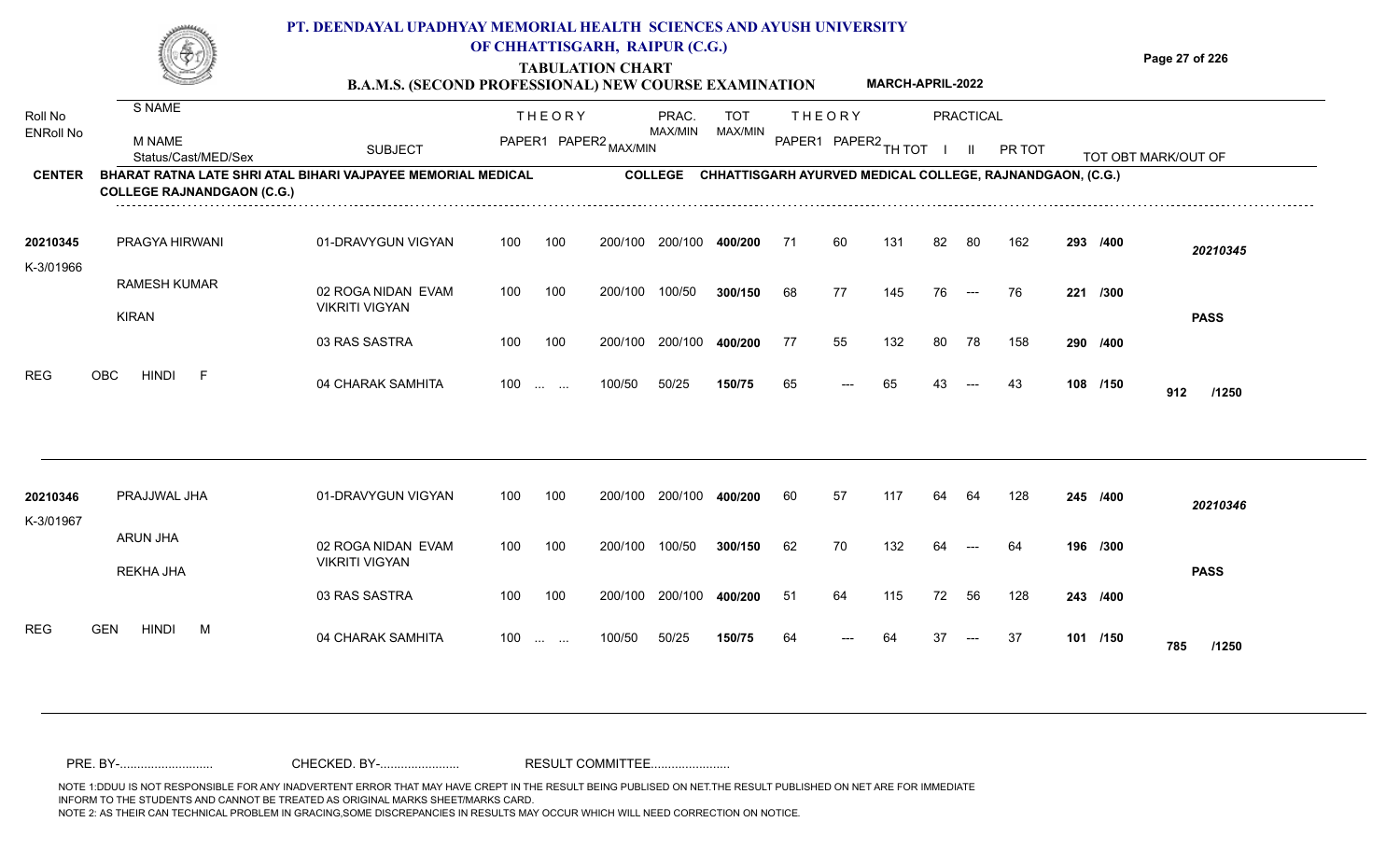# PT. DEENDAYAL UPADHYAY MEMORIAL HEALTH SCIENCES AND AYUSH UNIVERSITY OF CHHATTISGARH, RAIPUR (C.G.)

## TABULATION CHART

**B.A.M.S. (SECOND PROFESSIONAL) NEW COURSE EXAMINATION** — **MARCH-APRIL-2022**

**CENTER** BHARAT RATNA LATE SHRI ATAL BIHARI VAJPAYEE MEMORIAL MEDICAL COLLEGE RAJNANDGAON (C.G.)

**COLLEGE** CHHATTISGARH AYURVED MEDICAL COLLEGE, RAJNANDGAON, (C.G.)

| Roll No / ENRoll No | S NAME / M NAME / Status/Cast/MED/Sex | SUBJECT | THEORY PAPER1 | THEORY PAPER2 MAX/MIN | PRAC. MAX/MIN | TOT MAX/MIN | THEORY PAPER1 | THEORY PAPER2 | TH TOT | PRACTICAL I | PRACTICAL II | PR TOT | TOT OBT MARK/OUT OF | |
|---|---|---|---|---|---|---|---|---|---|---|---|---|---|---|
| 20210345 | PRAGYA HIRWANI | 01-DRAVYGUN VIGYAN | 100 | 100 | 200/100 200/100 | 400/200 | 71 | 60 | 131 | 82 | 80 | 162 | 293 /400 | 20210345 |
| K-3/01966 | RAMESH KUMAR | 02 ROGA NIDAN EVAM VIKRITI VIGYAN | 100 | 100 | 200/100 100/50 | 300/150 | 68 | 77 | 145 | 76 | --- | 76 | 221 /300 | |
| | KIRAN | 03 RAS SASTRA | 100 | 100 | 200/100 200/100 | 400/200 | 77 | 55 | 132 | 80 | 78 | 158 | 290 /400 | PASS |
| REG | OBC HINDI F | 04 CHARAK SAMHITA | 100 | ... ... | 100/50 50/25 | 150/75 | 65 | --- | 65 | 43 | --- | 43 | 108 /150 | 912 /1250 |
| 20210346 | PRAJJWAL JHA | 01-DRAVYGUN VIGYAN | 100 | 100 | 200/100 200/100 | 400/200 | 60 | 57 | 117 | 64 | 64 | 128 | 245 /400 | 20210346 |
| K-3/01967 | ARUN JHA | 02 ROGA NIDAN EVAM VIKRITI VIGYAN | 100 | 100 | 200/100 100/50 | 300/150 | 62 | 70 | 132 | 64 | --- | 64 | 196 /300 | |
| | REKHA JHA | 03 RAS SASTRA | 100 | 100 | 200/100 200/100 | 400/200 | 51 | 64 | 115 | 72 | 56 | 128 | 243 /400 | PASS |
| REG | GEN HINDI M | 04 CHARAK SAMHITA | 100 | ... ... | 100/50 50/25 | 150/75 | 64 | --- | 64 | 37 | --- | 37 | 101 /150 | 785 /1250 |

PRE. BY-.......................... CHECKED. BY-...................... RESULT COMMITTEE......................

NOTE 1:DDUU IS NOT RESPONSIBLE FOR ANY INADVERTENT ERROR THAT MAY HAVE CREPT IN THE RESULT BEING PUBLISED ON NET.THE RESULT PUBLISHED ON NET ARE FOR IMMEDIATE INFORM TO THE STUDENTS AND CANNOT BE TREATED AS ORIGINAL MARKS SHEET/MARKS CARD.
NOTE 2: AS THEIR CAN TECHNICAL PROBLEM IN GRACING,SOME DISCREPANCIES IN RESULTS MAY OCCUR WHICH WILL NEED CORRECTION ON NOTICE.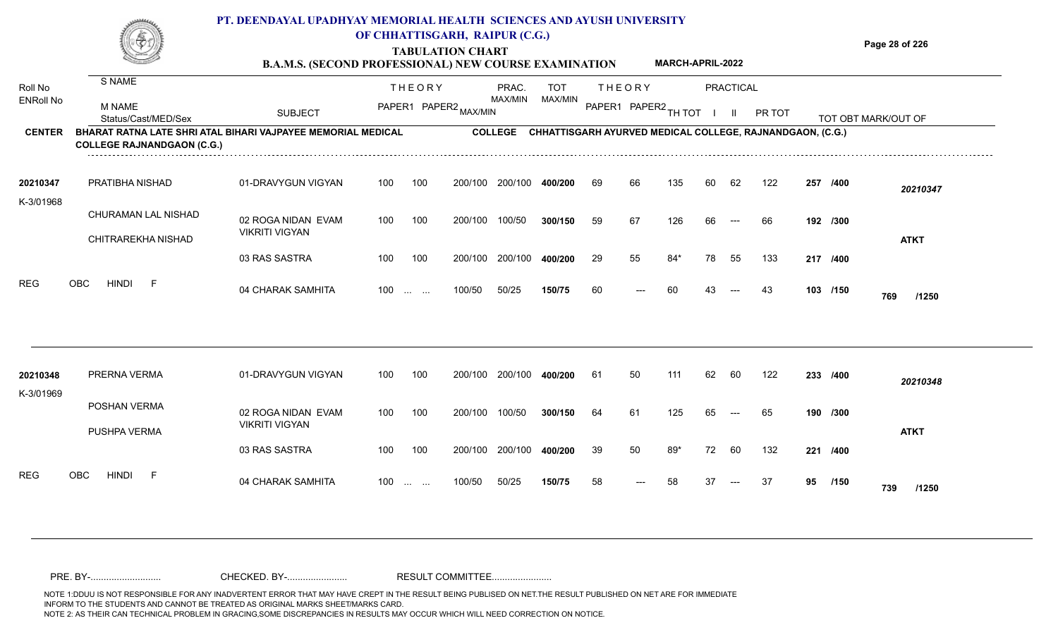# PT. DEENDAYAL UPADHYAY MEMORIAL HEALTH SCIENCES AND AYUSH UNIVERSITY OF CHHATTISGARH, RAIPUR (C.G.)

## TABULATION CHART

### B.A.M.S. (SECOND PROFESSIONAL) NEW COURSE EXAMINATION — MARCH-APRIL-2022

| Roll No / ENRoll No | S NAME / M NAME / Status/Cast/MED/Sex | SUBJECT | THEORY PAPER1 | THEORY PAPER2 MAX/MIN | PRAC. MAX/MIN | TOT MAX/MIN | THEORY PAPER1 | THEORY PAPER2 | TH TOT | PRACTICAL I | PRACTICAL II | PR TOT | TOT OBT MARK/OUT OF | |
|---|---|---|---|---|---|---|---|---|---|---|---|---|---|---|

**CENTER** BHARAT RATNA LATE SHRI ATAL BIHARI VAJPAYEE MEMORIAL MEDICAL COLLEGE RAJNANDGAON (C.G.)
**COLLEGE** CHHATTISGARH AYURVED MEDICAL COLLEGE, RAJNANDGAON, (C.G.)

| Roll No / ENRoll No | Name | SUBJECT | PAPER1 | PAPER2 | MAX/MIN | PRAC. | TOT | TH P1 | TH P2 | TH TOT | PR I | PR II | PR TOT | TOT OBT | Result |
|---|---|---|---|---|---|---|---|---|---|---|---|---|---|---|---|
| 20210347 | PRATIBHA NISHAD | 01-DRAVYGUN VIGYAN | 100 | 100 | 200/100 | 200/100 | 400/200 | 69 | 66 | 135 | 60 | 62 | 122 | 257 /400 | 20210347 |
| K-3/01968 | CHURAMAN LAL NISHAD | 02 ROGA NIDAN EVAM VIKRITI VIGYAN | 100 | 100 | 200/100 | 100/50 | 300/150 | 59 | 67 | 126 | 66 | --- | 66 | 192 /300 | |
| | CHITRAREKHA NISHAD | 03 RAS SASTRA | 100 | 100 | 200/100 | 200/100 | 400/200 | 29 | 55 | 84* | 78 | 55 | 133 | 217 /400 | ATKT |
| REG | OBC HINDI F | 04 CHARAK SAMHITA | 100 | ... ... | 100/50 | 50/25 | 150/75 | 60 | --- | 60 | 43 | --- | 43 | 103 /150 | 769 /1250 |
| 20210348 | PRERNA VERMA | 01-DRAVYGUN VIGYAN | 100 | 100 | 200/100 | 200/100 | 400/200 | 61 | 50 | 111 | 62 | 60 | 122 | 233 /400 | 20210348 |
| K-3/01969 | POSHAN VERMA | 02 ROGA NIDAN EVAM VIKRITI VIGYAN | 100 | 100 | 200/100 | 100/50 | 300/150 | 64 | 61 | 125 | 65 | --- | 65 | 190 /300 | |
| | PUSHPA VERMA | 03 RAS SASTRA | 100 | 100 | 200/100 | 200/100 | 400/200 | 39 | 50 | 89* | 72 | 60 | 132 | 221 /400 | ATKT |
| REG | OBC HINDI F | 04 CHARAK SAMHITA | 100 | ... ... | 100/50 | 50/25 | 150/75 | 58 | --- | 58 | 37 | --- | 37 | 95 /150 | 739 /1250 |

PRE. BY-.......................... CHECKED. BY-...................... RESULT COMMITTEE......................

NOTE 1:DDUU IS NOT RESPONSIBLE FOR ANY INADVERTENT ERROR THAT MAY HAVE CREPT IN THE RESULT BEING PUBLISED ON NET.THE RESULT PUBLISHED ON NET ARE FOR IMMEDIATE INFORM TO THE STUDENTS AND CANNOT BE TREATED AS ORIGINAL MARKS SHEET/MARKS CARD.
NOTE 2: AS THEIR CAN TECHNICAL PROBLEM IN GRACING,SOME DISCREPANCIES IN RESULTS MAY OCCUR WHICH WILL NEED CORRECTION ON NOTICE.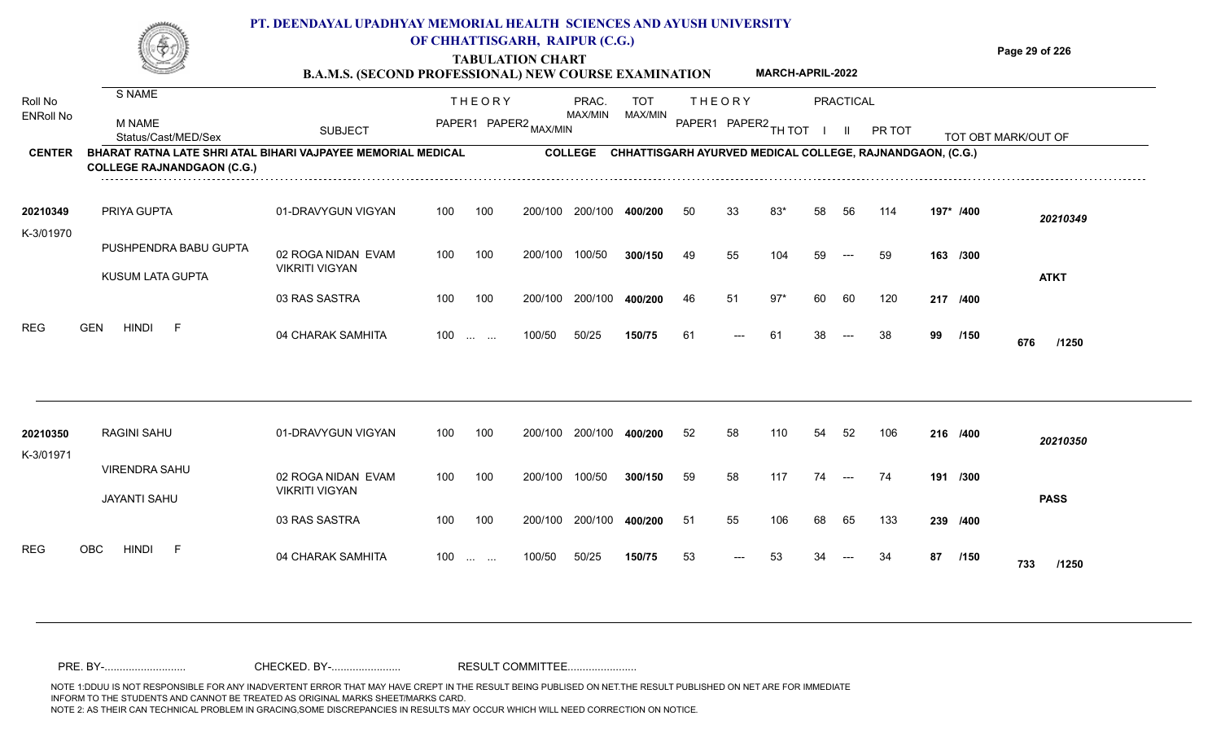# PT. DEENDAYAL UPADHYAY MEMORIAL HEALTH SCIENCES AND AYUSH UNIVERSITY OF CHHATTISGARH, RAIPUR (C.G.)

## TABULATION CHART

### B.A.M.S. (SECOND PROFESSIONAL) NEW COURSE EXAMINATION — MARCH-APRIL-2022

**CENTER:** BHARAT RATNA LATE SHRI ATAL BIHARI VAJPAYEE MEMORIAL MEDICAL COLLEGE RAJNANDGAON (C.G.)

**COLLEGE:** CHHATTISGARH AYURVED MEDICAL COLLEGE, RAJNANDGAON, (C.G.)

| Roll No / ENRoll No | S NAME / M NAME / Status/Cast/MED/Sex | SUBJECT | THEORY PAPER1 | THEORY PAPER2 MAX/MIN | PRAC. MAX/MIN | TOT MAX/MIN | | THEORY PAPER1 | THEORY PAPER2 | TH TOT | PRACTICAL I | PRACTICAL II | PR TOT | TOT OBT | | MARK/OUT OF |
|---|---|---|---|---|---|---|---|---|---|---|---|---|---|---|---|---|
| 20210349 | PRIYA GUPTA | 01-DRAVYGUN VIGYAN | 100 | 100 | 200/100 | 200/100 | 400/200 | 50 | 33 | 83* | 58 | 56 | 114 | 197* | /400 | 20210349 |
| K-3/01970 | PUSHPENDRA BABU GUPTA | 02 ROGA NIDAN EVAM VIKRITI VIGYAN | 100 | 100 | 200/100 | 100/50 | 300/150 | 49 | 55 | 104 | 59 | --- | 59 | 163 | /300 | |
| | KUSUM LATA GUPTA | | | | | | | | | | | | | | | ATKT |
| | | 03 RAS SASTRA | 100 | 100 | 200/100 | 200/100 | 400/200 | 46 | 51 | 97* | 60 | 60 | 120 | 217 | /400 | |
| REG | GEN HINDI F | 04 CHARAK SAMHITA | 100 | ... ... | 100/50 | 50/25 | 150/75 | 61 | --- | 61 | 38 | --- | 38 | 99 | /150 | 676 /1250 |
| 20210350 | RAGINI SAHU | 01-DRAVYGUN VIGYAN | 100 | 100 | 200/100 | 200/100 | 400/200 | 52 | 58 | 110 | 54 | 52 | 106 | 216 | /400 | 20210350 |
| K-3/01971 | VIRENDRA SAHU | 02 ROGA NIDAN EVAM VIKRITI VIGYAN | 100 | 100 | 200/100 | 100/50 | 300/150 | 59 | 58 | 117 | 74 | --- | 74 | 191 | /300 | |
| | JAYANTI SAHU | | | | | | | | | | | | | | | PASS |
| | | 03 RAS SASTRA | 100 | 100 | 200/100 | 200/100 | 400/200 | 51 | 55 | 106 | 68 | 65 | 133 | 239 | /400 | |
| REG | OBC HINDI F | 04 CHARAK SAMHITA | 100 | ... ... | 100/50 | 50/25 | 150/75 | 53 | --- | 53 | 34 | --- | 34 | 87 | /150 | 733 /1250 |

PRE. BY-........................... CHECKED. BY-....................... RESULT COMMITTEE.......................

NOTE 1:DDUU IS NOT RESPONSIBLE FOR ANY INADVERTENT ERROR THAT MAY HAVE CREPT IN THE RESULT BEING PUBLISED ON NET.THE RESULT PUBLISHED ON NET ARE FOR IMMEDIATE INFORM TO THE STUDENTS AND CANNOT BE TREATED AS ORIGINAL MARKS SHEET/MARKS CARD.
NOTE 2: AS THEIR CAN TECHNICAL PROBLEM IN GRACING,SOME DISCREPANCIES IN RESULTS MAY OCCUR WHICH WILL NEED CORRECTION ON NOTICE.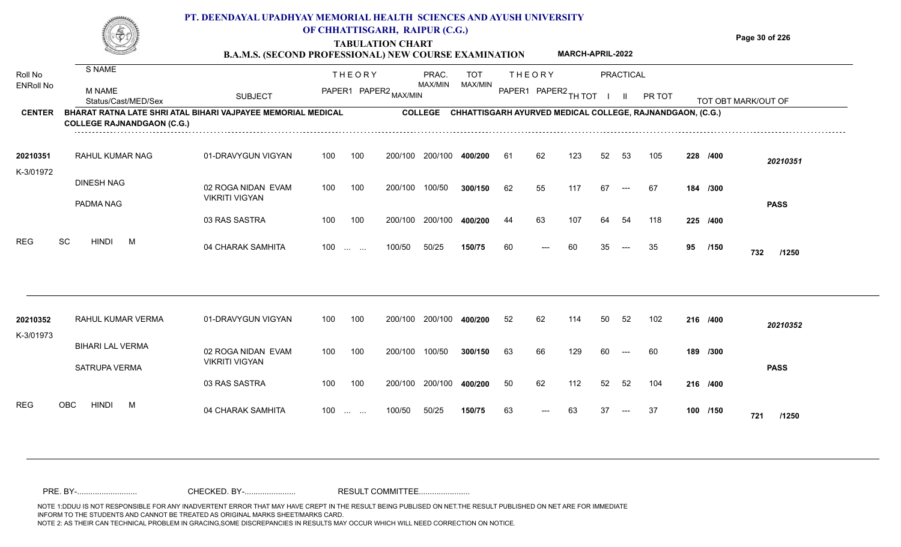# PT. DEENDAYAL UPADHYAY MEMORIAL HEALTH SCIENCES AND AYUSH UNIVERSITY OF CHHATTISGARH, RAIPUR (C.G.)

## TABULATION CHART

### B.A.M.S. (SECOND PROFESSIONAL) NEW COURSE EXAMINATION — MARCH-APRIL-2022

**CENTER:** BHARAT RATNA LATE SHRI ATAL BIHARI VAJPAYEE MEMORIAL MEDICAL COLLEGE RAJNANDGAON (C.G.)

**COLLEGE:** CHHATTISGARH AYURVED MEDICAL COLLEGE, RAJNANDGAON, (C.G.)

| Roll No / ENRoll No | S NAME / M NAME / Status/Cast/MED/Sex | SUBJECT | THEORY PAPER1 | THEORY PAPER2 MAX/MIN | PRAC. MAX/MIN | TOT MAX/MIN | THEORY PAPER1 | THEORY PAPER2 | TH TOT | PRACTICAL I | PRACTICAL II | PR TOT | TOT OBT | MARK/OUT OF |
|---|---|---|---|---|---|---|---|---|---|---|---|---|---|---|
| 20210351 | RAHUL KUMAR NAG | 01-DRAVYGUN VIGYAN | 100 | 100 | 200/100 200/100 | 400/200 | 61 | 62 | 123 | 52 | 53 | 105 | 228 /400 | 20210351 |
| K-3/01972 | DINESH NAG | 02 ROGA NIDAN EVAM VIKRITI VIGYAN | 100 | 100 | 200/100 100/50 | 300/150 | 62 | 55 | 117 | 67 | --- | 67 | 184 /300 | |
| | PADMA NAG | | | | | | | | | | | | | PASS |
| | | 03 RAS SASTRA | 100 | 100 | 200/100 200/100 | 400/200 | 44 | 63 | 107 | 64 | 54 | 118 | 225 /400 | |
| REG | SC HINDI M | 04 CHARAK SAMHITA | 100 | ... ... | 100/50 50/25 | 150/75 | 60 | --- | 60 | 35 | --- | 35 | 95 /150 | 732 /1250 |
| 20210352 | RAHUL KUMAR VERMA | 01-DRAVYGUN VIGYAN | 100 | 100 | 200/100 200/100 | 400/200 | 52 | 62 | 114 | 50 | 52 | 102 | 216 /400 | 20210352 |
| K-3/01973 | BIHARI LAL VERMA | 02 ROGA NIDAN EVAM VIKRITI VIGYAN | 100 | 100 | 200/100 100/50 | 300/150 | 63 | 66 | 129 | 60 | --- | 60 | 189 /300 | |
| | SATRUPA VERMA | | | | | | | | | | | | | PASS |
| | | 03 RAS SASTRA | 100 | 100 | 200/100 200/100 | 400/200 | 50 | 62 | 112 | 52 | 52 | 104 | 216 /400 | |
| REG | OBC HINDI M | 04 CHARAK SAMHITA | 100 | ... ... | 100/50 50/25 | 150/75 | 63 | --- | 63 | 37 | --- | 37 | 100 /150 | 721 /1250 |

PRE. BY-.......................... CHECKED. BY-...................... RESULT COMMITTEE......................

NOTE 1:DDUU IS NOT RESPONSIBLE FOR ANY INADVERTENT ERROR THAT MAY HAVE CREPT IN THE RESULT BEING PUBLISED ON NET.THE RESULT PUBLISHED ON NET ARE FOR IMMEDIATE INFORM TO THE STUDENTS AND CANNOT BE TREATED AS ORIGINAL MARKS SHEET/MARKS CARD.
NOTE 2: AS THEIR CAN TECHNICAL PROBLEM IN GRACING,SOME DISCREPANCIES IN RESULTS MAY OCCUR WHICH WILL NEED CORRECTION ON NOTICE.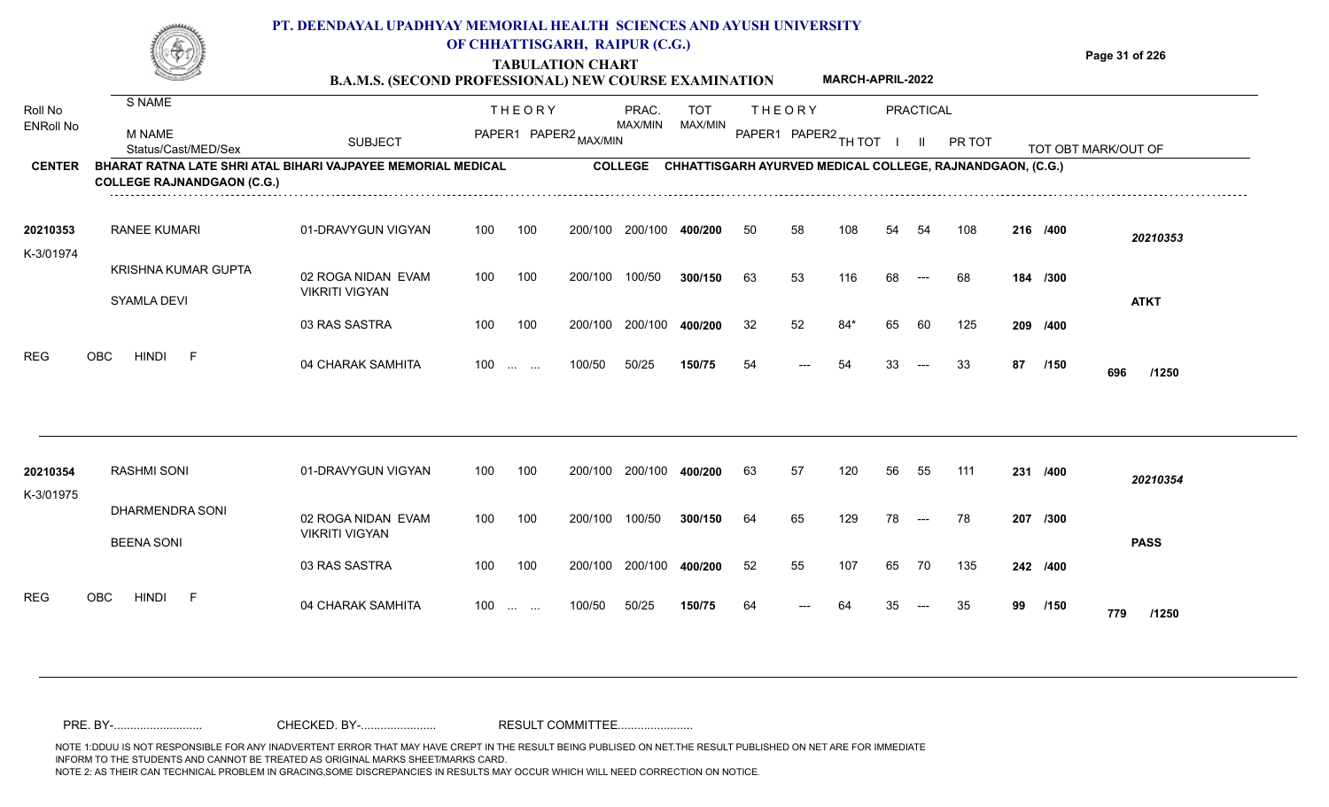# PT. DEENDAYAL UPADHYAY MEMORIAL HEALTH SCIENCES AND AYUSH UNIVERSITY OF CHHATTISGARH, RAIPUR (C.G.)

## TABULATION CHART

### B.A.M.S. (SECOND PROFESSIONAL) NEW COURSE EXAMINATION — MARCH-APRIL-2022

**CENTER:** BHARAT RATNA LATE SHRI ATAL BIHARI VAJPAYEE MEMORIAL MEDICAL COLLEGE RAJNANDGAON (C.G.)

**COLLEGE:** CHHATTISGARH AYURVED MEDICAL COLLEGE, RAJNANDGAON, (C.G.)

| Roll No / ENRoll No | S NAME / M NAME / Status/Cast/MED/Sex | SUBJECT | THEORY PAPER1 | THEORY PAPER2 MAX/MIN | PRAC. MAX/MIN | TOT MAX/MIN | THEORY PAPER1 | THEORY PAPER2 | TH TOT | PRACTICAL I | PRACTICAL II | PR TOT | TOT OBT | MARK/OUT OF |
|---|---|---|---|---|---|---|---|---|---|---|---|---|---|---|
| 20210353 | RANEE KUMARI | 01-DRAVYGUN VIGYAN | 100 | 100 200/100 | 200/100 | 400/200 | 50 | 58 | 108 | 54 | 54 | 108 | 216 | /400 |
| K-3/01974 | KRISHNA KUMAR GUPTA | 02 ROGA NIDAN EVAM VIKRITI VIGYAN | 100 | 100 200/100 | 100/50 | 300/150 | 63 | 53 | 116 | 68 | --- | 68 | 184 | /300 |
| | SYAMLA DEVI | 03 RAS SASTRA | 100 | 100 200/100 | 200/100 | 400/200 | 32 | 52 | 84* | 65 | 60 | 125 | 209 | /400 |
| REG | OBC HINDI F | 04 CHARAK SAMHITA | 100 | ... ... 100/50 | 50/25 | 150/75 | 54 | --- | 54 | 33 | --- | 33 | 87 | /150 |
| | | | | | | | | | | | | | 696 | /1250 |
| | | | | | | | | | | | | | 20210353 | ATKT |
| 20210354 | RASHMI SONI | 01-DRAVYGUN VIGYAN | 100 | 100 200/100 | 200/100 | 400/200 | 63 | 57 | 120 | 56 | 55 | 111 | 231 | /400 |
| K-3/01975 | DHARMENDRA SONI | 02 ROGA NIDAN EVAM VIKRITI VIGYAN | 100 | 100 200/100 | 100/50 | 300/150 | 64 | 65 | 129 | 78 | --- | 78 | 207 | /300 |
| | BEENA SONI | 03 RAS SASTRA | 100 | 100 200/100 | 200/100 | 400/200 | 52 | 55 | 107 | 65 | 70 | 135 | 242 | /400 |
| REG | OBC HINDI F | 04 CHARAK SAMHITA | 100 | ... ... 100/50 | 50/25 | 150/75 | 64 | --- | 64 | 35 | --- | 35 | 99 | /150 |
| | | | | | | | | | | | | | 779 | /1250 |
| | | | | | | | | | | | | | 20210354 | PASS |

PRE. BY-.......................... CHECKED. BY-...................... RESULT COMMITTEE......................

NOTE 1:DDUU IS NOT RESPONSIBLE FOR ANY INADVERTENT ERROR THAT MAY HAVE CREPT IN THE RESULT BEING PUBLISED ON NET.THE RESULT PUBLISHED ON NET ARE FOR IMMEDIATE INFORM TO THE STUDENTS AND CANNOT BE TREATED AS ORIGINAL MARKS SHEET/MARKS CARD.
NOTE 2: AS THEIR CAN TECHNICAL PROBLEM IN GRACING,SOME DISCREPANCIES IN RESULTS MAY OCCUR WHICH WILL NEED CORRECTION ON NOTICE.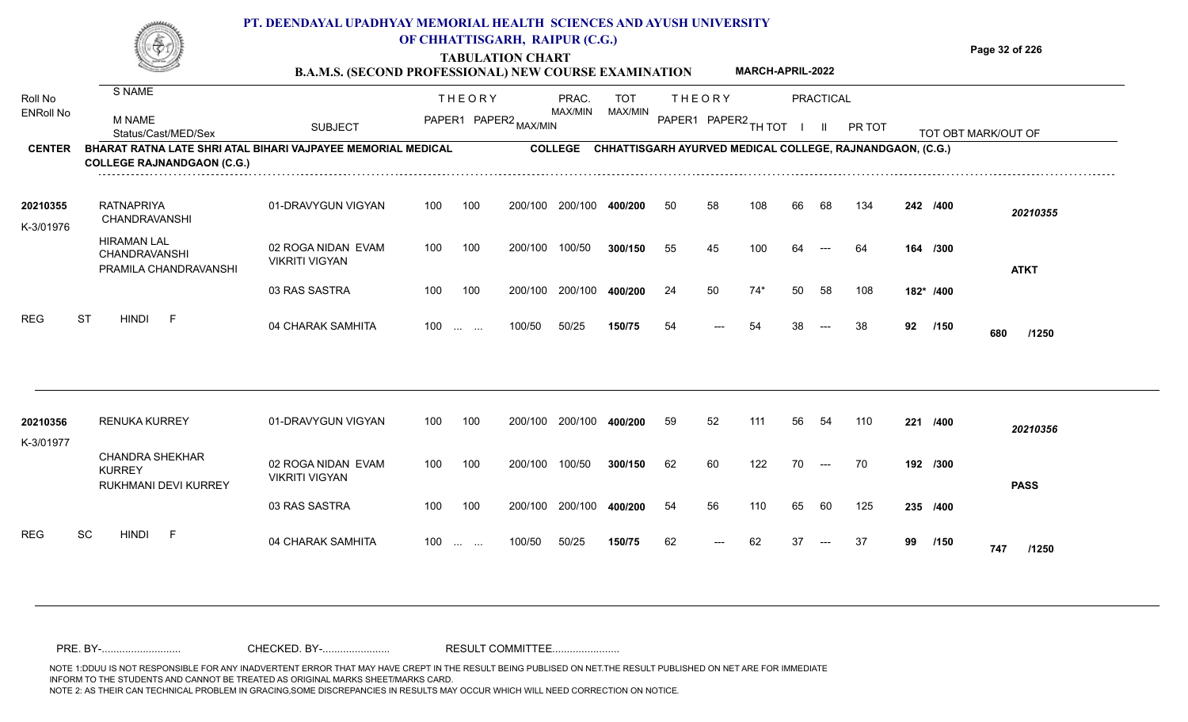# PT. DEENDAYAL UPADHYAY MEMORIAL HEALTH SCIENCES AND AYUSH UNIVERSITY OF CHHATTISGARH, RAIPUR (C.G.)

## TABULATION CHART

### B.A.M.S. (SECOND PROFESSIONAL) NEW COURSE EXAMINATION — MARCH-APRIL-2022

**CENTER:** BHARAT RATNA LATE SHRI ATAL BIHARI VAJPAYEE MEMORIAL MEDICAL COLLEGE RAJNANDGAON (C.G.)

**COLLEGE:** CHHATTISGARH AYURVED MEDICAL COLLEGE, RAJNANDGAON, (C.G.)

| Roll No / ENRoll No | S NAME / M NAME / Status/Cast/MED/Sex | SUBJECT | THEORY PAPER1 | THEORY PAPER2 | MAX/MIN | PRAC. MAX/MIN | TOT MAX/MIN | THEORY PAPER1 | THEORY PAPER2 | TH TOT | PRACTICAL I | PRACTICAL II | PR TOT | TOT OBT MARK/OUT OF | |
|---|---|---|---|---|---|---|---|---|---|---|---|---|---|---|---|
| 20210355 | RATNAPRIYA CHANDRAVANSHI | 01-DRAVYGUN VIGYAN | 100 | 100 | 200/100 | 200/100 | 400/200 | 50 | 58 | 108 | 66 | 68 | 134 | 242 /400 | 20210355 |
| K-3/01976 | HIRAMAN LAL CHANDRAVANSHI / PRAMILA CHANDRAVANSHI | 02 ROGA NIDAN EVAM VIKRITI VIGYAN | 100 | 100 | 200/100 | 100/50 | 300/150 | 55 | 45 | 100 | 64 | --- | 64 | 164 /300 | ATKT |
| | | 03 RAS SASTRA | 100 | 100 | 200/100 | 200/100 | 400/200 | 24 | 50 | 74* | 50 | 58 | 108 | 182* /400 | |
| REG | ST HINDI F | 04 CHARAK SAMHITA | 100 | ... ... | 100/50 | 50/25 | 150/75 | 54 | --- | 54 | 38 | --- | 38 | 92 /150 | 680 /1250 |
| 20210356 | RENUKA KURREY | 01-DRAVYGUN VIGYAN | 100 | 100 | 200/100 | 200/100 | 400/200 | 59 | 52 | 111 | 56 | 54 | 110 | 221 /400 | 20210356 |
| K-3/01977 | CHANDRA SHEKHAR KURREY / RUKHMANI DEVI KURREY | 02 ROGA NIDAN EVAM VIKRITI VIGYAN | 100 | 100 | 200/100 | 100/50 | 300/150 | 62 | 60 | 122 | 70 | --- | 70 | 192 /300 | PASS |
| | | 03 RAS SASTRA | 100 | 100 | 200/100 | 200/100 | 400/200 | 54 | 56 | 110 | 65 | 60 | 125 | 235 /400 | |
| REG | SC HINDI F | 04 CHARAK SAMHITA | 100 | ... ... | 100/50 | 50/25 | 150/75 | 62 | --- | 62 | 37 | --- | 37 | 99 /150 | 747 /1250 |

PRE. BY-.......................... CHECKED. BY-....................... RESULT COMMITTEE.......................

NOTE 1:DDUU IS NOT RESPONSIBLE FOR ANY INADVERTENT ERROR THAT MAY HAVE CREPT IN THE RESULT BEING PUBLISED ON NET.THE RESULT PUBLISHED ON NET ARE FOR IMMEDIATE INFORM TO THE STUDENTS AND CANNOT BE TREATED AS ORIGINAL MARKS SHEET/MARKS CARD.
NOTE 2: AS THEIR CAN TECHNICAL PROBLEM IN GRACING,SOME DISCREPANCIES IN RESULTS MAY OCCUR WHICH WILL NEED CORRECTION ON NOTICE.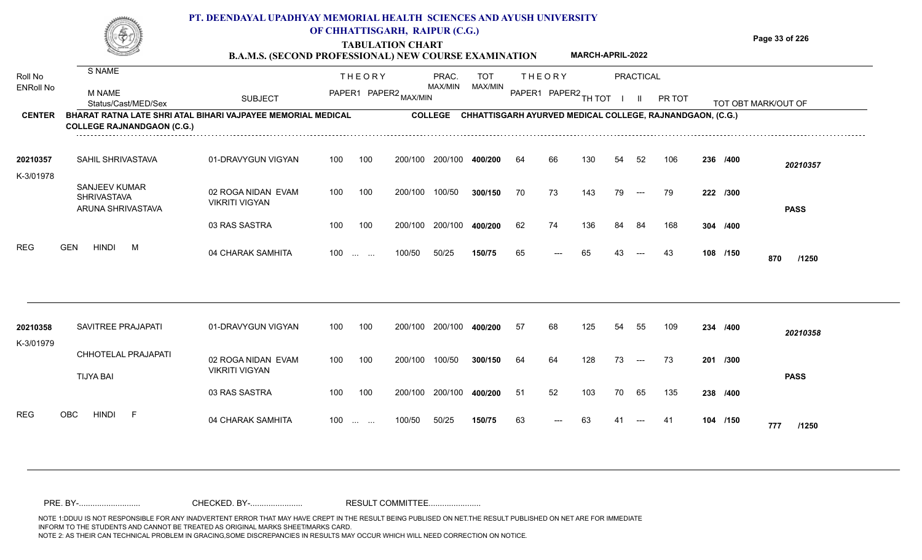# PT. DEENDAYAL UPADHYAY MEMORIAL HEALTH SCIENCES AND AYUSH UNIVERSITY OF CHHATTISGARH, RAIPUR (C.G.)

## TABULATION CHART

### B.A.M.S. (SECOND PROFESSIONAL) NEW COURSE EXAMINATION — MARCH-APRIL-2022

**CENTER:** BHARAT RATNA LATE SHRI ATAL BIHARI VAJPAYEE MEMORIAL MEDICAL COLLEGE RAJNANDGAON (C.G.)

**COLLEGE:** CHHATTISGARH AYURVED MEDICAL COLLEGE, RAJNANDGAON, (C.G.)

| Roll No / ENRoll No | S NAME / M NAME / Status/Cast/MED/Sex | SUBJECT | THEORY PAPER1 | THEORY PAPER2 MAX/MIN | PRAC. MAX/MIN | TOT MAX/MIN | THEORY PAPER1 | THEORY PAPER2 | TH TOT | PRACTICAL I | PRACTICAL II | PR TOT | TOT OBT MARK/OUT OF | |
|---|---|---|---|---|---|---|---|---|---|---|---|---|---|---|
| 20210357 | SAHIL SHRIVASTAVA | 01-DRAVYGUN VIGYAN | 100 | 100 200/100 | 200/100 | 400/200 | 64 | 66 | 130 | 54 | 52 | 106 | 236 /400 | 20210357 |
| K-3/01978 | SANJEEV KUMAR SHRIVASTAVA / ARUNA SHRIVASTAVA | 02 ROGA NIDAN EVAM VIKRITI VIGYAN | 100 | 100 200/100 | 100/50 | 300/150 | 70 | 73 | 143 | 79 | --- | 79 | 222 /300 | PASS |
| | | 03 RAS SASTRA | 100 | 100 200/100 | 200/100 | 400/200 | 62 | 74 | 136 | 84 | 84 | 168 | 304 /400 | |
| REG | GEN HINDI M | 04 CHARAK SAMHITA | 100 | ... ... 100/50 | 50/25 | 150/75 | 65 | --- | 65 | 43 | --- | 43 | 108 /150 | 870 /1250 |
| 20210358 | SAVITREE PRAJAPATI | 01-DRAVYGUN VIGYAN | 100 | 100 200/100 | 200/100 | 400/200 | 57 | 68 | 125 | 54 | 55 | 109 | 234 /400 | 20210358 |
| K-3/01979 | CHHOTELAL PRAJAPATI / TIJYA BAI | 02 ROGA NIDAN EVAM VIKRITI VIGYAN | 100 | 100 200/100 | 100/50 | 300/150 | 64 | 64 | 128 | 73 | --- | 73 | 201 /300 | PASS |
| | | 03 RAS SASTRA | 100 | 100 200/100 | 200/100 | 400/200 | 51 | 52 | 103 | 70 | 65 | 135 | 238 /400 | |
| REG | OBC HINDI F | 04 CHARAK SAMHITA | 100 | ... ... 100/50 | 50/25 | 150/75 | 63 | --- | 63 | 41 | --- | 41 | 104 /150 | 777 /1250 |

PRE. BY-.......................... CHECKED. BY-...................... RESULT COMMITTEE......................

NOTE 1:DDUU IS NOT RESPONSIBLE FOR ANY INADVERTENT ERROR THAT MAY HAVE CREPT IN THE RESULT BEING PUBLISED ON NET.THE RESULT PUBLISHED ON NET ARE FOR IMMEDIATE INFORM TO THE STUDENTS AND CANNOT BE TREATED AS ORIGINAL MARKS SHEET/MARKS CARD.
NOTE 2: AS THEIR CAN TECHNICAL PROBLEM IN GRACING,SOME DISCREPANCIES IN RESULTS MAY OCCUR WHICH WILL NEED CORRECTION ON NOTICE.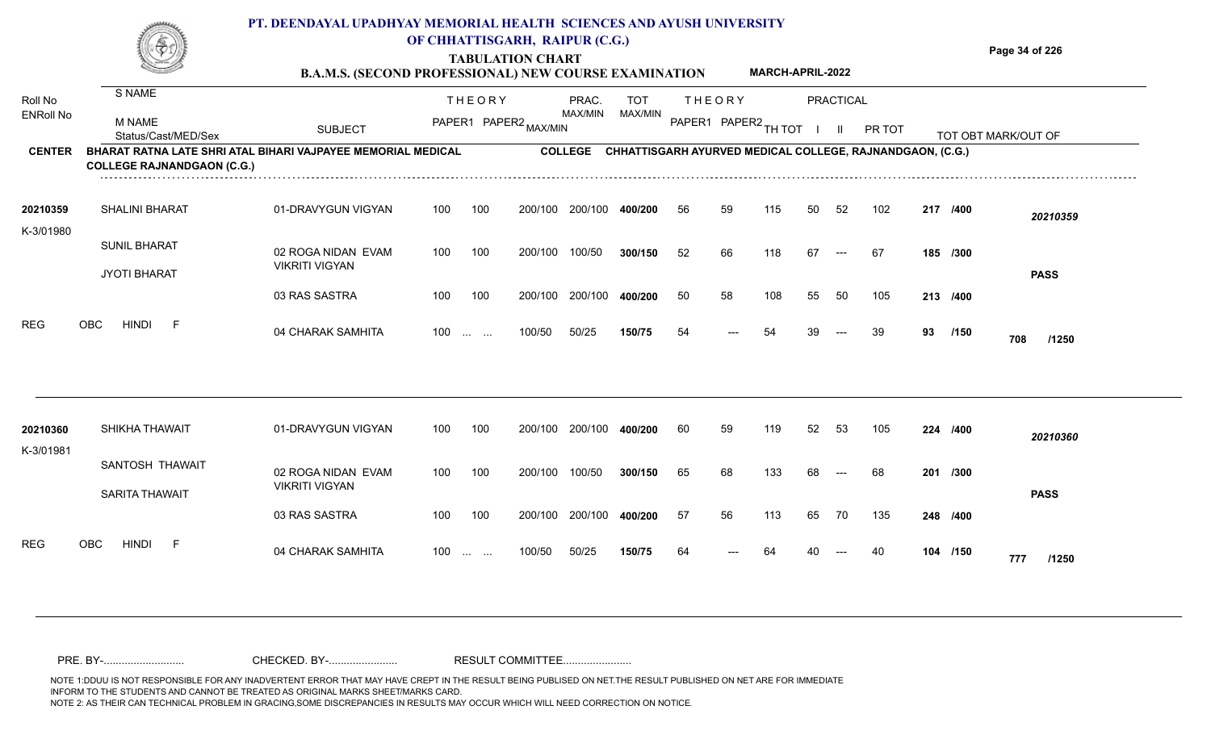# PT. DEENDAYAL UPADHYAY MEMORIAL HEALTH SCIENCES AND AYUSH UNIVERSITY OF CHHATTISGARH, RAIPUR (C.G.)

## TABULATION CHART

### B.A.M.S. (SECOND PROFESSIONAL) NEW COURSE EXAMINATION — MARCH-APRIL-2022

**CENTER:** BHARAT RATNA LATE SHRI ATAL BIHARI VAJPAYEE MEMORIAL MEDICAL COLLEGE RAJNANDGAON (C.G.)

**COLLEGE:** CHHATTISGARH AYURVED MEDICAL COLLEGE, RAJNANDGAON, (C.G.)

| Roll No / ENRoll No | S NAME / M NAME / Status/Cast/MED/Sex | SUBJECT | THEORY PAPER1 | THEORY PAPER2 MAX/MIN | PRAC. MAX/MIN | TOT MAX/MIN | THEORY PAPER1 | THEORY PAPER2 | TH TOT | PRACTICAL I | PRACTICAL II | PR TOT | TOT OBT | MARK/OUT OF | |
|---|---|---|---|---|---|---|---|---|---|---|---|---|---|---|---|
| 20210359 | SHALINI BHARAT | 01-DRAVYGUN VIGYAN | 100 | 100 | 200/100 200/100 | 400/200 | 56 | 59 | 115 | 50 | 52 | 102 | 217 | /400 | 20210359 |
| K-3/01980 | SUNIL BHARAT | 02 ROGA NIDAN EVAM VIKRITI VIGYAN | 100 | 100 | 200/100 100/50 | 300/150 | 52 | 66 | 118 | 67 | --- | 67 | 185 | /300 | |
| | JYOTI BHARAT | 03 RAS SASTRA | 100 | 100 | 200/100 200/100 | 400/200 | 50 | 58 | 108 | 55 | 50 | 105 | 213 | /400 | PASS |
| REG | OBC HINDI F | 04 CHARAK SAMHITA | 100 | ... ... | 100/50 50/25 | 150/75 | 54 | --- | 54 | 39 | --- | 39 | 93 | /150 | 708 /1250 |
| 20210360 | SHIKHA THAWAIT | 01-DRAVYGUN VIGYAN | 100 | 100 | 200/100 200/100 | 400/200 | 60 | 59 | 119 | 52 | 53 | 105 | 224 | /400 | 20210360 |
| K-3/01981 | SANTOSH THAWAIT | 02 ROGA NIDAN EVAM VIKRITI VIGYAN | 100 | 100 | 200/100 100/50 | 300/150 | 65 | 68 | 133 | 68 | --- | 68 | 201 | /300 | |
| | SARITA THAWAIT | 03 RAS SASTRA | 100 | 100 | 200/100 200/100 | 400/200 | 57 | 56 | 113 | 65 | 70 | 135 | 248 | /400 | PASS |
| REG | OBC HINDI F | 04 CHARAK SAMHITA | 100 | ... ... | 100/50 50/25 | 150/75 | 64 | --- | 64 | 40 | --- | 40 | 104 | /150 | 777 /1250 |

PRE. BY-.......................... CHECKED. BY-...................... RESULT COMMITTEE......................

NOTE 1:DDUU IS NOT RESPONSIBLE FOR ANY INADVERTENT ERROR THAT MAY HAVE CREPT IN THE RESULT BEING PUBLISED ON NET.THE RESULT PUBLISHED ON NET ARE FOR IMMEDIATE INFORM TO THE STUDENTS AND CANNOT BE TREATED AS ORIGINAL MARKS SHEET/MARKS CARD.
NOTE 2: AS THEIR CAN TECHNICAL PROBLEM IN GRACING,SOME DISCREPANCIES IN RESULTS MAY OCCUR WHICH WILL NEED CORRECTION ON NOTICE.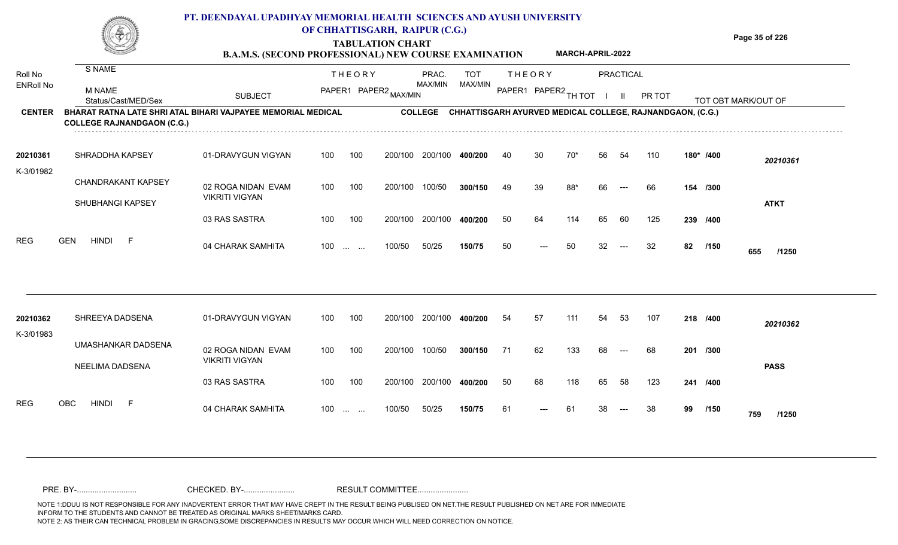# PT. DEENDAYAL UPADHYAY MEMORIAL HEALTH SCIENCES AND AYUSH UNIVERSITY OF CHHATTISGARH, RAIPUR (C.G.)

## TABULATION CHART

### B.A.M.S. (SECOND PROFESSIONAL) NEW COURSE EXAMINATION — MARCH-APRIL-2022

**CENTER:** BHARAT RATNA LATE SHRI ATAL BIHARI VAJPAYEE MEMORIAL MEDICAL COLLEGE RAJNANDGAON (C.G.)

**COLLEGE:** CHHATTISGARH AYURVED MEDICAL COLLEGE, RAJNANDGAON, (C.G.)

| Roll No / ENRoll No | S NAME / M NAME / Status/Cast/MED/Sex | SUBJECT | THEORY PAPER1 | THEORY PAPER2 | MAX/MIN | PRAC. MAX/MIN | TOT MAX/MIN | THEORY PAPER1 | THEORY PAPER2 | TH TOT | PRACTICAL I | PRACTICAL II | PR TOT | TOT OBT | MARK/OUT OF |
|---|---|---|---|---|---|---|---|---|---|---|---|---|---|---|---|
| 20210361 | SHRADDHA KAPSEY | 01-DRAVYGUN VIGYAN | 100 | 100 | 200/100 | 200/100 | 400/200 | 40 | 30 | 70* | 56 | 54 | 110 | 180* | /400 |
| K-3/01982 | CHANDRAKANT KAPSEY | 02 ROGA NIDAN EVAM VIKRITI VIGYAN | 100 | 100 | 200/100 | 100/50 | 300/150 | 49 | 39 | 88* | 66 | --- | 66 | 154 | /300 |
| | SHUBHANGI KAPSEY | 03 RAS SASTRA | 100 | 100 | 200/100 | 200/100 | 400/200 | 50 | 64 | 114 | 65 | 60 | 125 | 239 | /400 |
| REG | GEN HINDI F | 04 CHARAK SAMHITA | 100 | ... ... | 100/50 | 50/25 | 150/75 | 50 | --- | 50 | 32 | --- | 32 | 82 | /150 |
| | **20210361** — **ATKT** — **655 /1250** | | | | | | | | | | | | | | |
| 20210362 | SHREEYA DADSENA | 01-DRAVYGUN VIGYAN | 100 | 100 | 200/100 | 200/100 | 400/200 | 54 | 57 | 111 | 54 | 53 | 107 | 218 | /400 |
| K-3/01983 | UMASHANKAR DADSENA | 02 ROGA NIDAN EVAM VIKRITI VIGYAN | 100 | 100 | 200/100 | 100/50 | 300/150 | 71 | 62 | 133 | 68 | --- | 68 | 201 | /300 |
| | NEELIMA DADSENA | 03 RAS SASTRA | 100 | 100 | 200/100 | 200/100 | 400/200 | 50 | 68 | 118 | 65 | 58 | 123 | 241 | /400 |
| REG | OBC HINDI F | 04 CHARAK SAMHITA | 100 | ... ... | 100/50 | 50/25 | 150/75 | 61 | --- | 61 | 38 | --- | 38 | 99 | /150 |
| | **20210362** — **PASS** — **759 /1250** | | | | | | | | | | | | | | |

PRE. BY-.......................... CHECKED. BY-...................... RESULT COMMITTEE......................

NOTE 1:DDUU IS NOT RESPONSIBLE FOR ANY INADVERTENT ERROR THAT MAY HAVE CREPT IN THE RESULT BEING PUBLISED ON NET.THE RESULT PUBLISHED ON NET ARE FOR IMMEDIATE INFORM TO THE STUDENTS AND CANNOT BE TREATED AS ORIGINAL MARKS SHEET/MARKS CARD.
NOTE 2: AS THEIR CAN TECHNICAL PROBLEM IN GRACING,SOME DISCREPANCIES IN RESULTS MAY OCCUR WHICH WILL NEED CORRECTION ON NOTICE.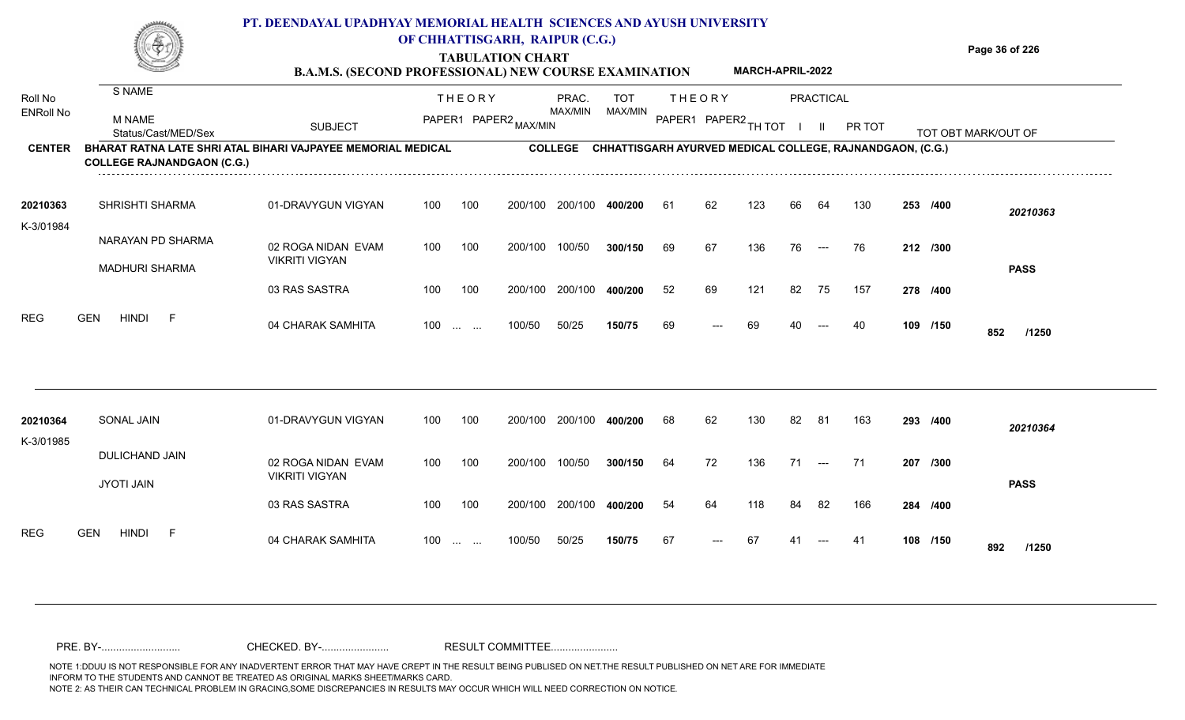# PT. DEENDAYAL UPADHYAY MEMORIAL HEALTH SCIENCES AND AYUSH UNIVERSITY OF CHHATTISGARH, RAIPUR (C.G.)

## TABULATION CHART

### B.A.M.S. (SECOND PROFESSIONAL) NEW COURSE EXAMINATION — MARCH-APRIL-2022

**CENTER:** BHARAT RATNA LATE SHRI ATAL BIHARI VAJPAYEE MEMORIAL MEDICAL COLLEGE RAJNANDGAON (C.G.)

**COLLEGE:** CHHATTISGARH AYURVED MEDICAL COLLEGE, RAJNANDGAON, (C.G.)

| Roll No / ENRoll No | S NAME / M NAME / Status/Cast/MED/Sex | SUBJECT | THEORY PAPER1 | THEORY PAPER2 MAX/MIN | PRAC. MAX/MIN | TOT MAX/MIN | THEORY PAPER1 | THEORY PAPER2 | TH TOT | PRACTICAL I | PRACTICAL II | PR TOT | TOT OBT MARK/OUT OF | |
|---|---|---|---|---|---|---|---|---|---|---|---|---|---|---|
| 20210363 | SHRISHTI SHARMA | 01-DRAVYGUN VIGYAN | 100 | 100 | 200/100 200/100 | 400/200 | 61 | 62 | 123 | 66 | 64 | 130 | 253 /400 | 20210363 |
| K-3/01984 | NARAYAN PD SHARMA | 02 ROGA NIDAN EVAM VIKRITI VIGYAN | 100 | 100 | 200/100 100/50 | 300/150 | 69 | 67 | 136 | 76 | --- | 76 | 212 /300 | |
| | MADHURI SHARMA | | | | | | | | | | | | | PASS |
| | | 03 RAS SASTRA | 100 | 100 | 200/100 200/100 | 400/200 | 52 | 69 | 121 | 82 | 75 | 157 | 278 /400 | |
| REG | GEN HINDI F | 04 CHARAK SAMHITA | 100 | ... ... | 100/50 50/25 | 150/75 | 69 | --- | 69 | 40 | --- | 40 | 109 /150 | 852 /1250 |
| 20210364 | SONAL JAIN | 01-DRAVYGUN VIGYAN | 100 | 100 | 200/100 200/100 | 400/200 | 68 | 62 | 130 | 82 | 81 | 163 | 293 /400 | 20210364 |
| K-3/01985 | DULICHAND JAIN | 02 ROGA NIDAN EVAM VIKRITI VIGYAN | 100 | 100 | 200/100 100/50 | 300/150 | 64 | 72 | 136 | 71 | --- | 71 | 207 /300 | |
| | JYOTI JAIN | | | | | | | | | | | | | PASS |
| | | 03 RAS SASTRA | 100 | 100 | 200/100 200/100 | 400/200 | 54 | 64 | 118 | 84 | 82 | 166 | 284 /400 | |
| REG | GEN HINDI F | 04 CHARAK SAMHITA | 100 | ... ... | 100/50 50/25 | 150/75 | 67 | --- | 67 | 41 | --- | 41 | 108 /150 | 892 /1250 |

PRE. BY-.......................... CHECKED. BY-...................... RESULT COMMITTEE......................

NOTE 1:DDUU IS NOT RESPONSIBLE FOR ANY INADVERTENT ERROR THAT MAY HAVE CREPT IN THE RESULT BEING PUBLISED ON NET.THE RESULT PUBLISHED ON NET ARE FOR IMMEDIATE INFORM TO THE STUDENTS AND CANNOT BE TREATED AS ORIGINAL MARKS SHEET/MARKS CARD.
NOTE 2: AS THEIR CAN TECHNICAL PROBLEM IN GRACING,SOME DISCREPANCIES IN RESULTS MAY OCCUR WHICH WILL NEED CORRECTION ON NOTICE.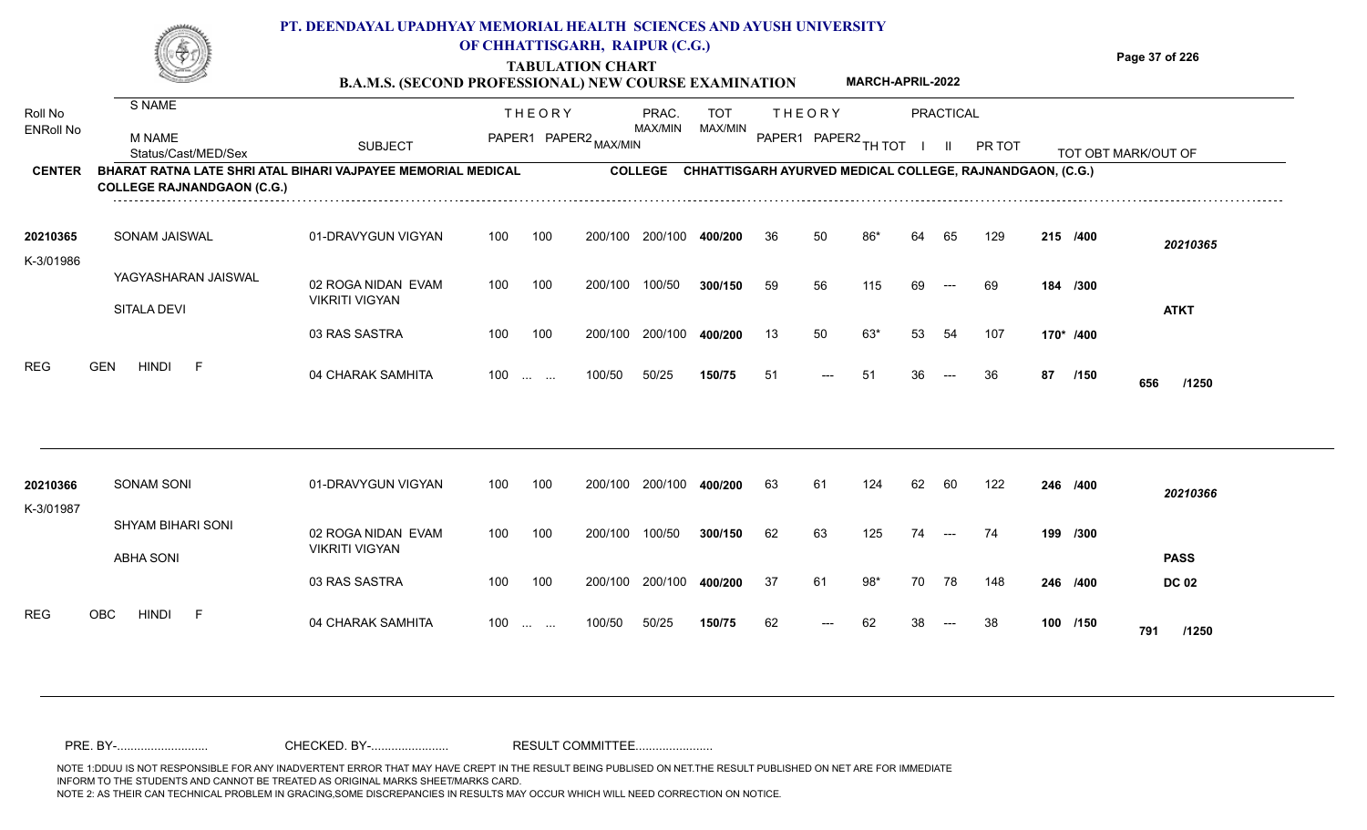# PT. DEENDAYAL UPADHYAY MEMORIAL HEALTH SCIENCES AND AYUSH UNIVERSITY OF CHHATTISGARH, RAIPUR (C.G.)

## TABULATION CHART

### B.A.M.S. (SECOND PROFESSIONAL) NEW COURSE EXAMINATION — MARCH-APRIL-2022

**CENTER:** BHARAT RATNA LATE SHRI ATAL BIHARI VAJPAYEE MEMORIAL MEDICAL COLLEGE RAJNANDGAON (C.G.)

**COLLEGE:** CHHATTISGARH AYURVED MEDICAL COLLEGE, RAJNANDGAON, (C.G.)

| Roll No / ENRoll No | S NAME / M NAME / Status/Cast/MED/Sex | SUBJECT | THEORY PAPER1 | THEORY PAPER2 | MAX/MIN | PRAC. MAX/MIN | TOT MAX/MIN | THEORY PAPER1 | THEORY PAPER2 | TH TOT | PRACTICAL I | PRACTICAL II | PR TOT | TOT OBT | MARK/OUT OF |
|---|---|---|---|---|---|---|---|---|---|---|---|---|---|---|---|
| 20210365 | SONAM JAISWAL | 01-DRAVYGUN VIGYAN | 100 | 100 | 200/100 | 200/100 | 400/200 | 36 | 50 | 86* | 64 | 65 | 129 | 215 /400 | 20210365 |
| K-3/01986 | YAGYASHARAN JAISWAL | 02 ROGA NIDAN EVAM VIKRITI VIGYAN | 100 | 100 | 200/100 | 100/50 | 300/150 | 59 | 56 | 115 | 69 | --- | 69 | 184 /300 | |
| | SITALA DEVI | 03 RAS SASTRA | 100 | 100 | 200/100 | 200/100 | 400/200 | 13 | 50 | 63* | 53 | 54 | 107 | 170* /400 | ATKT |
| | REG GEN HINDI F | 04 CHARAK SAMHITA | 100 | ... ... | 100/50 | 50/25 | 150/75 | 51 | --- | 51 | 36 | --- | 36 | 87 /150 | 656 /1250 |
| 20210366 | SONAM SONI | 01-DRAVYGUN VIGYAN | 100 | 100 | 200/100 | 200/100 | 400/200 | 63 | 61 | 124 | 62 | 60 | 122 | 246 /400 | 20210366 |
| K-3/01987 | SHYAM BIHARI SONI | 02 ROGA NIDAN EVAM VIKRITI VIGYAN | 100 | 100 | 200/100 | 100/50 | 300/150 | 62 | 63 | 125 | 74 | --- | 74 | 199 /300 | PASS |
| | ABHA SONI | 03 RAS SASTRA | 100 | 100 | 200/100 | 200/100 | 400/200 | 37 | 61 | 98* | 70 | 78 | 148 | 246 /400 | DC 02 |
| | REG OBC HINDI F | 04 CHARAK SAMHITA | 100 | ... ... | 100/50 | 50/25 | 150/75 | 62 | --- | 62 | 38 | --- | 38 | 100 /150 | 791 /1250 |

PRE. BY-........................... CHECKED. BY-....................... RESULT COMMITTEE.......................

NOTE 1:DDUU IS NOT RESPONSIBLE FOR ANY INADVERTENT ERROR THAT MAY HAVE CREPT IN THE RESULT BEING PUBLISED ON NET.THE RESULT PUBLISHED ON NET ARE FOR IMMEDIATE INFORM TO THE STUDENTS AND CANNOT BE TREATED AS ORIGINAL MARKS SHEET/MARKS CARD.
NOTE 2: AS THEIR CAN TECHNICAL PROBLEM IN GRACING,SOME DISCREPANCIES IN RESULTS MAY OCCUR WHICH WILL NEED CORRECTION ON NOTICE.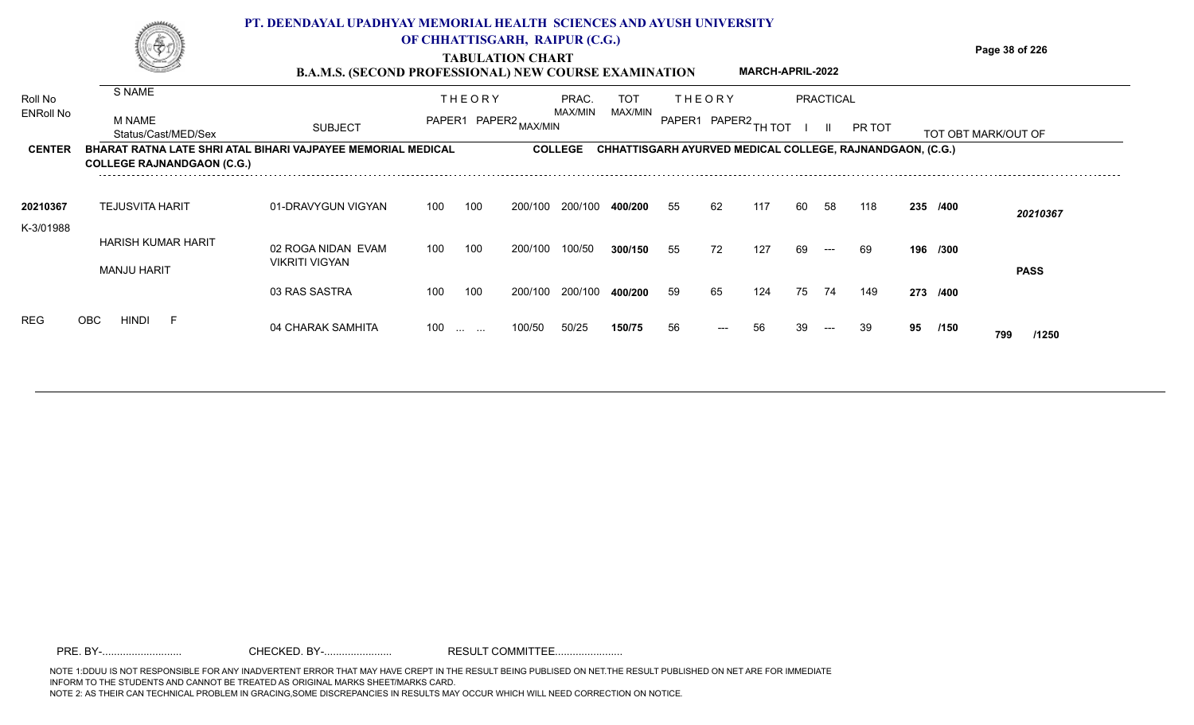# PT. DEENDAYAL UPADHYAY MEMORIAL HEALTH SCIENCES AND AYUSH UNIVERSITY OF CHHATTISGARH, RAIPUR (C.G.)

## TABULATION CHART

### B.A.M.S. (SECOND PROFESSIONAL) NEW COURSE EXAMINATION — MARCH-APRIL-2022

**CENTER:** BHARAT RATNA LATE SHRI ATAL BIHARI VAJPAYEE MEMORIAL MEDICAL COLLEGE RAJNANDGAON (C.G.)

**COLLEGE:** CHHATTISGARH AYURVED MEDICAL COLLEGE, RAJNANDGAON, (C.G.)

| Roll No / ENRoll No | S NAME / M NAME / Status/Cast/MED/Sex | SUBJECT | THEORY PAPER1 | THEORY PAPER2 | MAX/MIN | PRAC. MAX/MIN | TOT MAX/MIN | THEORY PAPER1 | THEORY PAPER2 | TH TOT | PRACTICAL I | PRACTICAL II | PR TOT | TOT OBT MARK/OUT OF | |
|---|---|---|---|---|---|---|---|---|---|---|---|---|---|---|---|
| 20210367 | TEJUSVITA HARIT | 01-DRAVYGUN VIGYAN | 100 | 100 | 200/100 | 200/100 | 400/200 | 55 | 62 | 117 | 60 | 58 | 118 | 235 /400 | 20210367 |
| K-3/01988 | HARISH KUMAR HARIT | 02 ROGA NIDAN EVAM VIKRITI VIGYAN | 100 | 100 | 200/100 | 100/50 | 300/150 | 55 | 72 | 127 | 69 | --- | 69 | 196 /300 | |
| | MANJU HARIT | 03 RAS SASTRA | 100 | 100 | 200/100 | 200/100 | 400/200 | 59 | 65 | 124 | 75 | 74 | 149 | 273 /400 | PASS |
| | REG OBC HINDI F | 04 CHARAK SAMHITA | 100 | ... ... | 100/50 | 50/25 | 150/75 | 56 | --- | 56 | 39 | --- | 39 | 95 /150 | 799 /1250 |

PRE. BY-.......................... CHECKED. BY-...................... RESULT COMMITTEE......................

NOTE 1:DDUU IS NOT RESPONSIBLE FOR ANY INADVERTENT ERROR THAT MAY HAVE CREPT IN THE RESULT BEING PUBLISED ON NET.THE RESULT PUBLISHED ON NET ARE FOR IMMEDIATE INFORM TO THE STUDENTS AND CANNOT BE TREATED AS ORIGINAL MARKS SHEET/MARKS CARD.
NOTE 2: AS THEIR CAN TECHNICAL PROBLEM IN GRACING,SOME DISCREPANCIES IN RESULTS MAY OCCUR WHICH WILL NEED CORRECTION ON NOTICE.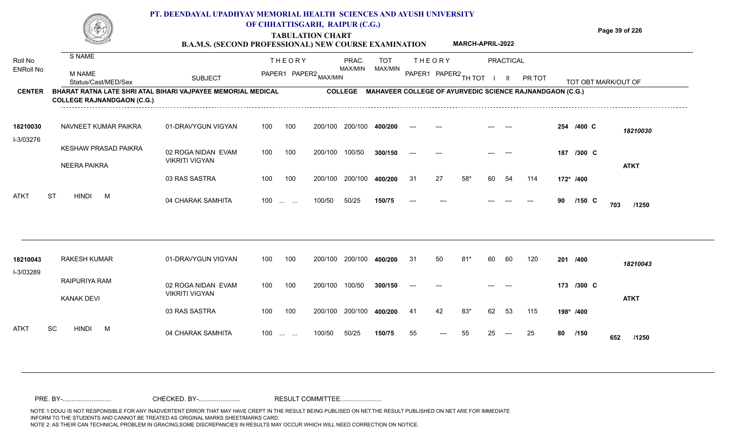# PT. DEENDAYAL UPADHYAY MEMORIAL HEALTH SCIENCES AND AYUSH UNIVERSITY OF CHHATTISGARH, RAIPUR (C.G.)

## TABULATION CHART

### B.A.M.S. (SECOND PROFESSIONAL) NEW COURSE EXAMINATION — MARCH-APRIL-2022

**CENTER:** BHARAT RATNA LATE SHRI ATAL BIHARI VAJPAYEE MEMORIAL MEDICAL COLLEGE RAJNANDGAON (C.G.)

**COLLEGE:** MAHAVEER COLLEGE OF AYURVEDIC SCIENCE RAJNANDGAON (C.G.)

| Roll No / ENRoll No | S NAME / M NAME / Status/Cast/MED/Sex | SUBJECT | THEORY PAPER1 | THEORY PAPER2 MAX/MIN | PRAC. MAX/MIN | TOT MAX/MIN | THEORY PAPER1 | THEORY PAPER2 | TH TOT | PRACTICAL I | PRACTICAL II | PR TOT | TOT OBT MARK/OUT OF | |
|---|---|---|---|---|---|---|---|---|---|---|---|---|---|---|
| 18210030 | NAVNEET KUMAR PAIKRA | 01-DRAVYGUN VIGYAN | 100 | 100 200/100 | 200/100 | 400/200 | --- | --- | | --- | --- | | 254 /400 C | 18210030 |
| I-3/03276 | KESHAW PRASAD PAIKRA | 02 ROGA NIDAN EVAM VIKRITI VIGYAN | 100 | 100 200/100 | 100/50 | 300/150 | --- | --- | | --- | --- | | 187 /300 C | |
| | NEERA PAIKRA | 03 RAS SASTRA | 100 | 100 200/100 | 200/100 | 400/200 | 31 | 27 | 58* | 60 | 54 | 114 | 172* /400 | ATKT |
| ATKT | ST HINDI M | 04 CHARAK SAMHITA | 100 | ... ... 100/50 | 50/25 | 150/75 | --- | --- | | --- | --- | --- | 90 /150 C | 703 /1250 |
| 18210043 | RAKESH KUMAR | 01-DRAVYGUN VIGYAN | 100 | 100 200/100 | 200/100 | 400/200 | 31 | 50 | 81* | 60 | 60 | 120 | 201 /400 | 18210043 |
| I-3/03289 | RAIPURIYA RAM | 02 ROGA NIDAN EVAM VIKRITI VIGYAN | 100 | 100 200/100 | 100/50 | 300/150 | --- | --- | | --- | --- | | 173 /300 C | |
| | KANAK DEVI | 03 RAS SASTRA | 100 | 100 200/100 | 200/100 | 400/200 | 41 | 42 | 83* | 62 | 53 | 115 | 198* /400 | ATKT |
| ATKT | SC HINDI M | 04 CHARAK SAMHITA | 100 | ... ... 100/50 | 50/25 | 150/75 | 55 | --- | 55 | 25 | --- | 25 | 80 /150 | 652 /1250 |

PRE. BY-.......................... CHECKED. BY-...................... RESULT COMMITTEE......................

NOTE 1:DDUU IS NOT RESPONSIBLE FOR ANY INADVERTENT ERROR THAT MAY HAVE CREPT IN THE RESULT BEING PUBLISED ON NET.THE RESULT PUBLISHED ON NET ARE FOR IMMEDIATE INFORM TO THE STUDENTS AND CANNOT BE TREATED AS ORIGINAL MARKS SHEET/MARKS CARD.
NOTE 2: AS THEIR CAN TECHNICAL PROBLEM IN GRACING,SOME DISCREPANCIES IN RESULTS MAY OCCUR WHICH WILL NEED CORRECTION ON NOTICE.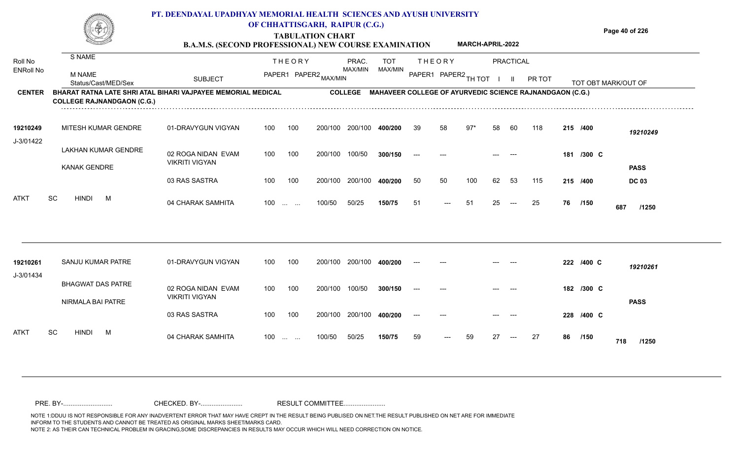# PT. DEENDAYAL UPADHYAY MEMORIAL HEALTH SCIENCES AND AYUSH UNIVERSITY OF CHHATTISGARH, RAIPUR (C.G.)

## TABULATION CHART

### B.A.M.S. (SECOND PROFESSIONAL) NEW COURSE EXAMINATION — MARCH-APRIL-2022

**CENTER:** BHARAT RATNA LATE SHRI ATAL BIHARI VAJPAYEE MEMORIAL MEDICAL COLLEGE RAJNANDGAON (C.G.)

**COLLEGE:** MAHAVEER COLLEGE OF AYURVEDIC SCIENCE RAJNANDGAON (C.G.)

| Roll No / ENRoll No | S NAME / M NAME / Status/Cast/MED/Sex | SUBJECT | THEORY PAPER1 | THEORY PAPER2 MAX/MIN | PRAC. MAX/MIN | TOT MAX/MIN | | THEORY PAPER1 | THEORY PAPER2 | TH TOT | PRACTICAL I | PRACTICAL II | PR TOT | TOT OBT MARK/OUT OF | |
|---|---|---|---|---|---|---|---|---|---|---|---|---|---|---|---|
| 19210249 | MITESH KUMAR GENDRE | 01-DRAVYGUN VIGYAN | 100 | 100 | 200/100 | 200/100 | 400/200 | 39 | 58 | 97* | 58 | 60 | 118 | 215 /400 | 19210249 |
| J-3/01422 | LAKHAN KUMAR GENDRE | 02 ROGA NIDAN EVAM VIKRITI VIGYAN | 100 | 100 | 200/100 | 100/50 | 300/150 | --- | --- | | --- | --- | | 181 /300 C | |
| | KANAK GENDRE | | | | | | | | | | | | | | PASS |
| | | 03 RAS SASTRA | 100 | 100 | 200/100 | 200/100 | 400/200 | 50 | 50 | 100 | 62 | 53 | 115 | 215 /400 | DC 03 |
| ATKT | SC HINDI M | 04 CHARAK SAMHITA | 100 | ... ... | 100/50 | 50/25 | 150/75 | 51 | --- | 51 | 25 | --- | 25 | 76 /150 | 687 /1250 |
| 19210261 | SANJU KUMAR PATRE | 01-DRAVYGUN VIGYAN | 100 | 100 | 200/100 | 200/100 | 400/200 | --- | --- | | --- | --- | | 222 /400 C | 19210261 |
| J-3/01434 | BHAGWAT DAS PATRE | 02 ROGA NIDAN EVAM VIKRITI VIGYAN | 100 | 100 | 200/100 | 100/50 | 300/150 | --- | --- | | --- | --- | | 182 /300 C | |
| | NIRMALA BAI PATRE | | | | | | | | | | | | | | PASS |
| | | 03 RAS SASTRA | 100 | 100 | 200/100 | 200/100 | 400/200 | --- | --- | | --- | --- | | 228 /400 C | |
| ATKT | SC HINDI M | 04 CHARAK SAMHITA | 100 | ... ... | 100/50 | 50/25 | 150/75 | 59 | --- | 59 | 27 | --- | 27 | 86 /150 | 718 /1250 |

PRE. BY-.......................... CHECKED. BY-...................... RESULT COMMITTEE......................

NOTE 1:DDUU IS NOT RESPONSIBLE FOR ANY INADVERTENT ERROR THAT MAY HAVE CREPT IN THE RESULT BEING PUBLISED ON NET.THE RESULT PUBLISHED ON NET ARE FOR IMMEDIATE INFORM TO THE STUDENTS AND CANNOT BE TREATED AS ORIGINAL MARKS SHEET/MARKS CARD.
NOTE 2: AS THEIR CAN TECHNICAL PROBLEM IN GRACING,SOME DISCREPANCIES IN RESULTS MAY OCCUR WHICH WILL NEED CORRECTION ON NOTICE.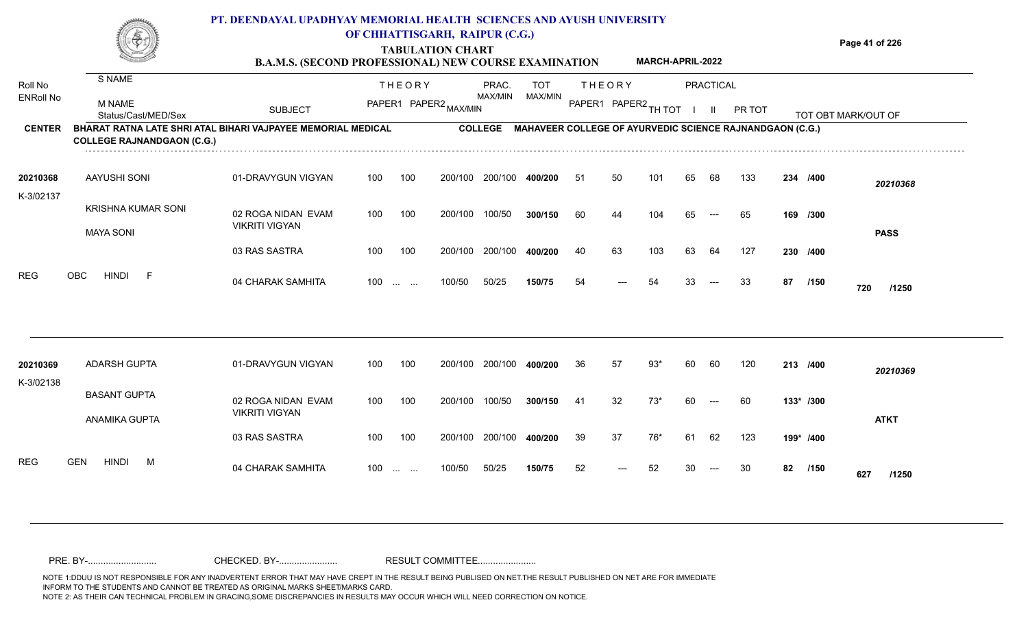# PT. DEENDAYAL UPADHYAY MEMORIAL HEALTH SCIENCES AND AYUSH UNIVERSITY OF CHHATTISGARH, RAIPUR (C.G.)

## TABULATION CHART

### B.A.M.S. (SECOND PROFESSIONAL) NEW COURSE EXAMINATION — MARCH-APRIL-2022

**CENTER:** BHARAT RATNA LATE SHRI ATAL BIHARI VAJPAYEE MEMORIAL MEDICAL COLLEGE RAJNANDGAON (C.G.)
**COLLEGE:** MAHAVEER COLLEGE OF AYURVEDIC SCIENCE RAJNANDGAON (C.G.)

| Roll No / ENRoll No | S NAME / M NAME / Status/Cast/MED/Sex | SUBJECT | THEORY PAPER1 | THEORY PAPER2 MAX/MIN | PRAC. MAX/MIN | TOT MAX/MIN | THEORY PAPER1 | THEORY PAPER2 | TH TOT | PRACTICAL I | PRACTICAL II | PR TOT | TOT OBT | MARK/OUT OF |
|---|---|---|---|---|---|---|---|---|---|---|---|---|---|---|
| 20210368 | AAYUSHI SONI | 01-DRAVYGUN VIGYAN | 100 | 100 200/100 | 200/100 | 400/200 | 51 | 50 | 101 | 65 | 68 | 133 | 234 /400 | 20210368 |
| K-3/02137 | KRISHNA KUMAR SONI | 02 ROGA NIDAN EVAM VIKRITI VIGYAN | 100 | 100 200/100 | 100/50 | 300/150 | 60 | 44 | 104 | 65 | --- | 65 | 169 /300 | |
| | MAYA SONI | 03 RAS SASTRA | 100 | 100 200/100 | 200/100 | 400/200 | 40 | 63 | 103 | 63 | 64 | 127 | 230 /400 | PASS |
| REG | OBC HINDI F | 04 CHARAK SAMHITA | 100 | ... ... 100/50 | 50/25 | 150/75 | 54 | --- | 54 | 33 | --- | 33 | 87 /150 | 720 /1250 |
| 20210369 | ADARSH GUPTA | 01-DRAVYGUN VIGYAN | 100 | 100 200/100 | 200/100 | 400/200 | 36 | 57 | 93* | 60 | 60 | 120 | 213 /400 | 20210369 |
| K-3/02138 | BASANT GUPTA | 02 ROGA NIDAN EVAM VIKRITI VIGYAN | 100 | 100 200/100 | 100/50 | 300/150 | 41 | 32 | 73* | 60 | --- | 60 | 133* /300 | |
| | ANAMIKA GUPTA | 03 RAS SASTRA | 100 | 100 200/100 | 200/100 | 400/200 | 39 | 37 | 76* | 61 | 62 | 123 | 199* /400 | ATKT |
| REG | GEN HINDI M | 04 CHARAK SAMHITA | 100 | ... ... 100/50 | 50/25 | 150/75 | 52 | --- | 52 | 30 | --- | 30 | 82 /150 | 627 /1250 |

PRE. BY-........................... CHECKED. BY-....................... RESULT COMMITTEE.......................

NOTE 1:DDUU IS NOT RESPONSIBLE FOR ANY INADVERTENT ERROR THAT MAY HAVE CREPT IN THE RESULT BEING PUBLISED ON NET.THE RESULT PUBLISHED ON NET ARE FOR IMMEDIATE INFORM TO THE STUDENTS AND CANNOT BE TREATED AS ORIGINAL MARKS SHEET/MARKS CARD.
NOTE 2: AS THEIR CAN TECHNICAL PROBLEM IN GRACING,SOME DISCREPANCIES IN RESULTS MAY OCCUR WHICH WILL NEED CORRECTION ON NOTICE.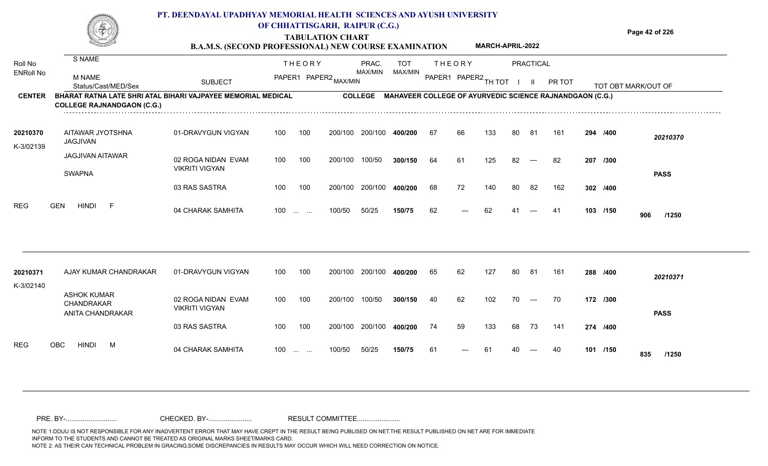# PT. DEENDAYAL UPADHYAY MEMORIAL HEALTH SCIENCES AND AYUSH UNIVERSITY OF CHHATTISGARH, RAIPUR (C.G.)

## TABULATION CHART

### B.A.M.S. (SECOND PROFESSIONAL) NEW COURSE EXAMINATION — MARCH-APRIL-2022

**CENTER:** BHARAT RATNA LATE SHRI ATAL BIHARI VAJPAYEE MEMORIAL MEDICAL COLLEGE RAJNANDGAON (C.G.)

**COLLEGE:** MAHAVEER COLLEGE OF AYURVEDIC SCIENCE RAJNANDGAON (C.G.)

| Roll No / ENRoll No | S NAME / M NAME / Status/Cast/MED/Sex | SUBJECT | THEORY PAPER1 | THEORY PAPER2 MAX/MIN | PRAC. MAX/MIN | TOT MAX/MIN | THEORY PAPER1 | THEORY PAPER2 | TH TOT | PRACTICAL I | PRACTICAL II | PR TOT | TOT OBT | MARK/OUT OF |
|---|---|---|---|---|---|---|---|---|---|---|---|---|---|---|
| 20210370 | AITAWAR JYOTSHNA JAGJIVAN | 01-DRAVYGUN VIGYAN | 100 | 100 200/100 | 200/100 | 400/200 | 67 | 66 | 133 | 80 | 81 | 161 | 294 /400 | 20210370 |
| K-3/02139 | JAGJIVAN AITAWAR | 02 ROGA NIDAN EVAM VIKRITI VIGYAN | 100 | 100 200/100 | 100/50 | 300/150 | 64 | 61 | 125 | 82 | --- | 82 | 207 /300 | |
| | SWAPNA | 03 RAS SASTRA | 100 | 100 200/100 | 200/100 | 400/200 | 68 | 72 | 140 | 80 | 82 | 162 | 302 /400 | PASS |
| REG | GEN HINDI F | 04 CHARAK SAMHITA | 100 | ... ... 100/50 | 50/25 | 150/75 | 62 | --- | 62 | 41 | --- | 41 | 103 /150 | 906 /1250 |
| 20210371 | AJAY KUMAR CHANDRAKAR | 01-DRAVYGUN VIGYAN | 100 | 100 200/100 | 200/100 | 400/200 | 65 | 62 | 127 | 80 | 81 | 161 | 288 /400 | 20210371 |
| K-3/02140 | ASHOK KUMAR CHANDRAKAR | 02 ROGA NIDAN EVAM VIKRITI VIGYAN | 100 | 100 200/100 | 100/50 | 300/150 | 40 | 62 | 102 | 70 | --- | 70 | 172 /300 | |
| | ANITA CHANDRAKAR | 03 RAS SASTRA | 100 | 100 200/100 | 200/100 | 400/200 | 74 | 59 | 133 | 68 | 73 | 141 | 274 /400 | PASS |
| REG | OBC HINDI M | 04 CHARAK SAMHITA | 100 | ... ... 100/50 | 50/25 | 150/75 | 61 | --- | 61 | 40 | --- | 40 | 101 /150 | 835 /1250 |

PRE. BY-.......................... CHECKED. BY-...................... RESULT COMMITTEE......................

NOTE 1:DDUU IS NOT RESPONSIBLE FOR ANY INADVERTENT ERROR THAT MAY HAVE CREPT IN THE RESULT BEING PUBLISED ON NET.THE RESULT PUBLISHED ON NET ARE FOR IMMEDIATE INFORM TO THE STUDENTS AND CANNOT BE TREATED AS ORIGINAL MARKS SHEET/MARKS CARD.
NOTE 2: AS THEIR CAN TECHNICAL PROBLEM IN GRACING,SOME DISCREPANCIES IN RESULTS MAY OCCUR WHICH WILL NEED CORRECTION ON NOTICE.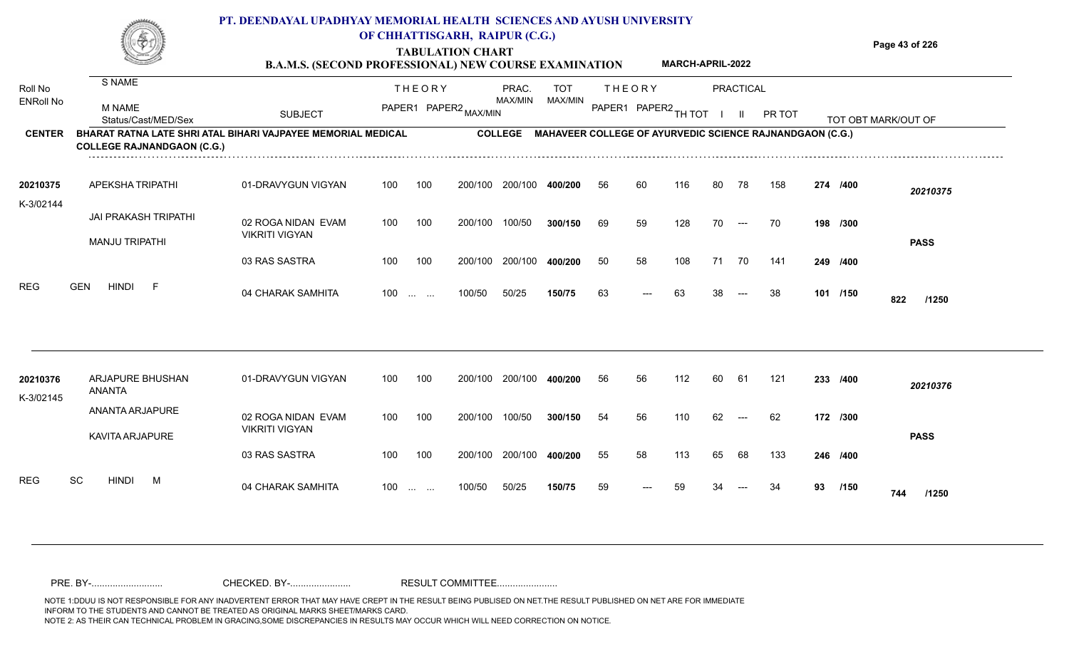# PT. DEENDAYAL UPADHYAY MEMORIAL HEALTH SCIENCES AND AYUSH UNIVERSITY OF CHHATTISGARH, RAIPUR (C.G.)

## TABULATION CHART

### B.A.M.S. (SECOND PROFESSIONAL) NEW COURSE EXAMINATION — MARCH-APRIL-2022

**CENTER:** BHARAT RATNA LATE SHRI ATAL BIHARI VAJPAYEE MEMORIAL MEDICAL COLLEGE RAJNANDGAON (C.G.)

**COLLEGE:** MAHAVEER COLLEGE OF AYURVEDIC SCIENCE RAJNANDGAON (C.G.)

| Roll No / ENRoll No | S NAME / M NAME / Status/Cast/MED/Sex | SUBJECT | THEORY PAPER1 | THEORY PAPER2 MAX/MIN | PRAC. MAX/MIN | TOT MAX/MIN | THEORY PAPER1 | THEORY PAPER2 | TH TOT | PRACTICAL I | PRACTICAL II | PR TOT | TOT OBT MARK/OUT OF | |
|---|---|---|---|---|---|---|---|---|---|---|---|---|---|---|
| 20210375 | APEKSHA TRIPATHI | 01-DRAVYGUN VIGYAN | 100 | 100 200/100 | 200/100 | 400/200 | 56 | 60 | 116 | 80 | 78 | 158 | 274 /400 | 20210375 |
| K-3/02144 | JAI PRAKASH TRIPATHI | 02 ROGA NIDAN EVAM VIKRITI VIGYAN | 100 | 100 200/100 | 100/50 | 300/150 | 69 | 59 | 128 | 70 | --- | 70 | 198 /300 | |
| | MANJU TRIPATHI | 03 RAS SASTRA | 100 | 100 200/100 | 200/100 | 400/200 | 50 | 58 | 108 | 71 | 70 | 141 | 249 /400 | PASS |
| REG | GEN HINDI F | 04 CHARAK SAMHITA | 100 | ... ... 100/50 | 50/25 | 150/75 | 63 | --- | 63 | 38 | --- | 38 | 101 /150 | 822 /1250 |
| 20210376 | ARJAPURE BHUSHAN ANANTA | 01-DRAVYGUN VIGYAN | 100 | 100 200/100 | 200/100 | 400/200 | 56 | 56 | 112 | 60 | 61 | 121 | 233 /400 | 20210376 |
| K-3/02145 | ANANTA ARJAPURE | 02 ROGA NIDAN EVAM VIKRITI VIGYAN | 100 | 100 200/100 | 100/50 | 300/150 | 54 | 56 | 110 | 62 | --- | 62 | 172 /300 | |
| | KAVITA ARJAPURE | 03 RAS SASTRA | 100 | 100 200/100 | 200/100 | 400/200 | 55 | 58 | 113 | 65 | 68 | 133 | 246 /400 | PASS |
| REG | SC HINDI M | 04 CHARAK SAMHITA | 100 | ... ... 100/50 | 50/25 | 150/75 | 59 | --- | 59 | 34 | --- | 34 | 93 /150 | 744 /1250 |

PRE. BY-.......................... CHECKED. BY-...................... RESULT COMMITTEE......................

NOTE 1:DDUU IS NOT RESPONSIBLE FOR ANY INADVERTENT ERROR THAT MAY HAVE CREPT IN THE RESULT BEING PUBLISED ON NET.THE RESULT PUBLISHED ON NET ARE FOR IMMEDIATE INFORM TO THE STUDENTS AND CANNOT BE TREATED AS ORIGINAL MARKS SHEET/MARKS CARD.
NOTE 2: AS THEIR CAN TECHNICAL PROBLEM IN GRACING,SOME DISCREPANCIES IN RESULTS MAY OCCUR WHICH WILL NEED CORRECTION ON NOTICE.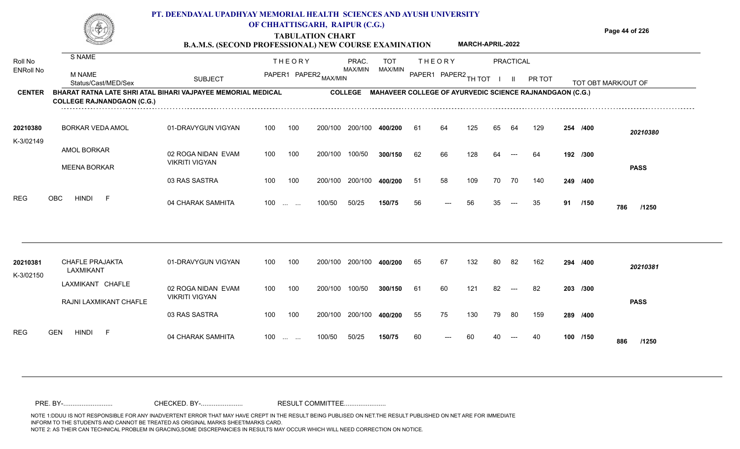# PT. DEENDAYAL UPADHYAY MEMORIAL HEALTH SCIENCES AND AYUSH UNIVERSITY OF CHHATTISGARH, RAIPUR (C.G.)

## TABULATION CHART

**B.A.M.S. (SECOND PROFESSIONAL) NEW COURSE EXAMINATION** — **MARCH-APRIL-2022**

**CENTER:** BHARAT RATNA LATE SHRI ATAL BIHARI VAJPAYEE MEMORIAL MEDICAL COLLEGE RAJNANDGAON (C.G.)

**COLLEGE:** MAHAVEER COLLEGE OF AYURVEDIC SCIENCE RAJNANDGAON (C.G.)

| Roll No / ENRoll No | S NAME / M NAME / Status/Cast/MED/Sex | SUBJECT | THEORY PAPER1 | THEORY PAPER2 MAX/MIN | PRAC. MAX/MIN | TOT MAX/MIN | THEORY PAPER1 | THEORY PAPER2 | TH TOT | PRACTICAL I | PRACTICAL II | PR TOT | TOT OBT | MARK/OUT OF |
|---|---|---|---|---|---|---|---|---|---|---|---|---|---|---|
| 20210380 | BORKAR VEDA AMOL | 01-DRAVYGUN VIGYAN | 100 | 100 | 200/100 200/100 | 400/200 | 61 | 64 | 125 | 65 | 64 | 129 | 254 | /400 |
| K-3/02149 | AMOL BORKAR | 02 ROGA NIDAN EVAM VIKRITI VIGYAN | 100 | 100 | 200/100 100/50 | 300/150 | 62 | 66 | 128 | 64 | --- | 64 | 192 | /300 |
| | MEENA BORKAR | 03 RAS SASTRA | 100 | 100 | 200/100 200/100 | 400/200 | 51 | 58 | 109 | 70 | 70 | 140 | 249 | /400 |
| REG | OBC HINDI F | 04 CHARAK SAMHITA | 100 | ... ... | 100/50 50/25 | 150/75 | 56 | --- | 56 | 35 | --- | 35 | 91 | /150 |
| | | | | | | | | | | | | | 786 | /1250 |
| | | | | | | | | | | | | | 20210380 | PASS |
| 20210381 | CHAFLE PRAJAKTA LAXMIKANT | 01-DRAVYGUN VIGYAN | 100 | 100 | 200/100 200/100 | 400/200 | 65 | 67 | 132 | 80 | 82 | 162 | 294 | /400 |
| K-3/02150 | LAXMIKANT CHAFLE | 02 ROGA NIDAN EVAM VIKRITI VIGYAN | 100 | 100 | 200/100 100/50 | 300/150 | 61 | 60 | 121 | 82 | --- | 82 | 203 | /300 |
| | RAJNI LAXMIKANT CHAFLE | 03 RAS SASTRA | 100 | 100 | 200/100 200/100 | 400/200 | 55 | 75 | 130 | 79 | 80 | 159 | 289 | /400 |
| REG | GEN HINDI F | 04 CHARAK SAMHITA | 100 | ... ... | 100/50 50/25 | 150/75 | 60 | --- | 60 | 40 | --- | 40 | 100 | /150 |
| | | | | | | | | | | | | | 886 | /1250 |
| | | | | | | | | | | | | | 20210381 | PASS |

PRE. BY-.......................... CHECKED. BY-...................... RESULT COMMITTEE......................

NOTE 1:DDUU IS NOT RESPONSIBLE FOR ANY INADVERTENT ERROR THAT MAY HAVE CREPT IN THE RESULT BEING PUBLISED ON NET.THE RESULT PUBLISHED ON NET ARE FOR IMMEDIATE INFORM TO THE STUDENTS AND CANNOT BE TREATED AS ORIGINAL MARKS SHEET/MARKS CARD.
NOTE 2: AS THEIR CAN TECHNICAL PROBLEM IN GRACING,SOME DISCREPANCIES IN RESULTS MAY OCCUR WHICH WILL NEED CORRECTION ON NOTICE.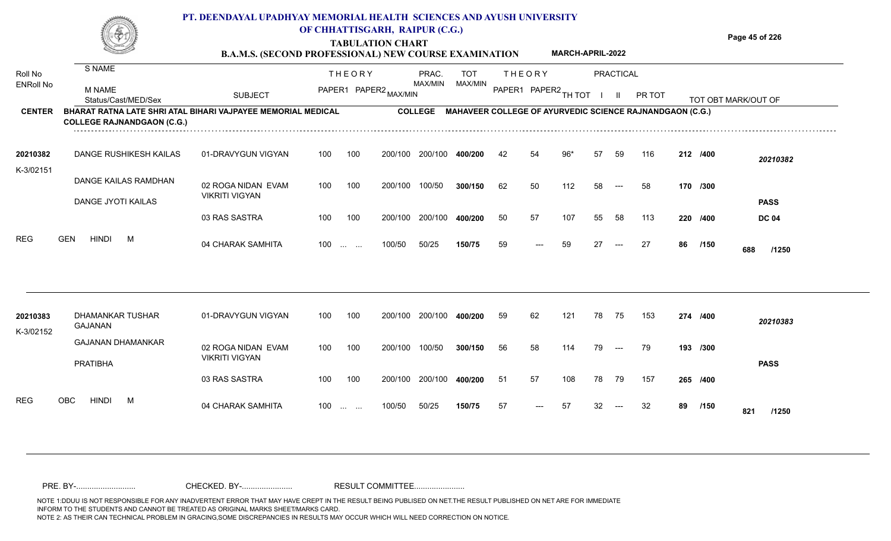# PT. DEENDAYAL UPADHYAY MEMORIAL HEALTH SCIENCES AND AYUSH UNIVERSITY OF CHHATTISGARH, RAIPUR (C.G.)

## TABULATION CHART

### B.A.M.S. (SECOND PROFESSIONAL) NEW COURSE EXAMINATION — MARCH-APRIL-2022

**CENTER:** BHARAT RATNA LATE SHRI ATAL BIHARI VAJPAYEE MEMORIAL MEDICAL COLLEGE RAJNANDGAON (C.G.)

**COLLEGE:** MAHAVEER COLLEGE OF AYURVEDIC SCIENCE RAJNANDGAON (C.G.)

| Roll No / ENRoll No | S NAME / M NAME / Status/Cast/MED/Sex | SUBJECT | THEORY PAPER1 | THEORY PAPER2 | MAX/MIN | PRAC. MAX/MIN | TOT MAX/MIN | THEORY PAPER1 | THEORY PAPER2 | TH TOT | PRACTICAL I | PRACTICAL II | PR TOT | TOT | OBT MARK/OUT OF |
|---|---|---|---|---|---|---|---|---|---|---|---|---|---|---|---|
| 20210382 | DANGE RUSHIKESH KAILAS | 01-DRAVYGUN VIGYAN | 100 | 100 | 200/100 | 200/100 | 400/200 | 42 | 54 | 96* | 57 | 59 | 116 | 212 /400 | 20210382 |
| K-3/02151 | DANGE KAILAS RAMDHAN | 02 ROGA NIDAN EVAM VIKRITI VIGYAN | 100 | 100 | 200/100 | 100/50 | 300/150 | 62 | 50 | 112 | 58 | --- | 58 | 170 /300 | |
| | DANGE JYOTI KAILAS | 03 RAS SASTRA | 100 | 100 | 200/100 | 200/100 | 400/200 | 50 | 57 | 107 | 55 | 58 | 113 | 220 /400 | PASS DC 04 |
| REG | GEN HINDI M | 04 CHARAK SAMHITA | 100 | ... ... | 100/50 | 50/25 | 150/75 | 59 | --- | 59 | 27 | --- | 27 | 86 /150 | 688 /1250 |
| 20210383 | DHAMANKAR TUSHAR GAJANAN | 01-DRAVYGUN VIGYAN | 100 | 100 | 200/100 | 200/100 | 400/200 | 59 | 62 | 121 | 78 | 75 | 153 | 274 /400 | 20210383 |
| K-3/02152 | GAJANAN DHAMANKAR | 02 ROGA NIDAN EVAM VIKRITI VIGYAN | 100 | 100 | 200/100 | 100/50 | 300/150 | 56 | 58 | 114 | 79 | --- | 79 | 193 /300 | |
| | PRATIBHA | 03 RAS SASTRA | 100 | 100 | 200/100 | 200/100 | 400/200 | 51 | 57 | 108 | 78 | 79 | 157 | 265 /400 | PASS |
| REG | OBC HINDI M | 04 CHARAK SAMHITA | 100 | ... ... | 100/50 | 50/25 | 150/75 | 57 | --- | 57 | 32 | --- | 32 | 89 /150 | 821 /1250 |

PRE. BY-.......................... CHECKED. BY-...................... RESULT COMMITTEE......................

NOTE 1:DDUU IS NOT RESPONSIBLE FOR ANY INADVERTENT ERROR THAT MAY HAVE CREPT IN THE RESULT BEING PUBLISED ON NET.THE RESULT PUBLISHED ON NET ARE FOR IMMEDIATE INFORM TO THE STUDENTS AND CANNOT BE TREATED AS ORIGINAL MARKS SHEET/MARKS CARD.
NOTE 2: AS THEIR CAN TECHNICAL PROBLEM IN GRACING,SOME DISCREPANCIES IN RESULTS MAY OCCUR WHICH WILL NEED CORRECTION ON NOTICE.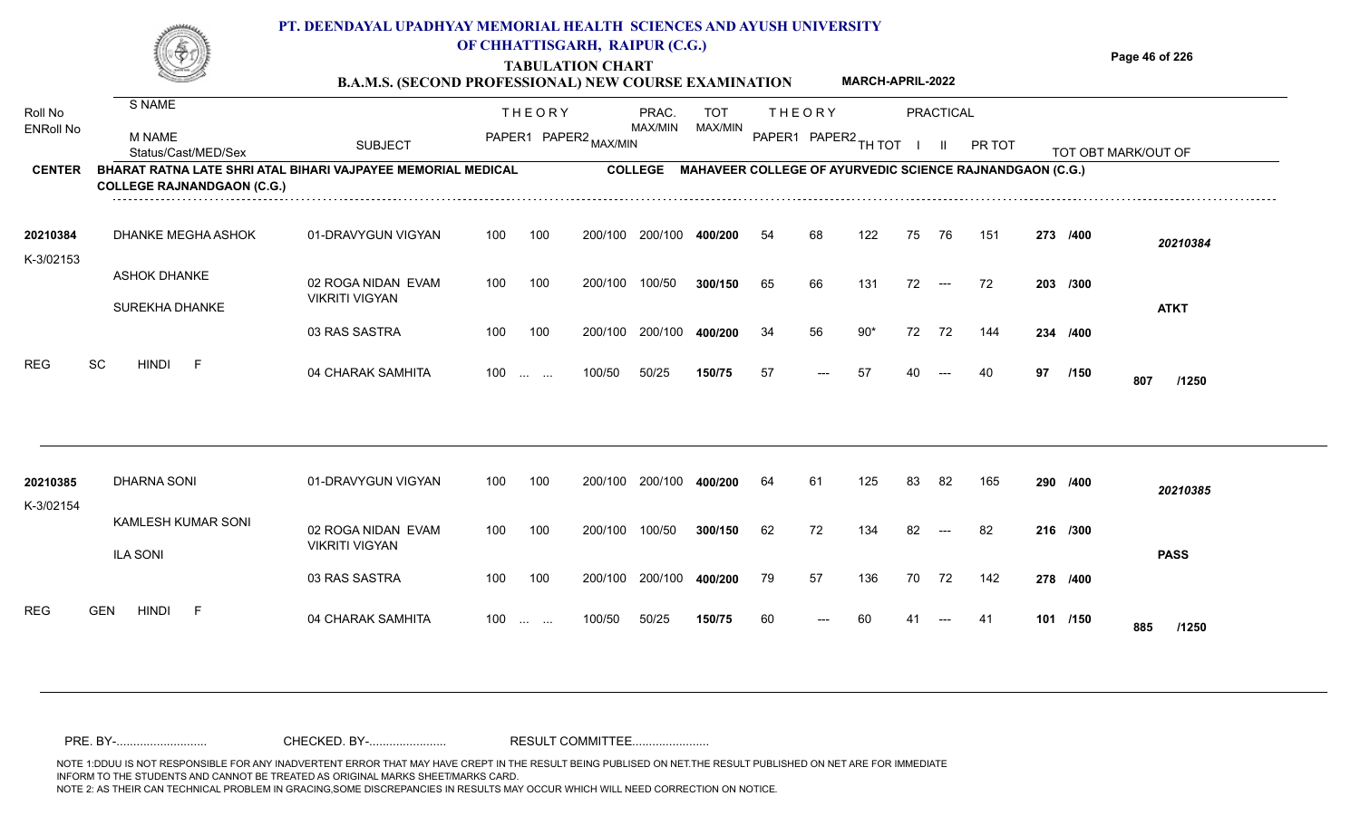# PT. DEENDAYAL UPADHYAY MEMORIAL HEALTH SCIENCES AND AYUSH UNIVERSITY OF CHHATTISGARH, RAIPUR (C.G.)

## TABULATION CHART

### B.A.M.S. (SECOND PROFESSIONAL) NEW COURSE EXAMINATION — MARCH-APRIL-2022

| Roll No / ENRoll No | S NAME / M NAME / Status/Cast/MED/Sex | SUBJECT | THEORY PAPER1 | THEORY PAPER2 | MAX/MIN | PRAC. MAX/MIN | TOT MAX/MIN | THEORY PAPER1 | THEORY PAPER2 | TH TOT | PRACTICAL I | PRACTICAL II | PR TOT | TOT OBT | MARK/OUT OF |
|---|---|---|---|---|---|---|---|---|---|---|---|---|---|---|---|

**CENTER** BHARAT RATNA LATE SHRI ATAL BIHARI VAJPAYEE MEMORIAL MEDICAL COLLEGE RAJNANDGAON (C.G.) **COLLEGE** MAHAVEER COLLEGE OF AYURVEDIC SCIENCE RAJNANDGAON (C.G.)

| Roll No / ENRoll No | S NAME / M NAME / Status/Cast/MED/Sex | SUBJECT | THEORY PAPER1 | THEORY PAPER2 | MAX/MIN | PRAC. MAX/MIN | TOT MAX/MIN | THEORY PAPER1 | THEORY PAPER2 | TH TOT | PRACTICAL I | PRACTICAL II | PR TOT | TOT OBT | MARK/OUT OF |
|---|---|---|---|---|---|---|---|---|---|---|---|---|---|---|---|
| 20210384 | DHANKE MEGHA ASHOK | 01-DRAVYGUN VIGYAN | 100 | 100 | 200/100 | 200/100 | 400/200 | 54 | 68 | 122 | 75 | 76 | 151 | 273 /400 | 20210384 |
| K-3/02153 | ASHOK DHANKE | 02 ROGA NIDAN EVAM VIKRITI VIGYAN | 100 | 100 | 200/100 | 100/50 | 300/150 | 65 | 66 | 131 | 72 | --- | 72 | 203 /300 | |
| | SUREKHA DHANKE | 03 RAS SASTRA | 100 | 100 | 200/100 | 200/100 | 400/200 | 34 | 56 | 90* | 72 | 72 | 144 | 234 /400 | ATKT |
| REG | SC HINDI F | 04 CHARAK SAMHITA | 100 | ... ... | 100/50 | 50/25 | 150/75 | 57 | --- | 57 | 40 | --- | 40 | 97 /150 | 807 /1250 |
| 20210385 | DHARNA SONI | 01-DRAVYGUN VIGYAN | 100 | 100 | 200/100 | 200/100 | 400/200 | 64 | 61 | 125 | 83 | 82 | 165 | 290 /400 | 20210385 |
| K-3/02154 | KAMLESH KUMAR SONI | 02 ROGA NIDAN EVAM VIKRITI VIGYAN | 100 | 100 | 200/100 | 100/50 | 300/150 | 62 | 72 | 134 | 82 | --- | 82 | 216 /300 | |
| | ILA SONI | 03 RAS SASTRA | 100 | 100 | 200/100 | 200/100 | 400/200 | 79 | 57 | 136 | 70 | 72 | 142 | 278 /400 | PASS |
| REG | GEN HINDI F | 04 CHARAK SAMHITA | 100 | ... ... | 100/50 | 50/25 | 150/75 | 60 | --- | 60 | 41 | --- | 41 | 101 /150 | 885 /1250 |

PRE. BY-.......................... CHECKED. BY-....................... RESULT COMMITTEE.......................

NOTE 1:DDUU IS NOT RESPONSIBLE FOR ANY INADVERTENT ERROR THAT MAY HAVE CREPT IN THE RESULT BEING PUBLISED ON NET.THE RESULT PUBLISHED ON NET ARE FOR IMMEDIATE INFORM TO THE STUDENTS AND CANNOT BE TREATED AS ORIGINAL MARKS SHEET/MARKS CARD.
NOTE 2: AS THEIR CAN TECHNICAL PROBLEM IN GRACING,SOME DISCREPANCIES IN RESULTS MAY OCCUR WHICH WILL NEED CORRECTION ON NOTICE.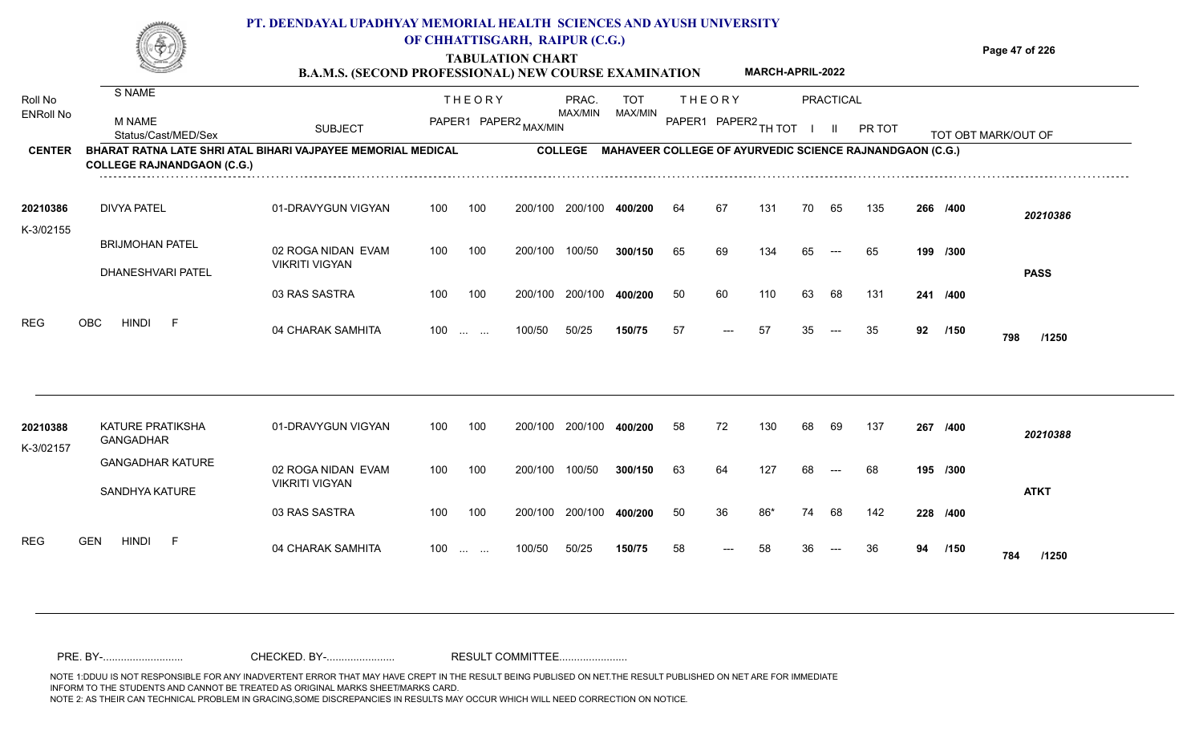# PT. DEENDAYAL UPADHYAY MEMORIAL HEALTH SCIENCES AND AYUSH UNIVERSITY OF CHHATTISGARH, RAIPUR (C.G.)

## TABULATION CHART

### B.A.M.S. (SECOND PROFESSIONAL) NEW COURSE EXAMINATION — MARCH-APRIL-2022

**CENTER:** BHARAT RATNA LATE SHRI ATAL BIHARI VAJPAYEE MEMORIAL MEDICAL COLLEGE RAJNANDGAON (C.G.)

**COLLEGE:** MAHAVEER COLLEGE OF AYURVEDIC SCIENCE RAJNANDGAON (C.G.)

| Roll No / ENRoll No | S NAME / M NAME / Status/Cast/MED/Sex | SUBJECT | THEORY PAPER1 | THEORY PAPER2 MAX/MIN | PRAC. MAX/MIN | TOT MAX/MIN | THEORY PAPER1 | THEORY PAPER2 | TH TOT | PRACTICAL I | PRACTICAL II | PR TOT | TOT OBT | MARK OUT OF | RESULT |
|---|---|---|---|---|---|---|---|---|---|---|---|---|---|---|---|
| 20210386 | DIVYA PATEL | 01-DRAVYGUN VIGYAN | 100 | 100 | 200/100 200/100 | 400/200 | 64 | 67 | 131 | 70 | 65 | 135 | 266 | /400 | 20210386 |
| K-3/02155 | BRIJMOHAN PATEL | 02 ROGA NIDAN EVAM VIKRITI VIGYAN | 100 | 100 | 200/100 100/50 | 300/150 | 65 | 69 | 134 | 65 | --- | 65 | 199 | /300 | |
| | DHANESHVARI PATEL | 03 RAS SASTRA | 100 | 100 | 200/100 200/100 | 400/200 | 50 | 60 | 110 | 63 | 68 | 131 | 241 | /400 | PASS |
| REG | OBC HINDI F | 04 CHARAK SAMHITA | 100 | ... ... | 100/50 50/25 | 150/75 | 57 | --- | 57 | 35 | --- | 35 | 92 | /150 | 798 /1250 |
| 20210388 | KATURE PRATIKSHA GANGADHAR | 01-DRAVYGUN VIGYAN | 100 | 100 | 200/100 200/100 | 400/200 | 58 | 72 | 130 | 68 | 69 | 137 | 267 | /400 | 20210388 |
| K-3/02157 | GANGADHAR KATURE | 02 ROGA NIDAN EVAM VIKRITI VIGYAN | 100 | 100 | 200/100 100/50 | 300/150 | 63 | 64 | 127 | 68 | --- | 68 | 195 | /300 | |
| | SANDHYA KATURE | 03 RAS SASTRA | 100 | 100 | 200/100 200/100 | 400/200 | 50 | 36 | 86* | 74 | 68 | 142 | 228 | /400 | ATKT |
| REG | GEN HINDI F | 04 CHARAK SAMHITA | 100 | ... ... | 100/50 50/25 | 150/75 | 58 | --- | 58 | 36 | --- | 36 | 94 | /150 | 784 /1250 |

PRE. BY-.......................... CHECKED. BY-...................... RESULT COMMITTEE......................

NOTE 1:DDUU IS NOT RESPONSIBLE FOR ANY INADVERTENT ERROR THAT MAY HAVE CREPT IN THE RESULT BEING PUBLISED ON NET.THE RESULT PUBLISHED ON NET ARE FOR IMMEDIATE INFORM TO THE STUDENTS AND CANNOT BE TREATED AS ORIGINAL MARKS SHEET/MARKS CARD.
NOTE 2: AS THEIR CAN TECHNICAL PROBLEM IN GRACING,SOME DISCREPANCIES IN RESULTS MAY OCCUR WHICH WILL NEED CORRECTION ON NOTICE.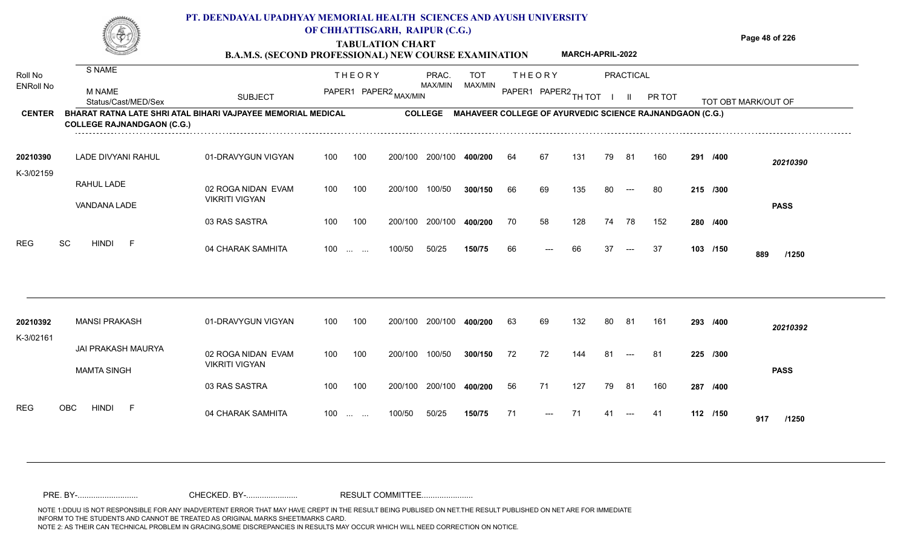# PT. DEENDAYAL UPADHYAY MEMORIAL HEALTH SCIENCES AND AYUSH UNIVERSITY OF CHHATTISGARH, RAIPUR (C.G.)

## TABULATION CHART

### B.A.M.S. (SECOND PROFESSIONAL) NEW COURSE EXAMINATION — MARCH-APRIL-2022

**CENTER:** BHARAT RATNA LATE SHRI ATAL BIHARI VAJPAYEE MEMORIAL MEDICAL COLLEGE RAJNANDGAON (C.G.)

**COLLEGE:** MAHAVEER COLLEGE OF AYURVEDIC SCIENCE RAJNANDGAON (C.G.)

| Roll No / ENRoll No | S NAME / M NAME / Status/Cast/MED/Sex | SUBJECT | THEORY PAPER1 | THEORY PAPER2 MAX/MIN | PRAC. MAX/MIN | TOT MAX/MIN | THEORY PAPER1 | THEORY PAPER2 | TH TOT | PRACTICAL I | PRACTICAL II | PR TOT | TOT OBT MARK/OUT OF | |
|---|---|---|---|---|---|---|---|---|---|---|---|---|---|---|
| 20210390 | LADE DIVYANI RAHUL | 01-DRAVYGUN VIGYAN | 100 | 100 200/100 | 200/100 | 400/200 | 64 | 67 | 131 | 79 | 81 | 160 | 291 /400 | 20210390 |
| K-3/02159 | RAHUL LADE | 02 ROGA NIDAN EVAM VIKRITI VIGYAN | 100 | 100 200/100 | 100/50 | 300/150 | 66 | 69 | 135 | 80 | --- | 80 | 215 /300 | |
| | VANDANA LADE | 03 RAS SASTRA | 100 | 100 200/100 | 200/100 | 400/200 | 70 | 58 | 128 | 74 | 78 | 152 | 280 /400 | PASS |
| REG | SC HINDI F | 04 CHARAK SAMHITA | 100 | ... ... 100/50 | 50/25 | 150/75 | 66 | --- | 66 | 37 | --- | 37 | 103 /150 | 889 /1250 |
| 20210392 | MANSI PRAKASH | 01-DRAVYGUN VIGYAN | 100 | 100 200/100 | 200/100 | 400/200 | 63 | 69 | 132 | 80 | 81 | 161 | 293 /400 | 20210392 |
| K-3/02161 | JAI PRAKASH MAURYA | 02 ROGA NIDAN EVAM VIKRITI VIGYAN | 100 | 100 200/100 | 100/50 | 300/150 | 72 | 72 | 144 | 81 | --- | 81 | 225 /300 | |
| | MAMTA SINGH | 03 RAS SASTRA | 100 | 100 200/100 | 200/100 | 400/200 | 56 | 71 | 127 | 79 | 81 | 160 | 287 /400 | PASS |
| REG | OBC HINDI F | 04 CHARAK SAMHITA | 100 | ... ... 100/50 | 50/25 | 150/75 | 71 | --- | 71 | 41 | --- | 41 | 112 /150 | 917 /1250 |

PRE. BY-.......................... CHECKED. BY-...................... RESULT COMMITTEE......................

NOTE 1:DDUU IS NOT RESPONSIBLE FOR ANY INADVERTENT ERROR THAT MAY HAVE CREPT IN THE RESULT BEING PUBLISED ON NET.THE RESULT PUBLISHED ON NET ARE FOR IMMEDIATE INFORM TO THE STUDENTS AND CANNOT BE TREATED AS ORIGINAL MARKS SHEET/MARKS CARD.
NOTE 2: AS THEIR CAN TECHNICAL PROBLEM IN GRACING,SOME DISCREPANCIES IN RESULTS MAY OCCUR WHICH WILL NEED CORRECTION ON NOTICE.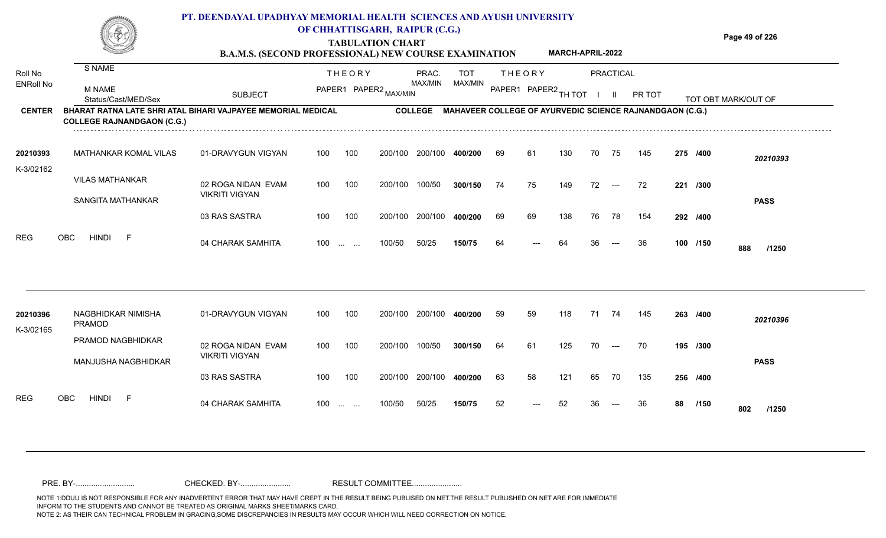# PT. DEENDAYAL UPADHYAY MEMORIAL HEALTH SCIENCES AND AYUSH UNIVERSITY OF CHHATTISGARH, RAIPUR (C.G.)

## TABULATION CHART

### B.A.M.S. (SECOND PROFESSIONAL) NEW COURSE EXAMINATION — MARCH-APRIL-2022

**CENTER:** BHARAT RATNA LATE SHRI ATAL BIHARI VAJPAYEE MEMORIAL MEDICAL COLLEGE RAJNANDGAON (C.G.)

**COLLEGE:** MAHAVEER COLLEGE OF AYURVEDIC SCIENCE RAJNANDGAON (C.G.)

| Roll No / ENRoll No | S NAME / M NAME / Status/Cast/MED/Sex | SUBJECT | THEORY PAPER1 | THEORY PAPER2 MAX/MIN | | PRAC. MAX/MIN | TOT MAX/MIN | THEORY PAPER1 | THEORY PAPER2 | TH TOT | PRACTICAL I | PRACTICAL II | PR TOT | TOT OBT | MARK/OUT OF | |
|---|---|---|---|---|---|---|---|---|---|---|---|---|---|---|---|---|
| 20210393 | MATHANKAR KOMAL VILAS | 01-DRAVYGUN VIGYAN | 100 | 100 | 200/100 | 200/100 | 400/200 | 69 | 61 | 130 | 70 | 75 | 145 | 275 | /400 | 20210393 |
| K-3/02162 | VILAS MATHANKAR | 02 ROGA NIDAN EVAM VIKRITI VIGYAN | 100 | 100 | 200/100 | 100/50 | 300/150 | 74 | 75 | 149 | 72 | --- | 72 | 221 | /300 | |
| | SANGITA MATHANKAR | 03 RAS SASTRA | 100 | 100 | 200/100 | 200/100 | 400/200 | 69 | 69 | 138 | 76 | 78 | 154 | 292 | /400 | PASS |
| REG | OBC HINDI F | 04 CHARAK SAMHITA | 100 | ... ... | 100/50 | 50/25 | 150/75 | 64 | --- | 64 | 36 | --- | 36 | 100 | /150 | 888 /1250 |
| 20210396 | NAGBHIDKAR NIMISHA PRAMOD | 01-DRAVYGUN VIGYAN | 100 | 100 | 200/100 | 200/100 | 400/200 | 59 | 59 | 118 | 71 | 74 | 145 | 263 | /400 | 20210396 |
| K-3/02165 | PRAMOD NAGBHIDKAR | 02 ROGA NIDAN EVAM VIKRITI VIGYAN | 100 | 100 | 200/100 | 100/50 | 300/150 | 64 | 61 | 125 | 70 | --- | 70 | 195 | /300 | |
| | MANJUSHA NAGBHIDKAR | 03 RAS SASTRA | 100 | 100 | 200/100 | 200/100 | 400/200 | 63 | 58 | 121 | 65 | 70 | 135 | 256 | /400 | PASS |
| REG | OBC HINDI F | 04 CHARAK SAMHITA | 100 | ... ... | 100/50 | 50/25 | 150/75 | 52 | --- | 52 | 36 | --- | 36 | 88 | /150 | 802 /1250 |

PRE. BY-.......................... CHECKED. BY-...................... RESULT COMMITTEE......................

NOTE 1:DDUU IS NOT RESPONSIBLE FOR ANY INADVERTENT ERROR THAT MAY HAVE CREPT IN THE RESULT BEING PUBLISED ON NET.THE RESULT PUBLISHED ON NET ARE FOR IMMEDIATE INFORM TO THE STUDENTS AND CANNOT BE TREATED AS ORIGINAL MARKS SHEET/MARKS CARD.
NOTE 2: AS THEIR CAN TECHNICAL PROBLEM IN GRACING,SOME DISCREPANCIES IN RESULTS MAY OCCUR WHICH WILL NEED CORRECTION ON NOTICE.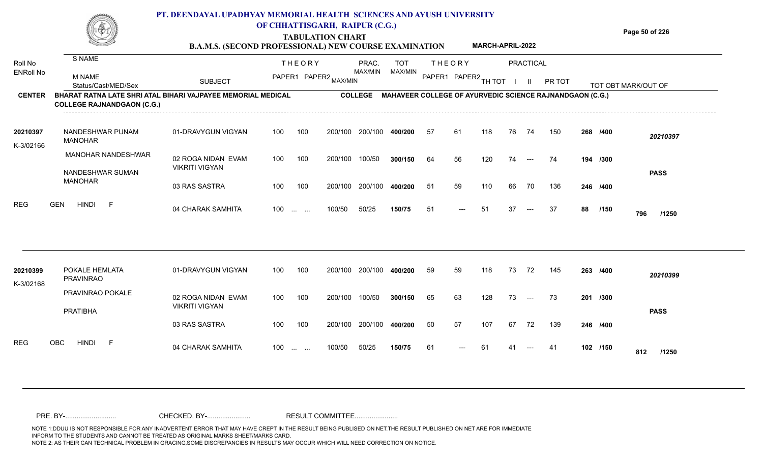# PT. DEENDAYAL UPADHYAY MEMORIAL HEALTH SCIENCES AND AYUSH UNIVERSITY OF CHHATTISGARH, RAIPUR (C.G.)

## TABULATION CHART

### B.A.M.S. (SECOND PROFESSIONAL) NEW COURSE EXAMINATION — MARCH-APRIL-2022

**CENTER:** BHARAT RATNA LATE SHRI ATAL BIHARI VAJPAYEE MEMORIAL MEDICAL COLLEGE RAJNANDGAON (C.G.)

**COLLEGE:** MAHAVEER COLLEGE OF AYURVEDIC SCIENCE RAJNANDGAON (C.G.)

| Roll No / ENRoll No | S NAME / M NAME / Status/Cast/MED/Sex | SUBJECT | THEORY PAPER1 | THEORY PAPER2 MAX/MIN | PRAC. MAX/MIN | TOT MAX/MIN | THEORY PAPER1 | THEORY PAPER2 | TH TOT | PRACTICAL I | PRACTICAL II | PR TOT | TOT OBT | MARK/OUT OF |
|---|---|---|---|---|---|---|---|---|---|---|---|---|---|---|
| 20210397 / K-3/02166 | NANDESHWAR PUNAM MANOHAR | 01-DRAVYGUN VIGYAN | 100 | 100 200/100 | 200/100 | 400/200 | 57 | 61 | 118 | 76 | 74 | 150 | 268 | /400 |
| | MANOHAR NANDESHWAR | 02 ROGA NIDAN EVAM VIKRITI VIGYAN | 100 | 100 200/100 | 100/50 | 300/150 | 64 | 56 | 120 | 74 | --- | 74 | 194 | /300 |
| | NANDESHWAR SUMAN MANOHAR | 03 RAS SASTRA | 100 | 100 200/100 | 200/100 | 400/200 | 51 | 59 | 110 | 66 | 70 | 136 | 246 | /400 |
| | REG GEN HINDI F | 04 CHARAK SAMHITA | 100 | ... ... 100/50 | 50/25 | 150/75 | 51 | --- | 51 | 37 | --- | 37 | 88 | /150 |
| | | | | | | | | | | | | | **796** | **/1250** — **PASS** |
| 20210399 / K-3/02168 | POKALE HEMLATA PRAVINRAO | 01-DRAVYGUN VIGYAN | 100 | 100 200/100 | 200/100 | 400/200 | 59 | 59 | 118 | 73 | 72 | 145 | 263 | /400 |
| | PRAVINRAO POKALE | 02 ROGA NIDAN EVAM VIKRITI VIGYAN | 100 | 100 200/100 | 100/50 | 300/150 | 65 | 63 | 128 | 73 | --- | 73 | 201 | /300 |
| | PRATIBHA | 03 RAS SASTRA | 100 | 100 200/100 | 200/100 | 400/200 | 50 | 57 | 107 | 67 | 72 | 139 | 246 | /400 |
| | REG OBC HINDI F | 04 CHARAK SAMHITA | 100 | ... ... 100/50 | 50/25 | 150/75 | 61 | --- | 61 | 41 | --- | 41 | 102 | /150 |
| | | | | | | | | | | | | | **812** | **/1250** — **PASS** |

PRE. BY-.......................... CHECKED. BY-...................... RESULT COMMITTEE......................

NOTE 1:DDUU IS NOT RESPONSIBLE FOR ANY INADVERTENT ERROR THAT MAY HAVE CREPT IN THE RESULT BEING PUBLISED ON NET.THE RESULT PUBLISHED ON NET ARE FOR IMMEDIATE INFORM TO THE STUDENTS AND CANNOT BE TREATED AS ORIGINAL MARKS SHEET/MARKS CARD.
NOTE 2: AS THEIR CAN TECHNICAL PROBLEM IN GRACING,SOME DISCREPANCIES IN RESULTS MAY OCCUR WHICH WILL NEED CORRECTION ON NOTICE.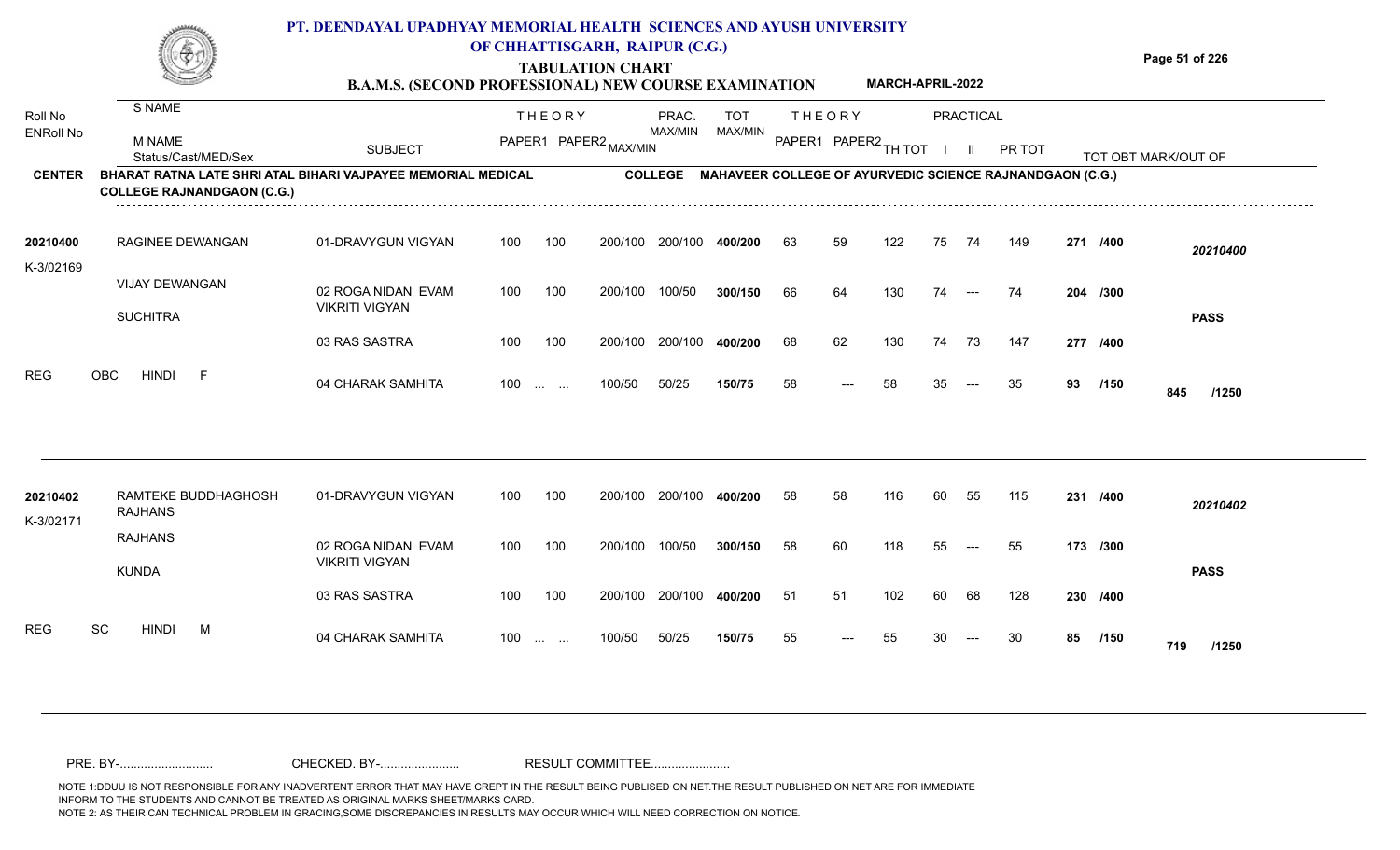# PT. DEENDAYAL UPADHYAY MEMORIAL HEALTH SCIENCES AND AYUSH UNIVERSITY OF CHHATTISGARH, RAIPUR (C.G.)

## TABULATION CHART

### B.A.M.S. (SECOND PROFESSIONAL) NEW COURSE EXAMINATION — MARCH-APRIL-2022

**CENTER:** BHARAT RATNA LATE SHRI ATAL BIHARI VAJPAYEE MEMORIAL MEDICAL COLLEGE RAJNANDGAON (C.G.)

**COLLEGE:** MAHAVEER COLLEGE OF AYURVEDIC SCIENCE RAJNANDGAON (C.G.)

| Roll No / ENRoll No | S NAME / M NAME / Status/Cast/MED/Sex | SUBJECT | THEORY PAPER1 | THEORY PAPER2 MAX/MIN | PRAC. MAX/MIN | TOT MAX/MIN | THEORY PAPER1 | THEORY PAPER2 | TH TOT | PRACTICAL I | PRACTICAL II | PR TOT | TOT OBT | MARK/OUT OF |
|---|---|---|---|---|---|---|---|---|---|---|---|---|---|---|
| 20210400 | RAGINEE DEWANGAN | 01-DRAVYGUN VIGYAN | 100 | 100 | 200/100 200/100 | 400/200 | 63 | 59 | 122 | 75 | 74 | 149 | 271 /400 | 20210400 |
| K-3/02169 | VIJAY DEWANGAN | 02 ROGA NIDAN EVAM VIKRITI VIGYAN | 100 | 100 | 200/100 100/50 | 300/150 | 66 | 64 | 130 | 74 | --- | 74 | 204 /300 | |
| | SUCHITRA | | | | | | | | | | | | | PASS |
| | | 03 RAS SASTRA | 100 | 100 | 200/100 200/100 | 400/200 | 68 | 62 | 130 | 74 | 73 | 147 | 277 /400 | |
| REG | OBC HINDI F | 04 CHARAK SAMHITA | 100 | ... ... | 100/50 50/25 | 150/75 | 58 | --- | 58 | 35 | --- | 35 | 93 /150 | 845 /1250 |
| 20210402 | RAMTEKE BUDDHAGHOSH RAJHANS | 01-DRAVYGUN VIGYAN | 100 | 100 | 200/100 200/100 | 400/200 | 58 | 58 | 116 | 60 | 55 | 115 | 231 /400 | 20210402 |
| K-3/02171 | RAJHANS | 02 ROGA NIDAN EVAM VIKRITI VIGYAN | 100 | 100 | 200/100 100/50 | 300/150 | 58 | 60 | 118 | 55 | --- | 55 | 173 /300 | |
| | KUNDA | | | | | | | | | | | | | PASS |
| | | 03 RAS SASTRA | 100 | 100 | 200/100 200/100 | 400/200 | 51 | 51 | 102 | 60 | 68 | 128 | 230 /400 | |
| REG | SC HINDI M | 04 CHARAK SAMHITA | 100 | ... ... | 100/50 50/25 | 150/75 | 55 | --- | 55 | 30 | --- | 30 | 85 /150 | 719 /1250 |

PRE. BY-.......................... CHECKED. BY-...................... RESULT COMMITTEE......................

NOTE 1:DDUU IS NOT RESPONSIBLE FOR ANY INADVERTENT ERROR THAT MAY HAVE CREPT IN THE RESULT BEING PUBLISED ON NET.THE RESULT PUBLISHED ON NET ARE FOR IMMEDIATE INFORM TO THE STUDENTS AND CANNOT BE TREATED AS ORIGINAL MARKS SHEET/MARKS CARD.
NOTE 2: AS THEIR CAN TECHNICAL PROBLEM IN GRACING,SOME DISCREPANCIES IN RESULTS MAY OCCUR WHICH WILL NEED CORRECTION ON NOTICE.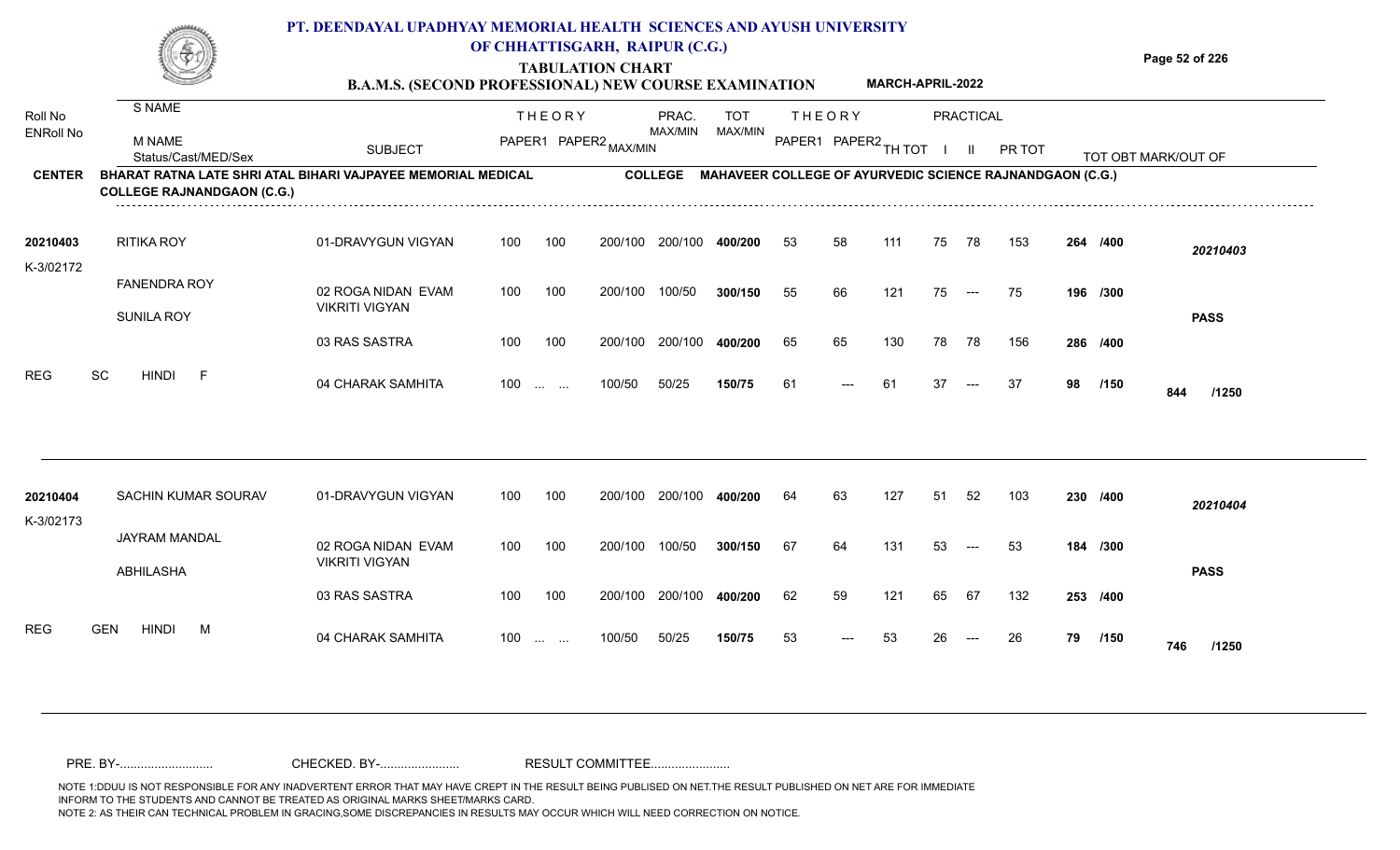# PT. DEENDAYAL UPADHYAY MEMORIAL HEALTH SCIENCES AND AYUSH UNIVERSITY OF CHHATTISGARH, RAIPUR (C.G.)

## TABULATION CHART

### B.A.M.S. (SECOND PROFESSIONAL) NEW COURSE EXAMINATION — MARCH-APRIL-2022

**CENTER:** BHARAT RATNA LATE SHRI ATAL BIHARI VAJPAYEE MEMORIAL MEDICAL COLLEGE RAJNANDGAON (C.G.)

**COLLEGE:** MAHAVEER COLLEGE OF AYURVEDIC SCIENCE RAJNANDGAON (C.G.)

| Roll No / ENRoll No | S NAME / M NAME / Status/Cast/MED/Sex | SUBJECT | THEORY PAPER1 | THEORY PAPER2 MAX/MIN | PRAC. MAX/MIN | TOT MAX/MIN | THEORY PAPER1 | THEORY PAPER2 | TH TOT | PRACTICAL I | PRACTICAL II | PR TOT | TOT OBT MARK/OUT OF | |
|---|---|---|---|---|---|---|---|---|---|---|---|---|---|---|
| 20210403 | RITIKA ROY | 01-DRAVYGUN VIGYAN | 100 | 100 | 200/100 | 200/100 | 400/200 | 53 | 58 | 111 | 75 | 78 | 153 | 264 /400 | 20210403 |
| K-3/02172 | FANENDRA ROY | 02 ROGA NIDAN EVAM VIKRITI VIGYAN | 100 | 100 | 200/100 | 100/50 | 300/150 | 55 | 66 | 121 | 75 | --- | 75 | 196 /300 | |
| | SUNILA ROY | | | | | | | | | | | | | | PASS |
| | | 03 RAS SASTRA | 100 | 100 | 200/100 | 200/100 | 400/200 | 65 | 65 | 130 | 78 | 78 | 156 | 286 /400 | |
| REG | SC HINDI F | 04 CHARAK SAMHITA | 100 | ... ... | 100/50 | 50/25 | 150/75 | 61 | --- | 61 | 37 | --- | 37 | 98 /150 | 844 /1250 |
| 20210404 | SACHIN KUMAR SOURAV | 01-DRAVYGUN VIGYAN | 100 | 100 | 200/100 | 200/100 | 400/200 | 64 | 63 | 127 | 51 | 52 | 103 | 230 /400 | 20210404 |
| K-3/02173 | JAYRAM MANDAL | 02 ROGA NIDAN EVAM VIKRITI VIGYAN | 100 | 100 | 200/100 | 100/50 | 300/150 | 67 | 64 | 131 | 53 | --- | 53 | 184 /300 | |
| | ABHILASHA | | | | | | | | | | | | | | PASS |
| | | 03 RAS SASTRA | 100 | 100 | 200/100 | 200/100 | 400/200 | 62 | 59 | 121 | 65 | 67 | 132 | 253 /400 | |
| REG | GEN HINDI M | 04 CHARAK SAMHITA | 100 | ... ... | 100/50 | 50/25 | 150/75 | 53 | --- | 53 | 26 | --- | 26 | 79 /150 | 746 /1250 |

PRE. BY-.......................... CHECKED. BY-...................... RESULT COMMITTEE......................

NOTE 1:DDUU IS NOT RESPONSIBLE FOR ANY INADVERTENT ERROR THAT MAY HAVE CREPT IN THE RESULT BEING PUBLISED ON NET.THE RESULT PUBLISHED ON NET ARE FOR IMMEDIATE INFORM TO THE STUDENTS AND CANNOT BE TREATED AS ORIGINAL MARKS SHEET/MARKS CARD.
NOTE 2: AS THEIR CAN TECHNICAL PROBLEM IN GRACING,SOME DISCREPANCIES IN RESULTS MAY OCCUR WHICH WILL NEED CORRECTION ON NOTICE.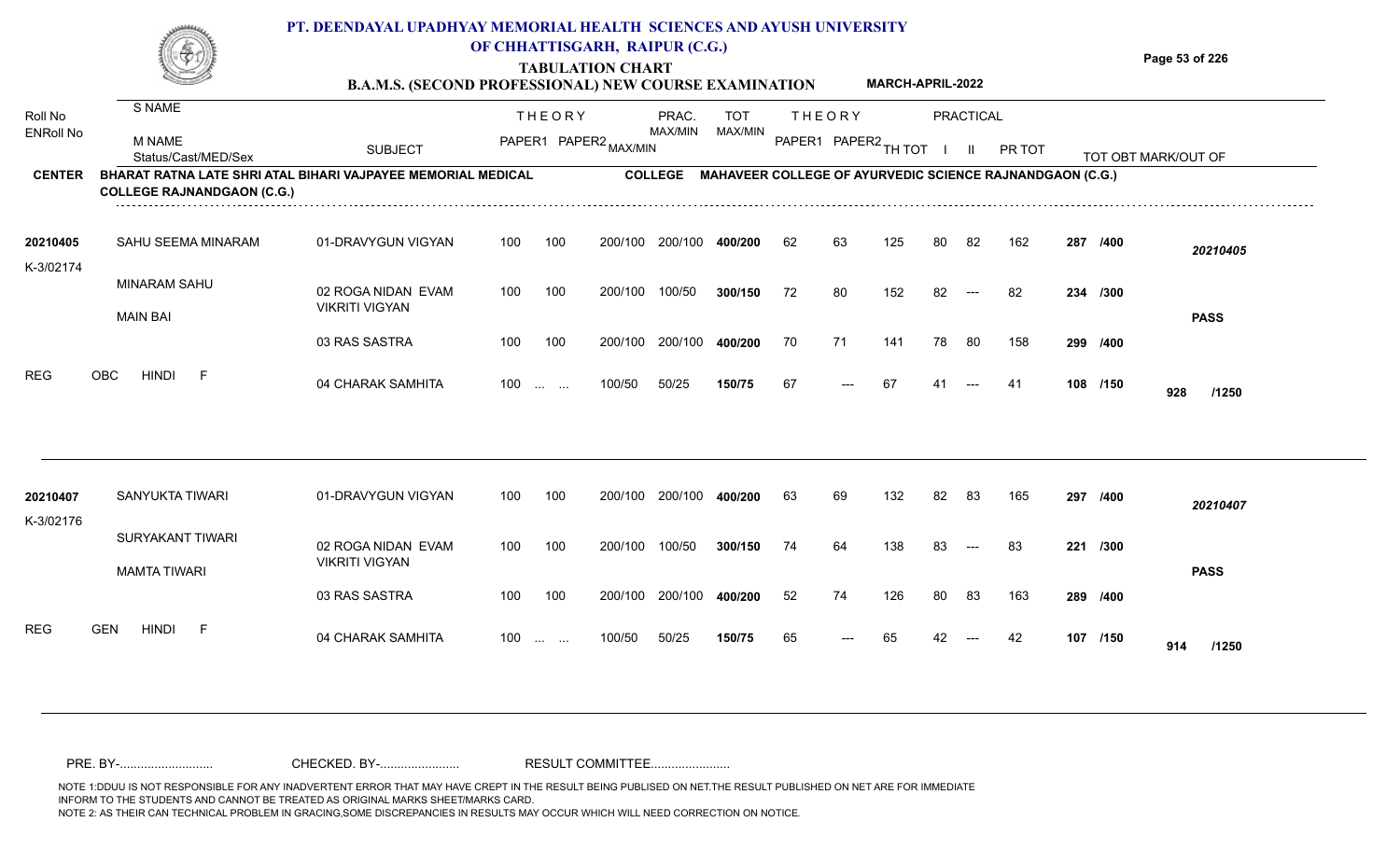# PT. DEENDAYAL UPADHYAY MEMORIAL HEALTH SCIENCES AND AYUSH UNIVERSITY OF CHHATTISGARH, RAIPUR (C.G.)

## TABULATION CHART

### B.A.M.S. (SECOND PROFESSIONAL) NEW COURSE EXAMINATION — MARCH-APRIL-2022

**CENTER:** BHARAT RATNA LATE SHRI ATAL BIHARI VAJPAYEE MEMORIAL MEDICAL COLLEGE RAJNANDGAON (C.G.)

**COLLEGE:** MAHAVEER COLLEGE OF AYURVEDIC SCIENCE RAJNANDGAON (C.G.)

| Roll No / ENRoll No | S NAME / M NAME / Status/Cast/MED/Sex | SUBJECT | THEORY PAPER1 | THEORY PAPER2 MAX/MIN | PRAC. MAX/MIN | TOT MAX/MIN | THEORY PAPER1 | THEORY PAPER2 | TH TOT | PRACTICAL I | PRACTICAL II | PR TOT | TOT OBT MARK/OUT OF | |
|---|---|---|---|---|---|---|---|---|---|---|---|---|---|---|
| 20210405 | SAHU SEEMA MINARAM | 01-DRAVYGUN VIGYAN | 100 | 100 200/100 | 200/100 | 400/200 | 62 | 63 | 125 | 80 | 82 | 162 | 287 /400 | 20210405 |
| K-3/02174 | MINARAM SAHU | 02 ROGA NIDAN EVAM VIKRITI VIGYAN | 100 | 100 200/100 | 100/50 | 300/150 | 72 | 80 | 152 | 82 | --- | 82 | 234 /300 | |
| | MAIN BAI | | | | | | | | | | | | | PASS |
| | | 03 RAS SASTRA | 100 | 100 200/100 | 200/100 | 400/200 | 70 | 71 | 141 | 78 | 80 | 158 | 299 /400 | |
| REG | OBC HINDI F | 04 CHARAK SAMHITA | 100 | ... ... 100/50 | 50/25 | 150/75 | 67 | --- | 67 | 41 | --- | 41 | 108 /150 | 928 /1250 |
| 20210407 | SANYUKTA TIWARI | 01-DRAVYGUN VIGYAN | 100 | 100 200/100 | 200/100 | 400/200 | 63 | 69 | 132 | 82 | 83 | 165 | 297 /400 | 20210407 |
| K-3/02176 | SURYAKANT TIWARI | 02 ROGA NIDAN EVAM VIKRITI VIGYAN | 100 | 100 200/100 | 100/50 | 300/150 | 74 | 64 | 138 | 83 | --- | 83 | 221 /300 | |
| | MAMTA TIWARI | | | | | | | | | | | | | PASS |
| | | 03 RAS SASTRA | 100 | 100 200/100 | 200/100 | 400/200 | 52 | 74 | 126 | 80 | 83 | 163 | 289 /400 | |
| REG | GEN HINDI F | 04 CHARAK SAMHITA | 100 | ... ... 100/50 | 50/25 | 150/75 | 65 | --- | 65 | 42 | --- | 42 | 107 /150 | 914 /1250 |

PRE. BY-.......................... CHECKED. BY-...................... RESULT COMMITTEE......................

NOTE 1:DDUU IS NOT RESPONSIBLE FOR ANY INADVERTENT ERROR THAT MAY HAVE CREPT IN THE RESULT BEING PUBLISED ON NET.THE RESULT PUBLISHED ON NET ARE FOR IMMEDIATE INFORM TO THE STUDENTS AND CANNOT BE TREATED AS ORIGINAL MARKS SHEET/MARKS CARD.
NOTE 2: AS THEIR CAN TECHNICAL PROBLEM IN GRACING,SOME DISCREPANCIES IN RESULTS MAY OCCUR WHICH WILL NEED CORRECTION ON NOTICE.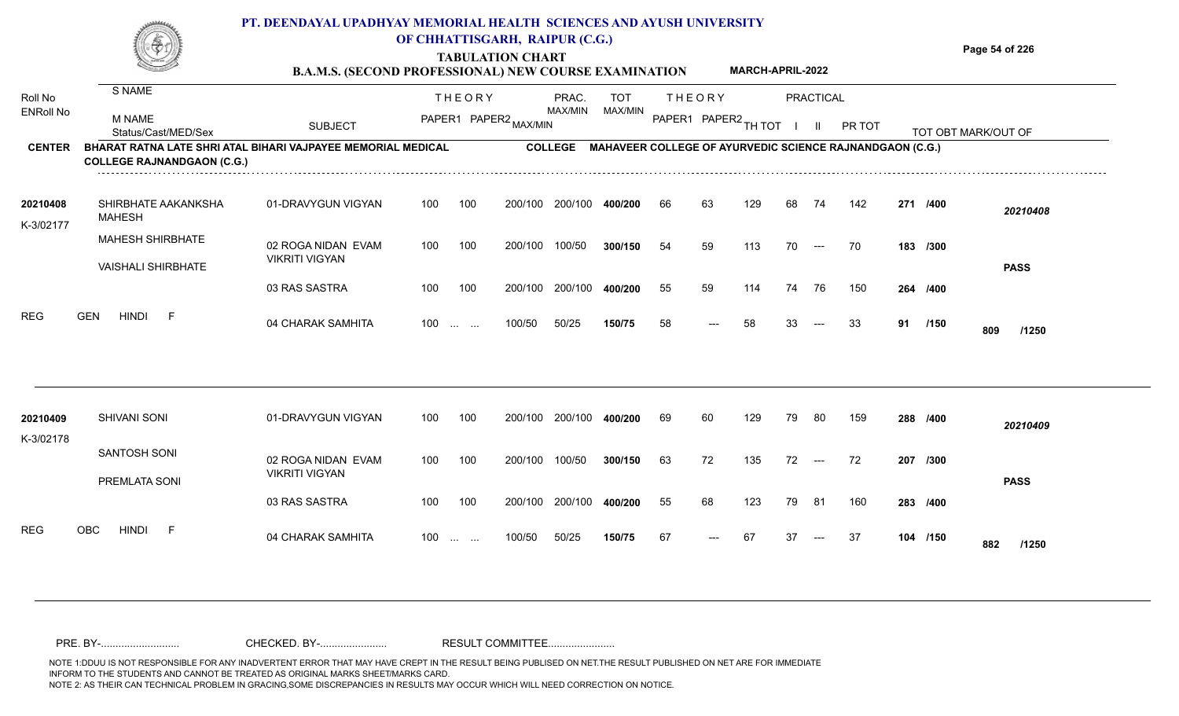# PT. DEENDAYAL UPADHYAY MEMORIAL HEALTH SCIENCES AND AYUSH UNIVERSITY OF CHHATTISGARH, RAIPUR (C.G.)

## TABULATION CHART

### B.A.M.S. (SECOND PROFESSIONAL) NEW COURSE EXAMINATION — MARCH-APRIL-2022

**CENTER:** BHARAT RATNA LATE SHRI ATAL BIHARI VAJPAYEE MEMORIAL MEDICAL COLLEGE RAJNANDGAON (C.G.)

**COLLEGE:** MAHAVEER COLLEGE OF AYURVEDIC SCIENCE RAJNANDGAON (C.G.)

| Roll No / ENRoll No | S NAME / M NAME / Status/Cast/MED/Sex | SUBJECT | THEORY PAPER1 | THEORY PAPER2 MAX/MIN | PRAC. MAX/MIN | TOT MAX/MIN | THEORY PAPER1 | THEORY PAPER2 | TH TOT | PRACTICAL I | PRACTICAL II | PR TOT | TOT OBT MARK/OUT OF | |
|---|---|---|---|---|---|---|---|---|---|---|---|---|---|---|
| 20210408 | SHIRBHATE AAKANKSHA MAHESH | 01-DRAVYGUN VIGYAN | 100 | 100 200/100 | 200/100 | 400/200 | 66 | 63 | 129 | 68 | 74 | 142 | 271 /400 | 20210408 |
| K-3/02177 | MAHESH SHIRBHATE | 02 ROGA NIDAN EVAM VIKRITI VIGYAN | 100 | 100 200/100 | 100/50 | 300/150 | 54 | 59 | 113 | 70 | --- | 70 | 183 /300 | |
| | VAISHALI SHIRBHATE | 03 RAS SASTRA | 100 | 100 200/100 | 200/100 | 400/200 | 55 | 59 | 114 | 74 | 76 | 150 | 264 /400 | PASS |
| REG | GEN HINDI F | 04 CHARAK SAMHITA | 100 | ... ... 100/50 | 50/25 | 150/75 | 58 | --- | 58 | 33 | --- | 33 | 91 /150 | 809 /1250 |
| 20210409 | SHIVANI SONI | 01-DRAVYGUN VIGYAN | 100 | 100 200/100 | 200/100 | 400/200 | 69 | 60 | 129 | 79 | 80 | 159 | 288 /400 | 20210409 |
| K-3/02178 | SANTOSH SONI | 02 ROGA NIDAN EVAM VIKRITI VIGYAN | 100 | 100 200/100 | 100/50 | 300/150 | 63 | 72 | 135 | 72 | --- | 72 | 207 /300 | |
| | PREMLATA SONI | 03 RAS SASTRA | 100 | 100 200/100 | 200/100 | 400/200 | 55 | 68 | 123 | 79 | 81 | 160 | 283 /400 | PASS |
| REG | OBC HINDI F | 04 CHARAK SAMHITA | 100 | ... ... 100/50 | 50/25 | 150/75 | 67 | --- | 67 | 37 | --- | 37 | 104 /150 | 882 /1250 |

PRE. BY-.......................... CHECKED. BY-...................... RESULT COMMITTEE......................

NOTE 1:DDUU IS NOT RESPONSIBLE FOR ANY INADVERTENT ERROR THAT MAY HAVE CREPT IN THE RESULT BEING PUBLISED ON NET.THE RESULT PUBLISHED ON NET ARE FOR IMMEDIATE INFORM TO THE STUDENTS AND CANNOT BE TREATED AS ORIGINAL MARKS SHEET/MARKS CARD.
NOTE 2: AS THEIR CAN TECHNICAL PROBLEM IN GRACING,SOME DISCREPANCIES IN RESULTS MAY OCCUR WHICH WILL NEED CORRECTION ON NOTICE.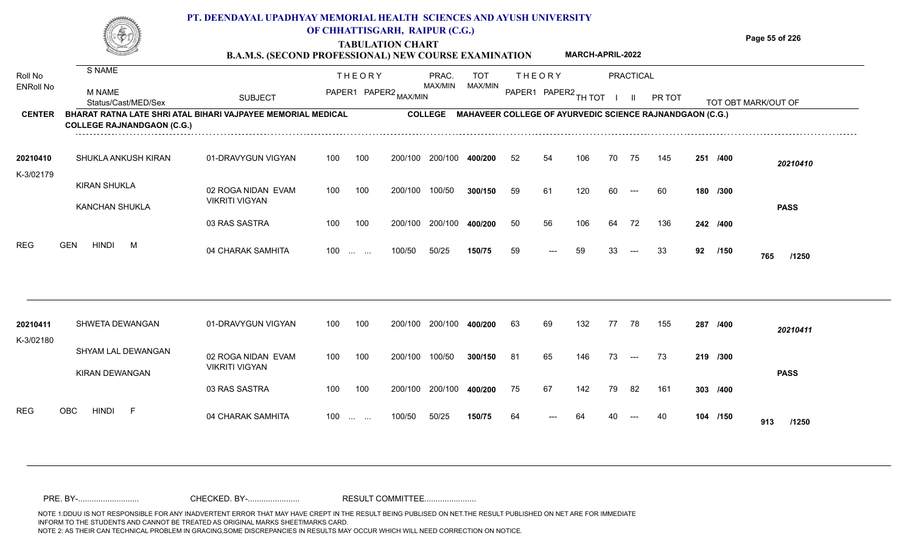# PT. DEENDAYAL UPADHYAY MEMORIAL HEALTH SCIENCES AND AYUSH UNIVERSITY OF CHHATTISGARH, RAIPUR (C.G.)

## TABULATION CHART

### B.A.M.S. (SECOND PROFESSIONAL) NEW COURSE EXAMINATION — MARCH-APRIL-2022

**CENTER:** BHARAT RATNA LATE SHRI ATAL BIHARI VAJPAYEE MEMORIAL MEDICAL COLLEGE RAJNANDGAON (C.G.)

**COLLEGE:** MAHAVEER COLLEGE OF AYURVEDIC SCIENCE RAJNANDGAON (C.G.)

| Roll No / ENRoll No | S NAME / M NAME / Status/Cast/MED/Sex | SUBJECT | THEORY PAPER1 | THEORY PAPER2 MAX/MIN | PRAC. MAX/MIN | TOT MAX/MIN | THEORY PAPER1 | THEORY PAPER2 | TH TOT | PRACTICAL I | PRACTICAL II | PR TOT | TOT OBT | MARK/OUT OF | Result |
|---|---|---|---|---|---|---|---|---|---|---|---|---|---|---|---|
| 20210410 | SHUKLA ANKUSH KIRAN | 01-DRAVYGUN VIGYAN | 100 | 100 | 200/100 | 200/100 | 400/200 | 52 | 54 | 106 | 70 | 75 | 145 | 251 | /400 | 20210410 |
| K-3/02179 | KIRAN SHUKLA | 02 ROGA NIDAN EVAM VIKRITI VIGYAN | 100 | 100 | 200/100 | 100/50 | 300/150 | 59 | 61 | 120 | 60 | --- | 60 | 180 | /300 | |
| | KANCHAN SHUKLA | 03 RAS SASTRA | 100 | 100 | 200/100 | 200/100 | 400/200 | 50 | 56 | 106 | 64 | 72 | 136 | 242 | /400 | PASS |
| REG | GEN HINDI M | 04 CHARAK SAMHITA | 100 | ... ... | 100/50 | 50/25 | 150/75 | 59 | --- | 59 | 33 | --- | 33 | 92 | /150 | 765 /1250 |
| 20210411 | SHWETA DEWANGAN | 01-DRAVYGUN VIGYAN | 100 | 100 | 200/100 | 200/100 | 400/200 | 63 | 69 | 132 | 77 | 78 | 155 | 287 | /400 | 20210411 |
| K-3/02180 | SHYAM LAL DEWANGAN | 02 ROGA NIDAN EVAM VIKRITI VIGYAN | 100 | 100 | 200/100 | 100/50 | 300/150 | 81 | 65 | 146 | 73 | --- | 73 | 219 | /300 | |
| | KIRAN DEWANGAN | 03 RAS SASTRA | 100 | 100 | 200/100 | 200/100 | 400/200 | 75 | 67 | 142 | 79 | 82 | 161 | 303 | /400 | PASS |
| REG | OBC HINDI F | 04 CHARAK SAMHITA | 100 | ... ... | 100/50 | 50/25 | 150/75 | 64 | --- | 64 | 40 | --- | 40 | 104 | /150 | 913 /1250 |

PRE. BY-.......................... CHECKED. BY-....................... RESULT COMMITTEE.......................

NOTE 1:DDUU IS NOT RESPONSIBLE FOR ANY INADVERTENT ERROR THAT MAY HAVE CREPT IN THE RESULT BEING PUBLISED ON NET.THE RESULT PUBLISHED ON NET ARE FOR IMMEDIATE INFORM TO THE STUDENTS AND CANNOT BE TREATED AS ORIGINAL MARKS SHEET/MARKS CARD.
NOTE 2: AS THEIR CAN TECHNICAL PROBLEM IN GRACING,SOME DISCREPANCIES IN RESULTS MAY OCCUR WHICH WILL NEED CORRECTION ON NOTICE.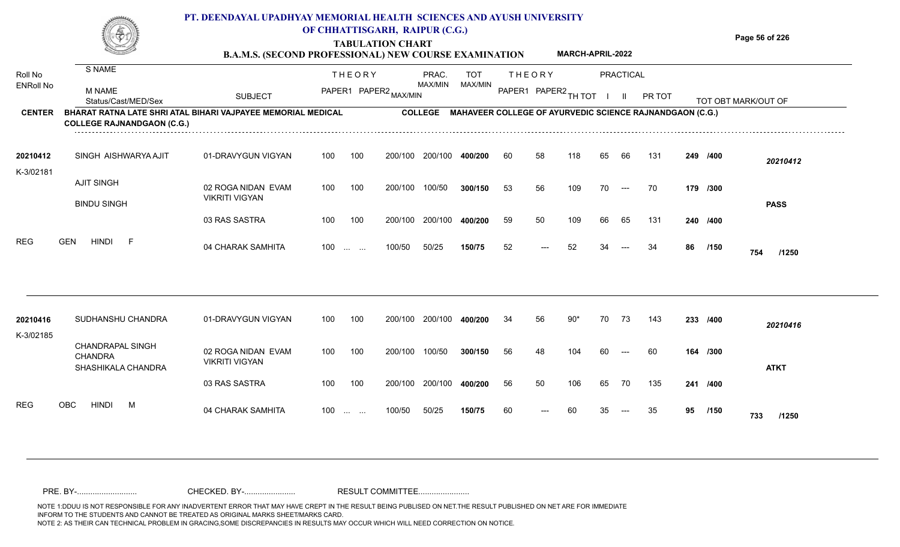# PT. DEENDAYAL UPADHYAY MEMORIAL HEALTH SCIENCES AND AYUSH UNIVERSITY OF CHHATTISGARH, RAIPUR (C.G.)

## TABULATION CHART

### B.A.M.S. (SECOND PROFESSIONAL) NEW COURSE EXAMINATION — MARCH-APRIL-2022

**CENTER:** BHARAT RATNA LATE SHRI ATAL BIHARI VAJPAYEE MEMORIAL MEDICAL COLLEGE RAJNANDGAON (C.G.)

**COLLEGE:** MAHAVEER COLLEGE OF AYURVEDIC SCIENCE RAJNANDGAON (C.G.)

| Roll No / ENRoll No | S NAME / M NAME / Status/Cast/MED/Sex | SUBJECT | THEORY PAPER1 | THEORY PAPER2 MAX/MIN | PRAC. MAX/MIN | TOT MAX/MIN | THEORY PAPER1 | THEORY PAPER2 | TH TOT | PRACTICAL I | PRACTICAL II | PR TOT | TOT OBT MARK/OUT OF | |
|---|---|---|---|---|---|---|---|---|---|---|---|---|---|---|
| 20210412 | SINGH AISHWARYA AJIT | 01-DRAVYGUN VIGYAN | 100 | 100 200/100 | 200/100 | 400/200 | 60 | 58 | 118 | 65 | 66 | 131 | 249 /400 | 20210412 |
| K-3/02181 | AJIT SINGH | 02 ROGA NIDAN EVAM VIKRITI VIGYAN | 100 | 100 200/100 | 100/50 | 300/150 | 53 | 56 | 109 | 70 | --- | 70 | 179 /300 | |
| | BINDU SINGH | | | | | | | | | | | | | PASS |
| | | 03 RAS SASTRA | 100 | 100 200/100 | 200/100 | 400/200 | 59 | 50 | 109 | 66 | 65 | 131 | 240 /400 | |
| REG | GEN HINDI F | 04 CHARAK SAMHITA | 100 | ... ... 100/50 | 50/25 | 150/75 | 52 | --- | 52 | 34 | --- | 34 | 86 /150 | 754 /1250 |
| 20210416 | SUDHANSHU CHANDRA | 01-DRAVYGUN VIGYAN | 100 | 100 200/100 | 200/100 | 400/200 | 34 | 56 | 90* | 70 | 73 | 143 | 233 /400 | 20210416 |
| K-3/02185 | CHANDRAPAL SINGH CHANDRA | 02 ROGA NIDAN EVAM VIKRITI VIGYAN | 100 | 100 200/100 | 100/50 | 300/150 | 56 | 48 | 104 | 60 | --- | 60 | 164 /300 | |
| | SHASHIKALA CHANDRA | | | | | | | | | | | | | ATKT |
| | | 03 RAS SASTRA | 100 | 100 200/100 | 200/100 | 400/200 | 56 | 50 | 106 | 65 | 70 | 135 | 241 /400 | |
| REG | OBC HINDI M | 04 CHARAK SAMHITA | 100 | ... ... 100/50 | 50/25 | 150/75 | 60 | --- | 60 | 35 | --- | 35 | 95 /150 | 733 /1250 |

PRE. BY-.......................... CHECKED. BY-...................... RESULT COMMITTEE......................

NOTE 1:DDUU IS NOT RESPONSIBLE FOR ANY INADVERTENT ERROR THAT MAY HAVE CREPT IN THE RESULT BEING PUBLISED ON NET.THE RESULT PUBLISHED ON NET ARE FOR IMMEDIATE INFORM TO THE STUDENTS AND CANNOT BE TREATED AS ORIGINAL MARKS SHEET/MARKS CARD.
NOTE 2: AS THEIR CAN TECHNICAL PROBLEM IN GRACING,SOME DISCREPANCIES IN RESULTS MAY OCCUR WHICH WILL NEED CORRECTION ON NOTICE.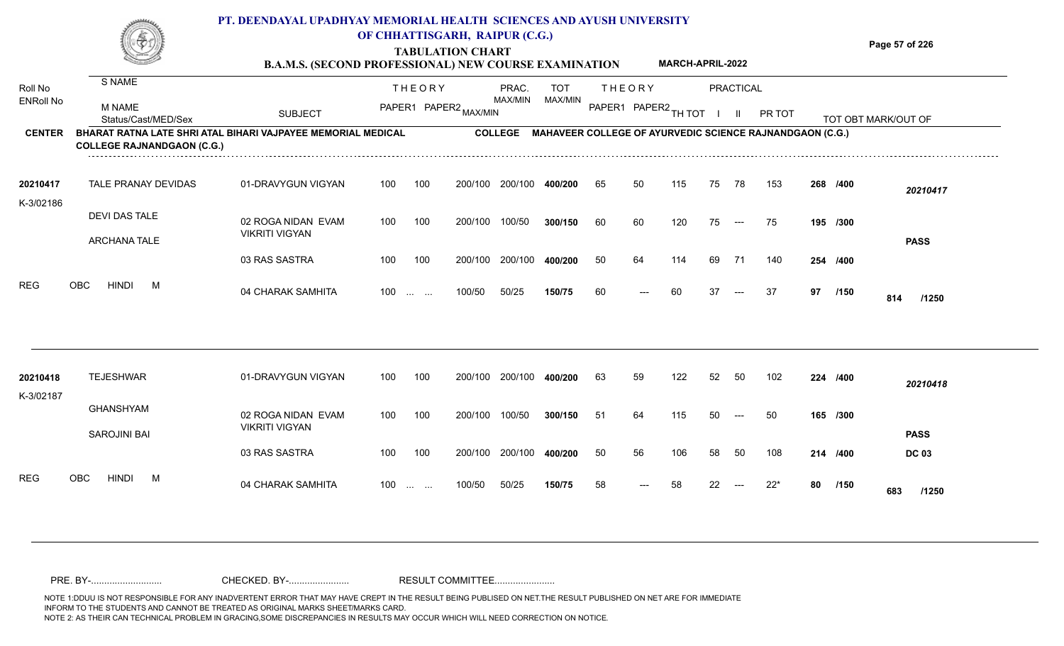# PT. DEENDAYAL UPADHYAY MEMORIAL HEALTH SCIENCES AND AYUSH UNIVERSITY OF CHHATTISGARH, RAIPUR (C.G.)

## TABULATION CHART

### B.A.M.S. (SECOND PROFESSIONAL) NEW COURSE EXAMINATION — MARCH-APRIL-2022

**CENTER:** BHARAT RATNA LATE SHRI ATAL BIHARI VAJPAYEE MEMORIAL MEDICAL COLLEGE RAJNANDGAON (C.G.)

**COLLEGE:** MAHAVEER COLLEGE OF AYURVEDIC SCIENCE RAJNANDGAON (C.G.)

| Roll No / ENRoll No | S NAME / M NAME / Status/Cast/MED/Sex | SUBJECT | THEORY PAPER1 | THEORY PAPER2 MAX/MIN | PRAC. MAX/MIN | TOT MAX/MIN | THEORY PAPER1 | THEORY PAPER2 | TH TOT | PRACTICAL I | PRACTICAL II | PR TOT | TOT OBT | MARK/OUT OF |
|---|---|---|---|---|---|---|---|---|---|---|---|---|---|---|
| 20210417 | TALE PRANAY DEVIDAS | 01-DRAVYGUN VIGYAN | 100 | 100 | 200/100 200/100 | 400/200 | 65 | 50 | 115 | 75 | 78 | 153 | 268 | /400 |
| K-3/02186 | DEVI DAS TALE | 02 ROGA NIDAN EVAM VIKRITI VIGYAN | 100 | 100 | 200/100 100/50 | 300/150 | 60 | 60 | 120 | 75 | --- | 75 | 195 | /300 |
| | ARCHANA TALE | 03 RAS SASTRA | 100 | 100 | 200/100 200/100 | 400/200 | 50 | 64 | 114 | 69 | 71 | 140 | 254 | /400 |
| | REG OBC HINDI M | 04 CHARAK SAMHITA | 100 | ... ... | 100/50 50/25 | 150/75 | 60 | --- | 60 | 37 | --- | 37 | 97 | /150 |
| | | | | | | | | | | | | | **20210417 PASS** | **814 /1250** |
| 20210418 | TEJESHWAR | 01-DRAVYGUN VIGYAN | 100 | 100 | 200/100 200/100 | 400/200 | 63 | 59 | 122 | 52 | 50 | 102 | 224 | /400 |
| K-3/02187 | GHANSHYAM | 02 ROGA NIDAN EVAM VIKRITI VIGYAN | 100 | 100 | 200/100 100/50 | 300/150 | 51 | 64 | 115 | 50 | --- | 50 | 165 | /300 |
| | SAROJINI BAI | 03 RAS SASTRA | 100 | 100 | 200/100 200/100 | 400/200 | 50 | 56 | 106 | 58 | 50 | 108 | 214 | /400 |
| | REG OBC HINDI M | 04 CHARAK SAMHITA | 100 | ... ... | 100/50 50/25 | 150/75 | 58 | --- | 58 | 22 | --- | 22* | 80 | /150 |
| | | | | | | | | | | | | | **20210418 PASS DC 03** | **683 /1250** |

PRE. BY-.......................... CHECKED. BY-...................... RESULT COMMITTEE......................

NOTE 1:DDUU IS NOT RESPONSIBLE FOR ANY INADVERTENT ERROR THAT MAY HAVE CREPT IN THE RESULT BEING PUBLISED ON NET.THE RESULT PUBLISHED ON NET ARE FOR IMMEDIATE INFORM TO THE STUDENTS AND CANNOT BE TREATED AS ORIGINAL MARKS SHEET/MARKS CARD.
NOTE 2: AS THEIR CAN TECHNICAL PROBLEM IN GRACING,SOME DISCREPANCIES IN RESULTS MAY OCCUR WHICH WILL NEED CORRECTION ON NOTICE.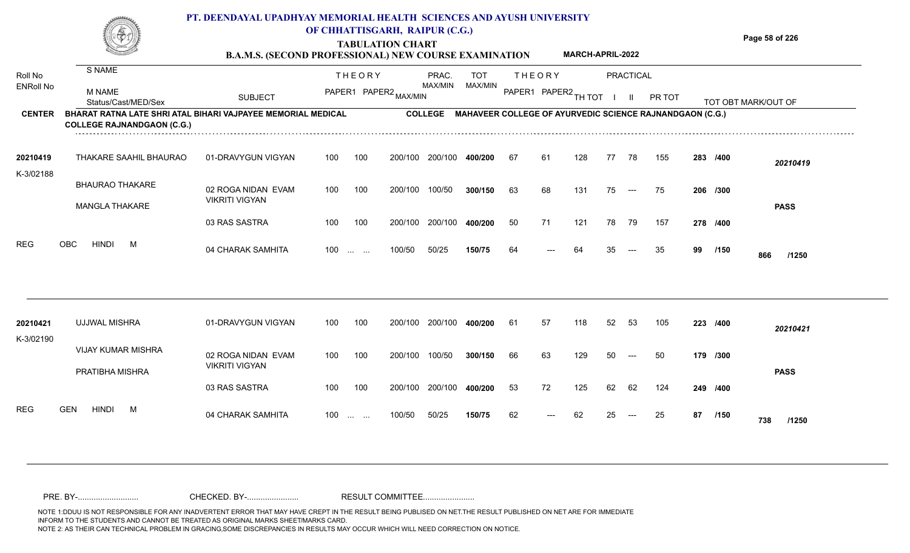# PT. DEENDAYAL UPADHYAY MEMORIAL HEALTH SCIENCES AND AYUSH UNIVERSITY OF CHHATTISGARH, RAIPUR (C.G.)

## TABULATION CHART

### B.A.M.S. (SECOND PROFESSIONAL) NEW COURSE EXAMINATION — MARCH-APRIL-2022

**CENTER:** BHARAT RATNA LATE SHRI ATAL BIHARI VAJPAYEE MEMORIAL MEDICAL COLLEGE RAJNANDGAON (C.G.)

**COLLEGE:** MAHAVEER COLLEGE OF AYURVEDIC SCIENCE RAJNANDGAON (C.G.)

| Roll No / ENRoll No | S NAME / M NAME / Status/Cast/MED/Sex | SUBJECT | THEORY PAPER1 | THEORY PAPER2 MAX/MIN | PRAC. MAX/MIN | TOT MAX/MIN | THEORY PAPER1 | THEORY PAPER2 | TH TOT | PRACTICAL I | PRACTICAL II | PR TOT | TOT OBT | MARK/OUT OF |
|---|---|---|---|---|---|---|---|---|---|---|---|---|---|---|
| 20210419 | THAKARE SAAHIL BHAURAO | 01-DRAVYGUN VIGYAN | 100 | 100 200/100 | 200/100 | 400/200 | 67 | 61 | 128 | 77 | 78 | 155 | 283 | /400 |
| K-3/02188 | BHAURAO THAKARE | 02 ROGA NIDAN EVAM VIKRITI VIGYAN | 100 | 100 200/100 | 100/50 | 300/150 | 63 | 68 | 131 | 75 | --- | 75 | 206 | /300 |
| | MANGLA THAKARE | 03 RAS SASTRA | 100 | 100 200/100 | 200/100 | 400/200 | 50 | 71 | 121 | 78 | 79 | 157 | 278 | /400 |
| | REG OBC HINDI M | 04 CHARAK SAMHITA | 100 | ... ... 100/50 | 50/25 | 150/75 | 64 | --- | 64 | 35 | --- | 35 | 99 | /150 |
| | | | | | | | | | | | | | **866** | **/1250** — 20210419 **PASS** |
| 20210421 | UJJWAL MISHRA | 01-DRAVYGUN VIGYAN | 100 | 100 200/100 | 200/100 | 400/200 | 61 | 57 | 118 | 52 | 53 | 105 | 223 | /400 |
| K-3/02190 | VIJAY KUMAR MISHRA | 02 ROGA NIDAN EVAM VIKRITI VIGYAN | 100 | 100 200/100 | 100/50 | 300/150 | 66 | 63 | 129 | 50 | --- | 50 | 179 | /300 |
| | PRATIBHA MISHRA | 03 RAS SASTRA | 100 | 100 200/100 | 200/100 | 400/200 | 53 | 72 | 125 | 62 | 62 | 124 | 249 | /400 |
| | REG GEN HINDI M | 04 CHARAK SAMHITA | 100 | ... ... 100/50 | 50/25 | 150/75 | 62 | --- | 62 | 25 | --- | 25 | 87 | /150 |
| | | | | | | | | | | | | | **738** | **/1250** — 20210421 **PASS** |

PRE. BY-.......................... CHECKED. BY-....................... RESULT COMMITTEE.......................

NOTE 1:DDUU IS NOT RESPONSIBLE FOR ANY INADVERTENT ERROR THAT MAY HAVE CREPT IN THE RESULT BEING PUBLISED ON NET.THE RESULT PUBLISHED ON NET ARE FOR IMMEDIATE INFORM TO THE STUDENTS AND CANNOT BE TREATED AS ORIGINAL MARKS SHEET/MARKS CARD.
NOTE 2: AS THEIR CAN TECHNICAL PROBLEM IN GRACING,SOME DISCREPANCIES IN RESULTS MAY OCCUR WHICH WILL NEED CORRECTION ON NOTICE.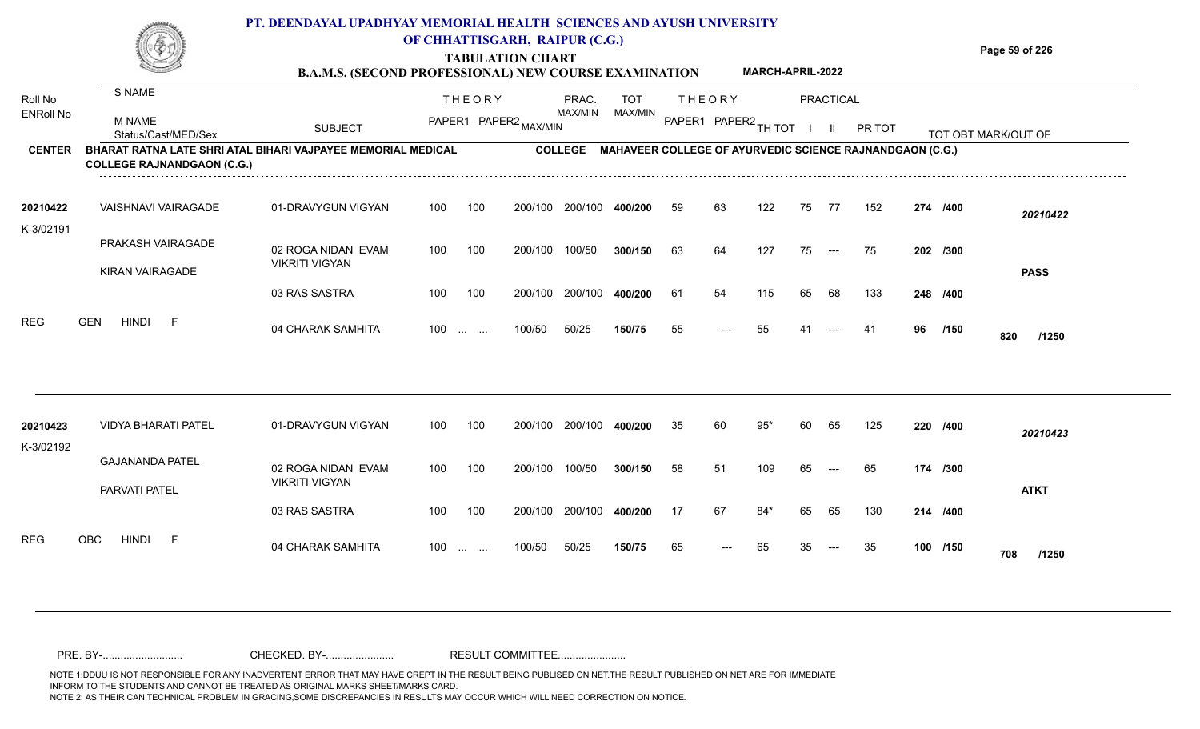# PT. DEENDAYAL UPADHYAY MEMORIAL HEALTH SCIENCES AND AYUSH UNIVERSITY OF CHHATTISGARH, RAIPUR (C.G.)

## TABULATION CHART

**B.A.M.S. (SECOND PROFESSIONAL) NEW COURSE EXAMINATION** **MARCH-APRIL-2022**

**CENTER:** BHARAT RATNA LATE SHRI ATAL BIHARI VAJPAYEE MEMORIAL MEDICAL COLLEGE RAJNANDGAON (C.G.)

**COLLEGE:** MAHAVEER COLLEGE OF AYURVEDIC SCIENCE RAJNANDGAON (C.G.)

| Roll No / ENRoll No | S NAME / M NAME / Status/Cast/MED/Sex | SUBJECT | THEORY PAPER1 | THEORY PAPER2 MAX/MIN | PRAC. MAX/MIN | TOT MAX/MIN | THEORY PAPER1 | THEORY PAPER2 | TH TOT | PRACTICAL I | PRACTICAL II | PR TOT | TOT OBT MARK/OUT OF | |
|---|---|---|---|---|---|---|---|---|---|---|---|---|---|---|
| 20210422 | VAISHNAVI VAIRAGADE | 01-DRAVYGUN VIGYAN | 100 | 100 200/100 | 200/100 | 400/200 | 59 | 63 | 122 | 75 | 77 | 152 | 274 /400 | 20210422 |
| K-3/02191 | PRAKASH VAIRAGADE | 02 ROGA NIDAN EVAM VIKRITI VIGYAN | 100 | 100 200/100 | 100/50 | 300/150 | 63 | 64 | 127 | 75 | --- | 75 | 202 /300 | |
| | KIRAN VAIRAGADE | 03 RAS SASTRA | 100 | 100 200/100 | 200/100 | 400/200 | 61 | 54 | 115 | 65 | 68 | 133 | 248 /400 | PASS |
| | REG GEN HINDI F | 04 CHARAK SAMHITA | 100 | ... ... 100/50 | 50/25 | 150/75 | 55 | --- | 55 | 41 | --- | 41 | 96 /150 | 820 /1250 |
| 20210423 | VIDYA BHARATI PATEL | 01-DRAVYGUN VIGYAN | 100 | 100 200/100 | 200/100 | 400/200 | 35 | 60 | 95* | 60 | 65 | 125 | 220 /400 | 20210423 |
| K-3/02192 | GAJANANDA PATEL | 02 ROGA NIDAN EVAM VIKRITI VIGYAN | 100 | 100 200/100 | 100/50 | 300/150 | 58 | 51 | 109 | 65 | --- | 65 | 174 /300 | |
| | PARVATI PATEL | 03 RAS SASTRA | 100 | 100 200/100 | 200/100 | 400/200 | 17 | 67 | 84* | 65 | 65 | 130 | 214 /400 | ATKT |
| | REG OBC HINDI F | 04 CHARAK SAMHITA | 100 | ... ... 100/50 | 50/25 | 150/75 | 65 | --- | 65 | 35 | --- | 35 | 100 /150 | 708 /1250 |

PRE. BY-.......................... CHECKED. BY-...................... RESULT COMMITTEE......................

NOTE 1:DDUU IS NOT RESPONSIBLE FOR ANY INADVERTENT ERROR THAT MAY HAVE CREPT IN THE RESULT BEING PUBLISED ON NET.THE RESULT PUBLISHED ON NET ARE FOR IMMEDIATE INFORM TO THE STUDENTS AND CANNOT BE TREATED AS ORIGINAL MARKS SHEET/MARKS CARD.
NOTE 2: AS THEIR CAN TECHNICAL PROBLEM IN GRACING,SOME DISCREPANCIES IN RESULTS MAY OCCUR WHICH WILL NEED CORRECTION ON NOTICE.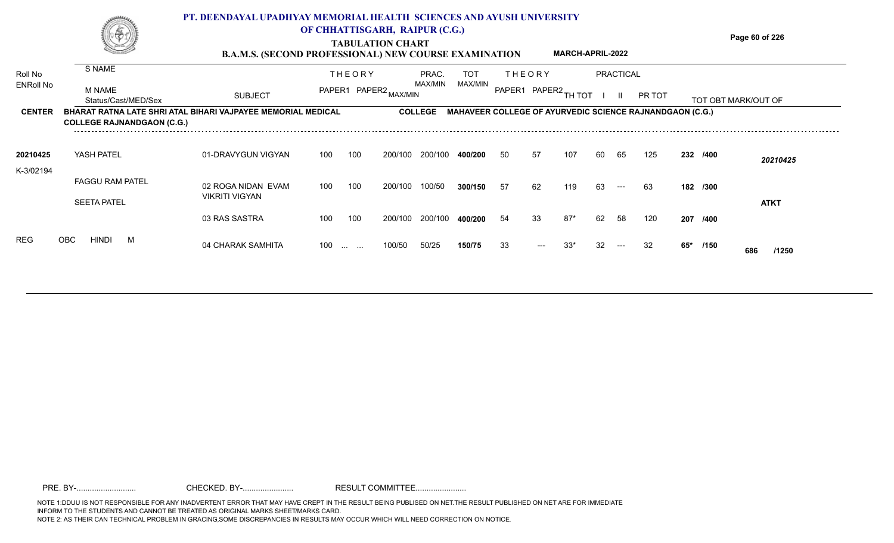# PT. DEENDAYAL UPADHYAY MEMORIAL HEALTH SCIENCES AND AYUSH UNIVERSITY OF CHHATTISGARH, RAIPUR (C.G.)

## TABULATION CHART

### B.A.M.S. (SECOND PROFESSIONAL) NEW COURSE EXAMINATION — MARCH-APRIL-2022

| Roll No / ENRoll No | S NAME / M NAME / Status/Cast/MED/Sex | SUBJECT | THEORY PAPER1 | THEORY PAPER2 MAX/MIN | | PRAC. MAX/MIN | TOT MAX/MIN | THEORY PAPER1 | THEORY PAPER2 | TH TOT | PRACTICAL I | PRACTICAL II | PR TOT | TOT OBT MARK/OUT OF | |
|---|---|---|---|---|---|---|---|---|---|---|---|---|---|---|---|
| **CENTER** | BHARAT RATNA LATE SHRI ATAL BIHARI VAJPAYEE MEMORIAL MEDICAL COLLEGE RAJNANDGAON (C.G.) | | | | | **COLLEGE** | MAHAVEER COLLEGE OF AYURVEDIC SCIENCE RAJNANDGAON (C.G.) | | | | | | | | |
| **20210425** | YASH PATEL | 01-DRAVYGUN VIGYAN | 100 | 100 | 200/100 | 200/100 | **400/200** | 50 | 57 | 107 | 60 | 65 | 125 | **232 /400** | *20210425* |
| K-3/02194 | FAGGU RAM PATEL | 02 ROGA NIDAN EVAM VIKRITI VIGYAN | 100 | 100 | 200/100 | 100/50 | **300/150** | 57 | 62 | 119 | 63 | --- | 63 | **182 /300** | |
| | SEETA PATEL | | | | | | | | | | | | | | **ATKT** |
| | | 03 RAS SASTRA | 100 | 100 | 200/100 | 200/100 | **400/200** | 54 | 33 | 87* | 62 | 58 | 120 | **207 /400** | |
| REG | OBC HINDI M | 04 CHARAK SAMHITA | 100 | ... ... | 100/50 | 50/25 | **150/75** | 33 | --- | 33* | 32 | --- | 32 | **65* /150** | **686 /1250** |

PRE. BY-.......................... CHECKED. BY-...................... RESULT COMMITTEE......................

NOTE 1:DDUU IS NOT RESPONSIBLE FOR ANY INADVERTENT ERROR THAT MAY HAVE CREPT IN THE RESULT BEING PUBLISED ON NET.THE RESULT PUBLISHED ON NET ARE FOR IMMEDIATE INFORM TO THE STUDENTS AND CANNOT BE TREATED AS ORIGINAL MARKS SHEET/MARKS CARD.
NOTE 2: AS THEIR CAN TECHNICAL PROBLEM IN GRACING,SOME DISCREPANCIES IN RESULTS MAY OCCUR WHICH WILL NEED CORRECTION ON NOTICE.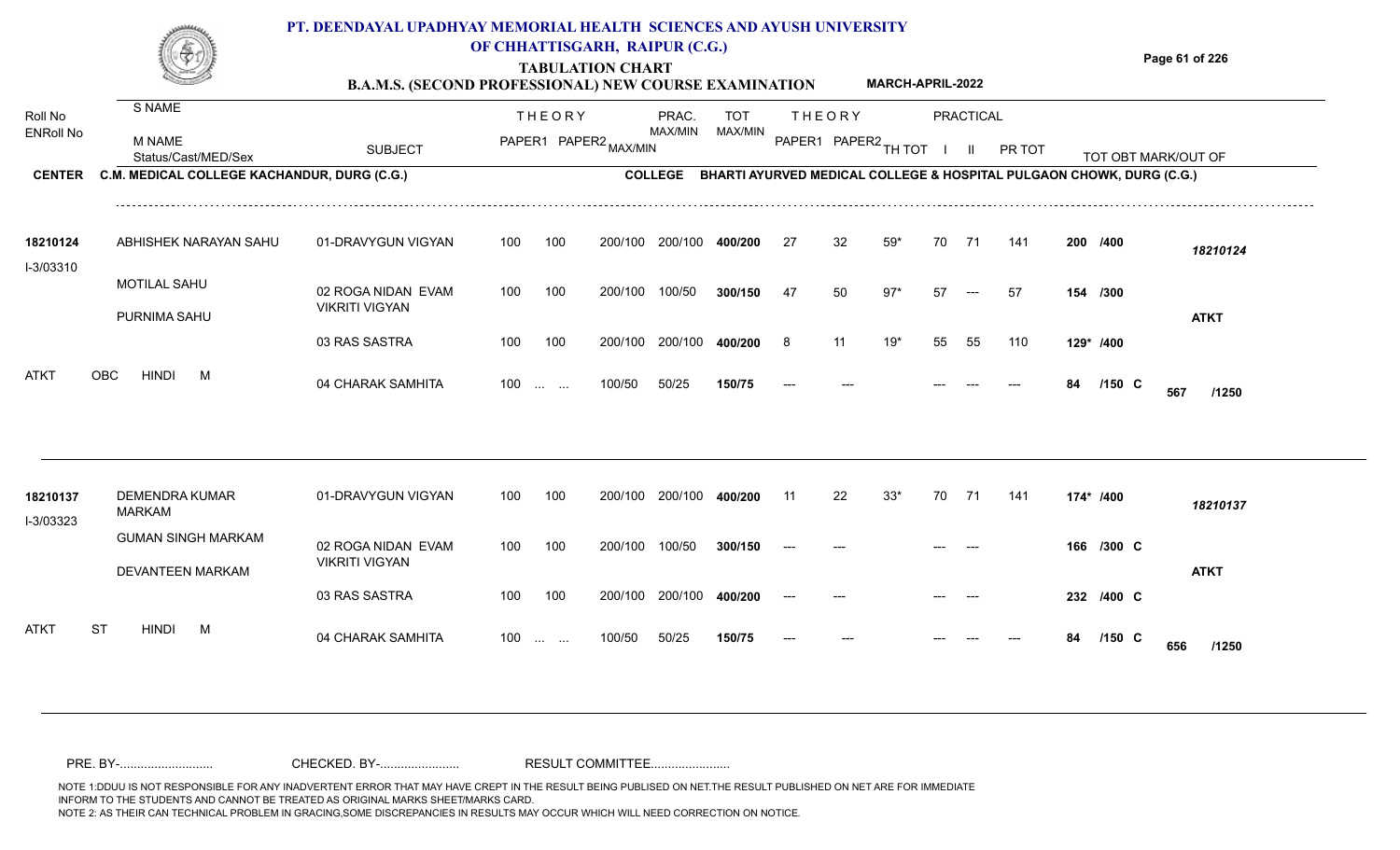# PT. DEENDAYAL UPADHYAY MEMORIAL HEALTH SCIENCES AND AYUSH UNIVERSITY OF CHHATTISGARH, RAIPUR (C.G.)

## TABULATION CHART

### B.A.M.S. (SECOND PROFESSIONAL) NEW COURSE EXAMINATION — MARCH-APRIL-2022

**CENTER** C.M. MEDICAL COLLEGE KACHANDUR, DURG (C.G.)
**COLLEGE** BHARTI AYURVED MEDICAL COLLEGE & HOSPITAL PULGAON CHOWK, DURG (C.G.)

| Roll No / ENRoll No | S NAME / M NAME / Status/Cast/MED/Sex | SUBJECT | THEORY PAPER1 | THEORY PAPER2 | MAX/MIN | PRAC. MAX/MIN | TOT MAX/MIN | THEORY PAPER1 | THEORY PAPER2 | TH TOT | PRACTICAL I | PRACTICAL II | PR TOT | TOT OBT MARK/OUT OF | |
|---|---|---|---|---|---|---|---|---|---|---|---|---|---|---|---|
| 18210124 | ABHISHEK NARAYAN SAHU | 01-DRAVYGUN VIGYAN | 100 | 100 | 200/100 | 200/100 | 400/200 | 27 | 32 | 59* | 70 | 71 | 141 | 200 /400 | 18210124 |
| I-3/03310 | MOTILAL SAHU | 02 ROGA NIDAN EVAM VIKRITI VIGYAN | 100 | 100 | 200/100 | 100/50 | 300/150 | 47 | 50 | 97* | 57 | --- | 57 | 154 /300 | |
| | PURNIMA SAHU | | | | | | | | | | | | | | ATKT |
| | | 03 RAS SASTRA | 100 | 100 | 200/100 | 200/100 | 400/200 | 8 | 11 | 19* | 55 | 55 | 110 | 129* /400 | |
| ATKT | OBC HINDI M | 04 CHARAK SAMHITA | 100 | ... ... | 100/50 | 50/25 | 150/75 | --- | --- | | --- | --- | --- | 84 /150 C | 567 /1250 |
| 18210137 | DEMENDRA KUMAR MARKAM | 01-DRAVYGUN VIGYAN | 100 | 100 | 200/100 | 200/100 | 400/200 | 11 | 22 | 33* | 70 | 71 | 141 | 174* /400 | 18210137 |
| I-3/03323 | GUMAN SINGH MARKAM | 02 ROGA NIDAN EVAM VIKRITI VIGYAN | 100 | 100 | 200/100 | 100/50 | 300/150 | --- | --- | | --- | --- | | 166 /300 C | |
| | DEVANTEEN MARKAM | | | | | | | | | | | | | | ATKT |
| | | 03 RAS SASTRA | 100 | 100 | 200/100 | 200/100 | 400/200 | --- | --- | | --- | --- | | 232 /400 C | |
| ATKT | ST HINDI M | 04 CHARAK SAMHITA | 100 | ... ... | 100/50 | 50/25 | 150/75 | --- | --- | | --- | --- | --- | 84 /150 C | 656 /1250 |

PRE. BY-.......................... CHECKED. BY-...................... RESULT COMMITTEE......................

NOTE 1:DDUU IS NOT RESPONSIBLE FOR ANY INADVERTENT ERROR THAT MAY HAVE CREPT IN THE RESULT BEING PUBLISED ON NET.THE RESULT PUBLISHED ON NET ARE FOR IMMEDIATE INFORM TO THE STUDENTS AND CANNOT BE TREATED AS ORIGINAL MARKS SHEET/MARKS CARD.
NOTE 2: AS THEIR CAN TECHNICAL PROBLEM IN GRACING,SOME DISCREPANCIES IN RESULTS MAY OCCUR WHICH WILL NEED CORRECTION ON NOTICE.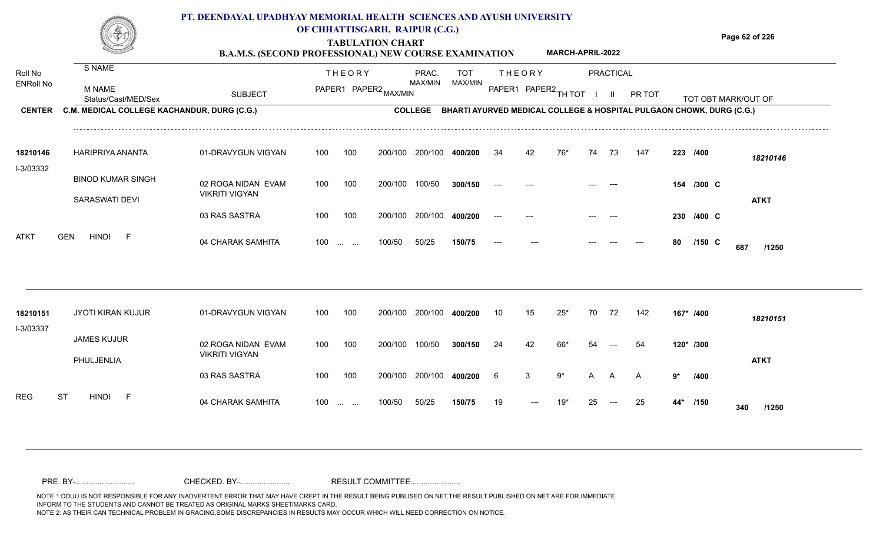# PT. DEENDAYAL UPADHYAY MEMORIAL HEALTH SCIENCES AND AYUSH UNIVERSITY OF CHHATTISGARH, RAIPUR (C.G.)

## TABULATION CHART

### B.A.M.S. (SECOND PROFESSIONAL) NEW COURSE EXAMINATION — MARCH-APRIL-2022

**CENTER:** C.M. MEDICAL COLLEGE KACHANDUR, DURG (C.G.)
**COLLEGE:** BHARTI AYURVED MEDICAL COLLEGE & HOSPITAL PULGAON CHOWK, DURG (C.G.)

| Roll No / ENRoll No | S NAME / M NAME / Status/Cast/MED/Sex | SUBJECT | THEORY PAPER1 | THEORY PAPER2 | MAX/MIN | PRAC. MAX/MIN | TOT MAX/MIN | THEORY PAPER1 | THEORY PAPER2 | TH TOT | PRACTICAL I | PRACTICAL II | PR TOT | TOT OBT MARK/OUT OF | |
|---|---|---|---|---|---|---|---|---|---|---|---|---|---|---|---|
| 18210146 | HARIPRIYA ANANTA | 01-DRAVYGUN VIGYAN | 100 | 100 | 200/100 | 200/100 | 400/200 | 34 | 42 | 76* | 74 | 73 | 147 | 223 /400 | 18210146 |
| I-3/03332 | BINOD KUMAR SINGH | 02 ROGA NIDAN EVAM VIKRITI VIGYAN | 100 | 100 | 200/100 | 100/50 | 300/150 | --- | --- | | --- | --- | | 154 /300 C | |
| | SARASWATI DEVI | | | | | | | | | | | | | | ATKT |
| | | 03 RAS SASTRA | 100 | 100 | 200/100 | 200/100 | 400/200 | --- | --- | | --- | --- | | 230 /400 C | |
| ATKT | GEN HINDI F | 04 CHARAK SAMHITA | 100 | ... ... | 100/50 | 50/25 | 150/75 | --- | --- | | --- | --- | --- | 80 /150 C | 687 /1250 |
| 18210151 | JYOTI KIRAN KUJUR | 01-DRAVYGUN VIGYAN | 100 | 100 | 200/100 | 200/100 | 400/200 | 10 | 15 | 25* | 70 | 72 | 142 | 167* /400 | 18210151 |
| I-3/03337 | JAMES KUJUR | 02 ROGA NIDAN EVAM VIKRITI VIGYAN | 100 | 100 | 200/100 | 100/50 | 300/150 | 24 | 42 | 66* | 54 | --- | 54 | 120* /300 | |
| | PHULJENLIA | | | | | | | | | | | | | | ATKT |
| | | 03 RAS SASTRA | 100 | 100 | 200/100 | 200/100 | 400/200 | 6 | 3 | 9* | A | A | A | 9* /400 | |
| REG | ST HINDI F | 04 CHARAK SAMHITA | 100 | ... ... | 100/50 | 50/25 | 150/75 | 19 | --- | 19* | 25 | --- | 25 | 44* /150 | 340 /1250 |

PRE. BY-.......................... CHECKED. BY-...................... RESULT COMMITTEE......................

NOTE 1:DDUU IS NOT RESPONSIBLE FOR ANY INADVERTENT ERROR THAT MAY HAVE CREPT IN THE RESULT BEING PUBLISED ON NET.THE RESULT PUBLISHED ON NET ARE FOR IMMEDIATE INFORM TO THE STUDENTS AND CANNOT BE TREATED AS ORIGINAL MARKS SHEET/MARKS CARD.
NOTE 2: AS THEIR CAN TECHNICAL PROBLEM IN GRACING,SOME DISCREPANCIES IN RESULTS MAY OCCUR WHICH WILL NEED CORRECTION ON NOTICE.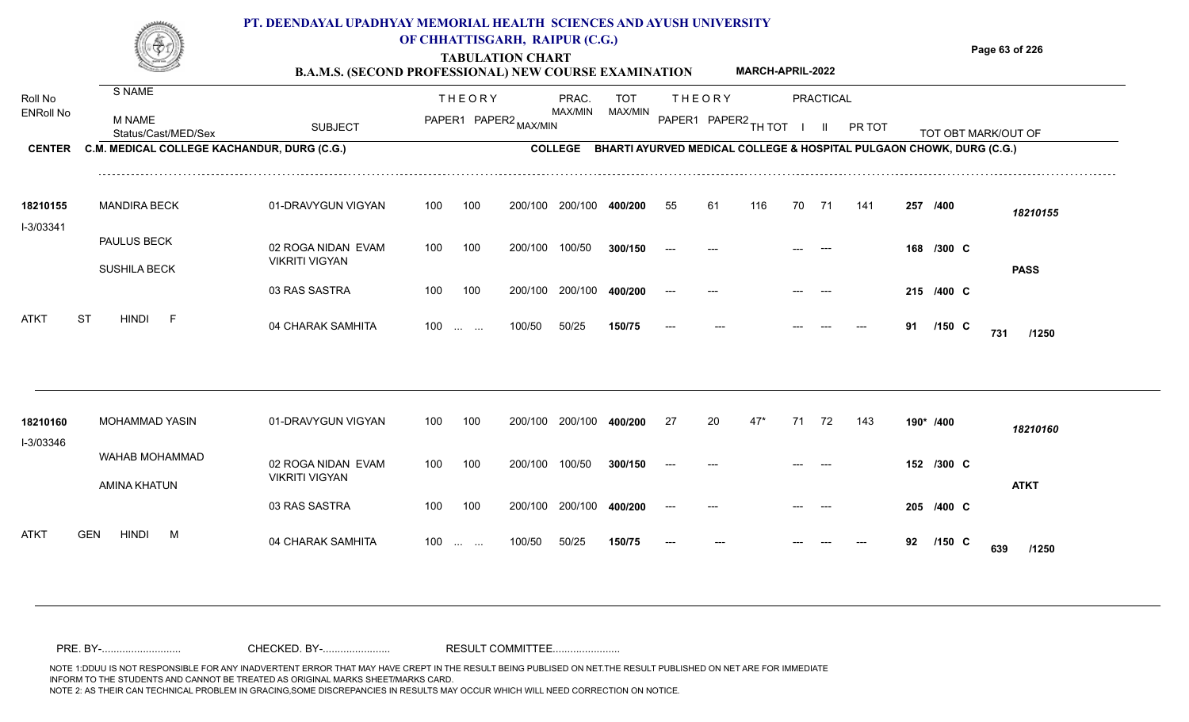# PT. DEENDAYAL UPADHYAY MEMORIAL HEALTH SCIENCES AND AYUSH UNIVERSITY OF CHHATTISGARH, RAIPUR (C.G.)

## TABULATION CHART

### B.A.M.S. (SECOND PROFESSIONAL) NEW COURSE EXAMINATION — MARCH-APRIL-2022

**CENTER** C.M. MEDICAL COLLEGE KACHANDUR, DURG (C.G.)
**COLLEGE** BHARTI AYURVED MEDICAL COLLEGE & HOSPITAL PULGAON CHOWK, DURG (C.G.)

| Roll No / ENRoll No | S NAME / M NAME / Status/Cast/MED/Sex | SUBJECT | THEORY PAPER1 | THEORY PAPER2 | MAX/MIN | PRAC. MAX/MIN | TOT MAX/MIN | THEORY PAPER1 | THEORY PAPER2 | TH TOT | PRACTICAL I | PRACTICAL II | PR TOT | TOT OBT | MARK/OUT OF |
|---|---|---|---|---|---|---|---|---|---|---|---|---|---|---|---|
| 18210155 | MANDIRA BECK | 01-DRAVYGUN VIGYAN | 100 | 100 | 200/100 | 200/100 | 400/200 | 55 | 61 | 116 | 70 | 71 | 141 | 257 /400 | 18210155 |
| I-3/03341 | PAULUS BECK | 02 ROGA NIDAN EVAM VIKRITI VIGYAN | 100 | 100 | 200/100 | 100/50 | 300/150 | --- | --- | | --- | --- | | 168 /300 C | |
| | SUSHILA BECK | | | | | | | | | | | | | | PASS |
| | | 03 RAS SASTRA | 100 | 100 | 200/100 | 200/100 | 400/200 | --- | --- | | --- | --- | | 215 /400 C | |
| ATKT | ST HINDI F | 04 CHARAK SAMHITA | 100 | ... ... | 100/50 | 50/25 | 150/75 | --- | --- | | --- | --- | --- | 91 /150 C | 731 /1250 |
| 18210160 | MOHAMMAD YASIN | 01-DRAVYGUN VIGYAN | 100 | 100 | 200/100 | 200/100 | 400/200 | 27 | 20 | 47* | 71 | 72 | 143 | 190* /400 | 18210160 |
| I-3/03346 | WAHAB MOHAMMAD | 02 ROGA NIDAN EVAM VIKRITI VIGYAN | 100 | 100 | 200/100 | 100/50 | 300/150 | --- | --- | | --- | --- | | 152 /300 C | |
| | AMINA KHATUN | | | | | | | | | | | | | | ATKT |
| | | 03 RAS SASTRA | 100 | 100 | 200/100 | 200/100 | 400/200 | --- | --- | | --- | --- | | 205 /400 C | |
| ATKT | GEN HINDI M | 04 CHARAK SAMHITA | 100 | ... ... | 100/50 | 50/25 | 150/75 | --- | --- | | --- | --- | --- | 92 /150 C | 639 /1250 |

PRE. BY-.......................... CHECKED. BY-...................... RESULT COMMITTEE......................

NOTE 1:DDUU IS NOT RESPONSIBLE FOR ANY INADVERTENT ERROR THAT MAY HAVE CREPT IN THE RESULT BEING PUBLISED ON NET.THE RESULT PUBLISHED ON NET ARE FOR IMMEDIATE INFORM TO THE STUDENTS AND CANNOT BE TREATED AS ORIGINAL MARKS SHEET/MARKS CARD.
NOTE 2: AS THEIR CAN TECHNICAL PROBLEM IN GRACING,SOME DISCREPANCIES IN RESULTS MAY OCCUR WHICH WILL NEED CORRECTION ON NOTICE.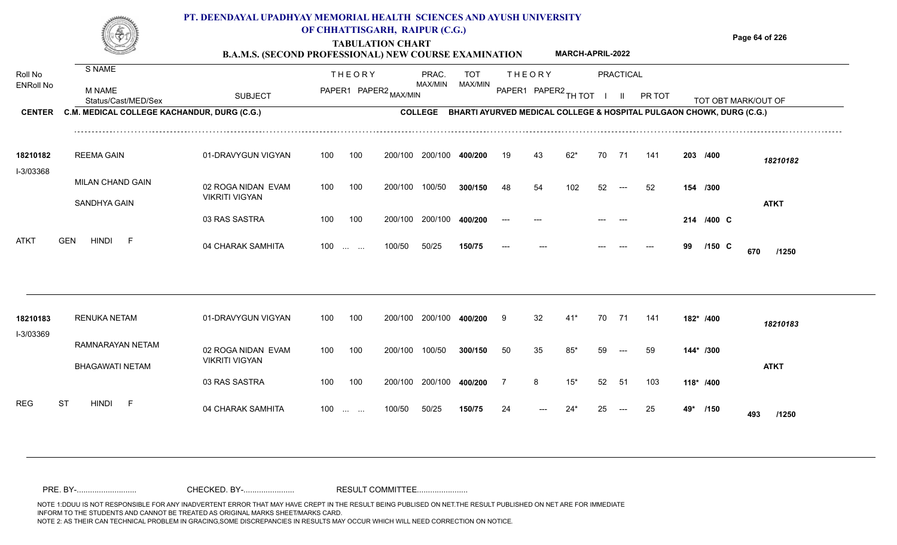# PT. DEENDAYAL UPADHYAY MEMORIAL HEALTH SCIENCES AND AYUSH UNIVERSITY OF CHHATTISGARH, RAIPUR (C.G.)

## TABULATION CHART

### B.A.M.S. (SECOND PROFESSIONAL) NEW COURSE EXAMINATION — MARCH-APRIL-2022

**CENTER** C.M. MEDICAL COLLEGE KACHANDUR, DURG (C.G.)  **COLLEGE** BHARTI AYURVED MEDICAL COLLEGE & HOSPITAL PULGAON CHOWK, DURG (C.G.)

| Roll No / ENRoll No | S NAME / M NAME / Status/Cast/MED/Sex | SUBJECT | THEORY PAPER1 | THEORY PAPER2 MAX/MIN | | PRAC. MAX/MIN | TOT MAX/MIN | THEORY PAPER1 | THEORY PAPER2 | TH TOT | PRACTICAL I | PRACTICAL II | PR TOT | TOT OBT | MARK/OUT OF |
|---|---|---|---|---|---|---|---|---|---|---|---|---|---|---|---|
| 18210182 | REEMA GAIN | 01-DRAVYGUN VIGYAN | 100 | 100 | 200/100 | 200/100 | 400/200 | 19 | 43 | 62* | 70 | 71 | 141 | 203 /400 | 18210182 |
| I-3/03368 | MILAN CHAND GAIN | 02 ROGA NIDAN EVAM VIKRITI VIGYAN | 100 | 100 | 200/100 | 100/50 | 300/150 | 48 | 54 | 102 | 52 | --- | 52 | 154 /300 | |
| | SANDHYA GAIN | 03 RAS SASTRA | 100 | 100 | 200/100 | 200/100 | 400/200 | --- | --- | | --- | --- | | 214 /400 C | ATKT |
| ATKT | GEN HINDI F | 04 CHARAK SAMHITA | 100 | ... ... | 100/50 | 50/25 | 150/75 | --- | --- | | --- | --- | --- | 99 /150 C | 670 /1250 |
| 18210183 | RENUKA NETAM | 01-DRAVYGUN VIGYAN | 100 | 100 | 200/100 | 200/100 | 400/200 | 9 | 32 | 41* | 70 | 71 | 141 | 182* /400 | 18210183 |
| I-3/03369 | RAMNARAYAN NETAM | 02 ROGA NIDAN EVAM VIKRITI VIGYAN | 100 | 100 | 200/100 | 100/50 | 300/150 | 50 | 35 | 85* | 59 | --- | 59 | 144* /300 | |
| | BHAGAWATI NETAM | 03 RAS SASTRA | 100 | 100 | 200/100 | 200/100 | 400/200 | 7 | 8 | 15* | 52 | 51 | 103 | 118* /400 | ATKT |
| REG | ST HINDI F | 04 CHARAK SAMHITA | 100 | ... ... | 100/50 | 50/25 | 150/75 | 24 | --- | 24* | 25 | --- | 25 | 49* /150 | 493 /1250 |

PRE. BY-........................... CHECKED. BY-....................... RESULT COMMITTEE.......................

NOTE 1:DDUU IS NOT RESPONSIBLE FOR ANY INADVERTENT ERROR THAT MAY HAVE CREPT IN THE RESULT BEING PUBLISED ON NET.THE RESULT PUBLISHED ON NET ARE FOR IMMEDIATE INFORM TO THE STUDENTS AND CANNOT BE TREATED AS ORIGINAL MARKS SHEET/MARKS CARD.
NOTE 2: AS THEIR CAN TECHNICAL PROBLEM IN GRACING,SOME DISCREPANCIES IN RESULTS MAY OCCUR WHICH WILL NEED CORRECTION ON NOTICE.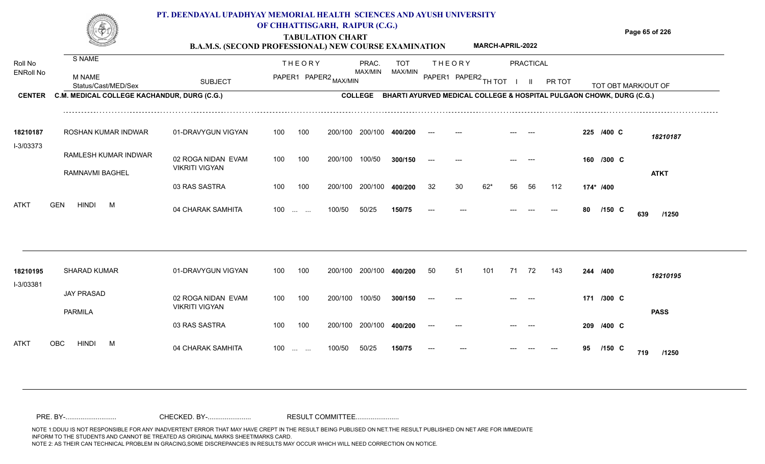# PT. DEENDAYAL UPADHYAY MEMORIAL HEALTH SCIENCES AND AYUSH UNIVERSITY OF CHHATTISGARH, RAIPUR (C.G.)

## TABULATION CHART

### B.A.M.S. (SECOND PROFESSIONAL) NEW COURSE EXAMINATION — MARCH-APRIL-2022

**CENTER** C.M. MEDICAL COLLEGE KACHANDUR, DURG (C.G.) **COLLEGE** BHARTI AYURVED MEDICAL COLLEGE & HOSPITAL PULGAON CHOWK, DURG (C.G.)

| Roll No / ENRoll No | S NAME / M NAME / Status/Cast/MED/Sex | SUBJECT | THEORY PAPER1 | THEORY PAPER2 | MAX/MIN | PRAC. MAX/MIN | TOT MAX/MIN | THEORY PAPER1 | THEORY PAPER2 | TH TOT | PRACTICAL I | PRACTICAL II | PR TOT | TOT OBT MARK/OUT OF | |
|---|---|---|---|---|---|---|---|---|---|---|---|---|---|---|---|
| 18210187 | ROSHAN KUMAR INDWAR | 01-DRAVYGUN VIGYAN | 100 | 100 | 200/100 | 200/100 | 400/200 | --- | --- | | --- | --- | | 225 /400 C | 18210187 |
| I-3/03373 | RAMLESH KUMAR INDWAR / RAMNAVMI BAGHEL | 02 ROGA NIDAN EVAM VIKRITI VIGYAN | 100 | 100 | 200/100 | 100/50 | 300/150 | --- | --- | | --- | --- | | 160 /300 C | ATKT |
| | | 03 RAS SASTRA | 100 | 100 | 200/100 | 200/100 | 400/200 | 32 | 30 | 62* | 56 | 56 | 112 | 174* /400 | |
| ATKT | GEN HINDI M | 04 CHARAK SAMHITA | 100 | ... ... | 100/50 | 50/25 | 150/75 | --- | --- | | --- | --- | --- | 80 /150 C | 639 /1250 |
| 18210195 | SHARAD KUMAR | 01-DRAVYGUN VIGYAN | 100 | 100 | 200/100 | 200/100 | 400/200 | 50 | 51 | 101 | 71 | 72 | 143 | 244 /400 | 18210195 |
| I-3/03381 | JAY PRASAD / PARMILA | 02 ROGA NIDAN EVAM VIKRITI VIGYAN | 100 | 100 | 200/100 | 100/50 | 300/150 | --- | --- | | --- | --- | | 171 /300 C | PASS |
| | | 03 RAS SASTRA | 100 | 100 | 200/100 | 200/100 | 400/200 | --- | --- | | --- | --- | | 209 /400 C | |
| ATKT | OBC HINDI M | 04 CHARAK SAMHITA | 100 | ... ... | 100/50 | 50/25 | 150/75 | --- | --- | | --- | --- | --- | 95 /150 C | 719 /1250 |

PRE. BY-.......................... CHECKED. BY-...................... RESULT COMMITTEE......................

NOTE 1:DDUU IS NOT RESPONSIBLE FOR ANY INADVERTENT ERROR THAT MAY HAVE CREPT IN THE RESULT BEING PUBLISED ON NET.THE RESULT PUBLISHED ON NET ARE FOR IMMEDIATE INFORM TO THE STUDENTS AND CANNOT BE TREATED AS ORIGINAL MARKS SHEET/MARKS CARD.
NOTE 2: AS THEIR CAN TECHNICAL PROBLEM IN GRACING,SOME DISCREPANCIES IN RESULTS MAY OCCUR WHICH WILL NEED CORRECTION ON NOTICE.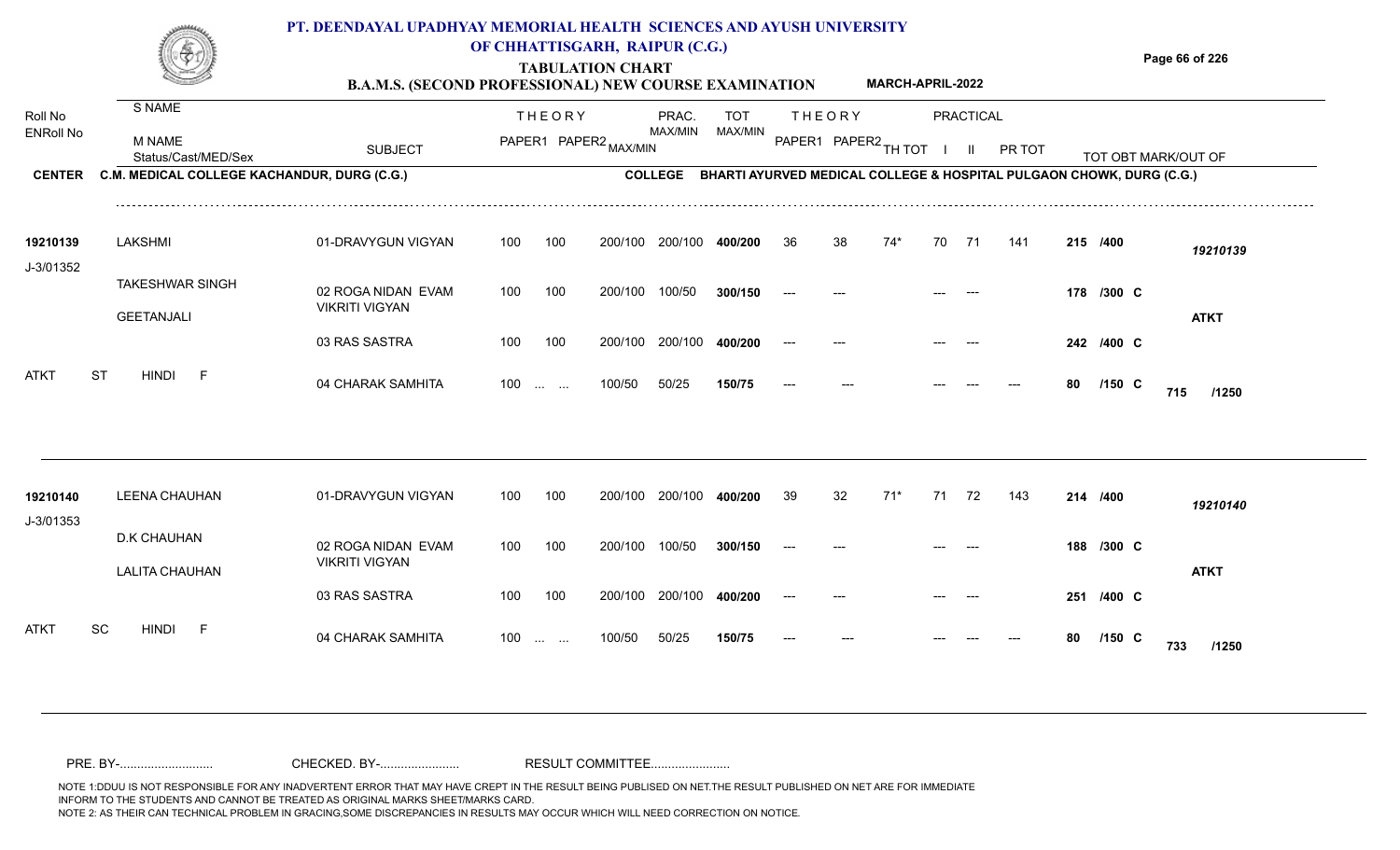# PT. DEENDAYAL UPADHYAY MEMORIAL HEALTH SCIENCES AND AYUSH UNIVERSITY OF CHHATTISGARH, RAIPUR (C.G.)

## TABULATION CHART

### B.A.M.S. (SECOND PROFESSIONAL) NEW COURSE EXAMINATION — MARCH-APRIL-2022

**CENTER** C.M. MEDICAL COLLEGE KACHANDUR, DURG (C.G.)  **COLLEGE** BHARTI AYURVED MEDICAL COLLEGE & HOSPITAL PULGAON CHOWK, DURG (C.G.)

| Roll No / ENRoll No | S NAME / M NAME / Status/Cast/MED/Sex | SUBJECT | THEORY PAPER1 | THEORY PAPER2 | MAX/MIN | PRAC. MAX/MIN | TOT MAX/MIN | THEORY PAPER1 | THEORY PAPER2 | TH TOT | PRACTICAL I | PRACTICAL II | PR TOT | TOT OBT MARK/OUT OF | |
|---|---|---|---|---|---|---|---|---|---|---|---|---|---|---|---|
| 19210139 | LAKSHMI | 01-DRAVYGUN VIGYAN | 100 | 100 | 200/100 | 200/100 | 400/200 | 36 | 38 | 74* | 70 | 71 | 141 | 215 /400 | 19210139 |
| J-3/01352 | TAKESHWAR SINGH | 02 ROGA NIDAN EVAM VIKRITI VIGYAN | 100 | 100 | 200/100 | 100/50 | 300/150 | --- | --- | | --- | --- | | 178 /300 C | |
| | GEETANJALI | | | | | | | | | | | | | | ATKT |
| | | 03 RAS SASTRA | 100 | 100 | 200/100 | 200/100 | 400/200 | --- | --- | | --- | --- | | 242 /400 C | |
| ATKT | ST HINDI F | 04 CHARAK SAMHITA | 100 | ... ... | 100/50 | 50/25 | 150/75 | --- | --- | | --- | --- | --- | 80 /150 C | 715 /1250 |
| 19210140 | LEENA CHAUHAN | 01-DRAVYGUN VIGYAN | 100 | 100 | 200/100 | 200/100 | 400/200 | 39 | 32 | 71* | 71 | 72 | 143 | 214 /400 | 19210140 |
| J-3/01353 | D.K CHAUHAN | 02 ROGA NIDAN EVAM VIKRITI VIGYAN | 100 | 100 | 200/100 | 100/50 | 300/150 | --- | --- | | --- | --- | | 188 /300 C | |
| | LALITA CHAUHAN | | | | | | | | | | | | | | ATKT |
| | | 03 RAS SASTRA | 100 | 100 | 200/100 | 200/100 | 400/200 | --- | --- | | --- | --- | | 251 /400 C | |
| ATKT | SC HINDI F | 04 CHARAK SAMHITA | 100 | ... ... | 100/50 | 50/25 | 150/75 | --- | --- | | --- | --- | --- | 80 /150 C | 733 /1250 |

PRE. BY-........................... CHECKED. BY-....................... RESULT COMMITTEE.......................

NOTE 1:DDUU IS NOT RESPONSIBLE FOR ANY INADVERTENT ERROR THAT MAY HAVE CREPT IN THE RESULT BEING PUBLISED ON NET.THE RESULT PUBLISHED ON NET ARE FOR IMMEDIATE INFORM TO THE STUDENTS AND CANNOT BE TREATED AS ORIGINAL MARKS SHEET/MARKS CARD.
NOTE 2: AS THEIR CAN TECHNICAL PROBLEM IN GRACING,SOME DISCREPANCIES IN RESULTS MAY OCCUR WHICH WILL NEED CORRECTION ON NOTICE.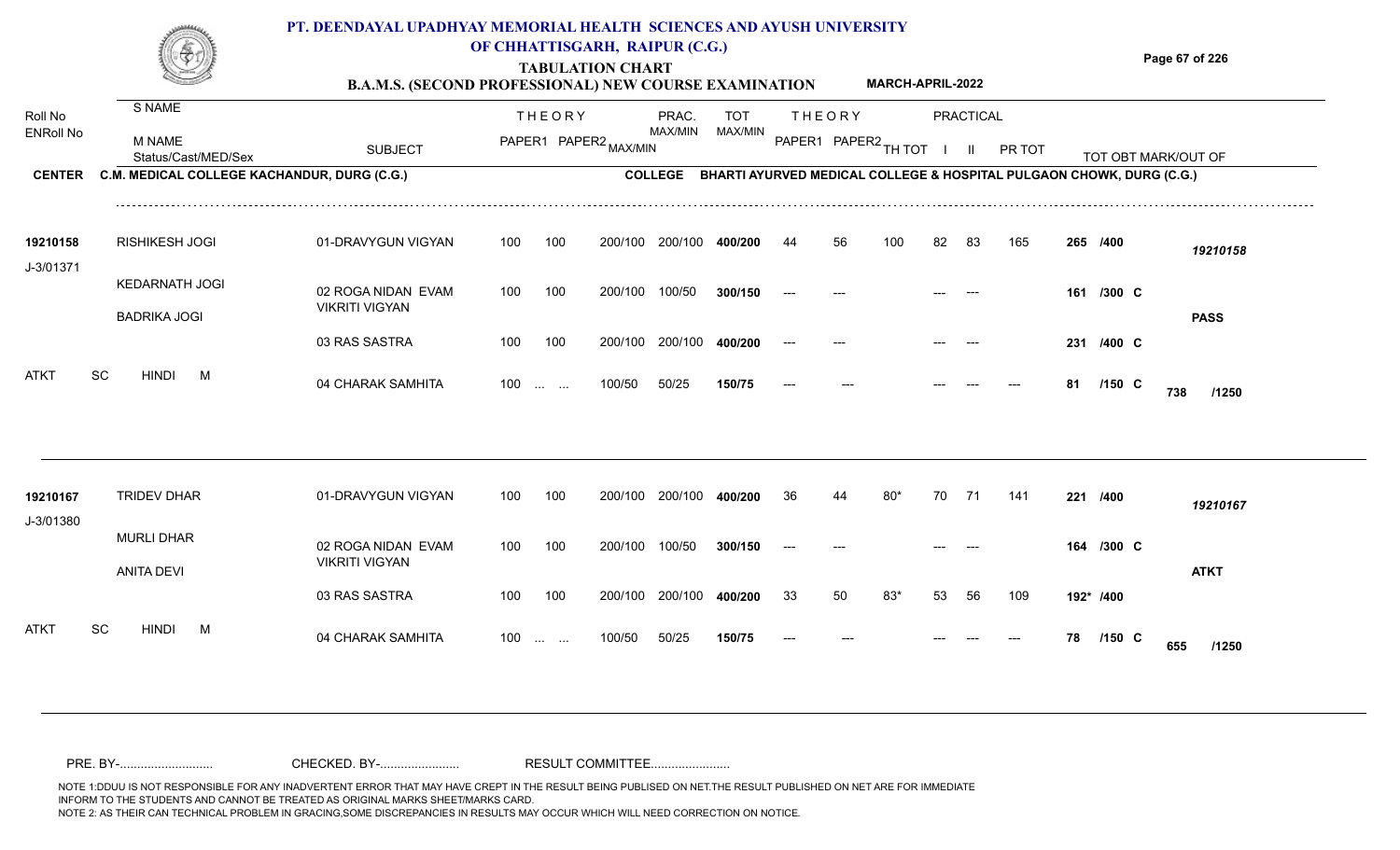# PT. DEENDAYAL UPADHYAY MEMORIAL HEALTH SCIENCES AND AYUSH UNIVERSITY OF CHHATTISGARH, RAIPUR (C.G.)

## TABULATION CHART

**B.A.M.S. (SECOND PROFESSIONAL) NEW COURSE EXAMINATION** — **MARCH-APRIL-2022**

**CENTER** C.M. MEDICAL COLLEGE KACHANDUR, DURG (C.G.) — **COLLEGE** BHARTI AYURVED MEDICAL COLLEGE & HOSPITAL PULGAON CHOWK, DURG (C.G.)

| Roll No / ENRoll No | S NAME / M NAME / Status/Cast/MED/Sex | SUBJECT | THEORY PAPER1 | THEORY PAPER2 | MAX/MIN | PRAC. MAX/MIN | TOT MAX/MIN | THEORY PAPER1 | THEORY PAPER2 | TH TOT | PRACTICAL I | PRACTICAL II | PR TOT | TOT OBT MARK/OUT OF | |
|---|---|---|---|---|---|---|---|---|---|---|---|---|---|---|---|
| 19210158 | RISHIKESH JOGI | 01-DRAVYGUN VIGYAN | 100 | 100 | 200/100 | 200/100 | 400/200 | 44 | 56 | 100 | 82 | 83 | 165 | 265 /400 | 19210158 |
| J-3/01371 | KEDARNATH JOGI | 02 ROGA NIDAN EVAM VIKRITI VIGYAN | 100 | 100 | 200/100 | 100/50 | 300/150 | --- | --- | | --- | --- | | 161 /300 C | |
| | BADRIKA JOGI | | | | | | | | | | | | | | PASS |
| | | 03 RAS SASTRA | 100 | 100 | 200/100 | 200/100 | 400/200 | --- | --- | | --- | --- | | 231 /400 C | |
| ATKT | SC HINDI M | 04 CHARAK SAMHITA | 100 | ... ... | 100/50 | 50/25 | 150/75 | --- | --- | | --- | --- | --- | 81 /150 C | 738 /1250 |
| 19210167 | TRIDEV DHAR | 01-DRAVYGUN VIGYAN | 100 | 100 | 200/100 | 200/100 | 400/200 | 36 | 44 | 80* | 70 | 71 | 141 | 221 /400 | 19210167 |
| J-3/01380 | MURLI DHAR | 02 ROGA NIDAN EVAM VIKRITI VIGYAN | 100 | 100 | 200/100 | 100/50 | 300/150 | --- | --- | | --- | --- | | 164 /300 C | |
| | ANITA DEVI | | | | | | | | | | | | | | ATKT |
| | | 03 RAS SASTRA | 100 | 100 | 200/100 | 200/100 | 400/200 | 33 | 50 | 83* | 53 | 56 | 109 | 192* /400 | |
| ATKT | SC HINDI M | 04 CHARAK SAMHITA | 100 | ... ... | 100/50 | 50/25 | 150/75 | --- | --- | | --- | --- | --- | 78 /150 C | 655 /1250 |

PRE. BY-.......................... CHECKED. BY-...................... RESULT COMMITTEE......................

NOTE 1:DDUU IS NOT RESPONSIBLE FOR ANY INADVERTENT ERROR THAT MAY HAVE CREPT IN THE RESULT BEING PUBLISED ON NET.THE RESULT PUBLISHED ON NET ARE FOR IMMEDIATE INFORM TO THE STUDENTS AND CANNOT BE TREATED AS ORIGINAL MARKS SHEET/MARKS CARD.
NOTE 2: AS THEIR CAN TECHNICAL PROBLEM IN GRACING,SOME DISCREPANCIES IN RESULTS MAY OCCUR WHICH WILL NEED CORRECTION ON NOTICE.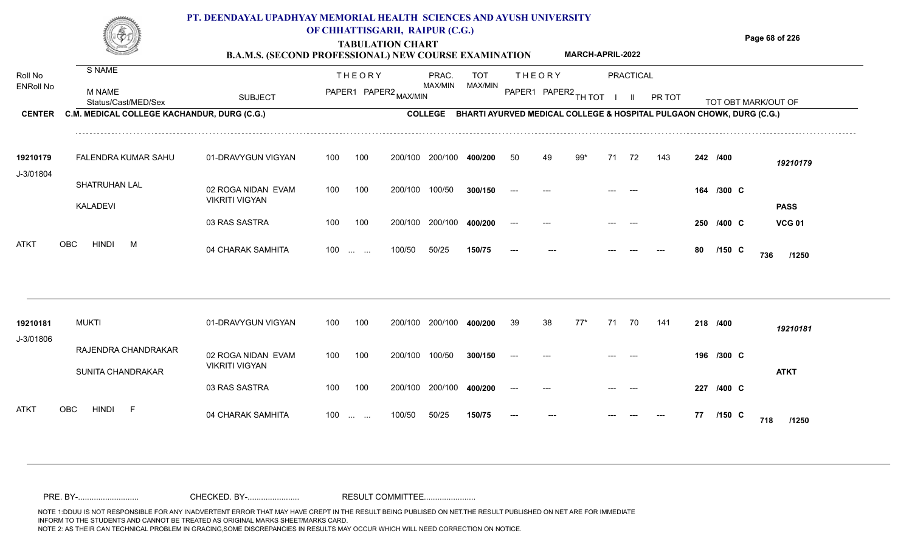# PT. DEENDAYAL UPADHYAY MEMORIAL HEALTH SCIENCES AND AYUSH UNIVERSITY OF CHHATTISGARH, RAIPUR (C.G.)

## TABULATION CHART

### B.A.M.S. (SECOND PROFESSIONAL) NEW COURSE EXAMINATION — MARCH-APRIL-2022

**CENTER** C.M. MEDICAL COLLEGE KACHANDUR, DURG (C.G.)

**COLLEGE** BHARTI AYURVED MEDICAL COLLEGE & HOSPITAL PULGAON CHOWK, DURG (C.G.)

| Roll No / ENRoll No | S NAME / M NAME / Status/Cast/MED/Sex | SUBJECT | THEORY PAPER1 | THEORY PAPER2 | MAX/MIN | PRAC. MAX/MIN | TOT MAX/MIN | THEORY PAPER1 | THEORY PAPER2 | TH TOT | PRACTICAL I | PRACTICAL II | PR TOT | TOT OBT | MARK/OUT OF |
|---|---|---|---|---|---|---|---|---|---|---|---|---|---|---|---|
| 19210179 | FALENDRA KUMAR SAHU | 01-DRAVYGUN VIGYAN | 100 | 100 | 200/100 | 200/100 | 400/200 | 50 | 49 | 99* | 71 | 72 | 143 | 242 /400 | 19210179 |
| J-3/01804 | SHATRUHAN LAL | 02 ROGA NIDAN EVAM VIKRITI VIGYAN | 100 | 100 | 200/100 | 100/50 | 300/150 | --- | --- | | --- | --- | | 164 /300 C | |
| | KALADEVI | | | | | | | | | | | | | | PASS |
| | | 03 RAS SASTRA | 100 | 100 | 200/100 | 200/100 | 400/200 | --- | --- | | --- | --- | | 250 /400 C | VCG 01 |
| ATKT | OBC HINDI M | 04 CHARAK SAMHITA | 100 | ... ... | 100/50 | 50/25 | 150/75 | --- | --- | | --- | --- | --- | 80 /150 C | 736 /1250 |
| 19210181 | MUKTI | 01-DRAVYGUN VIGYAN | 100 | 100 | 200/100 | 200/100 | 400/200 | 39 | 38 | 77* | 71 | 70 | 141 | 218 /400 | 19210181 |
| J-3/01806 | RAJENDRA CHANDRAKAR | 02 ROGA NIDAN EVAM VIKRITI VIGYAN | 100 | 100 | 200/100 | 100/50 | 300/150 | --- | --- | | --- | --- | | 196 /300 C | |
| | SUNITA CHANDRAKAR | | | | | | | | | | | | | | ATKT |
| | | 03 RAS SASTRA | 100 | 100 | 200/100 | 200/100 | 400/200 | --- | --- | | --- | --- | | 227 /400 C | |
| ATKT | OBC HINDI F | 04 CHARAK SAMHITA | 100 | ... ... | 100/50 | 50/25 | 150/75 | --- | --- | | --- | --- | --- | 77 /150 C | 718 /1250 |

PRE. BY-.......................... CHECKED. BY-...................... RESULT COMMITTEE......................

NOTE 1:DDUU IS NOT RESPONSIBLE FOR ANY INADVERTENT ERROR THAT MAY HAVE CREPT IN THE RESULT BEING PUBLISED ON NET.THE RESULT PUBLISHED ON NET ARE FOR IMMEDIATE INFORM TO THE STUDENTS AND CANNOT BE TREATED AS ORIGINAL MARKS SHEET/MARKS CARD.
NOTE 2: AS THEIR CAN TECHNICAL PROBLEM IN GRACING,SOME DISCREPANCIES IN RESULTS MAY OCCUR WHICH WILL NEED CORRECTION ON NOTICE.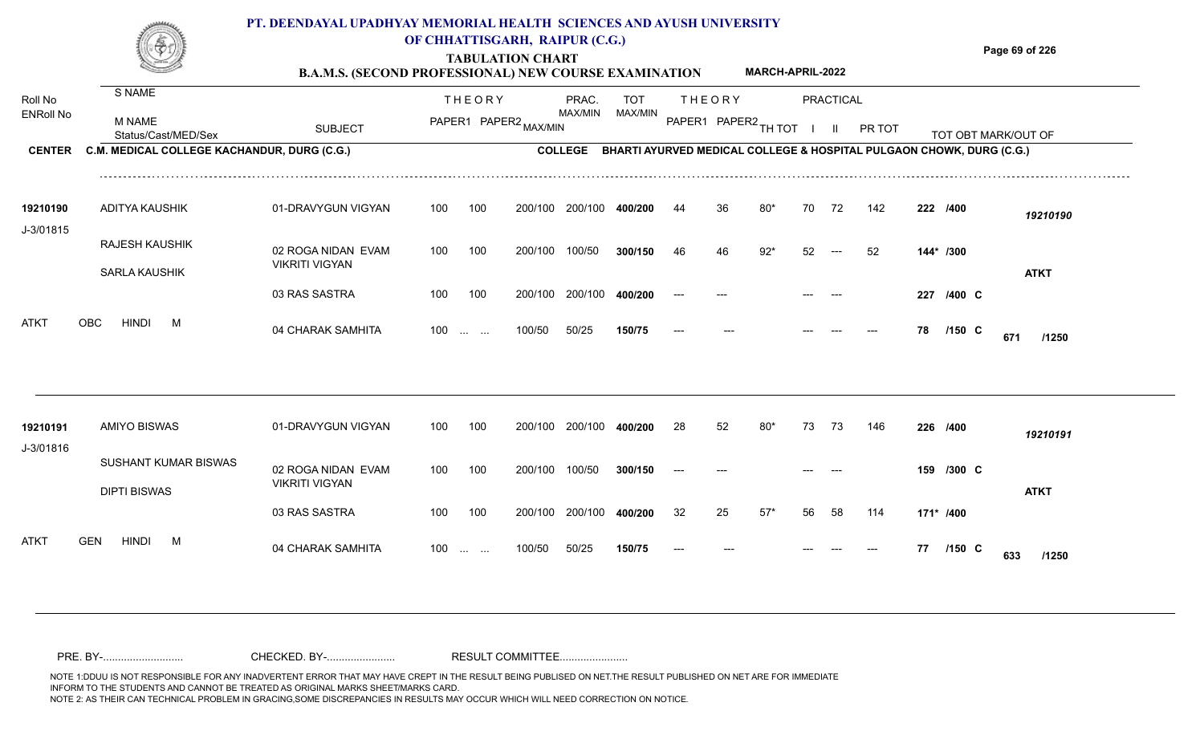# PT. DEENDAYAL UPADHYAY MEMORIAL HEALTH SCIENCES AND AYUSH UNIVERSITY OF CHHATTISGARH, RAIPUR (C.G.)

## TABULATION CHART

### B.A.M.S. (SECOND PROFESSIONAL) NEW COURSE EXAMINATION — MARCH-APRIL-2022

**CENTER** C.M. MEDICAL COLLEGE KACHANDUR, DURG (C.G.) — **COLLEGE** BHARTI AYURVED MEDICAL COLLEGE & HOSPITAL PULGAON CHOWK, DURG (C.G.)

| Roll No / ENRoll No | S NAME / M NAME / Status/Cast/MED/Sex | SUBJECT | THEORY PAPER1 | THEORY PAPER2 | MAX/MIN | PRAC. MAX/MIN | TOT MAX/MIN | THEORY PAPER1 | THEORY PAPER2 | TH TOT | PRACTICAL I | PRACTICAL II | PR TOT | TOT OBT | MARK/OUT OF |
|---|---|---|---|---|---|---|---|---|---|---|---|---|---|---|---|
| 19210190 | ADITYA KAUSHIK | 01-DRAVYGUN VIGYAN | 100 | 100 | 200/100 | 200/100 | 400/200 | 44 | 36 | 80* | 70 | 72 | 142 | 222 /400 | 19210190 |
| J-3/01815 | RAJESH KAUSHIK | 02 ROGA NIDAN EVAM VIKRITI VIGYAN | 100 | 100 | 200/100 | 100/50 | 300/150 | 46 | 46 | 92* | 52 | --- | 52 | 144* /300 | |
| | SARLA KAUSHIK | 03 RAS SASTRA | 100 | 100 | 200/100 | 200/100 | 400/200 | --- | --- | | --- | --- | | 227 /400 C | ATKT |
| ATKT | OBC HINDI M | 04 CHARAK SAMHITA | 100 | ... ... | 100/50 | 50/25 | 150/75 | --- | --- | | --- | --- | --- | 78 /150 C | 671 /1250 |
| 19210191 | AMIYO BISWAS | 01-DRAVYGUN VIGYAN | 100 | 100 | 200/100 | 200/100 | 400/200 | 28 | 52 | 80* | 73 | 73 | 146 | 226 /400 | 19210191 |
| J-3/01816 | SUSHANT KUMAR BISWAS | 02 ROGA NIDAN EVAM VIKRITI VIGYAN | 100 | 100 | 200/100 | 100/50 | 300/150 | --- | --- | | --- | --- | | 159 /300 C | |
| | DIPTI BISWAS | 03 RAS SASTRA | 100 | 100 | 200/100 | 200/100 | 400/200 | 32 | 25 | 57* | 56 | 58 | 114 | 171* /400 | ATKT |
| ATKT | GEN HINDI M | 04 CHARAK SAMHITA | 100 | ... ... | 100/50 | 50/25 | 150/75 | --- | --- | | --- | --- | --- | 77 /150 C | 633 /1250 |

PRE. BY-.......................... CHECKED. BY-...................... RESULT COMMITTEE......................

NOTE 1:DDUU IS NOT RESPONSIBLE FOR ANY INADVERTENT ERROR THAT MAY HAVE CREPT IN THE RESULT BEING PUBLISED ON NET.THE RESULT PUBLISHED ON NET ARE FOR IMMEDIATE INFORM TO THE STUDENTS AND CANNOT BE TREATED AS ORIGINAL MARKS SHEET/MARKS CARD.
NOTE 2: AS THEIR CAN TECHNICAL PROBLEM IN GRACING,SOME DISCREPANCIES IN RESULTS MAY OCCUR WHICH WILL NEED CORRECTION ON NOTICE.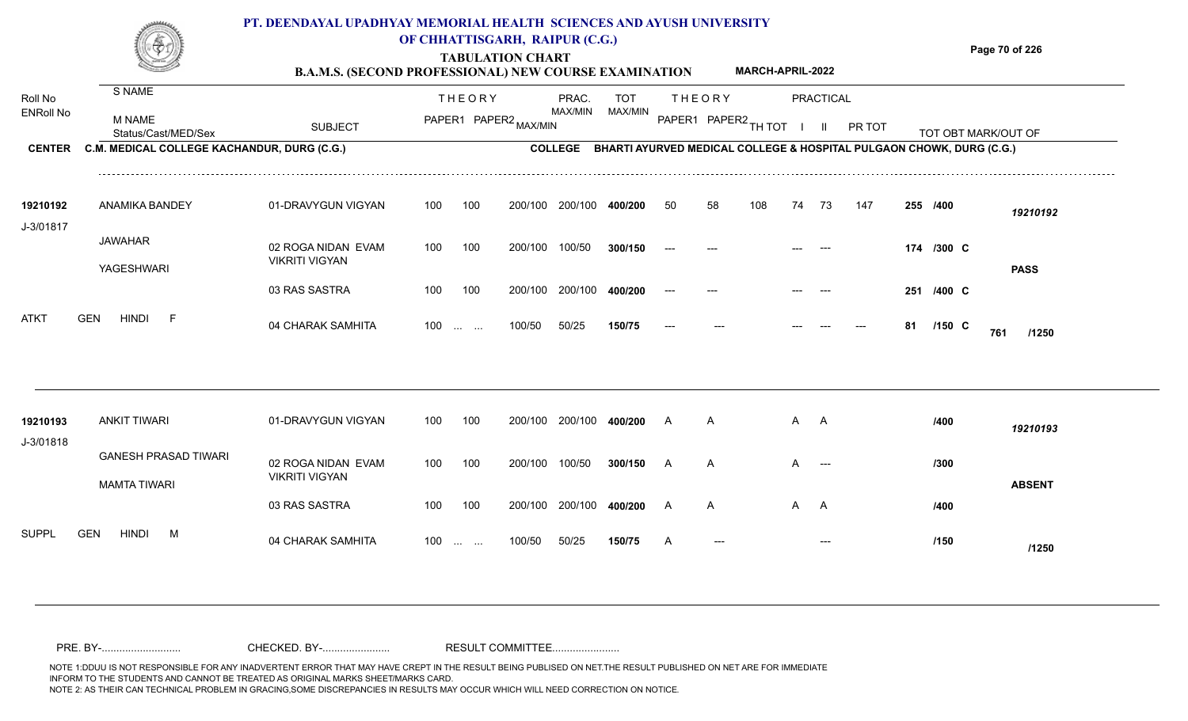# PT. DEENDAYAL UPADHYAY MEMORIAL HEALTH SCIENCES AND AYUSH UNIVERSITY OF CHHATTISGARH, RAIPUR (C.G.)

## TABULATION CHART

### B.A.M.S. (SECOND PROFESSIONAL) NEW COURSE EXAMINATION — MARCH-APRIL-2022

**CENTER:** C.M. MEDICAL COLLEGE KACHANDUR, DURG (C.G.)

**COLLEGE:** BHARTI AYURVED MEDICAL COLLEGE & HOSPITAL PULGAON CHOWK, DURG (C.G.)

| Roll No / ENRoll No | S NAME / M NAME / Status/Cast/MED/Sex | SUBJECT | THEORY PAPER1 | THEORY PAPER2 | MAX/MIN | PRAC. MAX/MIN | TOT MAX/MIN | THEORY PAPER1 | THEORY PAPER2 | TH TOT | PRACTICAL I | PRACTICAL II | PR TOT | TOT OBT MARK/OUT OF | |
|---|---|---|---|---|---|---|---|---|---|---|---|---|---|---|---|
| 19210192 | ANAMIKA BANDEY | 01-DRAVYGUN VIGYAN | 100 | 100 | 200/100 | 200/100 | 400/200 | 50 | 58 | 108 | 74 | 73 | 147 | 255 /400 | 19210192 |
| J-3/01817 | JAWAHAR / YAGESHWARI | 02 ROGA NIDAN EVAM VIKRITI VIGYAN | 100 | 100 | 200/100 | 100/50 | 300/150 | --- | --- | | --- | --- | | 174 /300 C | PASS |
| | | 03 RAS SASTRA | 100 | 100 | 200/100 | 200/100 | 400/200 | --- | --- | | --- | --- | | 251 /400 C | |
| ATKT | GEN HINDI F | 04 CHARAK SAMHITA | 100 | ... ... | 100/50 | 50/25 | 150/75 | --- | --- | | --- | --- | --- | 81 /150 C | 761 /1250 |
| 19210193 | ANKIT TIWARI | 01-DRAVYGUN VIGYAN | 100 | 100 | 200/100 | 200/100 | 400/200 | A | A | | A | A | | /400 | 19210193 |
| J-3/01818 | GANESH PRASAD TIWARI / MAMTA TIWARI | 02 ROGA NIDAN EVAM VIKRITI VIGYAN | 100 | 100 | 200/100 | 100/50 | 300/150 | A | A | | A | --- | | /300 | ABSENT |
| | | 03 RAS SASTRA | 100 | 100 | 200/100 | 200/100 | 400/200 | A | A | | A | A | | /400 | |
| SUPPL | GEN HINDI M | 04 CHARAK SAMHITA | 100 | ... ... | 100/50 | 50/25 | 150/75 | A | --- | | | --- | | /150 | /1250 |

PRE. BY-.......................... CHECKED. BY-...................... RESULT COMMITTEE......................

NOTE 1:DDUU IS NOT RESPONSIBLE FOR ANY INADVERTENT ERROR THAT MAY HAVE CREPT IN THE RESULT BEING PUBLISED ON NET.THE RESULT PUBLISHED ON NET ARE FOR IMMEDIATE INFORM TO THE STUDENTS AND CANNOT BE TREATED AS ORIGINAL MARKS SHEET/MARKS CARD.
NOTE 2: AS THEIR CAN TECHNICAL PROBLEM IN GRACING,SOME DISCREPANCIES IN RESULTS MAY OCCUR WHICH WILL NEED CORRECTION ON NOTICE.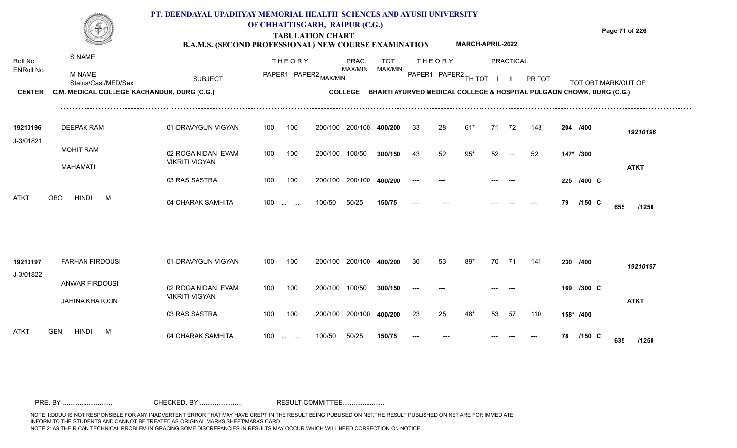# PT. DEENDAYAL UPADHYAY MEMORIAL HEALTH SCIENCES AND AYUSH UNIVERSITY OF CHHATTISGARH, RAIPUR (C.G.)

## TABULATION CHART

### B.A.M.S. (SECOND PROFESSIONAL) NEW COURSE EXAMINATION — MARCH-APRIL-2022

**CENTER** C.M. MEDICAL COLLEGE KACHANDUR, DURG (C.G.)
**COLLEGE** BHARTI AYURVED MEDICAL COLLEGE & HOSPITAL PULGAON CHOWK, DURG (C.G.)

| Roll No / ENRoll No | S NAME / M NAME / Status/Cast/MED/Sex | SUBJECT | THEORY PAPER1 | THEORY PAPER2 | MAX/MIN | PRAC. MAX/MIN | TOT MAX/MIN | THEORY PAPER1 | THEORY PAPER2 | TH TOT | PRACTICAL I | PRACTICAL II | PR TOT | TOT OBT MARK/OUT OF | |
|---|---|---|---|---|---|---|---|---|---|---|---|---|---|---|---|
| 19210196 | DEEPAK RAM | 01-DRAVYGUN VIGYAN | 100 | 100 | 200/100 | 200/100 | 400/200 | 33 | 28 | 61* | 71 | 72 | 143 | 204 /400 | 19210196 |
| J-3/01821 | MOHIT RAM | 02 ROGA NIDAN EVAM VIKRITI VIGYAN | 100 | 100 | 200/100 | 100/50 | 300/150 | 43 | 52 | 95* | 52 | --- | 52 | 147* /300 | |
| | MAHAMATI | 03 RAS SASTRA | 100 | 100 | 200/100 | 200/100 | 400/200 | --- | --- | | --- | --- | | 225 /400 C | ATKT |
| ATKT | OBC HINDI M | 04 CHARAK SAMHITA | 100 | ... ... | 100/50 | 50/25 | 150/75 | --- | --- | | --- | --- | --- | 79 /150 C | 655 /1250 |
| 19210197 | FARHAN FIRDOUSI | 01-DRAVYGUN VIGYAN | 100 | 100 | 200/100 | 200/100 | 400/200 | 36 | 53 | 89* | 70 | 71 | 141 | 230 /400 | 19210197 |
| J-3/01822 | ANWAR FIRDOUSI | 02 ROGA NIDAN EVAM VIKRITI VIGYAN | 100 | 100 | 200/100 | 100/50 | 300/150 | --- | --- | | --- | --- | | 169 /300 C | |
| | JAHINA KHATOON | 03 RAS SASTRA | 100 | 100 | 200/100 | 200/100 | 400/200 | 23 | 25 | 48* | 53 | 57 | 110 | 158* /400 | ATKT |
| ATKT | GEN HINDI M | 04 CHARAK SAMHITA | 100 | ... ... | 100/50 | 50/25 | 150/75 | --- | --- | | --- | --- | --- | 78 /150 C | 635 /1250 |

PRE. BY-.......................... CHECKED. BY-...................... RESULT COMMITTEE......................

NOTE 1:DDUU IS NOT RESPONSIBLE FOR ANY INADVERTENT ERROR THAT MAY HAVE CREPT IN THE RESULT BEING PUBLISED ON NET.THE RESULT PUBLISHED ON NET ARE FOR IMMEDIATE INFORM TO THE STUDENTS AND CANNOT BE TREATED AS ORIGINAL MARKS SHEET/MARKS CARD.
NOTE 2: AS THEIR CAN TECHNICAL PROBLEM IN GRACING,SOME DISCREPANCIES IN RESULTS MAY OCCUR WHICH WILL NEED CORRECTION ON NOTICE.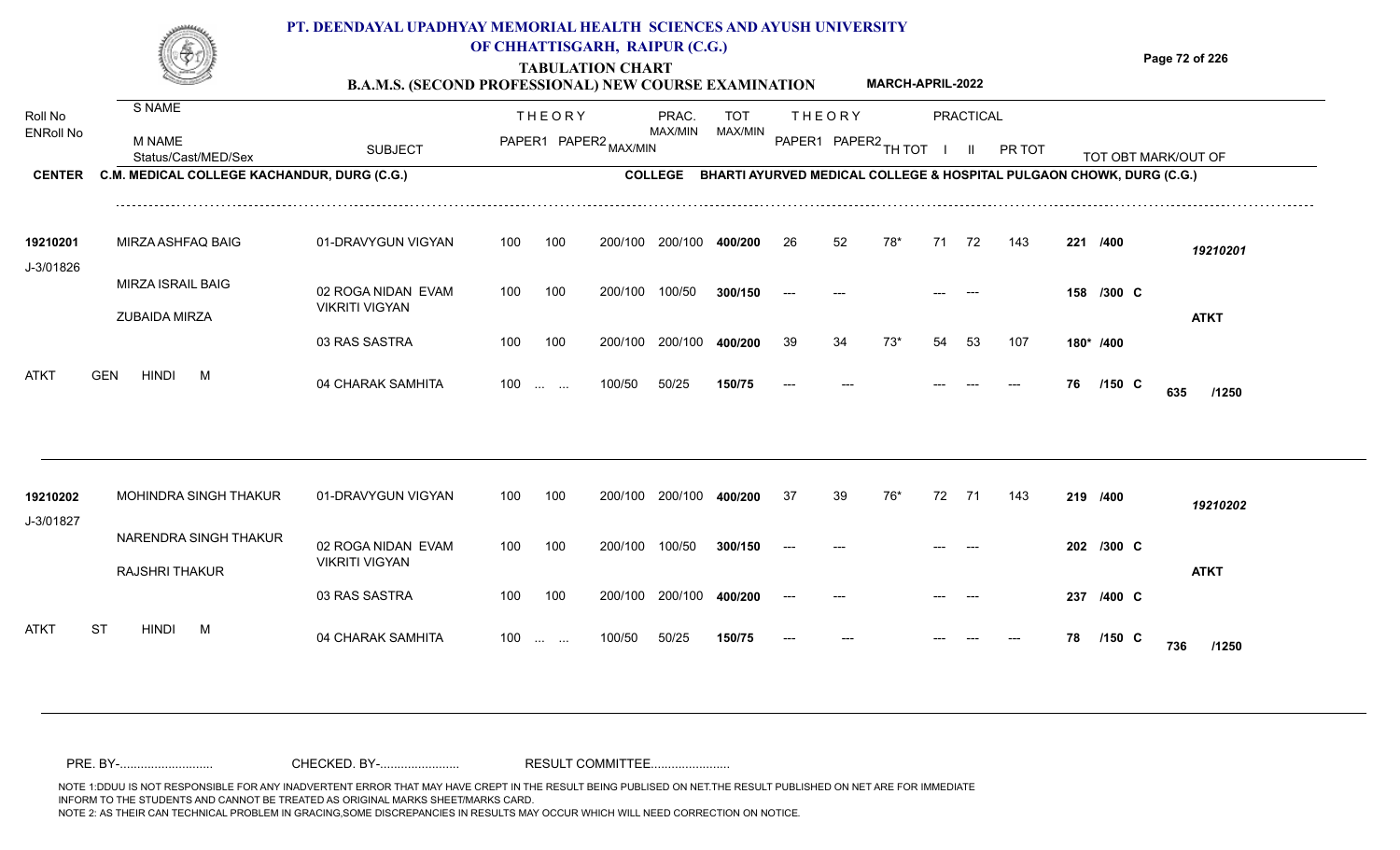# PT. DEENDAYAL UPADHYAY MEMORIAL HEALTH SCIENCES AND AYUSH UNIVERSITY OF CHHATTISGARH, RAIPUR (C.G.)

## TABULATION CHART

### B.A.M.S. (SECOND PROFESSIONAL) NEW COURSE EXAMINATION — MARCH-APRIL-2022

**CENTER** C.M. MEDICAL COLLEGE KACHANDUR, DURG (C.G.)
**COLLEGE** BHARTI AYURVED MEDICAL COLLEGE & HOSPITAL PULGAON CHOWK, DURG (C.G.)

| Roll No / ENRoll No | S NAME / M NAME / Status/Cast/MED/Sex | SUBJECT | THEORY PAPER1 | THEORY PAPER2 | MAX/MIN | PRAC. MAX/MIN | TOT MAX/MIN | THEORY PAPER1 | THEORY PAPER2 | TH TOT | PRACTICAL I | PRACTICAL II | PR TOT | TOT OBT MARK/OUT OF | |
|---|---|---|---|---|---|---|---|---|---|---|---|---|---|---|---|
| 19210201 | MIRZA ASHFAQ BAIG | 01-DRAVYGUN VIGYAN | 100 | 100 | 200/100 | 200/100 | 400/200 | 26 | 52 | 78* | 71 | 72 | 143 | 221 /400 | 19210201 |
| J-3/01826 | MIRZA ISRAIL BAIG | 02 ROGA NIDAN EVAM VIKRITI VIGYAN | 100 | 100 | 200/100 | 100/50 | 300/150 | --- | --- | | --- | --- | | 158 /300 C | |
| | ZUBAIDA MIRZA | 03 RAS SASTRA | 100 | 100 | 200/100 | 200/100 | 400/200 | 39 | 34 | 73* | 54 | 53 | 107 | 180* /400 | ATKT |
| ATKT | GEN HINDI M | 04 CHARAK SAMHITA | 100 | ... ... | 100/50 | 50/25 | 150/75 | --- | --- | | --- | --- | --- | 76 /150 C | 635 /1250 |
| 19210202 | MOHINDRA SINGH THAKUR | 01-DRAVYGUN VIGYAN | 100 | 100 | 200/100 | 200/100 | 400/200 | 37 | 39 | 76* | 72 | 71 | 143 | 219 /400 | 19210202 |
| J-3/01827 | NARENDRA SINGH THAKUR | 02 ROGA NIDAN EVAM VIKRITI VIGYAN | 100 | 100 | 200/100 | 100/50 | 300/150 | --- | --- | | --- | --- | | 202 /300 C | |
| | RAJSHRI THAKUR | 03 RAS SASTRA | 100 | 100 | 200/100 | 200/100 | 400/200 | --- | --- | | --- | --- | | 237 /400 C | ATKT |
| ATKT | ST HINDI M | 04 CHARAK SAMHITA | 100 | ... ... | 100/50 | 50/25 | 150/75 | --- | --- | | --- | --- | --- | 78 /150 C | 736 /1250 |

PRE. BY-........................... CHECKED. BY-....................... RESULT COMMITTEE.......................

NOTE 1:DDUU IS NOT RESPONSIBLE FOR ANY INADVERTENT ERROR THAT MAY HAVE CREPT IN THE RESULT BEING PUBLISED ON NET.THE RESULT PUBLISHED ON NET ARE FOR IMMEDIATE INFORM TO THE STUDENTS AND CANNOT BE TREATED AS ORIGINAL MARKS SHEET/MARKS CARD.
NOTE 2: AS THEIR CAN TECHNICAL PROBLEM IN GRACING,SOME DISCREPANCIES IN RESULTS MAY OCCUR WHICH WILL NEED CORRECTION ON NOTICE.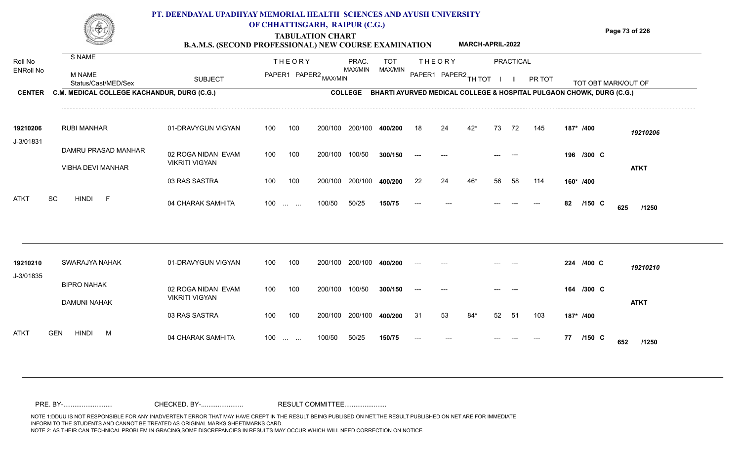# PT. DEENDAYAL UPADHYAY MEMORIAL HEALTH SCIENCES AND AYUSH UNIVERSITY OF CHHATTISGARH, RAIPUR (C.G.)

## TABULATION CHART

### B.A.M.S. (SECOND PROFESSIONAL) NEW COURSE EXAMINATION — MARCH-APRIL-2022

**CENTER** C.M. MEDICAL COLLEGE KACHANDUR, DURG (C.G.) **COLLEGE** BHARTI AYURVED MEDICAL COLLEGE & HOSPITAL PULGAON CHOWK, DURG (C.G.)

| Roll No / ENRoll No | S NAME / M NAME / Status/Cast/MED/Sex | SUBJECT | THEORY PAPER1 | THEORY PAPER2 | MAX/MIN | PRAC. MAX/MIN | TOT MAX/MIN | THEORY PAPER1 | THEORY PAPER2 | TH TOT | PRACTICAL I | PRACTICAL II | PR TOT | TOT OBT MARK/OUT OF | |
|---|---|---|---|---|---|---|---|---|---|---|---|---|---|---|---|
| 19210206 | RUBI MANHAR | 01-DRAVYGUN VIGYAN | 100 | 100 | 200/100 | 200/100 | 400/200 | 18 | 24 | 42* | 73 | 72 | 145 | 187* /400 | 19210206 |
| J-3/01831 | DAMRU PRASAD MANHAR | 02 ROGA NIDAN EVAM VIKRITI VIGYAN | 100 | 100 | 200/100 | 100/50 | 300/150 | --- | --- | | --- | --- | | 196 /300 C | |
| | VIBHA DEVI MANHAR | | | | | | | | | | | | | | ATKT |
| | | 03 RAS SASTRA | 100 | 100 | 200/100 | 200/100 | 400/200 | 22 | 24 | 46* | 56 | 58 | 114 | 160* /400 | |
| ATKT | SC HINDI F | 04 CHARAK SAMHITA | 100 | ... ... | 100/50 | 50/25 | 150/75 | --- | --- | | --- | --- | --- | 82 /150 C | 625 /1250 |
| 19210210 | SWARAJYA NAHAK | 01-DRAVYGUN VIGYAN | 100 | 100 | 200/100 | 200/100 | 400/200 | --- | --- | | --- | --- | | 224 /400 C | 19210210 |
| J-3/01835 | BIPRO NAHAK | 02 ROGA NIDAN EVAM VIKRITI VIGYAN | 100 | 100 | 200/100 | 100/50 | 300/150 | --- | --- | | --- | --- | | 164 /300 C | |
| | DAMUNI NAHAK | | | | | | | | | | | | | | ATKT |
| | | 03 RAS SASTRA | 100 | 100 | 200/100 | 200/100 | 400/200 | 31 | 53 | 84* | 52 | 51 | 103 | 187* /400 | |
| ATKT | GEN HINDI M | 04 CHARAK SAMHITA | 100 | ... ... | 100/50 | 50/25 | 150/75 | --- | --- | | --- | --- | --- | 77 /150 C | 652 /1250 |

PRE. BY-.......................... CHECKED. BY-...................... RESULT COMMITTEE......................

NOTE 1:DDUU IS NOT RESPONSIBLE FOR ANY INADVERTENT ERROR THAT MAY HAVE CREPT IN THE RESULT BEING PUBLISED ON NET.THE RESULT PUBLISHED ON NET ARE FOR IMMEDIATE INFORM TO THE STUDENTS AND CANNOT BE TREATED AS ORIGINAL MARKS SHEET/MARKS CARD.
NOTE 2: AS THEIR CAN TECHNICAL PROBLEM IN GRACING,SOME DISCREPANCIES IN RESULTS MAY OCCUR WHICH WILL NEED CORRECTION ON NOTICE.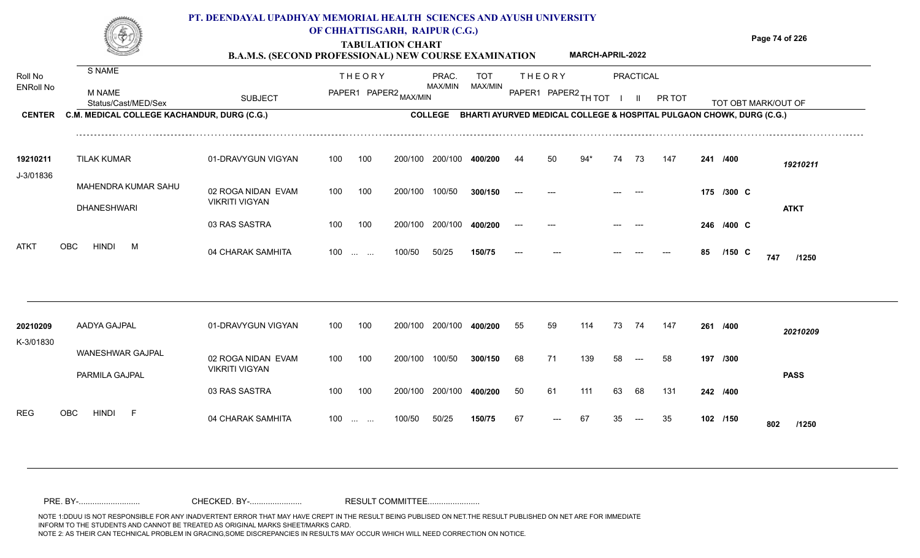# PT. DEENDAYAL UPADHYAY MEMORIAL HEALTH SCIENCES AND AYUSH UNIVERSITY OF CHHATTISGARH, RAIPUR (C.G.)

## TABULATION CHART

### B.A.M.S. (SECOND PROFESSIONAL) NEW COURSE EXAMINATION — MARCH-APRIL-2022

**CENTER:** C.M. MEDICAL COLLEGE KACHANDUR, DURG (C.G.)
**COLLEGE:** BHARTI AYURVED MEDICAL COLLEGE & HOSPITAL PULGAON CHOWK, DURG (C.G.)

| Roll No / ENRoll No | S NAME / M NAME / Status/Cast/MED/Sex | SUBJECT | THEORY PAPER1 | THEORY PAPER2 | MAX/MIN | PRAC. MAX/MIN | TOT MAX/MIN | THEORY PAPER1 | THEORY PAPER2 | TH TOT | PRACTICAL I | PRACTICAL II | PR TOT | TOT OBT MARK/OUT OF | |
|---|---|---|---|---|---|---|---|---|---|---|---|---|---|---|---|
| 19210211 | TILAK KUMAR | 01-DRAVYGUN VIGYAN | 100 | 100 | 200/100 | 200/100 | 400/200 | 44 | 50 | 94* | 74 | 73 | 147 | 241 /400 | 19210211 |
| J-3/01836 | MAHENDRA KUMAR SAHU / DHANESHWARI | 02 ROGA NIDAN EVAM VIKRITI VIGYAN | 100 | 100 | 200/100 | 100/50 | 300/150 | --- | --- | | --- | --- | | 175 /300 C | ATKT |
| | | 03 RAS SASTRA | 100 | 100 | 200/100 | 200/100 | 400/200 | --- | --- | | --- | --- | | 246 /400 C | |
| ATKT | OBC HINDI M | 04 CHARAK SAMHITA | 100 | ... ... | 100/50 | 50/25 | 150/75 | --- | --- | | --- | --- | --- | 85 /150 C | 747 /1250 |
| 20210209 | AADYA GAJPAL | 01-DRAVYGUN VIGYAN | 100 | 100 | 200/100 | 200/100 | 400/200 | 55 | 59 | 114 | 73 | 74 | 147 | 261 /400 | 20210209 |
| K-3/01830 | WANESHWAR GAJPAL / PARMILA GAJPAL | 02 ROGA NIDAN EVAM VIKRITI VIGYAN | 100 | 100 | 200/100 | 100/50 | 300/150 | 68 | 71 | 139 | 58 | --- | 58 | 197 /300 | PASS |
| | | 03 RAS SASTRA | 100 | 100 | 200/100 | 200/100 | 400/200 | 50 | 61 | 111 | 63 | 68 | 131 | 242 /400 | |
| REG | OBC HINDI F | 04 CHARAK SAMHITA | 100 | ... ... | 100/50 | 50/25 | 150/75 | 67 | --- | 67 | 35 | --- | 35 | 102 /150 | 802 /1250 |

PRE. BY-.......................... CHECKED. BY-...................... RESULT COMMITTEE......................

NOTE 1:DDUU IS NOT RESPONSIBLE FOR ANY INADVERTENT ERROR THAT MAY HAVE CREPT IN THE RESULT BEING PUBLISED ON NET.THE RESULT PUBLISHED ON NET ARE FOR IMMEDIATE INFORM TO THE STUDENTS AND CANNOT BE TREATED AS ORIGINAL MARKS SHEET/MARKS CARD.
NOTE 2: AS THEIR CAN TECHNICAL PROBLEM IN GRACING,SOME DISCREPANCIES IN RESULTS MAY OCCUR WHICH WILL NEED CORRECTION ON NOTICE.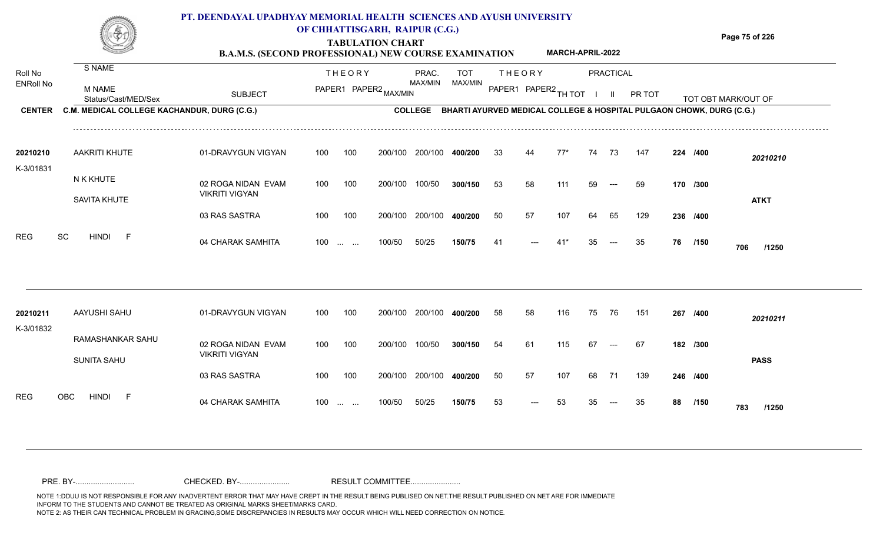# PT. DEENDAYAL UPADHYAY MEMORIAL HEALTH SCIENCES AND AYUSH UNIVERSITY OF CHHATTISGARH, RAIPUR (C.G.)

## TABULATION CHART

### B.A.M.S. (SECOND PROFESSIONAL) NEW COURSE EXAMINATION — MARCH-APRIL-2022

**CENTER:** C.M. MEDICAL COLLEGE KACHANDUR, DURG (C.G.)
**COLLEGE:** BHARTI AYURVED MEDICAL COLLEGE & HOSPITAL PULGAON CHOWK, DURG (C.G.)

| Roll No / ENRoll No | S NAME / M NAME / Status/Cast/MED/Sex | SUBJECT | THEORY PAPER1 | THEORY PAPER2 | MAX/MIN | PRAC. MAX/MIN | TOT MAX/MIN | THEORY PAPER1 | THEORY PAPER2 | TH TOT | PRACTICAL I | PRACTICAL II | PR TOT | TOT OBT MARK/OUT OF | |
|---|---|---|---|---|---|---|---|---|---|---|---|---|---|---|---|
| 20210210 | AAKRITI KHUTE | 01-DRAVYGUN VIGYAN | 100 | 100 | 200/100 | 200/100 | 400/200 | 33 | 44 | 77* | 74 | 73 | 147 | 224 /400 | 20210210 |
| K-3/01831 | N K KHUTE | 02 ROGA NIDAN EVAM VIKRITI VIGYAN | 100 | 100 | 200/100 | 100/50 | 300/150 | 53 | 58 | 111 | 59 | --- | 59 | 170 /300 | |
| | SAVITA KHUTE | | | | | | | | | | | | | | ATKT |
| | | 03 RAS SASTRA | 100 | 100 | 200/100 | 200/100 | 400/200 | 50 | 57 | 107 | 64 | 65 | 129 | 236 /400 | |
| | REG SC HINDI F | 04 CHARAK SAMHITA | 100 | ... ... | 100/50 | 50/25 | 150/75 | 41 | --- | 41* | 35 | --- | 35 | 76 /150 | 706 /1250 |
| 20210211 | AAYUSHI SAHU | 01-DRAVYGUN VIGYAN | 100 | 100 | 200/100 | 200/100 | 400/200 | 58 | 58 | 116 | 75 | 76 | 151 | 267 /400 | 20210211 |
| K-3/01832 | RAMASHANKAR SAHU | 02 ROGA NIDAN EVAM VIKRITI VIGYAN | 100 | 100 | 200/100 | 100/50 | 300/150 | 54 | 61 | 115 | 67 | --- | 67 | 182 /300 | |
| | SUNITA SAHU | | | | | | | | | | | | | | PASS |
| | | 03 RAS SASTRA | 100 | 100 | 200/100 | 200/100 | 400/200 | 50 | 57 | 107 | 68 | 71 | 139 | 246 /400 | |
| | REG OBC HINDI F | 04 CHARAK SAMHITA | 100 | ... ... | 100/50 | 50/25 | 150/75 | 53 | --- | 53 | 35 | --- | 35 | 88 /150 | 783 /1250 |

PRE. BY-.......................... CHECKED. BY-...................... RESULT COMMITTEE......................

NOTE 1:DDUU IS NOT RESPONSIBLE FOR ANY INADVERTENT ERROR THAT MAY HAVE CREPT IN THE RESULT BEING PUBLISED ON NET.THE RESULT PUBLISHED ON NET ARE FOR IMMEDIATE INFORM TO THE STUDENTS AND CANNOT BE TREATED AS ORIGINAL MARKS SHEET/MARKS CARD.
NOTE 2: AS THEIR CAN TECHNICAL PROBLEM IN GRACING,SOME DISCREPANCIES IN RESULTS MAY OCCUR WHICH WILL NEED CORRECTION ON NOTICE.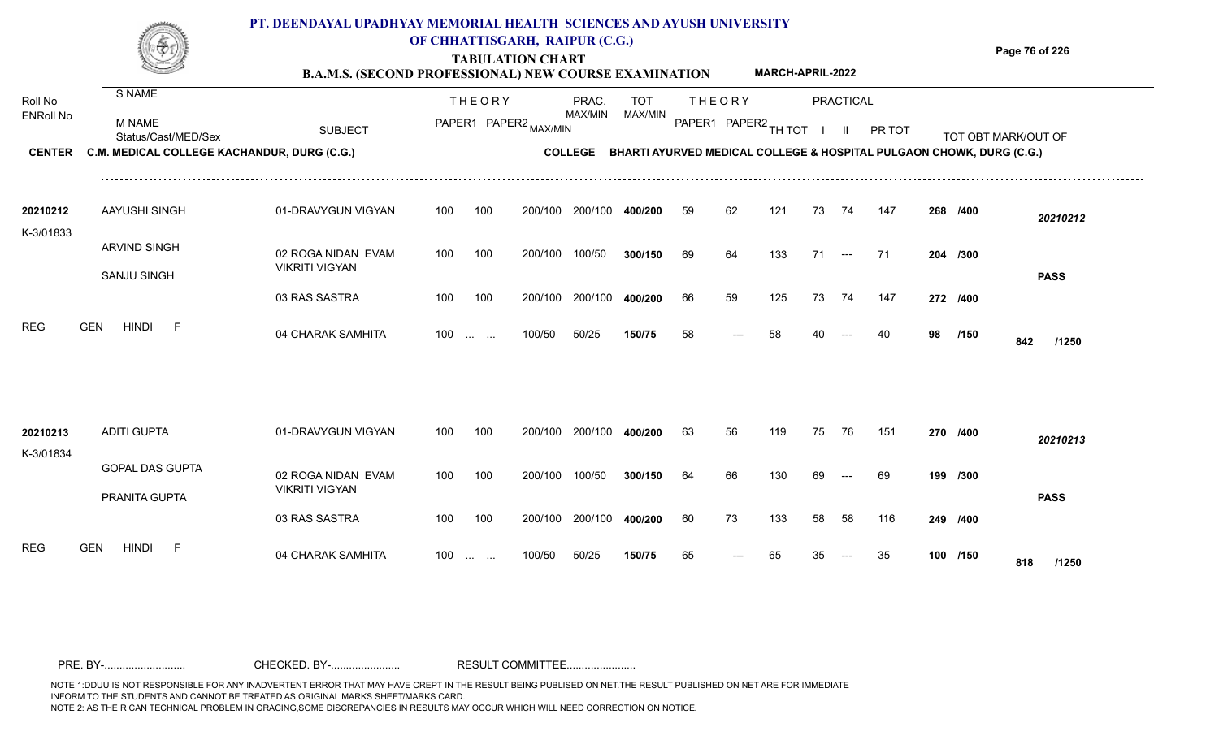# PT. DEENDAYAL UPADHYAY MEMORIAL HEALTH SCIENCES AND AYUSH UNIVERSITY OF CHHATTISGARH, RAIPUR (C.G.)

## TABULATION CHART

### B.A.M.S. (SECOND PROFESSIONAL) NEW COURSE EXAMINATION — MARCH-APRIL-2022

**CENTER:** C.M. MEDICAL COLLEGE KACHANDUR, DURG (C.G.)
**COLLEGE:** BHARTI AYURVED MEDICAL COLLEGE & HOSPITAL PULGAON CHOWK, DURG (C.G.)

| Roll No / ENRoll No | S NAME / M NAME / Status/Cast/MED/Sex | SUBJECT | THEORY PAPER1 | THEORY PAPER2 MAX/MIN | PRAC. MAX/MIN | | TOT MAX/MIN | THEORY PAPER1 | THEORY PAPER2 | TH TOT | PRACTICAL I | PRACTICAL II | PR TOT | TOT OBT MARK/OUT OF | |
|---|---|---|---|---|---|---|---|---|---|---|---|---|---|---|---|
| 20210212 | AAYUSHI SINGH | 01-DRAVYGUN VIGYAN | 100 | 100 | 200/100 | 200/100 | **400/200** | 59 | 62 | 121 | 73 | 74 | 147 | **268 /400** | *20210212* |
| K-3/01833 | ARVIND SINGH | 02 ROGA NIDAN EVAM VIKRITI VIGYAN | 100 | 100 | 200/100 | 100/50 | **300/150** | 69 | 64 | 133 | 71 | --- | 71 | **204 /300** | |
| | SANJU SINGH | 03 RAS SASTRA | 100 | 100 | 200/100 | 200/100 | **400/200** | 66 | 59 | 125 | 73 | 74 | 147 | **272 /400** | **PASS** |
| REG | GEN HINDI F | 04 CHARAK SAMHITA | 100 | ... ... | 100/50 | 50/25 | **150/75** | 58 | --- | 58 | 40 | --- | 40 | **98 /150** | **842 /1250** |
| 20210213 | ADITI GUPTA | 01-DRAVYGUN VIGYAN | 100 | 100 | 200/100 | 200/100 | **400/200** | 63 | 56 | 119 | 75 | 76 | 151 | **270 /400** | *20210213* |
| K-3/01834 | GOPAL DAS GUPTA | 02 ROGA NIDAN EVAM VIKRITI VIGYAN | 100 | 100 | 200/100 | 100/50 | **300/150** | 64 | 66 | 130 | 69 | --- | 69 | **199 /300** | |
| | PRANITA GUPTA | 03 RAS SASTRA | 100 | 100 | 200/100 | 200/100 | **400/200** | 60 | 73 | 133 | 58 | 58 | 116 | **249 /400** | **PASS** |
| REG | GEN HINDI F | 04 CHARAK SAMHITA | 100 | ... ... | 100/50 | 50/25 | **150/75** | 65 | --- | 65 | 35 | --- | 35 | **100 /150** | **818 /1250** |

PRE. BY-.......................... CHECKED. BY-...................... RESULT COMMITTEE......................

NOTE 1:DDUU IS NOT RESPONSIBLE FOR ANY INADVERTENT ERROR THAT MAY HAVE CREPT IN THE RESULT BEING PUBLISED ON NET.THE RESULT PUBLISHED ON NET ARE FOR IMMEDIATE INFORM TO THE STUDENTS AND CANNOT BE TREATED AS ORIGINAL MARKS SHEET/MARKS CARD.
NOTE 2: AS THEIR CAN TECHNICAL PROBLEM IN GRACING,SOME DISCREPANCIES IN RESULTS MAY OCCUR WHICH WILL NEED CORRECTION ON NOTICE.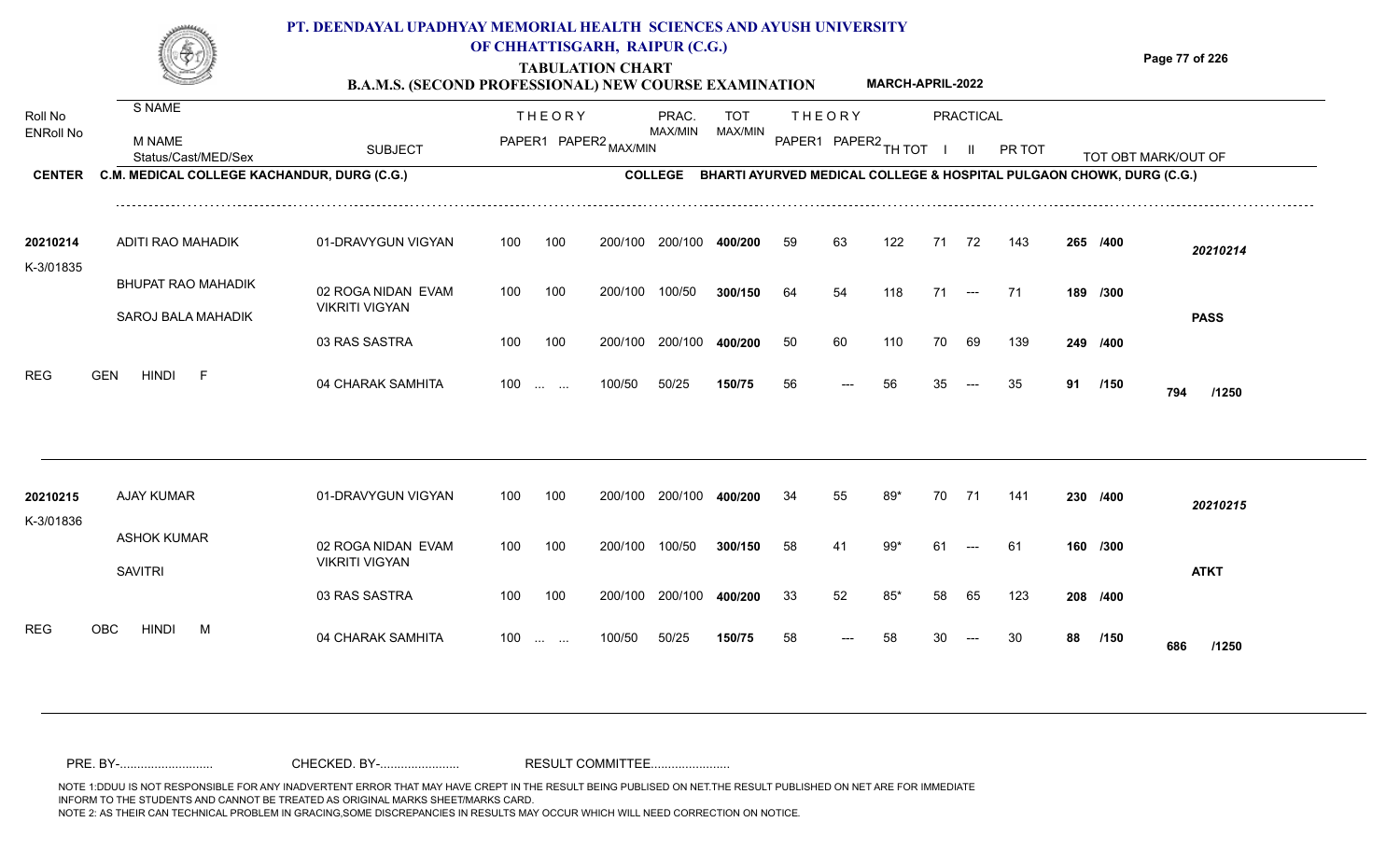# PT. DEENDAYAL UPADHYAY MEMORIAL HEALTH SCIENCES AND AYUSH UNIVERSITY OF CHHATTISGARH, RAIPUR (C.G.)

## TABULATION CHART

### B.A.M.S. (SECOND PROFESSIONAL) NEW COURSE EXAMINATION — MARCH-APRIL-2022

**CENTER:** C.M. MEDICAL COLLEGE KACHANDUR, DURG (C.G.)
**COLLEGE:** BHARTI AYURVED MEDICAL COLLEGE & HOSPITAL PULGAON CHOWK, DURG (C.G.)

| Roll No / ENRoll No | S NAME / M NAME / Status/Cast/MED/Sex | SUBJECT | THEORY PAPER1 | THEORY PAPER2 MAX/MIN | | PRAC. MAX/MIN | TOT MAX/MIN | THEORY PAPER1 | THEORY PAPER2 | TH TOT | PRACTICAL I | PRACTICAL II | PR TOT | TOT OBT MARK/OUT OF | |
|---|---|---|---|---|---|---|---|---|---|---|---|---|---|---|---|
| 20210214 | ADITI RAO MAHADIK | 01-DRAVYGUN VIGYAN | 100 | 100 | 200/100 | 200/100 | 400/200 | 59 | 63 | 122 | 71 | 72 | 143 | 265 /400 | 20210214 |
| K-3/01835 | BHUPAT RAO MAHADIK | 02 ROGA NIDAN EVAM VIKRITI VIGYAN | 100 | 100 | 200/100 | 100/50 | 300/150 | 64 | 54 | 118 | 71 | --- | 71 | 189 /300 | |
| | SAROJ BALA MAHADIK | 03 RAS SASTRA | 100 | 100 | 200/100 | 200/100 | 400/200 | 50 | 60 | 110 | 70 | 69 | 139 | 249 /400 | PASS |
| REG | GEN HINDI F | 04 CHARAK SAMHITA | 100 | ... ... | 100/50 | 50/25 | 150/75 | 56 | --- | 56 | 35 | --- | 35 | 91 /150 | 794 /1250 |
| 20210215 | AJAY KUMAR | 01-DRAVYGUN VIGYAN | 100 | 100 | 200/100 | 200/100 | 400/200 | 34 | 55 | 89* | 70 | 71 | 141 | 230 /400 | 20210215 |
| K-3/01836 | ASHOK KUMAR | 02 ROGA NIDAN EVAM VIKRITI VIGYAN | 100 | 100 | 200/100 | 100/50 | 300/150 | 58 | 41 | 99* | 61 | --- | 61 | 160 /300 | |
| | SAVITRI | 03 RAS SASTRA | 100 | 100 | 200/100 | 200/100 | 400/200 | 33 | 52 | 85* | 58 | 65 | 123 | 208 /400 | ATKT |
| REG | OBC HINDI M | 04 CHARAK SAMHITA | 100 | ... ... | 100/50 | 50/25 | 150/75 | 58 | --- | 58 | 30 | --- | 30 | 88 /150 | 686 /1250 |

PRE. BY-.......................... CHECKED. BY-...................... RESULT COMMITTEE......................

NOTE 1:DDUU IS NOT RESPONSIBLE FOR ANY INADVERTENT ERROR THAT MAY HAVE CREPT IN THE RESULT BEING PUBLISED ON NET.THE RESULT PUBLISHED ON NET ARE FOR IMMEDIATE INFORM TO THE STUDENTS AND CANNOT BE TREATED AS ORIGINAL MARKS SHEET/MARKS CARD.
NOTE 2: AS THEIR CAN TECHNICAL PROBLEM IN GRACING,SOME DISCREPANCIES IN RESULTS MAY OCCUR WHICH WILL NEED CORRECTION ON NOTICE.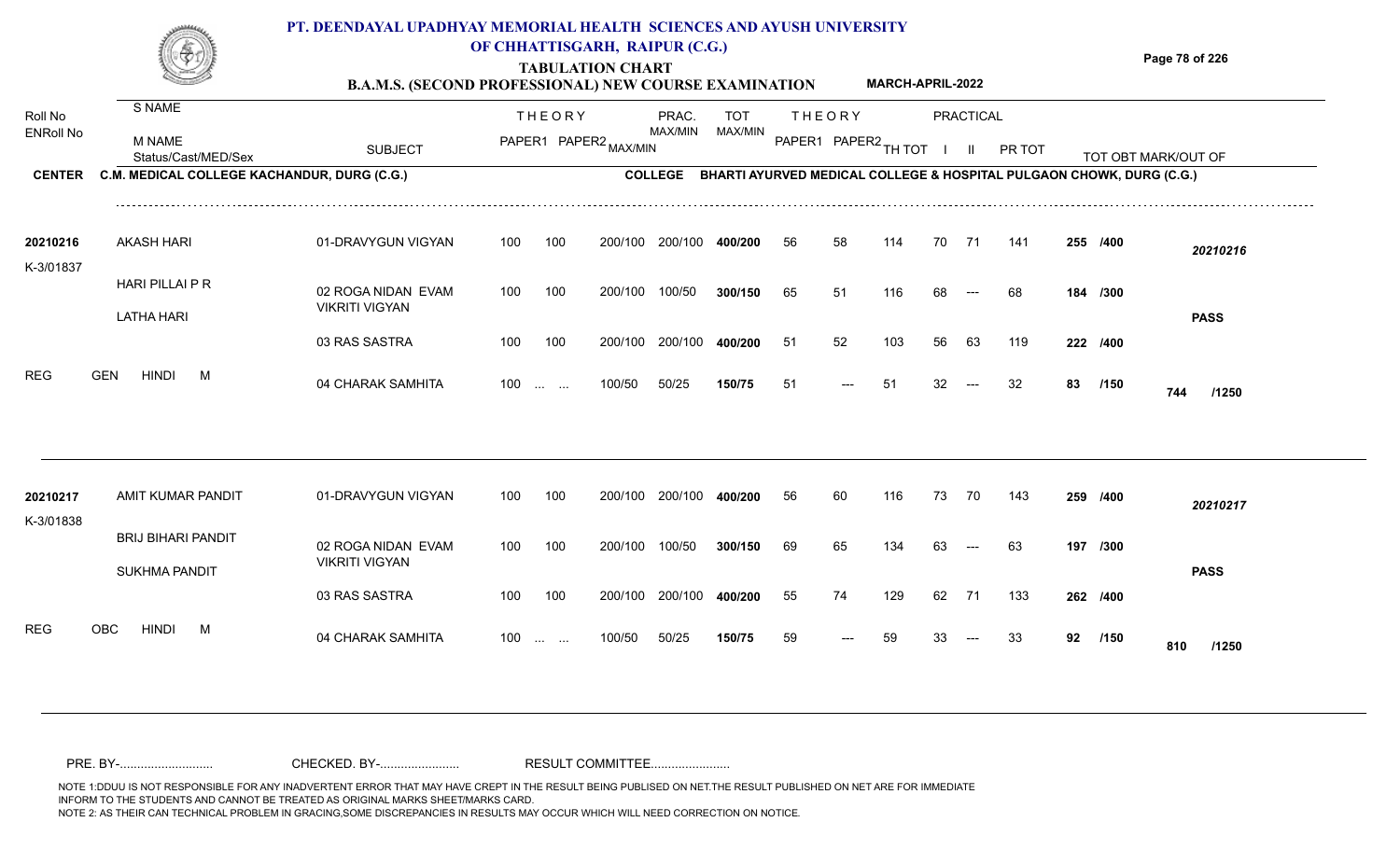# PT. DEENDAYAL UPADHYAY MEMORIAL HEALTH SCIENCES AND AYUSH UNIVERSITY OF CHHATTISGARH, RAIPUR (C.G.)

## TABULATION CHART

### B.A.M.S. (SECOND PROFESSIONAL) NEW COURSE EXAMINATION — MARCH-APRIL-2022

**CENTER** C.M. MEDICAL COLLEGE KACHANDUR, DURG (C.G.)   **COLLEGE** BHARTI AYURVED MEDICAL COLLEGE & HOSPITAL PULGAON CHOWK, DURG (C.G.)

| Roll No / ENRoll No | S NAME / M NAME / Status/Cast/MED/Sex | SUBJECT | THEORY PAPER1 | THEORY PAPER2 | MAX/MIN | PRAC. MAX/MIN | TOT MAX/MIN | THEORY PAPER1 | THEORY PAPER2 | TH TOT | PRACTICAL I | PRACTICAL II | PR TOT | TOT OBT MARK/OUT OF | |
|---|---|---|---|---|---|---|---|---|---|---|---|---|---|---|---|
| 20210216 | AKASH HARI | 01-DRAVYGUN VIGYAN | 100 | 100 | 200/100 | 200/100 | 400/200 | 56 | 58 | 114 | 70 | 71 | 141 | 255 /400 | 20210216 |
| K-3/01837 | HARI PILLAI P R | 02 ROGA NIDAN EVAM VIKRITI VIGYAN | 100 | 100 | 200/100 | 100/50 | 300/150 | 65 | 51 | 116 | 68 | --- | 68 | 184 /300 | |
| | LATHA HARI | | | | | | | | | | | | | | PASS |
| | | 03 RAS SASTRA | 100 | 100 | 200/100 | 200/100 | 400/200 | 51 | 52 | 103 | 56 | 63 | 119 | 222 /400 | |
| REG | GEN HINDI M | 04 CHARAK SAMHITA | 100 | ... ... | 100/50 | 50/25 | 150/75 | 51 | --- | 51 | 32 | --- | 32 | 83 /150 | 744 /1250 |
| 20210217 | AMIT KUMAR PANDIT | 01-DRAVYGUN VIGYAN | 100 | 100 | 200/100 | 200/100 | 400/200 | 56 | 60 | 116 | 73 | 70 | 143 | 259 /400 | 20210217 |
| K-3/01838 | BRIJ BIHARI PANDIT | 02 ROGA NIDAN EVAM VIKRITI VIGYAN | 100 | 100 | 200/100 | 100/50 | 300/150 | 69 | 65 | 134 | 63 | --- | 63 | 197 /300 | |
| | SUKHMA PANDIT | | | | | | | | | | | | | | PASS |
| | | 03 RAS SASTRA | 100 | 100 | 200/100 | 200/100 | 400/200 | 55 | 74 | 129 | 62 | 71 | 133 | 262 /400 | |
| REG | OBC HINDI M | 04 CHARAK SAMHITA | 100 | ... ... | 100/50 | 50/25 | 150/75 | 59 | --- | 59 | 33 | --- | 33 | 92 /150 | 810 /1250 |

PRE. BY-.......................... CHECKED. BY-...................... RESULT COMMITTEE......................

NOTE 1:DDUU IS NOT RESPONSIBLE FOR ANY INADVERTENT ERROR THAT MAY HAVE CREPT IN THE RESULT BEING PUBLISED ON NET.THE RESULT PUBLISHED ON NET ARE FOR IMMEDIATE INFORM TO THE STUDENTS AND CANNOT BE TREATED AS ORIGINAL MARKS SHEET/MARKS CARD.
NOTE 2: AS THEIR CAN TECHNICAL PROBLEM IN GRACING,SOME DISCREPANCIES IN RESULTS MAY OCCUR WHICH WILL NEED CORRECTION ON NOTICE.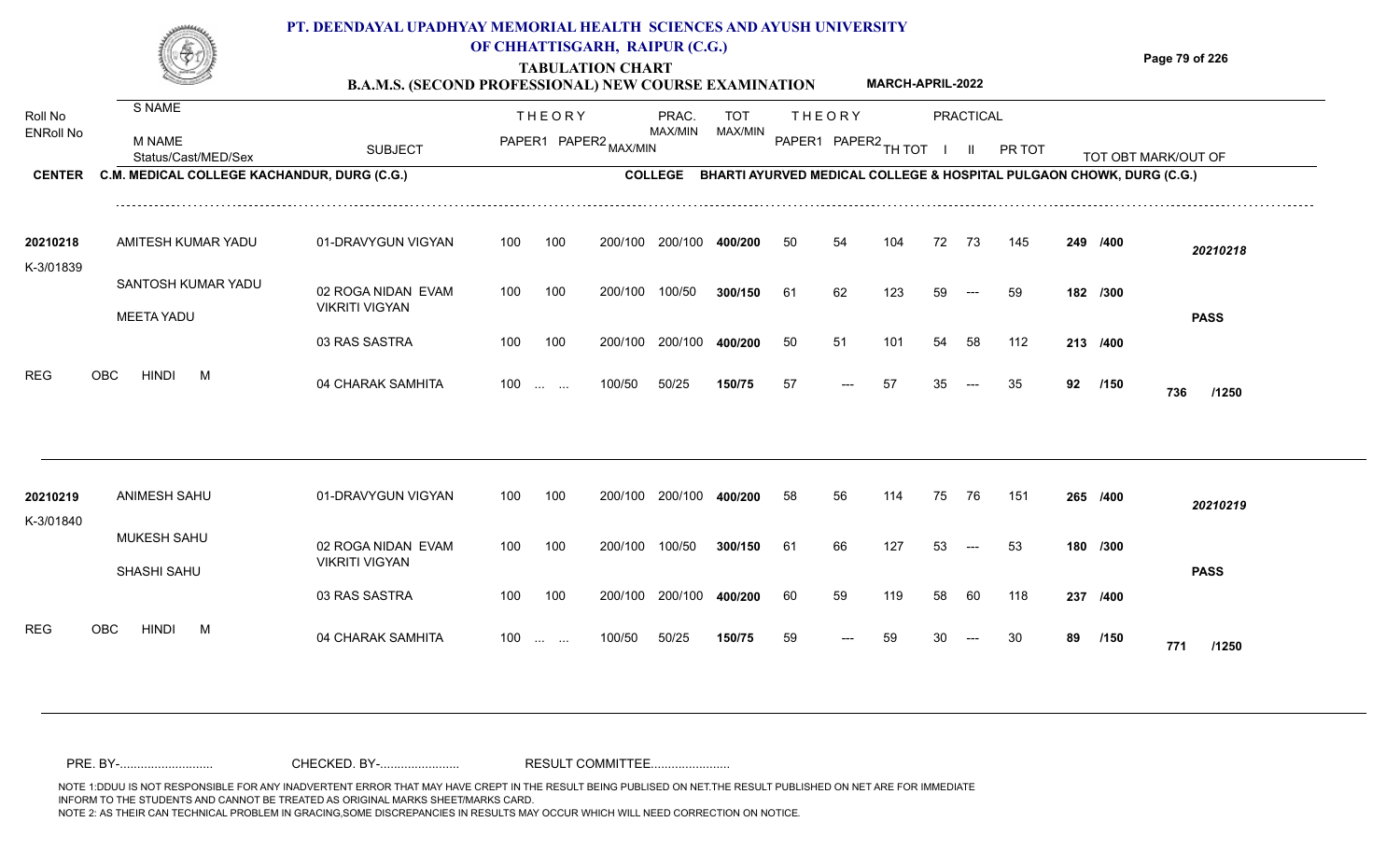# PT. DEENDAYAL UPADHYAY MEMORIAL HEALTH SCIENCES AND AYUSH UNIVERSITY OF CHHATTISGARH, RAIPUR (C.G.)

## TABULATION CHART

### B.A.M.S. (SECOND PROFESSIONAL) NEW COURSE EXAMINATION — MARCH-APRIL-2022

**CENTER:** C.M. MEDICAL COLLEGE KACHANDUR, DURG (C.G.)

**COLLEGE:** BHARTI AYURVED MEDICAL COLLEGE & HOSPITAL PULGAON CHOWK, DURG (C.G.)

| Roll No / ENRoll No | S NAME / M NAME / Status/Cast/MED/Sex | SUBJECT | THEORY PAPER1 | THEORY PAPER2 | MAX/MIN | PRAC. MAX/MIN | TOT MAX/MIN | THEORY PAPER1 | THEORY PAPER2 | TH TOT | PRACTICAL I | PRACTICAL II | PR TOT | TOT OBT MARK/OUT OF | |
|---|---|---|---|---|---|---|---|---|---|---|---|---|---|---|---|
| 20210218 | AMITESH KUMAR YADU | 01-DRAVYGUN VIGYAN | 100 | 100 | 200/100 | 200/100 | 400/200 | 50 | 54 | 104 | 72 | 73 | 145 | 249 /400 | 20210218 |
| K-3/01839 | SANTOSH KUMAR YADU | 02 ROGA NIDAN EVAM VIKRITI VIGYAN | 100 | 100 | 200/100 | 100/50 | 300/150 | 61 | 62 | 123 | 59 | --- | 59 | 182 /300 | |
| | MEETA YADU | 03 RAS SASTRA | 100 | 100 | 200/100 | 200/100 | 400/200 | 50 | 51 | 101 | 54 | 58 | 112 | 213 /400 | PASS |
| REG | OBC HINDI M | 04 CHARAK SAMHITA | 100 | ... ... | 100/50 | 50/25 | 150/75 | 57 | --- | 57 | 35 | --- | 35 | 92 /150 | 736 /1250 |
| 20210219 | ANIMESH SAHU | 01-DRAVYGUN VIGYAN | 100 | 100 | 200/100 | 200/100 | 400/200 | 58 | 56 | 114 | 75 | 76 | 151 | 265 /400 | 20210219 |
| K-3/01840 | MUKESH SAHU | 02 ROGA NIDAN EVAM VIKRITI VIGYAN | 100 | 100 | 200/100 | 100/50 | 300/150 | 61 | 66 | 127 | 53 | --- | 53 | 180 /300 | |
| | SHASHI SAHU | 03 RAS SASTRA | 100 | 100 | 200/100 | 200/100 | 400/200 | 60 | 59 | 119 | 58 | 60 | 118 | 237 /400 | PASS |
| REG | OBC HINDI M | 04 CHARAK SAMHITA | 100 | ... ... | 100/50 | 50/25 | 150/75 | 59 | --- | 59 | 30 | --- | 30 | 89 /150 | 771 /1250 |

PRE. BY-.......................... CHECKED. BY-...................... RESULT COMMITTEE......................

NOTE 1:DDUU IS NOT RESPONSIBLE FOR ANY INADVERTENT ERROR THAT MAY HAVE CREPT IN THE RESULT BEING PUBLISED ON NET.THE RESULT PUBLISHED ON NET ARE FOR IMMEDIATE INFORM TO THE STUDENTS AND CANNOT BE TREATED AS ORIGINAL MARKS SHEET/MARKS CARD.
NOTE 2: AS THEIR CAN TECHNICAL PROBLEM IN GRACING,SOME DISCREPANCIES IN RESULTS MAY OCCUR WHICH WILL NEED CORRECTION ON NOTICE.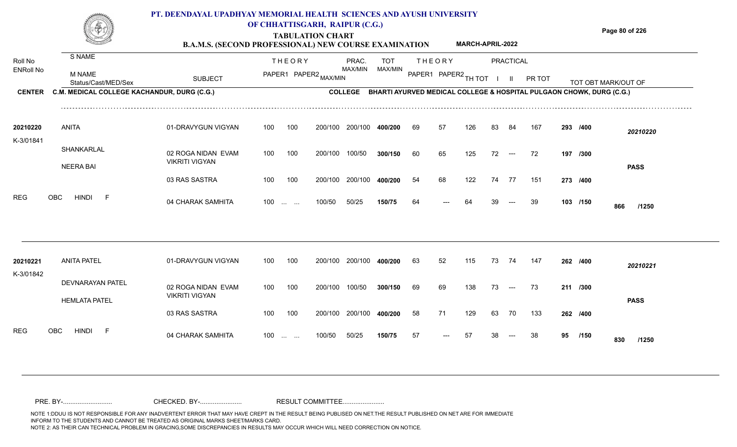# PT. DEENDAYAL UPADHYAY MEMORIAL HEALTH SCIENCES AND AYUSH UNIVERSITY OF CHHATTISGARH, RAIPUR (C.G.)

## TABULATION CHART

### B.A.M.S. (SECOND PROFESSIONAL) NEW COURSE EXAMINATION — MARCH-APRIL-2022

**CENTER** C.M. MEDICAL COLLEGE KACHANDUR, DURG (C.G.)
**COLLEGE** BHARTI AYURVED MEDICAL COLLEGE & HOSPITAL PULGAON CHOWK, DURG (C.G.)

| Roll No / ENRoll No | S NAME / M NAME / Status/Cast/MED/Sex | SUBJECT | THEORY PAPER1 | THEORY PAPER2 | MAX/MIN | PRAC. MAX/MIN | TOT MAX/MIN | THEORY PAPER1 | THEORY PAPER2 | TH TOT | PRACTICAL I | PRACTICAL II | PR TOT | TOT OBT MARK/OUT OF | |
|---|---|---|---|---|---|---|---|---|---|---|---|---|---|---|---|
| 20210220 | ANITA | 01-DRAVYGUN VIGYAN | 100 | 100 | 200/100 | 200/100 | 400/200 | 69 | 57 | 126 | 83 | 84 | 167 | 293 /400 | 20210220 |
| K-3/01841 | SHANKARLAL | 02 ROGA NIDAN EVAM VIKRITI VIGYAN | 100 | 100 | 200/100 | 100/50 | 300/150 | 60 | 65 | 125 | 72 | --- | 72 | 197 /300 | |
| | NEERA BAI | | | | | | | | | | | | | | PASS |
| | | 03 RAS SASTRA | 100 | 100 | 200/100 | 200/100 | 400/200 | 54 | 68 | 122 | 74 | 77 | 151 | 273 /400 | |
| REG | OBC HINDI F | 04 CHARAK SAMHITA | 100 | ... ... | 100/50 | 50/25 | 150/75 | 64 | --- | 64 | 39 | --- | 39 | 103 /150 | 866 /1250 |
| 20210221 | ANITA PATEL | 01-DRAVYGUN VIGYAN | 100 | 100 | 200/100 | 200/100 | 400/200 | 63 | 52 | 115 | 73 | 74 | 147 | 262 /400 | 20210221 |
| K-3/01842 | DEVNARAYAN PATEL | 02 ROGA NIDAN EVAM VIKRITI VIGYAN | 100 | 100 | 200/100 | 100/50 | 300/150 | 69 | 69 | 138 | 73 | --- | 73 | 211 /300 | |
| | HEMLATA PATEL | | | | | | | | | | | | | | PASS |
| | | 03 RAS SASTRA | 100 | 100 | 200/100 | 200/100 | 400/200 | 58 | 71 | 129 | 63 | 70 | 133 | 262 /400 | |
| REG | OBC HINDI F | 04 CHARAK SAMHITA | 100 | ... ... | 100/50 | 50/25 | 150/75 | 57 | --- | 57 | 38 | --- | 38 | 95 /150 | 830 /1250 |

PRE. BY-.......................... CHECKED. BY-...................... RESULT COMMITTEE......................

NOTE 1:DDUU IS NOT RESPONSIBLE FOR ANY INADVERTENT ERROR THAT MAY HAVE CREPT IN THE RESULT BEING PUBLISED ON NET.THE RESULT PUBLISHED ON NET ARE FOR IMMEDIATE INFORM TO THE STUDENTS AND CANNOT BE TREATED AS ORIGINAL MARKS SHEET/MARKS CARD.
NOTE 2: AS THEIR CAN TECHNICAL PROBLEM IN GRACING,SOME DISCREPANCIES IN RESULTS MAY OCCUR WHICH WILL NEED CORRECTION ON NOTICE.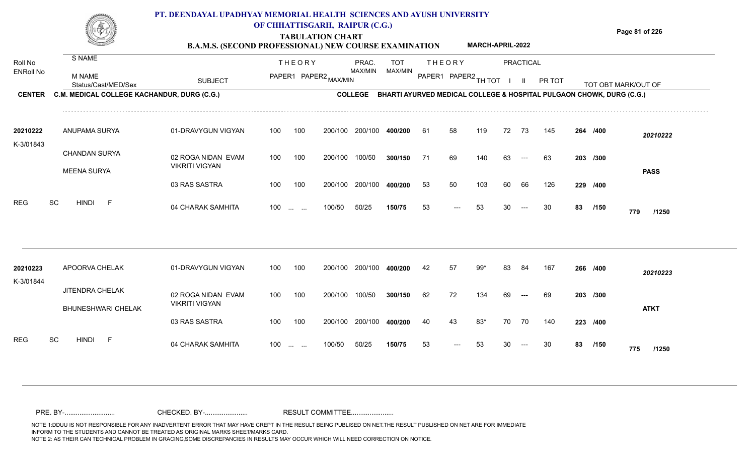# PT. DEENDAYAL UPADHYAY MEMORIAL HEALTH SCIENCES AND AYUSH UNIVERSITY OF CHHATTISGARH, RAIPUR (C.G.)

## TABULATION CHART

### B.A.M.S. (SECOND PROFESSIONAL) NEW COURSE EXAMINATION — MARCH-APRIL-2022

**CENTER** C.M. MEDICAL COLLEGE KACHANDUR, DURG (C.G.) — **COLLEGE** BHARTI AYURVED MEDICAL COLLEGE & HOSPITAL PULGAON CHOWK, DURG (C.G.)

| Roll No / ENRoll No | S NAME / M NAME / Status/Cast/MED/Sex | SUBJECT | THEORY PAPER1 | THEORY PAPER2 | MAX/MIN | PRAC. MAX/MIN | TOT MAX/MIN | THEORY PAPER1 | THEORY PAPER2 | TH TOT | PRACTICAL I | PRACTICAL II | PR TOT | TOT OBT MARK/OUT OF | |
|---|---|---|---|---|---|---|---|---|---|---|---|---|---|---|---|
| 20210222 | ANUPAMA SURYA | 01-DRAVYGUN VIGYAN | 100 | 100 | 200/100 | 200/100 | 400/200 | 61 | 58 | 119 | 72 | 73 | 145 | 264 /400 | 20210222 |
| K-3/01843 | CHANDAN SURYA | 02 ROGA NIDAN EVAM VIKRITI VIGYAN | 100 | 100 | 200/100 | 100/50 | 300/150 | 71 | 69 | 140 | 63 | --- | 63 | 203 /300 | |
| | MEENA SURYA | | | | | | | | | | | | | | PASS |
| | | 03 RAS SASTRA | 100 | 100 | 200/100 | 200/100 | 400/200 | 53 | 50 | 103 | 60 | 66 | 126 | 229 /400 | |
| | REG SC HINDI F | 04 CHARAK SAMHITA | 100 | ... ... | 100/50 | 50/25 | 150/75 | 53 | --- | 53 | 30 | --- | 30 | 83 /150 | 779 /1250 |
| 20210223 | APOORVA CHELAK | 01-DRAVYGUN VIGYAN | 100 | 100 | 200/100 | 200/100 | 400/200 | 42 | 57 | 99* | 83 | 84 | 167 | 266 /400 | 20210223 |
| K-3/01844 | JITENDRA CHELAK | 02 ROGA NIDAN EVAM VIKRITI VIGYAN | 100 | 100 | 200/100 | 100/50 | 300/150 | 62 | 72 | 134 | 69 | --- | 69 | 203 /300 | |
| | BHUNESHWARI CHELAK | | | | | | | | | | | | | | ATKT |
| | | 03 RAS SASTRA | 100 | 100 | 200/100 | 200/100 | 400/200 | 40 | 43 | 83* | 70 | 70 | 140 | 223 /400 | |
| | REG SC HINDI F | 04 CHARAK SAMHITA | 100 | ... ... | 100/50 | 50/25 | 150/75 | 53 | --- | 53 | 30 | --- | 30 | 83 /150 | 775 /1250 |

PRE. BY-.......................... CHECKED. BY-...................... RESULT COMMITTEE......................

NOTE 1:DDUU IS NOT RESPONSIBLE FOR ANY INADVERTENT ERROR THAT MAY HAVE CREPT IN THE RESULT BEING PUBLISED ON NET.THE RESULT PUBLISHED ON NET ARE FOR IMMEDIATE INFORM TO THE STUDENTS AND CANNOT BE TREATED AS ORIGINAL MARKS SHEET/MARKS CARD.
NOTE 2: AS THEIR CAN TECHNICAL PROBLEM IN GRACING,SOME DISCREPANCIES IN RESULTS MAY OCCUR WHICH WILL NEED CORRECTION ON NOTICE.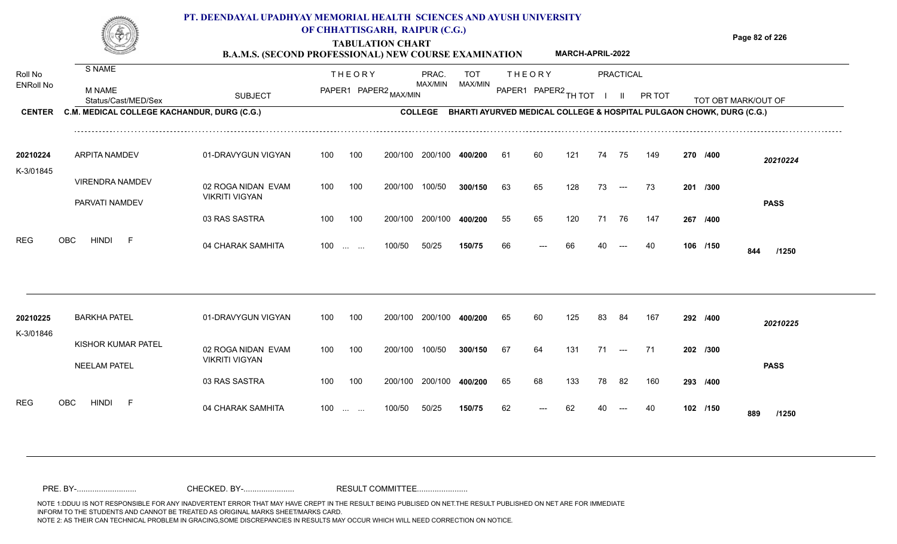# PT. DEENDAYAL UPADHYAY MEMORIAL HEALTH SCIENCES AND AYUSH UNIVERSITY OF CHHATTISGARH, RAIPUR (C.G.)

## TABULATION CHART

### B.A.M.S. (SECOND PROFESSIONAL) NEW COURSE EXAMINATION — MARCH-APRIL-2022

**CENTER** C.M. MEDICAL COLLEGE KACHANDUR, DURG (C.G.) **COLLEGE** BHARTI AYURVED MEDICAL COLLEGE & HOSPITAL PULGAON CHOWK, DURG (C.G.)

| Roll No / ENRoll No | S NAME / M NAME / Status/Cast/MED/Sex | SUBJECT | THEORY PAPER1 | THEORY PAPER2 | MAX/MIN | PRAC. MAX/MIN | TOT MAX/MIN | THEORY PAPER1 | THEORY PAPER2 | TH TOT | PRACTICAL I | PRACTICAL II | PR TOT | TOT OBT MARK/OUT OF | |
|---|---|---|---|---|---|---|---|---|---|---|---|---|---|---|---|
| 20210224 | ARPITA NAMDEV | 01-DRAVYGUN VIGYAN | 100 | 100 | 200/100 | 200/100 | 400/200 | 61 | 60 | 121 | 74 | 75 | 149 | 270 /400 | 20210224 |
| K-3/01845 | VIRENDRA NAMDEV | 02 ROGA NIDAN EVAM VIKRITI VIGYAN | 100 | 100 | 200/100 | 100/50 | 300/150 | 63 | 65 | 128 | 73 | --- | 73 | 201 /300 | |
| | PARVATI NAMDEV | 03 RAS SASTRA | 100 | 100 | 200/100 | 200/100 | 400/200 | 55 | 65 | 120 | 71 | 76 | 147 | 267 /400 | PASS |
| REG | OBC HINDI F | 04 CHARAK SAMHITA | 100 | ... ... | 100/50 | 50/25 | 150/75 | 66 | --- | 66 | 40 | --- | 40 | 106 /150 | 844 /1250 |
| 20210225 | BARKHA PATEL | 01-DRAVYGUN VIGYAN | 100 | 100 | 200/100 | 200/100 | 400/200 | 65 | 60 | 125 | 83 | 84 | 167 | 292 /400 | 20210225 |
| K-3/01846 | KISHOR KUMAR PATEL | 02 ROGA NIDAN EVAM VIKRITI VIGYAN | 100 | 100 | 200/100 | 100/50 | 300/150 | 67 | 64 | 131 | 71 | --- | 71 | 202 /300 | |
| | NEELAM PATEL | 03 RAS SASTRA | 100 | 100 | 200/100 | 200/100 | 400/200 | 65 | 68 | 133 | 78 | 82 | 160 | 293 /400 | PASS |
| REG | OBC HINDI F | 04 CHARAK SAMHITA | 100 | ... ... | 100/50 | 50/25 | 150/75 | 62 | --- | 62 | 40 | --- | 40 | 102 /150 | 889 /1250 |

PRE. BY-.......................... CHECKED. BY-...................... RESULT COMMITTEE......................

NOTE 1:DDUU IS NOT RESPONSIBLE FOR ANY INADVERTENT ERROR THAT MAY HAVE CREPT IN THE RESULT BEING PUBLISED ON NET.THE RESULT PUBLISHED ON NET ARE FOR IMMEDIATE INFORM TO THE STUDENTS AND CANNOT BE TREATED AS ORIGINAL MARKS SHEET/MARKS CARD.
NOTE 2: AS THEIR CAN TECHNICAL PROBLEM IN GRACING,SOME DISCREPANCIES IN RESULTS MAY OCCUR WHICH WILL NEED CORRECTION ON NOTICE.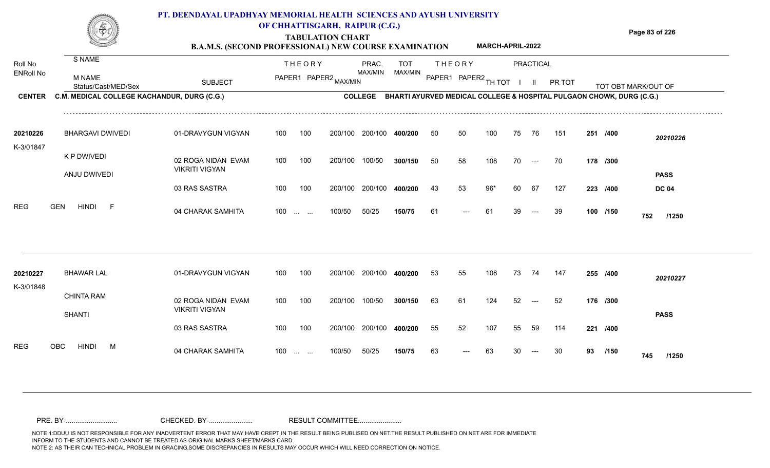# PT. DEENDAYAL UPADHYAY MEMORIAL HEALTH SCIENCES AND AYUSH UNIVERSITY OF CHHATTISGARH, RAIPUR (C.G.)

## TABULATION CHART

### B.A.M.S. (SECOND PROFESSIONAL) NEW COURSE EXAMINATION — MARCH-APRIL-2022

**CENTER** C.M. MEDICAL COLLEGE KACHANDUR, DURG (C.G.)
**COLLEGE** BHARTI AYURVED MEDICAL COLLEGE & HOSPITAL PULGAON CHOWK, DURG (C.G.)

| Roll No / ENRoll No | S NAME / M NAME / Status/Cast/MED/Sex | SUBJECT | THEORY PAPER1 | THEORY PAPER2 | MAX/MIN | PRAC. MAX/MIN | TOT MAX/MIN | THEORY PAPER1 | THEORY PAPER2 | TH TOT | PRACTICAL I | PRACTICAL II | PR TOT | TOT OBT MARK/OUT OF | RESULT |
|---|---|---|---|---|---|---|---|---|---|---|---|---|---|---|---|
| 20210226 | BHARGAVI DWIVEDI | 01-DRAVYGUN VIGYAN | 100 | 100 | 200/100 | 200/100 | 400/200 | 50 | 50 | 100 | 75 | 76 | 151 | 251 /400 | 20210226 |
| K-3/01847 | K P DWIVEDI | 02 ROGA NIDAN EVAM VIKRITI VIGYAN | 100 | 100 | 200/100 | 100/50 | 300/150 | 50 | 58 | 108 | 70 | --- | 70 | 178 /300 | |
| | ANJU DWIVEDI | 03 RAS SASTRA | 100 | 100 | 200/100 | 200/100 | 400/200 | 43 | 53 | 96* | 60 | 67 | 127 | 223 /400 | PASS DC 04 |
| REG | GEN HINDI F | 04 CHARAK SAMHITA | 100 | ... ... | 100/50 | 50/25 | 150/75 | 61 | --- | 61 | 39 | --- | 39 | 100 /150 | 752 /1250 |
| 20210227 | BHAWAR LAL | 01-DRAVYGUN VIGYAN | 100 | 100 | 200/100 | 200/100 | 400/200 | 53 | 55 | 108 | 73 | 74 | 147 | 255 /400 | 20210227 |
| K-3/01848 | CHINTA RAM | 02 ROGA NIDAN EVAM VIKRITI VIGYAN | 100 | 100 | 200/100 | 100/50 | 300/150 | 63 | 61 | 124 | 52 | --- | 52 | 176 /300 | |
| | SHANTI | 03 RAS SASTRA | 100 | 100 | 200/100 | 200/100 | 400/200 | 55 | 52 | 107 | 55 | 59 | 114 | 221 /400 | PASS |
| REG | OBC HINDI M | 04 CHARAK SAMHITA | 100 | ... ... | 100/50 | 50/25 | 150/75 | 63 | --- | 63 | 30 | --- | 30 | 93 /150 | 745 /1250 |

PRE. BY-.......................... CHECKED. BY-...................... RESULT COMMITTEE......................

NOTE 1:DDUU IS NOT RESPONSIBLE FOR ANY INADVERTENT ERROR THAT MAY HAVE CREPT IN THE RESULT BEING PUBLISED ON NET.THE RESULT PUBLISHED ON NET ARE FOR IMMEDIATE INFORM TO THE STUDENTS AND CANNOT BE TREATED AS ORIGINAL MARKS SHEET/MARKS CARD.
NOTE 2: AS THEIR CAN TECHNICAL PROBLEM IN GRACING,SOME DISCREPANCIES IN RESULTS MAY OCCUR WHICH WILL NEED CORRECTION ON NOTICE.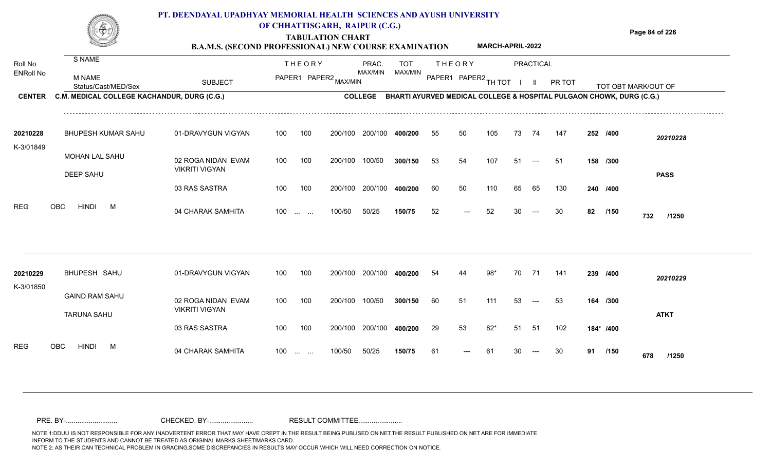# PT. DEENDAYAL UPADHYAY MEMORIAL HEALTH SCIENCES AND AYUSH UNIVERSITY OF CHHATTISGARH, RAIPUR (C.G.)

## TABULATION CHART

### B.A.M.S. (SECOND PROFESSIONAL) NEW COURSE EXAMINATION — MARCH-APRIL-2022

| Roll No / ENRoll No | S NAME / M NAME / Status/Cast/MED/Sex | SUBJECT | THEORY PAPER1 | THEORY PAPER2 | MAX/MIN | PRAC. MAX/MIN | TOT MAX/MIN | THEORY PAPER1 | THEORY PAPER2 | TH TOT | PRACTICAL I | PRACTICAL II | PR TOT | TOT OBT MARK/OUT OF | |
|---|---|---|---|---|---|---|---|---|---|---|---|---|---|---|---|

**CENTER** C.M. MEDICAL COLLEGE KACHANDUR, DURG (C.G.) **COLLEGE** BHARTI AYURVED MEDICAL COLLEGE & HOSPITAL PULGAON CHOWK, DURG (C.G.)

| Roll No / ENRoll No | S NAME / M NAME / Status/Cast/MED/Sex | SUBJECT | THEORY PAPER1 | THEORY PAPER2 | MAX/MIN | PRAC. MAX/MIN | TOT MAX/MIN | THEORY PAPER1 | THEORY PAPER2 | TH TOT | PRACTICAL I | PRACTICAL II | PR TOT | TOT OBT MARK/OUT OF | |
|---|---|---|---|---|---|---|---|---|---|---|---|---|---|---|---|
| 20210228 | BHUPESH KUMAR SAHU | 01-DRAVYGUN VIGYAN | 100 | 100 | 200/100 | 200/100 | 400/200 | 55 | 50 | 105 | 73 | 74 | 147 | 252 /400 | 20210228 |
| K-3/01849 | MOHAN LAL SAHU | 02 ROGA NIDAN EVAM VIKRITI VIGYAN | 100 | 100 | 200/100 | 100/50 | 300/150 | 53 | 54 | 107 | 51 | --- | 51 | 158 /300 | |
| | DEEP SAHU | | | | | | | | | | | | | | PASS |
| | | 03 RAS SASTRA | 100 | 100 | 200/100 | 200/100 | 400/200 | 60 | 50 | 110 | 65 | 65 | 130 | 240 /400 | |
| REG | OBC HINDI M | 04 CHARAK SAMHITA | 100 | ... ... | 100/50 | 50/25 | 150/75 | 52 | --- | 52 | 30 | --- | 30 | 82 /150 | 732 /1250 |
| 20210229 | BHUPESH SAHU | 01-DRAVYGUN VIGYAN | 100 | 100 | 200/100 | 200/100 | 400/200 | 54 | 44 | 98* | 70 | 71 | 141 | 239 /400 | 20210229 |
| K-3/01850 | GAIND RAM SAHU | 02 ROGA NIDAN EVAM VIKRITI VIGYAN | 100 | 100 | 200/100 | 100/50 | 300/150 | 60 | 51 | 111 | 53 | --- | 53 | 164 /300 | |
| | TARUNA SAHU | | | | | | | | | | | | | | ATKT |
| | | 03 RAS SASTRA | 100 | 100 | 200/100 | 200/100 | 400/200 | 29 | 53 | 82* | 51 | 51 | 102 | 184* /400 | |
| REG | OBC HINDI M | 04 CHARAK SAMHITA | 100 | ... ... | 100/50 | 50/25 | 150/75 | 61 | --- | 61 | 30 | --- | 30 | 91 /150 | 678 /1250 |

PRE. BY-.......................... CHECKED. BY-...................... RESULT COMMITTEE......................

NOTE 1:DDUU IS NOT RESPONSIBLE FOR ANY INADVERTENT ERROR THAT MAY HAVE CREPT IN THE RESULT BEING PUBLISED ON NET.THE RESULT PUBLISHED ON NET ARE FOR IMMEDIATE INFORM TO THE STUDENTS AND CANNOT BE TREATED AS ORIGINAL MARKS SHEET/MARKS CARD.
NOTE 2: AS THEIR CAN TECHNICAL PROBLEM IN GRACING,SOME DISCREPANCIES IN RESULTS MAY OCCUR WHICH WILL NEED CORRECTION ON NOTICE.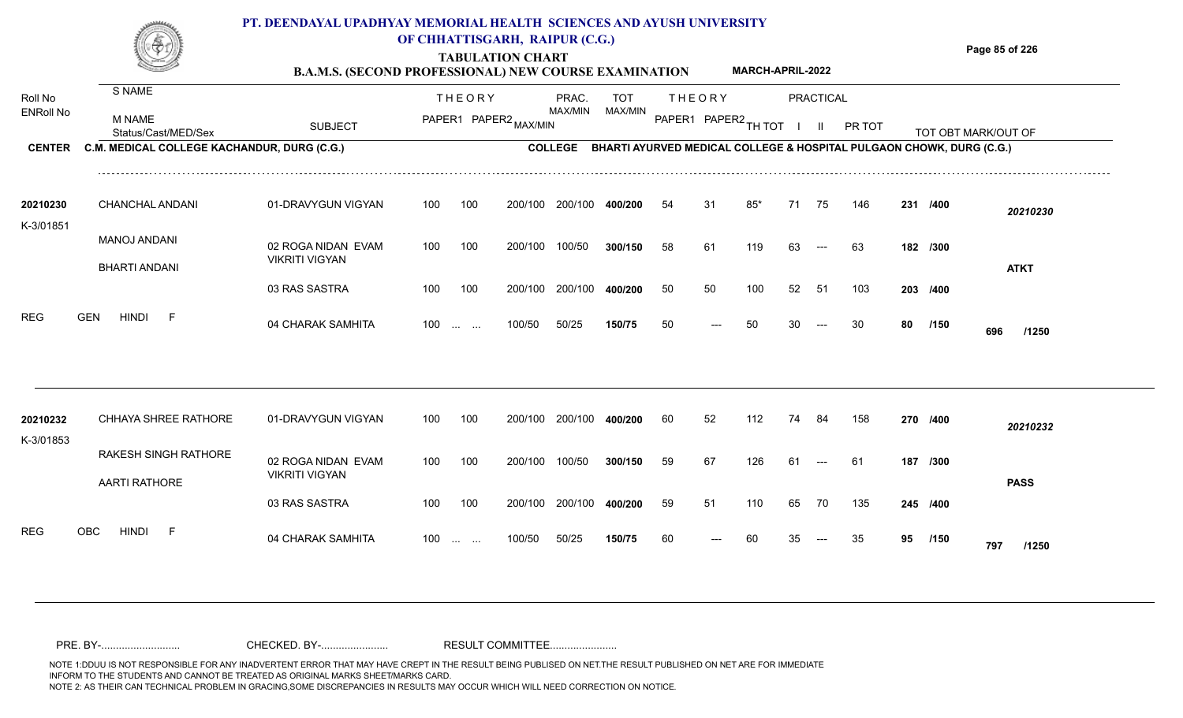# PT. DEENDAYAL UPADHYAY MEMORIAL HEALTH SCIENCES AND AYUSH UNIVERSITY OF CHHATTISGARH, RAIPUR (C.G.)

## TABULATION CHART

### B.A.M.S. (SECOND PROFESSIONAL) NEW COURSE EXAMINATION — MARCH-APRIL-2022

**CENTER** C.M. MEDICAL COLLEGE KACHANDUR, DURG (C.G.) **COLLEGE** BHARTI AYURVED MEDICAL COLLEGE & HOSPITAL PULGAON CHOWK, DURG (C.G.)

| Roll No / ENRoll No | S NAME / M NAME / Status/Cast/MED/Sex | SUBJECT | THEORY PAPER1 | THEORY PAPER2 | MAX/MIN | PRAC. MAX/MIN | TOT MAX/MIN | THEORY PAPER1 | THEORY PAPER2 | TH TOT | PRACTICAL I | PRACTICAL II | PR TOT | TOT OBT MARK/OUT OF | |
|---|---|---|---|---|---|---|---|---|---|---|---|---|---|---|---|
| 20210230 | CHANCHAL ANDANI | 01-DRAVYGUN VIGYAN | 100 | 100 | 200/100 | 200/100 | 400/200 | 54 | 31 | 85* | 71 | 75 | 146 | 231 /400 | 20210230 |
| K-3/01851 | MANOJ ANDANI | 02 ROGA NIDAN EVAM VIKRITI VIGYAN | 100 | 100 | 200/100 | 100/50 | 300/150 | 58 | 61 | 119 | 63 | --- | 63 | 182 /300 | |
| | BHARTI ANDANI | | | | | | | | | | | | | | ATKT |
| | | 03 RAS SASTRA | 100 | 100 | 200/100 | 200/100 | 400/200 | 50 | 50 | 100 | 52 | 51 | 103 | 203 /400 | |
| REG | GEN HINDI F | 04 CHARAK SAMHITA | 100 | ... ... | 100/50 | 50/25 | 150/75 | 50 | --- | 50 | 30 | --- | 30 | 80 /150 | 696 /1250 |
| 20210232 | CHHAYA SHREE RATHORE | 01-DRAVYGUN VIGYAN | 100 | 100 | 200/100 | 200/100 | 400/200 | 60 | 52 | 112 | 74 | 84 | 158 | 270 /400 | 20210232 |
| K-3/01853 | RAKESH SINGH RATHORE | 02 ROGA NIDAN EVAM VIKRITI VIGYAN | 100 | 100 | 200/100 | 100/50 | 300/150 | 59 | 67 | 126 | 61 | --- | 61 | 187 /300 | |
| | AARTI RATHORE | | | | | | | | | | | | | | PASS |
| | | 03 RAS SASTRA | 100 | 100 | 200/100 | 200/100 | 400/200 | 59 | 51 | 110 | 65 | 70 | 135 | 245 /400 | |
| REG | OBC HINDI F | 04 CHARAK SAMHITA | 100 | ... ... | 100/50 | 50/25 | 150/75 | 60 | --- | 60 | 35 | --- | 35 | 95 /150 | 797 /1250 |

PRE. BY-.......................... CHECKED. BY-....................... RESULT COMMITTEE.......................

NOTE 1:DDUU IS NOT RESPONSIBLE FOR ANY INADVERTENT ERROR THAT MAY HAVE CREPT IN THE RESULT BEING PUBLISED ON NET.THE RESULT PUBLISHED ON NET ARE FOR IMMEDIATE INFORM TO THE STUDENTS AND CANNOT BE TREATED AS ORIGINAL MARKS SHEET/MARKS CARD.
NOTE 2: AS THEIR CAN TECHNICAL PROBLEM IN GRACING,SOME DISCREPANCIES IN RESULTS MAY OCCUR WHICH WILL NEED CORRECTION ON NOTICE.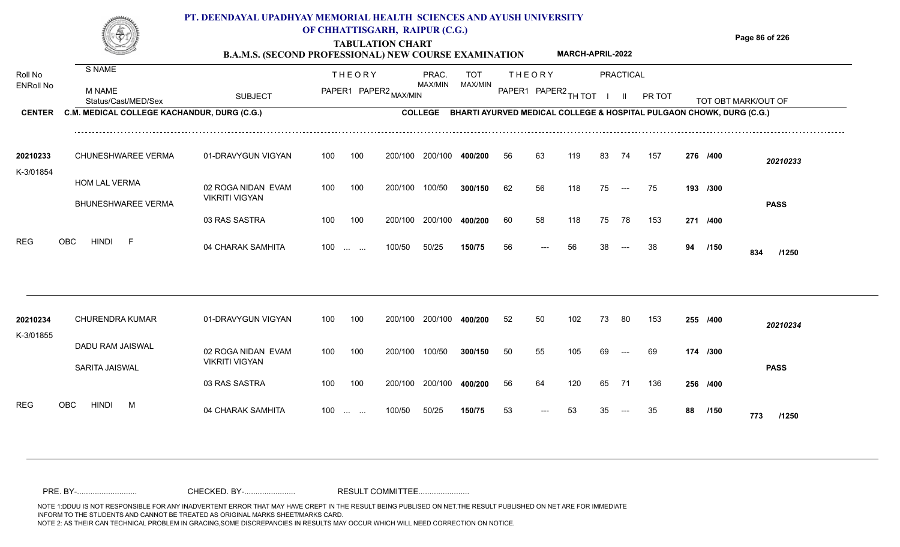# PT. DEENDAYAL UPADHYAY MEMORIAL HEALTH SCIENCES AND AYUSH UNIVERSITY OF CHHATTISGARH, RAIPUR (C.G.)

## TABULATION CHART

### B.A.M.S. (SECOND PROFESSIONAL) NEW COURSE EXAMINATION — MARCH-APRIL-2022

**CENTER:** C.M. MEDICAL COLLEGE KACHANDUR, DURG (C.G.)
**COLLEGE:** BHARTI AYURVED MEDICAL COLLEGE & HOSPITAL PULGAON CHOWK, DURG (C.G.)

| Roll No / ENRoll No | S NAME / M NAME / Status/Cast/MED/Sex | SUBJECT | THEORY PAPER1 | THEORY PAPER2 | MAX/MIN | PRAC. MAX/MIN | TOT MAX/MIN | THEORY PAPER1 | THEORY PAPER2 | TH TOT | PRACTICAL I | PRACTICAL II | PR TOT | TOT OBT MARK/OUT OF | |
|---|---|---|---|---|---|---|---|---|---|---|---|---|---|---|---|
| 20210233 | CHUNESHWAREE VERMA | 01-DRAVYGUN VIGYAN | 100 | 100 | 200/100 | 200/100 | 400/200 | 56 | 63 | 119 | 83 | 74 | 157 | 276 /400 | 20210233 |
| K-3/01854 | HOM LAL VERMA / BHUNESHWAREE VERMA | 02 ROGA NIDAN EVAM VIKRITI VIGYAN | 100 | 100 | 200/100 | 100/50 | 300/150 | 62 | 56 | 118 | 75 | --- | 75 | 193 /300 | PASS |
| | | 03 RAS SASTRA | 100 | 100 | 200/100 | 200/100 | 400/200 | 60 | 58 | 118 | 75 | 78 | 153 | 271 /400 | |
| REG | OBC HINDI F | 04 CHARAK SAMHITA | 100 | ... ... | 100/50 | 50/25 | 150/75 | 56 | --- | 56 | 38 | --- | 38 | 94 /150 | 834 /1250 |
| 20210234 | CHURENDRA KUMAR | 01-DRAVYGUN VIGYAN | 100 | 100 | 200/100 | 200/100 | 400/200 | 52 | 50 | 102 | 73 | 80 | 153 | 255 /400 | 20210234 |
| K-3/01855 | DADU RAM JAISWAL / SARITA JAISWAL | 02 ROGA NIDAN EVAM VIKRITI VIGYAN | 100 | 100 | 200/100 | 100/50 | 300/150 | 50 | 55 | 105 | 69 | --- | 69 | 174 /300 | PASS |
| | | 03 RAS SASTRA | 100 | 100 | 200/100 | 200/100 | 400/200 | 56 | 64 | 120 | 65 | 71 | 136 | 256 /400 | |
| REG | OBC HINDI M | 04 CHARAK SAMHITA | 100 | ... ... | 100/50 | 50/25 | 150/75 | 53 | --- | 53 | 35 | --- | 35 | 88 /150 | 773 /1250 |

PRE. BY-.......................... CHECKED. BY-....................... RESULT COMMITTEE.......................

NOTE 1:DDUU IS NOT RESPONSIBLE FOR ANY INADVERTENT ERROR THAT MAY HAVE CREPT IN THE RESULT BEING PUBLISED ON NET.THE RESULT PUBLISHED ON NET ARE FOR IMMEDIATE INFORM TO THE STUDENTS AND CANNOT BE TREATED AS ORIGINAL MARKS SHEET/MARKS CARD.
NOTE 2: AS THEIR CAN TECHNICAL PROBLEM IN GRACING,SOME DISCREPANCIES IN RESULTS MAY OCCUR WHICH WILL NEED CORRECTION ON NOTICE.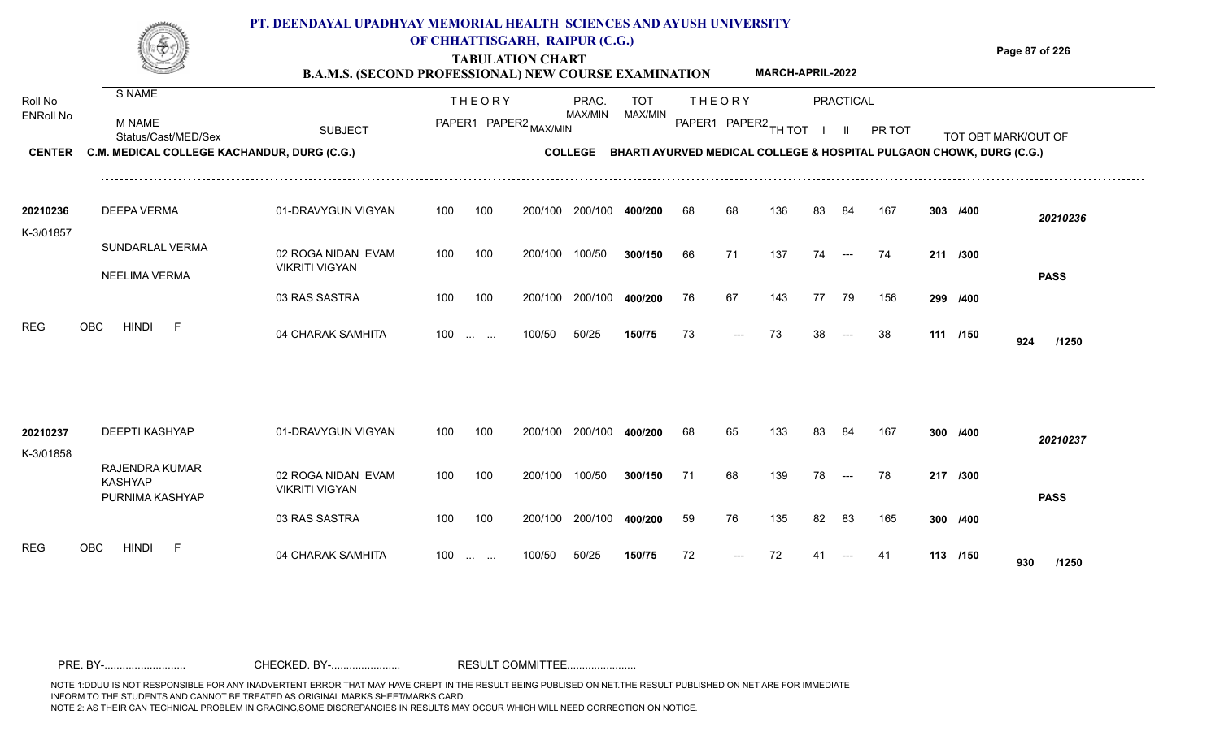# PT. DEENDAYAL UPADHYAY MEMORIAL HEALTH SCIENCES AND AYUSH UNIVERSITY OF CHHATTISGARH, RAIPUR (C.G.)

## TABULATION CHART

### B.A.M.S. (SECOND PROFESSIONAL) NEW COURSE EXAMINATION — MARCH-APRIL-2022

**CENTER** C.M. MEDICAL COLLEGE KACHANDUR, DURG (C.G.) **COLLEGE** BHARTI AYURVED MEDICAL COLLEGE & HOSPITAL PULGAON CHOWK, DURG (C.G.)

| Roll No / ENRoll No | S NAME / M NAME / Status/Cast/MED/Sex | SUBJECT | THEORY PAPER1 | THEORY PAPER2 | MAX/MIN | PRAC. MAX/MIN | TOT MAX/MIN | THEORY PAPER1 | THEORY PAPER2 | TH TOT | PRACTICAL I | PRACTICAL II | PR TOT | TOT OBT MARK/OUT OF | |
|---|---|---|---|---|---|---|---|---|---|---|---|---|---|---|---|
| 20210236 | DEEPA VERMA | 01-DRAVYGUN VIGYAN | 100 | 100 | 200/100 | 200/100 | 400/200 | 68 | 68 | 136 | 83 | 84 | 167 | 303 /400 | 20210236 |
| K-3/01857 | SUNDARLAL VERMA | 02 ROGA NIDAN EVAM VIKRITI VIGYAN | 100 | 100 | 200/100 | 100/50 | 300/150 | 66 | 71 | 137 | 74 | --- | 74 | 211 /300 | |
| | NEELIMA VERMA | | | | | | | | | | | | | | PASS |
| | | 03 RAS SASTRA | 100 | 100 | 200/100 | 200/100 | 400/200 | 76 | 67 | 143 | 77 | 79 | 156 | 299 /400 | |
| REG | OBC HINDI F | 04 CHARAK SAMHITA | 100 | ... ... | 100/50 | 50/25 | 150/75 | 73 | --- | 73 | 38 | --- | 38 | 111 /150 | 924 /1250 |
| 20210237 | DEEPTI KASHYAP | 01-DRAVYGUN VIGYAN | 100 | 100 | 200/100 | 200/100 | 400/200 | 68 | 65 | 133 | 83 | 84 | 167 | 300 /400 | 20210237 |
| K-3/01858 | RAJENDRA KUMAR KASHYAP | 02 ROGA NIDAN EVAM VIKRITI VIGYAN | 100 | 100 | 200/100 | 100/50 | 300/150 | 71 | 68 | 139 | 78 | --- | 78 | 217 /300 | |
| | PURNIMA KASHYAP | | | | | | | | | | | | | | PASS |
| | | 03 RAS SASTRA | 100 | 100 | 200/100 | 200/100 | 400/200 | 59 | 76 | 135 | 82 | 83 | 165 | 300 /400 | |
| REG | OBC HINDI F | 04 CHARAK SAMHITA | 100 | ... ... | 100/50 | 50/25 | 150/75 | 72 | --- | 72 | 41 | --- | 41 | 113 /150 | 930 /1250 |

PRE. BY-.......................... CHECKED. BY-...................... RESULT COMMITTEE......................

NOTE 1:DDUU IS NOT RESPONSIBLE FOR ANY INADVERTENT ERROR THAT MAY HAVE CREPT IN THE RESULT BEING PUBLISED ON NET.THE RESULT PUBLISHED ON NET ARE FOR IMMEDIATE INFORM TO THE STUDENTS AND CANNOT BE TREATED AS ORIGINAL MARKS SHEET/MARKS CARD.
NOTE 2: AS THEIR CAN TECHNICAL PROBLEM IN GRACING,SOME DISCREPANCIES IN RESULTS MAY OCCUR WHICH WILL NEED CORRECTION ON NOTICE.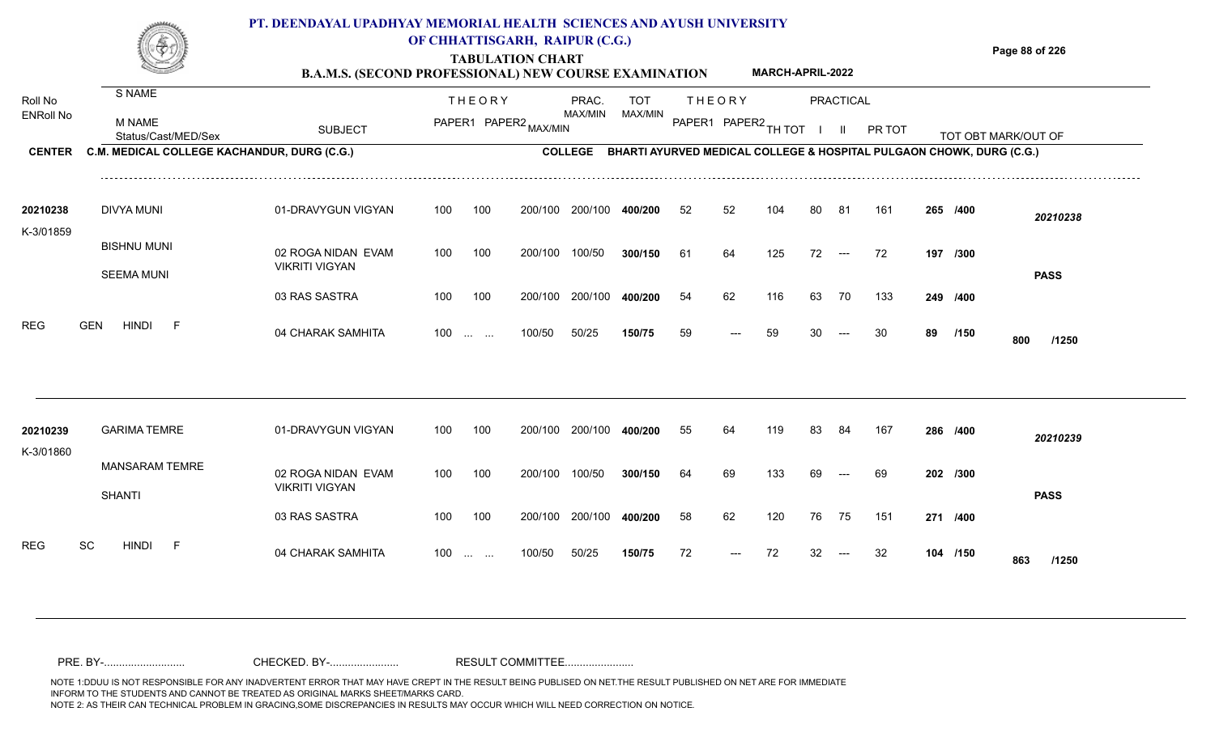# PT. DEENDAYAL UPADHYAY MEMORIAL HEALTH SCIENCES AND AYUSH UNIVERSITY OF CHHATTISGARH, RAIPUR (C.G.)

## TABULATION CHART

**B.A.M.S. (SECOND PROFESSIONAL) NEW COURSE EXAMINATION** — **MARCH-APRIL-2022**

| Roll No / ENRoll No | S NAME / M NAME / Status/Cast/MED/Sex | SUBJECT | THEORY PAPER1 | THEORY PAPER2 | MAX/MIN | PRAC. MAX/MIN | TOT MAX/MIN | THEORY PAPER1 | THEORY PAPER2 | TH TOT | PRACTICAL I | PRACTICAL II | PR TOT | TOT OBT MARK/OUT OF | |
|---|---|---|---|---|---|---|---|---|---|---|---|---|---|---|---|

**CENTER** C.M. MEDICAL COLLEGE KACHANDUR, DURG (C.G.) — **COLLEGE** BHARTI AYURVED MEDICAL COLLEGE & HOSPITAL PULGAON CHOWK, DURG (C.G.)

| Roll No / ENRoll No | Name | SUBJECT | P1 | P2 | MAX/MIN | PRAC. | TOT | P1 | P2 | TH TOT | I | II | PR TOT | TOT OBT | Result |
|---|---|---|---|---|---|---|---|---|---|---|---|---|---|---|---|
| 20210238 | DIVYA MUNI | 01-DRAVYGUN VIGYAN | 100 | 100 | 200/100 | 200/100 | 400/200 | 52 | 52 | 104 | 80 | 81 | 161 | 265 /400 | 20210238 |
| K-3/01859 | BISHNU MUNI | 02 ROGA NIDAN EVAM VIKRITI VIGYAN | 100 | 100 | 200/100 | 100/50 | 300/150 | 61 | 64 | 125 | 72 | --- | 72 | 197 /300 | |
| | SEEMA MUNI | 03 RAS SASTRA | 100 | 100 | 200/100 | 200/100 | 400/200 | 54 | 62 | 116 | 63 | 70 | 133 | 249 /400 | PASS |
| REG | GEN HINDI F | 04 CHARAK SAMHITA | 100 | ... ... | 100/50 | 50/25 | 150/75 | 59 | --- | 59 | 30 | --- | 30 | 89 /150 | 800 /1250 |
| 20210239 | GARIMA TEMRE | 01-DRAVYGUN VIGYAN | 100 | 100 | 200/100 | 200/100 | 400/200 | 55 | 64 | 119 | 83 | 84 | 167 | 286 /400 | 20210239 |
| K-3/01860 | MANSARAM TEMRE | 02 ROGA NIDAN EVAM VIKRITI VIGYAN | 100 | 100 | 200/100 | 100/50 | 300/150 | 64 | 69 | 133 | 69 | --- | 69 | 202 /300 | |
| | SHANTI | 03 RAS SASTRA | 100 | 100 | 200/100 | 200/100 | 400/200 | 58 | 62 | 120 | 76 | 75 | 151 | 271 /400 | PASS |
| REG | SC HINDI F | 04 CHARAK SAMHITA | 100 | ... ... | 100/50 | 50/25 | 150/75 | 72 | --- | 72 | 32 | --- | 32 | 104 /150 | 863 /1250 |

PRE. BY-.......................... CHECKED. BY-...................... RESULT COMMITTEE......................

NOTE 1:DDUU IS NOT RESPONSIBLE FOR ANY INADVERTENT ERROR THAT MAY HAVE CREPT IN THE RESULT BEING PUBLISED ON NET.THE RESULT PUBLISHED ON NET ARE FOR IMMEDIATE INFORM TO THE STUDENTS AND CANNOT BE TREATED AS ORIGINAL MARKS SHEET/MARKS CARD.
NOTE 2: AS THEIR CAN TECHNICAL PROBLEM IN GRACING,SOME DISCREPANCIES IN RESULTS MAY OCCUR WHICH WILL NEED CORRECTION ON NOTICE.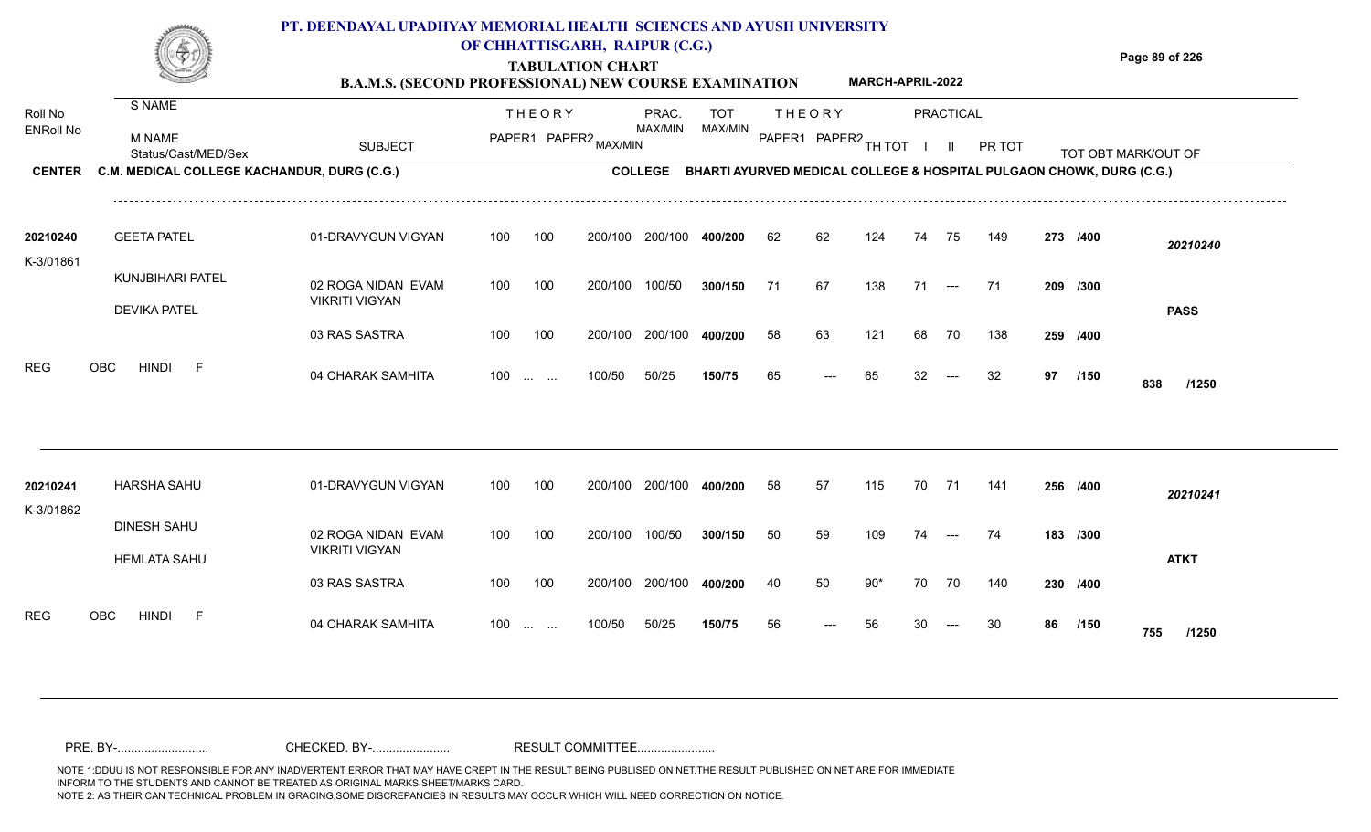# PT. DEENDAYAL UPADHYAY MEMORIAL HEALTH SCIENCES AND AYUSH UNIVERSITY OF CHHATTISGARH, RAIPUR (C.G.)

## TABULATION CHART

### B.A.M.S. (SECOND PROFESSIONAL) NEW COURSE EXAMINATION — MARCH-APRIL-2022

**CENTER** C.M. MEDICAL COLLEGE KACHANDUR, DURG (C.G.)
**COLLEGE** BHARTI AYURVED MEDICAL COLLEGE & HOSPITAL PULGAON CHOWK, DURG (C.G.)

| Roll No / ENRoll No | S NAME / M NAME / Status/Cast/MED/Sex | SUBJECT | THEORY PAPER1 | THEORY PAPER2 | MAX/MIN | PRAC. MAX/MIN | TOT MAX/MIN | THEORY PAPER1 | THEORY PAPER2 | TH TOT | PRACTICAL I | PRACTICAL II | PR TOT | TOT OBT MARK/OUT OF | |
|---|---|---|---|---|---|---|---|---|---|---|---|---|---|---|---|
| 20210240 | GEETA PATEL | 01-DRAVYGUN VIGYAN | 100 | 100 | 200/100 | 200/100 | 400/200 | 62 | 62 | 124 | 74 | 75 | 149 | 273 /400 | 20210240 |
| K-3/01861 | KUNJBIHARI PATEL | 02 ROGA NIDAN EVAM VIKRITI VIGYAN | 100 | 100 | 200/100 | 100/50 | 300/150 | 71 | 67 | 138 | 71 | --- | 71 | 209 /300 | |
| | DEVIKA PATEL | 03 RAS SASTRA | 100 | 100 | 200/100 | 200/100 | 400/200 | 58 | 63 | 121 | 68 | 70 | 138 | 259 /400 | PASS |
| REG | OBC HINDI F | 04 CHARAK SAMHITA | 100 | ... ... | 100/50 | 50/25 | 150/75 | 65 | --- | 65 | 32 | --- | 32 | 97 /150 | 838 /1250 |
| 20210241 | HARSHA SAHU | 01-DRAVYGUN VIGYAN | 100 | 100 | 200/100 | 200/100 | 400/200 | 58 | 57 | 115 | 70 | 71 | 141 | 256 /400 | 20210241 |
| K-3/01862 | DINESH SAHU | 02 ROGA NIDAN EVAM VIKRITI VIGYAN | 100 | 100 | 200/100 | 100/50 | 300/150 | 50 | 59 | 109 | 74 | --- | 74 | 183 /300 | |
| | HEMLATA SAHU | 03 RAS SASTRA | 100 | 100 | 200/100 | 200/100 | 400/200 | 40 | 50 | 90* | 70 | 70 | 140 | 230 /400 | ATKT |
| REG | OBC HINDI F | 04 CHARAK SAMHITA | 100 | ... ... | 100/50 | 50/25 | 150/75 | 56 | --- | 56 | 30 | --- | 30 | 86 /150 | 755 /1250 |

PRE. BY-.......................... CHECKED. BY-...................... RESULT COMMITTEE......................

NOTE 1:DDUU IS NOT RESPONSIBLE FOR ANY INADVERTENT ERROR THAT MAY HAVE CREPT IN THE RESULT BEING PUBLISED ON NET.THE RESULT PUBLISHED ON NET ARE FOR IMMEDIATE INFORM TO THE STUDENTS AND CANNOT BE TREATED AS ORIGINAL MARKS SHEET/MARKS CARD.
NOTE 2: AS THEIR CAN TECHNICAL PROBLEM IN GRACING,SOME DISCREPANCIES IN RESULTS MAY OCCUR WHICH WILL NEED CORRECTION ON NOTICE.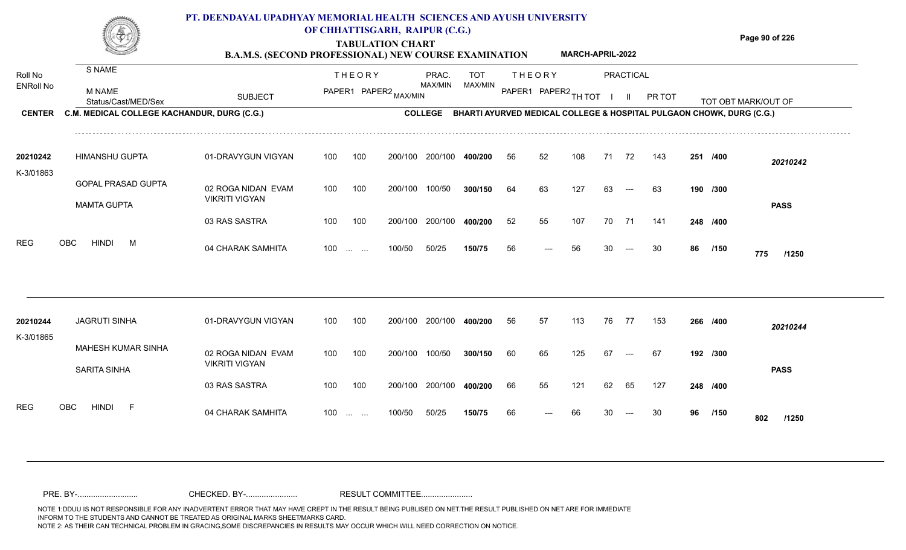# PT. DEENDAYAL UPADHYAY MEMORIAL HEALTH SCIENCES AND AYUSH UNIVERSITY OF CHHATTISGARH, RAIPUR (C.G.)

## TABULATION CHART

### B.A.M.S. (SECOND PROFESSIONAL) NEW COURSE EXAMINATION — MARCH-APRIL-2022

**CENTER** C.M. MEDICAL COLLEGE KACHANDUR, DURG (C.G.) **COLLEGE** BHARTI AYURVED MEDICAL COLLEGE & HOSPITAL PULGAON CHOWK, DURG (C.G.)

| Roll No / ENRoll No | S NAME / M NAME / Status/Cast/MED/Sex | SUBJECT | THEORY PAPER1 | THEORY PAPER2 | MAX/MIN | PRAC. MAX/MIN | TOT MAX/MIN | THEORY PAPER1 | THEORY PAPER2 | TH TOT | PRACTICAL I | PRACTICAL II | PR TOT | TOT OBT MARK/OUT OF | |
|---|---|---|---|---|---|---|---|---|---|---|---|---|---|---|---|
| 20210242 | HIMANSHU GUPTA | 01-DRAVYGUN VIGYAN | 100 | 100 | 200/100 | 200/100 | **400/200** | 56 | 52 | 108 | 71 | 72 | 143 | **251 /400** | *20210242* |
| K-3/01863 | GOPAL PRASAD GUPTA | 02 ROGA NIDAN EVAM VIKRITI VIGYAN | 100 | 100 | 200/100 | 100/50 | **300/150** | 64 | 63 | 127 | 63 | --- | 63 | **190 /300** | |
| | MAMTA GUPTA | 03 RAS SASTRA | 100 | 100 | 200/100 | 200/100 | **400/200** | 52 | 55 | 107 | 70 | 71 | 141 | **248 /400** | **PASS** |
| REG | OBC HINDI M | 04 CHARAK SAMHITA | 100 | ... ... | 100/50 | 50/25 | **150/75** | 56 | --- | 56 | 30 | --- | 30 | **86 /150** | **775 /1250** |
| 20210244 | JAGRUTI SINHA | 01-DRAVYGUN VIGYAN | 100 | 100 | 200/100 | 200/100 | **400/200** | 56 | 57 | 113 | 76 | 77 | 153 | **266 /400** | *20210244* |
| K-3/01865 | MAHESH KUMAR SINHA | 02 ROGA NIDAN EVAM VIKRITI VIGYAN | 100 | 100 | 200/100 | 100/50 | **300/150** | 60 | 65 | 125 | 67 | --- | 67 | **192 /300** | |
| | SARITA SINHA | 03 RAS SASTRA | 100 | 100 | 200/100 | 200/100 | **400/200** | 66 | 55 | 121 | 62 | 65 | 127 | **248 /400** | **PASS** |
| REG | OBC HINDI F | 04 CHARAK SAMHITA | 100 | ... ... | 100/50 | 50/25 | **150/75** | 66 | --- | 66 | 30 | --- | 30 | **96 /150** | **802 /1250** |

PRE. BY-.......................... CHECKED. BY-...................... RESULT COMMITTEE......................

NOTE 1:DDUU IS NOT RESPONSIBLE FOR ANY INADVERTENT ERROR THAT MAY HAVE CREPT IN THE RESULT BEING PUBLISED ON NET.THE RESULT PUBLISHED ON NET ARE FOR IMMEDIATE INFORM TO THE STUDENTS AND CANNOT BE TREATED AS ORIGINAL MARKS SHEET/MARKS CARD.
NOTE 2: AS THEIR CAN TECHNICAL PROBLEM IN GRACING,SOME DISCREPANCIES IN RESULTS MAY OCCUR WHICH WILL NEED CORRECTION ON NOTICE.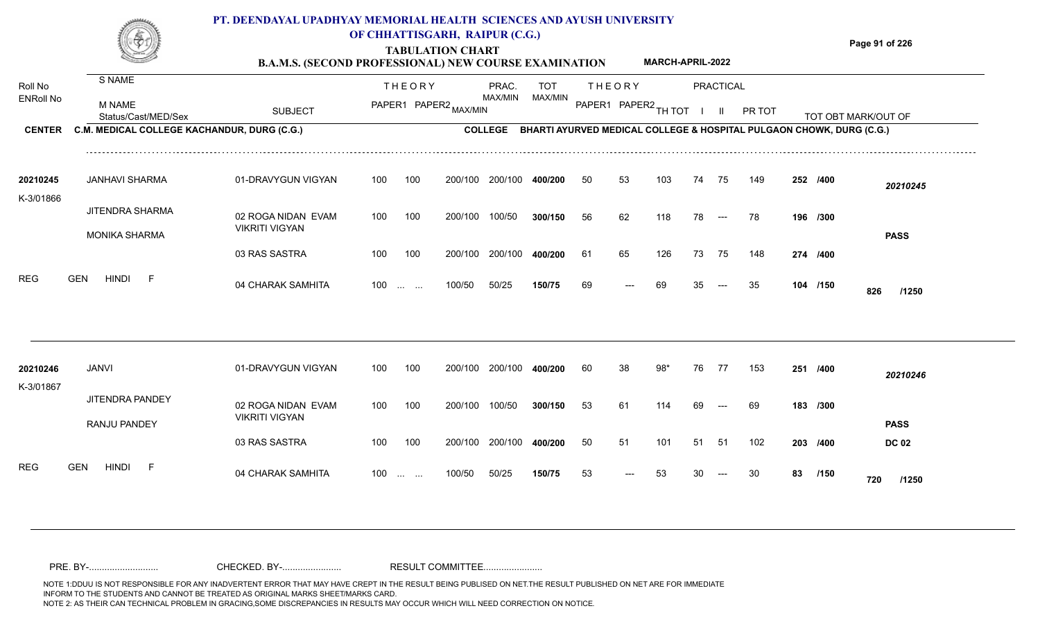# PT. DEENDAYAL UPADHYAY MEMORIAL HEALTH SCIENCES AND AYUSH UNIVERSITY OF CHHATTISGARH, RAIPUR (C.G.)

## TABULATION CHART

### B.A.M.S. (SECOND PROFESSIONAL) NEW COURSE EXAMINATION — MARCH-APRIL-2022

**CENTER:** C.M. MEDICAL COLLEGE KACHANDUR, DURG (C.G.)
**COLLEGE:** BHARTI AYURVED MEDICAL COLLEGE & HOSPITAL PULGAON CHOWK, DURG (C.G.)

| Roll No / ENRoll No | S NAME / M NAME / Status/Cast/MED/Sex | SUBJECT | THEORY PAPER1 | THEORY PAPER2 MAX/MIN | PRAC. MAX/MIN | TOT MAX/MIN | THEORY PAPER1 | THEORY PAPER2 | TH TOT | PRACTICAL I | PRACTICAL II | PR TOT | TOT OBT MARK/OUT OF | |
|---|---|---|---|---|---|---|---|---|---|---|---|---|---|---|
| 20210245 | JANHAVI SHARMA | 01-DRAVYGUN VIGYAN | 100 | 100 200/100 | 200/100 | 400/200 | 50 | 53 | 103 | 74 | 75 | 149 | 252 /400 | 20210245 |
| K-3/01866 | JITENDRA SHARMA | 02 ROGA NIDAN EVAM VIKRITI VIGYAN | 100 | 100 200/100 | 100/50 | 300/150 | 56 | 62 | 118 | 78 | --- | 78 | 196 /300 | |
| | MONIKA SHARMA | | | | | | | | | | | | | PASS |
| | | 03 RAS SASTRA | 100 | 100 200/100 | 200/100 | 400/200 | 61 | 65 | 126 | 73 | 75 | 148 | 274 /400 | |
| REG | GEN HINDI F | 04 CHARAK SAMHITA | 100 | ... ... 100/50 | 50/25 | 150/75 | 69 | --- | 69 | 35 | --- | 35 | 104 /150 | 826 /1250 |
| 20210246 | JANVI | 01-DRAVYGUN VIGYAN | 100 | 100 200/100 | 200/100 | 400/200 | 60 | 38 | 98* | 76 | 77 | 153 | 251 /400 | 20210246 |
| K-3/01867 | JITENDRA PANDEY | 02 ROGA NIDAN EVAM VIKRITI VIGYAN | 100 | 100 200/100 | 100/50 | 300/150 | 53 | 61 | 114 | 69 | --- | 69 | 183 /300 | |
| | RANJU PANDEY | | | | | | | | | | | | | PASS |
| | | 03 RAS SASTRA | 100 | 100 200/100 | 200/100 | 400/200 | 50 | 51 | 101 | 51 | 51 | 102 | 203 /400 | DC 02 |
| REG | GEN HINDI F | 04 CHARAK SAMHITA | 100 | ... ... 100/50 | 50/25 | 150/75 | 53 | --- | 53 | 30 | --- | 30 | 83 /150 | 720 /1250 |

PRE. BY-.......................... CHECKED. BY-...................... RESULT COMMITTEE......................

NOTE 1:DDUU IS NOT RESPONSIBLE FOR ANY INADVERTENT ERROR THAT MAY HAVE CREPT IN THE RESULT BEING PUBLISED ON NET.THE RESULT PUBLISHED ON NET ARE FOR IMMEDIATE INFORM TO THE STUDENTS AND CANNOT BE TREATED AS ORIGINAL MARKS SHEET/MARKS CARD.
NOTE 2: AS THEIR CAN TECHNICAL PROBLEM IN GRACING,SOME DISCREPANCIES IN RESULTS MAY OCCUR WHICH WILL NEED CORRECTION ON NOTICE.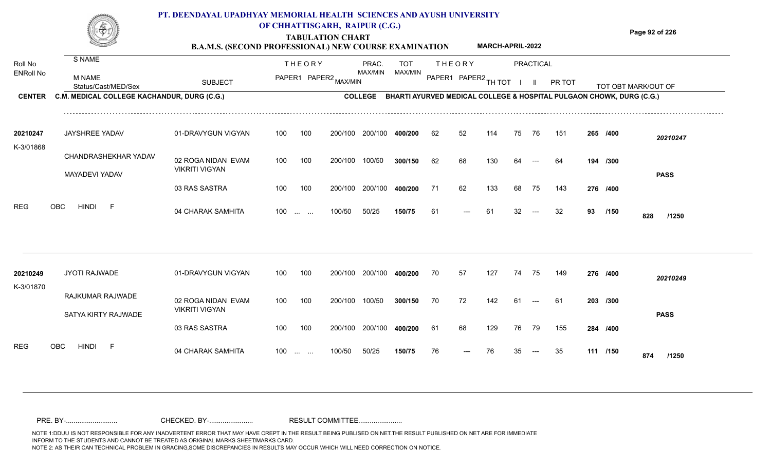# PT. DEENDAYAL UPADHYAY MEMORIAL HEALTH SCIENCES AND AYUSH UNIVERSITY OF CHHATTISGARH, RAIPUR (C.G.)

## TABULATION CHART

**B.A.M.S. (SECOND PROFESSIONAL) NEW COURSE EXAMINATION** MARCH-APRIL-2022

**CENTER** C.M. MEDICAL COLLEGE KACHANDUR, DURG (C.G.)

**COLLEGE** BHARTI AYURVED MEDICAL COLLEGE & HOSPITAL PULGAON CHOWK, DURG (C.G.)

| Roll No / ENRoll No | S NAME / M NAME / Status/Cast/MED/Sex | SUBJECT | THEORY PAPER1 | THEORY PAPER2 MAX/MIN | PRAC. MAX/MIN | TOT MAX/MIN | THEORY PAPER1 | THEORY PAPER2 | TH TOT | PRACTICAL I | PRACTICAL II | PR TOT | TOT OBT MARK/OUT OF | |
|---|---|---|---|---|---|---|---|---|---|---|---|---|---|---|
| 20210247 | JAYSHREE YADAV | 01-DRAVYGUN VIGYAN | 100 100 | 200/100 | 200/100 | 400/200 | 62 | 52 | 114 | 75 | 76 | 151 | 265 /400 | 20210247 |
| K-3/01868 | CHANDRASHEKHAR YADAV | 02 ROGA NIDAN EVAM VIKRITI VIGYAN | 100 100 | 200/100 | 100/50 | 300/150 | 62 | 68 | 130 | 64 | --- | 64 | 194 /300 | |
| | MAYADEVI YADAV | 03 RAS SASTRA | 100 100 | 200/100 | 200/100 | 400/200 | 71 | 62 | 133 | 68 | 75 | 143 | 276 /400 | PASS |
| REG | OBC HINDI F | 04 CHARAK SAMHITA | 100 ... ... | 100/50 | 50/25 | 150/75 | 61 | --- | 61 | 32 | --- | 32 | 93 /150 | 828 /1250 |
| 20210249 | JYOTI RAJWADE | 01-DRAVYGUN VIGYAN | 100 100 | 200/100 | 200/100 | 400/200 | 70 | 57 | 127 | 74 | 75 | 149 | 276 /400 | 20210249 |
| K-3/01870 | RAJKUMAR RAJWADE | 02 ROGA NIDAN EVAM VIKRITI VIGYAN | 100 100 | 200/100 | 100/50 | 300/150 | 70 | 72 | 142 | 61 | --- | 61 | 203 /300 | |
| | SATYA KIRTY RAJWADE | 03 RAS SASTRA | 100 100 | 200/100 | 200/100 | 400/200 | 61 | 68 | 129 | 76 | 79 | 155 | 284 /400 | PASS |
| REG | OBC HINDI F | 04 CHARAK SAMHITA | 100 ... ... | 100/50 | 50/25 | 150/75 | 76 | --- | 76 | 35 | --- | 35 | 111 /150 | 874 /1250 |

PRE. BY-.......................... CHECKED. BY-...................... RESULT COMMITTEE......................

NOTE 1:DDUU IS NOT RESPONSIBLE FOR ANY INADVERTENT ERROR THAT MAY HAVE CREPT IN THE RESULT BEING PUBLISED ON NET.THE RESULT PUBLISHED ON NET ARE FOR IMMEDIATE INFORM TO THE STUDENTS AND CANNOT BE TREATED AS ORIGINAL MARKS SHEET/MARKS CARD.
NOTE 2: AS THEIR CAN TECHNICAL PROBLEM IN GRACING,SOME DISCREPANCIES IN RESULTS MAY OCCUR WHICH WILL NEED CORRECTION ON NOTICE.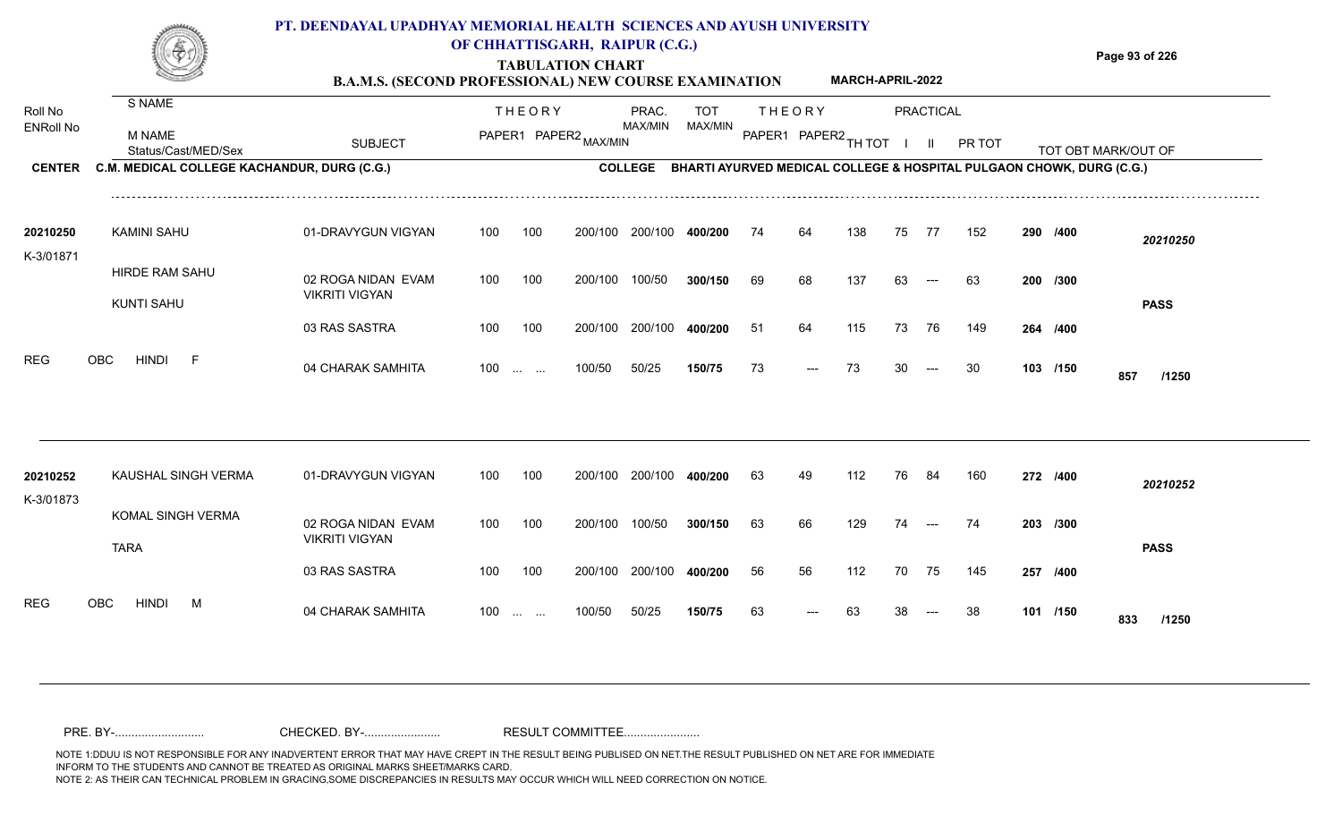# PT. DEENDAYAL UPADHYAY MEMORIAL HEALTH SCIENCES AND AYUSH UNIVERSITY OF CHHATTISGARH, RAIPUR (C.G.)

## TABULATION CHART

### B.A.M.S. (SECOND PROFESSIONAL) NEW COURSE EXAMINATION — MARCH-APRIL-2022

**CENTER** C.M. MEDICAL COLLEGE KACHANDUR, DURG (C.G.) — **COLLEGE** BHARTI AYURVED MEDICAL COLLEGE & HOSPITAL PULGAON CHOWK, DURG (C.G.)

| Roll No / ENRoll No | S NAME / M NAME / Status/Cast/MED/Sex | SUBJECT | THEORY PAPER1 | THEORY PAPER2 | MAX/MIN | PRAC. MAX/MIN | TOT MAX/MIN | THEORY PAPER1 | THEORY PAPER2 | TH TOT | PRACTICAL I | PRACTICAL II | PR TOT | TOT OBT MARK/OUT OF | |
|---|---|---|---|---|---|---|---|---|---|---|---|---|---|---|---|
| 20210250 | KAMINI SAHU | 01-DRAVYGUN VIGYAN | 100 | 100 | 200/100 | 200/100 | 400/200 | 74 | 64 | 138 | 75 | 77 | 152 | 290 /400 | 20210250 |
| K-3/01871 | HIRDE RAM SAHU | 02 ROGA NIDAN EVAM VIKRITI VIGYAN | 100 | 100 | 200/100 | 100/50 | 300/150 | 69 | 68 | 137 | 63 | --- | 63 | 200 /300 | |
| | KUNTI SAHU | | | | | | | | | | | | | | PASS |
| | | 03 RAS SASTRA | 100 | 100 | 200/100 | 200/100 | 400/200 | 51 | 64 | 115 | 73 | 76 | 149 | 264 /400 | |
| REG | OBC HINDI F | 04 CHARAK SAMHITA | 100 | ... ... | 100/50 | 50/25 | 150/75 | 73 | --- | 73 | 30 | --- | 30 | 103 /150 | 857 /1250 |
| 20210252 | KAUSHAL SINGH VERMA | 01-DRAVYGUN VIGYAN | 100 | 100 | 200/100 | 200/100 | 400/200 | 63 | 49 | 112 | 76 | 84 | 160 | 272 /400 | 20210252 |
| K-3/01873 | KOMAL SINGH VERMA | 02 ROGA NIDAN EVAM VIKRITI VIGYAN | 100 | 100 | 200/100 | 100/50 | 300/150 | 63 | 66 | 129 | 74 | --- | 74 | 203 /300 | |
| | TARA | | | | | | | | | | | | | | PASS |
| | | 03 RAS SASTRA | 100 | 100 | 200/100 | 200/100 | 400/200 | 56 | 56 | 112 | 70 | 75 | 145 | 257 /400 | |
| REG | OBC HINDI M | 04 CHARAK SAMHITA | 100 | ... ... | 100/50 | 50/25 | 150/75 | 63 | --- | 63 | 38 | --- | 38 | 101 /150 | 833 /1250 |

PRE. BY-.......................... CHECKED. BY-...................... RESULT COMMITTEE......................

NOTE 1:DDUU IS NOT RESPONSIBLE FOR ANY INADVERTENT ERROR THAT MAY HAVE CREPT IN THE RESULT BEING PUBLISED ON NET.THE RESULT PUBLISHED ON NET ARE FOR IMMEDIATE INFORM TO THE STUDENTS AND CANNOT BE TREATED AS ORIGINAL MARKS SHEET/MARKS CARD.
NOTE 2: AS THEIR CAN TECHNICAL PROBLEM IN GRACING,SOME DISCREPANCIES IN RESULTS MAY OCCUR WHICH WILL NEED CORRECTION ON NOTICE.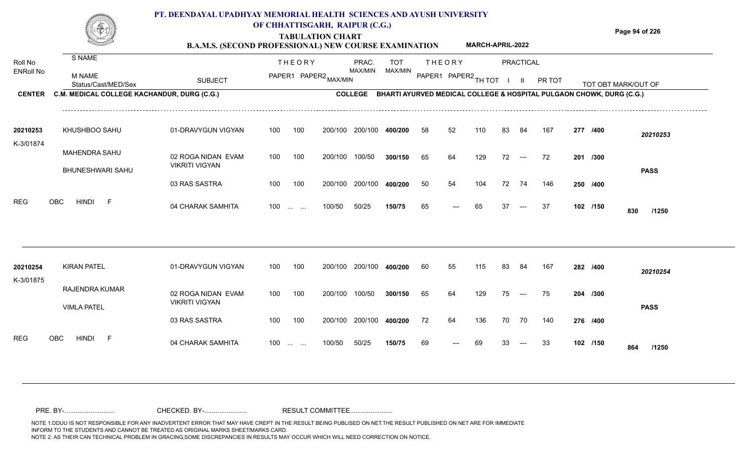# PT. DEENDAYAL UPADHYAY MEMORIAL HEALTH SCIENCES AND AYUSH UNIVERSITY OF CHHATTISGARH, RAIPUR (C.G.)

## TABULATION CHART

### B.A.M.S. (SECOND PROFESSIONAL) NEW COURSE EXAMINATION — MARCH-APRIL-2022

**CENTER** C.M. MEDICAL COLLEGE KACHANDUR, DURG (C.G.)
**COLLEGE** BHARTI AYURVED MEDICAL COLLEGE & HOSPITAL PULGAON CHOWK, DURG (C.G.)

| Roll No / ENRoll No | S NAME / M NAME / Status/Cast/MED/Sex | SUBJECT | THEORY PAPER1 | THEORY PAPER2 | MAX/MIN | PRAC. MAX/MIN | TOT MAX/MIN | THEORY PAPER1 | THEORY PAPER2 | TH TOT | PRACTICAL I | PRACTICAL II | PR TOT | TOT OBT MARK/OUT OF | |
|---|---|---|---|---|---|---|---|---|---|---|---|---|---|---|---|
| 20210253 | KHUSHBOO SAHU | 01-DRAVYGUN VIGYAN | 100 | 100 | 200/100 | 200/100 | 400/200 | 58 | 52 | 110 | 83 | 84 | 167 | 277 /400 | 20210253 |
| K-3/01874 | MAHENDRA SAHU | 02 ROGA NIDAN EVAM VIKRITI VIGYAN | 100 | 100 | 200/100 | 100/50 | 300/150 | 65 | 64 | 129 | 72 | --- | 72 | 201 /300 | |
| | BHUNESHWARI SAHU | 03 RAS SASTRA | 100 | 100 | 200/100 | 200/100 | 400/200 | 50 | 54 | 104 | 72 | 74 | 146 | 250 /400 | PASS |
| REG | OBC HINDI F | 04 CHARAK SAMHITA | 100 | ... ... | 100/50 | 50/25 | 150/75 | 65 | --- | 65 | 37 | --- | 37 | 102 /150 | 830 /1250 |
| 20210254 | KIRAN PATEL | 01-DRAVYGUN VIGYAN | 100 | 100 | 200/100 | 200/100 | 400/200 | 60 | 55 | 115 | 83 | 84 | 167 | 282 /400 | 20210254 |
| K-3/01875 | RAJENDRA KUMAR | 02 ROGA NIDAN EVAM VIKRITI VIGYAN | 100 | 100 | 200/100 | 100/50 | 300/150 | 65 | 64 | 129 | 75 | --- | 75 | 204 /300 | |
| | VIMLA PATEL | 03 RAS SASTRA | 100 | 100 | 200/100 | 200/100 | 400/200 | 72 | 64 | 136 | 70 | 70 | 140 | 276 /400 | PASS |
| REG | OBC HINDI F | 04 CHARAK SAMHITA | 100 | ... ... | 100/50 | 50/25 | 150/75 | 69 | --- | 69 | 33 | --- | 33 | 102 /150 | 864 /1250 |

PRE. BY-........................... CHECKED. BY-....................... RESULT COMMITTEE.......................

NOTE 1:DDUU IS NOT RESPONSIBLE FOR ANY INADVERTENT ERROR THAT MAY HAVE CREPT IN THE RESULT BEING PUBLISED ON NET.THE RESULT PUBLISHED ON NET ARE FOR IMMEDIATE INFORM TO THE STUDENTS AND CANNOT BE TREATED AS ORIGINAL MARKS SHEET/MARKS CARD.
NOTE 2: AS THEIR CAN TECHNICAL PROBLEM IN GRACING,SOME DISCREPANCIES IN RESULTS MAY OCCUR WHICH WILL NEED CORRECTION ON NOTICE.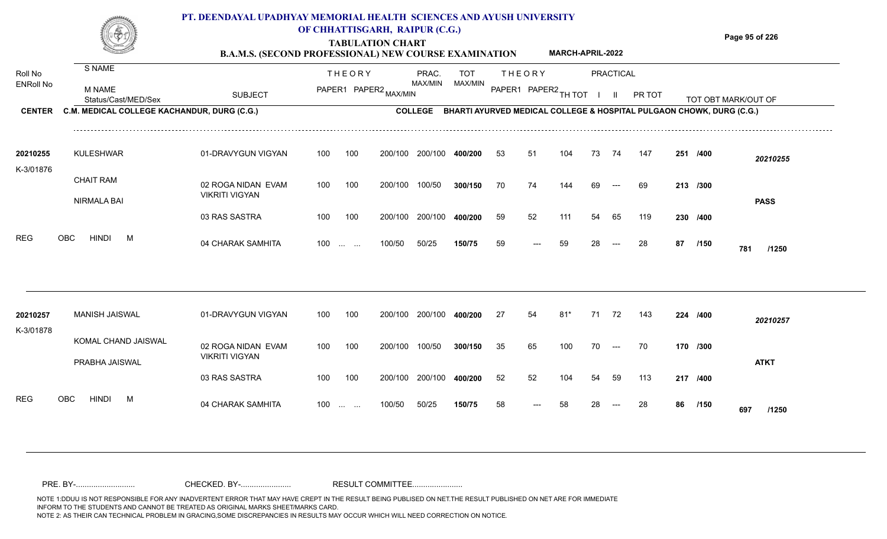# PT. DEENDAYAL UPADHYAY MEMORIAL HEALTH SCIENCES AND AYUSH UNIVERSITY OF CHHATTISGARH, RAIPUR (C.G.)

## TABULATION CHART

### B.A.M.S. (SECOND PROFESSIONAL) NEW COURSE EXAMINATION — MARCH-APRIL-2022

**CENTER:** C.M. MEDICAL COLLEGE KACHANDUR, DURG (C.G.)
**COLLEGE:** BHARTI AYURVED MEDICAL COLLEGE & HOSPITAL PULGAON CHOWK, DURG (C.G.)

| Roll No / ENRoll No | S NAME / M NAME / Status/Cast/MED/Sex | SUBJECT | THEORY PAPER1 | THEORY PAPER2 | MAX/MIN | PRAC. MAX/MIN | TOT MAX/MIN | THEORY PAPER1 | THEORY PAPER2 | TH TOT | PRACTICAL I | PRACTICAL II | PR TOT | TOT OBT | MARK/OUT OF |
|---|---|---|---|---|---|---|---|---|---|---|---|---|---|---|---|
| 20210255 | KULESHWAR | 01-DRAVYGUN VIGYAN | 100 | 100 | 200/100 | 200/100 | 400/200 | 53 | 51 | 104 | 73 | 74 | 147 | 251 | /400 |
| K-3/01876 | CHAIT RAM | 02 ROGA NIDAN EVAM VIKRITI VIGYAN | 100 | 100 | 200/100 | 100/50 | 300/150 | 70 | 74 | 144 | 69 | --- | 69 | 213 | /300 |
| | NIRMALA BAI | 03 RAS SASTRA | 100 | 100 | 200/100 | 200/100 | 400/200 | 59 | 52 | 111 | 54 | 65 | 119 | 230 | /400 |
| REG | OBC HINDI M | 04 CHARAK SAMHITA | 100 | ... ... | 100/50 | 50/25 | 150/75 | 59 | --- | 59 | 28 | --- | 28 | 87 | /150 |
| | | | | | | | | | | | | | | 781 | /1250 |
| | **20210255** | **PASS** | | | | | | | | | | | | | |
| 20210257 | MANISH JAISWAL | 01-DRAVYGUN VIGYAN | 100 | 100 | 200/100 | 200/100 | 400/200 | 27 | 54 | 81* | 71 | 72 | 143 | 224 | /400 |
| K-3/01878 | KOMAL CHAND JAISWAL | 02 ROGA NIDAN EVAM VIKRITI VIGYAN | 100 | 100 | 200/100 | 100/50 | 300/150 | 35 | 65 | 100 | 70 | --- | 70 | 170 | /300 |
| | PRABHA JAISWAL | 03 RAS SASTRA | 100 | 100 | 200/100 | 200/100 | 400/200 | 52 | 52 | 104 | 54 | 59 | 113 | 217 | /400 |
| REG | OBC HINDI M | 04 CHARAK SAMHITA | 100 | ... ... | 100/50 | 50/25 | 150/75 | 58 | --- | 58 | 28 | --- | 28 | 86 | /150 |
| | | | | | | | | | | | | | | 697 | /1250 |
| | **20210257** | **ATKT** | | | | | | | | | | | | | |

PRE. BY-.......................... CHECKED. BY-....................... RESULT COMMITTEE.......................

NOTE 1:DDUU IS NOT RESPONSIBLE FOR ANY INADVERTENT ERROR THAT MAY HAVE CREPT IN THE RESULT BEING PUBLISED ON NET.THE RESULT PUBLISHED ON NET ARE FOR IMMEDIATE INFORM TO THE STUDENTS AND CANNOT BE TREATED AS ORIGINAL MARKS SHEET/MARKS CARD.
NOTE 2: AS THEIR CAN TECHNICAL PROBLEM IN GRACING,SOME DISCREPANCIES IN RESULTS MAY OCCUR WHICH WILL NEED CORRECTION ON NOTICE.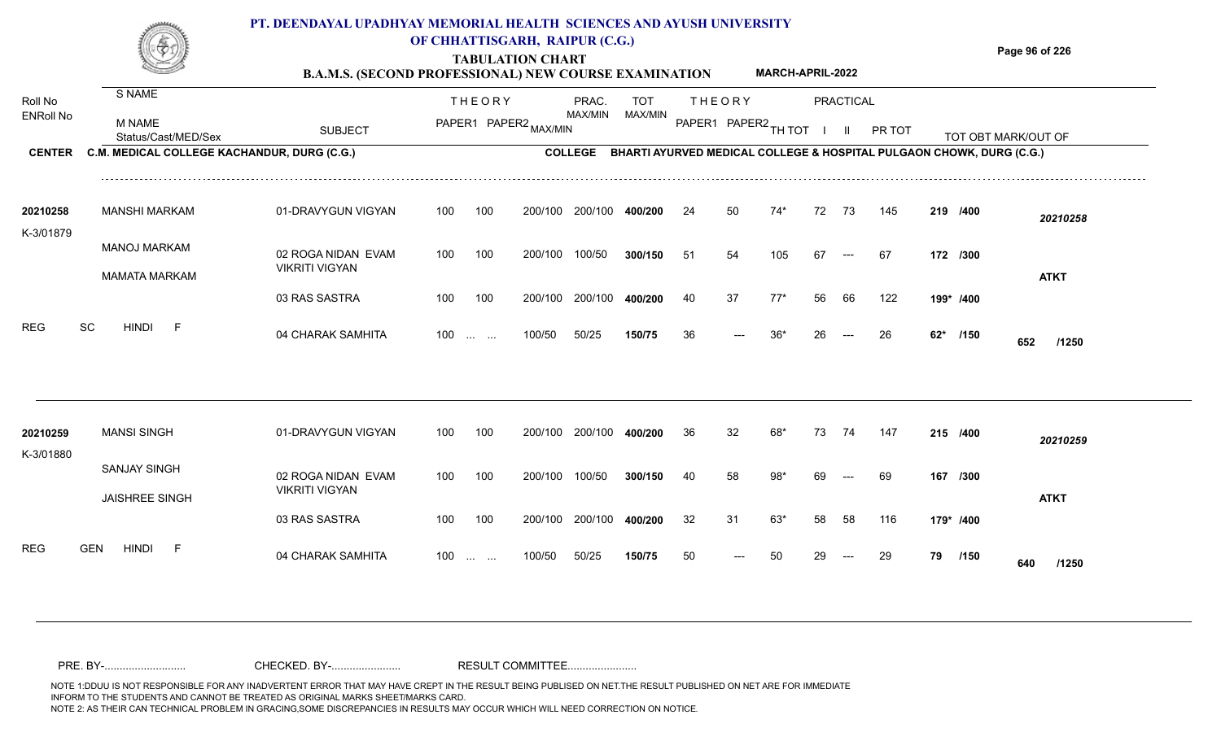# PT. DEENDAYAL UPADHYAY MEMORIAL HEALTH SCIENCES AND AYUSH UNIVERSITY OF CHHATTISGARH, RAIPUR (C.G.)

## TABULATION CHART

### B.A.M.S. (SECOND PROFESSIONAL) NEW COURSE EXAMINATION — MARCH-APRIL-2022

**CENTER** C.M. MEDICAL COLLEGE KACHANDUR, DURG (C.G.)
**COLLEGE** BHARTI AYURVED MEDICAL COLLEGE & HOSPITAL PULGAON CHOWK, DURG (C.G.)

| Roll No / ENRoll No | S NAME / M NAME / Status/Cast/MED/Sex | SUBJECT | THEORY PAPER1 | THEORY PAPER2 | MAX/MIN | PRAC. MAX/MIN | TOT MAX/MIN | THEORY PAPER1 | THEORY PAPER2 | TH TOT | PRACTICAL I | PRACTICAL II | PR TOT | TOT OBT MARK/OUT OF | |
|---|---|---|---|---|---|---|---|---|---|---|---|---|---|---|---|
| 20210258 | MANSHI MARKAM | 01-DRAVYGUN VIGYAN | 100 | 100 | 200/100 | 200/100 | 400/200 | 24 | 50 | 74* | 72 | 73 | 145 | 219 /400 | 20210258 |
| K-3/01879 | MANOJ MARKAM | 02 ROGA NIDAN EVAM VIKRITI VIGYAN | 100 | 100 | 200/100 | 100/50 | 300/150 | 51 | 54 | 105 | 67 | --- | 67 | 172 /300 | |
| | MAMATA MARKAM | | | | | | | | | | | | | | ATKT |
| | | 03 RAS SASTRA | 100 | 100 | 200/100 | 200/100 | 400/200 | 40 | 37 | 77* | 56 | 66 | 122 | 199* /400 | |
| REG | SC HINDI F | 04 CHARAK SAMHITA | 100 | ... ... | 100/50 | 50/25 | 150/75 | 36 | --- | 36* | 26 | --- | 26 | 62* /150 | 652 /1250 |
| 20210259 | MANSI SINGH | 01-DRAVYGUN VIGYAN | 100 | 100 | 200/100 | 200/100 | 400/200 | 36 | 32 | 68* | 73 | 74 | 147 | 215 /400 | 20210259 |
| K-3/01880 | SANJAY SINGH | 02 ROGA NIDAN EVAM VIKRITI VIGYAN | 100 | 100 | 200/100 | 100/50 | 300/150 | 40 | 58 | 98* | 69 | --- | 69 | 167 /300 | |
| | JAISHREE SINGH | | | | | | | | | | | | | | ATKT |
| | | 03 RAS SASTRA | 100 | 100 | 200/100 | 200/100 | 400/200 | 32 | 31 | 63* | 58 | 58 | 116 | 179* /400 | |
| REG | GEN HINDI F | 04 CHARAK SAMHITA | 100 | ... ... | 100/50 | 50/25 | 150/75 | 50 | --- | 50 | 29 | --- | 29 | 79 /150 | 640 /1250 |

PRE. BY-.......................... CHECKED. BY-...................... RESULT COMMITTEE......................

NOTE 1:DDUU IS NOT RESPONSIBLE FOR ANY INADVERTENT ERROR THAT MAY HAVE CREPT IN THE RESULT BEING PUBLISED ON NET.THE RESULT PUBLISHED ON NET ARE FOR IMMEDIATE INFORM TO THE STUDENTS AND CANNOT BE TREATED AS ORIGINAL MARKS SHEET/MARKS CARD.
NOTE 2: AS THEIR CAN TECHNICAL PROBLEM IN GRACING,SOME DISCREPANCIES IN RESULTS MAY OCCUR WHICH WILL NEED CORRECTION ON NOTICE.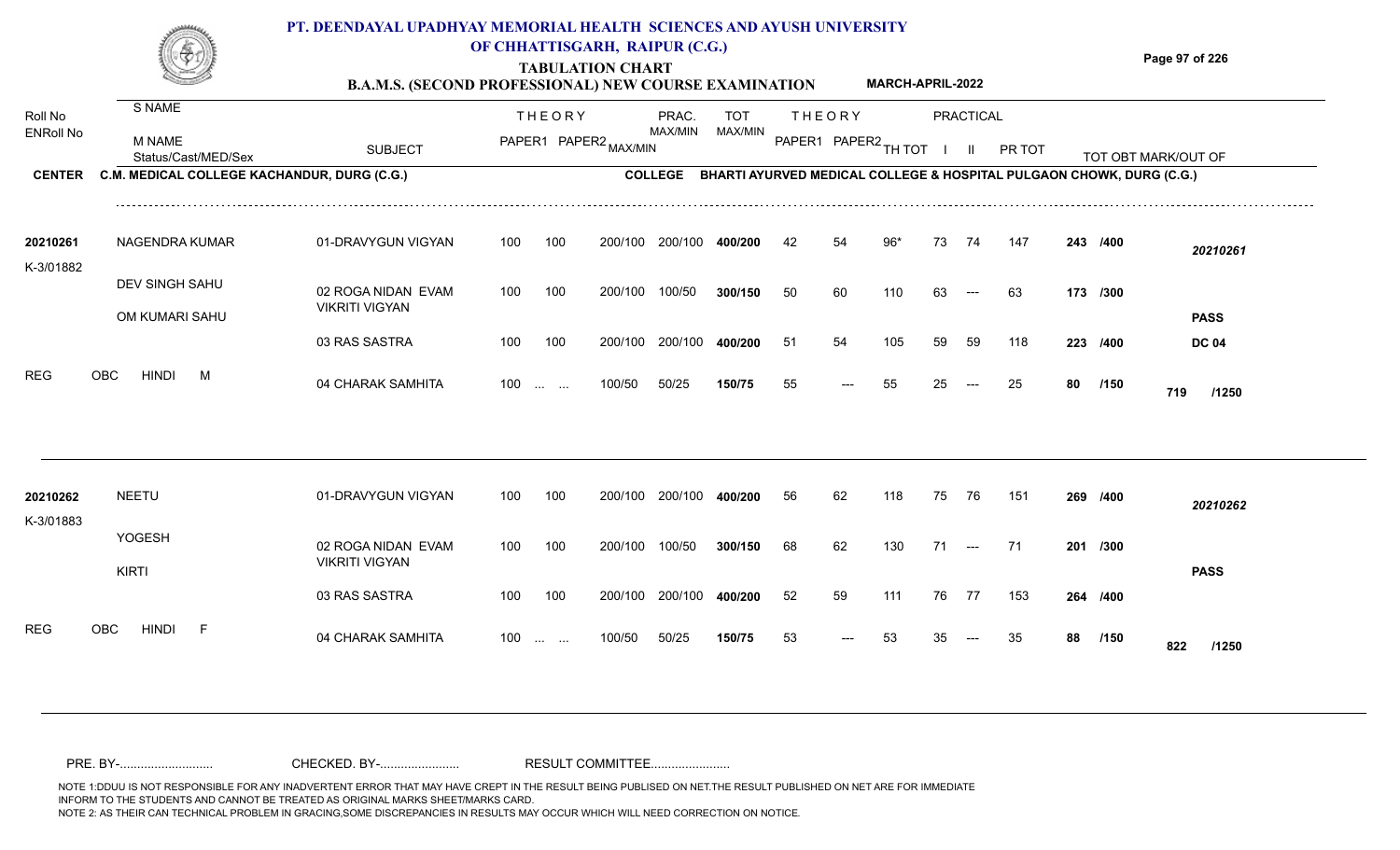# PT. DEENDAYAL UPADHYAY MEMORIAL HEALTH SCIENCES AND AYUSH UNIVERSITY OF CHHATTISGARH, RAIPUR (C.G.)

## TABULATION CHART

### B.A.M.S. (SECOND PROFESSIONAL) NEW COURSE EXAMINATION — MARCH-APRIL-2022

**CENTER:** C.M. MEDICAL COLLEGE KACHANDUR, DURG (C.G.)
**COLLEGE:** BHARTI AYURVED MEDICAL COLLEGE & HOSPITAL PULGAON CHOWK, DURG (C.G.)

| Roll No / ENRoll No | S NAME / M NAME / Status/Cast/MED/Sex | SUBJECT | THEORY PAPER1 | THEORY PAPER2 | MAX/MIN | PRAC. MAX/MIN | TOT MAX/MIN | THEORY PAPER1 | THEORY PAPER2 | TH TOT | PRACTICAL I | PRACTICAL II | PR TOT | TOT OBT MARK/OUT OF | |
|---|---|---|---|---|---|---|---|---|---|---|---|---|---|---|---|
| 20210261 | NAGENDRA KUMAR | 01-DRAVYGUN VIGYAN | 100 | 100 | 200/100 | 200/100 | 400/200 | 42 | 54 | 96* | 73 | 74 | 147 | 243 /400 | 20210261 |
| K-3/01882 | DEV SINGH SAHU | 02 ROGA NIDAN EVAM VIKRITI VIGYAN | 100 | 100 | 200/100 | 100/50 | 300/150 | 50 | 60 | 110 | 63 | --- | 63 | 173 /300 | |
| | OM KUMARI SAHU | 03 RAS SASTRA | 100 | 100 | 200/100 | 200/100 | 400/200 | 51 | 54 | 105 | 59 | 59 | 118 | 223 /400 | PASS DC 04 |
| REG | OBC HINDI M | 04 CHARAK SAMHITA | 100 | ... ... | 100/50 | 50/25 | 150/75 | 55 | --- | 55 | 25 | --- | 25 | 80 /150 | 719 /1250 |
| 20210262 | NEETU | 01-DRAVYGUN VIGYAN | 100 | 100 | 200/100 | 200/100 | 400/200 | 56 | 62 | 118 | 75 | 76 | 151 | 269 /400 | 20210262 |
| K-3/01883 | YOGESH | 02 ROGA NIDAN EVAM VIKRITI VIGYAN | 100 | 100 | 200/100 | 100/50 | 300/150 | 68 | 62 | 130 | 71 | --- | 71 | 201 /300 | |
| | KIRTI | 03 RAS SASTRA | 100 | 100 | 200/100 | 200/100 | 400/200 | 52 | 59 | 111 | 76 | 77 | 153 | 264 /400 | PASS |
| REG | OBC HINDI F | 04 CHARAK SAMHITA | 100 | ... ... | 100/50 | 50/25 | 150/75 | 53 | --- | 53 | 35 | --- | 35 | 88 /150 | 822 /1250 |

PRE. BY-.......................... CHECKED. BY-...................... RESULT COMMITTEE......................

NOTE 1:DDUU IS NOT RESPONSIBLE FOR ANY INADVERTENT ERROR THAT MAY HAVE CREPT IN THE RESULT BEING PUBLISED ON NET.THE RESULT PUBLISHED ON NET ARE FOR IMMEDIATE INFORM TO THE STUDENTS AND CANNOT BE TREATED AS ORIGINAL MARKS SHEET/MARKS CARD.
NOTE 2: AS THEIR CAN TECHNICAL PROBLEM IN GRACING,SOME DISCREPANCIES IN RESULTS MAY OCCUR WHICH WILL NEED CORRECTION ON NOTICE.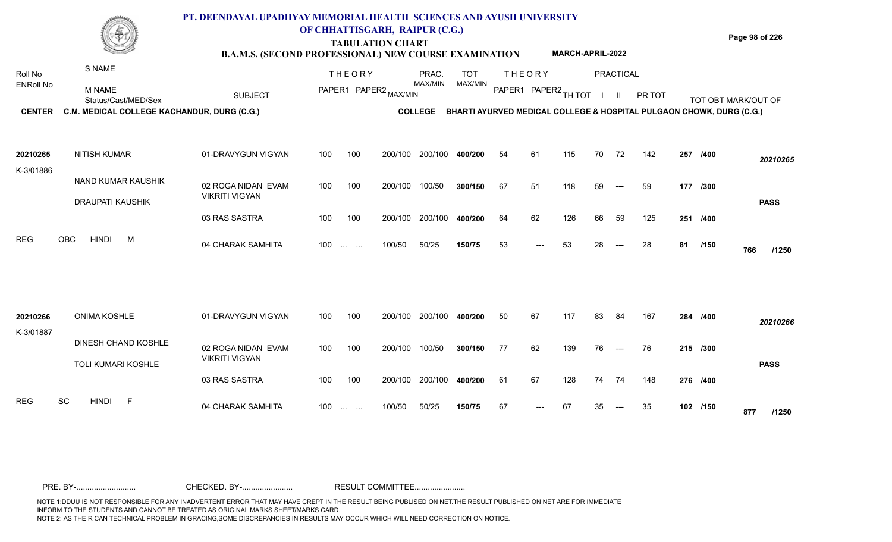# PT. DEENDAYAL UPADHYAY MEMORIAL HEALTH SCIENCES AND AYUSH UNIVERSITY OF CHHATTISGARH, RAIPUR (C.G.)

## TABULATION CHART

### B.A.M.S. (SECOND PROFESSIONAL) NEW COURSE EXAMINATION — MARCH-APRIL-2022

**CENTER** C.M. MEDICAL COLLEGE KACHANDUR, DURG (C.G.) **COLLEGE** BHARTI AYURVED MEDICAL COLLEGE & HOSPITAL PULGAON CHOWK, DURG (C.G.)

| Roll No / ENRoll No | S NAME / M NAME / Status/Cast/MED/Sex | SUBJECT | THEORY PAPER1 | THEORY PAPER2 MAX/MIN | PRAC. MAX/MIN | | TOT MAX/MIN | THEORY PAPER1 | THEORY PAPER2 | TH TOT | PRACTICAL I | PRACTICAL II | PR TOT | TOT OBT MARK/OUT OF | |
|---|---|---|---|---|---|---|---|---|---|---|---|---|---|---|---|
| 20210265 | NITISH KUMAR | 01-DRAVYGUN VIGYAN | 100 | 100 | 200/100 | 200/100 | 400/200 | 54 | 61 | 115 | 70 | 72 | 142 | 257 /400 | 20210265 |
| K-3/01886 | NAND KUMAR KAUSHIK | 02 ROGA NIDAN EVAM VIKRITI VIGYAN | 100 | 100 | 200/100 | 100/50 | 300/150 | 67 | 51 | 118 | 59 | --- | 59 | 177 /300 | |
| | DRAUPATI KAUSHIK | | | | | | | | | | | | | | PASS |
| | | 03 RAS SASTRA | 100 | 100 | 200/100 | 200/100 | 400/200 | 64 | 62 | 126 | 66 | 59 | 125 | 251 /400 | |
| REG | OBC HINDI M | 04 CHARAK SAMHITA | 100 | ... ... | 100/50 | 50/25 | 150/75 | 53 | --- | 53 | 28 | --- | 28 | 81 /150 | 766 /1250 |
| 20210266 | ONIMA KOSHLE | 01-DRAVYGUN VIGYAN | 100 | 100 | 200/100 | 200/100 | 400/200 | 50 | 67 | 117 | 83 | 84 | 167 | 284 /400 | 20210266 |
| K-3/01887 | DINESH CHAND KOSHLE | 02 ROGA NIDAN EVAM VIKRITI VIGYAN | 100 | 100 | 200/100 | 100/50 | 300/150 | 77 | 62 | 139 | 76 | --- | 76 | 215 /300 | |
| | TOLI KUMARI KOSHLE | | | | | | | | | | | | | | PASS |
| | | 03 RAS SASTRA | 100 | 100 | 200/100 | 200/100 | 400/200 | 61 | 67 | 128 | 74 | 74 | 148 | 276 /400 | |
| REG | SC HINDI F | 04 CHARAK SAMHITA | 100 | ... ... | 100/50 | 50/25 | 150/75 | 67 | --- | 67 | 35 | --- | 35 | 102 /150 | 877 /1250 |

PRE. BY-.......................... CHECKED. BY-...................... RESULT COMMITTEE......................

NOTE 1:DDUU IS NOT RESPONSIBLE FOR ANY INADVERTENT ERROR THAT MAY HAVE CREPT IN THE RESULT BEING PUBLISED ON NET.THE RESULT PUBLISHED ON NET ARE FOR IMMEDIATE INFORM TO THE STUDENTS AND CANNOT BE TREATED AS ORIGINAL MARKS SHEET/MARKS CARD.
NOTE 2: AS THEIR CAN TECHNICAL PROBLEM IN GRACING,SOME DISCREPANCIES IN RESULTS MAY OCCUR WHICH WILL NEED CORRECTION ON NOTICE.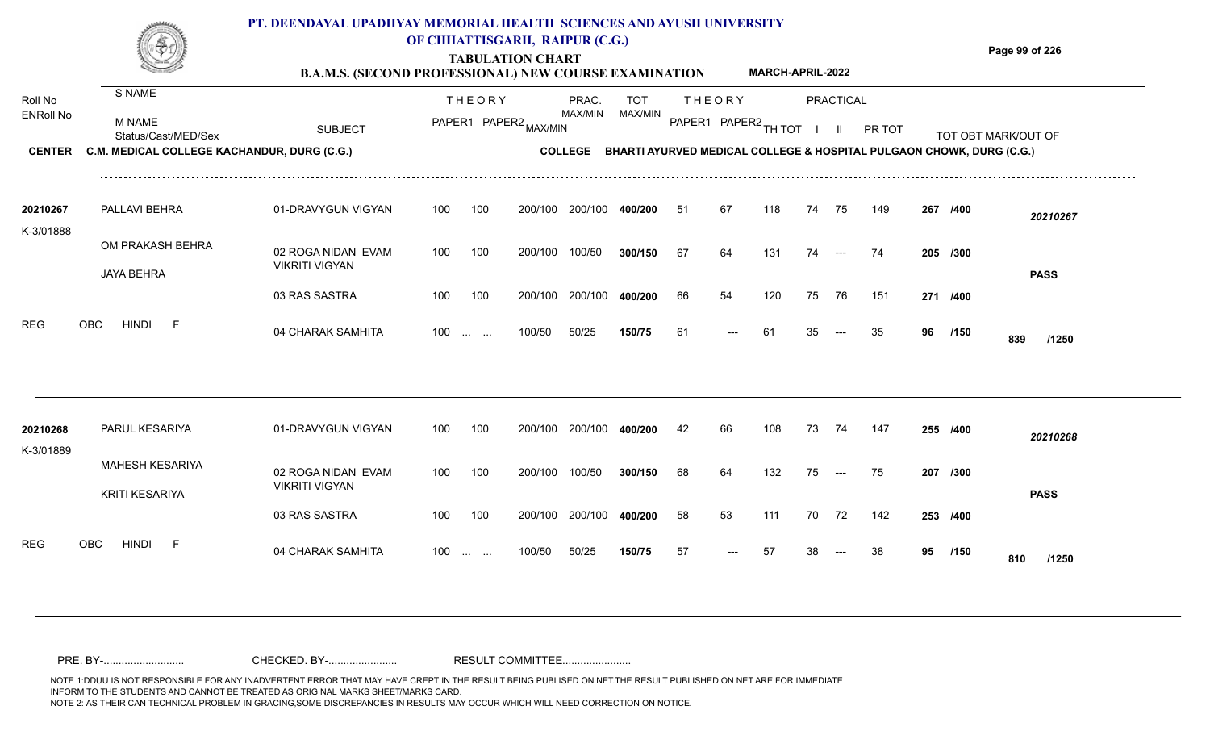# PT. DEENDAYAL UPADHYAY MEMORIAL HEALTH SCIENCES AND AYUSH UNIVERSITY OF CHHATTISGARH, RAIPUR (C.G.)

## TABULATION CHART

### B.A.M.S. (SECOND PROFESSIONAL) NEW COURSE EXAMINATION — MARCH-APRIL-2022

**CENTER** C.M. MEDICAL COLLEGE KACHANDUR, DURG (C.G.)
**COLLEGE** BHARTI AYURVED MEDICAL COLLEGE & HOSPITAL PULGAON CHOWK, DURG (C.G.)

| Roll No / ENRoll No | S NAME / M NAME / Status/Cast/MED/Sex | SUBJECT | THEORY PAPER1 | THEORY PAPER2 | MAX/MIN | PRAC. MAX/MIN | TOT MAX/MIN | THEORY PAPER1 | THEORY PAPER2 | TH TOT | PRACTICAL I | PRACTICAL II | PR TOT | TOT OBT MARK/OUT OF | |
|---|---|---|---|---|---|---|---|---|---|---|---|---|---|---|---|
| 20210267 | PALLAVI BEHRA | 01-DRAVYGUN VIGYAN | 100 | 100 | 200/100 | 200/100 | 400/200 | 51 | 67 | 118 | 74 | 75 | 149 | 267 /400 | 20210267 |
| K-3/01888 | OM PRAKASH BEHRA | 02 ROGA NIDAN EVAM VIKRITI VIGYAN | 100 | 100 | 200/100 | 100/50 | 300/150 | 67 | 64 | 131 | 74 | --- | 74 | 205 /300 | |
| | JAYA BEHRA | | | | | | | | | | | | | | PASS |
| | | 03 RAS SASTRA | 100 | 100 | 200/100 | 200/100 | 400/200 | 66 | 54 | 120 | 75 | 76 | 151 | 271 /400 | |
| REG | OBC HINDI F | 04 CHARAK SAMHITA | 100 | ... ... | 100/50 | 50/25 | 150/75 | 61 | --- | 61 | 35 | --- | 35 | 96 /150 | 839 /1250 |
| 20210268 | PARUL KESARIYA | 01-DRAVYGUN VIGYAN | 100 | 100 | 200/100 | 200/100 | 400/200 | 42 | 66 | 108 | 73 | 74 | 147 | 255 /400 | 20210268 |
| K-3/01889 | MAHESH KESARIYA | 02 ROGA NIDAN EVAM VIKRITI VIGYAN | 100 | 100 | 200/100 | 100/50 | 300/150 | 68 | 64 | 132 | 75 | --- | 75 | 207 /300 | |
| | KRITI KESARIYA | | | | | | | | | | | | | | PASS |
| | | 03 RAS SASTRA | 100 | 100 | 200/100 | 200/100 | 400/200 | 58 | 53 | 111 | 70 | 72 | 142 | 253 /400 | |
| REG | OBC HINDI F | 04 CHARAK SAMHITA | 100 | ... ... | 100/50 | 50/25 | 150/75 | 57 | --- | 57 | 38 | --- | 38 | 95 /150 | 810 /1250 |

PRE. BY-.......................... CHECKED. BY-...................... RESULT COMMITTEE......................

NOTE 1:DDUU IS NOT RESPONSIBLE FOR ANY INADVERTENT ERROR THAT MAY HAVE CREPT IN THE RESULT BEING PUBLISED ON NET.THE RESULT PUBLISHED ON NET ARE FOR IMMEDIATE INFORM TO THE STUDENTS AND CANNOT BE TREATED AS ORIGINAL MARKS SHEET/MARKS CARD.
NOTE 2: AS THEIR CAN TECHNICAL PROBLEM IN GRACING,SOME DISCREPANCIES IN RESULTS MAY OCCUR WHICH WILL NEED CORRECTION ON NOTICE.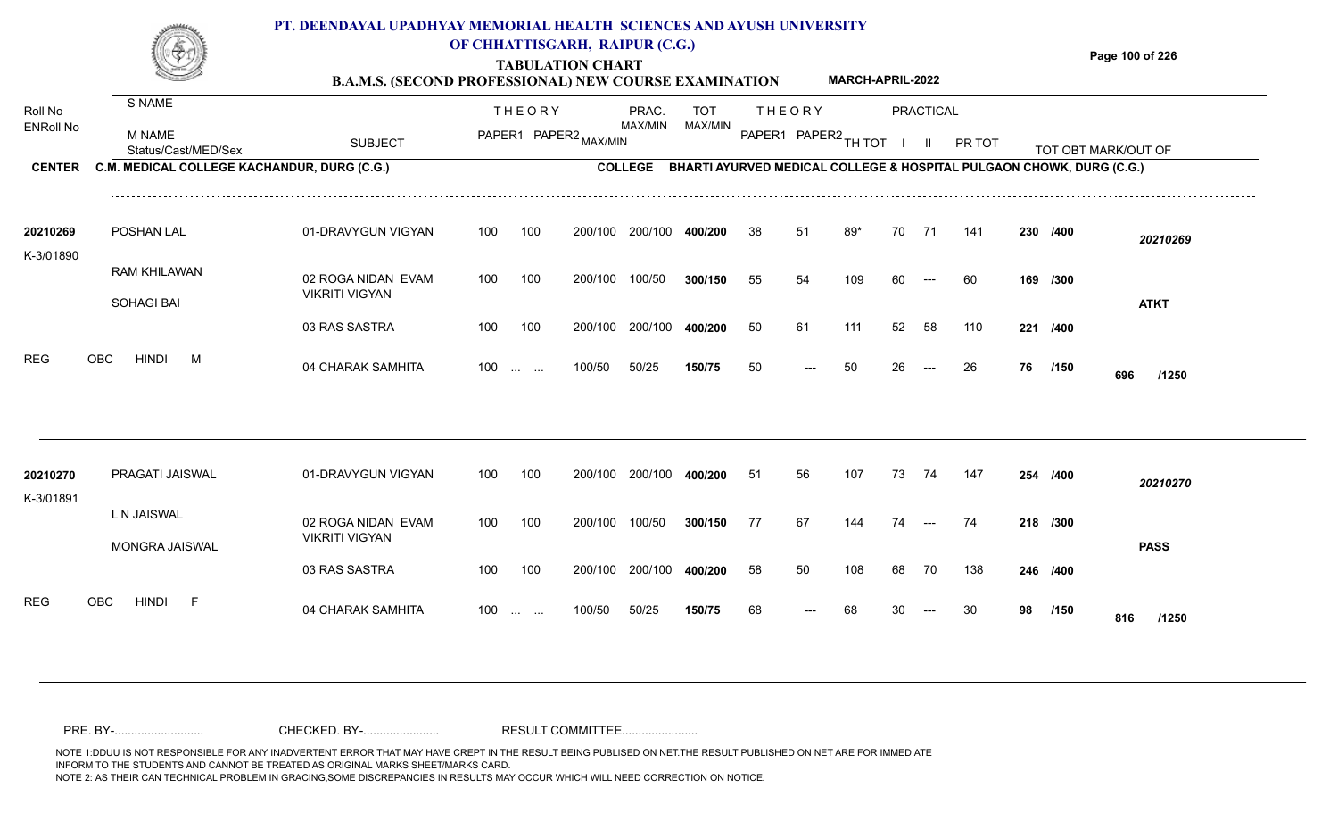# PT. DEENDAYAL UPADHYAY MEMORIAL HEALTH SCIENCES AND AYUSH UNIVERSITY OF CHHATTISGARH, RAIPUR (C.G.)

## TABULATION CHART

**B.A.M.S. (SECOND PROFESSIONAL) NEW COURSE EXAMINATION** — **MARCH-APRIL-2022**

**CENTER** C.M. MEDICAL COLLEGE KACHANDUR, DURG (C.G.) — **COLLEGE** BHARTI AYURVED MEDICAL COLLEGE & HOSPITAL PULGAON CHOWK, DURG (C.G.)

| Roll No / ENRoll No | S NAME / M NAME / Status/Cast/MED/Sex | SUBJECT | THEORY PAPER1 | THEORY PAPER2 MAX/MIN | PRAC. MAX/MIN | TOT MAX/MIN | | THEORY PAPER1 | THEORY PAPER2 | TH TOT | PRACTICAL I | PRACTICAL II | PR TOT | TOT OBT MARK/OUT OF | | |
|---|---|---|---|---|---|---|---|---|---|---|---|---|---|---|---|---|
| 20210269 | POSHAN LAL | 01-DRAVYGUN VIGYAN | 100 | 100 | 200/100 | 200/100 | 400/200 | 38 | 51 | 89* | 70 | 71 | 141 | 230 | /400 | 20210269 |
| K-3/01890 | RAM KHILAWAN | 02 ROGA NIDAN EVAM VIKRITI VIGYAN | 100 | 100 | 200/100 | 100/50 | 300/150 | 55 | 54 | 109 | 60 | --- | 60 | 169 | /300 | |
| | SOHAGI BAI | | | | | | | | | | | | | | | ATKT |
| | | 03 RAS SASTRA | 100 | 100 | 200/100 | 200/100 | 400/200 | 50 | 61 | 111 | 52 | 58 | 110 | 221 | /400 | |
| REG | OBC HINDI M | 04 CHARAK SAMHITA | 100 | ... ... | 100/50 | 50/25 | 150/75 | 50 | --- | 50 | 26 | --- | 26 | 76 | /150 | 696 /1250 |
| 20210270 | PRAGATI JAISWAL | 01-DRAVYGUN VIGYAN | 100 | 100 | 200/100 | 200/100 | 400/200 | 51 | 56 | 107 | 73 | 74 | 147 | 254 | /400 | 20210270 |
| K-3/01891 | L N JAISWAL | 02 ROGA NIDAN EVAM VIKRITI VIGYAN | 100 | 100 | 200/100 | 100/50 | 300/150 | 77 | 67 | 144 | 74 | --- | 74 | 218 | /300 | |
| | MONGRA JAISWAL | | | | | | | | | | | | | | | PASS |
| | | 03 RAS SASTRA | 100 | 100 | 200/100 | 200/100 | 400/200 | 58 | 50 | 108 | 68 | 70 | 138 | 246 | /400 | |
| REG | OBC HINDI F | 04 CHARAK SAMHITA | 100 | ... ... | 100/50 | 50/25 | 150/75 | 68 | --- | 68 | 30 | --- | 30 | 98 | /150 | 816 /1250 |

PRE. BY-.......................... CHECKED. BY-...................... RESULT COMMITTEE......................

NOTE 1:DDUU IS NOT RESPONSIBLE FOR ANY INADVERTENT ERROR THAT MAY HAVE CREPT IN THE RESULT BEING PUBLISED ON NET.THE RESULT PUBLISHED ON NET ARE FOR IMMEDIATE INFORM TO THE STUDENTS AND CANNOT BE TREATED AS ORIGINAL MARKS SHEET/MARKS CARD.
NOTE 2: AS THEIR CAN TECHNICAL PROBLEM IN GRACING,SOME DISCREPANCIES IN RESULTS MAY OCCUR WHICH WILL NEED CORRECTION ON NOTICE.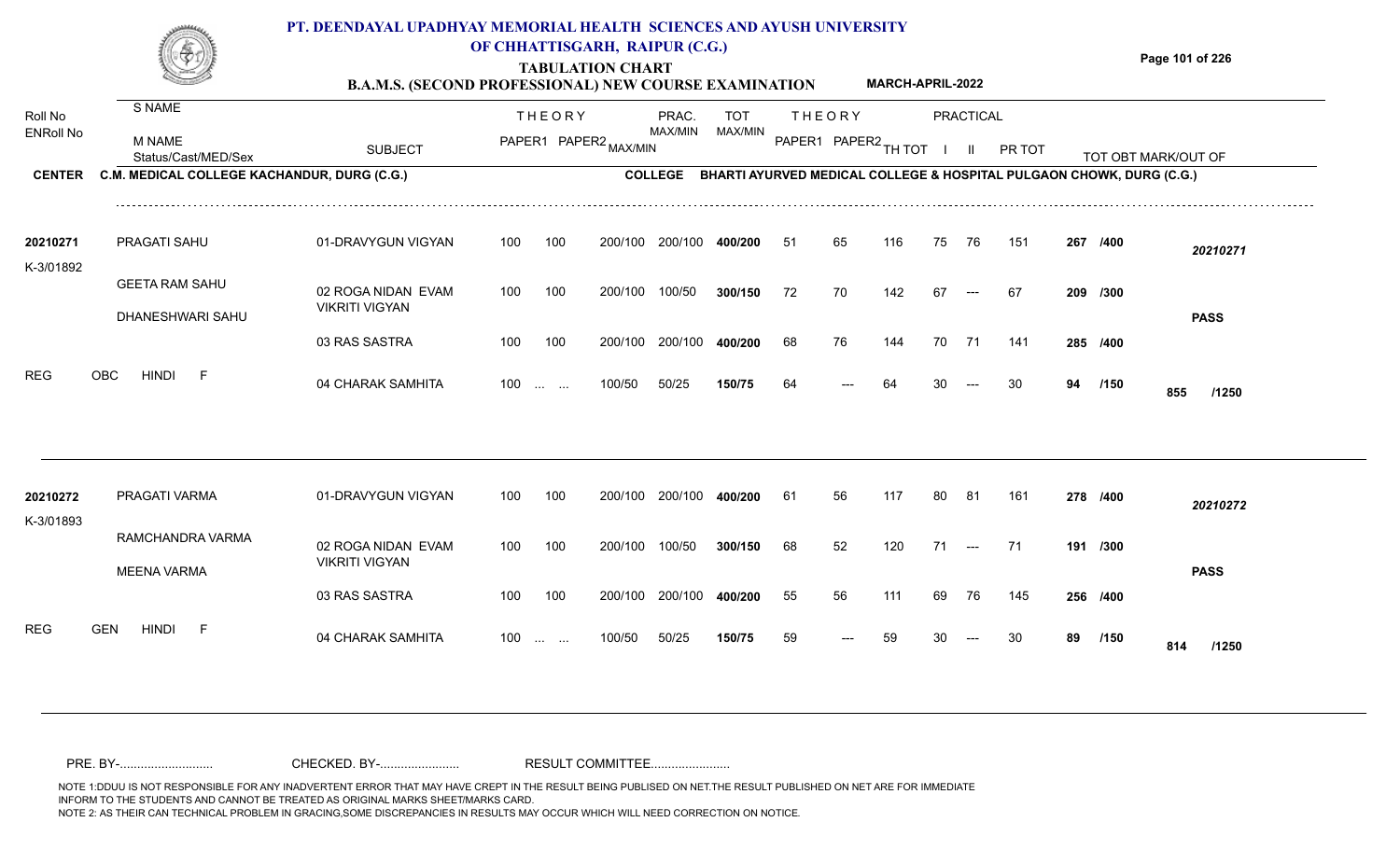# PT. DEENDAYAL UPADHYAY MEMORIAL HEALTH SCIENCES AND AYUSH UNIVERSITY OF CHHATTISGARH, RAIPUR (C.G.)

## TABULATION CHART

**B.A.M.S. (SECOND PROFESSIONAL) NEW COURSE EXAMINATION** MARCH-APRIL-2022

**CENTER** C.M. MEDICAL COLLEGE KACHANDUR, DURG (C.G.)

**COLLEGE** BHARTI AYURVED MEDICAL COLLEGE & HOSPITAL PULGAON CHOWK, DURG (C.G.)

| Roll No / ENRoll No | S NAME / M NAME / Status/Cast/MED/Sex | SUBJECT | THEORY PAPER1 | THEORY PAPER2 | MAX/MIN | PRAC. MAX/MIN | TOT MAX/MIN | THEORY PAPER1 | THEORY PAPER2 | TH TOT | PRACTICAL I | PRACTICAL II | PR TOT | TOT OBT MARK/OUT OF | |
|---|---|---|---|---|---|---|---|---|---|---|---|---|---|---|---|
| 20210271 | PRAGATI SAHU | 01-DRAVYGUN VIGYAN | 100 | 100 | 200/100 | 200/100 | 400/200 | 51 | 65 | 116 | 75 | 76 | 151 | 267 /400 | 20210271 |
| K-3/01892 | GEETA RAM SAHU | 02 ROGA NIDAN EVAM VIKRITI VIGYAN | 100 | 100 | 200/100 | 100/50 | 300/150 | 72 | 70 | 142 | 67 | --- | 67 | 209 /300 | |
| | DHANESHWARI SAHU | 03 RAS SASTRA | 100 | 100 | 200/100 | 200/100 | 400/200 | 68 | 76 | 144 | 70 | 71 | 141 | 285 /400 | PASS |
| REG | OBC HINDI F | 04 CHARAK SAMHITA | 100 | ... ... | 100/50 | 50/25 | 150/75 | 64 | --- | 64 | 30 | --- | 30 | 94 /150 | 855 /1250 |
| 20210272 | PRAGATI VARMA | 01-DRAVYGUN VIGYAN | 100 | 100 | 200/100 | 200/100 | 400/200 | 61 | 56 | 117 | 80 | 81 | 161 | 278 /400 | 20210272 |
| K-3/01893 | RAMCHANDRA VARMA | 02 ROGA NIDAN EVAM VIKRITI VIGYAN | 100 | 100 | 200/100 | 100/50 | 300/150 | 68 | 52 | 120 | 71 | --- | 71 | 191 /300 | |
| | MEENA VARMA | 03 RAS SASTRA | 100 | 100 | 200/100 | 200/100 | 400/200 | 55 | 56 | 111 | 69 | 76 | 145 | 256 /400 | PASS |
| REG | GEN HINDI F | 04 CHARAK SAMHITA | 100 | ... ... | 100/50 | 50/25 | 150/75 | 59 | --- | 59 | 30 | --- | 30 | 89 /150 | 814 /1250 |

PRE. BY-.......................... CHECKED. BY-...................... RESULT COMMITTEE......................

NOTE 1:DDUU IS NOT RESPONSIBLE FOR ANY INADVERTENT ERROR THAT MAY HAVE CREPT IN THE RESULT BEING PUBLISED ON NET.THE RESULT PUBLISHED ON NET ARE FOR IMMEDIATE INFORM TO THE STUDENTS AND CANNOT BE TREATED AS ORIGINAL MARKS SHEET/MARKS CARD.
NOTE 2: AS THEIR CAN TECHNICAL PROBLEM IN GRACING,SOME DISCREPANCIES IN RESULTS MAY OCCUR WHICH WILL NEED CORRECTION ON NOTICE.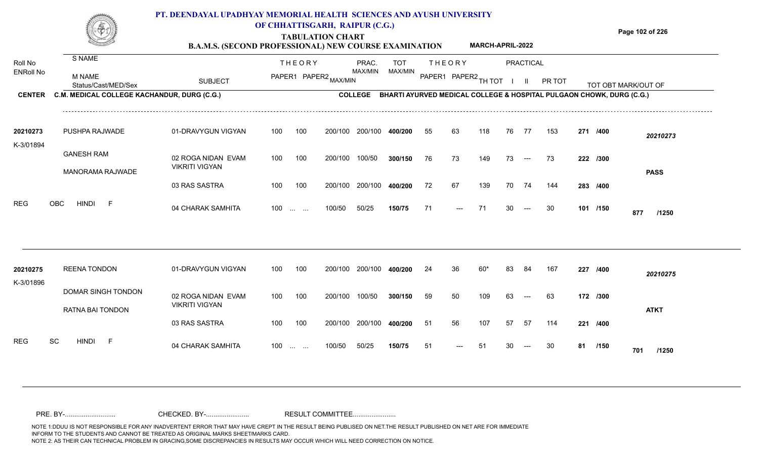# PT. DEENDAYAL UPADHYAY MEMORIAL HEALTH SCIENCES AND AYUSH UNIVERSITY OF CHHATTISGARH, RAIPUR (C.G.)

## TABULATION CHART

### B.A.M.S. (SECOND PROFESSIONAL) NEW COURSE EXAMINATION — MARCH-APRIL-2022

**CENTER** C.M. MEDICAL COLLEGE KACHANDUR, DURG (C.G.)
**COLLEGE** BHARTI AYURVED MEDICAL COLLEGE & HOSPITAL PULGAON CHOWK, DURG (C.G.)

| Roll No / ENRoll No | S NAME / M NAME / Status/Cast/MED/Sex | SUBJECT | THEORY PAPER1 | THEORY PAPER2 MAX/MIN | PRAC. MAX/MIN | TOT MAX/MIN | THEORY PAPER1 | THEORY PAPER2 | TH TOT | PRACTICAL I | PRACTICAL II | PR TOT | TOT OBT MARK/OUT OF | |
|---|---|---|---|---|---|---|---|---|---|---|---|---|---|---|
| 20210273 | PUSHPA RAJWADE | 01-DRAVYGUN VIGYAN | 100 | 100 200/100 | 200/100 | 400/200 | 55 | 63 | 118 | 76 | 77 | 153 | 271 /400 | 20210273 |
| K-3/01894 | GANESH RAM | 02 ROGA NIDAN EVAM VIKRITI VIGYAN | 100 | 100 200/100 | 100/50 | 300/150 | 76 | 73 | 149 | 73 | --- | 73 | 222 /300 | |
| | MANORAMA RAJWADE | 03 RAS SASTRA | 100 | 100 200/100 | 200/100 | 400/200 | 72 | 67 | 139 | 70 | 74 | 144 | 283 /400 | PASS |
| REG | OBC HINDI F | 04 CHARAK SAMHITA | 100 | ... ... 100/50 | 50/25 | 150/75 | 71 | --- | 71 | 30 | --- | 30 | 101 /150 | 877 /1250 |
| 20210275 | REENA TONDON | 01-DRAVYGUN VIGYAN | 100 | 100 200/100 | 200/100 | 400/200 | 24 | 36 | 60* | 83 | 84 | 167 | 227 /400 | 20210275 |
| K-3/01896 | DOMAR SINGH TONDON | 02 ROGA NIDAN EVAM VIKRITI VIGYAN | 100 | 100 200/100 | 100/50 | 300/150 | 59 | 50 | 109 | 63 | --- | 63 | 172 /300 | |
| | RATNA BAI TONDON | 03 RAS SASTRA | 100 | 100 200/100 | 200/100 | 400/200 | 51 | 56 | 107 | 57 | 57 | 114 | 221 /400 | ATKT |
| REG | SC HINDI F | 04 CHARAK SAMHITA | 100 | ... ... 100/50 | 50/25 | 150/75 | 51 | --- | 51 | 30 | --- | 30 | 81 /150 | 701 /1250 |

PRE. BY-.......................... CHECKED. BY-...................... RESULT COMMITTEE......................

NOTE 1:DDUU IS NOT RESPONSIBLE FOR ANY INADVERTENT ERROR THAT MAY HAVE CREPT IN THE RESULT BEING PUBLISED ON NET.THE RESULT PUBLISHED ON NET ARE FOR IMMEDIATE INFORM TO THE STUDENTS AND CANNOT BE TREATED AS ORIGINAL MARKS SHEET/MARKS CARD.
NOTE 2: AS THEIR CAN TECHNICAL PROBLEM IN GRACING,SOME DISCREPANCIES IN RESULTS MAY OCCUR WHICH WILL NEED CORRECTION ON NOTICE.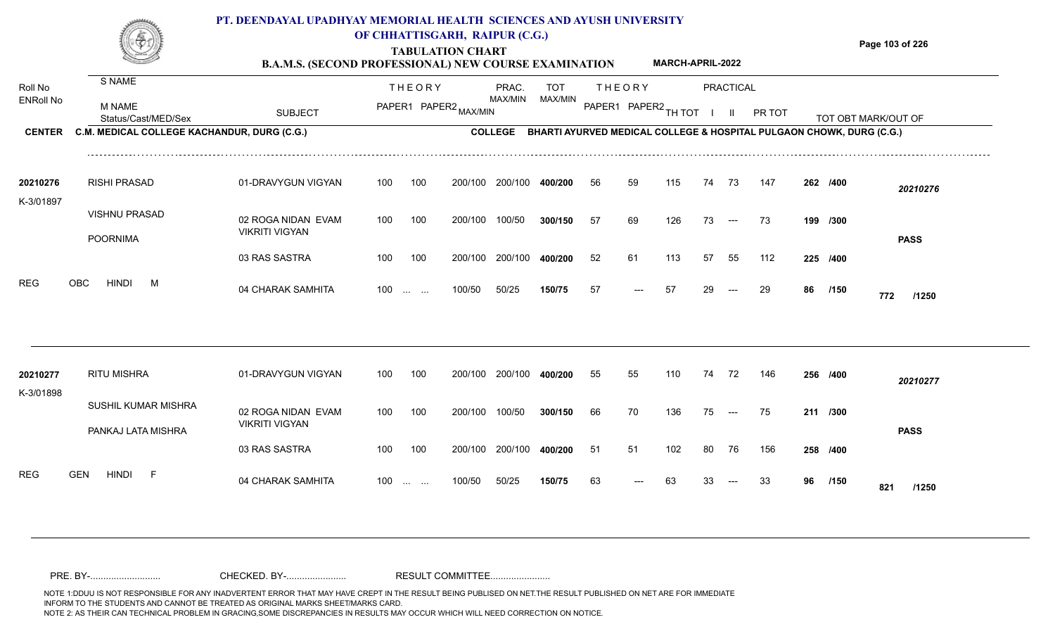# PT. DEENDAYAL UPADHYAY MEMORIAL HEALTH SCIENCES AND AYUSH UNIVERSITY OF CHHATTISGARH, RAIPUR (C.G.)

## TABULATION CHART

### B.A.M.S. (SECOND PROFESSIONAL) NEW COURSE EXAMINATION — MARCH-APRIL-2022

**CENTER:** C.M. MEDICAL COLLEGE KACHANDUR, DURG (C.G.)
**COLLEGE:** BHARTI AYURVED MEDICAL COLLEGE & HOSPITAL PULGAON CHOWK, DURG (C.G.)

| Roll No / ENRoll No | S NAME / M NAME / Status/Cast/MED/Sex | SUBJECT | THEORY PAPER1 | THEORY PAPER2 | MAX/MIN | PRAC. MAX/MIN | TOT MAX/MIN | THEORY PAPER1 | THEORY PAPER2 | TH TOT | PRACTICAL I | PRACTICAL II | PR TOT | TOT OBT MARK/OUT OF | |
|---|---|---|---|---|---|---|---|---|---|---|---|---|---|---|---|
| 20210276 | RISHI PRASAD | 01-DRAVYGUN VIGYAN | 100 | 100 | 200/100 | 200/100 | 400/200 | 56 | 59 | 115 | 74 | 73 | 147 | 262 /400 | 20210276 |
| K-3/01897 | VISHNU PRASAD | 02 ROGA NIDAN EVAM VIKRITI VIGYAN | 100 | 100 | 200/100 | 100/50 | 300/150 | 57 | 69 | 126 | 73 | --- | 73 | 199 /300 | |
| | POORNIMA | 03 RAS SASTRA | 100 | 100 | 200/100 | 200/100 | 400/200 | 52 | 61 | 113 | 57 | 55 | 112 | 225 /400 | PASS |
| REG | OBC HINDI M | 04 CHARAK SAMHITA | 100 | ... ... | 100/50 | 50/25 | 150/75 | 57 | --- | 57 | 29 | --- | 29 | 86 /150 | 772 /1250 |
| 20210277 | RITU MISHRA | 01-DRAVYGUN VIGYAN | 100 | 100 | 200/100 | 200/100 | 400/200 | 55 | 55 | 110 | 74 | 72 | 146 | 256 /400 | 20210277 |
| K-3/01898 | SUSHIL KUMAR MISHRA | 02 ROGA NIDAN EVAM VIKRITI VIGYAN | 100 | 100 | 200/100 | 100/50 | 300/150 | 66 | 70 | 136 | 75 | --- | 75 | 211 /300 | |
| | PANKAJ LATA MISHRA | 03 RAS SASTRA | 100 | 100 | 200/100 | 200/100 | 400/200 | 51 | 51 | 102 | 80 | 76 | 156 | 258 /400 | PASS |
| REG | GEN HINDI F | 04 CHARAK SAMHITA | 100 | ... ... | 100/50 | 50/25 | 150/75 | 63 | --- | 63 | 33 | --- | 33 | 96 /150 | 821 /1250 |

PRE. BY-.......................... CHECKED. BY-...................... RESULT COMMITTEE......................

NOTE 1:DDUU IS NOT RESPONSIBLE FOR ANY INADVERTENT ERROR THAT MAY HAVE CREPT IN THE RESULT BEING PUBLISED ON NET.THE RESULT PUBLISHED ON NET ARE FOR IMMEDIATE INFORM TO THE STUDENTS AND CANNOT BE TREATED AS ORIGINAL MARKS SHEET/MARKS CARD.
NOTE 2: AS THEIR CAN TECHNICAL PROBLEM IN GRACING,SOME DISCREPANCIES IN RESULTS MAY OCCUR WHICH WILL NEED CORRECTION ON NOTICE.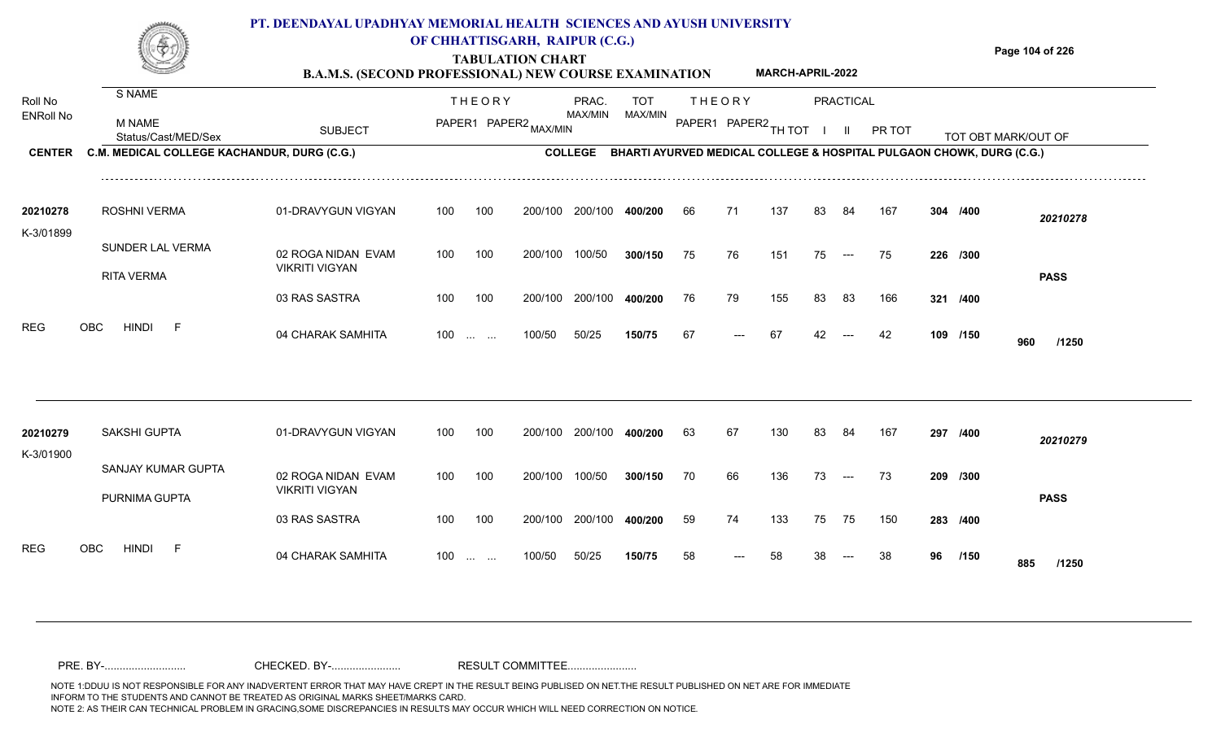# PT. DEENDAYAL UPADHYAY MEMORIAL HEALTH SCIENCES AND AYUSH UNIVERSITY OF CHHATTISGARH, RAIPUR (C.G.)

## TABULATION CHART

### B.A.M.S. (SECOND PROFESSIONAL) NEW COURSE EXAMINATION — MARCH-APRIL-2022

**CENTER:** C.M. MEDICAL COLLEGE KACHANDUR, DURG (C.G.)
**COLLEGE:** BHARTI AYURVED MEDICAL COLLEGE & HOSPITAL PULGAON CHOWK, DURG (C.G.)

| Roll No / ENRoll No | S NAME / M NAME / Status/Cast/MED/Sex | SUBJECT | THEORY PAPER1 | THEORY PAPER2 | MAX/MIN | PRAC. MAX/MIN | TOT MAX/MIN | THEORY PAPER1 | THEORY PAPER2 | TH TOT | PRACTICAL I | PRACTICAL II | PR TOT | TOT OBT MARK/OUT OF | |
|---|---|---|---|---|---|---|---|---|---|---|---|---|---|---|---|
| 20210278 | ROSHNI VERMA | 01-DRAVYGUN VIGYAN | 100 | 100 | 200/100 | 200/100 | 400/200 | 66 | 71 | 137 | 83 | 84 | 167 | 304 /400 | 20210278 |
| K-3/01899 | SUNDER LAL VERMA | 02 ROGA NIDAN EVAM VIKRITI VIGYAN | 100 | 100 | 200/100 | 100/50 | 300/150 | 75 | 76 | 151 | 75 | --- | 75 | 226 /300 | |
| | RITA VERMA | | | | | | | | | | | | | | PASS |
| | | 03 RAS SASTRA | 100 | 100 | 200/100 | 200/100 | 400/200 | 76 | 79 | 155 | 83 | 83 | 166 | 321 /400 | |
| REG | OBC HINDI F | 04 CHARAK SAMHITA | 100 | ... ... | 100/50 | 50/25 | 150/75 | 67 | --- | 67 | 42 | --- | 42 | 109 /150 | 960 /1250 |
| 20210279 | SAKSHI GUPTA | 01-DRAVYGUN VIGYAN | 100 | 100 | 200/100 | 200/100 | 400/200 | 63 | 67 | 130 | 83 | 84 | 167 | 297 /400 | 20210279 |
| K-3/01900 | SANJAY KUMAR GUPTA | 02 ROGA NIDAN EVAM VIKRITI VIGYAN | 100 | 100 | 200/100 | 100/50 | 300/150 | 70 | 66 | 136 | 73 | --- | 73 | 209 /300 | |
| | PURNIMA GUPTA | | | | | | | | | | | | | | PASS |
| | | 03 RAS SASTRA | 100 | 100 | 200/100 | 200/100 | 400/200 | 59 | 74 | 133 | 75 | 75 | 150 | 283 /400 | |
| REG | OBC HINDI F | 04 CHARAK SAMHITA | 100 | ... ... | 100/50 | 50/25 | 150/75 | 58 | --- | 58 | 38 | --- | 38 | 96 /150 | 885 /1250 |

PRE. BY-.......................... CHECKED. BY-...................... RESULT COMMITTEE......................

NOTE 1:DDUU IS NOT RESPONSIBLE FOR ANY INADVERTENT ERROR THAT MAY HAVE CREPT IN THE RESULT BEING PUBLISED ON NET.THE RESULT PUBLISHED ON NET ARE FOR IMMEDIATE INFORM TO THE STUDENTS AND CANNOT BE TREATED AS ORIGINAL MARKS SHEET/MARKS CARD.
NOTE 2: AS THEIR CAN TECHNICAL PROBLEM IN GRACING,SOME DISCREPANCIES IN RESULTS MAY OCCUR WHICH WILL NEED CORRECTION ON NOTICE.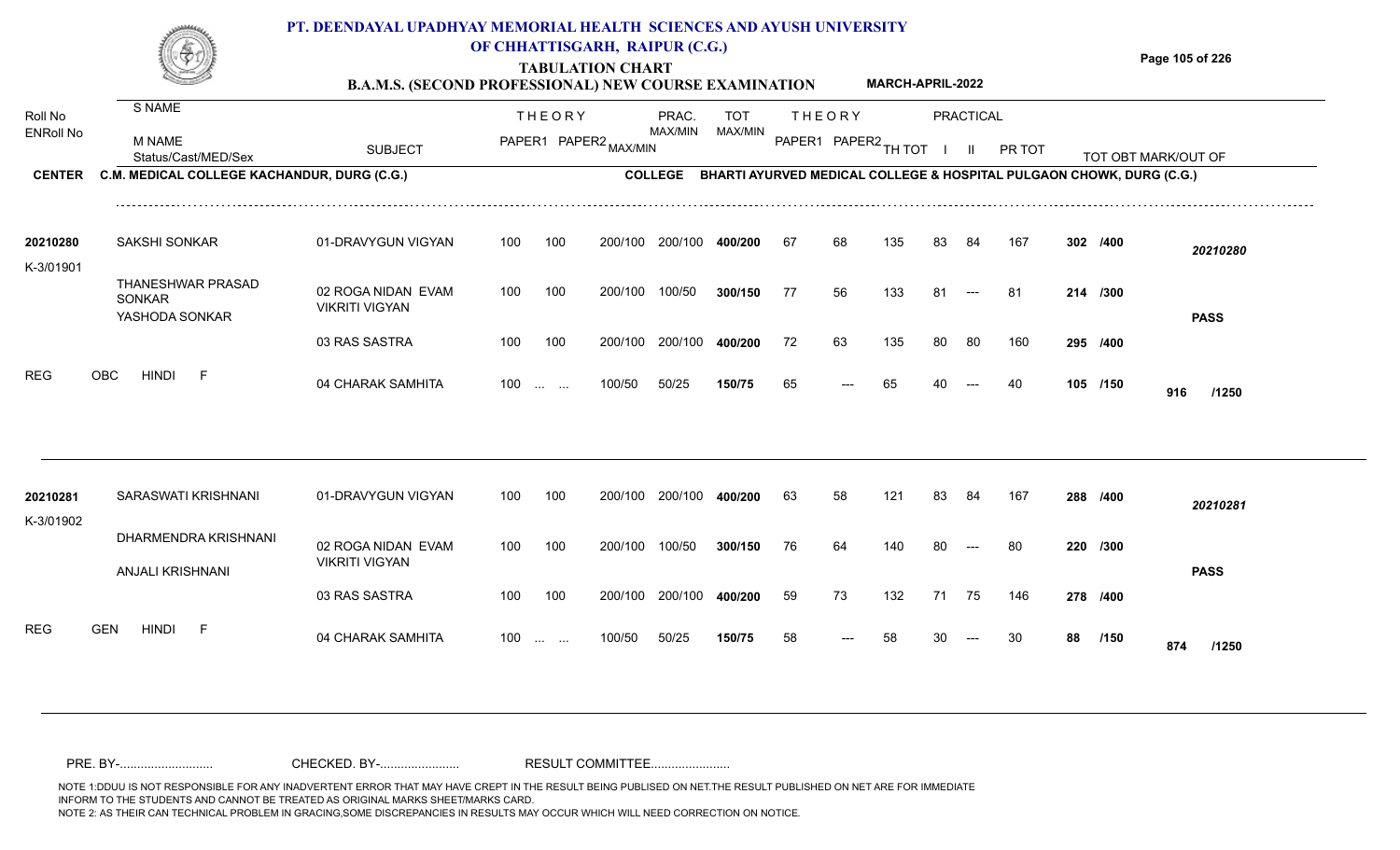# PT. DEENDAYAL UPADHYAY MEMORIAL HEALTH SCIENCES AND AYUSH UNIVERSITY OF CHHATTISGARH, RAIPUR (C.G.)

## TABULATION CHART

### B.A.M.S. (SECOND PROFESSIONAL) NEW COURSE EXAMINATION — MARCH-APRIL-2022

**CENTER** C.M. MEDICAL COLLEGE KACHANDUR, DURG (C.G.)
**COLLEGE** BHARTI AYURVED MEDICAL COLLEGE & HOSPITAL PULGAON CHOWK, DURG (C.G.)

| Roll No / ENRoll No | S NAME / M NAME / Status/Cast/MED/Sex | SUBJECT | THEORY PAPER1 | THEORY PAPER2 | MAX/MIN | PRAC. MAX/MIN | TOT MAX/MIN | THEORY PAPER1 | THEORY PAPER2 | TH TOT | PRACTICAL I | PRACTICAL II | PR TOT | TOT OBT MARK/OUT OF | |
|---|---|---|---|---|---|---|---|---|---|---|---|---|---|---|---|
| 20210280 | SAKSHI SONKAR | 01-DRAVYGUN VIGYAN | 100 | 100 | 200/100 | 200/100 | 400/200 | 67 | 68 | 135 | 83 | 84 | 167 | 302 /400 | 20210280 |
| K-3/01901 | THANESHWAR PRASAD SONKAR | 02 ROGA NIDAN EVAM VIKRITI VIGYAN | 100 | 100 | 200/100 | 100/50 | 300/150 | 77 | 56 | 133 | 81 | --- | 81 | 214 /300 | |
| | YASHODA SONKAR | 03 RAS SASTRA | 100 | 100 | 200/100 | 200/100 | 400/200 | 72 | 63 | 135 | 80 | 80 | 160 | 295 /400 | PASS |
| REG | OBC HINDI F | 04 CHARAK SAMHITA | 100 | ... ... | 100/50 | 50/25 | 150/75 | 65 | --- | 65 | 40 | --- | 40 | 105 /150 | 916 /1250 |
| 20210281 | SARASWATI KRISHNANI | 01-DRAVYGUN VIGYAN | 100 | 100 | 200/100 | 200/100 | 400/200 | 63 | 58 | 121 | 83 | 84 | 167 | 288 /400 | 20210281 |
| K-3/01902 | DHARMENDRA KRISHNANI | 02 ROGA NIDAN EVAM VIKRITI VIGYAN | 100 | 100 | 200/100 | 100/50 | 300/150 | 76 | 64 | 140 | 80 | --- | 80 | 220 /300 | |
| | ANJALI KRISHNANI | 03 RAS SASTRA | 100 | 100 | 200/100 | 200/100 | 400/200 | 59 | 73 | 132 | 71 | 75 | 146 | 278 /400 | PASS |
| REG | GEN HINDI F | 04 CHARAK SAMHITA | 100 | ... ... | 100/50 | 50/25 | 150/75 | 58 | --- | 58 | 30 | --- | 30 | 88 /150 | 874 /1250 |

PRE. BY-........................... CHECKED. BY-....................... RESULT COMMITTEE.......................

NOTE 1:DDUU IS NOT RESPONSIBLE FOR ANY INADVERTENT ERROR THAT MAY HAVE CREPT IN THE RESULT BEING PUBLISED ON NET.THE RESULT PUBLISHED ON NET ARE FOR IMMEDIATE INFORM TO THE STUDENTS AND CANNOT BE TREATED AS ORIGINAL MARKS SHEET/MARKS CARD.
NOTE 2: AS THEIR CAN TECHNICAL PROBLEM IN GRACING,SOME DISCREPANCIES IN RESULTS MAY OCCUR WHICH WILL NEED CORRECTION ON NOTICE.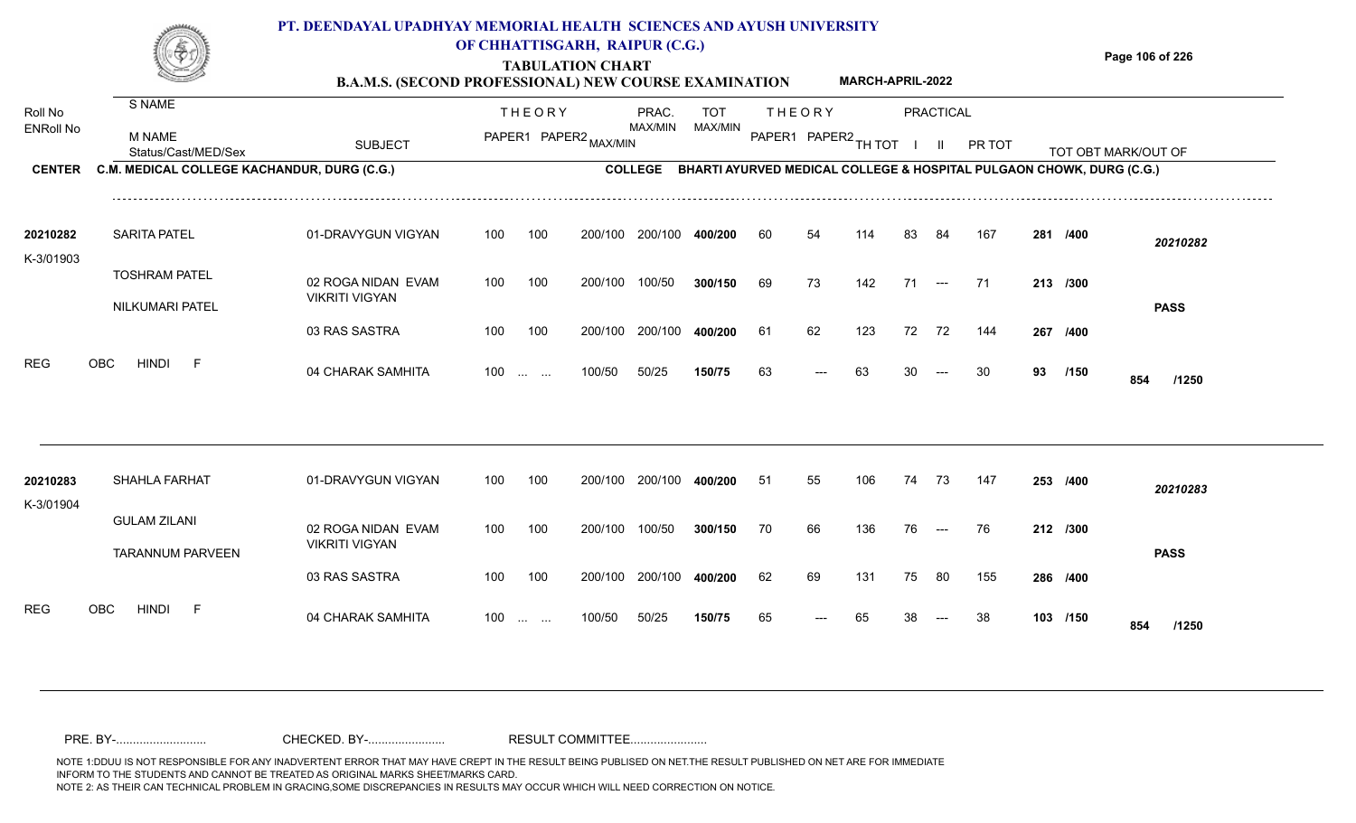# PT. DEENDAYAL UPADHYAY MEMORIAL HEALTH SCIENCES AND AYUSH UNIVERSITY OF CHHATTISGARH, RAIPUR (C.G.)

**TABULATION CHART**

**B.A.M.S. (SECOND PROFESSIONAL) NEW COURSE EXAMINATION** **MARCH-APRIL-2022**

| Roll No / ENRoll No | S NAME / M NAME / Status/Cast/MED/Sex | SUBJECT | THEORY PAPER1 | THEORY PAPER2 | MAX/MIN | PRAC. MAX/MIN | TOT MAX/MIN | THEORY PAPER1 | THEORY PAPER2 | TH TOT | PRACTICAL I | PRACTICAL II | PR TOT | TOT OBT MARK/OUT OF | |
|---|---|---|---|---|---|---|---|---|---|---|---|---|---|---|---|

**CENTER** C.M. MEDICAL COLLEGE KACHANDUR, DURG (C.G.) **COLLEGE** BHARTI AYURVED MEDICAL COLLEGE & HOSPITAL PULGAON CHOWK, DURG (C.G.)

| Roll No / ENRoll No | Name | SUBJECT | PAPER1 | PAPER2 | MAX/MIN | PRAC. MAX/MIN | TOT MAX/MIN | PAPER1 | PAPER2 | TH TOT | I | II | PR TOT | TOT OBT | |
|---|---|---|---|---|---|---|---|---|---|---|---|---|---|---|---|
| 20210282 | SARITA PATEL | 01-DRAVYGUN VIGYAN | 100 | 100 | 200/100 | 200/100 | 400/200 | 60 | 54 | 114 | 83 | 84 | 167 | 281 /400 | 20210282 |
| K-3/01903 | TOSHRAM PATEL | 02 ROGA NIDAN EVAM VIKRITI VIGYAN | 100 | 100 | 200/100 | 100/50 | 300/150 | 69 | 73 | 142 | 71 | --- | 71 | 213 /300 | |
| | NILKUMARI PATEL | | | | | | | | | | | | | | PASS |
| | | 03 RAS SASTRA | 100 | 100 | 200/100 | 200/100 | 400/200 | 61 | 62 | 123 | 72 | 72 | 144 | 267 /400 | |
| REG | OBC HINDI F | 04 CHARAK SAMHITA | 100 | ... ... | 100/50 | 50/25 | 150/75 | 63 | --- | 63 | 30 | --- | 30 | 93 /150 | 854 /1250 |
| 20210283 | SHAHLA FARHAT | 01-DRAVYGUN VIGYAN | 100 | 100 | 200/100 | 200/100 | 400/200 | 51 | 55 | 106 | 74 | 73 | 147 | 253 /400 | 20210283 |
| K-3/01904 | GULAM ZILANI | 02 ROGA NIDAN EVAM VIKRITI VIGYAN | 100 | 100 | 200/100 | 100/50 | 300/150 | 70 | 66 | 136 | 76 | --- | 76 | 212 /300 | |
| | TARANNUM PARVEEN | | | | | | | | | | | | | | PASS |
| | | 03 RAS SASTRA | 100 | 100 | 200/100 | 200/100 | 400/200 | 62 | 69 | 131 | 75 | 80 | 155 | 286 /400 | |
| REG | OBC HINDI F | 04 CHARAK SAMHITA | 100 | ... ... | 100/50 | 50/25 | 150/75 | 65 | --- | 65 | 38 | --- | 38 | 103 /150 | 854 /1250 |

PRE. BY-.......................... CHECKED. BY-...................... RESULT COMMITTEE......................

NOTE 1:DDUU IS NOT RESPONSIBLE FOR ANY INADVERTENT ERROR THAT MAY HAVE CREPT IN THE RESULT BEING PUBLISED ON NET.THE RESULT PUBLISHED ON NET ARE FOR IMMEDIATE INFORM TO THE STUDENTS AND CANNOT BE TREATED AS ORIGINAL MARKS SHEET/MARKS CARD.
NOTE 2: AS THEIR CAN TECHNICAL PROBLEM IN GRACING,SOME DISCREPANCIES IN RESULTS MAY OCCUR WHICH WILL NEED CORRECTION ON NOTICE.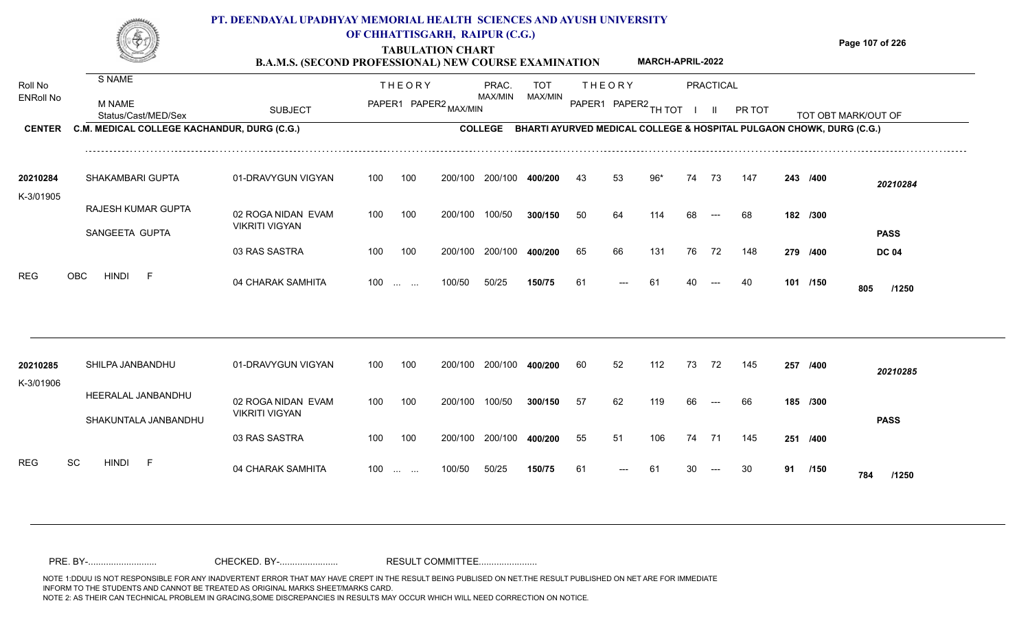# PT. DEENDAYAL UPADHYAY MEMORIAL HEALTH SCIENCES AND AYUSH UNIVERSITY OF CHHATTISGARH, RAIPUR (C.G.)

## TABULATION CHART

### B.A.M.S. (SECOND PROFESSIONAL) NEW COURSE EXAMINATION — MARCH-APRIL-2022

**CENTER:** C.M. MEDICAL COLLEGE KACHANDUR, DURG (C.G.)
**COLLEGE:** BHARTI AYURVED MEDICAL COLLEGE & HOSPITAL PULGAON CHOWK, DURG (C.G.)

| Roll No / ENRoll No | S NAME / M NAME / Status/Cast/MED/Sex | SUBJECT | THEORY PAPER1 | THEORY PAPER2 | MAX/MIN | PRAC. MAX/MIN | TOT MAX/MIN | THEORY PAPER1 | THEORY PAPER2 | TH TOT | PRACTICAL I | PRACTICAL II | PR TOT | TOT OBT MARK/OUT OF | |
|---|---|---|---|---|---|---|---|---|---|---|---|---|---|---|---|
| 20210284 | SHAKAMBARI GUPTA | 01-DRAVYGUN VIGYAN | 100 | 100 | 200/100 | 200/100 | 400/200 | 43 | 53 | 96* | 74 | 73 | 147 | 243 /400 | 20210284 |
| K-3/01905 | RAJESH KUMAR GUPTA | 02 ROGA NIDAN EVAM VIKRITI VIGYAN | 100 | 100 | 200/100 | 100/50 | 300/150 | 50 | 64 | 114 | 68 | --- | 68 | 182 /300 | |
| | SANGEETA GUPTA | | | | | | | | | | | | | | PASS |
| | | 03 RAS SASTRA | 100 | 100 | 200/100 | 200/100 | 400/200 | 65 | 66 | 131 | 76 | 72 | 148 | 279 /400 | DC 04 |
| REG | OBC HINDI F | 04 CHARAK SAMHITA | 100 | ... ... | 100/50 | 50/25 | 150/75 | 61 | --- | 61 | 40 | --- | 40 | 101 /150 | 805 /1250 |
| 20210285 | SHILPA JANBANDHU | 01-DRAVYGUN VIGYAN | 100 | 100 | 200/100 | 200/100 | 400/200 | 60 | 52 | 112 | 73 | 72 | 145 | 257 /400 | 20210285 |
| K-3/01906 | HEERALAL JANBANDHU | 02 ROGA NIDAN EVAM VIKRITI VIGYAN | 100 | 100 | 200/100 | 100/50 | 300/150 | 57 | 62 | 119 | 66 | --- | 66 | 185 /300 | |
| | SHAKUNTALA JANBANDHU | | | | | | | | | | | | | | PASS |
| | | 03 RAS SASTRA | 100 | 100 | 200/100 | 200/100 | 400/200 | 55 | 51 | 106 | 74 | 71 | 145 | 251 /400 | |
| REG | SC HINDI F | 04 CHARAK SAMHITA | 100 | ... ... | 100/50 | 50/25 | 150/75 | 61 | --- | 61 | 30 | --- | 30 | 91 /150 | 784 /1250 |

PRE. BY-.......................... CHECKED. BY-...................... RESULT COMMITTEE......................

NOTE 1:DDUU IS NOT RESPONSIBLE FOR ANY INADVERTENT ERROR THAT MAY HAVE CREPT IN THE RESULT BEING PUBLISED ON NET.THE RESULT PUBLISHED ON NET ARE FOR IMMEDIATE INFORM TO THE STUDENTS AND CANNOT BE TREATED AS ORIGINAL MARKS SHEET/MARKS CARD.
NOTE 2: AS THEIR CAN TECHNICAL PROBLEM IN GRACING,SOME DISCREPANCIES IN RESULTS MAY OCCUR WHICH WILL NEED CORRECTION ON NOTICE.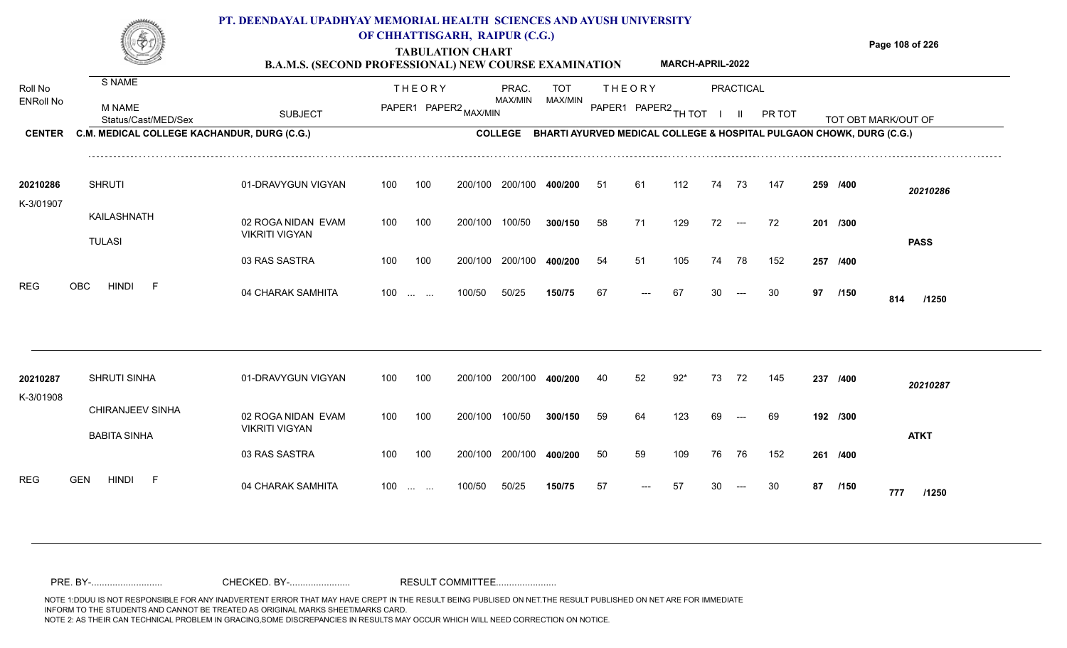# PT. DEENDAYAL UPADHYAY MEMORIAL HEALTH SCIENCES AND AYUSH UNIVERSITY OF CHHATTISGARH, RAIPUR (C.G.)

## TABULATION CHART

### B.A.M.S. (SECOND PROFESSIONAL) NEW COURSE EXAMINATION — MARCH-APRIL-2022

**CENTER:** C.M. MEDICAL COLLEGE KACHANDUR, DURG (C.G.)
**COLLEGE:** BHARTI AYURVED MEDICAL COLLEGE & HOSPITAL PULGAON CHOWK, DURG (C.G.)

| Roll No / ENRoll No | S NAME / M NAME / Status/Cast/MED/Sex | SUBJECT | THEORY PAPER1 | THEORY PAPER2 | MAX/MIN | PRAC. MAX/MIN | TOT MAX/MIN | THEORY PAPER1 | THEORY PAPER2 | TH TOT | PRACTICAL I | PRACTICAL II | PR TOT | TOT OBT MARK/OUT OF | |
|---|---|---|---|---|---|---|---|---|---|---|---|---|---|---|---|
| 20210286 | SHRUTI | 01-DRAVYGUN VIGYAN | 100 | 100 | 200/100 | 200/100 | 400/200 | 51 | 61 | 112 | 74 | 73 | 147 | 259 /400 | 20210286 |
| K-3/01907 | KAILASHNATH | 02 ROGA NIDAN EVAM VIKRITI VIGYAN | 100 | 100 | 200/100 | 100/50 | 300/150 | 58 | 71 | 129 | 72 | --- | 72 | 201 /300 | |
| | TULASI | | | | | | | | | | | | | | PASS |
| | | 03 RAS SASTRA | 100 | 100 | 200/100 | 200/100 | 400/200 | 54 | 51 | 105 | 74 | 78 | 152 | 257 /400 | |
| REG | OBC HINDI F | 04 CHARAK SAMHITA | 100 | ... ... | 100/50 | 50/25 | 150/75 | 67 | --- | 67 | 30 | --- | 30 | 97 /150 | 814 /1250 |
| 20210287 | SHRUTI SINHA | 01-DRAVYGUN VIGYAN | 100 | 100 | 200/100 | 200/100 | 400/200 | 40 | 52 | 92* | 73 | 72 | 145 | 237 /400 | 20210287 |
| K-3/01908 | CHIRANJEEV SINHA | 02 ROGA NIDAN EVAM VIKRITI VIGYAN | 100 | 100 | 200/100 | 100/50 | 300/150 | 59 | 64 | 123 | 69 | --- | 69 | 192 /300 | |
| | BABITA SINHA | | | | | | | | | | | | | | ATKT |
| | | 03 RAS SASTRA | 100 | 100 | 200/100 | 200/100 | 400/200 | 50 | 59 | 109 | 76 | 76 | 152 | 261 /400 | |
| REG | GEN HINDI F | 04 CHARAK SAMHITA | 100 | ... ... | 100/50 | 50/25 | 150/75 | 57 | --- | 57 | 30 | --- | 30 | 87 /150 | 777 /1250 |

PRE. BY-.......................... CHECKED. BY-...................... RESULT COMMITTEE......................

NOTE 1:DDUU IS NOT RESPONSIBLE FOR ANY INADVERTENT ERROR THAT MAY HAVE CREPT IN THE RESULT BEING PUBLISED ON NET.THE RESULT PUBLISHED ON NET ARE FOR IMMEDIATE INFORM TO THE STUDENTS AND CANNOT BE TREATED AS ORIGINAL MARKS SHEET/MARKS CARD.
NOTE 2: AS THEIR CAN TECHNICAL PROBLEM IN GRACING,SOME DISCREPANCIES IN RESULTS MAY OCCUR WHICH WILL NEED CORRECTION ON NOTICE.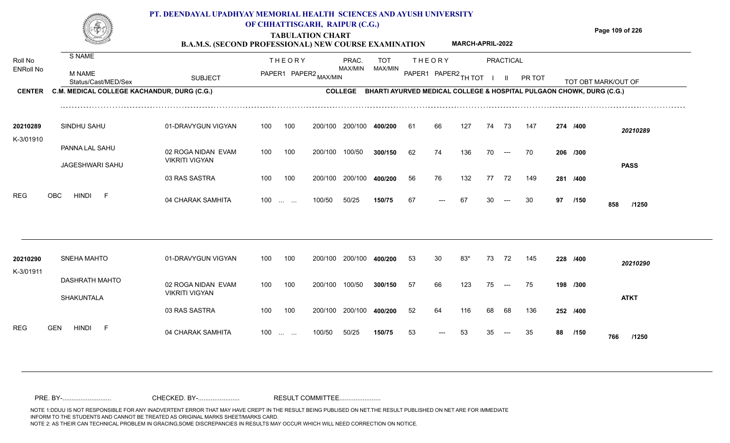# PT. DEENDAYAL UPADHYAY MEMORIAL HEALTH SCIENCES AND AYUSH UNIVERSITY OF CHHATTISGARH, RAIPUR (C.G.)

## TABULATION CHART

**B.A.M.S. (SECOND PROFESSIONAL) NEW COURSE EXAMINATION** — **MARCH-APRIL-2022**

**CENTER** C.M. MEDICAL COLLEGE KACHANDUR, DURG (C.G.) — **COLLEGE** BHARTI AYURVED MEDICAL COLLEGE & HOSPITAL PULGAON CHOWK, DURG (C.G.)

| Roll No / ENRoll No | S NAME / M NAME / Status/Cast/MED/Sex | SUBJECT | THEORY PAPER1 | THEORY PAPER2 | MAX/MIN | PRAC. MAX/MIN | TOT MAX/MIN | THEORY PAPER1 | THEORY PAPER2 | TH TOT | PRACTICAL I | PRACTICAL II | PR TOT | TOT OBT MARK/OUT OF | |
|---|---|---|---|---|---|---|---|---|---|---|---|---|---|---|---|
| 20210289 | SINDHU SAHU | 01-DRAVYGUN VIGYAN | 100 | 100 | 200/100 | 200/100 | 400/200 | 61 | 66 | 127 | 74 | 73 | 147 | 274 /400 | 20210289 |
| K-3/01910 | PANNA LAL SAHU | 02 ROGA NIDAN EVAM VIKRITI VIGYAN | 100 | 100 | 200/100 | 100/50 | 300/150 | 62 | 74 | 136 | 70 | --- | 70 | 206 /300 | |
| | JAGESHWARI SAHU | | | | | | | | | | | | | | PASS |
| | | 03 RAS SASTRA | 100 | 100 | 200/100 | 200/100 | 400/200 | 56 | 76 | 132 | 77 | 72 | 149 | 281 /400 | |
| REG | OBC HINDI F | 04 CHARAK SAMHITA | 100 | ... ... | 100/50 | 50/25 | 150/75 | 67 | --- | 67 | 30 | --- | 30 | 97 /150 | 858 /1250 |
| 20210290 | SNEHA MAHTO | 01-DRAVYGUN VIGYAN | 100 | 100 | 200/100 | 200/100 | 400/200 | 53 | 30 | 83* | 73 | 72 | 145 | 228 /400 | 20210290 |
| K-3/01911 | DASHRATH MAHTO | 02 ROGA NIDAN EVAM VIKRITI VIGYAN | 100 | 100 | 200/100 | 100/50 | 300/150 | 57 | 66 | 123 | 75 | --- | 75 | 198 /300 | |
| | SHAKUNTALA | | | | | | | | | | | | | | ATKT |
| | | 03 RAS SASTRA | 100 | 100 | 200/100 | 200/100 | 400/200 | 52 | 64 | 116 | 68 | 68 | 136 | 252 /400 | |
| REG | GEN HINDI F | 04 CHARAK SAMHITA | 100 | ... ... | 100/50 | 50/25 | 150/75 | 53 | --- | 53 | 35 | --- | 35 | 88 /150 | 766 /1250 |

PRE. BY-.......................... CHECKED. BY-...................... RESULT COMMITTEE......................

NOTE 1:DDUU IS NOT RESPONSIBLE FOR ANY INADVERTENT ERROR THAT MAY HAVE CREPT IN THE RESULT BEING PUBLISED ON NET.THE RESULT PUBLISHED ON NET ARE FOR IMMEDIATE INFORM TO THE STUDENTS AND CANNOT BE TREATED AS ORIGINAL MARKS SHEET/MARKS CARD.
NOTE 2: AS THEIR CAN TECHNICAL PROBLEM IN GRACING,SOME DISCREPANCIES IN RESULTS MAY OCCUR WHICH WILL NEED CORRECTION ON NOTICE.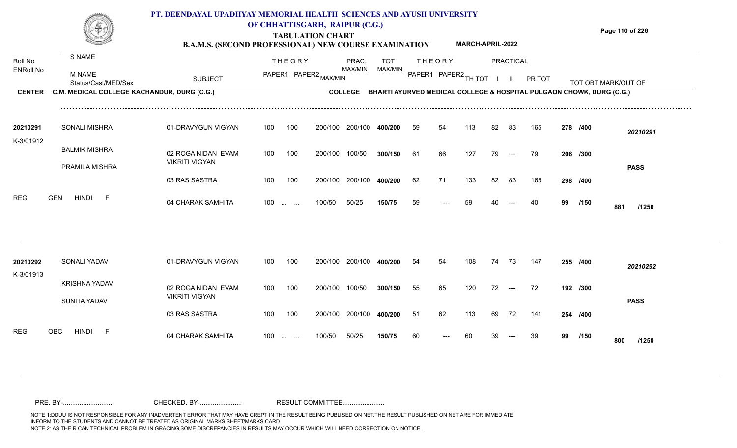# PT. DEENDAYAL UPADHYAY MEMORIAL HEALTH SCIENCES AND AYUSH UNIVERSITY OF CHHATTISGARH, RAIPUR (C.G.)

## TABULATION CHART

### B.A.M.S. (SECOND PROFESSIONAL) NEW COURSE EXAMINATION — MARCH-APRIL-2022

**CENTER:** C.M. MEDICAL COLLEGE KACHANDUR, DURG (C.G.)
**COLLEGE:** BHARTI AYURVED MEDICAL COLLEGE & HOSPITAL PULGAON CHOWK, DURG (C.G.)

| Roll No / ENRoll No | S NAME / M NAME / Status/Cast/MED/Sex | SUBJECT | THEORY PAPER1 | THEORY PAPER2 | MAX/MIN | PRAC. MAX/MIN | TOT MAX/MIN | THEORY PAPER1 | THEORY PAPER2 | TH TOT | PRACTICAL I | PRACTICAL II | PR TOT | TOT OBT | MARK/OUT OF |
|---|---|---|---|---|---|---|---|---|---|---|---|---|---|---|---|
| 20210291 | SONALI MISHRA | 01-DRAVYGUN VIGYAN | 100 | 100 | 200/100 | 200/100 | 400/200 | 59 | 54 | 113 | 82 | 83 | 165 | 278 | /400 |
| K-3/01912 | BALMIK MISHRA | 02 ROGA NIDAN EVAM VIKRITI VIGYAN | 100 | 100 | 200/100 | 100/50 | 300/150 | 61 | 66 | 127 | 79 | --- | 79 | 206 | /300 |
| | PRAMILA MISHRA | 03 RAS SASTRA | 100 | 100 | 200/100 | 200/100 | 400/200 | 62 | 71 | 133 | 82 | 83 | 165 | 298 | /400 |
| REG | GEN HINDI F | 04 CHARAK SAMHITA | 100 | ... ... | 100/50 | 50/25 | 150/75 | 59 | --- | 59 | 40 | --- | 40 | 99 | /150 |
| | | | | | | | | | | | | | | **881** | **/1250** |
| | **PASS** | | | | | | | | | | | | | | |
| 20210292 | SONALI YADAV | 01-DRAVYGUN VIGYAN | 100 | 100 | 200/100 | 200/100 | 400/200 | 54 | 54 | 108 | 74 | 73 | 147 | 255 | /400 |
| K-3/01913 | KRISHNA YADAV | 02 ROGA NIDAN EVAM VIKRITI VIGYAN | 100 | 100 | 200/100 | 100/50 | 300/150 | 55 | 65 | 120 | 72 | --- | 72 | 192 | /300 |
| | SUNITA YADAV | 03 RAS SASTRA | 100 | 100 | 200/100 | 200/100 | 400/200 | 51 | 62 | 113 | 69 | 72 | 141 | 254 | /400 |
| REG | OBC HINDI F | 04 CHARAK SAMHITA | 100 | ... ... | 100/50 | 50/25 | 150/75 | 60 | --- | 60 | 39 | --- | 39 | 99 | /150 |
| | | | | | | | | | | | | | | **800** | **/1250** |
| | **PASS** | | | | | | | | | | | | | | |

PRE. BY-.......................... CHECKED. BY-...................... RESULT COMMITTEE......................

NOTE 1:DDUU IS NOT RESPONSIBLE FOR ANY INADVERTENT ERROR THAT MAY HAVE CREPT IN THE RESULT BEING PUBLISED ON NET.THE RESULT PUBLISHED ON NET ARE FOR IMMEDIATE INFORM TO THE STUDENTS AND CANNOT BE TREATED AS ORIGINAL MARKS SHEET/MARKS CARD.
NOTE 2: AS THEIR CAN TECHNICAL PROBLEM IN GRACING,SOME DISCREPANCIES IN RESULTS MAY OCCUR WHICH WILL NEED CORRECTION ON NOTICE.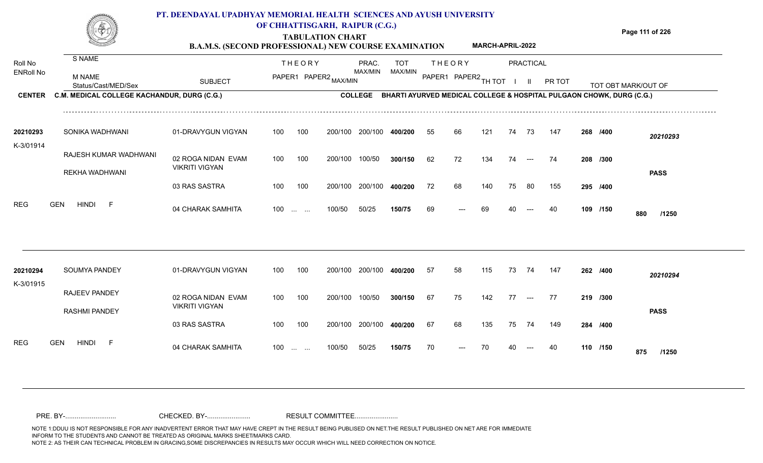# PT. DEENDAYAL UPADHYAY MEMORIAL HEALTH SCIENCES AND AYUSH UNIVERSITY OF CHHATTISGARH, RAIPUR (C.G.)

## TABULATION CHART

### B.A.M.S. (SECOND PROFESSIONAL) NEW COURSE EXAMINATION — MARCH-APRIL-2022

**CENTER** C.M. MEDICAL COLLEGE KACHANDUR, DURG (C.G.) **COLLEGE** BHARTI AYURVED MEDICAL COLLEGE & HOSPITAL PULGAON CHOWK, DURG (C.G.)

| Roll No / ENRoll No | S NAME / M NAME / Status/Cast/MED/Sex | SUBJECT | THEORY PAPER1 | THEORY PAPER2 | MAX/MIN | PRAC. MAX/MIN | TOT MAX/MIN | THEORY PAPER1 | THEORY PAPER2 | TH TOT | PRACTICAL I | PRACTICAL II | PR TOT | TOT OBT MARK/OUT OF | |
|---|---|---|---|---|---|---|---|---|---|---|---|---|---|---|---|
| 20210293 | SONIKA WADHWANI | 01-DRAVYGUN VIGYAN | 100 | 100 | 200/100 | 200/100 | 400/200 | 55 | 66 | 121 | 74 | 73 | 147 | 268 /400 | 20210293 |
| K-3/01914 | RAJESH KUMAR WADHWANI | 02 ROGA NIDAN EVAM VIKRITI VIGYAN | 100 | 100 | 200/100 | 100/50 | 300/150 | 62 | 72 | 134 | 74 | --- | 74 | 208 /300 | |
| | REKHA WADHWANI | 03 RAS SASTRA | 100 | 100 | 200/100 | 200/100 | 400/200 | 72 | 68 | 140 | 75 | 80 | 155 | 295 /400 | PASS |
| REG | GEN HINDI F | 04 CHARAK SAMHITA | 100 | ... ... | 100/50 | 50/25 | 150/75 | 69 | --- | 69 | 40 | --- | 40 | 109 /150 | 880 /1250 |
| 20210294 | SOUMYA PANDEY | 01-DRAVYGUN VIGYAN | 100 | 100 | 200/100 | 200/100 | 400/200 | 57 | 58 | 115 | 73 | 74 | 147 | 262 /400 | 20210294 |
| K-3/01915 | RAJEEV PANDEY | 02 ROGA NIDAN EVAM VIKRITI VIGYAN | 100 | 100 | 200/100 | 100/50 | 300/150 | 67 | 75 | 142 | 77 | --- | 77 | 219 /300 | |
| | RASHMI PANDEY | 03 RAS SASTRA | 100 | 100 | 200/100 | 200/100 | 400/200 | 67 | 68 | 135 | 75 | 74 | 149 | 284 /400 | PASS |
| REG | GEN HINDI F | 04 CHARAK SAMHITA | 100 | ... ... | 100/50 | 50/25 | 150/75 | 70 | --- | 70 | 40 | --- | 40 | 110 /150 | 875 /1250 |

PRE. BY-.......................... CHECKED. BY-...................... RESULT COMMITTEE......................

NOTE 1:DDUU IS NOT RESPONSIBLE FOR ANY INADVERTENT ERROR THAT MAY HAVE CREPT IN THE RESULT BEING PUBLISED ON NET.THE RESULT PUBLISHED ON NET ARE FOR IMMEDIATE INFORM TO THE STUDENTS AND CANNOT BE TREATED AS ORIGINAL MARKS SHEET/MARKS CARD.
NOTE 2: AS THEIR CAN TECHNICAL PROBLEM IN GRACING,SOME DISCREPANCIES IN RESULTS MAY OCCUR WHICH WILL NEED CORRECTION ON NOTICE.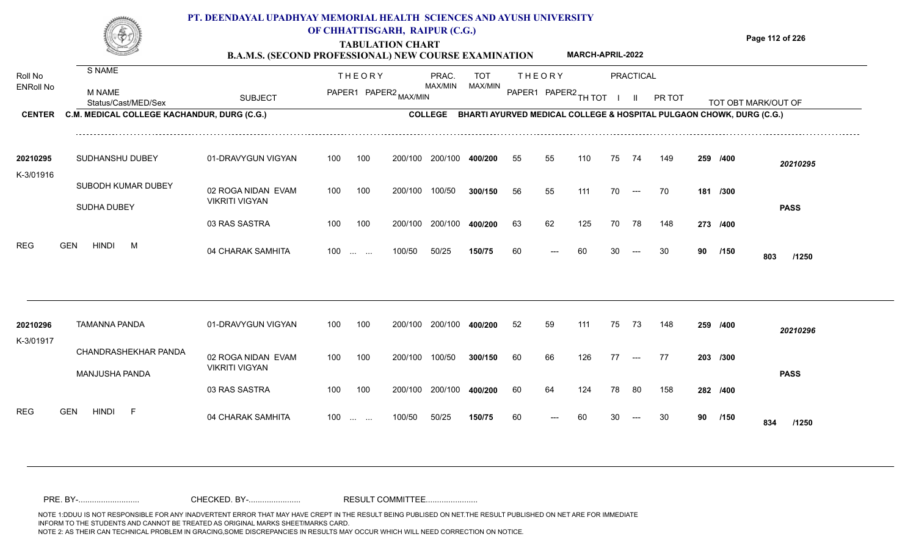# PT. DEENDAYAL UPADHYAY MEMORIAL HEALTH SCIENCES AND AYUSH UNIVERSITY OF CHHATTISGARH, RAIPUR (C.G.)

## TABULATION CHART

### B.A.M.S. (SECOND PROFESSIONAL) NEW COURSE EXAMINATION MARCH-APRIL-2022

**CENTER** C.M. MEDICAL COLLEGE KACHANDUR, DURG (C.G.)
**COLLEGE** BHARTI AYURVED MEDICAL COLLEGE & HOSPITAL PULGAON CHOWK, DURG (C.G.)

| Roll No / ENRoll No | S NAME / M NAME / Status/Cast/MED/Sex | SUBJECT | THEORY PAPER1 | THEORY PAPER2 | MAX/MIN | PRAC. MAX/MIN | TOT MAX/MIN | THEORY PAPER1 | THEORY PAPER2 | TH TOT | PRACTICAL I | PRACTICAL II | PR TOT | TOT OBT MARK/OUT OF | |
|---|---|---|---|---|---|---|---|---|---|---|---|---|---|---|---|
| 20210295 | SUDHANSHU DUBEY | 01-DRAVYGUN VIGYAN | 100 | 100 | 200/100 | 200/100 | 400/200 | 55 | 55 | 110 | 75 | 74 | 149 | 259 /400 | 20210295 |
| K-3/01916 | SUBODH KUMAR DUBEY / SUDHA DUBEY | 02 ROGA NIDAN EVAM VIKRITI VIGYAN | 100 | 100 | 200/100 | 100/50 | 300/150 | 56 | 55 | 111 | 70 | --- | 70 | 181 /300 | PASS |
| | | 03 RAS SASTRA | 100 | 100 | 200/100 | 200/100 | 400/200 | 63 | 62 | 125 | 70 | 78 | 148 | 273 /400 | |
| REG | GEN HINDI M | 04 CHARAK SAMHITA | 100 | ... ... | 100/50 | 50/25 | 150/75 | 60 | --- | 60 | 30 | --- | 30 | 90 /150 | 803 /1250 |
| 20210296 | TAMANNA PANDA | 01-DRAVYGUN VIGYAN | 100 | 100 | 200/100 | 200/100 | 400/200 | 52 | 59 | 111 | 75 | 73 | 148 | 259 /400 | 20210296 |
| K-3/01917 | CHANDRASHEKHAR PANDA / MANJUSHA PANDA | 02 ROGA NIDAN EVAM VIKRITI VIGYAN | 100 | 100 | 200/100 | 100/50 | 300/150 | 60 | 66 | 126 | 77 | --- | 77 | 203 /300 | PASS |
| | | 03 RAS SASTRA | 100 | 100 | 200/100 | 200/100 | 400/200 | 60 | 64 | 124 | 78 | 80 | 158 | 282 /400 | |
| REG | GEN HINDI F | 04 CHARAK SAMHITA | 100 | ... ... | 100/50 | 50/25 | 150/75 | 60 | --- | 60 | 30 | --- | 30 | 90 /150 | 834 /1250 |

PRE. BY-.......................... CHECKED. BY-....................... RESULT COMMITTEE.......................

NOTE 1:DDUU IS NOT RESPONSIBLE FOR ANY INADVERTENT ERROR THAT MAY HAVE CREPT IN THE RESULT BEING PUBLISED ON NET.THE RESULT PUBLISHED ON NET ARE FOR IMMEDIATE INFORM TO THE STUDENTS AND CANNOT BE TREATED AS ORIGINAL MARKS SHEET/MARKS CARD.
NOTE 2: AS THEIR CAN TECHNICAL PROBLEM IN GRACING,SOME DISCREPANCIES IN RESULTS MAY OCCUR WHICH WILL NEED CORRECTION ON NOTICE.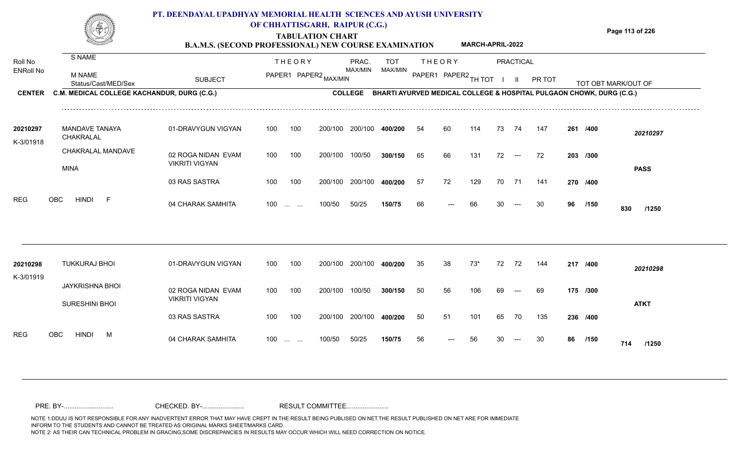# PT. DEENDAYAL UPADHYAY MEMORIAL HEALTH SCIENCES AND AYUSH UNIVERSITY OF CHHATTISGARH, RAIPUR (C.G.)

## TABULATION CHART

### B.A.M.S. (SECOND PROFESSIONAL) NEW COURSE EXAMINATION — MARCH-APRIL-2022

**CENTER** C.M. MEDICAL COLLEGE KACHANDUR, DURG (C.G.) **COLLEGE** BHARTI AYURVED MEDICAL COLLEGE & HOSPITAL PULGAON CHOWK, DURG (C.G.)

| Roll No / ENRoll No | S NAME / M NAME / Status/Cast/MED/Sex | SUBJECT | THEORY PAPER1 | THEORY PAPER2 MAX/MIN | PRAC. MAX/MIN | TOT MAX/MIN | THEORY PAPER1 | THEORY PAPER2 | TH TOT | PRACTICAL I | PRACTICAL II | PR TOT | TOT OBT MARK/OUT OF | |
|---|---|---|---|---|---|---|---|---|---|---|---|---|---|---|
| 20210297 | MANDAVE TANAYA CHAKRALAL | 01-DRAVYGUN VIGYAN | 100 | 100 200/100 | 200/100 | 400/200 | 54 | 60 | 114 | 73 | 74 | 147 | 261 /400 | 20210297 |
| K-3/01918 | CHAKRALAL MANDAVE | 02 ROGA NIDAN EVAM VIKRITI VIGYAN | 100 | 100 200/100 | 100/50 | 300/150 | 65 | 66 | 131 | 72 | --- | 72 | 203 /300 | |
| | MINA | | | | | | | | | | | | | **PASS** |
| | | 03 RAS SASTRA | 100 | 100 200/100 | 200/100 | 400/200 | 57 | 72 | 129 | 70 | 71 | 141 | 270 /400 | |
| REG | OBC HINDI F | 04 CHARAK SAMHITA | 100 | ... ... 100/50 | 50/25 | 150/75 | 66 | --- | 66 | 30 | --- | 30 | 96 /150 | 830 /1250 |
| 20210298 | TUKKURAJ BHOI | 01-DRAVYGUN VIGYAN | 100 | 100 200/100 | 200/100 | 400/200 | 35 | 38 | 73* | 72 | 72 | 144 | 217 /400 | 20210298 |
| K-3/01919 | JAYKRISHNA BHOI | 02 ROGA NIDAN EVAM VIKRITI VIGYAN | 100 | 100 200/100 | 100/50 | 300/150 | 50 | 56 | 106 | 69 | --- | 69 | 175 /300 | |
| | SURESHINI BHOI | | | | | | | | | | | | | **ATKT** |
| | | 03 RAS SASTRA | 100 | 100 200/100 | 200/100 | 400/200 | 50 | 51 | 101 | 65 | 70 | 135 | 236 /400 | |
| REG | OBC HINDI M | 04 CHARAK SAMHITA | 100 | ... ... 100/50 | 50/25 | 150/75 | 56 | --- | 56 | 30 | --- | 30 | 86 /150 | 714 /1250 |

PRE. BY-.......................... CHECKED. BY-...................... RESULT COMMITTEE......................

NOTE 1:DDUU IS NOT RESPONSIBLE FOR ANY INADVERTENT ERROR THAT MAY HAVE CREPT IN THE RESULT BEING PUBLISED ON NET.THE RESULT PUBLISHED ON NET ARE FOR IMMEDIATE INFORM TO THE STUDENTS AND CANNOT BE TREATED AS ORIGINAL MARKS SHEET/MARKS CARD.
NOTE 2: AS THEIR CAN TECHNICAL PROBLEM IN GRACING,SOME DISCREPANCIES IN RESULTS MAY OCCUR WHICH WILL NEED CORRECTION ON NOTICE.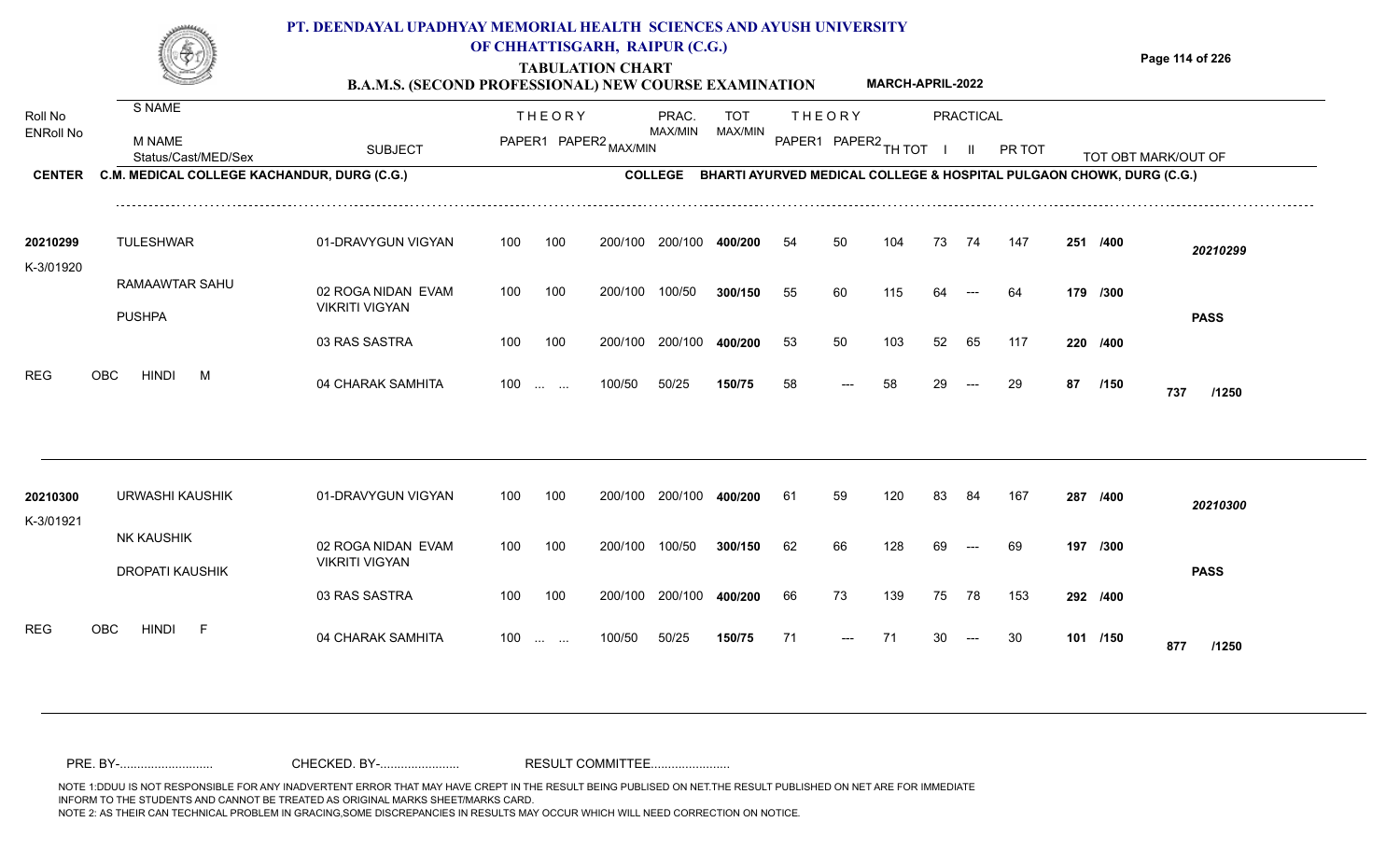# PT. DEENDAYAL UPADHYAY MEMORIAL HEALTH SCIENCES AND AYUSH UNIVERSITY OF CHHATTISGARH, RAIPUR (C.G.)

## TABULATION CHART

### B.A.M.S. (SECOND PROFESSIONAL) NEW COURSE EXAMINATION — MARCH-APRIL-2022

**CENTER** C.M. MEDICAL COLLEGE KACHANDUR, DURG (C.G.) **COLLEGE** BHARTI AYURVED MEDICAL COLLEGE & HOSPITAL PULGAON CHOWK, DURG (C.G.)

| Roll No / ENRoll No | S NAME / M NAME / Status/Cast/MED/Sex | SUBJECT | THEORY PAPER1 | THEORY PAPER2 | MAX/MIN | PRAC. MAX/MIN | TOT MAX/MIN | THEORY PAPER1 | THEORY PAPER2 | TH TOT | PRACTICAL I | PRACTICAL II | PR TOT | TOT OBT MARK/OUT OF | |
|---|---|---|---|---|---|---|---|---|---|---|---|---|---|---|---|
| 20210299 | TULESHWAR | 01-DRAVYGUN VIGYAN | 100 | 100 | 200/100 | 200/100 | 400/200 | 54 | 50 | 104 | 73 | 74 | 147 | 251 /400 | 20210299 |
| K-3/01920 | RAMAAWTAR SAHU | 02 ROGA NIDAN EVAM VIKRITI VIGYAN | 100 | 100 | 200/100 | 100/50 | 300/150 | 55 | 60 | 115 | 64 | --- | 64 | 179 /300 | |
| | PUSHPA | 03 RAS SASTRA | 100 | 100 | 200/100 | 200/100 | 400/200 | 53 | 50 | 103 | 52 | 65 | 117 | 220 /400 | PASS |
| REG | OBC HINDI M | 04 CHARAK SAMHITA | 100 | ... ... | 100/50 | 50/25 | 150/75 | 58 | --- | 58 | 29 | --- | 29 | 87 /150 | 737 /1250 |
| 20210300 | URWASHI KAUSHIK | 01-DRAVYGUN VIGYAN | 100 | 100 | 200/100 | 200/100 | 400/200 | 61 | 59 | 120 | 83 | 84 | 167 | 287 /400 | 20210300 |
| K-3/01921 | NK KAUSHIK | 02 ROGA NIDAN EVAM VIKRITI VIGYAN | 100 | 100 | 200/100 | 100/50 | 300/150 | 62 | 66 | 128 | 69 | --- | 69 | 197 /300 | |
| | DROPATI KAUSHIK | 03 RAS SASTRA | 100 | 100 | 200/100 | 200/100 | 400/200 | 66 | 73 | 139 | 75 | 78 | 153 | 292 /400 | PASS |
| REG | OBC HINDI F | 04 CHARAK SAMHITA | 100 | ... ... | 100/50 | 50/25 | 150/75 | 71 | --- | 71 | 30 | --- | 30 | 101 /150 | 877 /1250 |

PRE. BY-.......................... CHECKED. BY-...................... RESULT COMMITTEE......................

NOTE 1:DDUU IS NOT RESPONSIBLE FOR ANY INADVERTENT ERROR THAT MAY HAVE CREPT IN THE RESULT BEING PUBLISED ON NET.THE RESULT PUBLISHED ON NET ARE FOR IMMEDIATE INFORM TO THE STUDENTS AND CANNOT BE TREATED AS ORIGINAL MARKS SHEET/MARKS CARD.
NOTE 2: AS THEIR CAN TECHNICAL PROBLEM IN GRACING,SOME DISCREPANCIES IN RESULTS MAY OCCUR WHICH WILL NEED CORRECTION ON NOTICE.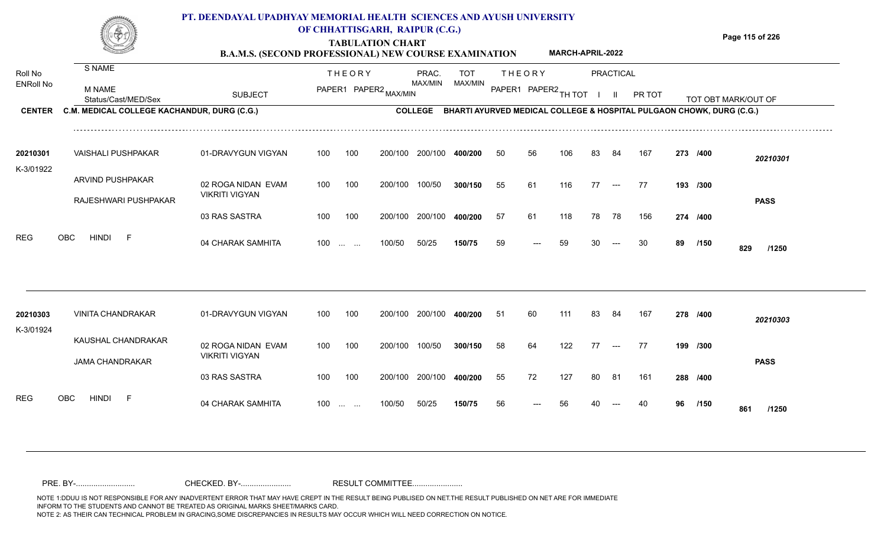# PT. DEENDAYAL UPADHYAY MEMORIAL HEALTH SCIENCES AND AYUSH UNIVERSITY OF CHHATTISGARH, RAIPUR (C.G.)

## TABULATION CHART

### B.A.M.S. (SECOND PROFESSIONAL) NEW COURSE EXAMINATION — MARCH-APRIL-2022

| Roll No / ENRoll No | S NAME / M NAME / Status/Cast/MED/Sex | SUBJECT | THEORY PAPER1 | THEORY PAPER2 | MAX/MIN | PRAC. MAX/MIN | TOT MAX/MIN | THEORY PAPER1 | THEORY PAPER2 | TH TOT | PRACTICAL I | PRACTICAL II | PR TOT | TOT OBT | MARK/OUT OF |
|---|---|---|---|---|---|---|---|---|---|---|---|---|---|---|---|

**CENTER** C.M. MEDICAL COLLEGE KACHANDUR, DURG (C.G.) — **COLLEGE** BHARTI AYURVED MEDICAL COLLEGE & HOSPITAL PULGAON CHOWK, DURG (C.G.)

| Roll No / ENRoll No | S NAME / M NAME / Status/Cast/MED/Sex | SUBJECT | THEORY PAPER1 | THEORY PAPER2 | MAX/MIN | PRAC. MAX/MIN | TOT MAX/MIN | THEORY PAPER1 | THEORY PAPER2 | TH TOT | PRACTICAL I | PRACTICAL II | PR TOT | TOT OBT | MARK/OUT OF |
|---|---|---|---|---|---|---|---|---|---|---|---|---|---|---|---|
| 20210301 | VAISHALI PUSHPAKAR | 01-DRAVYGUN VIGYAN | 100 | 100 | 200/100 | 200/100 | 400/200 | 50 | 56 | 106 | 83 | 84 | 167 | 273 /400 | 20210301 |
| K-3/01922 | ARVIND PUSHPAKAR | 02 ROGA NIDAN EVAM VIKRITI VIGYAN | 100 | 100 | 200/100 | 100/50 | 300/150 | 55 | 61 | 116 | 77 | --- | 77 | 193 /300 | |
| | RAJESHWARI PUSHPAKAR | 03 RAS SASTRA | 100 | 100 | 200/100 | 200/100 | 400/200 | 57 | 61 | 118 | 78 | 78 | 156 | 274 /400 | PASS |
| REG | OBC HINDI F | 04 CHARAK SAMHITA | 100 | ... ... | 100/50 | 50/25 | 150/75 | 59 | --- | 59 | 30 | --- | 30 | 89 /150 | 829 /1250 |
| 20210303 | VINITA CHANDRAKAR | 01-DRAVYGUN VIGYAN | 100 | 100 | 200/100 | 200/100 | 400/200 | 51 | 60 | 111 | 83 | 84 | 167 | 278 /400 | 20210303 |
| K-3/01924 | KAUSHAL CHANDRAKAR | 02 ROGA NIDAN EVAM VIKRITI VIGYAN | 100 | 100 | 200/100 | 100/50 | 300/150 | 58 | 64 | 122 | 77 | --- | 77 | 199 /300 | |
| | JAMA CHANDRAKAR | 03 RAS SASTRA | 100 | 100 | 200/100 | 200/100 | 400/200 | 55 | 72 | 127 | 80 | 81 | 161 | 288 /400 | PASS |
| REG | OBC HINDI F | 04 CHARAK SAMHITA | 100 | ... ... | 100/50 | 50/25 | 150/75 | 56 | --- | 56 | 40 | --- | 40 | 96 /150 | 861 /1250 |

PRE. BY-........................... CHECKED. BY-....................... RESULT COMMITTEE.......................

NOTE 1:DDUU IS NOT RESPONSIBLE FOR ANY INADVERTENT ERROR THAT MAY HAVE CREPT IN THE RESULT BEING PUBLISED ON NET.THE RESULT PUBLISHED ON NET ARE FOR IMMEDIATE INFORM TO THE STUDENTS AND CANNOT BE TREATED AS ORIGINAL MARKS SHEET/MARKS CARD.
NOTE 2: AS THEIR CAN TECHNICAL PROBLEM IN GRACING,SOME DISCREPANCIES IN RESULTS MAY OCCUR WHICH WILL NEED CORRECTION ON NOTICE.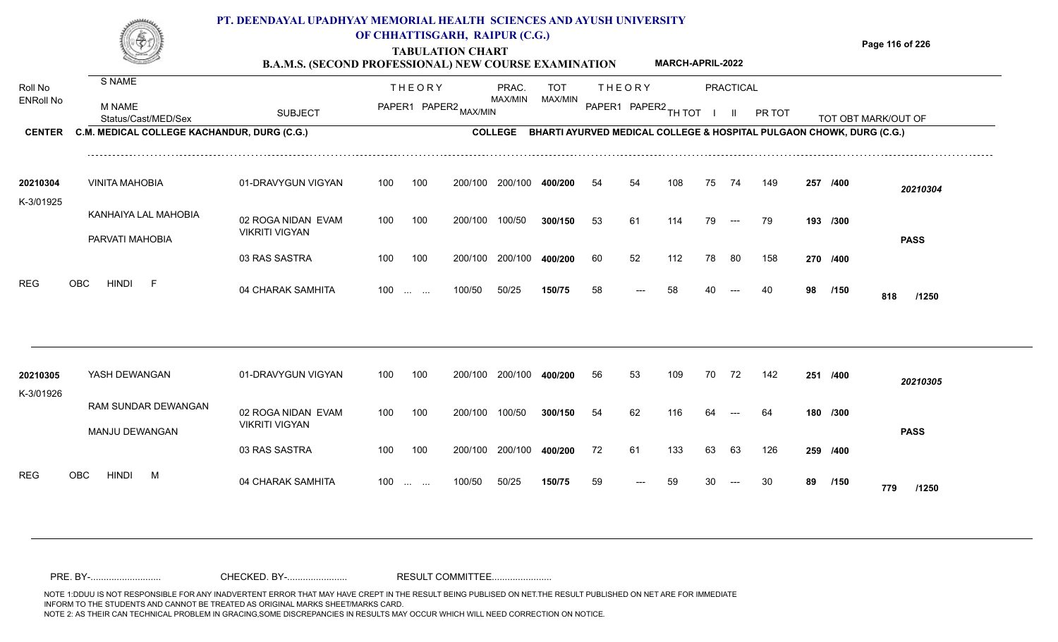# PT. DEENDAYAL UPADHYAY MEMORIAL HEALTH SCIENCES AND AYUSH UNIVERSITY OF CHHATTISGARH, RAIPUR (C.G.)

## TABULATION CHART

### B.A.M.S. (SECOND PROFESSIONAL) NEW COURSE EXAMINATION — MARCH-APRIL-2022

**CENTER** C.M. MEDICAL COLLEGE KACHANDUR, DURG (C.G.)
**COLLEGE** BHARTI AYURVED MEDICAL COLLEGE & HOSPITAL PULGAON CHOWK, DURG (C.G.)

| Roll No / ENRoll No | S NAME / M NAME / Status/Cast/MED/Sex | SUBJECT | THEORY PAPER1 | THEORY PAPER2 | MAX/MIN | PRAC. MAX/MIN | TOT MAX/MIN | THEORY PAPER1 | THEORY PAPER2 | TH TOT | PRACTICAL I | PRACTICAL II | PR TOT | TOT OBT MARK/OUT OF | |
|---|---|---|---|---|---|---|---|---|---|---|---|---|---|---|---|
| 20210304 | VINITA MAHOBIA | 01-DRAVYGUN VIGYAN | 100 | 100 | 200/100 | 200/100 | 400/200 | 54 | 54 | 108 | 75 | 74 | 149 | 257 /400 | 20210304 |
| K-3/01925 | KANHAIYA LAL MAHOBIA | 02 ROGA NIDAN EVAM VIKRITI VIGYAN | 100 | 100 | 200/100 | 100/50 | 300/150 | 53 | 61 | 114 | 79 | --- | 79 | 193 /300 | |
| | PARVATI MAHOBIA | | | | | | | | | | | | | | PASS |
| | | 03 RAS SASTRA | 100 | 100 | 200/100 | 200/100 | 400/200 | 60 | 52 | 112 | 78 | 80 | 158 | 270 /400 | |
| REG | OBC HINDI F | 04 CHARAK SAMHITA | 100 | ... ... | 100/50 | 50/25 | 150/75 | 58 | --- | 58 | 40 | --- | 40 | 98 /150 | 818 /1250 |
| 20210305 | YASH DEWANGAN | 01-DRAVYGUN VIGYAN | 100 | 100 | 200/100 | 200/100 | 400/200 | 56 | 53 | 109 | 70 | 72 | 142 | 251 /400 | 20210305 |
| K-3/01926 | RAM SUNDAR DEWANGAN | 02 ROGA NIDAN EVAM VIKRITI VIGYAN | 100 | 100 | 200/100 | 100/50 | 300/150 | 54 | 62 | 116 | 64 | --- | 64 | 180 /300 | |
| | MANJU DEWANGAN | | | | | | | | | | | | | | PASS |
| | | 03 RAS SASTRA | 100 | 100 | 200/100 | 200/100 | 400/200 | 72 | 61 | 133 | 63 | 63 | 126 | 259 /400 | |
| REG | OBC HINDI M | 04 CHARAK SAMHITA | 100 | ... ... | 100/50 | 50/25 | 150/75 | 59 | --- | 59 | 30 | --- | 30 | 89 /150 | 779 /1250 |

PRE. BY-.......................... CHECKED. BY-....................... RESULT COMMITTEE.......................

NOTE 1:DDUU IS NOT RESPONSIBLE FOR ANY INADVERTENT ERROR THAT MAY HAVE CREPT IN THE RESULT BEING PUBLISED ON NET.THE RESULT PUBLISHED ON NET ARE FOR IMMEDIATE INFORM TO THE STUDENTS AND CANNOT BE TREATED AS ORIGINAL MARKS SHEET/MARKS CARD.
NOTE 2: AS THEIR CAN TECHNICAL PROBLEM IN GRACING,SOME DISCREPANCIES IN RESULTS MAY OCCUR WHICH WILL NEED CORRECTION ON NOTICE.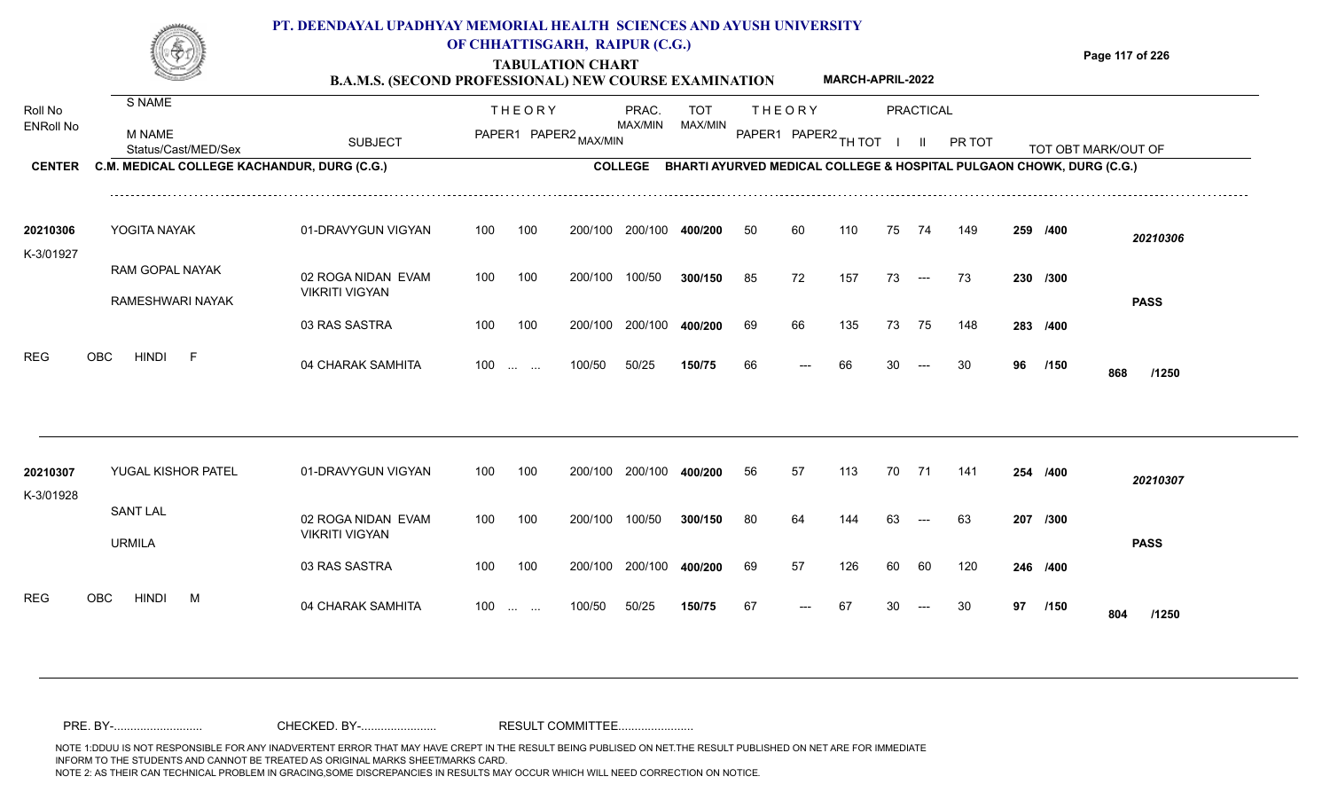# PT. DEENDAYAL UPADHYAY MEMORIAL HEALTH SCIENCES AND AYUSH UNIVERSITY OF CHHATTISGARH, RAIPUR (C.G.)

## TABULATION CHART

**B.A.M.S. (SECOND PROFESSIONAL) NEW COURSE EXAMINATION** — **MARCH-APRIL-2022**

**CENTER** C.M. MEDICAL COLLEGE KACHANDUR, DURG (C.G.) **COLLEGE** BHARTI AYURVED MEDICAL COLLEGE & HOSPITAL PULGAON CHOWK, DURG (C.G.)

| Roll No / ENRoll No | S NAME / M NAME / Status/Cast/MED/Sex | SUBJECT | THEORY PAPER1 | THEORY PAPER2 | MAX/MIN | PRAC. MAX/MIN | TOT MAX/MIN | THEORY PAPER1 | THEORY PAPER2 | TH TOT | PRACTICAL I | PRACTICAL II | PR TOT | TOT OBT MARK/OUT OF | |
|---|---|---|---|---|---|---|---|---|---|---|---|---|---|---|---|
| 20210306 | YOGITA NAYAK | 01-DRAVYGUN VIGYAN | 100 | 100 | 200/100 | 200/100 | 400/200 | 50 | 60 | 110 | 75 | 74 | 149 | 259 /400 | 20210306 |
| K-3/01927 | RAM GOPAL NAYAK | 02 ROGA NIDAN EVAM VIKRITI VIGYAN | 100 | 100 | 200/100 | 100/50 | 300/150 | 85 | 72 | 157 | 73 | --- | 73 | 230 /300 | |
| | RAMESHWARI NAYAK | | | | | | | | | | | | | | PASS |
| | | 03 RAS SASTRA | 100 | 100 | 200/100 | 200/100 | 400/200 | 69 | 66 | 135 | 73 | 75 | 148 | 283 /400 | |
| REG | OBC HINDI F | 04 CHARAK SAMHITA | 100 | ... ... | 100/50 | 50/25 | 150/75 | 66 | --- | 66 | 30 | --- | 30 | 96 /150 | 868 /1250 |
| 20210307 | YUGAL KISHOR PATEL | 01-DRAVYGUN VIGYAN | 100 | 100 | 200/100 | 200/100 | 400/200 | 56 | 57 | 113 | 70 | 71 | 141 | 254 /400 | 20210307 |
| K-3/01928 | SANT LAL | 02 ROGA NIDAN EVAM VIKRITI VIGYAN | 100 | 100 | 200/100 | 100/50 | 300/150 | 80 | 64 | 144 | 63 | --- | 63 | 207 /300 | |
| | URMILA | | | | | | | | | | | | | | PASS |
| | | 03 RAS SASTRA | 100 | 100 | 200/100 | 200/100 | 400/200 | 69 | 57 | 126 | 60 | 60 | 120 | 246 /400 | |
| REG | OBC HINDI M | 04 CHARAK SAMHITA | 100 | ... ... | 100/50 | 50/25 | 150/75 | 67 | --- | 67 | 30 | --- | 30 | 97 /150 | 804 /1250 |

PRE. BY-.......................... CHECKED. BY-...................... RESULT COMMITTEE......................

NOTE 1:DDUU IS NOT RESPONSIBLE FOR ANY INADVERTENT ERROR THAT MAY HAVE CREPT IN THE RESULT BEING PUBLISED ON NET.THE RESULT PUBLISHED ON NET ARE FOR IMMEDIATE INFORM TO THE STUDENTS AND CANNOT BE TREATED AS ORIGINAL MARKS SHEET/MARKS CARD.
NOTE 2: AS THEIR CAN TECHNICAL PROBLEM IN GRACING,SOME DISCREPANCIES IN RESULTS MAY OCCUR WHICH WILL NEED CORRECTION ON NOTICE.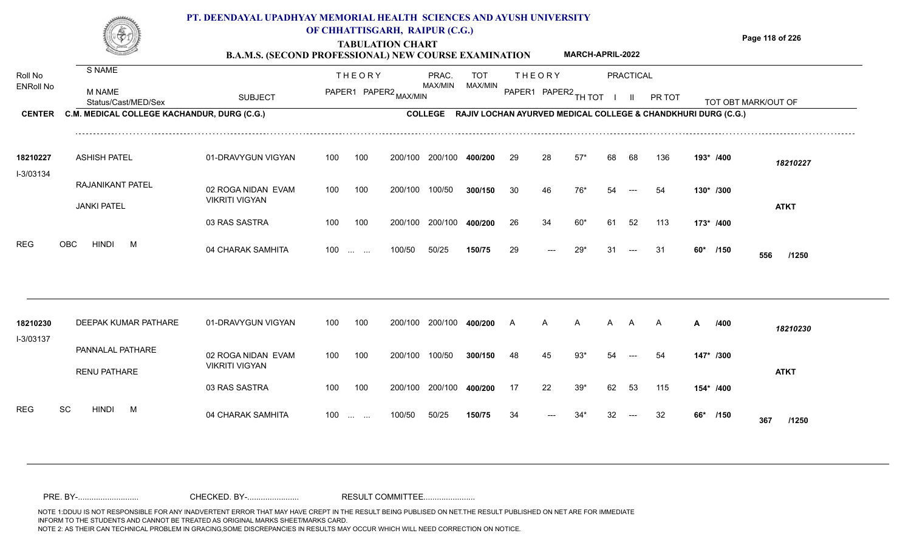# PT. DEENDAYAL UPADHYAY MEMORIAL HEALTH SCIENCES AND AYUSH UNIVERSITY OF CHHATTISGARH, RAIPUR (C.G.)

## TABULATION CHART

### B.A.M.S. (SECOND PROFESSIONAL) NEW COURSE EXAMINATION — MARCH-APRIL-2022

**CENTER** C.M. MEDICAL COLLEGE KACHANDUR, DURG (C.G.) **COLLEGE** RAJIV LOCHAN AYURVED MEDICAL COLLEGE & CHANDKHURI DURG (C.G.)

| Roll No / ENRoll No | S NAME / M NAME / Status/Cast/MED/Sex | SUBJECT | THEORY PAPER1 | THEORY PAPER2 MAX/MIN | PRAC. MAX/MIN | | TOT MAX/MIN | THEORY PAPER1 | THEORY PAPER2 | TH TOT | PRACTICAL I | PRACTICAL II | PR TOT | TOT OBT MARK/OUT OF | |
|---|---|---|---|---|---|---|---|---|---|---|---|---|---|---|---|
| 18210227 | ASHISH PATEL | 01-DRAVYGUN VIGYAN | 100 | 100 | 200/100 | 200/100 | 400/200 | 29 | 28 | 57* | 68 | 68 | 136 | 193* /400 | 18210227 |
| I-3/03134 | RAJANIKANT PATEL | 02 ROGA NIDAN EVAM VIKRITI VIGYAN | 100 | 100 | 200/100 | 100/50 | 300/150 | 30 | 46 | 76* | 54 | --- | 54 | 130* /300 | |
| | JANKI PATEL | 03 RAS SASTRA | 100 | 100 | 200/100 | 200/100 | 400/200 | 26 | 34 | 60* | 61 | 52 | 113 | 173* /400 | ATKT |
| REG | OBC HINDI M | 04 CHARAK SAMHITA | 100 | ... ... | 100/50 | 50/25 | 150/75 | 29 | --- | 29* | 31 | --- | 31 | 60* /150 | 556 /1250 |
| 18210230 | DEEPAK KUMAR PATHARE | 01-DRAVYGUN VIGYAN | 100 | 100 | 200/100 | 200/100 | 400/200 | A | A | A | A | A | A | A /400 | 18210230 |
| I-3/03137 | PANNALAL PATHARE | 02 ROGA NIDAN EVAM VIKRITI VIGYAN | 100 | 100 | 200/100 | 100/50 | 300/150 | 48 | 45 | 93* | 54 | --- | 54 | 147* /300 | |
| | RENU PATHARE | 03 RAS SASTRA | 100 | 100 | 200/100 | 200/100 | 400/200 | 17 | 22 | 39* | 62 | 53 | 115 | 154* /400 | ATKT |
| REG | SC HINDI M | 04 CHARAK SAMHITA | 100 | ... ... | 100/50 | 50/25 | 150/75 | 34 | --- | 34* | 32 | --- | 32 | 66* /150 | 367 /1250 |

PRE. BY-.......................... CHECKED. BY-...................... RESULT COMMITTEE......................

NOTE 1:DDUU IS NOT RESPONSIBLE FOR ANY INADVERTENT ERROR THAT MAY HAVE CREPT IN THE RESULT BEING PUBLISED ON NET.THE RESULT PUBLISHED ON NET ARE FOR IMMEDIATE INFORM TO THE STUDENTS AND CANNOT BE TREATED AS ORIGINAL MARKS SHEET/MARKS CARD.
NOTE 2: AS THEIR CAN TECHNICAL PROBLEM IN GRACING,SOME DISCREPANCIES IN RESULTS MAY OCCUR WHICH WILL NEED CORRECTION ON NOTICE.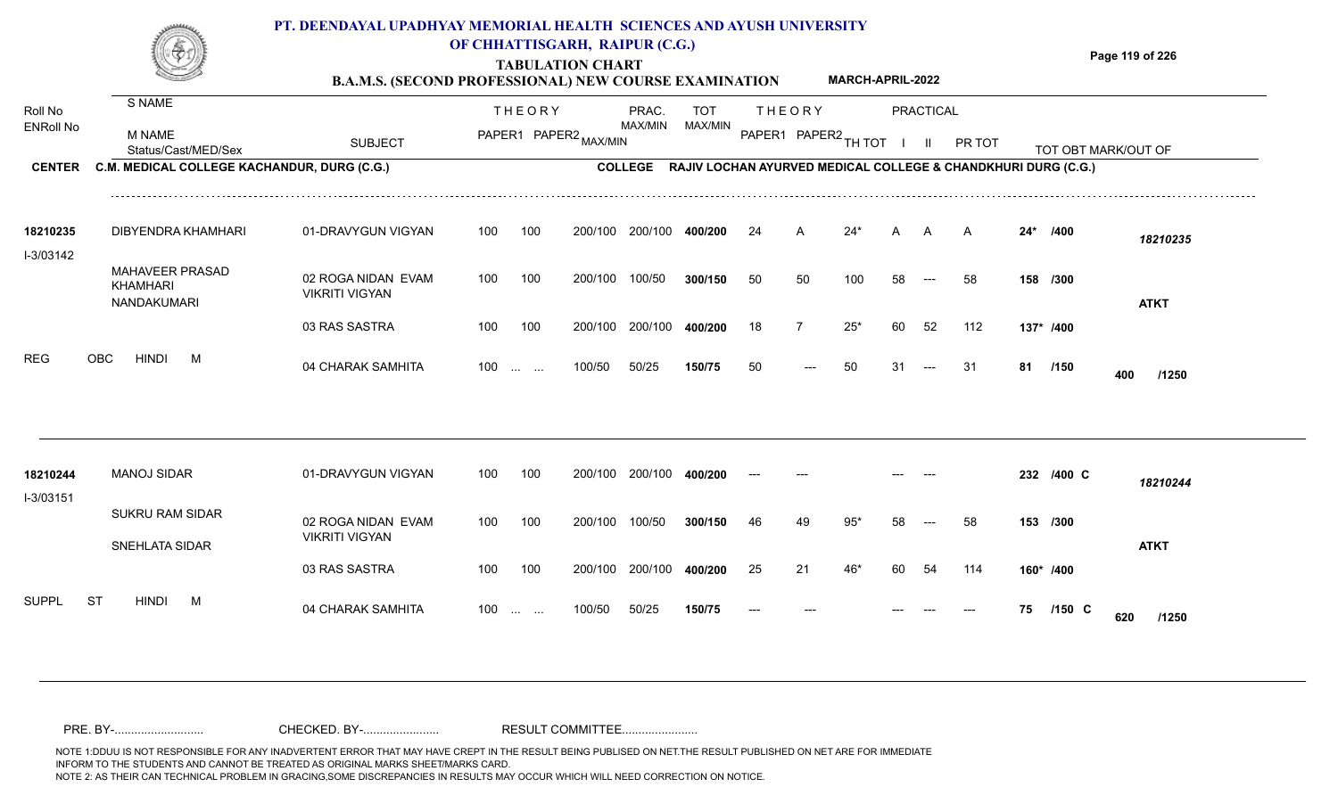# PT. DEENDAYAL UPADHYAY MEMORIAL HEALTH SCIENCES AND AYUSH UNIVERSITY OF CHHATTISGARH, RAIPUR (C.G.)

## TABULATION CHART

### B.A.M.S. (SECOND PROFESSIONAL) NEW COURSE EXAMINATION — MARCH-APRIL-2022

**CENTER** C.M. MEDICAL COLLEGE KACHANDUR, DURG (C.G.) **COLLEGE** RAJIV LOCHAN AYURVED MEDICAL COLLEGE & CHANDKHURI DURG (C.G.)

| Roll No / ENRoll No | S NAME / M NAME / Status/Cast/MED/Sex | SUBJECT | THEORY PAPER1 | THEORY PAPER2 MAX/MIN | PRAC. MAX/MIN | TOT MAX/MIN | THEORY PAPER1 | THEORY PAPER2 | TH TOT | PRACTICAL I | PRACTICAL II | PR TOT | TOT OBT MARK/OUT OF | |
|---|---|---|---|---|---|---|---|---|---|---|---|---|---|---|
| **18210235** | DIBYENDRA KHAMHARI | 01-DRAVYGUN VIGYAN | 100 | 100 200/100 | 200/100 | **400/200** | 24 | A | 24* | A | A | A | **24\* /400** | *18210235* |
| I-3/03142 | MAHAVEER PRASAD KHAMHARI | 02 ROGA NIDAN EVAM VIKRITI VIGYAN | 100 | 100 200/100 | 100/50 | **300/150** | 50 | 50 | 100 | 58 | --- | 58 | **158 /300** | |
| | NANDAKUMARI | | | | | | | | | | | | | **ATKT** |
| | | 03 RAS SASTRA | 100 | 100 200/100 | 200/100 | **400/200** | 18 | 7 | 25* | 60 | 52 | 112 | **137\* /400** | |
| REG | OBC HINDI M | 04 CHARAK SAMHITA | 100 | ... ... 100/50 | 50/25 | **150/75** | 50 | --- | 50 | 31 | --- | 31 | **81 /150** | **400 /1250** |
| **18210244** | MANOJ SIDAR | 01-DRAVYGUN VIGYAN | 100 | 100 200/100 | 200/100 | **400/200** | --- | --- | | --- | --- | | **232 /400 C** | *18210244* |
| I-3/03151 | SUKRU RAM SIDAR | 02 ROGA NIDAN EVAM VIKRITI VIGYAN | 100 | 100 200/100 | 100/50 | **300/150** | 46 | 49 | 95* | 58 | --- | 58 | **153 /300** | |
| | SNEHLATA SIDAR | | | | | | | | | | | | | **ATKT** |
| | | 03 RAS SASTRA | 100 | 100 200/100 | 200/100 | **400/200** | 25 | 21 | 46* | 60 | 54 | 114 | **160\* /400** | |
| SUPPL | ST HINDI M | 04 CHARAK SAMHITA | 100 | ... ... 100/50 | 50/25 | **150/75** | --- | --- | | --- | --- | --- | **75 /150 C** | **620 /1250** |

PRE. BY-.......................... CHECKED. BY-...................... RESULT COMMITTEE......................

NOTE 1:DDUU IS NOT RESPONSIBLE FOR ANY INADVERTENT ERROR THAT MAY HAVE CREPT IN THE RESULT BEING PUBLISED ON NET.THE RESULT PUBLISHED ON NET ARE FOR IMMEDIATE INFORM TO THE STUDENTS AND CANNOT BE TREATED AS ORIGINAL MARKS SHEET/MARKS CARD.
NOTE 2: AS THEIR CAN TECHNICAL PROBLEM IN GRACING,SOME DISCREPANCIES IN RESULTS MAY OCCUR WHICH WILL NEED CORRECTION ON NOTICE.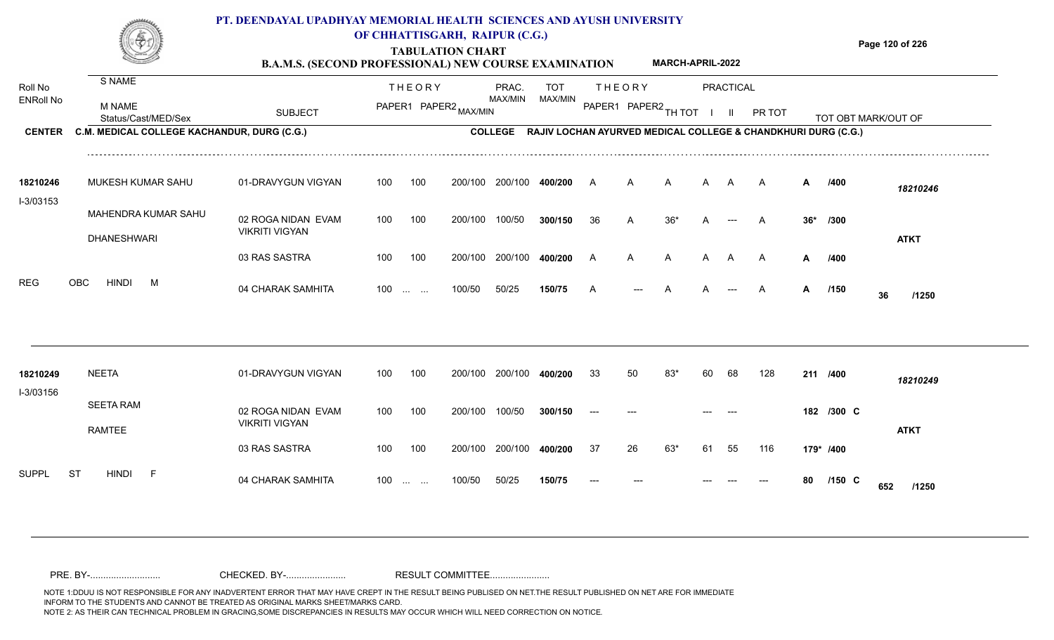# PT. DEENDAYAL UPADHYAY MEMORIAL HEALTH SCIENCES AND AYUSH UNIVERSITY OF CHHATTISGARH, RAIPUR (C.G.)

## TABULATION CHART

### B.A.M.S. (SECOND PROFESSIONAL) NEW COURSE EXAMINATION — MARCH-APRIL-2022

**CENTER:** C.M. MEDICAL COLLEGE KACHANDUR, DURG (C.G.)
**COLLEGE:** RAJIV LOCHAN AYURVED MEDICAL COLLEGE & CHANDKHURI DURG (C.G.)

| Roll No / ENRoll No | S NAME / M NAME / Status/Cast/MED/Sex | SUBJECT | THEORY PAPER1 | THEORY PAPER2 | MAX/MIN | PRAC. MAX/MIN | TOT MAX/MIN | THEORY PAPER1 | THEORY PAPER2 | TH TOT | PRACTICAL I | PRACTICAL II | PR TOT | TOT OBT MARK/OUT OF | |
|---|---|---|---|---|---|---|---|---|---|---|---|---|---|---|---|
| 18210246 | MUKESH KUMAR SAHU | 01-DRAVYGUN VIGYAN | 100 | 100 | 200/100 | 200/100 | 400/200 | A | A | A | A | A | A | A /400 | 18210246 |
| I-3/03153 | MAHENDRA KUMAR SAHU | 02 ROGA NIDAN EVAM VIKRITI VIGYAN | 100 | 100 | 200/100 | 100/50 | 300/150 | 36 | A | 36* | A | --- | A | 36* /300 | |
| | DHANESHWARI | 03 RAS SASTRA | 100 | 100 | 200/100 | 200/100 | 400/200 | A | A | A | A | A | A | A /400 | ATKT |
| REG | OBC HINDI M | 04 CHARAK SAMHITA | 100 | ... ... | 100/50 | 50/25 | 150/75 | A | --- | A | A | --- | A | A /150 | 36 /1250 |
| 18210249 | NEETA | 01-DRAVYGUN VIGYAN | 100 | 100 | 200/100 | 200/100 | 400/200 | 33 | 50 | 83* | 60 | 68 | 128 | 211 /400 | 18210249 |
| I-3/03156 | SEETA RAM | 02 ROGA NIDAN EVAM VIKRITI VIGYAN | 100 | 100 | 200/100 | 100/50 | 300/150 | --- | --- | | --- | --- | | 182 /300 C | |
| | RAMTEE | 03 RAS SASTRA | 100 | 100 | 200/100 | 200/100 | 400/200 | 37 | 26 | 63* | 61 | 55 | 116 | 179* /400 | ATKT |
| SUPPL | ST HINDI F | 04 CHARAK SAMHITA | 100 | ... ... | 100/50 | 50/25 | 150/75 | --- | --- | | --- | --- | --- | 80 /150 C | 652 /1250 |

PRE. BY-.......................... CHECKED. BY-...................... RESULT COMMITTEE......................

NOTE 1:DDUU IS NOT RESPONSIBLE FOR ANY INADVERTENT ERROR THAT MAY HAVE CREPT IN THE RESULT BEING PUBLISED ON NET.THE RESULT PUBLISHED ON NET ARE FOR IMMEDIATE INFORM TO THE STUDENTS AND CANNOT BE TREATED AS ORIGINAL MARKS SHEET/MARKS CARD.
NOTE 2: AS THEIR CAN TECHNICAL PROBLEM IN GRACING,SOME DISCREPANCIES IN RESULTS MAY OCCUR WHICH WILL NEED CORRECTION ON NOTICE.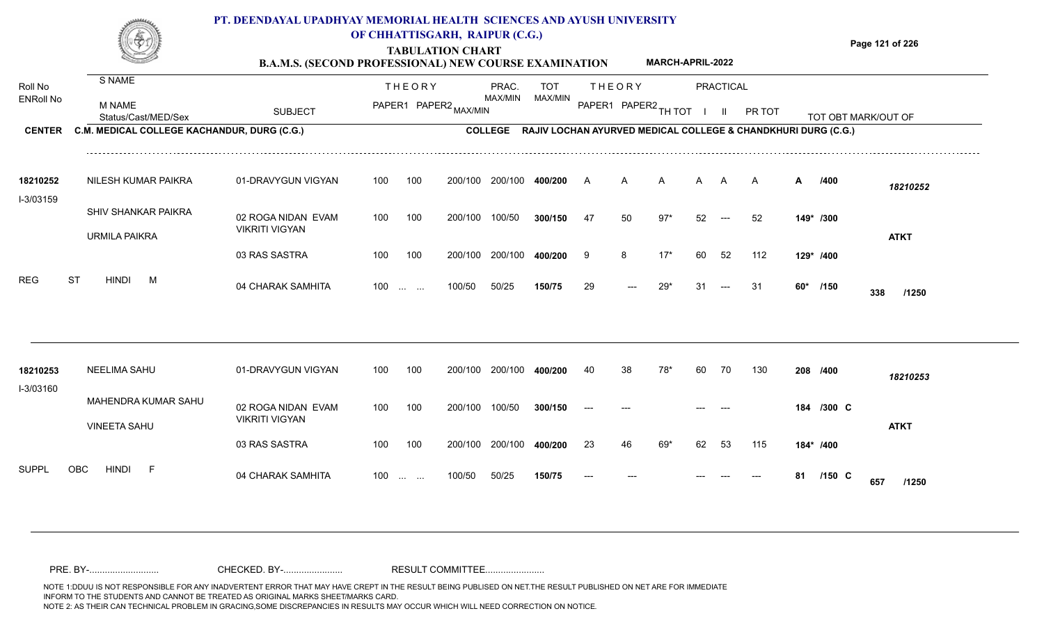# PT. DEENDAYAL UPADHYAY MEMORIAL HEALTH SCIENCES AND AYUSH UNIVERSITY OF CHHATTISGARH, RAIPUR (C.G.)

## TABULATION CHART

### B.A.M.S. (SECOND PROFESSIONAL) NEW COURSE EXAMINATION — MARCH-APRIL-2022

**CENTER** C.M. MEDICAL COLLEGE KACHANDUR, DURG (C.G.)  **COLLEGE** RAJIV LOCHAN AYURVED MEDICAL COLLEGE & CHANDKHURI DURG (C.G.)

| Roll No / ENRoll No | S NAME / M NAME / Status/Cast/MED/Sex | SUBJECT | THEORY PAPER1 | THEORY PAPER2 MAX/MIN | PRAC. MAX/MIN | TOT MAX/MIN | THEORY PAPER1 | THEORY PAPER2 | TH TOT | PRACTICAL I | PRACTICAL II | PR TOT | TOT OBT | MARK/OUT OF |
|---|---|---|---|---|---|---|---|---|---|---|---|---|---|---|
| 18210252 | NILESH KUMAR PAIKRA | 01-DRAVYGUN VIGYAN | 100 | 100 200/100 | 200/100 | 400/200 | A | A | A | A | A | A | A /400 | 18210252 |
| I-3/03159 | SHIV SHANKAR PAIKRA | 02 ROGA NIDAN EVAM VIKRITI VIGYAN | 100 | 100 200/100 | 100/50 | 300/150 | 47 | 50 | 97* | 52 | --- | 52 | 149* /300 | |
| | URMILA PAIKRA | 03 RAS SASTRA | 100 | 100 200/100 | 200/100 | 400/200 | 9 | 8 | 17* | 60 | 52 | 112 | 129* /400 | ATKT |
| REG | ST HINDI M | 04 CHARAK SAMHITA | 100 | ... ... 100/50 | 50/25 | 150/75 | 29 | --- | 29* | 31 | --- | 31 | 60* /150 | 338 /1250 |
| 18210253 | NEELIMA SAHU | 01-DRAVYGUN VIGYAN | 100 | 100 200/100 | 200/100 | 400/200 | 40 | 38 | 78* | 60 | 70 | 130 | 208 /400 | 18210253 |
| I-3/03160 | MAHENDRA KUMAR SAHU | 02 ROGA NIDAN EVAM VIKRITI VIGYAN | 100 | 100 200/100 | 100/50 | 300/150 | --- | --- | | --- | --- | | 184 /300 C | |
| | VINEETA SAHU | 03 RAS SASTRA | 100 | 100 200/100 | 200/100 | 400/200 | 23 | 46 | 69* | 62 | 53 | 115 | 184* /400 | ATKT |
| SUPPL | OBC HINDI F | 04 CHARAK SAMHITA | 100 | ... ... 100/50 | 50/25 | 150/75 | --- | --- | | --- | --- | --- | 81 /150 C | 657 /1250 |

PRE. BY-........................... CHECKED. BY-....................... RESULT COMMITTEE.......................

NOTE 1:DDUU IS NOT RESPONSIBLE FOR ANY INADVERTENT ERROR THAT MAY HAVE CREPT IN THE RESULT BEING PUBLISED ON NET.THE RESULT PUBLISHED ON NET ARE FOR IMMEDIATE INFORM TO THE STUDENTS AND CANNOT BE TREATED AS ORIGINAL MARKS SHEET/MARKS CARD.
NOTE 2: AS THEIR CAN TECHNICAL PROBLEM IN GRACING,SOME DISCREPANCIES IN RESULTS MAY OCCUR WHICH WILL NEED CORRECTION ON NOTICE.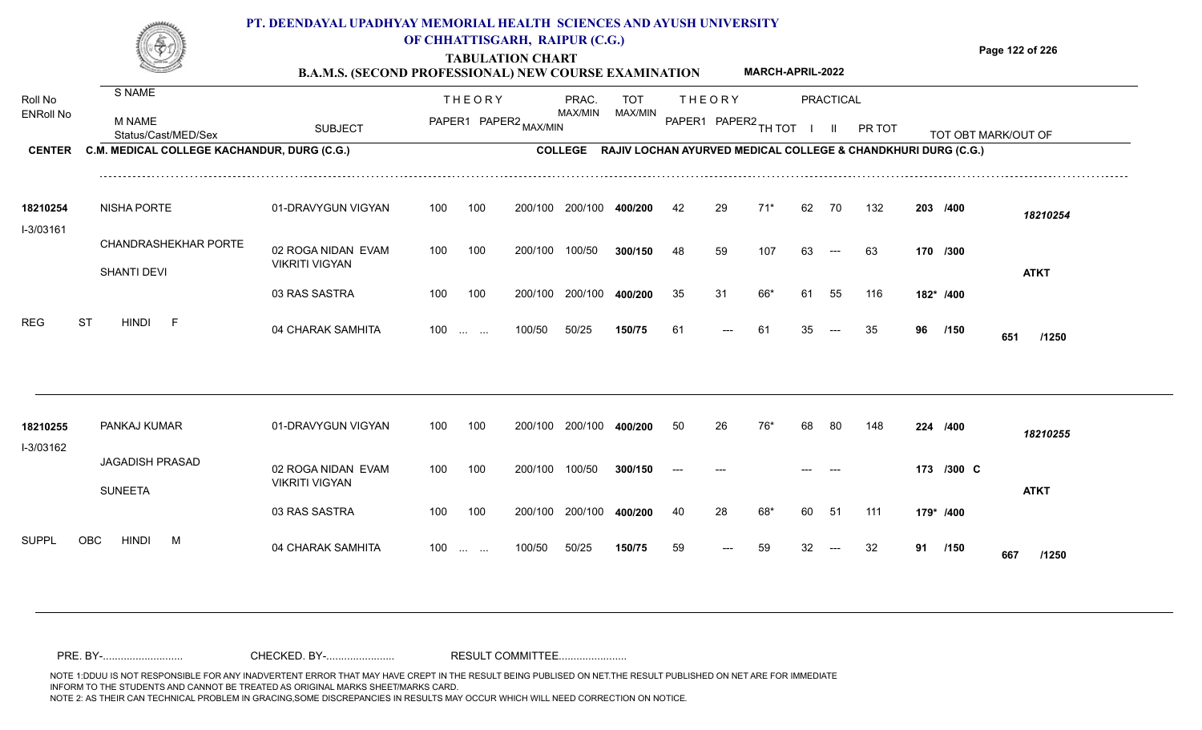# PT. DEENDAYAL UPADHYAY MEMORIAL HEALTH SCIENCES AND AYUSH UNIVERSITY OF CHHATTISGARH, RAIPUR (C.G.)

## TABULATION CHART

### B.A.M.S. (SECOND PROFESSIONAL) NEW COURSE EXAMINATION — MARCH-APRIL-2022

**CENTER** C.M. MEDICAL COLLEGE KACHANDUR, DURG (C.G.)
**COLLEGE** RAJIV LOCHAN AYURVED MEDICAL COLLEGE & CHANDKHURI DURG (C.G.)

| Roll No / ENRoll No | S NAME / M NAME / Status/Cast/MED/Sex | SUBJECT | THEORY PAPER1 | THEORY PAPER2 MAX/MIN | PRAC. MAX/MIN | | TOT MAX/MIN | THEORY PAPER1 | THEORY PAPER2 | TH TOT | PRACTICAL I | PRACTICAL II | PR TOT | TOT OBT MARK/OUT OF | |
|---|---|---|---|---|---|---|---|---|---|---|---|---|---|---|---|
| 18210254 | NISHA PORTE | 01-DRAVYGUN VIGYAN | 100 | 100 | 200/100 | 200/100 | 400/200 | 42 | 29 | 71* | 62 | 70 | 132 | 203 /400 | 18210254 |
| I-3/03161 | CHANDRASHEKHAR PORTE | 02 ROGA NIDAN EVAM VIKRITI VIGYAN | 100 | 100 | 200/100 | 100/50 | 300/150 | 48 | 59 | 107 | 63 | --- | 63 | 170 /300 | |
| | SHANTI DEVI | 03 RAS SASTRA | 100 | 100 | 200/100 | 200/100 | 400/200 | 35 | 31 | 66* | 61 | 55 | 116 | 182* /400 | ATKT |
| REG | ST HINDI F | 04 CHARAK SAMHITA | 100 | ... ... | 100/50 | 50/25 | 150/75 | 61 | --- | 61 | 35 | --- | 35 | 96 /150 | 651 /1250 |
| 18210255 | PANKAJ KUMAR | 01-DRAVYGUN VIGYAN | 100 | 100 | 200/100 | 200/100 | 400/200 | 50 | 26 | 76* | 68 | 80 | 148 | 224 /400 | 18210255 |
| I-3/03162 | JAGADISH PRASAD | 02 ROGA NIDAN EVAM VIKRITI VIGYAN | 100 | 100 | 200/100 | 100/50 | 300/150 | --- | --- | | --- | --- | | 173 /300 C | |
| | SUNEETA | 03 RAS SASTRA | 100 | 100 | 200/100 | 200/100 | 400/200 | 40 | 28 | 68* | 60 | 51 | 111 | 179* /400 | ATKT |
| SUPPL | OBC HINDI M | 04 CHARAK SAMHITA | 100 | ... ... | 100/50 | 50/25 | 150/75 | 59 | --- | 59 | 32 | --- | 32 | 91 /150 | 667 /1250 |

PRE. BY-.......................... CHECKED. BY-...................... RESULT COMMITTEE......................

NOTE 1:DDUU IS NOT RESPONSIBLE FOR ANY INADVERTENT ERROR THAT MAY HAVE CREPT IN THE RESULT BEING PUBLISED ON NET.THE RESULT PUBLISHED ON NET ARE FOR IMMEDIATE INFORM TO THE STUDENTS AND CANNOT BE TREATED AS ORIGINAL MARKS SHEET/MARKS CARD.
NOTE 2: AS THEIR CAN TECHNICAL PROBLEM IN GRACING,SOME DISCREPANCIES IN RESULTS MAY OCCUR WHICH WILL NEED CORRECTION ON NOTICE.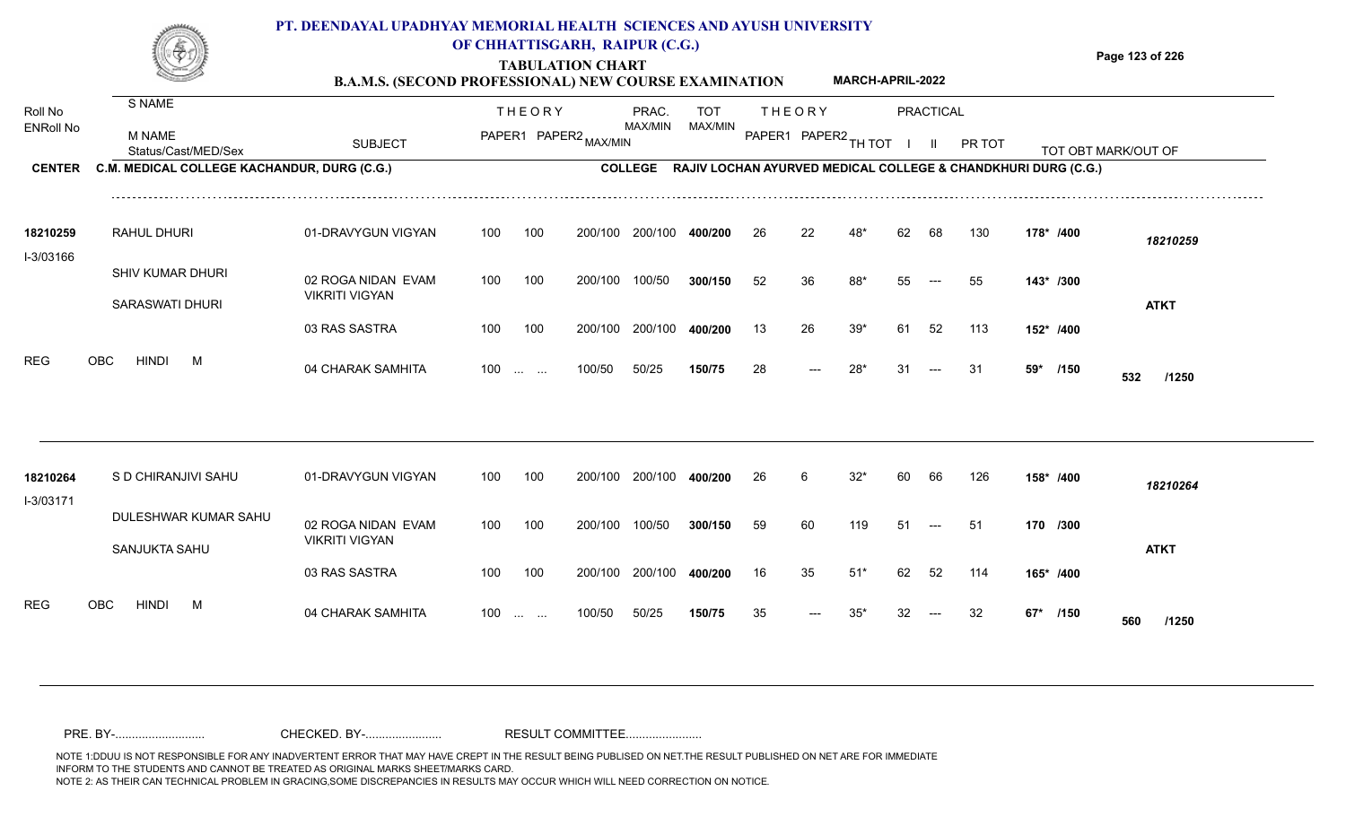# PT. DEENDAYAL UPADHYAY MEMORIAL HEALTH SCIENCES AND AYUSH UNIVERSITY OF CHHATTISGARH, RAIPUR (C.G.)

## TABULATION CHART

### B.A.M.S. (SECOND PROFESSIONAL) NEW COURSE EXAMINATION — MARCH-APRIL-2022

**CENTER** C.M. MEDICAL COLLEGE KACHANDUR, DURG (C.G.)
**COLLEGE** RAJIV LOCHAN AYURVED MEDICAL COLLEGE & CHANDKHURI DURG (C.G.)

| Roll No / ENRoll No | S NAME / M NAME / Status/Cast/MED/Sex | SUBJECT | THEORY PAPER1 | THEORY PAPER2 MAX/MIN | | PRAC. MAX/MIN | TOT MAX/MIN | THEORY PAPER1 | THEORY PAPER2 | TH TOT | PRACTICAL I | PRACTICAL II | PR TOT | TOT OBT MARK/OUT OF | |
|---|---|---|---|---|---|---|---|---|---|---|---|---|---|---|---|
| 18210259 | RAHUL DHURI | 01-DRAVYGUN VIGYAN | 100 | 100 | 200/100 | 200/100 | 400/200 | 26 | 22 | 48* | 62 | 68 | 130 | 178* /400 | 18210259 |
| I-3/03166 | SHIV KUMAR DHURI | 02 ROGA NIDAN EVAM VIKRITI VIGYAN | 100 | 100 | 200/100 | 100/50 | 300/150 | 52 | 36 | 88* | 55 | --- | 55 | 143* /300 | |
| | SARASWATI DHURI | 03 RAS SASTRA | 100 | 100 | 200/100 | 200/100 | 400/200 | 13 | 26 | 39* | 61 | 52 | 113 | 152* /400 | ATKT |
| REG | OBC HINDI M | 04 CHARAK SAMHITA | 100 | ... ... | 100/50 | 50/25 | 150/75 | 28 | --- | 28* | 31 | --- | 31 | 59* /150 | 532 /1250 |
| 18210264 | S D CHIRANJIVI SAHU | 01-DRAVYGUN VIGYAN | 100 | 100 | 200/100 | 200/100 | 400/200 | 26 | 6 | 32* | 60 | 66 | 126 | 158* /400 | 18210264 |
| I-3/03171 | DULESHWAR KUMAR SAHU | 02 ROGA NIDAN EVAM VIKRITI VIGYAN | 100 | 100 | 200/100 | 100/50 | 300/150 | 59 | 60 | 119 | 51 | --- | 51 | 170 /300 | |
| | SANJUKTA SAHU | 03 RAS SASTRA | 100 | 100 | 200/100 | 200/100 | 400/200 | 16 | 35 | 51* | 62 | 52 | 114 | 165* /400 | ATKT |
| REG | OBC HINDI M | 04 CHARAK SAMHITA | 100 | ... ... | 100/50 | 50/25 | 150/75 | 35 | --- | 35* | 32 | --- | 32 | 67* /150 | 560 /1250 |

PRE. BY-.......................... CHECKED. BY-...................... RESULT COMMITTEE......................

NOTE 1:DDUU IS NOT RESPONSIBLE FOR ANY INADVERTENT ERROR THAT MAY HAVE CREPT IN THE RESULT BEING PUBLISED ON NET.THE RESULT PUBLISHED ON NET ARE FOR IMMEDIATE INFORM TO THE STUDENTS AND CANNOT BE TREATED AS ORIGINAL MARKS SHEET/MARKS CARD.
NOTE 2: AS THEIR CAN TECHNICAL PROBLEM IN GRACING,SOME DISCREPANCIES IN RESULTS MAY OCCUR WHICH WILL NEED CORRECTION ON NOTICE.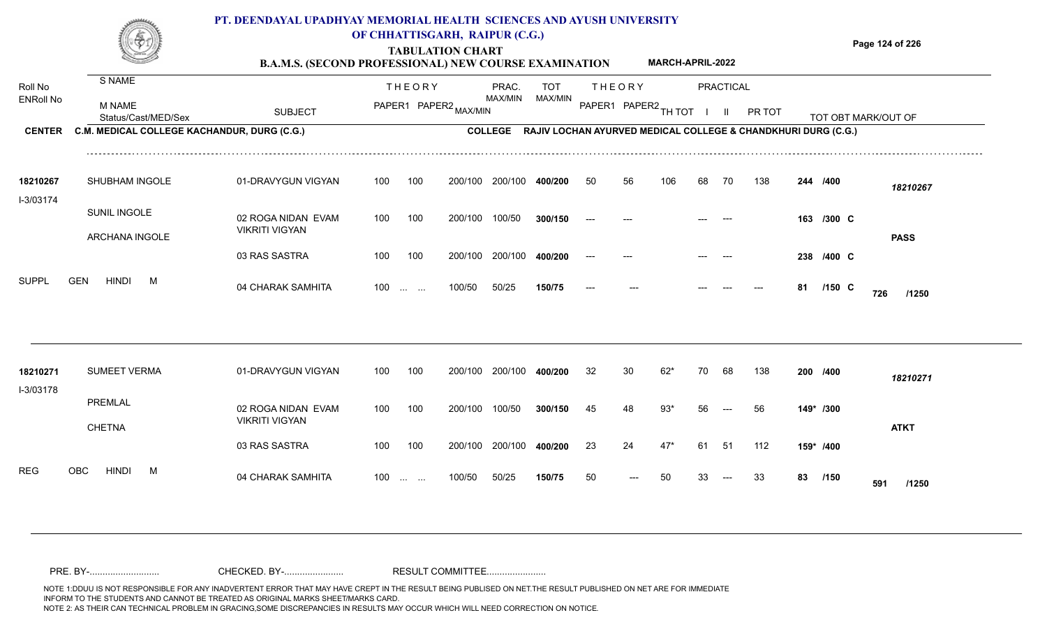# PT. DEENDAYAL UPADHYAY MEMORIAL HEALTH SCIENCES AND AYUSH UNIVERSITY OF CHHATTISGARH, RAIPUR (C.G.)

## TABULATION CHART

### B.A.M.S. (SECOND PROFESSIONAL) NEW COURSE EXAMINATION — MARCH-APRIL-2022

**CENTER:** C.M. MEDICAL COLLEGE KACHANDUR, DURG (C.G.)
**COLLEGE:** RAJIV LOCHAN AYURVED MEDICAL COLLEGE & CHANDKHURI DURG (C.G.)

| Roll No / ENRoll No | S NAME / M NAME / Status/Cast/MED/Sex | SUBJECT | THEORY PAPER1 | THEORY PAPER2 | MAX/MIN | PRAC. MAX/MIN | TOT MAX/MIN | THEORY PAPER1 | THEORY PAPER2 | TH TOT | PRACTICAL I | PRACTICAL II | PR TOT | TOT OBT MARK/OUT OF | |
|---|---|---|---|---|---|---|---|---|---|---|---|---|---|---|---|
| 18210267 | SHUBHAM INGOLE | 01-DRAVYGUN VIGYAN | 100 | 100 | 200/100 | 200/100 | 400/200 | 50 | 56 | 106 | 68 | 70 | 138 | 244 /400 | 18210267 |
| I-3/03174 | SUNIL INGOLE / ARCHANA INGOLE | 02 ROGA NIDAN EVAM VIKRITI VIGYAN | 100 | 100 | 200/100 | 100/50 | 300/150 | --- | --- | | --- | --- | | 163 /300 C | PASS |
| | | 03 RAS SASTRA | 100 | 100 | 200/100 | 200/100 | 400/200 | --- | --- | | --- | --- | | 238 /400 C | |
| SUPPL | GEN HINDI M | 04 CHARAK SAMHITA | 100 | ... ... | 100/50 | 50/25 | 150/75 | --- | --- | | --- | --- | --- | 81 /150 C | 726 /1250 |
| 18210271 | SUMEET VERMA | 01-DRAVYGUN VIGYAN | 100 | 100 | 200/100 | 200/100 | 400/200 | 32 | 30 | 62* | 70 | 68 | 138 | 200 /400 | 18210271 |
| I-3/03178 | PREMLAL / CHETNA | 02 ROGA NIDAN EVAM VIKRITI VIGYAN | 100 | 100 | 200/100 | 100/50 | 300/150 | 45 | 48 | 93* | 56 | --- | 56 | 149* /300 | ATKT |
| | | 03 RAS SASTRA | 100 | 100 | 200/100 | 200/100 | 400/200 | 23 | 24 | 47* | 61 | 51 | 112 | 159* /400 | |
| REG | OBC HINDI M | 04 CHARAK SAMHITA | 100 | ... ... | 100/50 | 50/25 | 150/75 | 50 | --- | 50 | 33 | --- | 33 | 83 /150 | 591 /1250 |

PRE. BY-.......................... CHECKED. BY-...................... RESULT COMMITTEE......................

NOTE 1:DDUU IS NOT RESPONSIBLE FOR ANY INADVERTENT ERROR THAT MAY HAVE CREPT IN THE RESULT BEING PUBLISED ON NET.THE RESULT PUBLISHED ON NET ARE FOR IMMEDIATE INFORM TO THE STUDENTS AND CANNOT BE TREATED AS ORIGINAL MARKS SHEET/MARKS CARD.
NOTE 2: AS THEIR CAN TECHNICAL PROBLEM IN GRACING,SOME DISCREPANCIES IN RESULTS MAY OCCUR WHICH WILL NEED CORRECTION ON NOTICE.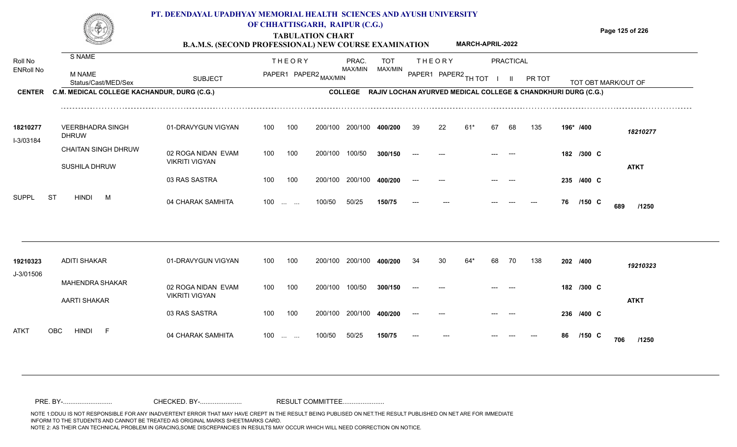# PT. DEENDAYAL UPADHYAY MEMORIAL HEALTH SCIENCES AND AYUSH UNIVERSITY OF CHHATTISGARH, RAIPUR (C.G.)

## TABULATION CHART

### B.A.M.S. (SECOND PROFESSIONAL) NEW COURSE EXAMINATION — MARCH-APRIL-2022

**CENTER:** C.M. MEDICAL COLLEGE KACHANDUR, DURG (C.G.)
**COLLEGE:** RAJIV LOCHAN AYURVED MEDICAL COLLEGE & CHANDKHURI DURG (C.G.)

| Roll No / ENRoll No | S NAME / M NAME / Status/Cast/MED/Sex | SUBJECT | THEORY PAPER1 | THEORY PAPER2 | MAX/MIN | PRAC. MAX/MIN | TOT MAX/MIN | THEORY PAPER1 | THEORY PAPER2 | TH TOT | PRACTICAL I | PRACTICAL II | PR TOT | TOT OBT MARK/OUT OF | |
|---|---|---|---|---|---|---|---|---|---|---|---|---|---|---|---|
| 18210277 | VEERBHADRA SINGH DHRUW | 01-DRAVYGUN VIGYAN | 100 | 100 | 200/100 | 200/100 | 400/200 | 39 | 22 | 61* | 67 | 68 | 135 | 196* /400 | 18210277 |
| I-3/03184 | CHAITAN SINGH DHRUW | 02 ROGA NIDAN EVAM VIKRITI VIGYAN | 100 | 100 | 200/100 | 100/50 | 300/150 | --- | --- | | --- | --- | | 182 /300 C | |
| | SUSHILA DHRUW | 03 RAS SASTRA | 100 | 100 | 200/100 | 200/100 | 400/200 | --- | --- | | --- | --- | | 235 /400 C | ATKT |
| SUPPL | ST HINDI M | 04 CHARAK SAMHITA | 100 | ... ... | 100/50 | 50/25 | 150/75 | --- | --- | | --- | --- | --- | 76 /150 C | 689 /1250 |
| 19210323 | ADITI SHAKAR | 01-DRAVYGUN VIGYAN | 100 | 100 | 200/100 | 200/100 | 400/200 | 34 | 30 | 64* | 68 | 70 | 138 | 202 /400 | 19210323 |
| J-3/01506 | MAHENDRA SHAKAR | 02 ROGA NIDAN EVAM VIKRITI VIGYAN | 100 | 100 | 200/100 | 100/50 | 300/150 | --- | --- | | --- | --- | | 182 /300 C | |
| | AARTI SHAKAR | 03 RAS SASTRA | 100 | 100 | 200/100 | 200/100 | 400/200 | --- | --- | | --- | --- | | 236 /400 C | ATKT |
| ATKT | OBC HINDI F | 04 CHARAK SAMHITA | 100 | ... ... | 100/50 | 50/25 | 150/75 | --- | --- | | --- | --- | --- | 86 /150 C | 706 /1250 |

PRE. BY-.......................... CHECKED. BY-...................... RESULT COMMITTEE......................

NOTE 1:DDUU IS NOT RESPONSIBLE FOR ANY INADVERTENT ERROR THAT MAY HAVE CREPT IN THE RESULT BEING PUBLISED ON NET.THE RESULT PUBLISHED ON NET ARE FOR IMMEDIATE INFORM TO THE STUDENTS AND CANNOT BE TREATED AS ORIGINAL MARKS SHEET/MARKS CARD.
NOTE 2: AS THEIR CAN TECHNICAL PROBLEM IN GRACING,SOME DISCREPANCIES IN RESULTS MAY OCCUR WHICH WILL NEED CORRECTION ON NOTICE.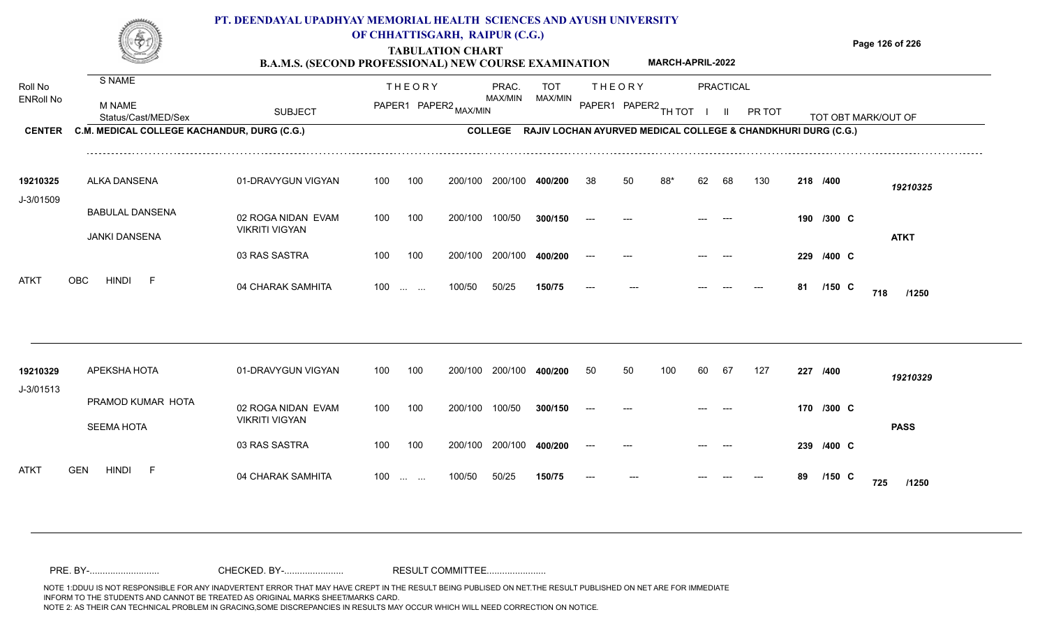# PT. DEENDAYAL UPADHYAY MEMORIAL HEALTH SCIENCES AND AYUSH UNIVERSITY OF CHHATTISGARH, RAIPUR (C.G.)

## TABULATION CHART

**B.A.M.S. (SECOND PROFESSIONAL) NEW COURSE EXAMINATION** MARCH-APRIL-2022

**CENTER** C.M. MEDICAL COLLEGE KACHANDUR, DURG (C.G.) **COLLEGE** RAJIV LOCHAN AYURVED MEDICAL COLLEGE & CHANDKHURI DURG (C.G.)

| Roll No / ENRoll No | S NAME / M NAME / Status/Cast/MED/Sex | SUBJECT | THEORY PAPER1 | THEORY PAPER2 | MAX/MIN | PRAC. MAX/MIN | TOT MAX/MIN | THEORY PAPER1 | THEORY PAPER2 | TH TOT | PRACTICAL I | PRACTICAL II | PR TOT | TOT OBT MARK/OUT OF | |
|---|---|---|---|---|---|---|---|---|---|---|---|---|---|---|---|
| 19210325 | ALKA DANSENA | 01-DRAVYGUN VIGYAN | 100 | 100 | 200/100 | 200/100 | 400/200 | 38 | 50 | 88* | 62 | 68 | 130 | 218 /400 | 19210325 |
| J-3/01509 | BABULAL DANSENA | 02 ROGA NIDAN EVAM VIKRITI VIGYAN | 100 | 100 | 200/100 | 100/50 | 300/150 | --- | --- | | --- | --- | | 190 /300 C | |
| | JANKI DANSENA | | | | | | | | | | | | | | ATKT |
| | | 03 RAS SASTRA | 100 | 100 | 200/100 | 200/100 | 400/200 | --- | --- | | --- | --- | | 229 /400 C | |
| ATKT | OBC HINDI F | 04 CHARAK SAMHITA | 100 | ... ... | 100/50 | 50/25 | 150/75 | --- | --- | | --- | --- | --- | 81 /150 C | 718 /1250 |
| 19210329 | APEKSHA HOTA | 01-DRAVYGUN VIGYAN | 100 | 100 | 200/100 | 200/100 | 400/200 | 50 | 50 | 100 | 60 | 67 | 127 | 227 /400 | 19210329 |
| J-3/01513 | PRAMOD KUMAR HOTA | 02 ROGA NIDAN EVAM VIKRITI VIGYAN | 100 | 100 | 200/100 | 100/50 | 300/150 | --- | --- | | --- | --- | | 170 /300 C | |
| | SEEMA HOTA | | | | | | | | | | | | | | PASS |
| | | 03 RAS SASTRA | 100 | 100 | 200/100 | 200/100 | 400/200 | --- | --- | | --- | --- | | 239 /400 C | |
| ATKT | GEN HINDI F | 04 CHARAK SAMHITA | 100 | ... ... | 100/50 | 50/25 | 150/75 | --- | --- | | --- | --- | --- | 89 /150 C | 725 /1250 |

PRE. BY-........................... CHECKED. BY-....................... RESULT COMMITTEE.......................

NOTE 1:DDUU IS NOT RESPONSIBLE FOR ANY INADVERTENT ERROR THAT MAY HAVE CREPT IN THE RESULT BEING PUBLISED ON NET.THE RESULT PUBLISHED ON NET ARE FOR IMMEDIATE INFORM TO THE STUDENTS AND CANNOT BE TREATED AS ORIGINAL MARKS SHEET/MARKS CARD.
NOTE 2: AS THEIR CAN TECHNICAL PROBLEM IN GRACING,SOME DISCREPANCIES IN RESULTS MAY OCCUR WHICH WILL NEED CORRECTION ON NOTICE.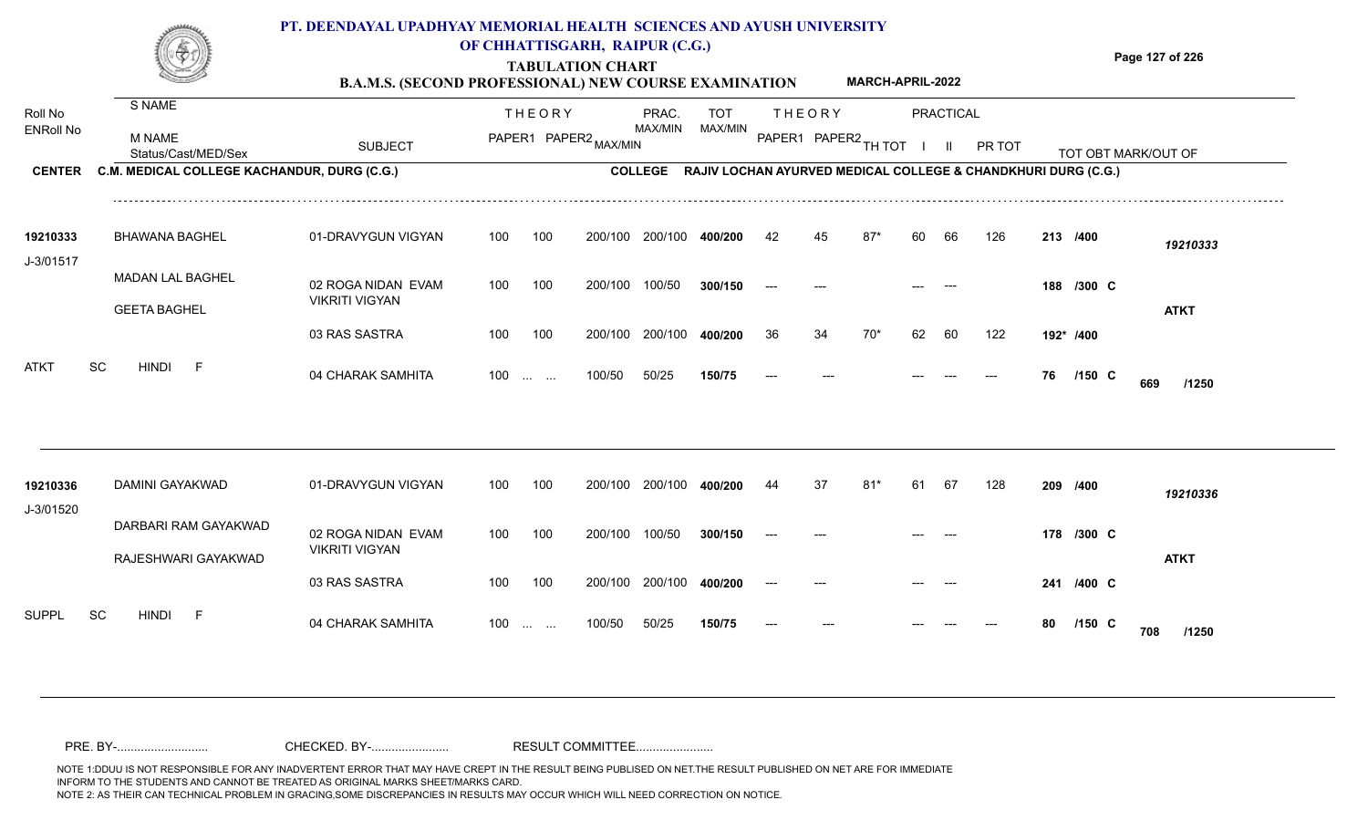# PT. DEENDAYAL UPADHYAY MEMORIAL HEALTH SCIENCES AND AYUSH UNIVERSITY OF CHHATTISGARH, RAIPUR (C.G.)

## TABULATION CHART

### B.A.M.S. (SECOND PROFESSIONAL) NEW COURSE EXAMINATION — MARCH-APRIL-2022

**CENTER** C.M. MEDICAL COLLEGE KACHANDUR, DURG (C.G.) — **COLLEGE** RAJIV LOCHAN AYURVED MEDICAL COLLEGE & CHANDKHURI DURG (C.G.)

| Roll No / ENRoll No | S NAME / M NAME / Status/Cast/MED/Sex | SUBJECT | THEORY PAPER1 | THEORY PAPER2 | MAX/MIN | PRAC. MAX/MIN | TOT MAX/MIN | THEORY PAPER1 | THEORY PAPER2 | TH TOT | PRACTICAL I | PRACTICAL II | PR TOT | TOT OBT MARK/OUT OF | |
|---|---|---|---|---|---|---|---|---|---|---|---|---|---|---|---|
| 19210333 | BHAWANA BAGHEL | 01-DRAVYGUN VIGYAN | 100 | 100 | 200/100 | 200/100 | 400/200 | 42 | 45 | 87* | 60 | 66 | 126 | 213 /400 | 19210333 |
| J-3/01517 | MADAN LAL BAGHEL | 02 ROGA NIDAN EVAM VIKRITI VIGYAN | 100 | 100 | 200/100 | 100/50 | 300/150 | --- | --- | | --- | --- | | 188 /300 C | |
| | GEETA BAGHEL | | | | | | | | | | | | | | ATKT |
| | | 03 RAS SASTRA | 100 | 100 | 200/100 | 200/100 | 400/200 | 36 | 34 | 70* | 62 | 60 | 122 | 192* /400 | |
| ATKT | SC HINDI F | 04 CHARAK SAMHITA | 100 | ... ... | 100/50 | 50/25 | 150/75 | --- | --- | | --- | --- | --- | 76 /150 C | 669 /1250 |
| 19210336 | DAMINI GAYAKWAD | 01-DRAVYGUN VIGYAN | 100 | 100 | 200/100 | 200/100 | 400/200 | 44 | 37 | 81* | 61 | 67 | 128 | 209 /400 | 19210336 |
| J-3/01520 | DARBARI RAM GAYAKWAD | 02 ROGA NIDAN EVAM VIKRITI VIGYAN | 100 | 100 | 200/100 | 100/50 | 300/150 | --- | --- | | --- | --- | | 178 /300 C | |
| | RAJESHWARI GAYAKWAD | | | | | | | | | | | | | | ATKT |
| | | 03 RAS SASTRA | 100 | 100 | 200/100 | 200/100 | 400/200 | --- | --- | | --- | --- | | 241 /400 C | |
| SUPPL | SC HINDI F | 04 CHARAK SAMHITA | 100 | ... ... | 100/50 | 50/25 | 150/75 | --- | --- | | --- | --- | --- | 80 /150 C | 708 /1250 |

PRE. BY-.......................... CHECKED. BY-...................... RESULT COMMITTEE......................

NOTE 1:DDUU IS NOT RESPONSIBLE FOR ANY INADVERTENT ERROR THAT MAY HAVE CREPT IN THE RESULT BEING PUBLISED ON NET.THE RESULT PUBLISHED ON NET ARE FOR IMMEDIATE INFORM TO THE STUDENTS AND CANNOT BE TREATED AS ORIGINAL MARKS SHEET/MARKS CARD.
NOTE 2: AS THEIR CAN TECHNICAL PROBLEM IN GRACING,SOME DISCREPANCIES IN RESULTS MAY OCCUR WHICH WILL NEED CORRECTION ON NOTICE.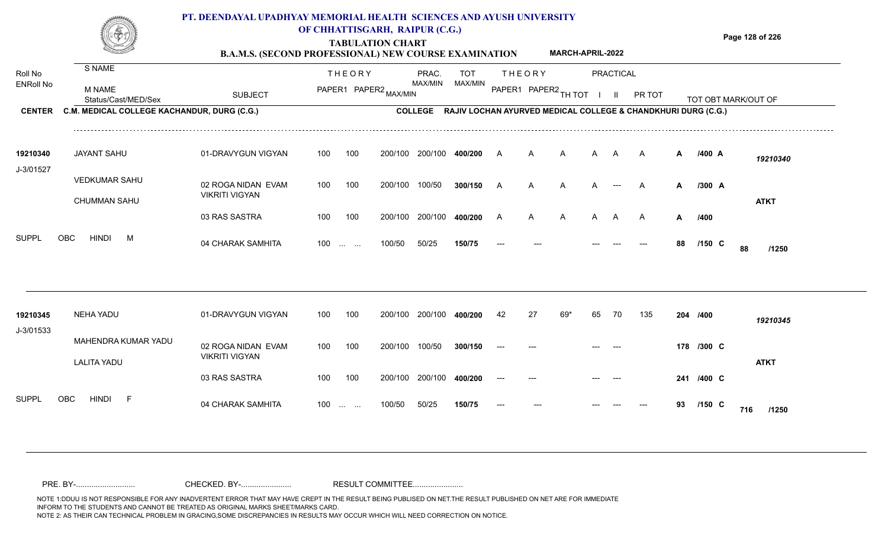# PT. DEENDAYAL UPADHYAY MEMORIAL HEALTH SCIENCES AND AYUSH UNIVERSITY OF CHHATTISGARH, RAIPUR (C.G.)

## TABULATION CHART

### B.A.M.S. (SECOND PROFESSIONAL) NEW COURSE EXAMINATION — MARCH-APRIL-2022

**CENTER:** C.M. MEDICAL COLLEGE KACHANDUR, DURG (C.G.)
**COLLEGE:** RAJIV LOCHAN AYURVED MEDICAL COLLEGE & CHANDKHURI DURG (C.G.)

| Roll No / ENRoll No | S NAME / M NAME / Status/Cast/MED/Sex | SUBJECT | THEORY PAPER1 | THEORY PAPER2 MAX/MIN | PRAC. MAX/MIN | TOT MAX/MIN | THEORY PAPER1 | THEORY PAPER2 | TH TOT | PRACTICAL I | PRACTICAL II | PR TOT | TOT OBT MARK/OUT OF | | |
|---|---|---|---|---|---|---|---|---|---|---|---|---|---|---|---|
| 19210340 | JAYANT SAHU | 01-DRAVYGUN VIGYAN | 100 | 100 200/100 | 200/100 | 400/200 | A | A | A | A | A | A | A | /400 A | 19210340 |
| J-3/01527 | VEDKUMAR SAHU | 02 ROGA NIDAN EVAM VIKRITI VIGYAN | 100 | 100 200/100 | 100/50 | 300/150 | A | A | A | A | --- | A | A | /300 A | |
| | CHUMMAN SAHU | 03 RAS SASTRA | 100 | 100 200/100 | 200/100 | 400/200 | A | A | A | A | A | A | A | /400 | ATKT |
| SUPPL | OBC HINDI M | 04 CHARAK SAMHITA | 100 | ... ... 100/50 | 50/25 | 150/75 | --- | --- | | --- | --- | --- | 88 | /150 C | 88 /1250 |
| 19210345 | NEHA YADU | 01-DRAVYGUN VIGYAN | 100 | 100 200/100 | 200/100 | 400/200 | 42 | 27 | 69* | 65 | 70 | 135 | 204 | /400 | 19210345 |
| J-3/01533 | MAHENDRA KUMAR YADU | 02 ROGA NIDAN EVAM VIKRITI VIGYAN | 100 | 100 200/100 | 100/50 | 300/150 | --- | --- | | --- | --- | | 178 | /300 C | |
| | LALITA YADU | 03 RAS SASTRA | 100 | 100 200/100 | 200/100 | 400/200 | --- | --- | | --- | --- | | 241 | /400 C | ATKT |
| SUPPL | OBC HINDI F | 04 CHARAK SAMHITA | 100 | ... ... 100/50 | 50/25 | 150/75 | --- | --- | | --- | --- | --- | 93 | /150 C | 716 /1250 |

PRE. BY-.......................... CHECKED. BY-...................... RESULT COMMITTEE......................

NOTE 1:DDUU IS NOT RESPONSIBLE FOR ANY INADVERTENT ERROR THAT MAY HAVE CREPT IN THE RESULT BEING PUBLISED ON NET.THE RESULT PUBLISHED ON NET ARE FOR IMMEDIATE INFORM TO THE STUDENTS AND CANNOT BE TREATED AS ORIGINAL MARKS SHEET/MARKS CARD.
NOTE 2: AS THEIR CAN TECHNICAL PROBLEM IN GRACING,SOME DISCREPANCIES IN RESULTS MAY OCCUR WHICH WILL NEED CORRECTION ON NOTICE.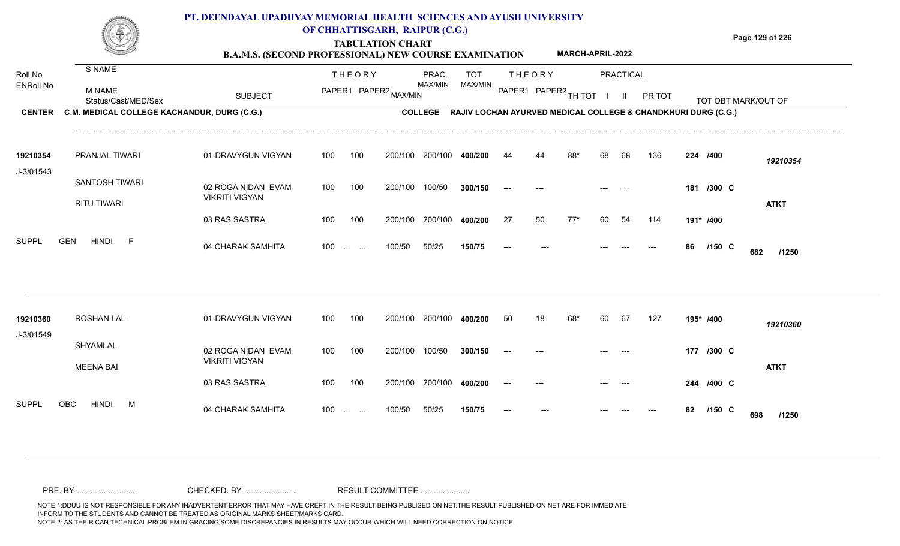# PT. DEENDAYAL UPADHYAY MEMORIAL HEALTH SCIENCES AND AYUSH UNIVERSITY OF CHHATTISGARH, RAIPUR (C.G.)

## TABULATION CHART

### B.A.M.S. (SECOND PROFESSIONAL) NEW COURSE EXAMINATION MARCH-APRIL-2022

**CENTER** C.M. MEDICAL COLLEGE KACHANDUR, DURG (C.G.) **COLLEGE** RAJIV LOCHAN AYURVED MEDICAL COLLEGE & CHANDKHURI DURG (C.G.)

| Roll No / ENRoll No | S NAME / M NAME / Status/Cast/MED/Sex | SUBJECT | THEORY PAPER1 | THEORY PAPER2 | MAX/MIN | PRAC. MAX/MIN | TOT MAX/MIN | THEORY PAPER1 | THEORY PAPER2 | TH TOT | PRACTICAL I | PRACTICAL II | PR TOT | TOT OBT MARK/OUT OF | |
|---|---|---|---|---|---|---|---|---|---|---|---|---|---|---|---|
| 19210354 | PRANJAL TIWARI | 01-DRAVYGUN VIGYAN | 100 | 100 | 200/100 | 200/100 | 400/200 | 44 | 44 | 88* | 68 | 68 | 136 | 224 /400 | 19210354 |
| J-3/01543 | SANTOSH TIWARI | 02 ROGA NIDAN EVAM VIKRITI VIGYAN | 100 | 100 | 200/100 | 100/50 | 300/150 | --- | --- | | --- | --- | | 181 /300 C | |
| | RITU TIWARI | | | | | | | | | | | | | | ATKT |
| | | 03 RAS SASTRA | 100 | 100 | 200/100 | 200/100 | 400/200 | 27 | 50 | 77* | 60 | 54 | 114 | 191* /400 | |
| SUPPL | GEN HINDI F | 04 CHARAK SAMHITA | 100 | ... ... | 100/50 | 50/25 | 150/75 | --- | --- | | --- | --- | --- | 86 /150 C | 682 /1250 |
| 19210360 | ROSHAN LAL | 01-DRAVYGUN VIGYAN | 100 | 100 | 200/100 | 200/100 | 400/200 | 50 | 18 | 68* | 60 | 67 | 127 | 195* /400 | 19210360 |
| J-3/01549 | SHYAMLAL | 02 ROGA NIDAN EVAM VIKRITI VIGYAN | 100 | 100 | 200/100 | 100/50 | 300/150 | --- | --- | | --- | --- | | 177 /300 C | |
| | MEENA BAI | | | | | | | | | | | | | | ATKT |
| | | 03 RAS SASTRA | 100 | 100 | 200/100 | 200/100 | 400/200 | --- | --- | | --- | --- | | 244 /400 C | |
| SUPPL | OBC HINDI M | 04 CHARAK SAMHITA | 100 | ... ... | 100/50 | 50/25 | 150/75 | --- | --- | | --- | --- | --- | 82 /150 C | 698 /1250 |

PRE. BY-.......................... CHECKED. BY-...................... RESULT COMMITTEE......................

NOTE 1:DDUU IS NOT RESPONSIBLE FOR ANY INADVERTENT ERROR THAT MAY HAVE CREPT IN THE RESULT BEING PUBLISED ON NET.THE RESULT PUBLISHED ON NET ARE FOR IMMEDIATE INFORM TO THE STUDENTS AND CANNOT BE TREATED AS ORIGINAL MARKS SHEET/MARKS CARD.
NOTE 2: AS THEIR CAN TECHNICAL PROBLEM IN GRACING,SOME DISCREPANCIES IN RESULTS MAY OCCUR WHICH WILL NEED CORRECTION ON NOTICE.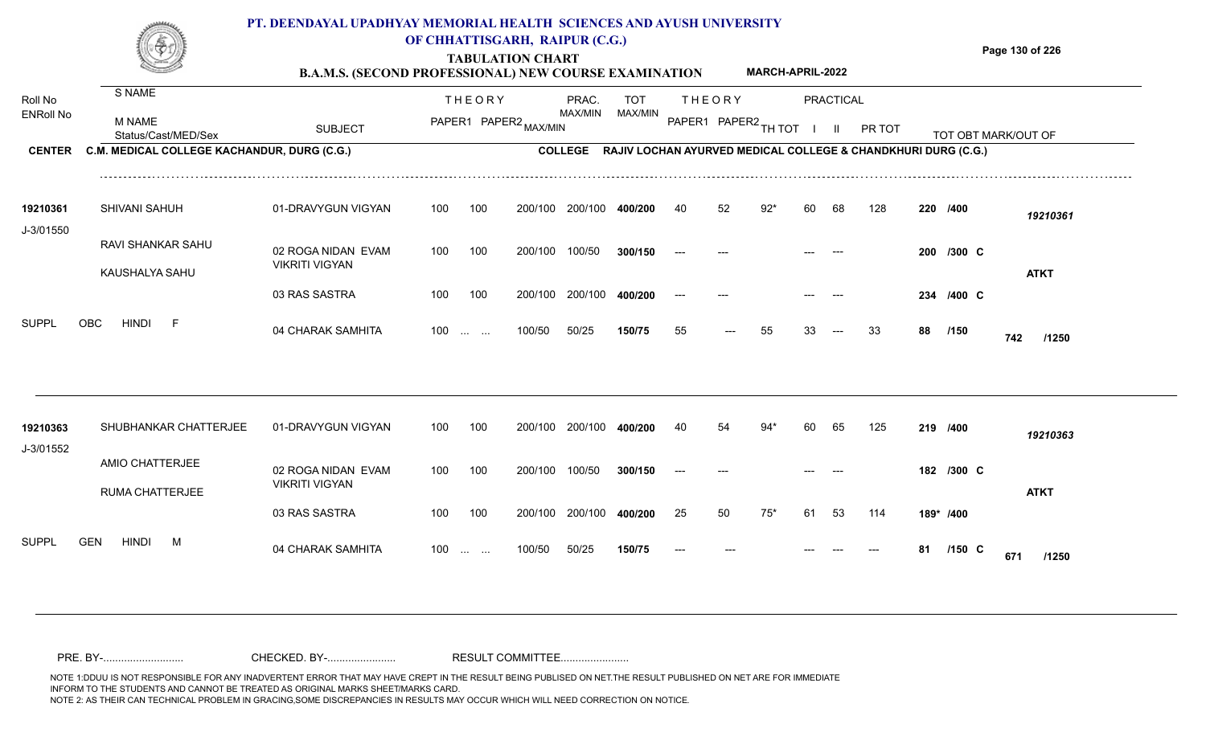# PT. DEENDAYAL UPADHYAY MEMORIAL HEALTH SCIENCES AND AYUSH UNIVERSITY OF CHHATTISGARH, RAIPUR (C.G.)

## TABULATION CHART

### B.A.M.S. (SECOND PROFESSIONAL) NEW COURSE EXAMINATION — MARCH-APRIL-2022

**CENTER** C.M. MEDICAL COLLEGE KACHANDUR, DURG (C.G.)  **COLLEGE** RAJIV LOCHAN AYURVED MEDICAL COLLEGE & CHANDKHURI DURG (C.G.)

| Roll No / ENRoll No | S NAME / M NAME / Status/Cast/MED/Sex | SUBJECT | THEORY PAPER1 | THEORY PAPER2 | MAX/MIN | PRAC. MAX/MIN | TOT MAX/MIN | THEORY PAPER1 | THEORY PAPER2 | TH TOT | PRACTICAL I | PRACTICAL II | PR TOT | TOT OBT MARK/OUT OF | |
|---|---|---|---|---|---|---|---|---|---|---|---|---|---|---|---|
| 19210361 | SHIVANI SAHUH | 01-DRAVYGUN VIGYAN | 100 | 100 | 200/100 | 200/100 | 400/200 | 40 | 52 | 92* | 60 | 68 | 128 | 220 /400 | 19210361 |
| J-3/01550 | RAVI SHANKAR SAHU | 02 ROGA NIDAN EVAM VIKRITI VIGYAN | 100 | 100 | 200/100 | 100/50 | 300/150 | --- | --- | | --- | --- | | 200 /300 C | |
| | KAUSHALYA SAHU | | | | | | | | | | | | | | ATKT |
| | | 03 RAS SASTRA | 100 | 100 | 200/100 | 200/100 | 400/200 | --- | --- | | --- | --- | | 234 /400 C | |
| SUPPL | OBC HINDI F | 04 CHARAK SAMHITA | 100 | ... ... | 100/50 | 50/25 | 150/75 | 55 | --- | 55 | 33 | --- | 33 | 88 /150 | 742 /1250 |
| 19210363 | SHUBHANKAR CHATTERJEE | 01-DRAVYGUN VIGYAN | 100 | 100 | 200/100 | 200/100 | 400/200 | 40 | 54 | 94* | 60 | 65 | 125 | 219 /400 | 19210363 |
| J-3/01552 | AMIO CHATTERJEE | 02 ROGA NIDAN EVAM VIKRITI VIGYAN | 100 | 100 | 200/100 | 100/50 | 300/150 | --- | --- | | --- | --- | | 182 /300 C | |
| | RUMA CHATTERJEE | | | | | | | | | | | | | | ATKT |
| | | 03 RAS SASTRA | 100 | 100 | 200/100 | 200/100 | 400/200 | 25 | 50 | 75* | 61 | 53 | 114 | 189* /400 | |
| SUPPL | GEN HINDI M | 04 CHARAK SAMHITA | 100 | ... ... | 100/50 | 50/25 | 150/75 | --- | --- | | --- | --- | --- | 81 /150 C | 671 /1250 |

PRE. BY-.......................... CHECKED. BY-...................... RESULT COMMITTEE......................

NOTE 1:DDUU IS NOT RESPONSIBLE FOR ANY INADVERTENT ERROR THAT MAY HAVE CREPT IN THE RESULT BEING PUBLISED ON NET.THE RESULT PUBLISHED ON NET ARE FOR IMMEDIATE INFORM TO THE STUDENTS AND CANNOT BE TREATED AS ORIGINAL MARKS SHEET/MARKS CARD.
NOTE 2: AS THEIR CAN TECHNICAL PROBLEM IN GRACING,SOME DISCREPANCIES IN RESULTS MAY OCCUR WHICH WILL NEED CORRECTION ON NOTICE.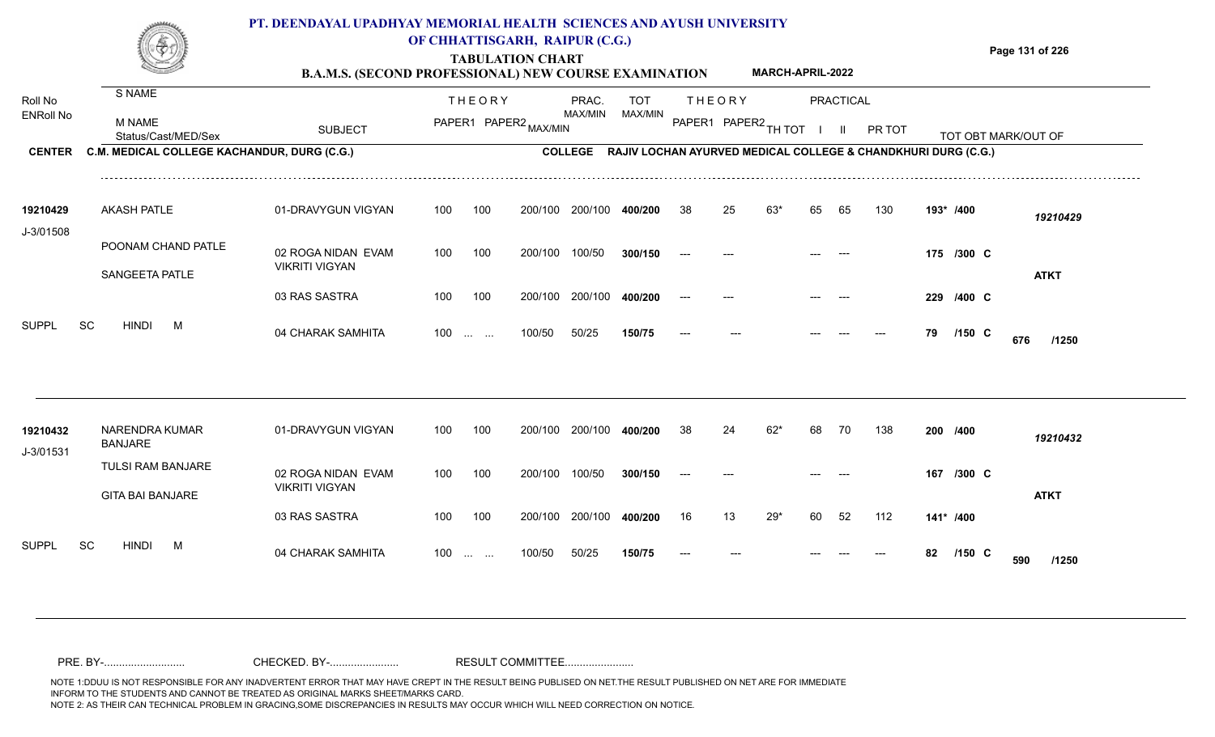# PT. DEENDAYAL UPADHYAY MEMORIAL HEALTH SCIENCES AND AYUSH UNIVERSITY OF CHHATTISGARH, RAIPUR (C.G.)

## TABULATION CHART

### B.A.M.S. (SECOND PROFESSIONAL) NEW COURSE EXAMINATION — MARCH-APRIL-2022

**CENTER:** C.M. MEDICAL COLLEGE KACHANDUR, DURG (C.G.)
**COLLEGE:** RAJIV LOCHAN AYURVED MEDICAL COLLEGE & CHANDKHURI DURG (C.G.)

| Roll No / ENRoll No | S NAME / M NAME / Status/Cast/MED/Sex | SUBJECT | THEORY PAPER1 | THEORY PAPER2 MAX/MIN | PRAC. MAX/MIN | TOT MAX/MIN | THEORY PAPER1 | THEORY PAPER2 | TH TOT | PRACTICAL I | PRACTICAL II | PR TOT | TOT OBT MARK/OUT OF | |
|---|---|---|---|---|---|---|---|---|---|---|---|---|---|---|
| 19210429 | AKASH PATLE | 01-DRAVYGUN VIGYAN | 100 | 100 200/100 | 200/100 | 400/200 | 38 | 25 | 63* | 65 | 65 | 130 | 193* /400 | 19210429 |
| J-3/01508 | POONAM CHAND PATLE | 02 ROGA NIDAN EVAM VIKRITI VIGYAN | 100 | 100 200/100 | 100/50 | 300/150 | --- | --- | | --- | --- | | 175 /300 C | |
| | SANGEETA PATLE | | | | | | | | | | | | | ATKT |
| | | 03 RAS SASTRA | 100 | 100 200/100 | 200/100 | 400/200 | --- | --- | | --- | --- | | 229 /400 C | |
| SUPPL | SC HINDI M | 04 CHARAK SAMHITA | 100 | ... ... 100/50 | 50/25 | 150/75 | --- | --- | | --- | --- | --- | 79 /150 C | 676 /1250 |
| 19210432 | NARENDRA KUMAR BANJARE | 01-DRAVYGUN VIGYAN | 100 | 100 200/100 | 200/100 | 400/200 | 38 | 24 | 62* | 68 | 70 | 138 | 200 /400 | 19210432 |
| J-3/01531 | TULSI RAM BANJARE | 02 ROGA NIDAN EVAM VIKRITI VIGYAN | 100 | 100 200/100 | 100/50 | 300/150 | --- | --- | | --- | --- | | 167 /300 C | |
| | GITA BAI BANJARE | | | | | | | | | | | | | ATKT |
| | | 03 RAS SASTRA | 100 | 100 200/100 | 200/100 | 400/200 | 16 | 13 | 29* | 60 | 52 | 112 | 141* /400 | |
| SUPPL | SC HINDI M | 04 CHARAK SAMHITA | 100 | ... ... 100/50 | 50/25 | 150/75 | --- | --- | | --- | --- | --- | 82 /150 C | 590 /1250 |

PRE. BY-........................... CHECKED. BY-....................... RESULT COMMITTEE.......................

NOTE 1:DDUU IS NOT RESPONSIBLE FOR ANY INADVERTENT ERROR THAT MAY HAVE CREPT IN THE RESULT BEING PUBLISED ON NET.THE RESULT PUBLISHED ON NET ARE FOR IMMEDIATE INFORM TO THE STUDENTS AND CANNOT BE TREATED AS ORIGINAL MARKS SHEET/MARKS CARD.
NOTE 2: AS THEIR CAN TECHNICAL PROBLEM IN GRACING,SOME DISCREPANCIES IN RESULTS MAY OCCUR WHICH WILL NEED CORRECTION ON NOTICE.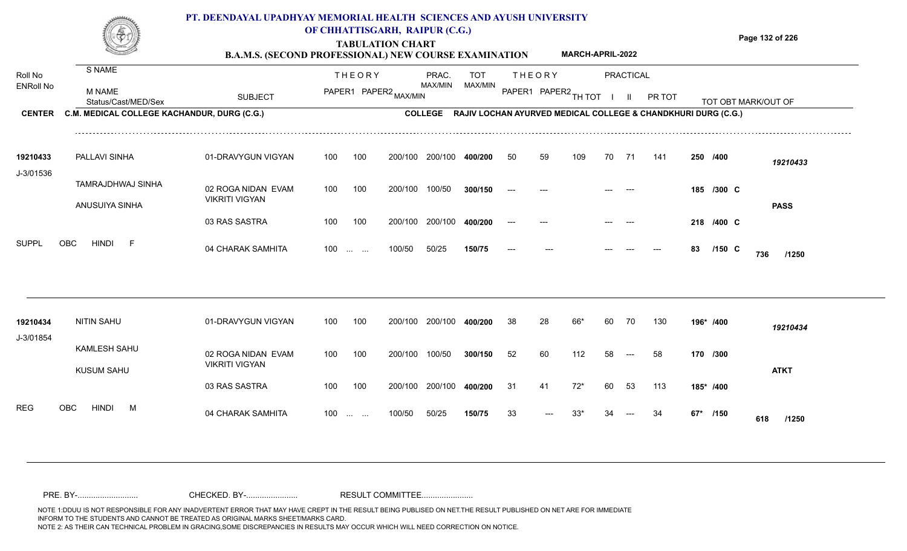# PT. DEENDAYAL UPADHYAY MEMORIAL HEALTH SCIENCES AND AYUSH UNIVERSITY OF CHHATTISGARH, RAIPUR (C.G.)

## TABULATION CHART

**B.A.M.S. (SECOND PROFESSIONAL) NEW COURSE EXAMINATION** — **MARCH-APRIL-2022**

**CENTER** C.M. MEDICAL COLLEGE KACHANDUR, DURG (C.G.) — **COLLEGE** RAJIV LOCHAN AYURVED MEDICAL COLLEGE & CHANDKHURI DURG (C.G.)

| Roll No / ENRoll No | S NAME / M NAME / Status/Cast/MED/Sex | SUBJECT | THEORY PAPER1 | THEORY PAPER2 | MAX/MIN | PRAC. MAX/MIN | TOT MAX/MIN | THEORY PAPER1 | THEORY PAPER2 | TH TOT | PRACTICAL I | PRACTICAL II | PR TOT | TOT OBT MARK/OUT OF | |
|---|---|---|---|---|---|---|---|---|---|---|---|---|---|---|---|
| 19210433 | PALLAVI SINHA | 01-DRAVYGUN VIGYAN | 100 | 100 | 200/100 | 200/100 | 400/200 | 50 | 59 | 109 | 70 | 71 | 141 | 250 /400 | 19210433 |
| J-3/01536 | TAMRAJDHWAJ SINHA | 02 ROGA NIDAN EVAM VIKRITI VIGYAN | 100 | 100 | 200/100 | 100/50 | 300/150 | --- | --- | | --- | --- | | 185 /300 C | |
| | ANUSUIYA SINHA | | | | | | | | | | | | | | PASS |
| | | 03 RAS SASTRA | 100 | 100 | 200/100 | 200/100 | 400/200 | --- | --- | | --- | --- | | 218 /400 C | |
| SUPPL | OBC HINDI F | 04 CHARAK SAMHITA | 100 | ... ... | 100/50 | 50/25 | 150/75 | --- | --- | | --- | --- | --- | 83 /150 C | 736 /1250 |
| 19210434 | NITIN SAHU | 01-DRAVYGUN VIGYAN | 100 | 100 | 200/100 | 200/100 | 400/200 | 38 | 28 | 66* | 60 | 70 | 130 | 196* /400 | 19210434 |
| J-3/01854 | KAMLESH SAHU | 02 ROGA NIDAN EVAM VIKRITI VIGYAN | 100 | 100 | 200/100 | 100/50 | 300/150 | 52 | 60 | 112 | 58 | --- | 58 | 170 /300 | |
| | KUSUM SAHU | | | | | | | | | | | | | | ATKT |
| | | 03 RAS SASTRA | 100 | 100 | 200/100 | 200/100 | 400/200 | 31 | 41 | 72* | 60 | 53 | 113 | 185* /400 | |
| REG | OBC HINDI M | 04 CHARAK SAMHITA | 100 | ... ... | 100/50 | 50/25 | 150/75 | 33 | --- | 33* | 34 | --- | 34 | 67* /150 | 618 /1250 |

PRE. BY-.......................... CHECKED. BY-...................... RESULT COMMITTEE......................

NOTE 1:DDUU IS NOT RESPONSIBLE FOR ANY INADVERTENT ERROR THAT MAY HAVE CREPT IN THE RESULT BEING PUBLISED ON NET.THE RESULT PUBLISHED ON NET ARE FOR IMMEDIATE INFORM TO THE STUDENTS AND CANNOT BE TREATED AS ORIGINAL MARKS SHEET/MARKS CARD.
NOTE 2: AS THEIR CAN TECHNICAL PROBLEM IN GRACING,SOME DISCREPANCIES IN RESULTS MAY OCCUR WHICH WILL NEED CORRECTION ON NOTICE.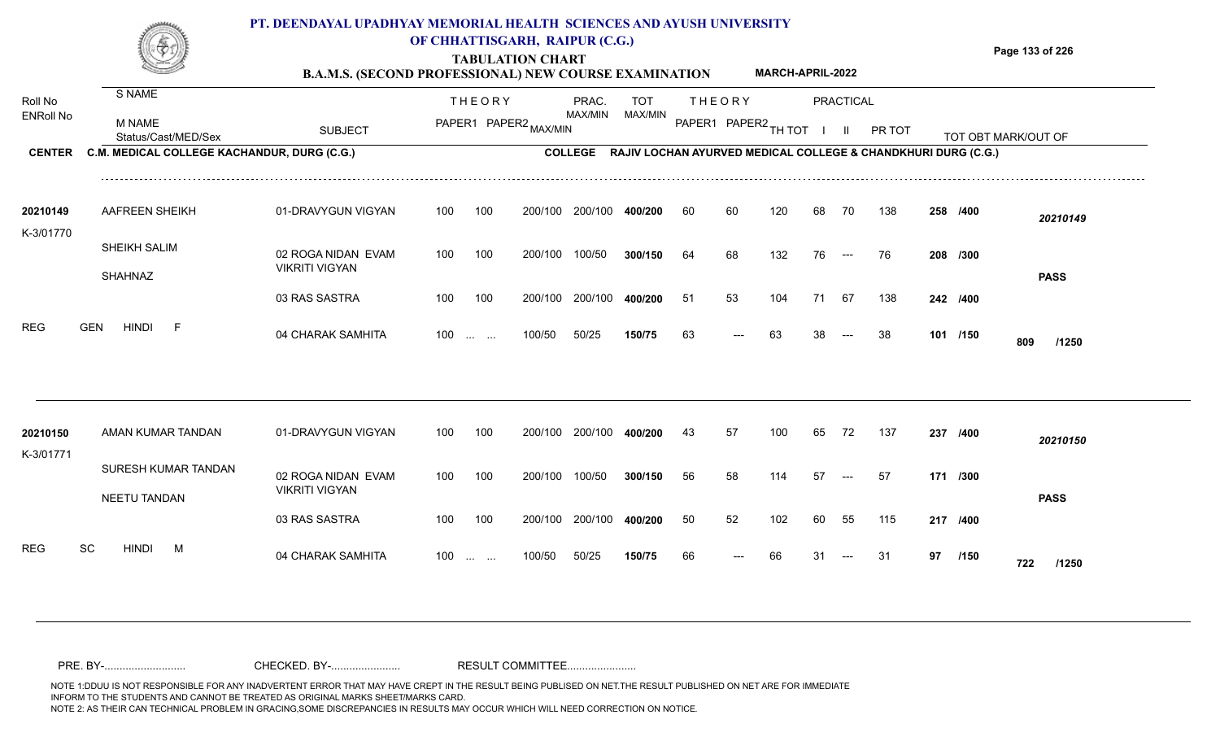# PT. DEENDAYAL UPADHYAY MEMORIAL HEALTH SCIENCES AND AYUSH UNIVERSITY OF CHHATTISGARH, RAIPUR (C.G.)

## TABULATION CHART

**B.A.M.S. (SECOND PROFESSIONAL) NEW COURSE EXAMINATION — MARCH-APRIL-2022**

**CENTER** C.M. MEDICAL COLLEGE KACHANDUR, DURG (C.G.)
**COLLEGE** RAJIV LOCHAN AYURVED MEDICAL COLLEGE & CHANDKHURI DURG (C.G.)

| Roll No / ENRoll No | S NAME / M NAME / Status/Cast/MED/Sex | SUBJECT | THEORY PAPER1 | THEORY PAPER2 | MAX/MIN | PRAC. MAX/MIN | TOT MAX/MIN | THEORY PAPER1 | THEORY PAPER2 | TH TOT | PRACTICAL I | PRACTICAL II | PR TOT | TOT OBT MARK/OUT OF | |
|---|---|---|---|---|---|---|---|---|---|---|---|---|---|---|---|
| 20210149 | AAFREEN SHEIKH | 01-DRAVYGUN VIGYAN | 100 | 100 | 200/100 | 200/100 | 400/200 | 60 | 60 | 120 | 68 | 70 | 138 | 258 /400 | 20210149 |
| K-3/01770 | SHEIKH SALIM | 02 ROGA NIDAN EVAM VIKRITI VIGYAN | 100 | 100 | 200/100 | 100/50 | 300/150 | 64 | 68 | 132 | 76 | --- | 76 | 208 /300 | |
| | SHAHNAZ | 03 RAS SASTRA | 100 | 100 | 200/100 | 200/100 | 400/200 | 51 | 53 | 104 | 71 | 67 | 138 | 242 /400 | PASS |
| REG | GEN HINDI F | 04 CHARAK SAMHITA | 100 | ... ... | 100/50 | 50/25 | 150/75 | 63 | --- | 63 | 38 | --- | 38 | 101 /150 | 809 /1250 |
| 20210150 | AMAN KUMAR TANDAN | 01-DRAVYGUN VIGYAN | 100 | 100 | 200/100 | 200/100 | 400/200 | 43 | 57 | 100 | 65 | 72 | 137 | 237 /400 | 20210150 |
| K-3/01771 | SURESH KUMAR TANDAN | 02 ROGA NIDAN EVAM VIKRITI VIGYAN | 100 | 100 | 200/100 | 100/50 | 300/150 | 56 | 58 | 114 | 57 | --- | 57 | 171 /300 | |
| | NEETU TANDAN | 03 RAS SASTRA | 100 | 100 | 200/100 | 200/100 | 400/200 | 50 | 52 | 102 | 60 | 55 | 115 | 217 /400 | PASS |
| REG | SC HINDI M | 04 CHARAK SAMHITA | 100 | ... ... | 100/50 | 50/25 | 150/75 | 66 | --- | 66 | 31 | --- | 31 | 97 /150 | 722 /1250 |

PRE. BY-.......................... CHECKED. BY-...................... RESULT COMMITTEE......................

NOTE 1:DDUU IS NOT RESPONSIBLE FOR ANY INADVERTENT ERROR THAT MAY HAVE CREPT IN THE RESULT BEING PUBLISED ON NET.THE RESULT PUBLISHED ON NET ARE FOR IMMEDIATE INFORM TO THE STUDENTS AND CANNOT BE TREATED AS ORIGINAL MARKS SHEET/MARKS CARD.
NOTE 2: AS THEIR CAN TECHNICAL PROBLEM IN GRACING,SOME DISCREPANCIES IN RESULTS MAY OCCUR WHICH WILL NEED CORRECTION ON NOTICE.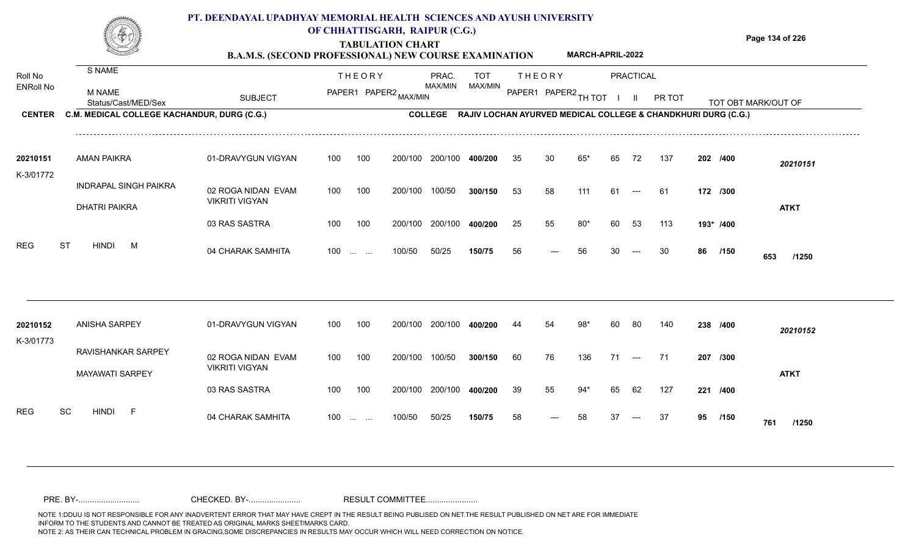# PT. DEENDAYAL UPADHYAY MEMORIAL HEALTH SCIENCES AND AYUSH UNIVERSITY OF CHHATTISGARH, RAIPUR (C.G.)

## TABULATION CHART

### B.A.M.S. (SECOND PROFESSIONAL) NEW COURSE EXAMINATION — MARCH-APRIL-2022

**CENTER** C.M. MEDICAL COLLEGE KACHANDUR, DURG (C.G.)
**COLLEGE** RAJIV LOCHAN AYURVED MEDICAL COLLEGE & CHANDKHURI DURG (C.G.)

| Roll No / ENRoll No | S NAME / M NAME / Status/Cast/MED/Sex | SUBJECT | THEORY PAPER1 | THEORY PAPER2 MAX/MIN | PRAC. MAX/MIN | TOT MAX/MIN | THEORY PAPER1 | THEORY PAPER2 | TH TOT | PRACTICAL I | PRACTICAL II | PR TOT | TOT OBT MARK/OUT OF | |
|---|---|---|---|---|---|---|---|---|---|---|---|---|---|---|
| 20210151 | AMAN PAIKRA | 01-DRAVYGUN VIGYAN | 100 | 100 200/100 | 200/100 | 400/200 | 35 | 30 | 65* | 65 | 72 | 137 | 202 /400 | 20210151 |
| K-3/01772 | INDRAPAL SINGH PAIKRA | 02 ROGA NIDAN EVAM VIKRITI VIGYAN | 100 | 100 200/100 | 100/50 | 300/150 | 53 | 58 | 111 | 61 | --- | 61 | 172 /300 | |
| | DHATRI PAIKRA | 03 RAS SASTRA | 100 | 100 200/100 | 200/100 | 400/200 | 25 | 55 | 80* | 60 | 53 | 113 | 193* /400 | ATKT |
| | REG ST HINDI M | 04 CHARAK SAMHITA | 100 | ... ... 100/50 | 50/25 | 150/75 | 56 | --- | 56 | 30 | --- | 30 | 86 /150 | 653 /1250 |
| 20210152 | ANISHA SARPEY | 01-DRAVYGUN VIGYAN | 100 | 100 200/100 | 200/100 | 400/200 | 44 | 54 | 98* | 60 | 80 | 140 | 238 /400 | 20210152 |
| K-3/01773 | RAVISHANKAR SARPEY | 02 ROGA NIDAN EVAM VIKRITI VIGYAN | 100 | 100 200/100 | 100/50 | 300/150 | 60 | 76 | 136 | 71 | --- | 71 | 207 /300 | |
| | MAYAWATI SARPEY | 03 RAS SASTRA | 100 | 100 200/100 | 200/100 | 400/200 | 39 | 55 | 94* | 65 | 62 | 127 | 221 /400 | ATKT |
| | REG SC HINDI F | 04 CHARAK SAMHITA | 100 | ... ... 100/50 | 50/25 | 150/75 | 58 | --- | 58 | 37 | --- | 37 | 95 /150 | 761 /1250 |

PRE. BY-.......................... CHECKED. BY-...................... RESULT COMMITTEE......................

NOTE 1:DDUU IS NOT RESPONSIBLE FOR ANY INADVERTENT ERROR THAT MAY HAVE CREPT IN THE RESULT BEING PUBLISED ON NET.THE RESULT PUBLISHED ON NET ARE FOR IMMEDIATE INFORM TO THE STUDENTS AND CANNOT BE TREATED AS ORIGINAL MARKS SHEET/MARKS CARD.
NOTE 2: AS THEIR CAN TECHNICAL PROBLEM IN GRACING,SOME DISCREPANCIES IN RESULTS MAY OCCUR WHICH WILL NEED CORRECTION ON NOTICE.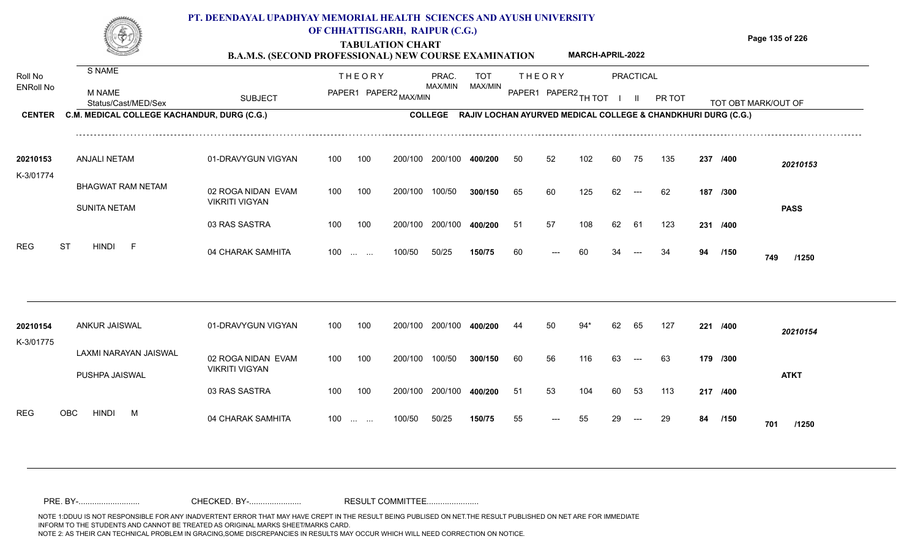# PT. DEENDAYAL UPADHYAY MEMORIAL HEALTH SCIENCES AND AYUSH UNIVERSITY OF CHHATTISGARH, RAIPUR (C.G.)

## TABULATION CHART

### B.A.M.S. (SECOND PROFESSIONAL) NEW COURSE EXAMINATION — MARCH-APRIL-2022

**CENTER:** C.M. MEDICAL COLLEGE KACHANDUR, DURG (C.G.)
**COLLEGE:** RAJIV LOCHAN AYURVED MEDICAL COLLEGE & CHANDKHURI DURG (C.G.)

| Roll No / ENRoll No | S NAME / M NAME / Status/Cast/MED/Sex | SUBJECT | THEORY PAPER1 | THEORY PAPER2 | MAX/MIN | PRAC. MAX/MIN | TOT MAX/MIN | THEORY PAPER1 | THEORY PAPER2 | TH TOT | PRACTICAL I | PRACTICAL II | PR TOT | TOT OBT MARK/OUT OF | |
|---|---|---|---|---|---|---|---|---|---|---|---|---|---|---|---|
| 20210153 | ANJALI NETAM | 01-DRAVYGUN VIGYAN | 100 | 100 | 200/100 | 200/100 | 400/200 | 50 | 52 | 102 | 60 | 75 | 135 | 237 /400 | 20210153 |
| K-3/01774 | BHAGWAT RAM NETAM | 02 ROGA NIDAN EVAM VIKRITI VIGYAN | 100 | 100 | 200/100 | 100/50 | 300/150 | 65 | 60 | 125 | 62 | --- | 62 | 187 /300 | |
| | SUNITA NETAM | | | | | | | | | | | | | | PASS |
| | | 03 RAS SASTRA | 100 | 100 | 200/100 | 200/100 | 400/200 | 51 | 57 | 108 | 62 | 61 | 123 | 231 /400 | |
| REG | ST HINDI F | 04 CHARAK SAMHITA | 100 | ... ... | 100/50 | 50/25 | 150/75 | 60 | --- | 60 | 34 | --- | 34 | 94 /150 | 749 /1250 |
| 20210154 | ANKUR JAISWAL | 01-DRAVYGUN VIGYAN | 100 | 100 | 200/100 | 200/100 | 400/200 | 44 | 50 | 94* | 62 | 65 | 127 | 221 /400 | 20210154 |
| K-3/01775 | LAXMI NARAYAN JAISWAL | 02 ROGA NIDAN EVAM VIKRITI VIGYAN | 100 | 100 | 200/100 | 100/50 | 300/150 | 60 | 56 | 116 | 63 | --- | 63 | 179 /300 | |
| | PUSHPA JAISWAL | | | | | | | | | | | | | | ATKT |
| | | 03 RAS SASTRA | 100 | 100 | 200/100 | 200/100 | 400/200 | 51 | 53 | 104 | 60 | 53 | 113 | 217 /400 | |
| REG | OBC HINDI M | 04 CHARAK SAMHITA | 100 | ... ... | 100/50 | 50/25 | 150/75 | 55 | --- | 55 | 29 | --- | 29 | 84 /150 | 701 /1250 |

PRE. BY-.......................... CHECKED. BY-...................... RESULT COMMITTEE......................

NOTE 1:DDUU IS NOT RESPONSIBLE FOR ANY INADVERTENT ERROR THAT MAY HAVE CREPT IN THE RESULT BEING PUBLISED ON NET.THE RESULT PUBLISHED ON NET ARE FOR IMMEDIATE INFORM TO THE STUDENTS AND CANNOT BE TREATED AS ORIGINAL MARKS SHEET/MARKS CARD.
NOTE 2: AS THEIR CAN TECHNICAL PROBLEM IN GRACING,SOME DISCREPANCIES IN RESULTS MAY OCCUR WHICH WILL NEED CORRECTION ON NOTICE.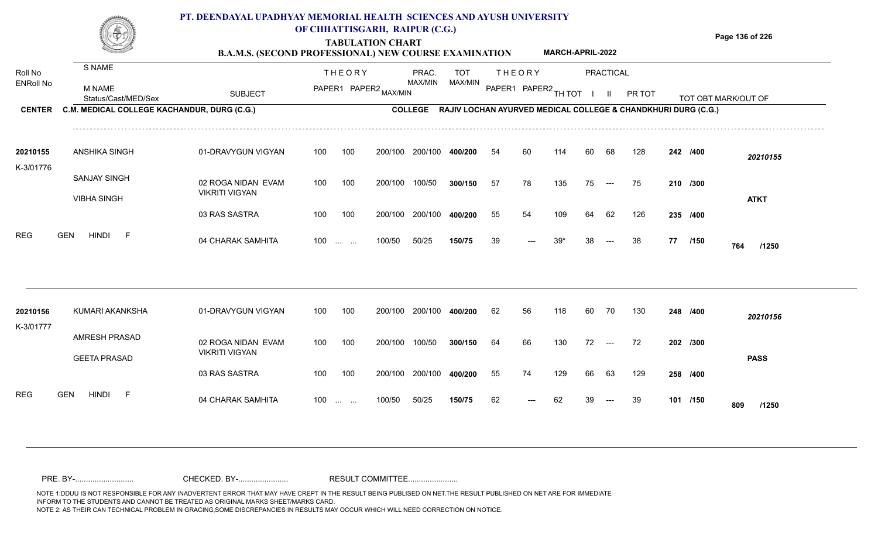# PT. DEENDAYAL UPADHYAY MEMORIAL HEALTH SCIENCES AND AYUSH UNIVERSITY OF CHHATTISGARH, RAIPUR (C.G.)

## TABULATION CHART

### B.A.M.S. (SECOND PROFESSIONAL) NEW COURSE EXAMINATION — MARCH-APRIL-2022

**CENTER** C.M. MEDICAL COLLEGE KACHANDUR, DURG (C.G.)

**COLLEGE** RAJIV LOCHAN AYURVED MEDICAL COLLEGE & CHANDKHURI DURG (C.G.)

| Roll No / ENRoll No | S NAME / M NAME / Status/Cast/MED/Sex | SUBJECT | THEORY PAPER1 | THEORY PAPER2 MAX/MIN | | PRAC. MAX/MIN | TOT MAX/MIN | THEORY PAPER1 | THEORY PAPER2 | TH TOT | PRACTICAL I | PRACTICAL II | PR TOT | TOT OBT MARK/OUT OF | |
|---|---|---|---|---|---|---|---|---|---|---|---|---|---|---|---|
| 20210155 | ANSHIKA SINGH | 01-DRAVYGUN VIGYAN | 100 | 100 | 200/100 | 200/100 | 400/200 | 54 | 60 | 114 | 60 | 68 | 128 | 242 /400 | 20210155 |
| K-3/01776 | SANJAY SINGH | 02 ROGA NIDAN EVAM VIKRITI VIGYAN | 100 | 100 | 200/100 | 100/50 | 300/150 | 57 | 78 | 135 | 75 | --- | 75 | 210 /300 | |
| | VIBHA SINGH | | | | | | | | | | | | | | ATKT |
| | | 03 RAS SASTRA | 100 | 100 | 200/100 | 200/100 | 400/200 | 55 | 54 | 109 | 64 | 62 | 126 | 235 /400 | |
| REG | GEN HINDI F | 04 CHARAK SAMHITA | 100 | ... ... | 100/50 | 50/25 | 150/75 | 39 | --- | 39* | 38 | --- | 38 | 77 /150 | 764 /1250 |
| 20210156 | KUMARI AKANKSHA | 01-DRAVYGUN VIGYAN | 100 | 100 | 200/100 | 200/100 | 400/200 | 62 | 56 | 118 | 60 | 70 | 130 | 248 /400 | 20210156 |
| K-3/01777 | AMRESH PRASAD | 02 ROGA NIDAN EVAM VIKRITI VIGYAN | 100 | 100 | 200/100 | 100/50 | 300/150 | 64 | 66 | 130 | 72 | --- | 72 | 202 /300 | |
| | GEETA PRASAD | | | | | | | | | | | | | | PASS |
| | | 03 RAS SASTRA | 100 | 100 | 200/100 | 200/100 | 400/200 | 55 | 74 | 129 | 66 | 63 | 129 | 258 /400 | |
| REG | GEN HINDI F | 04 CHARAK SAMHITA | 100 | ... ... | 100/50 | 50/25 | 150/75 | 62 | --- | 62 | 39 | --- | 39 | 101 /150 | 809 /1250 |

PRE. BY-........................... CHECKED. BY-....................... RESULT COMMITTEE.......................

NOTE 1:DDUU IS NOT RESPONSIBLE FOR ANY INADVERTENT ERROR THAT MAY HAVE CREPT IN THE RESULT BEING PUBLISED ON NET.THE RESULT PUBLISHED ON NET ARE FOR IMMEDIATE INFORM TO THE STUDENTS AND CANNOT BE TREATED AS ORIGINAL MARKS SHEET/MARKS CARD.
NOTE 2: AS THEIR CAN TECHNICAL PROBLEM IN GRACING,SOME DISCREPANCIES IN RESULTS MAY OCCUR WHICH WILL NEED CORRECTION ON NOTICE.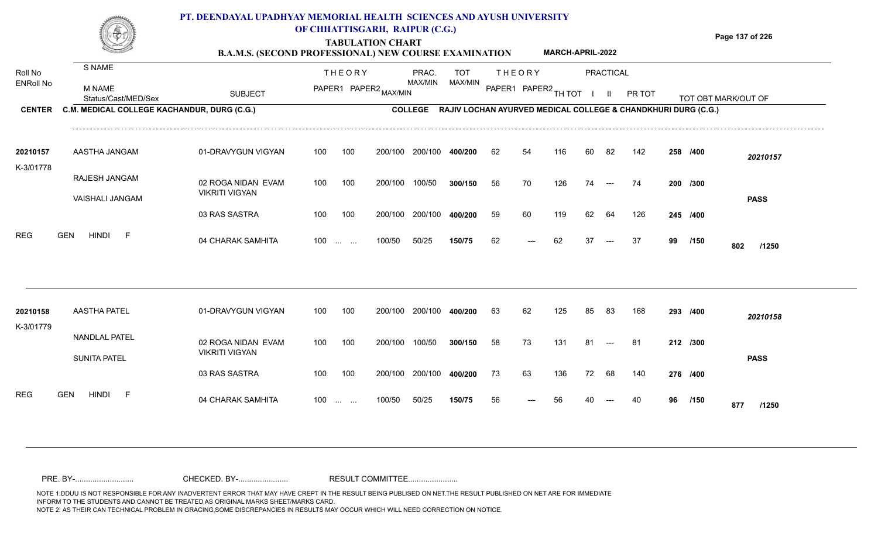# PT. DEENDAYAL UPADHYAY MEMORIAL HEALTH SCIENCES AND AYUSH UNIVERSITY OF CHHATTISGARH, RAIPUR (C.G.)

## TABULATION CHART

### B.A.M.S. (SECOND PROFESSIONAL) NEW COURSE EXAMINATION — MARCH-APRIL-2022

**CENTER** C.M. MEDICAL COLLEGE KACHANDUR, DURG (C.G.) **COLLEGE** RAJIV LOCHAN AYURVED MEDICAL COLLEGE & CHANDKHURI DURG (C.G.)

| Roll No / ENRoll No | S NAME / M NAME / Status/Cast/MED/Sex | SUBJECT | THEORY PAPER1 | THEORY PAPER2 MAX/MIN | | PRAC. MAX/MIN | TOT MAX/MIN | THEORY PAPER1 | THEORY PAPER2 | TH TOT | PRACTICAL I | PRACTICAL II | PR TOT | TOT OBT MARK/OUT OF | |
|---|---|---|---|---|---|---|---|---|---|---|---|---|---|---|---|
| 20210157 | AASTHA JANGAM | 01-DRAVYGUN VIGYAN | 100 | 100 | 200/100 | 200/100 | 400/200 | 62 | 54 | 116 | 60 | 82 | 142 | 258 /400 | 20210157 |
| K-3/01778 | RAJESH JANGAM | 02 ROGA NIDAN EVAM VIKRITI VIGYAN | 100 | 100 | 200/100 | 100/50 | 300/150 | 56 | 70 | 126 | 74 | --- | 74 | 200 /300 | |
| | VAISHALI JANGAM | | | | | | | | | | | | | | PASS |
| | | 03 RAS SASTRA | 100 | 100 | 200/100 | 200/100 | 400/200 | 59 | 60 | 119 | 62 | 64 | 126 | 245 /400 | |
| REG | GEN HINDI F | 04 CHARAK SAMHITA | 100 | ... ... | 100/50 | 50/25 | 150/75 | 62 | --- | 62 | 37 | --- | 37 | 99 /150 | 802 /1250 |
| 20210158 | AASTHA PATEL | 01-DRAVYGUN VIGYAN | 100 | 100 | 200/100 | 200/100 | 400/200 | 63 | 62 | 125 | 85 | 83 | 168 | 293 /400 | 20210158 |
| K-3/01779 | NANDLAL PATEL | 02 ROGA NIDAN EVAM VIKRITI VIGYAN | 100 | 100 | 200/100 | 100/50 | 300/150 | 58 | 73 | 131 | 81 | --- | 81 | 212 /300 | |
| | SUNITA PATEL | | | | | | | | | | | | | | PASS |
| | | 03 RAS SASTRA | 100 | 100 | 200/100 | 200/100 | 400/200 | 73 | 63 | 136 | 72 | 68 | 140 | 276 /400 | |
| REG | GEN HINDI F | 04 CHARAK SAMHITA | 100 | ... ... | 100/50 | 50/25 | 150/75 | 56 | --- | 56 | 40 | --- | 40 | 96 /150 | 877 /1250 |

PRE. BY-.......................... CHECKED. BY-...................... RESULT COMMITTEE......................

NOTE 1:DDUU IS NOT RESPONSIBLE FOR ANY INADVERTENT ERROR THAT MAY HAVE CREPT IN THE RESULT BEING PUBLISED ON NET.THE RESULT PUBLISHED ON NET ARE FOR IMMEDIATE INFORM TO THE STUDENTS AND CANNOT BE TREATED AS ORIGINAL MARKS SHEET/MARKS CARD.
NOTE 2: AS THEIR CAN TECHNICAL PROBLEM IN GRACING,SOME DISCREPANCIES IN RESULTS MAY OCCUR WHICH WILL NEED CORRECTION ON NOTICE.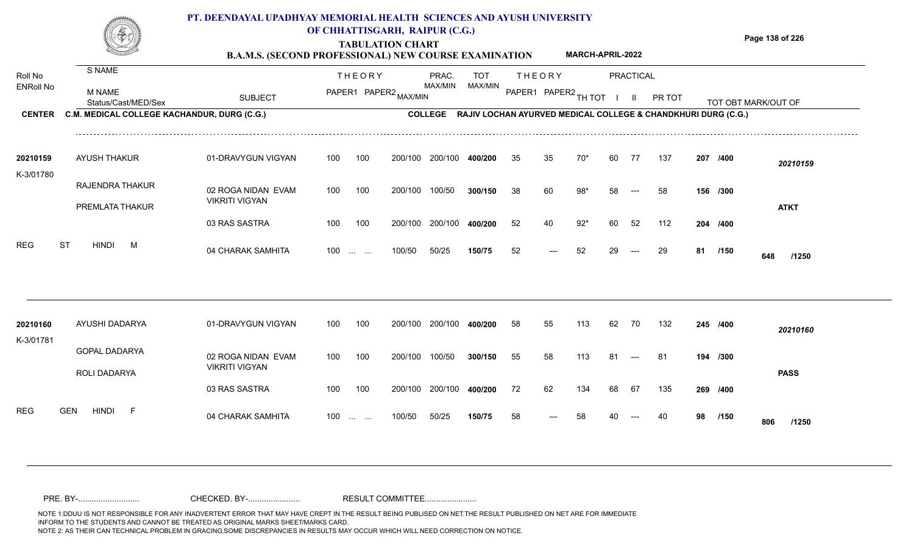# PT. DEENDAYAL UPADHYAY MEMORIAL HEALTH SCIENCES AND AYUSH UNIVERSITY OF CHHATTISGARH, RAIPUR (C.G.)

## TABULATION CHART

### B.A.M.S. (SECOND PROFESSIONAL) NEW COURSE EXAMINATION — MARCH-APRIL-2022

**CENTER** C.M. MEDICAL COLLEGE KACHANDUR, DURG (C.G.) **COLLEGE** RAJIV LOCHAN AYURVED MEDICAL COLLEGE & CHANDKHURI DURG (C.G.)

| Roll No / ENRoll No | S NAME / M NAME / Status/Cast/MED/Sex | SUBJECT | THEORY PAPER1 | THEORY PAPER2 MAX/MIN | | PRAC. MAX/MIN | TOT MAX/MIN | THEORY PAPER1 | THEORY PAPER2 | TH TOT | PRACTICAL I | PRACTICAL II | PR TOT | TOT OBT MARK/OUT OF | |
|---|---|---|---|---|---|---|---|---|---|---|---|---|---|---|---|
| 20210159 | AYUSH THAKUR | 01-DRAVYGUN VIGYAN | 100 | 100 | 200/100 | 200/100 | 400/200 | 35 | 35 | 70* | 60 | 77 | 137 | 207 /400 | 20210159 |
| K-3/01780 | RAJENDRA THAKUR | 02 ROGA NIDAN EVAM VIKRITI VIGYAN | 100 | 100 | 200/100 | 100/50 | 300/150 | 38 | 60 | 98* | 58 | --- | 58 | 156 /300 | |
| | PREMLATA THAKUR | | | | | | | | | | | | | | ATKT |
| | | 03 RAS SASTRA | 100 | 100 | 200/100 | 200/100 | 400/200 | 52 | 40 | 92* | 60 | 52 | 112 | 204 /400 | |
| REG | ST HINDI M | 04 CHARAK SAMHITA | 100 | ... ... | 100/50 | 50/25 | 150/75 | 52 | --- | 52 | 29 | --- | 29 | 81 /150 | 648 /1250 |
| 20210160 | AYUSHI DADARYA | 01-DRAVYGUN VIGYAN | 100 | 100 | 200/100 | 200/100 | 400/200 | 58 | 55 | 113 | 62 | 70 | 132 | 245 /400 | 20210160 |
| K-3/01781 | GOPAL DADARYA | 02 ROGA NIDAN EVAM VIKRITI VIGYAN | 100 | 100 | 200/100 | 100/50 | 300/150 | 55 | 58 | 113 | 81 | --- | 81 | 194 /300 | |
| | ROLI DADARYA | | | | | | | | | | | | | | PASS |
| | | 03 RAS SASTRA | 100 | 100 | 200/100 | 200/100 | 400/200 | 72 | 62 | 134 | 68 | 67 | 135 | 269 /400 | |
| REG | GEN HINDI F | 04 CHARAK SAMHITA | 100 | ... ... | 100/50 | 50/25 | 150/75 | 58 | --- | 58 | 40 | --- | 40 | 98 /150 | 806 /1250 |

PRE. BY-.......................... CHECKED. BY-...................... RESULT COMMITTEE......................

NOTE 1:DDUU IS NOT RESPONSIBLE FOR ANY INADVERTENT ERROR THAT MAY HAVE CREPT IN THE RESULT BEING PUBLISED ON NET.THE RESULT PUBLISHED ON NET ARE FOR IMMEDIATE INFORM TO THE STUDENTS AND CANNOT BE TREATED AS ORIGINAL MARKS SHEET/MARKS CARD.
NOTE 2: AS THEIR CAN TECHNICAL PROBLEM IN GRACING,SOME DISCREPANCIES IN RESULTS MAY OCCUR WHICH WILL NEED CORRECTION ON NOTICE.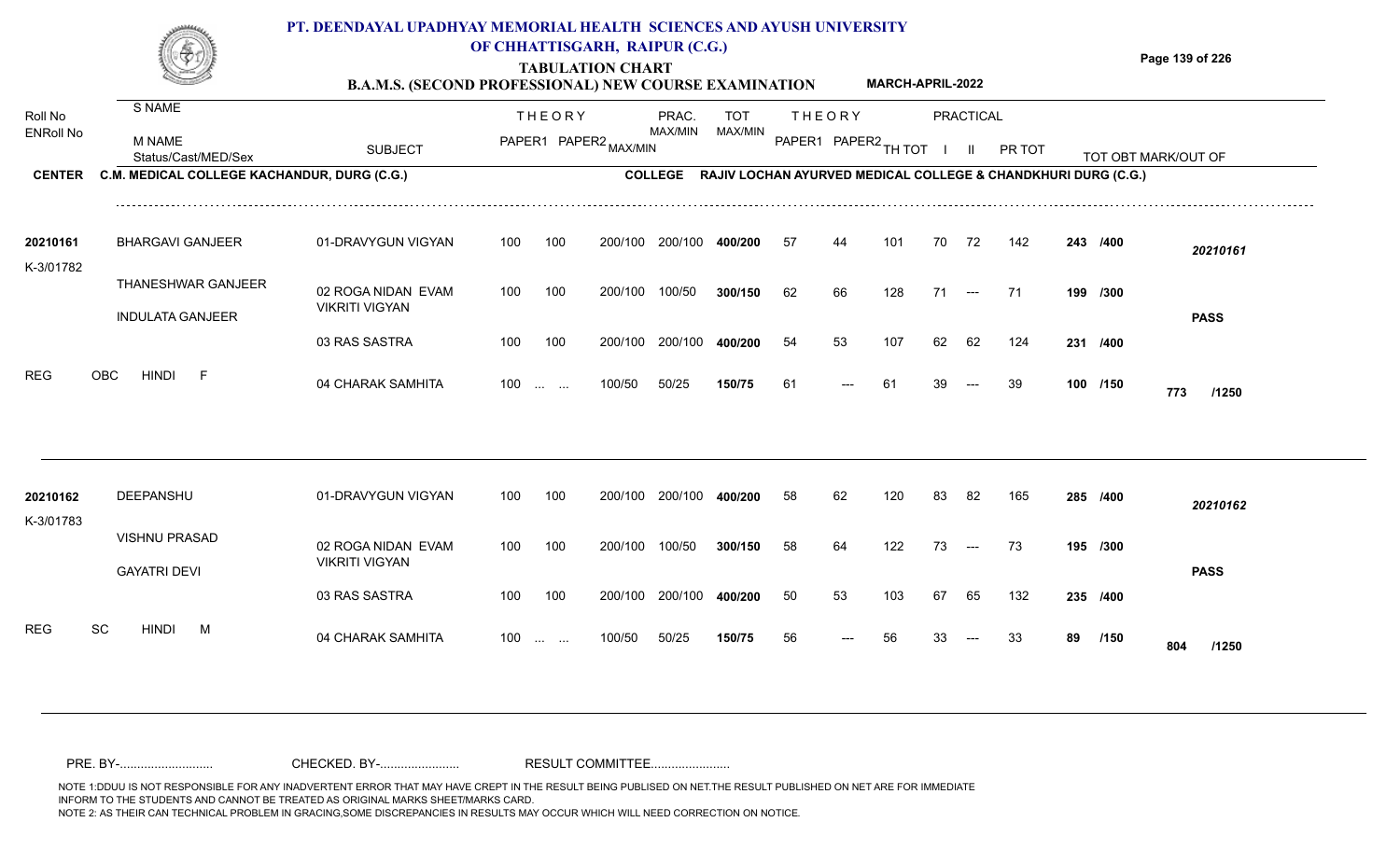# PT. DEENDAYAL UPADHYAY MEMORIAL HEALTH SCIENCES AND AYUSH UNIVERSITY OF CHHATTISGARH, RAIPUR (C.G.)

## TABULATION CHART

### B.A.M.S. (SECOND PROFESSIONAL) NEW COURSE EXAMINATION — MARCH-APRIL-2022

**CENTER:** C.M. MEDICAL COLLEGE KACHANDUR, DURG (C.G.)
**COLLEGE:** RAJIV LOCHAN AYURVED MEDICAL COLLEGE & CHANDKHURI DURG (C.G.)

| Roll No / ENRoll No | S NAME / M NAME / Status/Cast/MED/Sex | SUBJECT | THEORY PAPER1 | THEORY PAPER2 | MAX/MIN | PRAC. MAX/MIN | TOT MAX/MIN | THEORY PAPER1 | THEORY PAPER2 | TH TOT | PRACTICAL I | PRACTICAL II | PR TOT | TOT OBT MARK/OUT OF | |
|---|---|---|---|---|---|---|---|---|---|---|---|---|---|---|---|
| 20210161 | BHARGAVI GANJEER | 01-DRAVYGUN VIGYAN | 100 | 100 | 200/100 | 200/100 | 400/200 | 57 | 44 | 101 | 70 | 72 | 142 | 243 /400 | 20210161 |
| K-3/01782 | THANESHWAR GANJEER | 02 ROGA NIDAN EVAM VIKRITI VIGYAN | 100 | 100 | 200/100 | 100/50 | 300/150 | 62 | 66 | 128 | 71 | --- | 71 | 199 /300 | |
| | INDULATA GANJEER | 03 RAS SASTRA | 100 | 100 | 200/100 | 200/100 | 400/200 | 54 | 53 | 107 | 62 | 62 | 124 | 231 /400 | PASS |
| REG | OBC HINDI F | 04 CHARAK SAMHITA | 100 | ... ... | 100/50 | 50/25 | 150/75 | 61 | --- | 61 | 39 | --- | 39 | 100 /150 | 773 /1250 |
| 20210162 | DEEPANSHU | 01-DRAVYGUN VIGYAN | 100 | 100 | 200/100 | 200/100 | 400/200 | 58 | 62 | 120 | 83 | 82 | 165 | 285 /400 | 20210162 |
| K-3/01783 | VISHNU PRASAD | 02 ROGA NIDAN EVAM VIKRITI VIGYAN | 100 | 100 | 200/100 | 100/50 | 300/150 | 58 | 64 | 122 | 73 | --- | 73 | 195 /300 | |
| | GAYATRI DEVI | 03 RAS SASTRA | 100 | 100 | 200/100 | 200/100 | 400/200 | 50 | 53 | 103 | 67 | 65 | 132 | 235 /400 | PASS |
| REG | SC HINDI M | 04 CHARAK SAMHITA | 100 | ... ... | 100/50 | 50/25 | 150/75 | 56 | --- | 56 | 33 | --- | 33 | 89 /150 | 804 /1250 |

PRE. BY-.......................... CHECKED. BY-...................... RESULT COMMITTEE......................

NOTE 1:DDUU IS NOT RESPONSIBLE FOR ANY INADVERTENT ERROR THAT MAY HAVE CREPT IN THE RESULT BEING PUBLISED ON NET.THE RESULT PUBLISHED ON NET ARE FOR IMMEDIATE INFORM TO THE STUDENTS AND CANNOT BE TREATED AS ORIGINAL MARKS SHEET/MARKS CARD.
NOTE 2: AS THEIR CAN TECHNICAL PROBLEM IN GRACING,SOME DISCREPANCIES IN RESULTS MAY OCCUR WHICH WILL NEED CORRECTION ON NOTICE.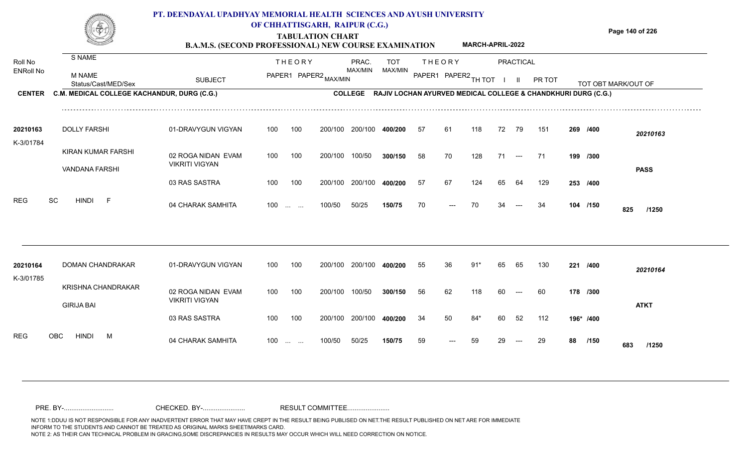# PT. DEENDAYAL UPADHYAY MEMORIAL HEALTH SCIENCES AND AYUSH UNIVERSITY OF CHHATTISGARH, RAIPUR (C.G.)

## TABULATION CHART

**B.A.M.S. (SECOND PROFESSIONAL) NEW COURSE EXAMINATION** MARCH-APRIL-2022

**CENTER** C.M. MEDICAL COLLEGE KACHANDUR, DURG (C.G.)

**COLLEGE** RAJIV LOCHAN AYURVED MEDICAL COLLEGE & CHANDKHURI DURG (C.G.)

| Roll No / ENRoll No | S NAME / M NAME / Status/Cast/MED/Sex | SUBJECT | THEORY PAPER1 | THEORY PAPER2 MAX/MIN | PRAC. MAX/MIN | TOT MAX/MIN | THEORY PAPER1 | THEORY PAPER2 | TH TOT | PRACTICAL I | PRACTICAL II | PR TOT | TOT OBT MARK/OUT OF | |
|---|---|---|---|---|---|---|---|---|---|---|---|---|---|---|
| 20210163 | DOLLY FARSHI | 01-DRAVYGUN VIGYAN | 100 | 100 200/100 | 200/100 | 400/200 | 57 | 61 | 118 | 72 | 79 | 151 | 269 /400 | 20210163 |
| K-3/01784 | KIRAN KUMAR FARSHI | 02 ROGA NIDAN EVAM VIKRITI VIGYAN | 100 | 100 200/100 | 100/50 | 300/150 | 58 | 70 | 128 | 71 | --- | 71 | 199 /300 | |
| | VANDANA FARSHI | 03 RAS SASTRA | 100 | 100 200/100 | 200/100 | 400/200 | 57 | 67 | 124 | 65 | 64 | 129 | 253 /400 | PASS |
| REG | SC HINDI F | 04 CHARAK SAMHITA | 100 | ... ... 100/50 | 50/25 | 150/75 | 70 | --- | 70 | 34 | --- | 34 | 104 /150 | 825 /1250 |
| 20210164 | DOMAN CHANDRAKAR | 01-DRAVYGUN VIGYAN | 100 | 100 200/100 | 200/100 | 400/200 | 55 | 36 | 91* | 65 | 65 | 130 | 221 /400 | 20210164 |
| K-3/01785 | KRISHNA CHANDRAKAR | 02 ROGA NIDAN EVAM VIKRITI VIGYAN | 100 | 100 200/100 | 100/50 | 300/150 | 56 | 62 | 118 | 60 | --- | 60 | 178 /300 | |
| | GIRIJA BAI | 03 RAS SASTRA | 100 | 100 200/100 | 200/100 | 400/200 | 34 | 50 | 84* | 60 | 52 | 112 | 196* /400 | ATKT |
| REG | OBC HINDI M | 04 CHARAK SAMHITA | 100 | ... ... 100/50 | 50/25 | 150/75 | 59 | --- | 59 | 29 | --- | 29 | 88 /150 | 683 /1250 |

PRE. BY-.......................... CHECKED. BY-...................... RESULT COMMITTEE......................

NOTE 1:DDUU IS NOT RESPONSIBLE FOR ANY INADVERTENT ERROR THAT MAY HAVE CREPT IN THE RESULT BEING PUBLISED ON NET.THE RESULT PUBLISHED ON NET ARE FOR IMMEDIATE INFORM TO THE STUDENTS AND CANNOT BE TREATED AS ORIGINAL MARKS SHEET/MARKS CARD.
NOTE 2: AS THEIR CAN TECHNICAL PROBLEM IN GRACING,SOME DISCREPANCIES IN RESULTS MAY OCCUR WHICH WILL NEED CORRECTION ON NOTICE.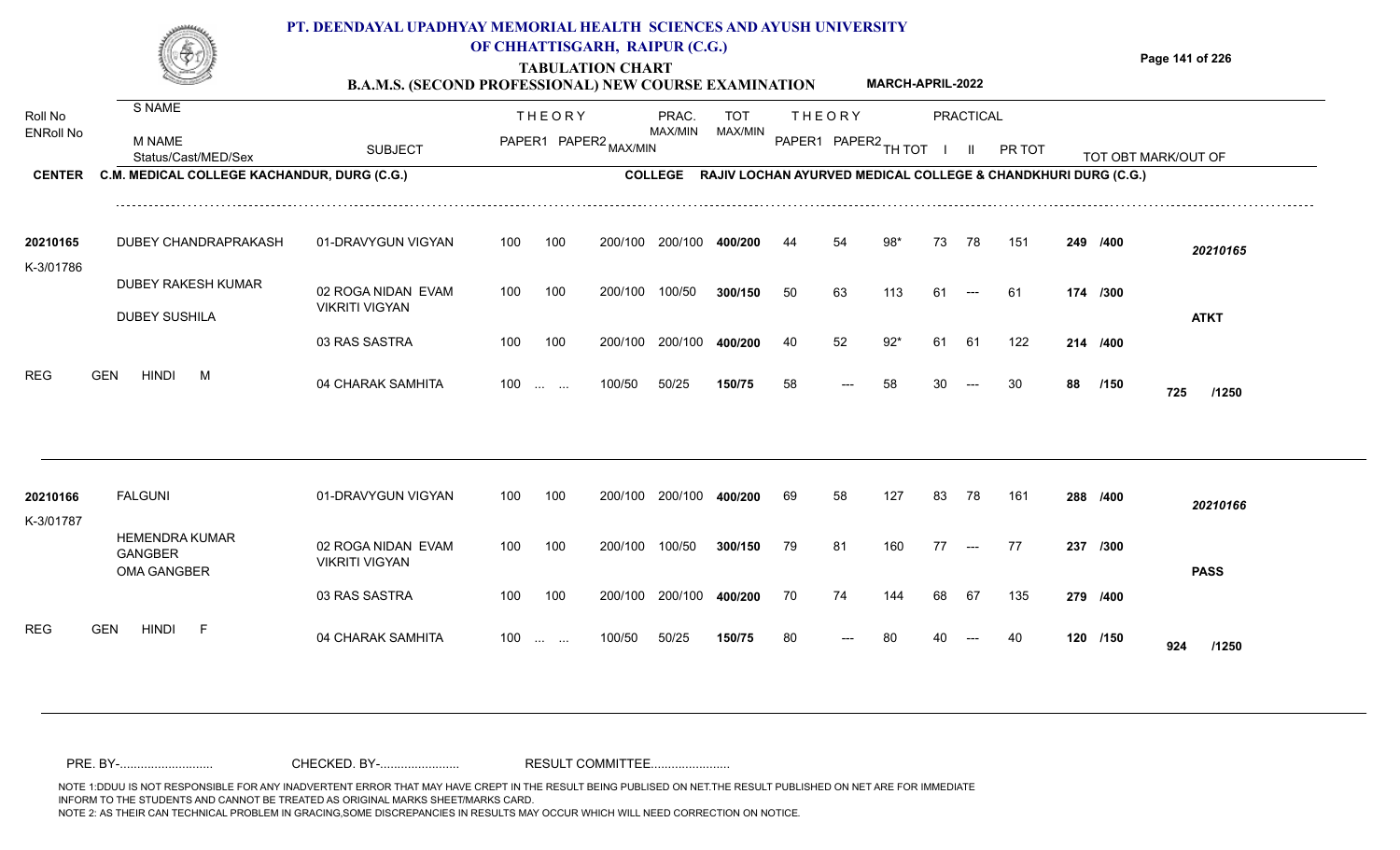# PT. DEENDAYAL UPADHYAY MEMORIAL HEALTH SCIENCES AND AYUSH UNIVERSITY OF CHHATTISGARH, RAIPUR (C.G.)

## TABULATION CHART

### B.A.M.S. (SECOND PROFESSIONAL) NEW COURSE EXAMINATION — MARCH-APRIL-2022

**CENTER:** C.M. MEDICAL COLLEGE KACHANDUR, DURG (C.G.)
**COLLEGE:** RAJIV LOCHAN AYURVED MEDICAL COLLEGE & CHANDKHURI DURG (C.G.)

| Roll No / ENRoll No | S NAME / M NAME / Status/Cast/MED/Sex | SUBJECT | THEORY PAPER1 | THEORY PAPER2 | MAX/MIN | PRAC. MAX/MIN | TOT MAX/MIN | THEORY PAPER1 | THEORY PAPER2 | TH TOT | PRACTICAL I | PRACTICAL II | PR TOT | TOT OBT MARK/OUT OF | |
|---|---|---|---|---|---|---|---|---|---|---|---|---|---|---|---|
| 20210165 | DUBEY CHANDRAPRAKASH | 01-DRAVYGUN VIGYAN | 100 | 100 | 200/100 | 200/100 | 400/200 | 44 | 54 | 98* | 73 | 78 | 151 | 249 /400 | 20210165 |
| K-3/01786 | DUBEY RAKESH KUMAR | 02 ROGA NIDAN EVAM VIKRITI VIGYAN | 100 | 100 | 200/100 | 100/50 | 300/150 | 50 | 63 | 113 | 61 | --- | 61 | 174 /300 | |
| | DUBEY SUSHILA | | | | | | | | | | | | | | ATKT |
| | | 03 RAS SASTRA | 100 | 100 | 200/100 | 200/100 | 400/200 | 40 | 52 | 92* | 61 | 61 | 122 | 214 /400 | |
| REG | GEN HINDI M | 04 CHARAK SAMHITA | 100 | ... ... | 100/50 | 50/25 | 150/75 | 58 | --- | 58 | 30 | --- | 30 | 88 /150 | 725 /1250 |
| 20210166 | FALGUNI | 01-DRAVYGUN VIGYAN | 100 | 100 | 200/100 | 200/100 | 400/200 | 69 | 58 | 127 | 83 | 78 | 161 | 288 /400 | 20210166 |
| K-3/01787 | HEMENDRA KUMAR GANGBER | 02 ROGA NIDAN EVAM VIKRITI VIGYAN | 100 | 100 | 200/100 | 100/50 | 300/150 | 79 | 81 | 160 | 77 | --- | 77 | 237 /300 | |
| | OMA GANGBER | | | | | | | | | | | | | | PASS |
| | | 03 RAS SASTRA | 100 | 100 | 200/100 | 200/100 | 400/200 | 70 | 74 | 144 | 68 | 67 | 135 | 279 /400 | |
| REG | GEN HINDI F | 04 CHARAK SAMHITA | 100 | ... ... | 100/50 | 50/25 | 150/75 | 80 | --- | 80 | 40 | --- | 40 | 120 /150 | 924 /1250 |

PRE. BY-.......................... CHECKED. BY-...................... RESULT COMMITTEE......................

NOTE 1:DDUU IS NOT RESPONSIBLE FOR ANY INADVERTENT ERROR THAT MAY HAVE CREPT IN THE RESULT BEING PUBLISED ON NET.THE RESULT PUBLISHED ON NET ARE FOR IMMEDIATE INFORM TO THE STUDENTS AND CANNOT BE TREATED AS ORIGINAL MARKS SHEET/MARKS CARD.
NOTE 2: AS THEIR CAN TECHNICAL PROBLEM IN GRACING,SOME DISCREPANCIES IN RESULTS MAY OCCUR WHICH WILL NEED CORRECTION ON NOTICE.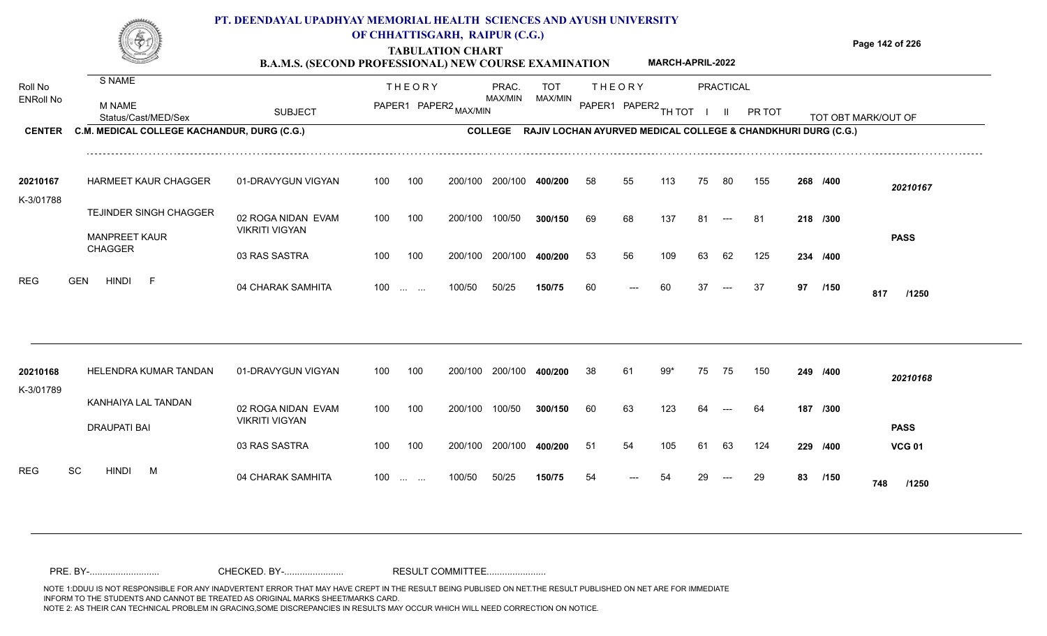# PT. DEENDAYAL UPADHYAY MEMORIAL HEALTH SCIENCES AND AYUSH UNIVERSITY OF CHHATTISGARH, RAIPUR (C.G.)

## TABULATION CHART

### B.A.M.S. (SECOND PROFESSIONAL) NEW COURSE EXAMINATION MARCH-APRIL-2022

**CENTER** C.M. MEDICAL COLLEGE KACHANDUR, DURG (C.G.) **COLLEGE** RAJIV LOCHAN AYURVED MEDICAL COLLEGE & CHANDKHURI DURG (C.G.)

| Roll No / ENRoll No | S NAME / M NAME / Status/Cast/MED/Sex | SUBJECT | THEORY PAPER1 | THEORY PAPER2 MAX/MIN | PRAC. MAX/MIN | TOT MAX/MIN | THEORY PAPER1 | THEORY PAPER2 | TH TOT | PRACTICAL I | PRACTICAL II | PR TOT | TOT OBT MARK/OUT OF | |
|---|---|---|---|---|---|---|---|---|---|---|---|---|---|---|
| 20210167 | HARMEET KAUR CHAGGER | 01-DRAVYGUN VIGYAN | 100 | 100 200/100 | 200/100 | 400/200 | 58 | 55 | 113 | 75 | 80 | 155 | 268 /400 | 20210167 |
| K-3/01788 | TEJINDER SINGH CHAGGER | 02 ROGA NIDAN EVAM VIKRITI VIGYAN | 100 | 100 200/100 | 100/50 | 300/150 | 69 | 68 | 137 | 81 | --- | 81 | 218 /300 | |
| | MANPREET KAUR CHAGGER | 03 RAS SASTRA | 100 | 100 200/100 | 200/100 | 400/200 | 53 | 56 | 109 | 63 | 62 | 125 | 234 /400 | PASS |
| REG | GEN HINDI F | 04 CHARAK SAMHITA | 100 | ... ... 100/50 | 50/25 | 150/75 | 60 | --- | 60 | 37 | --- | 37 | 97 /150 | 817 /1250 |
| 20210168 | HELENDRA KUMAR TANDAN | 01-DRAVYGUN VIGYAN | 100 | 100 200/100 | 200/100 | 400/200 | 38 | 61 | 99* | 75 | 75 | 150 | 249 /400 | 20210168 |
| K-3/01789 | KANHAIYA LAL TANDAN | 02 ROGA NIDAN EVAM VIKRITI VIGYAN | 100 | 100 200/100 | 100/50 | 300/150 | 60 | 63 | 123 | 64 | --- | 64 | 187 /300 | |
| | DRAUPATI BAI | 03 RAS SASTRA | 100 | 100 200/100 | 200/100 | 400/200 | 51 | 54 | 105 | 61 | 63 | 124 | 229 /400 | PASS VCG 01 |
| REG | SC HINDI M | 04 CHARAK SAMHITA | 100 | ... ... 100/50 | 50/25 | 150/75 | 54 | --- | 54 | 29 | --- | 29 | 83 /150 | 748 /1250 |

PRE. BY-.......................... CHECKED. BY-...................... RESULT COMMITTEE......................

NOTE 1:DDUU IS NOT RESPONSIBLE FOR ANY INADVERTENT ERROR THAT MAY HAVE CREPT IN THE RESULT BEING PUBLISED ON NET.THE RESULT PUBLISHED ON NET ARE FOR IMMEDIATE INFORM TO THE STUDENTS AND CANNOT BE TREATED AS ORIGINAL MARKS SHEET/MARKS CARD.
NOTE 2: AS THEIR CAN TECHNICAL PROBLEM IN GRACING,SOME DISCREPANCIES IN RESULTS MAY OCCUR WHICH WILL NEED CORRECTION ON NOTICE.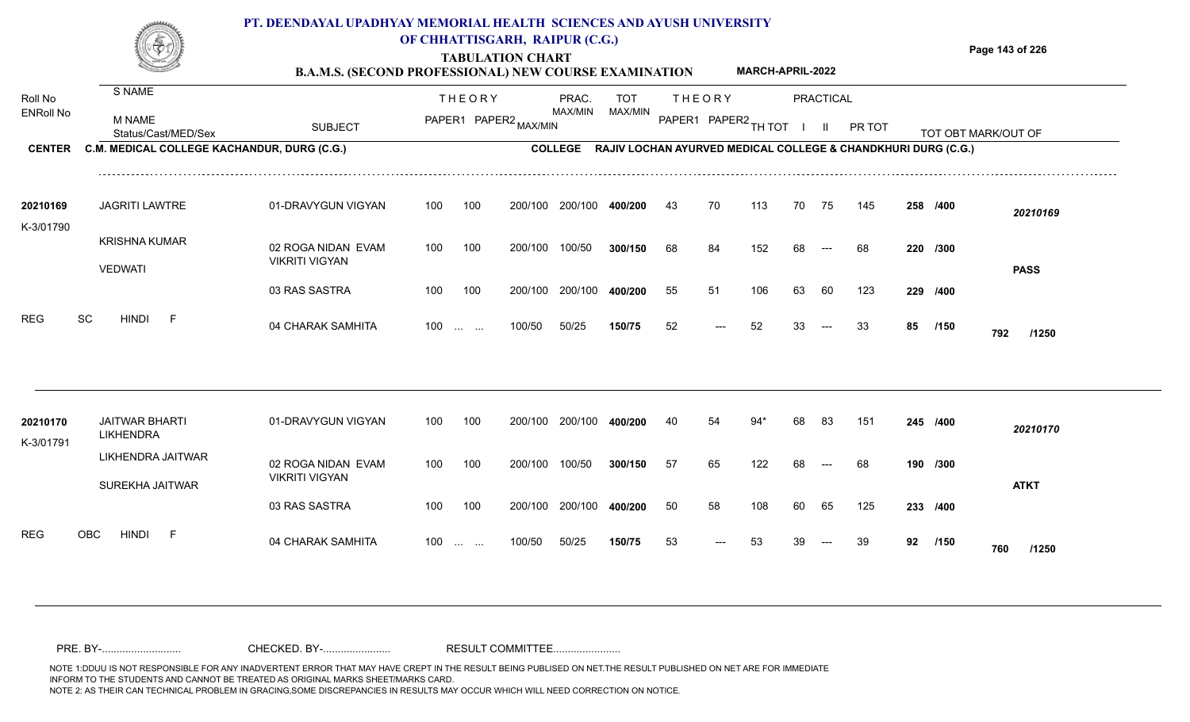# PT. DEENDAYAL UPADHYAY MEMORIAL HEALTH SCIENCES AND AYUSH UNIVERSITY OF CHHATTISGARH, RAIPUR (C.G.)

## TABULATION CHART

### B.A.M.S. (SECOND PROFESSIONAL) NEW COURSE EXAMINATION — MARCH-APRIL-2022

**CENTER:** C.M. MEDICAL COLLEGE KACHANDUR, DURG (C.G.)
**COLLEGE:** RAJIV LOCHAN AYURVED MEDICAL COLLEGE & CHANDKHURI DURG (C.G.)

| Roll No / ENRoll No | S NAME / M NAME / Status/Cast/MED/Sex | SUBJECT | THEORY PAPER1 | THEORY PAPER2 MAX/MIN | PRAC. MAX/MIN | TOT MAX/MIN | THEORY PAPER1 | THEORY PAPER2 | TH TOT | PRACTICAL I | PRACTICAL II | PR TOT | TOT OBT MARK/OUT OF | |
|---|---|---|---|---|---|---|---|---|---|---|---|---|---|---|
| 20210169 | JAGRITI LAWTRE | 01-DRAVYGUN VIGYAN | 100 | 100 200/100 | 200/100 | 400/200 | 43 | 70 | 113 | 70 | 75 | 145 | 258 /400 | 20210169 |
| K-3/01790 | KRISHNA KUMAR | 02 ROGA NIDAN EVAM VIKRITI VIGYAN | 100 | 100 200/100 | 100/50 | 300/150 | 68 | 84 | 152 | 68 | --- | 68 | 220 /300 | |
| | VEDWATI | | | | | | | | | | | | | PASS |
| | | 03 RAS SASTRA | 100 | 100 200/100 | 200/100 | 400/200 | 55 | 51 | 106 | 63 | 60 | 123 | 229 /400 | |
| | REG SC HINDI F | 04 CHARAK SAMHITA | 100 | ... ... 100/50 | 50/25 | 150/75 | 52 | --- | 52 | 33 | --- | 33 | 85 /150 | 792 /1250 |
| 20210170 | JAITWAR BHARTI LIKHENDRA | 01-DRAVYGUN VIGYAN | 100 | 100 200/100 | 200/100 | 400/200 | 40 | 54 | 94* | 68 | 83 | 151 | 245 /400 | 20210170 |
| K-3/01791 | LIKHENDRA JAITWAR | 02 ROGA NIDAN EVAM VIKRITI VIGYAN | 100 | 100 200/100 | 100/50 | 300/150 | 57 | 65 | 122 | 68 | --- | 68 | 190 /300 | |
| | SUREKHA JAITWAR | | | | | | | | | | | | | ATKT |
| | | 03 RAS SASTRA | 100 | 100 200/100 | 200/100 | 400/200 | 50 | 58 | 108 | 60 | 65 | 125 | 233 /400 | |
| | REG OBC HINDI F | 04 CHARAK SAMHITA | 100 | ... ... 100/50 | 50/25 | 150/75 | 53 | --- | 53 | 39 | --- | 39 | 92 /150 | 760 /1250 |

PRE. BY-.......................... CHECKED. BY-...................... RESULT COMMITTEE......................

NOTE 1:DDUU IS NOT RESPONSIBLE FOR ANY INADVERTENT ERROR THAT MAY HAVE CREPT IN THE RESULT BEING PUBLISED ON NET.THE RESULT PUBLISHED ON NET ARE FOR IMMEDIATE INFORM TO THE STUDENTS AND CANNOT BE TREATED AS ORIGINAL MARKS SHEET/MARKS CARD.
NOTE 2: AS THEIR CAN TECHNICAL PROBLEM IN GRACING,SOME DISCREPANCIES IN RESULTS MAY OCCUR WHICH WILL NEED CORRECTION ON NOTICE.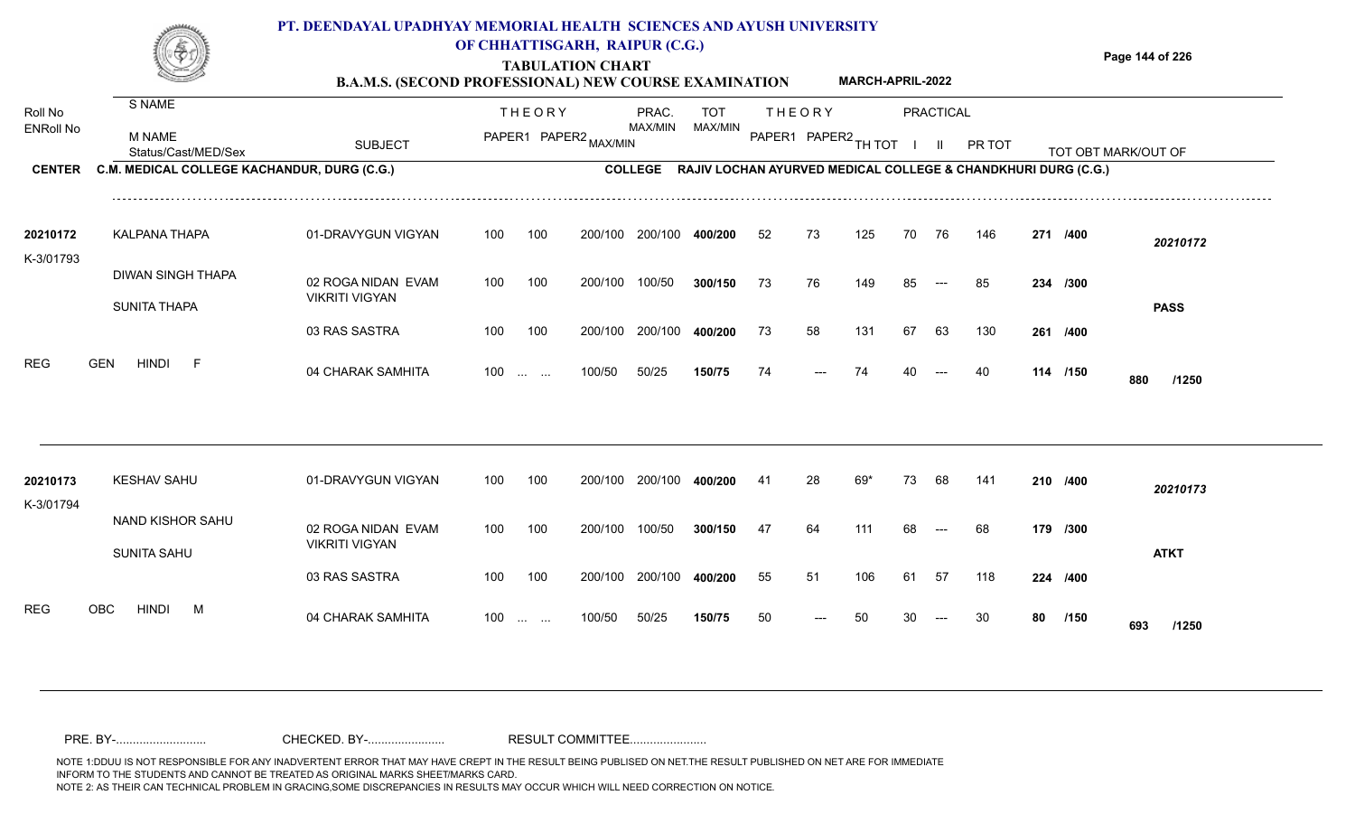# PT. DEENDAYAL UPADHYAY MEMORIAL HEALTH SCIENCES AND AYUSH UNIVERSITY OF CHHATTISGARH, RAIPUR (C.G.)

## TABULATION CHART

### B.A.M.S. (SECOND PROFESSIONAL) NEW COURSE EXAMINATION — MARCH-APRIL-2022

**CENTER:** C.M. MEDICAL COLLEGE KACHANDUR, DURG (C.G.)
**COLLEGE:** RAJIV LOCHAN AYURVED MEDICAL COLLEGE & CHANDKHURI DURG (C.G.)

| Roll No / ENRoll No | S NAME / M NAME / Status/Cast/MED/Sex | SUBJECT | THEORY PAPER1 | THEORY PAPER2 MAX/MIN | | PRAC. MAX/MIN | TOT MAX/MIN | THEORY PAPER1 | THEORY PAPER2 | TH TOT | PRACTICAL I | PRACTICAL II | PR TOT | TOT OBT | MARK/OUT OF | |
|---|---|---|---|---|---|---|---|---|---|---|---|---|---|---|---|---|
| 20210172 | KALPANA THAPA | 01-DRAVYGUN VIGYAN | 100 | 100 | 200/100 | 200/100 | 400/200 | 52 | 73 | 125 | 70 | 76 | 146 | 271 | /400 | 20210172 |
| K-3/01793 | DIWAN SINGH THAPA | 02 ROGA NIDAN EVAM VIKRITI VIGYAN | 100 | 100 | 200/100 | 100/50 | 300/150 | 73 | 76 | 149 | 85 | --- | 85 | 234 | /300 | |
| | SUNITA THAPA | 03 RAS SASTRA | 100 | 100 | 200/100 | 200/100 | 400/200 | 73 | 58 | 131 | 67 | 63 | 130 | 261 | /400 | PASS |
| REG | GEN HINDI F | 04 CHARAK SAMHITA | 100 | ... ... | 100/50 | 50/25 | 150/75 | 74 | --- | 74 | 40 | --- | 40 | 114 | /150 | 880 /1250 |
| 20210173 | KESHAV SAHU | 01-DRAVYGUN VIGYAN | 100 | 100 | 200/100 | 200/100 | 400/200 | 41 | 28 | 69* | 73 | 68 | 141 | 210 | /400 | 20210173 |
| K-3/01794 | NAND KISHOR SAHU | 02 ROGA NIDAN EVAM VIKRITI VIGYAN | 100 | 100 | 200/100 | 100/50 | 300/150 | 47 | 64 | 111 | 68 | --- | 68 | 179 | /300 | |
| | SUNITA SAHU | 03 RAS SASTRA | 100 | 100 | 200/100 | 200/100 | 400/200 | 55 | 51 | 106 | 61 | 57 | 118 | 224 | /400 | ATKT |
| REG | OBC HINDI M | 04 CHARAK SAMHITA | 100 | ... ... | 100/50 | 50/25 | 150/75 | 50 | --- | 50 | 30 | --- | 30 | 80 | /150 | 693 /1250 |

PRE. BY-........................... CHECKED. BY-...................... RESULT COMMITTEE.......................

NOTE 1:DDUU IS NOT RESPONSIBLE FOR ANY INADVERTENT ERROR THAT MAY HAVE CREPT IN THE RESULT BEING PUBLISED ON NET.THE RESULT PUBLISHED ON NET ARE FOR IMMEDIATE INFORM TO THE STUDENTS AND CANNOT BE TREATED AS ORIGINAL MARKS SHEET/MARKS CARD.
NOTE 2: AS THEIR CAN TECHNICAL PROBLEM IN GRACING,SOME DISCREPANCIES IN RESULTS MAY OCCUR WHICH WILL NEED CORRECTION ON NOTICE.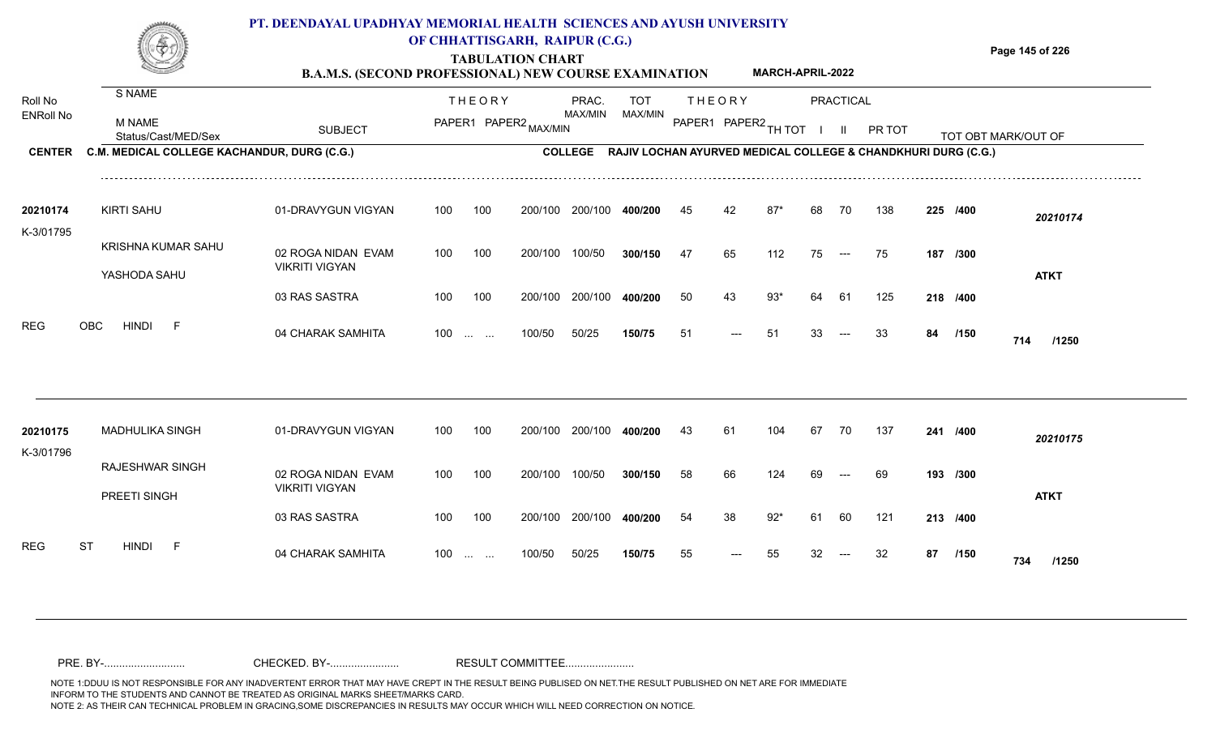# PT. DEENDAYAL UPADHYAY MEMORIAL HEALTH SCIENCES AND AYUSH UNIVERSITY OF CHHATTISGARH, RAIPUR (C.G.)

## TABULATION CHART

**B.A.M.S. (SECOND PROFESSIONAL) NEW COURSE EXAMINATION** MARCH-APRIL-2022

| Roll No / ENRoll No | S NAME / M NAME / Status/Cast/MED/Sex | SUBJECT | THEORY PAPER1 | THEORY PAPER2 | MAX/MIN | PRAC. MAX/MIN | TOT MAX/MIN | THEORY PAPER1 | THEORY PAPER2 | TH TOT | PRACTICAL I | PRACTICAL II | PR TOT | TOT OBT MARK/OUT OF | |
|---|---|---|---|---|---|---|---|---|---|---|---|---|---|---|---|

**CENTER** C.M. MEDICAL COLLEGE KACHANDUR, DURG (C.G.) **COLLEGE** RAJIV LOCHAN AYURVED MEDICAL COLLEGE & CHANDKHURI DURG (C.G.)

| Roll No / ENRoll No | Name | SUBJECT | P1 | P2 | MAX/MIN | PRAC. MAX/MIN | TOT MAX/MIN | TH P1 | TH P2 | TH TOT | PR I | PR II | PR TOT | TOT OBT | |
|---|---|---|---|---|---|---|---|---|---|---|---|---|---|---|---|
| 20210174 | KIRTI SAHU | 01-DRAVYGUN VIGYAN | 100 | 100 | 200/100 | 200/100 | 400/200 | 45 | 42 | 87* | 68 | 70 | 138 | 225 /400 | 20210174 |
| K-3/01795 | KRISHNA KUMAR SAHU | 02 ROGA NIDAN EVAM VIKRITI VIGYAN | 100 | 100 | 200/100 | 100/50 | 300/150 | 47 | 65 | 112 | 75 | --- | 75 | 187 /300 | |
| | YASHODA SAHU | 03 RAS SASTRA | 100 | 100 | 200/100 | 200/100 | 400/200 | 50 | 43 | 93* | 64 | 61 | 125 | 218 /400 | ATKT |
| REG | OBC HINDI F | 04 CHARAK SAMHITA | 100 | ... ... | 100/50 | 50/25 | 150/75 | 51 | --- | 51 | 33 | --- | 33 | 84 /150 | 714 /1250 |
| 20210175 | MADHULIKA SINGH | 01-DRAVYGUN VIGYAN | 100 | 100 | 200/100 | 200/100 | 400/200 | 43 | 61 | 104 | 67 | 70 | 137 | 241 /400 | 20210175 |
| K-3/01796 | RAJESHWAR SINGH | 02 ROGA NIDAN EVAM VIKRITI VIGYAN | 100 | 100 | 200/100 | 100/50 | 300/150 | 58 | 66 | 124 | 69 | --- | 69 | 193 /300 | |
| | PREETI SINGH | 03 RAS SASTRA | 100 | 100 | 200/100 | 200/100 | 400/200 | 54 | 38 | 92* | 61 | 60 | 121 | 213 /400 | ATKT |
| REG | ST HINDI F | 04 CHARAK SAMHITA | 100 | ... ... | 100/50 | 50/25 | 150/75 | 55 | --- | 55 | 32 | --- | 32 | 87 /150 | 734 /1250 |

PRE. BY-........................... CHECKED. BY-....................... RESULT COMMITTEE.......................

NOTE 1:DDUU IS NOT RESPONSIBLE FOR ANY INADVERTENT ERROR THAT MAY HAVE CREPT IN THE RESULT BEING PUBLISED ON NET.THE RESULT PUBLISHED ON NET ARE FOR IMMEDIATE INFORM TO THE STUDENTS AND CANNOT BE TREATED AS ORIGINAL MARKS SHEET/MARKS CARD.
NOTE 2: AS THEIR CAN TECHNICAL PROBLEM IN GRACING,SOME DISCREPANCIES IN RESULTS MAY OCCUR WHICH WILL NEED CORRECTION ON NOTICE.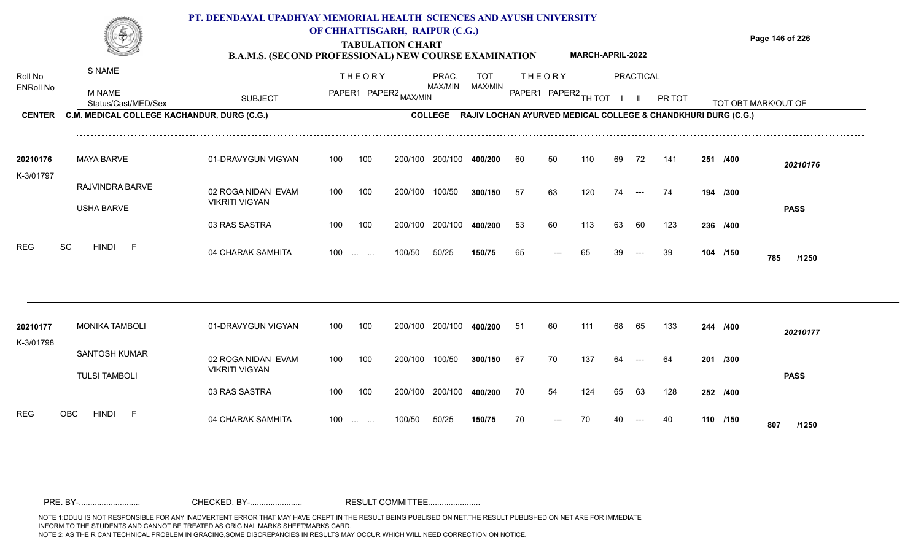# PT. DEENDAYAL UPADHYAY MEMORIAL HEALTH SCIENCES AND AYUSH UNIVERSITY OF CHHATTISGARH, RAIPUR (C.G.)

## TABULATION CHART

### B.A.M.S. (SECOND PROFESSIONAL) NEW COURSE EXAMINATION — MARCH-APRIL-2022

**CENTER:** C.M. MEDICAL COLLEGE KACHANDUR, DURG (C.G.)
**COLLEGE:** RAJIV LOCHAN AYURVED MEDICAL COLLEGE & CHANDKHURI DURG (C.G.)

| Roll No / ENRoll No | S NAME / M NAME / F NAME / Status/Cast/MED/Sex | SUBJECT | THEORY PAPER1 | THEORY PAPER2 | MAX/MIN | PRAC. MAX/MIN | TOT MAX/MIN | THEORY PAPER1 | THEORY PAPER2 | TH TOT | PRACTICAL I | PRACTICAL II | PR TOT | TOT OBT MARK/OUT OF | |
|---|---|---|---|---|---|---|---|---|---|---|---|---|---|---|---|
| 20210176 | MAYA BARVE | 01-DRAVYGUN VIGYAN | 100 | 100 | 200/100 | 200/100 | 400/200 | 60 | 50 | 110 | 69 | 72 | 141 | 251 /400 | 20210176 |
| K-3/01797 | RAJVINDRA BARVE | 02 ROGA NIDAN EVAM VIKRITI VIGYAN | 100 | 100 | 200/100 | 100/50 | 300/150 | 57 | 63 | 120 | 74 | --- | 74 | 194 /300 | |
| | USHA BARVE | | | | | | | | | | | | | | PASS |
| | | 03 RAS SASTRA | 100 | 100 | 200/100 | 200/100 | 400/200 | 53 | 60 | 113 | 63 | 60 | 123 | 236 /400 | |
| REG | SC HINDI F | 04 CHARAK SAMHITA | 100 | ... ... | 100/50 | 50/25 | 150/75 | 65 | --- | 65 | 39 | --- | 39 | 104 /150 | 785 /1250 |
| 20210177 | MONIKA TAMBOLI | 01-DRAVYGUN VIGYAN | 100 | 100 | 200/100 | 200/100 | 400/200 | 51 | 60 | 111 | 68 | 65 | 133 | 244 /400 | 20210177 |
| K-3/01798 | SANTOSH KUMAR | 02 ROGA NIDAN EVAM VIKRITI VIGYAN | 100 | 100 | 200/100 | 100/50 | 300/150 | 67 | 70 | 137 | 64 | --- | 64 | 201 /300 | |
| | TULSI TAMBOLI | | | | | | | | | | | | | | PASS |
| | | 03 RAS SASTRA | 100 | 100 | 200/100 | 200/100 | 400/200 | 70 | 54 | 124 | 65 | 63 | 128 | 252 /400 | |
| REG | OBC HINDI F | 04 CHARAK SAMHITA | 100 | ... ... | 100/50 | 50/25 | 150/75 | 70 | --- | 70 | 40 | --- | 40 | 110 /150 | 807 /1250 |

PRE. BY-.......................... CHECKED. BY-...................... RESULT COMMITTEE......................

NOTE 1:DDUU IS NOT RESPONSIBLE FOR ANY INADVERTENT ERROR THAT MAY HAVE CREPT IN THE RESULT BEING PUBLISED ON NET.THE RESULT PUBLISHED ON NET ARE FOR IMMEDIATE INFORM TO THE STUDENTS AND CANNOT BE TREATED AS ORIGINAL MARKS SHEET/MARKS CARD.
NOTE 2: AS THEIR CAN TECHNICAL PROBLEM IN GRACING,SOME DISCREPANCIES IN RESULTS MAY OCCUR WHICH WILL NEED CORRECTION ON NOTICE.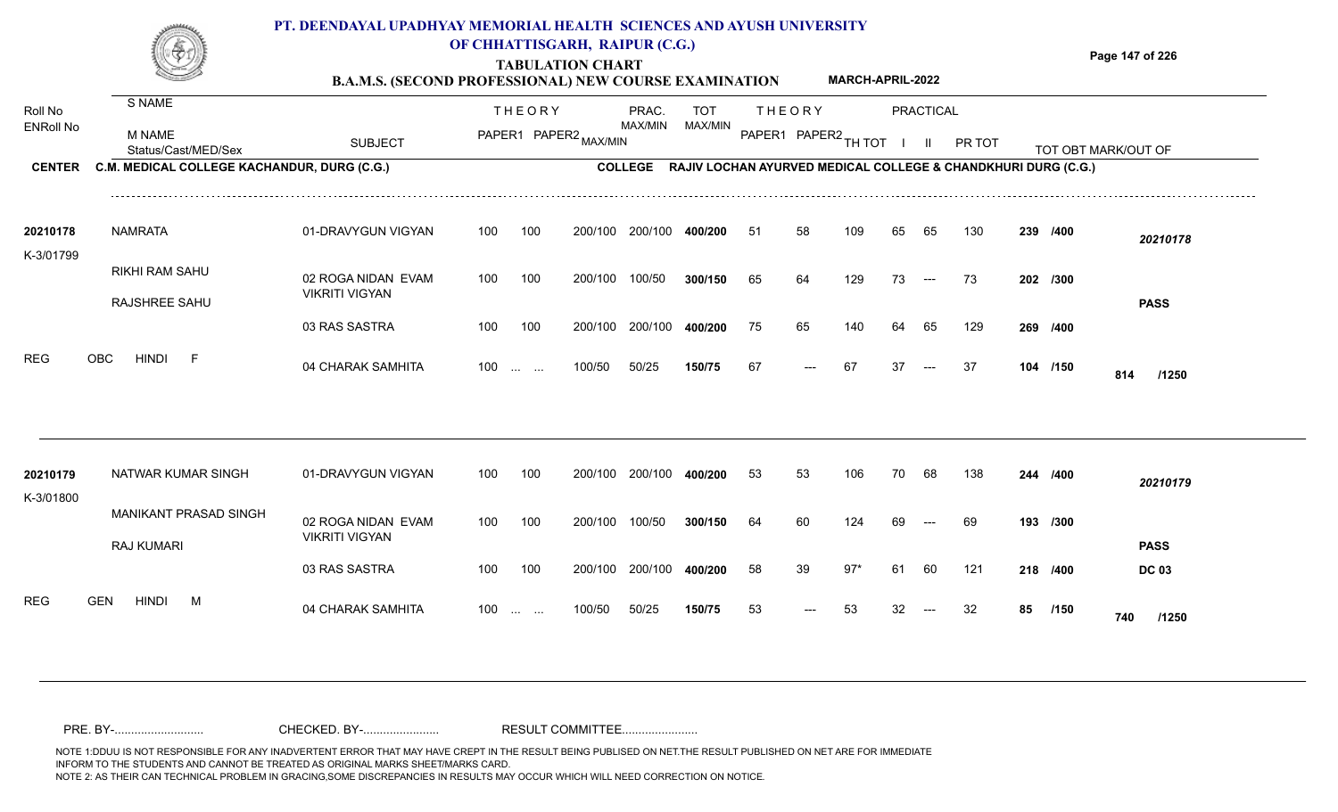# PT. DEENDAYAL UPADHYAY MEMORIAL HEALTH SCIENCES AND AYUSH UNIVERSITY OF CHHATTISGARH, RAIPUR (C.G.)

## TABULATION CHART

### B.A.M.S. (SECOND PROFESSIONAL) NEW COURSE EXAMINATION — MARCH-APRIL-2022

**CENTER:** C.M. MEDICAL COLLEGE KACHANDUR, DURG (C.G.)
**COLLEGE:** RAJIV LOCHAN AYURVED MEDICAL COLLEGE & CHANDKHURI DURG (C.G.)

| Roll No / ENRoll No | S NAME / M NAME / Status/Cast/MED/Sex | SUBJECT | THEORY PAPER1 | THEORY PAPER2 MAX/MIN | PRAC. MAX/MIN | | TOT MAX/MIN | THEORY PAPER1 | THEORY PAPER2 | TH TOT | PRACTICAL I | PRACTICAL II | PR TOT | TOT OBT MARK/OUT OF | |
|---|---|---|---|---|---|---|---|---|---|---|---|---|---|---|---|
| 20210178 | NAMRATA | 01-DRAVYGUN VIGYAN | 100 | 100 | 200/100 | 200/100 | 400/200 | 51 | 58 | 109 | 65 | 65 | 130 | 239 /400 | 20210178 |
| K-3/01799 | RIKHI RAM SAHU | 02 ROGA NIDAN EVAM VIKRITI VIGYAN | 100 | 100 | 200/100 | 100/50 | 300/150 | 65 | 64 | 129 | 73 | --- | 73 | 202 /300 | |
| | RAJSHREE SAHU | 03 RAS SASTRA | 100 | 100 | 200/100 | 200/100 | 400/200 | 75 | 65 | 140 | 64 | 65 | 129 | 269 /400 | PASS |
| REG | OBC HINDI F | 04 CHARAK SAMHITA | 100 | ... ... | 100/50 | 50/25 | 150/75 | 67 | --- | 67 | 37 | --- | 37 | 104 /150 | 814 /1250 |
| 20210179 | NATWAR KUMAR SINGH | 01-DRAVYGUN VIGYAN | 100 | 100 | 200/100 | 200/100 | 400/200 | 53 | 53 | 106 | 70 | 68 | 138 | 244 /400 | 20210179 |
| K-3/01800 | MANIKANT PRASAD SINGH | 02 ROGA NIDAN EVAM VIKRITI VIGYAN | 100 | 100 | 200/100 | 100/50 | 300/150 | 64 | 60 | 124 | 69 | --- | 69 | 193 /300 | |
| | RAJ KUMARI | 03 RAS SASTRA | 100 | 100 | 200/100 | 200/100 | 400/200 | 58 | 39 | 97* | 61 | 60 | 121 | 218 /400 | PASS DC 03 |
| REG | GEN HINDI M | 04 CHARAK SAMHITA | 100 | ... ... | 100/50 | 50/25 | 150/75 | 53 | --- | 53 | 32 | --- | 32 | 85 /150 | 740 /1250 |

PRE. BY-.......................... CHECKED. BY-...................... RESULT COMMITTEE......................

NOTE 1:DDUU IS NOT RESPONSIBLE FOR ANY INADVERTENT ERROR THAT MAY HAVE CREPT IN THE RESULT BEING PUBLISED ON NET.THE RESULT PUBLISHED ON NET ARE FOR IMMEDIATE INFORM TO THE STUDENTS AND CANNOT BE TREATED AS ORIGINAL MARKS SHEET/MARKS CARD.
NOTE 2: AS THEIR CAN TECHNICAL PROBLEM IN GRACING,SOME DISCREPANCIES IN RESULTS MAY OCCUR WHICH WILL NEED CORRECTION ON NOTICE.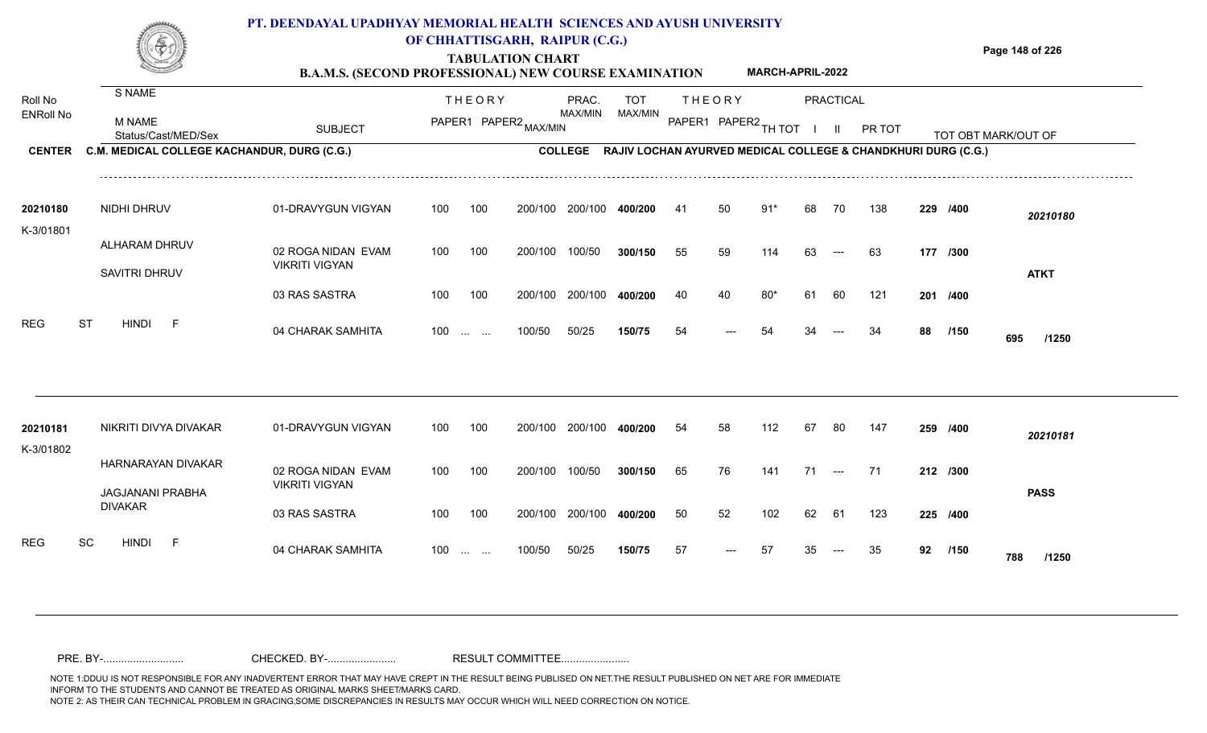# PT. DEENDAYAL UPADHYAY MEMORIAL HEALTH SCIENCES AND AYUSH UNIVERSITY OF CHHATTISGARH, RAIPUR (C.G.)

## TABULATION CHART

### B.A.M.S. (SECOND PROFESSIONAL) NEW COURSE EXAMINATION — MARCH-APRIL-2022

**CENTER:** C.M. MEDICAL COLLEGE KACHANDUR, DURG (C.G.)
**COLLEGE:** RAJIV LOCHAN AYURVED MEDICAL COLLEGE & CHANDKHURI DURG (C.G.)

| Roll No / ENRoll No | S NAME / M NAME / Status/Cast/MED/Sex | SUBJECT | THEORY PAPER1 | THEORY PAPER2 MAX/MIN | PRAC. MAX/MIN | TOT MAX/MIN | | THEORY PAPER1 | THEORY PAPER2 | TH TOT | PRACTICAL I | PRACTICAL II | PR TOT | TOT OBT | MARK/OUT OF |
|---|---|---|---|---|---|---|---|---|---|---|---|---|---|---|---|
| 20210180 | NIDHI DHRUV | 01-DRAVYGUN VIGYAN | 100 | 100 | 200/100 | 200/100 | 400/200 | 41 | 50 | 91* | 68 | 70 | 138 | 229 | /400 |
| K-3/01801 | ALHARAM DHRUV | 02 ROGA NIDAN EVAM VIKRITI VIGYAN | 100 | 100 | 200/100 | 100/50 | 300/150 | 55 | 59 | 114 | 63 | --- | 63 | 177 | /300 |
| | SAVITRI DHRUV | 03 RAS SASTRA | 100 | 100 | 200/100 | 200/100 | 400/200 | 40 | 40 | 80* | 61 | 60 | 121 | 201 | /400 |
| REG | ST HINDI F | 04 CHARAK SAMHITA | 100 | ... ... | 100/50 | 50/25 | 150/75 | 54 | --- | 54 | 34 | --- | 34 | 88 | /150 |
| | | | | | | | | | | | | | | **695** | **/1250** |
| | **RESULT: ATKT** | | | | | | | | | | | | | | |
| 20210181 | NIKRITI DIVYA DIVAKAR | 01-DRAVYGUN VIGYAN | 100 | 100 | 200/100 | 200/100 | 400/200 | 54 | 58 | 112 | 67 | 80 | 147 | 259 | /400 |
| K-3/01802 | HARNARAYAN DIVAKAR | 02 ROGA NIDAN EVAM VIKRITI VIGYAN | 100 | 100 | 200/100 | 100/50 | 300/150 | 65 | 76 | 141 | 71 | --- | 71 | 212 | /300 |
| | JAGJANANI PRABHA DIVAKAR | 03 RAS SASTRA | 100 | 100 | 200/100 | 200/100 | 400/200 | 50 | 52 | 102 | 62 | 61 | 123 | 225 | /400 |
| REG | SC HINDI F | 04 CHARAK SAMHITA | 100 | ... ... | 100/50 | 50/25 | 150/75 | 57 | --- | 57 | 35 | --- | 35 | 92 | /150 |
| | | | | | | | | | | | | | | **788** | **/1250** |
| | **RESULT: PASS** | | | | | | | | | | | | | | |

PRE. BY-.......................... CHECKED. BY-....................... RESULT COMMITTEE.......................

NOTE 1:DDUU IS NOT RESPONSIBLE FOR ANY INADVERTENT ERROR THAT MAY HAVE CREPT IN THE RESULT BEING PUBLISED ON NET.THE RESULT PUBLISHED ON NET ARE FOR IMMEDIATE INFORM TO THE STUDENTS AND CANNOT BE TREATED AS ORIGINAL MARKS SHEET/MARKS CARD.
NOTE 2: AS THEIR CAN TECHNICAL PROBLEM IN GRACING,SOME DISCREPANCIES IN RESULTS MAY OCCUR WHICH WILL NEED CORRECTION ON NOTICE.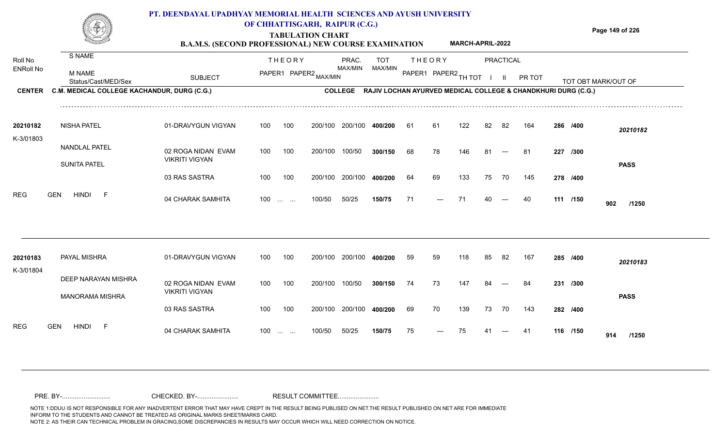# PT. DEENDAYAL UPADHYAY MEMORIAL HEALTH SCIENCES AND AYUSH UNIVERSITY OF CHHATTISGARH, RAIPUR (C.G.)

## TABULATION CHART

**B.A.M.S. (SECOND PROFESSIONAL) NEW COURSE EXAMINATION** MARCH-APRIL-2022

**CENTER** C.M. MEDICAL COLLEGE KACHANDUR, DURG (C.G.) **COLLEGE** RAJIV LOCHAN AYURVED MEDICAL COLLEGE & CHANDKHURI DURG (C.G.)

| Roll No / ENRoll No | S NAME / M NAME / Status/Cast/MED/Sex | SUBJECT | THEORY PAPER1 | THEORY PAPER2 MAX/MIN | | PRAC. MAX/MIN | TOT MAX/MIN | THEORY PAPER1 | THEORY PAPER2 | TH TOT | PRACTICAL I | PRACTICAL II | PR TOT | | TOT OBT MARK/OUT OF |
|---|---|---|---|---|---|---|---|---|---|---|---|---|---|---|---|
| 20210182 | NISHA PATEL | 01-DRAVYGUN VIGYAN | 100 | 100 | 200/100 | 200/100 | 400/200 | 61 | 61 | 122 | 82 | 82 | 164 | 286 /400 | 20210182 |
| K-3/01803 | NANDLAL PATEL | 02 ROGA NIDAN EVAM VIKRITI VIGYAN | 100 | 100 | 200/100 | 100/50 | 300/150 | 68 | 78 | 146 | 81 | --- | 81 | 227 /300 | |
| | SUNITA PATEL | | | | | | | | | | | | | | PASS |
| | | 03 RAS SASTRA | 100 | 100 | 200/100 | 200/100 | 400/200 | 64 | 69 | 133 | 75 | 70 | 145 | 278 /400 | |
| REG | GEN HINDI F | 04 CHARAK SAMHITA | 100 | ... ... | 100/50 | 50/25 | 150/75 | 71 | --- | 71 | 40 | --- | 40 | 111 /150 | 902 /1250 |
| 20210183 | PAYAL MISHRA | 01-DRAVYGUN VIGYAN | 100 | 100 | 200/100 | 200/100 | 400/200 | 59 | 59 | 118 | 85 | 82 | 167 | 285 /400 | 20210183 |
| K-3/01804 | DEEP NARAYAN MISHRA | 02 ROGA NIDAN EVAM VIKRITI VIGYAN | 100 | 100 | 200/100 | 100/50 | 300/150 | 74 | 73 | 147 | 84 | --- | 84 | 231 /300 | |
| | MANORAMA MISHRA | | | | | | | | | | | | | | PASS |
| | | 03 RAS SASTRA | 100 | 100 | 200/100 | 200/100 | 400/200 | 69 | 70 | 139 | 73 | 70 | 143 | 282 /400 | |
| REG | GEN HINDI F | 04 CHARAK SAMHITA | 100 | ... ... | 100/50 | 50/25 | 150/75 | 75 | --- | 75 | 41 | --- | 41 | 116 /150 | 914 /1250 |

PRE. BY-.......................... CHECKED. BY-...................... RESULT COMMITTEE......................

NOTE 1:DDUU IS NOT RESPONSIBLE FOR ANY INADVERTENT ERROR THAT MAY HAVE CREPT IN THE RESULT BEING PUBLISED ON NET.THE RESULT PUBLISHED ON NET ARE FOR IMMEDIATE INFORM TO THE STUDENTS AND CANNOT BE TREATED AS ORIGINAL MARKS SHEET/MARKS CARD.
NOTE 2: AS THEIR CAN TECHNICAL PROBLEM IN GRACING,SOME DISCREPANCIES IN RESULTS MAY OCCUR WHICH WILL NEED CORRECTION ON NOTICE.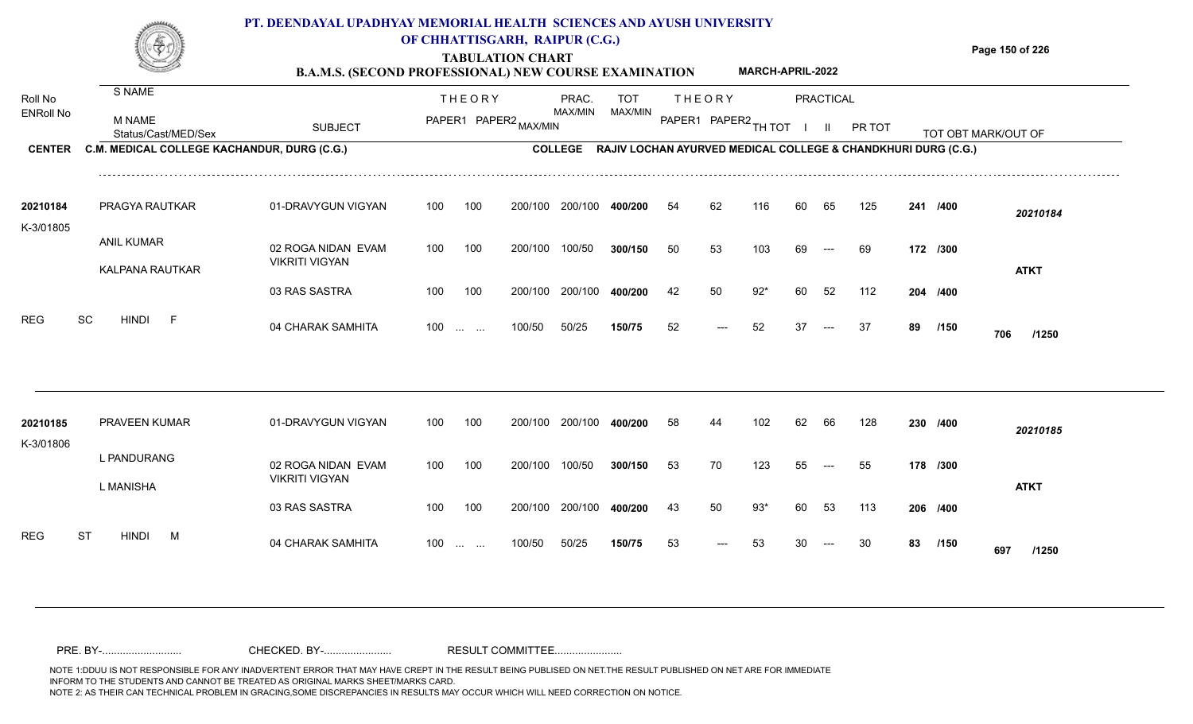# PT. DEENDAYAL UPADHYAY MEMORIAL HEALTH SCIENCES AND AYUSH UNIVERSITY OF CHHATTISGARH, RAIPUR (C.G.)

## TABULATION CHART

### B.A.M.S. (SECOND PROFESSIONAL) NEW COURSE EXAMINATION — MARCH-APRIL-2022

**CENTER:** C.M. MEDICAL COLLEGE KACHANDUR, DURG (C.G.)
**COLLEGE:** RAJIV LOCHAN AYURVED MEDICAL COLLEGE & CHANDKHURI DURG (C.G.)

| Roll No / ENRoll No | S NAME / M NAME / Status/Cast/MED/Sex | SUBJECT | THEORY PAPER1 | THEORY PAPER2 | MAX/MIN | PRAC. MAX/MIN | TOT MAX/MIN | THEORY PAPER1 | THEORY PAPER2 | TH TOT | PRACTICAL I | PRACTICAL II | PR TOT | TOT OBT MARK/OUT OF | |
|---|---|---|---|---|---|---|---|---|---|---|---|---|---|---|---|
| 20210184 | PRAGYA RAUTKAR | 01-DRAVYGUN VIGYAN | 100 | 100 | 200/100 | 200/100 | 400/200 | 54 | 62 | 116 | 60 | 65 | 125 | 241 /400 | 20210184 |
| K-3/01805 | ANIL KUMAR | 02 ROGA NIDAN EVAM VIKRITI VIGYAN | 100 | 100 | 200/100 | 100/50 | 300/150 | 50 | 53 | 103 | 69 | --- | 69 | 172 /300 | |
| | KALPANA RAUTKAR | 03 RAS SASTRA | 100 | 100 | 200/100 | 200/100 | 400/200 | 42 | 50 | 92* | 60 | 52 | 112 | 204 /400 | ATKT |
| REG | SC HINDI F | 04 CHARAK SAMHITA | 100 | ... ... | 100/50 | 50/25 | 150/75 | 52 | --- | 52 | 37 | --- | 37 | 89 /150 | 706 /1250 |
| 20210185 | PRAVEEN KUMAR | 01-DRAVYGUN VIGYAN | 100 | 100 | 200/100 | 200/100 | 400/200 | 58 | 44 | 102 | 62 | 66 | 128 | 230 /400 | 20210185 |
| K-3/01806 | L PANDURANG | 02 ROGA NIDAN EVAM VIKRITI VIGYAN | 100 | 100 | 200/100 | 100/50 | 300/150 | 53 | 70 | 123 | 55 | --- | 55 | 178 /300 | |
| | L MANISHA | 03 RAS SASTRA | 100 | 100 | 200/100 | 200/100 | 400/200 | 43 | 50 | 93* | 60 | 53 | 113 | 206 /400 | ATKT |
| REG | ST HINDI M | 04 CHARAK SAMHITA | 100 | ... ... | 100/50 | 50/25 | 150/75 | 53 | --- | 53 | 30 | --- | 30 | 83 /150 | 697 /1250 |

PRE. BY-.......................... CHECKED. BY-...................... RESULT COMMITTEE......................

NOTE 1:DDUU IS NOT RESPONSIBLE FOR ANY INADVERTENT ERROR THAT MAY HAVE CREPT IN THE RESULT BEING PUBLISED ON NET.THE RESULT PUBLISHED ON NET ARE FOR IMMEDIATE INFORM TO THE STUDENTS AND CANNOT BE TREATED AS ORIGINAL MARKS SHEET/MARKS CARD.
NOTE 2: AS THEIR CAN TECHNICAL PROBLEM IN GRACING,SOME DISCREPANCIES IN RESULTS MAY OCCUR WHICH WILL NEED CORRECTION ON NOTICE.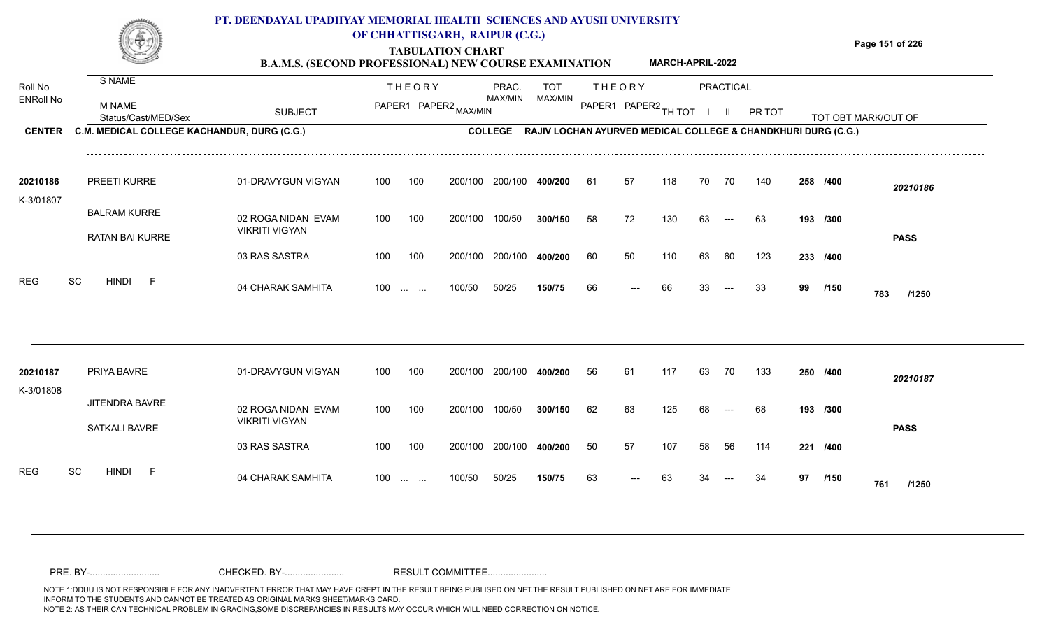# PT. DEENDAYAL UPADHYAY MEMORIAL HEALTH SCIENCES AND AYUSH UNIVERSITY OF CHHATTISGARH, RAIPUR (C.G.)

## TABULATION CHART

### B.A.M.S. (SECOND PROFESSIONAL) NEW COURSE EXAMINATION — MARCH-APRIL-2022

**CENTER:** C.M. MEDICAL COLLEGE KACHANDUR, DURG (C.G.)
**COLLEGE:** RAJIV LOCHAN AYURVED MEDICAL COLLEGE & CHANDKHURI DURG (C.G.)

| Roll No / ENRoll No | S NAME / M NAME / Status/Cast/MED/Sex | SUBJECT | THEORY PAPER1 | THEORY PAPER2 MAX/MIN | PRAC. MAX/MIN | | TOT MAX/MIN | THEORY PAPER1 | THEORY PAPER2 | TH TOT | PRACTICAL I | PRACTICAL II | PR TOT | TOT OBT MARK/OUT OF | |
|---|---|---|---|---|---|---|---|---|---|---|---|---|---|---|---|
| 20210186 | PREETI KURRE | 01-DRAVYGUN VIGYAN | 100 | 100 | 200/100 | 200/100 | 400/200 | 61 | 57 | 118 | 70 | 70 | 140 | 258 /400 | 20210186 |
| K-3/01807 | BALRAM KURRE | 02 ROGA NIDAN EVAM VIKRITI VIGYAN | 100 | 100 | 200/100 | 100/50 | 300/150 | 58 | 72 | 130 | 63 | --- | 63 | 193 /300 | |
| | RATAN BAI KURRE | | | | | | | | | | | | | | PASS |
| | | 03 RAS SASTRA | 100 | 100 | 200/100 | 200/100 | 400/200 | 60 | 50 | 110 | 63 | 60 | 123 | 233 /400 | |
| REG | SC HINDI F | 04 CHARAK SAMHITA | 100 | ... ... | 100/50 | 50/25 | 150/75 | 66 | --- | 66 | 33 | --- | 33 | 99 /150 | 783 /1250 |
| 20210187 | PRIYA BAVRE | 01-DRAVYGUN VIGYAN | 100 | 100 | 200/100 | 200/100 | 400/200 | 56 | 61 | 117 | 63 | 70 | 133 | 250 /400 | 20210187 |
| K-3/01808 | JITENDRA BAVRE | 02 ROGA NIDAN EVAM VIKRITI VIGYAN | 100 | 100 | 200/100 | 100/50 | 300/150 | 62 | 63 | 125 | 68 | --- | 68 | 193 /300 | |
| | SATKALI BAVRE | | | | | | | | | | | | | | PASS |
| | | 03 RAS SASTRA | 100 | 100 | 200/100 | 200/100 | 400/200 | 50 | 57 | 107 | 58 | 56 | 114 | 221 /400 | |
| REG | SC HINDI F | 04 CHARAK SAMHITA | 100 | ... ... | 100/50 | 50/25 | 150/75 | 63 | --- | 63 | 34 | --- | 34 | 97 /150 | 761 /1250 |

PRE. BY-.......................... CHECKED. BY-...................... RESULT COMMITTEE......................

NOTE 1:DDUU IS NOT RESPONSIBLE FOR ANY INADVERTENT ERROR THAT MAY HAVE CREPT IN THE RESULT BEING PUBLISED ON NET.THE RESULT PUBLISHED ON NET ARE FOR IMMEDIATE INFORM TO THE STUDENTS AND CANNOT BE TREATED AS ORIGINAL MARKS SHEET/MARKS CARD.
NOTE 2: AS THEIR CAN TECHNICAL PROBLEM IN GRACING,SOME DISCREPANCIES IN RESULTS MAY OCCUR WHICH WILL NEED CORRECTION ON NOTICE.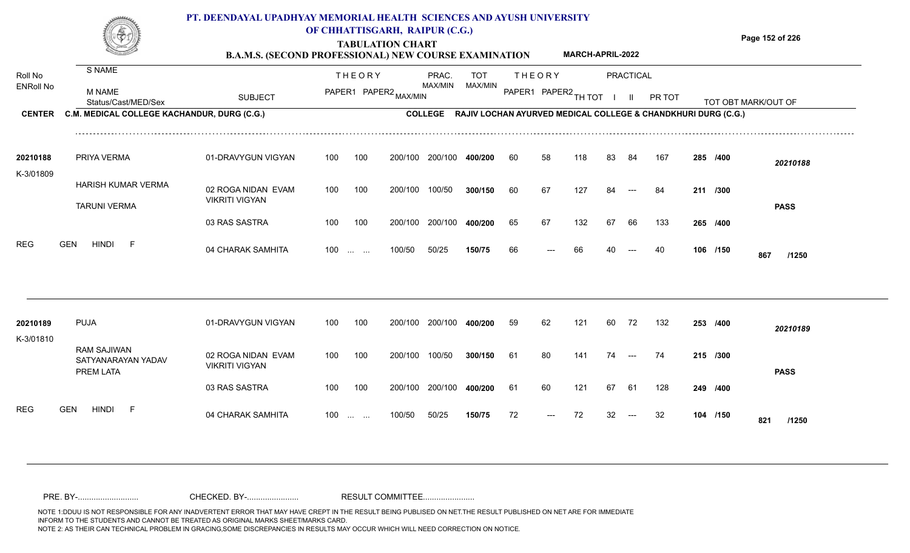# PT. DEENDAYAL UPADHYAY MEMORIAL HEALTH SCIENCES AND AYUSH UNIVERSITY OF CHHATTISGARH, RAIPUR (C.G.)

## TABULATION CHART

### B.A.M.S. (SECOND PROFESSIONAL) NEW COURSE EXAMINATION — MARCH-APRIL-2022

**CENTER** C.M. MEDICAL COLLEGE KACHANDUR, DURG (C.G.)  **COLLEGE** RAJIV LOCHAN AYURVED MEDICAL COLLEGE & CHANDKHURI DURG (C.G.)

| Roll No / ENRoll No | S NAME / M NAME / Status/Cast/MED/Sex | SUBJECT | THEORY PAPER1 | THEORY PAPER2 | MAX/MIN | PRAC. MAX/MIN | TOT MAX/MIN | THEORY PAPER1 | THEORY PAPER2 | TH TOT | PRACTICAL I | PRACTICAL II | PR TOT | TOT OBT MARK/OUT OF | |
|---|---|---|---|---|---|---|---|---|---|---|---|---|---|---|---|
| 20210188 | PRIYA VERMA | 01-DRAVYGUN VIGYAN | 100 | 100 | 200/100 | 200/100 | 400/200 | 60 | 58 | 118 | 83 | 84 | 167 | 285 /400 | 20210188 |
| K-3/01809 | HARISH KUMAR VERMA | 02 ROGA NIDAN EVAM VIKRITI VIGYAN | 100 | 100 | 200/100 | 100/50 | 300/150 | 60 | 67 | 127 | 84 | --- | 84 | 211 /300 | |
| | TARUNI VERMA | | | | | | | | | | | | | | PASS |
| | | 03 RAS SASTRA | 100 | 100 | 200/100 | 200/100 | 400/200 | 65 | 67 | 132 | 67 | 66 | 133 | 265 /400 | |
| REG | GEN HINDI F | 04 CHARAK SAMHITA | 100 | ... ... | 100/50 | 50/25 | 150/75 | 66 | --- | 66 | 40 | --- | 40 | 106 /150 | 867 /1250 |
| 20210189 | PUJA | 01-DRAVYGUN VIGYAN | 100 | 100 | 200/100 | 200/100 | 400/200 | 59 | 62 | 121 | 60 | 72 | 132 | 253 /400 | 20210189 |
| K-3/01810 | RAM SAJIWAN SATYANARAYAN YADAV | 02 ROGA NIDAN EVAM VIKRITI VIGYAN | 100 | 100 | 200/100 | 100/50 | 300/150 | 61 | 80 | 141 | 74 | --- | 74 | 215 /300 | |
| | PREM LATA | | | | | | | | | | | | | | PASS |
| | | 03 RAS SASTRA | 100 | 100 | 200/100 | 200/100 | 400/200 | 61 | 60 | 121 | 67 | 61 | 128 | 249 /400 | |
| REG | GEN HINDI F | 04 CHARAK SAMHITA | 100 | ... ... | 100/50 | 50/25 | 150/75 | 72 | --- | 72 | 32 | --- | 32 | 104 /150 | 821 /1250 |

PRE. BY-.......................... CHECKED. BY-...................... RESULT COMMITTEE......................

NOTE 1:DDUU IS NOT RESPONSIBLE FOR ANY INADVERTENT ERROR THAT MAY HAVE CREPT IN THE RESULT BEING PUBLISED ON NET.THE RESULT PUBLISHED ON NET ARE FOR IMMEDIATE INFORM TO THE STUDENTS AND CANNOT BE TREATED AS ORIGINAL MARKS SHEET/MARKS CARD.
NOTE 2: AS THEIR CAN TECHNICAL PROBLEM IN GRACING,SOME DISCREPANCIES IN RESULTS MAY OCCUR WHICH WILL NEED CORRECTION ON NOTICE.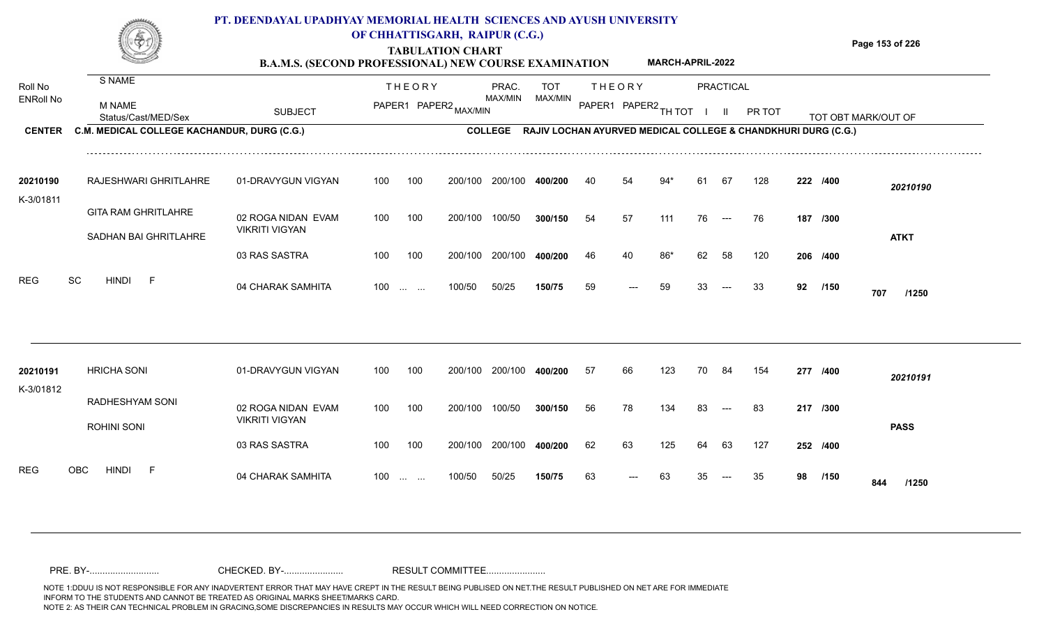# PT. DEENDAYAL UPADHYAY MEMORIAL HEALTH SCIENCES AND AYUSH UNIVERSITY OF CHHATTISGARH, RAIPUR (C.G.)

## TABULATION CHART

### B.A.M.S. (SECOND PROFESSIONAL) NEW COURSE EXAMINATION — MARCH-APRIL-2022

**CENTER** C.M. MEDICAL COLLEGE KACHANDUR, DURG (C.G.) — **COLLEGE** RAJIV LOCHAN AYURVED MEDICAL COLLEGE & CHANDKHURI DURG (C.G.)

| Roll No / ENRoll No | S NAME / M NAME / Status/Cast/MED/Sex | SUBJECT | THEORY PAPER1 | THEORY PAPER2 MAX/MIN | | PRAC. MAX/MIN | TOT MAX/MIN | THEORY PAPER1 | THEORY PAPER2 | TH TOT | PRACTICAL I | PRACTICAL II | PR TOT | | TOT OBT MARK/OUT OF |
|---|---|---|---|---|---|---|---|---|---|---|---|---|---|---|---|
| 20210190 | RAJESHWARI GHRITLAHRE | 01-DRAVYGUN VIGYAN | 100 | 100 | 200/100 | 200/100 | 400/200 | 40 | 54 | 94* | 61 | 67 | 128 | 222 /400 | 20210190 |
| K-3/01811 | GITA RAM GHRITLAHRE | 02 ROGA NIDAN EVAM VIKRITI VIGYAN | 100 | 100 | 200/100 | 100/50 | 300/150 | 54 | 57 | 111 | 76 | --- | 76 | 187 /300 | |
| | SADHAN BAI GHRITLAHRE | | | | | | | | | | | | | | ATKT |
| | | 03 RAS SASTRA | 100 | 100 | 200/100 | 200/100 | 400/200 | 46 | 40 | 86* | 62 | 58 | 120 | 206 /400 | |
| REG | SC HINDI F | 04 CHARAK SAMHITA | 100 | ... ... | 100/50 | 50/25 | 150/75 | 59 | --- | 59 | 33 | --- | 33 | 92 /150 | 707 /1250 |
| 20210191 | HRICHA SONI | 01-DRAVYGUN VIGYAN | 100 | 100 | 200/100 | 200/100 | 400/200 | 57 | 66 | 123 | 70 | 84 | 154 | 277 /400 | 20210191 |
| K-3/01812 | RADHESHYAM SONI | 02 ROGA NIDAN EVAM VIKRITI VIGYAN | 100 | 100 | 200/100 | 100/50 | 300/150 | 56 | 78 | 134 | 83 | --- | 83 | 217 /300 | |
| | ROHINI SONI | | | | | | | | | | | | | | PASS |
| | | 03 RAS SASTRA | 100 | 100 | 200/100 | 200/100 | 400/200 | 62 | 63 | 125 | 64 | 63 | 127 | 252 /400 | |
| REG | OBC HINDI F | 04 CHARAK SAMHITA | 100 | ... ... | 100/50 | 50/25 | 150/75 | 63 | --- | 63 | 35 | --- | 35 | 98 /150 | 844 /1250 |

PRE. BY-........................... CHECKED. BY-....................... RESULT COMMITTEE.......................

NOTE 1:DDUU IS NOT RESPONSIBLE FOR ANY INADVERTENT ERROR THAT MAY HAVE CREPT IN THE RESULT BEING PUBLISED ON NET.THE RESULT PUBLISHED ON NET ARE FOR IMMEDIATE INFORM TO THE STUDENTS AND CANNOT BE TREATED AS ORIGINAL MARKS SHEET/MARKS CARD.
NOTE 2: AS THEIR CAN TECHNICAL PROBLEM IN GRACING,SOME DISCREPANCIES IN RESULTS MAY OCCUR WHICH WILL NEED CORRECTION ON NOTICE.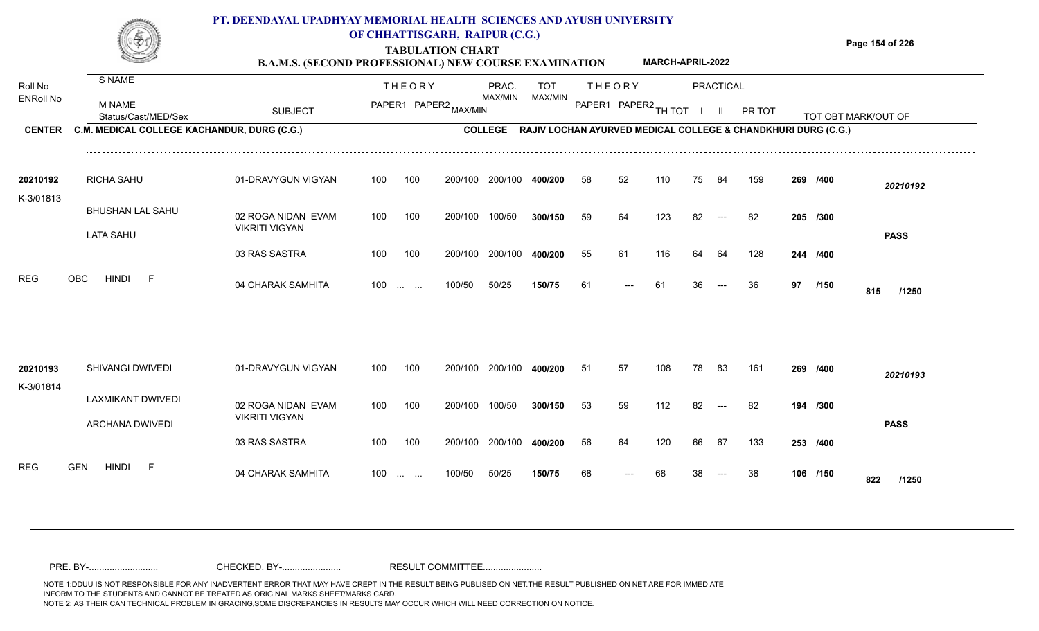# PT. DEENDAYAL UPADHYAY MEMORIAL HEALTH SCIENCES AND AYUSH UNIVERSITY OF CHHATTISGARH, RAIPUR (C.G.)

## TABULATION CHART

### B.A.M.S. (SECOND PROFESSIONAL) NEW COURSE EXAMINATION — MARCH-APRIL-2022

**CENTER** C.M. MEDICAL COLLEGE KACHANDUR, DURG (C.G.) **COLLEGE** RAJIV LOCHAN AYURVED MEDICAL COLLEGE & CHANDKHURI DURG (C.G.)

| Roll No / ENRoll No | S NAME / M NAME / Status/Cast/MED/Sex | SUBJECT | THEORY PAPER1 | THEORY PAPER2 MAX/MIN | PRAC. MAX/MIN | TOT MAX/MIN | | THEORY PAPER1 | THEORY PAPER2 | TH TOT | PRACTICAL I | PRACTICAL II | PR TOT | TOT OBT MARK/OUT OF | |
|---|---|---|---|---|---|---|---|---|---|---|---|---|---|---|---|
| 20210192 | RICHA SAHU | 01-DRAVYGUN VIGYAN | 100 | 100 | 200/100 | 200/100 | 400/200 | 58 | 52 | 110 | 75 | 84 | 159 | 269 /400 | 20210192 |
| K-3/01813 | BHUSHAN LAL SAHU | 02 ROGA NIDAN EVAM VIKRITI VIGYAN | 100 | 100 | 200/100 | 100/50 | 300/150 | 59 | 64 | 123 | 82 | --- | 82 | 205 /300 | |
| | LATA SAHU | 03 RAS SASTRA | 100 | 100 | 200/100 | 200/100 | 400/200 | 55 | 61 | 116 | 64 | 64 | 128 | 244 /400 | PASS |
| REG | OBC HINDI F | 04 CHARAK SAMHITA | 100 | ... ... | 100/50 | 50/25 | 150/75 | 61 | --- | 61 | 36 | --- | 36 | 97 /150 | 815 /1250 |
| 20210193 | SHIVANGI DWIVEDI | 01-DRAVYGUN VIGYAN | 100 | 100 | 200/100 | 200/100 | 400/200 | 51 | 57 | 108 | 78 | 83 | 161 | 269 /400 | 20210193 |
| K-3/01814 | LAXMIKANT DWIVEDI | 02 ROGA NIDAN EVAM VIKRITI VIGYAN | 100 | 100 | 200/100 | 100/50 | 300/150 | 53 | 59 | 112 | 82 | --- | 82 | 194 /300 | |
| | ARCHANA DWIVEDI | 03 RAS SASTRA | 100 | 100 | 200/100 | 200/100 | 400/200 | 56 | 64 | 120 | 66 | 67 | 133 | 253 /400 | PASS |
| REG | GEN HINDI F | 04 CHARAK SAMHITA | 100 | ... ... | 100/50 | 50/25 | 150/75 | 68 | --- | 68 | 38 | --- | 38 | 106 /150 | 822 /1250 |

PRE. BY-........................... CHECKED. BY-...................... RESULT COMMITTEE......................

NOTE 1:DDUU IS NOT RESPONSIBLE FOR ANY INADVERTENT ERROR THAT MAY HAVE CREPT IN THE RESULT BEING PUBLISED ON NET.THE RESULT PUBLISHED ON NET ARE FOR IMMEDIATE INFORM TO THE STUDENTS AND CANNOT BE TREATED AS ORIGINAL MARKS SHEET/MARKS CARD.
NOTE 2: AS THEIR CAN TECHNICAL PROBLEM IN GRACING,SOME DISCREPANCIES IN RESULTS MAY OCCUR WHICH WILL NEED CORRECTION ON NOTICE.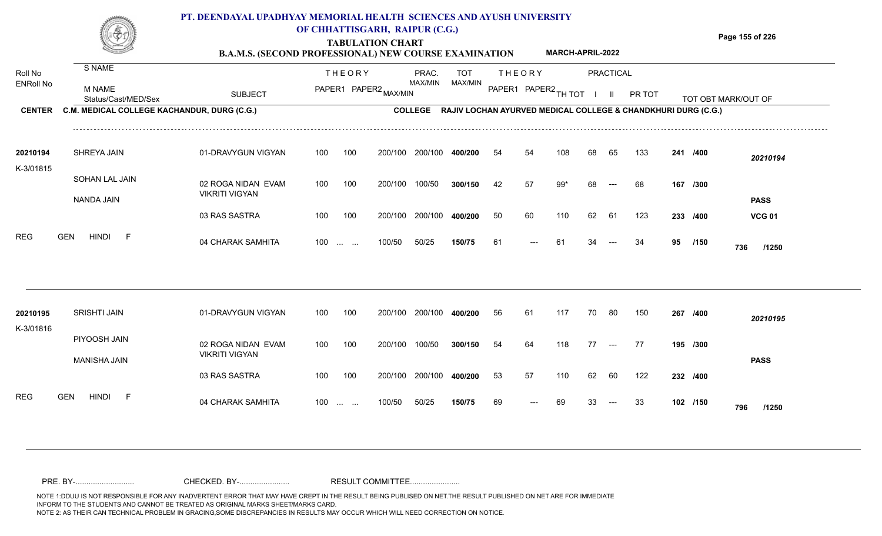# PT. DEENDAYAL UPADHYAY MEMORIAL HEALTH SCIENCES AND AYUSH UNIVERSITY OF CHHATTISGARH, RAIPUR (C.G.)

## TABULATION CHART

### B.A.M.S. (SECOND PROFESSIONAL) NEW COURSE EXAMINATION — MARCH-APRIL-2022

**CENTER:** C.M. MEDICAL COLLEGE KACHANDUR, DURG (C.G.)
**COLLEGE:** RAJIV LOCHAN AYURVED MEDICAL COLLEGE & CHANDKHURI DURG (C.G.)

| Roll No / ENRoll No | S NAME / M NAME / Status/Cast/MED/Sex | SUBJECT | THEORY PAPER1 | THEORY PAPER2 | MAX/MIN | PRAC. MAX/MIN | TOT MAX/MIN | THEORY PAPER1 | THEORY PAPER2 | TH TOT | PRACTICAL I | PRACTICAL II | PR TOT | TOT OBT | MARK OUT OF | Result |
|---|---|---|---|---|---|---|---|---|---|---|---|---|---|---|---|---|
| 20210194 | SHREYA JAIN | 01-DRAVYGUN VIGYAN | 100 | 100 | 200/100 | 200/100 | 400/200 | 54 | 54 | 108 | 68 | 65 | 133 | 241 | /400 | 20210194 |
| K-3/01815 | SOHAN LAL JAIN | 02 ROGA NIDAN EVAM VIKRITI VIGYAN | 100 | 100 | 200/100 | 100/50 | 300/150 | 42 | 57 | 99* | 68 | --- | 68 | 167 | /300 | |
| | NANDA JAIN | 03 RAS SASTRA | 100 | 100 | 200/100 | 200/100 | 400/200 | 50 | 60 | 110 | 62 | 61 | 123 | 233 | /400 | PASS VCG 01 |
| REG | GEN HINDI F | 04 CHARAK SAMHITA | 100 | ... ... | 100/50 | 50/25 | 150/75 | 61 | --- | 61 | 34 | --- | 34 | 95 | /150 | 736 /1250 |
| 20210195 | SRISHTI JAIN | 01-DRAVYGUN VIGYAN | 100 | 100 | 200/100 | 200/100 | 400/200 | 56 | 61 | 117 | 70 | 80 | 150 | 267 | /400 | 20210195 |
| K-3/01816 | PIYOOSH JAIN | 02 ROGA NIDAN EVAM VIKRITI VIGYAN | 100 | 100 | 200/100 | 100/50 | 300/150 | 54 | 64 | 118 | 77 | --- | 77 | 195 | /300 | |
| | MANISHA JAIN | 03 RAS SASTRA | 100 | 100 | 200/100 | 200/100 | 400/200 | 53 | 57 | 110 | 62 | 60 | 122 | 232 | /400 | PASS |
| REG | GEN HINDI F | 04 CHARAK SAMHITA | 100 | ... ... | 100/50 | 50/25 | 150/75 | 69 | --- | 69 | 33 | --- | 33 | 102 | /150 | 796 /1250 |

PRE. BY-.......................... CHECKED. BY-....................... RESULT COMMITTEE.......................

NOTE 1:DDUU IS NOT RESPONSIBLE FOR ANY INADVERTENT ERROR THAT MAY HAVE CREPT IN THE RESULT BEING PUBLISED ON NET.THE RESULT PUBLISHED ON NET ARE FOR IMMEDIATE INFORM TO THE STUDENTS AND CANNOT BE TREATED AS ORIGINAL MARKS SHEET/MARKS CARD.
NOTE 2: AS THEIR CAN TECHNICAL PROBLEM IN GRACING,SOME DISCREPANCIES IN RESULTS MAY OCCUR WHICH WILL NEED CORRECTION ON NOTICE.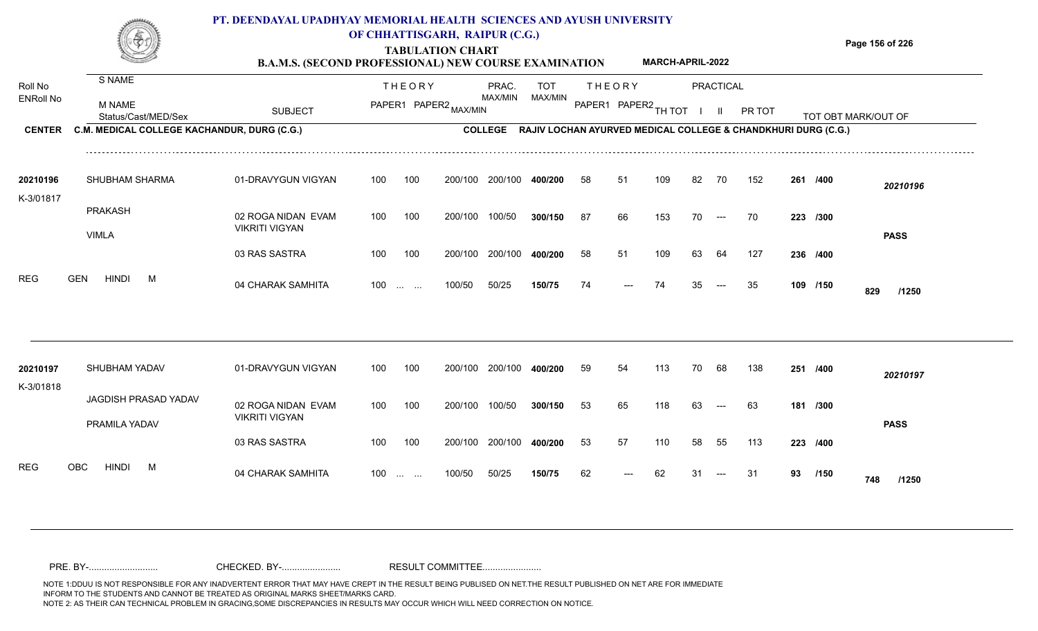# PT. DEENDAYAL UPADHYAY MEMORIAL HEALTH SCIENCES AND AYUSH UNIVERSITY OF CHHATTISGARH, RAIPUR (C.G.)

## TABULATION CHART

**B.A.M.S. (SECOND PROFESSIONAL) NEW COURSE EXAMINATION** — **MARCH-APRIL-2022**

| Roll No / ENRoll No | S NAME / M NAME / Status/Cast/MED/Sex | SUBJECT | THEORY PAPER1 | THEORY PAPER2 | MAX/MIN | PRAC. MAX/MIN | TOT MAX/MIN | THEORY PAPER1 | THEORY PAPER2 | TH TOT | PRACTICAL I | PRACTICAL II | PR TOT | TOT OBT MARK/OUT OF | |
|---|---|---|---|---|---|---|---|---|---|---|---|---|---|---|---|

**CENTER** C.M. MEDICAL COLLEGE KACHANDUR, DURG (C.G.) — **COLLEGE** RAJIV LOCHAN AYURVED MEDICAL COLLEGE & CHANDKHURI DURG (C.G.)

| Roll No / ENRoll No | S NAME / M NAME / Status/Cast/MED/Sex | SUBJECT | THEORY PAPER1 | THEORY PAPER2 | MAX/MIN | PRAC. MAX/MIN | TOT MAX/MIN | THEORY PAPER1 | THEORY PAPER2 | TH TOT | PRACTICAL I | PRACTICAL II | PR TOT | TOT OBT MARK/OUT OF | |
|---|---|---|---|---|---|---|---|---|---|---|---|---|---|---|---|
| 20210196 | SHUBHAM SHARMA | 01-DRAVYGUN VIGYAN | 100 | 100 | 200/100 | 200/100 | 400/200 | 58 | 51 | 109 | 82 | 70 | 152 | 261 /400 | 20210196 |
| K-3/01817 | PRAKASH | 02 ROGA NIDAN EVAM VIKRITI VIGYAN | 100 | 100 | 200/100 | 100/50 | 300/150 | 87 | 66 | 153 | 70 | --- | 70 | 223 /300 | |
| | VIMLA | | | | | | | | | | | | | | PASS |
| | | 03 RAS SASTRA | 100 | 100 | 200/100 | 200/100 | 400/200 | 58 | 51 | 109 | 63 | 64 | 127 | 236 /400 | |
| REG | GEN HINDI M | 04 CHARAK SAMHITA | 100 | ... ... | 100/50 | 50/25 | 150/75 | 74 | --- | 74 | 35 | --- | 35 | 109 /150 | 829 /1250 |
| 20210197 | SHUBHAM YADAV | 01-DRAVYGUN VIGYAN | 100 | 100 | 200/100 | 200/100 | 400/200 | 59 | 54 | 113 | 70 | 68 | 138 | 251 /400 | 20210197 |
| K-3/01818 | JAGDISH PRASAD YADAV | 02 ROGA NIDAN EVAM VIKRITI VIGYAN | 100 | 100 | 200/100 | 100/50 | 300/150 | 53 | 65 | 118 | 63 | --- | 63 | 181 /300 | |
| | PRAMILA YADAV | | | | | | | | | | | | | | PASS |
| | | 03 RAS SASTRA | 100 | 100 | 200/100 | 200/100 | 400/200 | 53 | 57 | 110 | 58 | 55 | 113 | 223 /400 | |
| REG | OBC HINDI M | 04 CHARAK SAMHITA | 100 | ... ... | 100/50 | 50/25 | 150/75 | 62 | --- | 62 | 31 | --- | 31 | 93 /150 | 748 /1250 |

PRE. BY-.......................... CHECKED. BY-...................... RESULT COMMITTEE......................

NOTE 1:DDUU IS NOT RESPONSIBLE FOR ANY INADVERTENT ERROR THAT MAY HAVE CREPT IN THE RESULT BEING PUBLISED ON NET.THE RESULT PUBLISHED ON NET ARE FOR IMMEDIATE INFORM TO THE STUDENTS AND CANNOT BE TREATED AS ORIGINAL MARKS SHEET/MARKS CARD.
NOTE 2: AS THEIR CAN TECHNICAL PROBLEM IN GRACING,SOME DISCREPANCIES IN RESULTS MAY OCCUR WHICH WILL NEED CORRECTION ON NOTICE.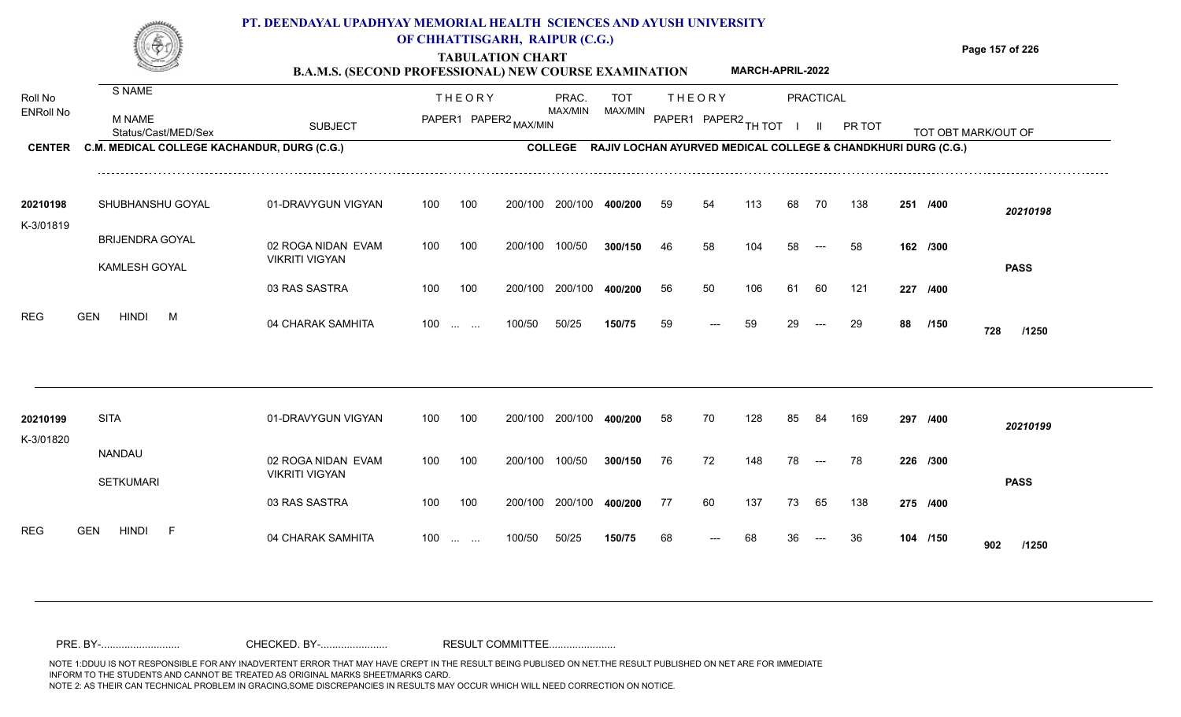# PT. DEENDAYAL UPADHYAY MEMORIAL HEALTH SCIENCES AND AYUSH UNIVERSITY OF CHHATTISGARH, RAIPUR (C.G.)

## TABULATION CHART

### B.A.M.S. (SECOND PROFESSIONAL) NEW COURSE EXAMINATION — MARCH-APRIL-2022

**CENTER** C.M. MEDICAL COLLEGE KACHANDUR, DURG (C.G.) **COLLEGE** RAJIV LOCHAN AYURVED MEDICAL COLLEGE & CHANDKHURI DURG (C.G.)

| Roll No / ENRoll No | S NAME / M NAME / Status/Cast/MED/Sex | SUBJECT | THEORY PAPER1 | THEORY PAPER2 MAX/MIN | PRAC. MAX/MIN | TOT MAX/MIN | THEORY PAPER1 | THEORY PAPER2 | TH TOT | PRACTICAL I | PRACTICAL II | PR TOT | TOT OBT | MARK/OUT OF |
|---|---|---|---|---|---|---|---|---|---|---|---|---|---|---|
| 20210198 | SHUBHANSHU GOYAL | 01-DRAVYGUN VIGYAN | 100 | 100 200/100 | 200/100 | 400/200 | 59 | 54 | 113 | 68 | 70 | 138 | 251 | /400 |
| K-3/01819 | BRIJENDRA GOYAL | 02 ROGA NIDAN EVAM VIKRITI VIGYAN | 100 | 100 200/100 | 100/50 | 300/150 | 46 | 58 | 104 | 58 | --- | 58 | 162 | /300 |
| | KAMLESH GOYAL | 03 RAS SASTRA | 100 | 100 200/100 | 200/100 | 400/200 | 56 | 50 | 106 | 61 | 60 | 121 | 227 | /400 |
| REG | GEN HINDI M | 04 CHARAK SAMHITA | 100 | ... ... 100/50 | 50/25 | 150/75 | 59 | --- | 59 | 29 | --- | 29 | 88 | /150 |
| | | | | | | | | | | | | | **728 /1250** | **PASS** |
| 20210199 | SITA | 01-DRAVYGUN VIGYAN | 100 | 100 200/100 | 200/100 | 400/200 | 58 | 70 | 128 | 85 | 84 | 169 | 297 | /400 |
| K-3/01820 | NANDAU | 02 ROGA NIDAN EVAM VIKRITI VIGYAN | 100 | 100 200/100 | 100/50 | 300/150 | 76 | 72 | 148 | 78 | --- | 78 | 226 | /300 |
| | SETKUMARI | 03 RAS SASTRA | 100 | 100 200/100 | 200/100 | 400/200 | 77 | 60 | 137 | 73 | 65 | 138 | 275 | /400 |
| REG | GEN HINDI F | 04 CHARAK SAMHITA | 100 | ... ... 100/50 | 50/25 | 150/75 | 68 | --- | 68 | 36 | --- | 36 | 104 | /150 |
| | | | | | | | | | | | | | **902 /1250** | **PASS** |

PRE. BY-.......................... CHECKED. BY-...................... RESULT COMMITTEE......................

NOTE 1:DDUU IS NOT RESPONSIBLE FOR ANY INADVERTENT ERROR THAT MAY HAVE CREPT IN THE RESULT BEING PUBLISED ON NET.THE RESULT PUBLISHED ON NET ARE FOR IMMEDIATE INFORM TO THE STUDENTS AND CANNOT BE TREATED AS ORIGINAL MARKS SHEET/MARKS CARD.
NOTE 2: AS THEIR CAN TECHNICAL PROBLEM IN GRACING,SOME DISCREPANCIES IN RESULTS MAY OCCUR WHICH WILL NEED CORRECTION ON NOTICE.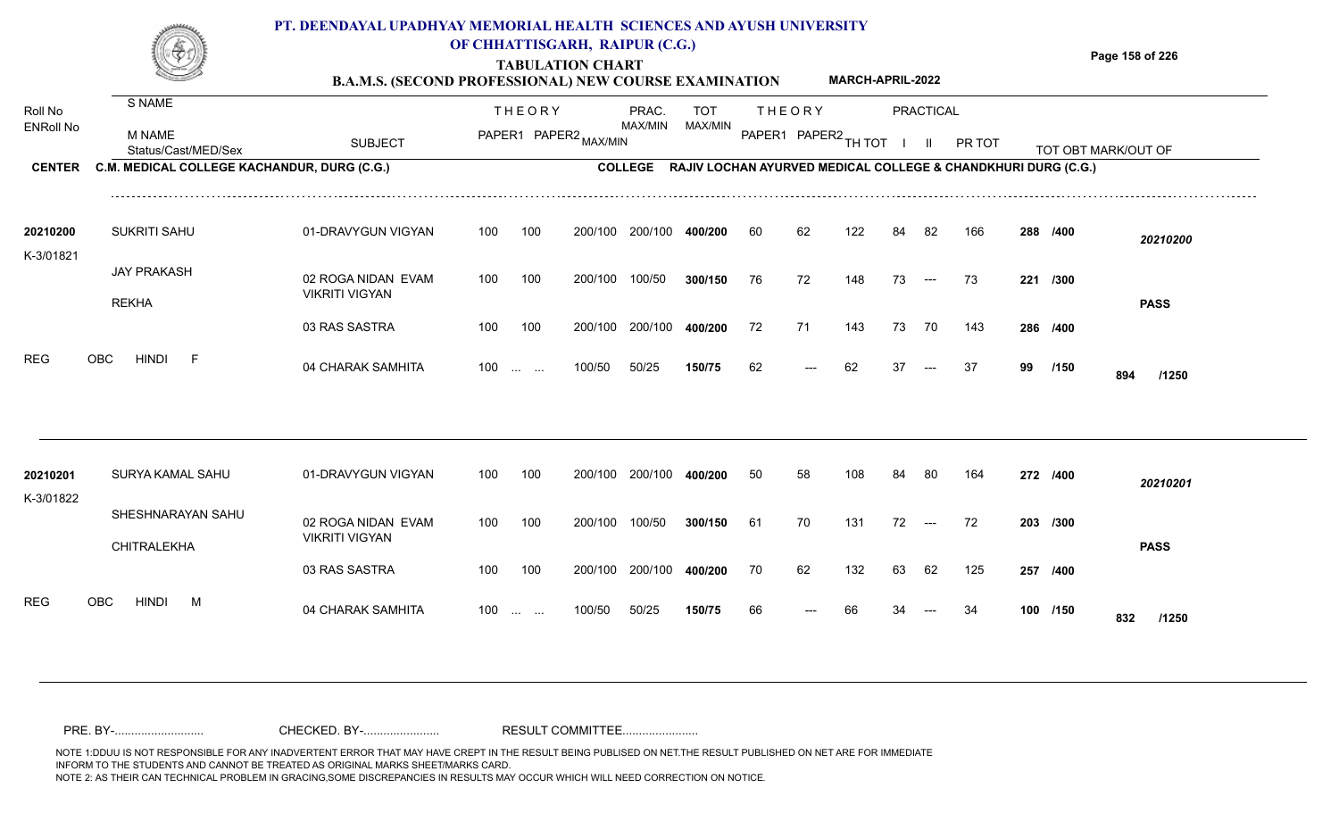# PT. DEENDAYAL UPADHYAY MEMORIAL HEALTH SCIENCES AND AYUSH UNIVERSITY OF CHHATTISGARH, RAIPUR (C.G.)

## TABULATION CHART

**B.A.M.S. (SECOND PROFESSIONAL) NEW COURSE EXAMINATION** — **MARCH-APRIL-2022**

**CENTER** C.M. MEDICAL COLLEGE KACHANDUR, DURG (C.G.) — **COLLEGE** RAJIV LOCHAN AYURVED MEDICAL COLLEGE & CHANDKHURI DURG (C.G.)

| Roll No / ENRoll No | S NAME / M NAME / Status/Cast/MED/Sex | SUBJECT | THEORY PAPER1 | THEORY PAPER2 | MAX/MIN | PRAC. MAX/MIN | TOT MAX/MIN | THEORY PAPER1 | THEORY PAPER2 | TH TOT | PRACTICAL I | PRACTICAL II | PR TOT | TOT OBT | MARK/OUT OF |
|---|---|---|---|---|---|---|---|---|---|---|---|---|---|---|---|
| 20210200 | SUKRITI SAHU | 01-DRAVYGUN VIGYAN | 100 | 100 | 200/100 | 200/100 | 400/200 | 60 | 62 | 122 | 84 | 82 | 166 | 288 | /400 |
| K-3/01821 | JAY PRAKASH | 02 ROGA NIDAN EVAM VIKRITI VIGYAN | 100 | 100 | 200/100 | 100/50 | 300/150 | 76 | 72 | 148 | 73 | --- | 73 | 221 | /300 |
| | REKHA | 03 RAS SASTRA | 100 | 100 | 200/100 | 200/100 | 400/200 | 72 | 71 | 143 | 73 | 70 | 143 | 286 | /400 |
| REG | OBC HINDI F | 04 CHARAK SAMHITA | 100 | ... ... | 100/50 | 50/25 | 150/75 | 62 | --- | 62 | 37 | --- | 37 | 99 | /150 |
| | | | | | | | | | | | | | | **894** | **/1250** |
| | | **Result: PASS** (20210200) | | | | | | | | | | | | | |
| 20210201 | SURYA KAMAL SAHU | 01-DRAVYGUN VIGYAN | 100 | 100 | 200/100 | 200/100 | 400/200 | 50 | 58 | 108 | 84 | 80 | 164 | 272 | /400 |
| K-3/01822 | SHESHNARAYAN SAHU | 02 ROGA NIDAN EVAM VIKRITI VIGYAN | 100 | 100 | 200/100 | 100/50 | 300/150 | 61 | 70 | 131 | 72 | --- | 72 | 203 | /300 |
| | CHITRALEKHA | 03 RAS SASTRA | 100 | 100 | 200/100 | 200/100 | 400/200 | 70 | 62 | 132 | 63 | 62 | 125 | 257 | /400 |
| REG | OBC HINDI M | 04 CHARAK SAMHITA | 100 | ... ... | 100/50 | 50/25 | 150/75 | 66 | --- | 66 | 34 | --- | 34 | 100 | /150 |
| | | | | | | | | | | | | | | **832** | **/1250** |
| | | **Result: PASS** (20210201) | | | | | | | | | | | | | |

PRE. BY-.......................... CHECKED. BY-....................... RESULT COMMITTEE.......................

NOTE 1:DDUU IS NOT RESPONSIBLE FOR ANY INADVERTENT ERROR THAT MAY HAVE CREPT IN THE RESULT BEING PUBLISED ON NET.THE RESULT PUBLISHED ON NET ARE FOR IMMEDIATE INFORM TO THE STUDENTS AND CANNOT BE TREATED AS ORIGINAL MARKS SHEET/MARKS CARD.
NOTE 2: AS THEIR CAN TECHNICAL PROBLEM IN GRACING,SOME DISCREPANCIES IN RESULTS MAY OCCUR WHICH WILL NEED CORRECTION ON NOTICE.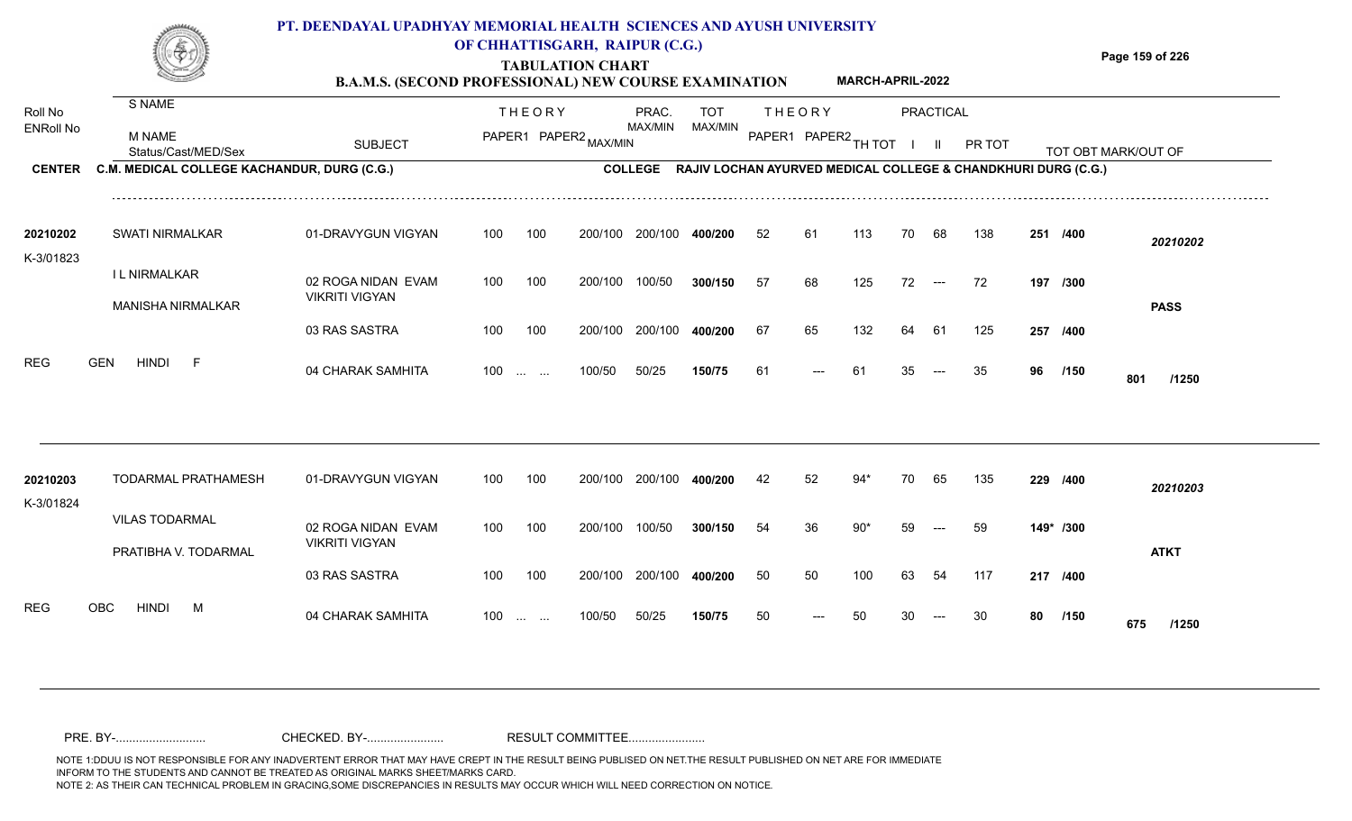# PT. DEENDAYAL UPADHYAY MEMORIAL HEALTH SCIENCES AND AYUSH UNIVERSITY OF CHHATTISGARH, RAIPUR (C.G.)

## TABULATION CHART

### B.A.M.S. (SECOND PROFESSIONAL) NEW COURSE EXAMINATION MARCH-APRIL-2022

**CENTER** C.M. MEDICAL COLLEGE KACHANDUR, DURG (C.G.)  **COLLEGE** RAJIV LOCHAN AYURVED MEDICAL COLLEGE & CHANDKHURI DURG (C.G.)

| Roll No / ENRoll No | S NAME / M NAME / Status/Cast/MED/Sex | SUBJECT | THEORY PAPER1 | THEORY PAPER2 MAX/MIN | PRAC. MAX/MIN | | TOT MAX/MIN | THEORY PAPER1 | THEORY PAPER2 | TH TOT | PRACTICAL I | PRACTICAL II | PR TOT | TOT OBT | MARK/OUT OF |
|---|---|---|---|---|---|---|---|---|---|---|---|---|---|---|---|
| 20210202 | SWATI NIRMALKAR | 01-DRAVYGUN VIGYAN | 100 | 100 | 200/100 | 200/100 | 400/200 | 52 | 61 | 113 | 70 | 68 | 138 | 251 /400 | 20210202 |
| K-3/01823 | I L NIRMALKAR | 02 ROGA NIDAN EVAM VIKRITI VIGYAN | 100 | 100 | 200/100 | 100/50 | 300/150 | 57 | 68 | 125 | 72 | --- | 72 | 197 /300 | |
| | MANISHA NIRMALKAR | | | | | | | | | | | | | | PASS |
| | | 03 RAS SASTRA | 100 | 100 | 200/100 | 200/100 | 400/200 | 67 | 65 | 132 | 64 | 61 | 125 | 257 /400 | |
| REG | GEN HINDI F | 04 CHARAK SAMHITA | 100 | ... ... | 100/50 | 50/25 | 150/75 | 61 | --- | 61 | 35 | --- | 35 | 96 /150 | 801 /1250 |
| 20210203 | TODARMAL PRATHAMESH | 01-DRAVYGUN VIGYAN | 100 | 100 | 200/100 | 200/100 | 400/200 | 42 | 52 | 94* | 70 | 65 | 135 | 229 /400 | 20210203 |
| K-3/01824 | VILAS TODARMAL | 02 ROGA NIDAN EVAM VIKRITI VIGYAN | 100 | 100 | 200/100 | 100/50 | 300/150 | 54 | 36 | 90* | 59 | --- | 59 | 149* /300 | |
| | PRATIBHA V. TODARMAL | | | | | | | | | | | | | | ATKT |
| | | 03 RAS SASTRA | 100 | 100 | 200/100 | 200/100 | 400/200 | 50 | 50 | 100 | 63 | 54 | 117 | 217 /400 | |
| REG | OBC HINDI M | 04 CHARAK SAMHITA | 100 | ... ... | 100/50 | 50/25 | 150/75 | 50 | --- | 50 | 30 | --- | 30 | 80 /150 | 675 /1250 |

PRE. BY-.......................... CHECKED. BY-...................... RESULT COMMITTEE......................

NOTE 1:DDUU IS NOT RESPONSIBLE FOR ANY INADVERTENT ERROR THAT MAY HAVE CREPT IN THE RESULT BEING PUBLISED ON NET.THE RESULT PUBLISHED ON NET ARE FOR IMMEDIATE INFORM TO THE STUDENTS AND CANNOT BE TREATED AS ORIGINAL MARKS SHEET/MARKS CARD.
NOTE 2: AS THEIR CAN TECHNICAL PROBLEM IN GRACING,SOME DISCREPANCIES IN RESULTS MAY OCCUR WHICH WILL NEED CORRECTION ON NOTICE.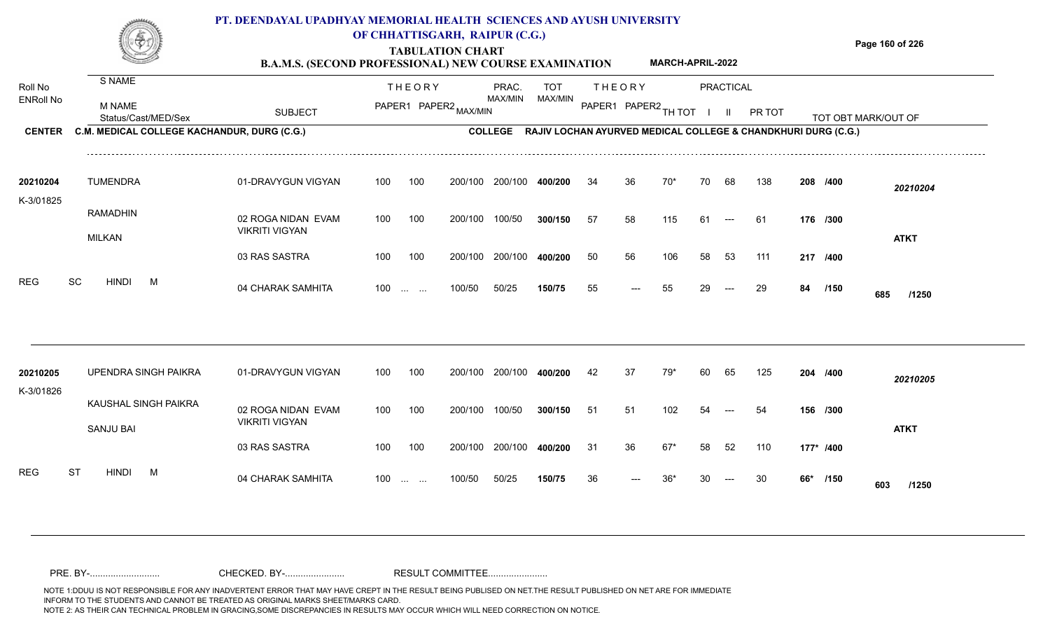# PT. DEENDAYAL UPADHYAY MEMORIAL HEALTH SCIENCES AND AYUSH UNIVERSITY OF CHHATTISGARH, RAIPUR (C.G.)

## TABULATION CHART

### B.A.M.S. (SECOND PROFESSIONAL) NEW COURSE EXAMINATION — MARCH-APRIL-2022

**CENTER** C.M. MEDICAL COLLEGE KACHANDUR, DURG (C.G.)  **COLLEGE** RAJIV LOCHAN AYURVED MEDICAL COLLEGE & CHANDKHURI DURG (C.G.)

| Roll No / ENRoll No | S NAME / M NAME / Status/Cast/MED/Sex | SUBJECT | THEORY PAPER1 | THEORY PAPER2 MAX/MIN | PRAC. MAX/MIN | TOT MAX/MIN | | THEORY PAPER1 | THEORY PAPER2 | TH TOT | PRACTICAL I | PRACTICAL II | PR TOT | TOT OBT MARK/OUT OF | |
|---|---|---|---|---|---|---|---|---|---|---|---|---|---|---|---|
| 20210204 | TUMENDRA | 01-DRAVYGUN VIGYAN | 100 | 100 | 200/100 | 200/100 | 400/200 | 34 | 36 | 70* | 70 | 68 | 138 | 208 /400 | 20210204 |
| K-3/01825 | RAMADHIN | 02 ROGA NIDAN EVAM VIKRITI VIGYAN | 100 | 100 | 200/100 | 100/50 | 300/150 | 57 | 58 | 115 | 61 | --- | 61 | 176 /300 | |
| | MILKAN | 03 RAS SASTRA | 100 | 100 | 200/100 | 200/100 | 400/200 | 50 | 56 | 106 | 58 | 53 | 111 | 217 /400 | ATKT |
| REG | SC HINDI M | 04 CHARAK SAMHITA | 100 | ... ... | 100/50 | 50/25 | 150/75 | 55 | --- | 55 | 29 | --- | 29 | 84 /150 | 685 /1250 |
| 20210205 | UPENDRA SINGH PAIKRA | 01-DRAVYGUN VIGYAN | 100 | 100 | 200/100 | 200/100 | 400/200 | 42 | 37 | 79* | 60 | 65 | 125 | 204 /400 | 20210205 |
| K-3/01826 | KAUSHAL SINGH PAIKRA | 02 ROGA NIDAN EVAM VIKRITI VIGYAN | 100 | 100 | 200/100 | 100/50 | 300/150 | 51 | 51 | 102 | 54 | --- | 54 | 156 /300 | |
| | SANJU BAI | 03 RAS SASTRA | 100 | 100 | 200/100 | 200/100 | 400/200 | 31 | 36 | 67* | 58 | 52 | 110 | 177* /400 | ATKT |
| REG | ST HINDI M | 04 CHARAK SAMHITA | 100 | ... ... | 100/50 | 50/25 | 150/75 | 36 | --- | 36* | 30 | --- | 30 | 66* /150 | 603 /1250 |

PRE. BY-........................... CHECKED. BY-....................... RESULT COMMITTEE.......................

NOTE 1:DDUU IS NOT RESPONSIBLE FOR ANY INADVERTENT ERROR THAT MAY HAVE CREPT IN THE RESULT BEING PUBLISED ON NET.THE RESULT PUBLISHED ON NET ARE FOR IMMEDIATE INFORM TO THE STUDENTS AND CANNOT BE TREATED AS ORIGINAL MARKS SHEET/MARKS CARD.
NOTE 2: AS THEIR CAN TECHNICAL PROBLEM IN GRACING,SOME DISCREPANCIES IN RESULTS MAY OCCUR WHICH WILL NEED CORRECTION ON NOTICE.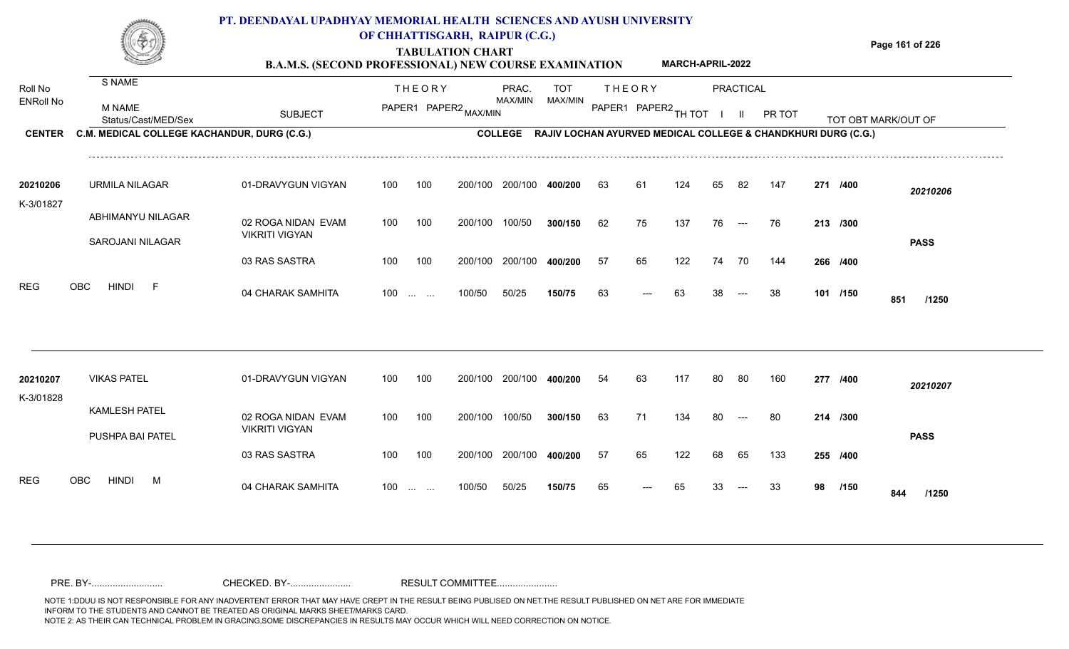# PT. DEENDAYAL UPADHYAY MEMORIAL HEALTH SCIENCES AND AYUSH UNIVERSITY OF CHHATTISGARH, RAIPUR (C.G.)

## TABULATION CHART

### B.A.M.S. (SECOND PROFESSIONAL) NEW COURSE EXAMINATION — MARCH-APRIL-2022

**CENTER** C.M. MEDICAL COLLEGE KACHANDUR, DURG (C.G.)   **COLLEGE** RAJIV LOCHAN AYURVED MEDICAL COLLEGE & CHANDKHURI DURG (C.G.)

| Roll No / ENRoll No | S NAME / M NAME / Status/Cast/MED/Sex | SUBJECT | THEORY PAPER1 | THEORY PAPER2 MAX/MIN | | PRAC. MAX/MIN | TOT MAX/MIN | THEORY PAPER1 | THEORY PAPER2 | TH TOT | PRACTICAL I | PRACTICAL II | PR TOT | TOT OBT | MARK/OUT OF | |
|---|---|---|---|---|---|---|---|---|---|---|---|---|---|---|---|---|
| 20210206 | URMILA NILAGAR | 01-DRAVYGUN VIGYAN | 100 | 100 | 200/100 | 200/100 | 400/200 | 63 | 61 | 124 | 65 | 82 | 147 | 271 | /400 | 20210206 |
| K-3/01827 | ABHIMANYU NILAGAR | 02 ROGA NIDAN EVAM VIKRITI VIGYAN | 100 | 100 | 200/100 | 100/50 | 300/150 | 62 | 75 | 137 | 76 | --- | 76 | 213 | /300 | |
| | SAROJANI NILAGAR | | | | | | | | | | | | | | | PASS |
| | | 03 RAS SASTRA | 100 | 100 | 200/100 | 200/100 | 400/200 | 57 | 65 | 122 | 74 | 70 | 144 | 266 | /400 | |
| REG | OBC HINDI F | 04 CHARAK SAMHITA | 100 | ... ... | 100/50 | 50/25 | 150/75 | 63 | --- | 63 | 38 | --- | 38 | 101 | /150 | 851 /1250 |
| 20210207 | VIKAS PATEL | 01-DRAVYGUN VIGYAN | 100 | 100 | 200/100 | 200/100 | 400/200 | 54 | 63 | 117 | 80 | 80 | 160 | 277 | /400 | 20210207 |
| K-3/01828 | KAMLESH PATEL | 02 ROGA NIDAN EVAM VIKRITI VIGYAN | 100 | 100 | 200/100 | 100/50 | 300/150 | 63 | 71 | 134 | 80 | --- | 80 | 214 | /300 | |
| | PUSHPA BAI PATEL | | | | | | | | | | | | | | | PASS |
| | | 03 RAS SASTRA | 100 | 100 | 200/100 | 200/100 | 400/200 | 57 | 65 | 122 | 68 | 65 | 133 | 255 | /400 | |
| REG | OBC HINDI M | 04 CHARAK SAMHITA | 100 | ... ... | 100/50 | 50/25 | 150/75 | 65 | --- | 65 | 33 | --- | 33 | 98 | /150 | 844 /1250 |

PRE. BY-.......................... CHECKED. BY-....................... RESULT COMMITTEE.......................

NOTE 1:DDUU IS NOT RESPONSIBLE FOR ANY INADVERTENT ERROR THAT MAY HAVE CREPT IN THE RESULT BEING PUBLISED ON NET.THE RESULT PUBLISHED ON NET ARE FOR IMMEDIATE INFORM TO THE STUDENTS AND CANNOT BE TREATED AS ORIGINAL MARKS SHEET/MARKS CARD.
NOTE 2: AS THEIR CAN TECHNICAL PROBLEM IN GRACING,SOME DISCREPANCIES IN RESULTS MAY OCCUR WHICH WILL NEED CORRECTION ON NOTICE.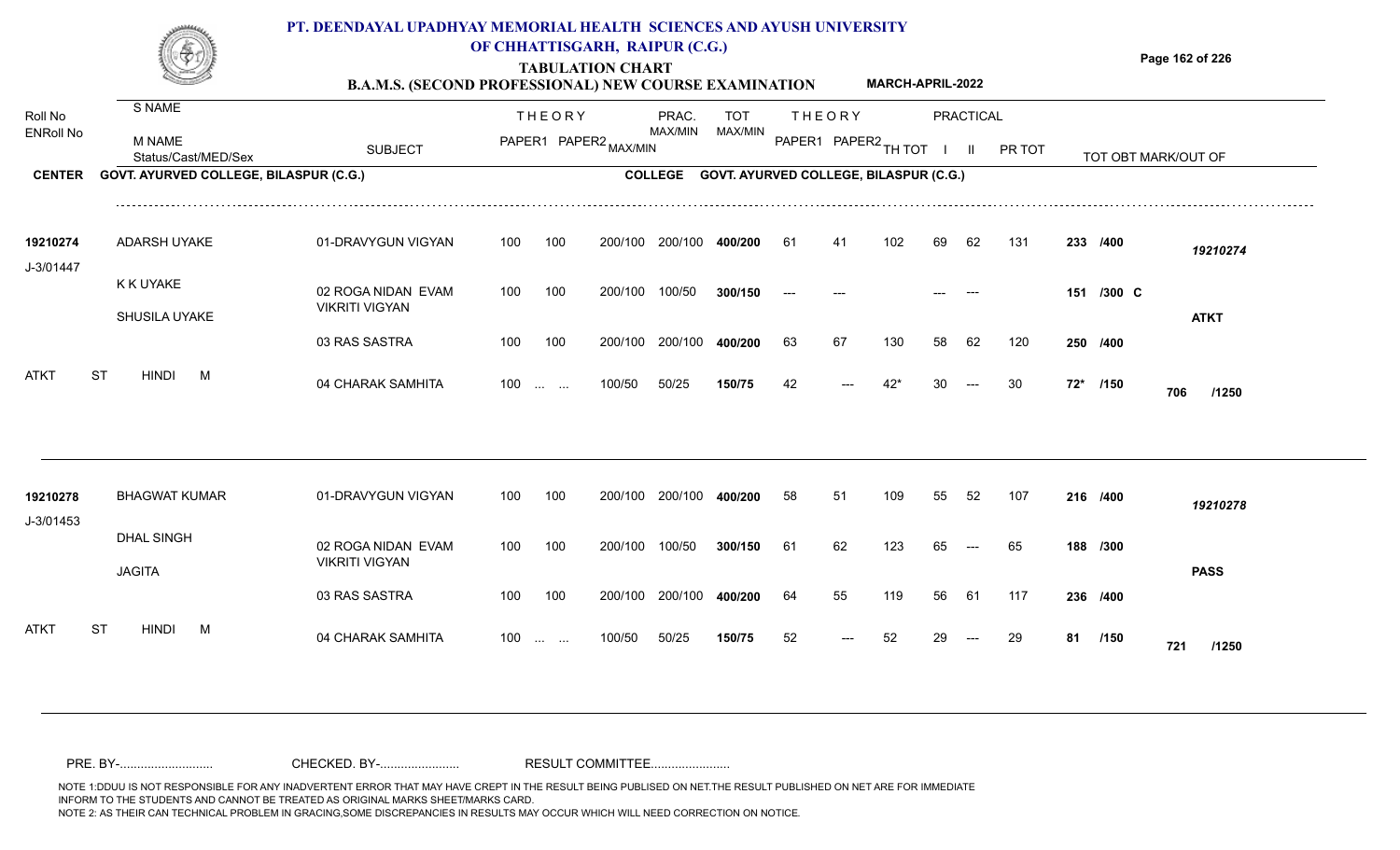# PT. DEENDAYAL UPADHYAY MEMORIAL HEALTH SCIENCES AND AYUSH UNIVERSITY OF CHHATTISGARH, RAIPUR (C.G.)

## TABULATION CHART

### B.A.M.S. (SECOND PROFESSIONAL) NEW COURSE EXAMINATION — MARCH-APRIL-2022

**CENTER:** GOVT. AYURVED COLLEGE, BILASPUR (C.G.) — **COLLEGE:** GOVT. AYURVED COLLEGE, BILASPUR (C.G.)

| Roll No / ENRoll No | S NAME / M NAME / Status/Cast/MED/Sex | SUBJECT | THEORY PAPER1 | THEORY PAPER2 MAX/MIN | PRAC. MAX/MIN | TOT MAX/MIN | THEORY PAPER1 | THEORY PAPER2 | TH TOT | PRACTICAL I | PRACTICAL II | PR TOT | TOT OBT MARK/OUT OF | |
|---|---|---|---|---|---|---|---|---|---|---|---|---|---|---|
| 19210274 | ADARSH UYAKE | 01-DRAVYGUN VIGYAN | 100 | 100 200/100 | 200/100 | 400/200 | 61 | 41 | 102 | 69 | 62 | 131 | 233 /400 | 19210274 |
| J-3/01447 | K K UYAKE | 02 ROGA NIDAN EVAM VIKRITI VIGYAN | 100 | 100 200/100 | 100/50 | 300/150 | --- | --- | | --- | --- | | 151 /300 C | |
| | SHUSILA UYAKE | | | | | | | | | | | | | ATKT |
| | | 03 RAS SASTRA | 100 | 100 200/100 | 200/100 | 400/200 | 63 | 67 | 130 | 58 | 62 | 120 | 250 /400 | |
| ATKT | ST HINDI M | 04 CHARAK SAMHITA | 100 | ... ... 100/50 | 50/25 | 150/75 | 42 | --- | 42* | 30 | --- | 30 | 72* /150 | 706 /1250 |
| 19210278 | BHAGWAT KUMAR | 01-DRAVYGUN VIGYAN | 100 | 100 200/100 | 200/100 | 400/200 | 58 | 51 | 109 | 55 | 52 | 107 | 216 /400 | 19210278 |
| J-3/01453 | DHAL SINGH | 02 ROGA NIDAN EVAM VIKRITI VIGYAN | 100 | 100 200/100 | 100/50 | 300/150 | 61 | 62 | 123 | 65 | --- | 65 | 188 /300 | |
| | JAGITA | | | | | | | | | | | | | PASS |
| | | 03 RAS SASTRA | 100 | 100 200/100 | 200/100 | 400/200 | 64 | 55 | 119 | 56 | 61 | 117 | 236 /400 | |
| ATKT | ST HINDI M | 04 CHARAK SAMHITA | 100 | ... ... 100/50 | 50/25 | 150/75 | 52 | --- | 52 | 29 | --- | 29 | 81 /150 | 721 /1250 |

PRE. BY-........................... CHECKED. BY-....................... RESULT COMMITTEE.......................

NOTE 1:DDUU IS NOT RESPONSIBLE FOR ANY INADVERTENT ERROR THAT MAY HAVE CREPT IN THE RESULT BEING PUBLISED ON NET.THE RESULT PUBLISHED ON NET ARE FOR IMMEDIATE INFORM TO THE STUDENTS AND CANNOT BE TREATED AS ORIGINAL MARKS SHEET/MARKS CARD.
NOTE 2: AS THEIR CAN TECHNICAL PROBLEM IN GRACING,SOME DISCREPANCIES IN RESULTS MAY OCCUR WHICH WILL NEED CORRECTION ON NOTICE.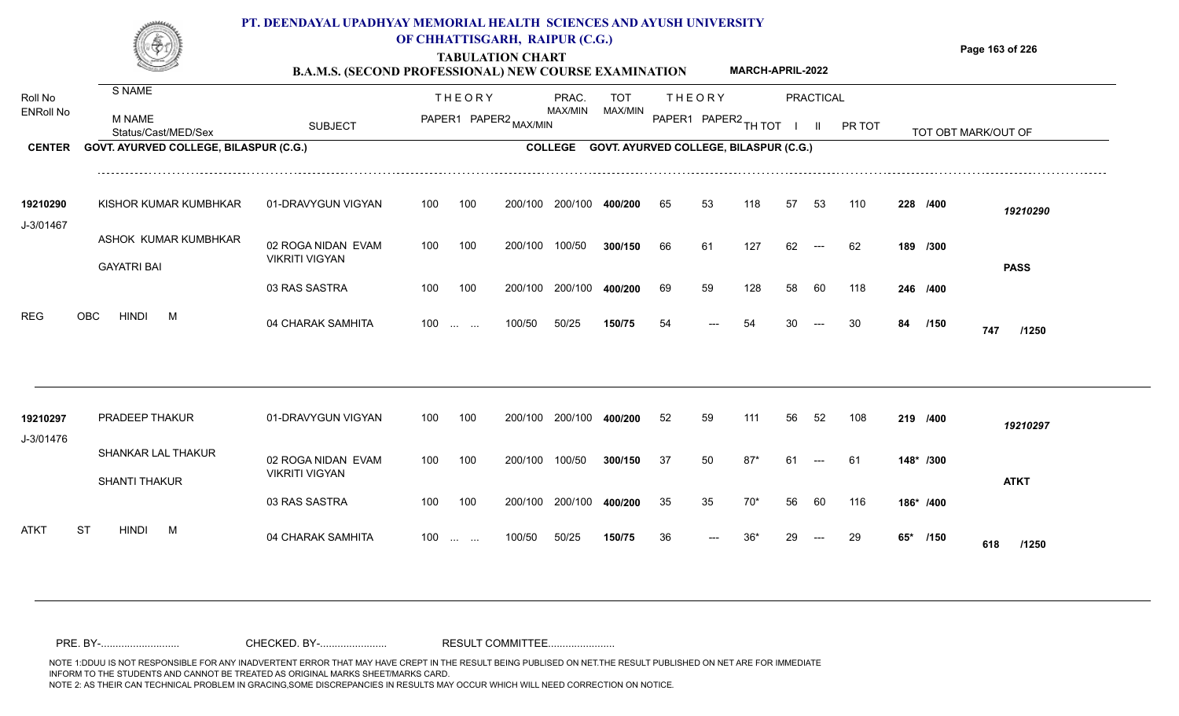# PT. DEENDAYAL UPADHYAY MEMORIAL HEALTH SCIENCES AND AYUSH UNIVERSITY OF CHHATTISGARH, RAIPUR (C.G.)

## TABULATION CHART

### B.A.M.S. (SECOND PROFESSIONAL) NEW COURSE EXAMINATION — MARCH-APRIL-2022

| Roll No / ENRoll No | S NAME / M NAME / Status/Cast/MED/Sex | SUBJECT | THEORY PAPER1 | THEORY PAPER2 | MAX/MIN | PRAC. MAX/MIN | TOT MAX/MIN | THEORY PAPER1 | THEORY PAPER2 | TH TOT | PRACTICAL I | PRACTICAL II | PR TOT | TOT OBT MARK/OUT OF | |
|---|---|---|---|---|---|---|---|---|---|---|---|---|---|---|---|
| **CENTER** GOVT. AYURVED COLLEGE, BILASPUR (C.G.) | | | | | | | **COLLEGE** GOVT. AYURVED COLLEGE, BILASPUR (C.G.) | | | | | | | | |
| 19210290 | KISHOR KUMAR KUMBHKAR | 01-DRAVYGUN VIGYAN | 100 | 100 | 200/100 | 200/100 | 400/200 | 65 | 53 | 118 | 57 | 53 | 110 | 228 /400 | 19210290 |
| J-3/01467 | ASHOK KUMAR KUMBHKAR | 02 ROGA NIDAN EVAM VIKRITI VIGYAN | 100 | 100 | 200/100 | 100/50 | 300/150 | 66 | 61 | 127 | 62 | --- | 62 | 189 /300 | |
| | GAYATRI BAI | 03 RAS SASTRA | 100 | 100 | 200/100 | 200/100 | 400/200 | 69 | 59 | 128 | 58 | 60 | 118 | 246 /400 | PASS |
| REG | OBC HINDI M | 04 CHARAK SAMHITA | 100 | ... ... | 100/50 | 50/25 | 150/75 | 54 | --- | 54 | 30 | --- | 30 | 84 /150 | 747 /1250 |
| 19210297 | PRADEEP THAKUR | 01-DRAVYGUN VIGYAN | 100 | 100 | 200/100 | 200/100 | 400/200 | 52 | 59 | 111 | 56 | 52 | 108 | 219 /400 | 19210297 |
| J-3/01476 | SHANKAR LAL THAKUR | 02 ROGA NIDAN EVAM VIKRITI VIGYAN | 100 | 100 | 200/100 | 100/50 | 300/150 | 37 | 50 | 87* | 61 | --- | 61 | 148* /300 | |
| | SHANTI THAKUR | 03 RAS SASTRA | 100 | 100 | 200/100 | 200/100 | 400/200 | 35 | 35 | 70* | 56 | 60 | 116 | 186* /400 | ATKT |
| ATKT | ST HINDI M | 04 CHARAK SAMHITA | 100 | ... ... | 100/50 | 50/25 | 150/75 | 36 | --- | 36* | 29 | --- | 29 | 65* /150 | 618 /1250 |

PRE. BY-.......................... CHECKED. BY-...................... RESULT COMMITTEE......................

NOTE 1:DDUU IS NOT RESPONSIBLE FOR ANY INADVERTENT ERROR THAT MAY HAVE CREPT IN THE RESULT BEING PUBLISED ON NET.THE RESULT PUBLISHED ON NET ARE FOR IMMEDIATE INFORM TO THE STUDENTS AND CANNOT BE TREATED AS ORIGINAL MARKS SHEET/MARKS CARD.
NOTE 2: AS THEIR CAN TECHNICAL PROBLEM IN GRACING,SOME DISCREPANCIES IN RESULTS MAY OCCUR WHICH WILL NEED CORRECTION ON NOTICE.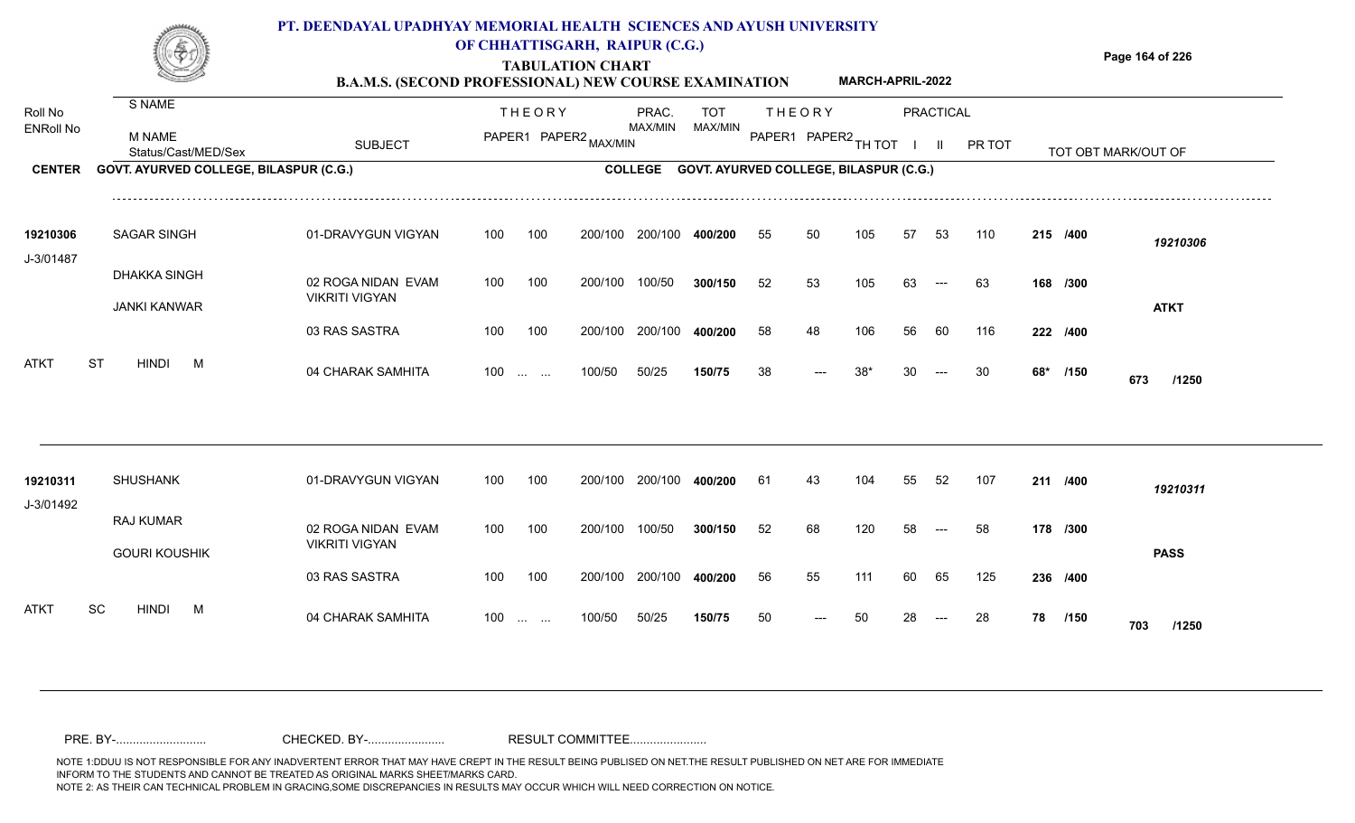# PT. DEENDAYAL UPADHYAY MEMORIAL HEALTH SCIENCES AND AYUSH UNIVERSITY OF CHHATTISGARH, RAIPUR (C.G.)

## TABULATION CHART

### B.A.M.S. (SECOND PROFESSIONAL) NEW COURSE EXAMINATION — MARCH-APRIL-2022

**CENTER** GOVT. AYURVED COLLEGE, BILASPUR (C.G.) — **COLLEGE** GOVT. AYURVED COLLEGE, BILASPUR (C.G.)

| Roll No / ENRoll No | S NAME / M NAME / Status/Cast/MED/Sex | SUBJECT | THEORY PAPER1 | THEORY PAPER2 | MAX/MIN | PRAC. MAX/MIN | TOT MAX/MIN | THEORY PAPER1 | THEORY PAPER2 | TH TOT | PRACTICAL I | PRACTICAL II | PR TOT | TOT OBT MARK/OUT OF | |
|---|---|---|---|---|---|---|---|---|---|---|---|---|---|---|---|
| 19210306 | SAGAR SINGH | 01-DRAVYGUN VIGYAN | 100 | 100 | 200/100 | 200/100 | 400/200 | 55 | 50 | 105 | 57 | 53 | 110 | 215 /400 | 19210306 |
| J-3/01487 | DHAKKA SINGH | 02 ROGA NIDAN EVAM VIKRITI VIGYAN | 100 | 100 | 200/100 | 100/50 | 300/150 | 52 | 53 | 105 | 63 | --- | 63 | 168 /300 | |
| | JANKI KANWAR | 03 RAS SASTRA | 100 | 100 | 200/100 | 200/100 | 400/200 | 58 | 48 | 106 | 56 | 60 | 116 | 222 /400 | ATKT |
| ATKT | ST HINDI M | 04 CHARAK SAMHITA | 100 | ... ... | 100/50 | 50/25 | 150/75 | 38 | --- | 38* | 30 | --- | 30 | 68* /150 | 673 /1250 |
| 19210311 | SHUSHANK | 01-DRAVYGUN VIGYAN | 100 | 100 | 200/100 | 200/100 | 400/200 | 61 | 43 | 104 | 55 | 52 | 107 | 211 /400 | 19210311 |
| J-3/01492 | RAJ KUMAR | 02 ROGA NIDAN EVAM VIKRITI VIGYAN | 100 | 100 | 200/100 | 100/50 | 300/150 | 52 | 68 | 120 | 58 | --- | 58 | 178 /300 | |
| | GOURI KOUSHIK | 03 RAS SASTRA | 100 | 100 | 200/100 | 200/100 | 400/200 | 56 | 55 | 111 | 60 | 65 | 125 | 236 /400 | PASS |
| ATKT | SC HINDI M | 04 CHARAK SAMHITA | 100 | ... ... | 100/50 | 50/25 | 150/75 | 50 | --- | 50 | 28 | --- | 28 | 78 /150 | 703 /1250 |

PRE. BY-.......................... CHECKED. BY-...................... RESULT COMMITTEE......................

NOTE 1:DDUU IS NOT RESPONSIBLE FOR ANY INADVERTENT ERROR THAT MAY HAVE CREPT IN THE RESULT BEING PUBLISED ON NET.THE RESULT PUBLISHED ON NET ARE FOR IMMEDIATE INFORM TO THE STUDENTS AND CANNOT BE TREATED AS ORIGINAL MARKS SHEET/MARKS CARD.
NOTE 2: AS THEIR CAN TECHNICAL PROBLEM IN GRACING,SOME DISCREPANCIES IN RESULTS MAY OCCUR WHICH WILL NEED CORRECTION ON NOTICE.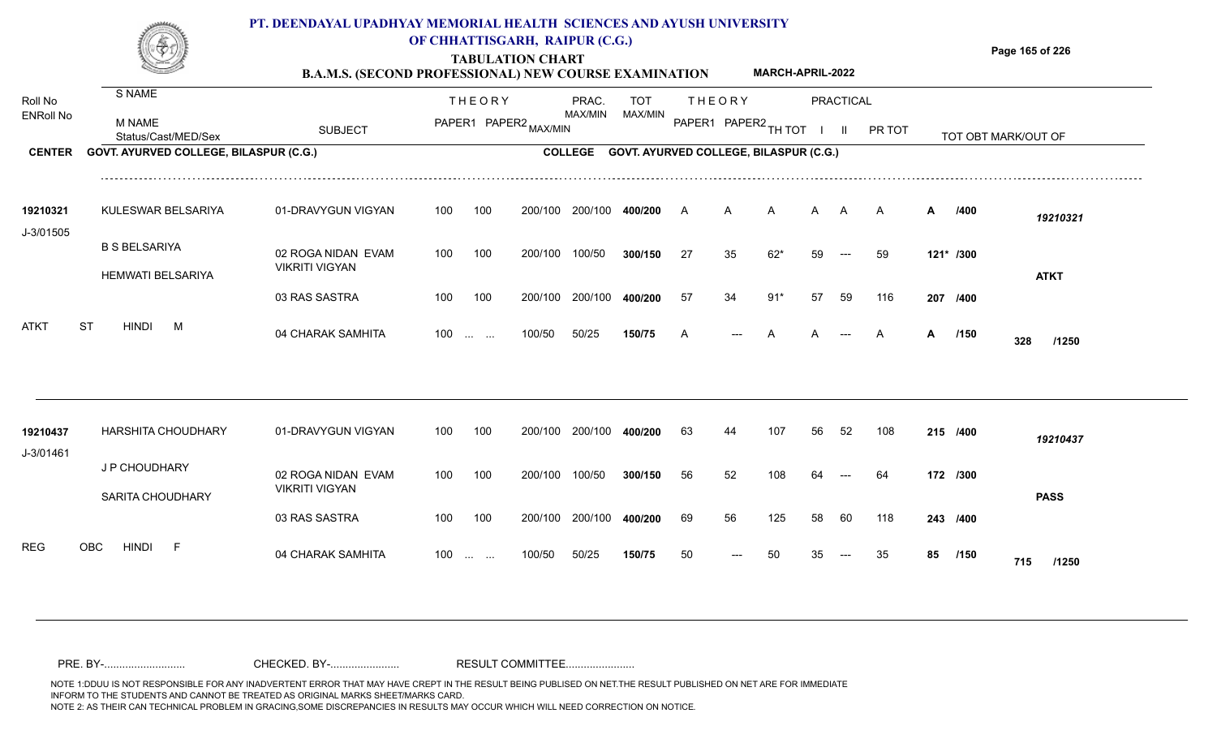# PT. DEENDAYAL UPADHYAY MEMORIAL HEALTH SCIENCES AND AYUSH UNIVERSITY OF CHHATTISGARH, RAIPUR (C.G.)

## TABULATION CHART

### B.A.M.S. (SECOND PROFESSIONAL) NEW COURSE EXAMINATION MARCH-APRIL-2022

| Roll No / ENRoll No | S NAME / M NAME / Status/Cast/MED/Sex | SUBJECT | THEORY PAPER1 | THEORY PAPER2 | MAX/MIN | PRAC. MAX/MIN | TOT MAX/MIN | THEORY PAPER1 | THEORY PAPER2 | TH TOT | PRACTICAL I | PRACTICAL II | PR TOT | TOT OBT MARK/OUT OF | |
|---|---|---|---|---|---|---|---|---|---|---|---|---|---|---|---|
| **CENTER** | **GOVT. AYURVED COLLEGE, BILASPUR (C.G.)** | | | | | **COLLEGE** | **GOVT. AYURVED COLLEGE, BILASPUR (C.G.)** | | | | | | | | |
| 19210321 | KULESWAR BELSARIYA | 01-DRAVYGUN VIGYAN | 100 | 100 | 200/100 | 200/100 | 400/200 | A | A | A | A | A | A | A /400 | 19210321 |
| J-3/01505 | B S BELSARIYA | 02 ROGA NIDAN EVAM VIKRITI VIGYAN | 100 | 100 | 200/100 | 100/50 | 300/150 | 27 | 35 | 62* | 59 | --- | 59 | 121* /300 | |
| | HEMWATI BELSARIYA | | | | | | | | | | | | | | ATKT |
| | | 03 RAS SASTRA | 100 | 100 | 200/100 | 200/100 | 400/200 | 57 | 34 | 91* | 57 | 59 | 116 | 207 /400 | |
| ATKT | ST HINDI M | 04 CHARAK SAMHITA | 100 | ... ... | 100/50 | 50/25 | 150/75 | A | --- | A | A | --- | A | A /150 | 328 /1250 |
| 19210437 | HARSHITA CHOUDHARY | 01-DRAVYGUN VIGYAN | 100 | 100 | 200/100 | 200/100 | 400/200 | 63 | 44 | 107 | 56 | 52 | 108 | 215 /400 | 19210437 |
| J-3/01461 | J P CHOUDHARY | 02 ROGA NIDAN EVAM VIKRITI VIGYAN | 100 | 100 | 200/100 | 100/50 | 300/150 | 56 | 52 | 108 | 64 | --- | 64 | 172 /300 | |
| | SARITA CHOUDHARY | | | | | | | | | | | | | | PASS |
| | | 03 RAS SASTRA | 100 | 100 | 200/100 | 200/100 | 400/200 | 69 | 56 | 125 | 58 | 60 | 118 | 243 /400 | |
| REG | OBC HINDI F | 04 CHARAK SAMHITA | 100 | ... ... | 100/50 | 50/25 | 150/75 | 50 | --- | 50 | 35 | --- | 35 | 85 /150 | 715 /1250 |

PRE. BY-.......................... CHECKED. BY-...................... RESULT COMMITTEE......................

NOTE 1:DDUU IS NOT RESPONSIBLE FOR ANY INADVERTENT ERROR THAT MAY HAVE CREPT IN THE RESULT BEING PUBLISED ON NET.THE RESULT PUBLISHED ON NET ARE FOR IMMEDIATE INFORM TO THE STUDENTS AND CANNOT BE TREATED AS ORIGINAL MARKS SHEET/MARKS CARD.
NOTE 2: AS THEIR CAN TECHNICAL PROBLEM IN GRACING,SOME DISCREPANCIES IN RESULTS MAY OCCUR WHICH WILL NEED CORRECTION ON NOTICE.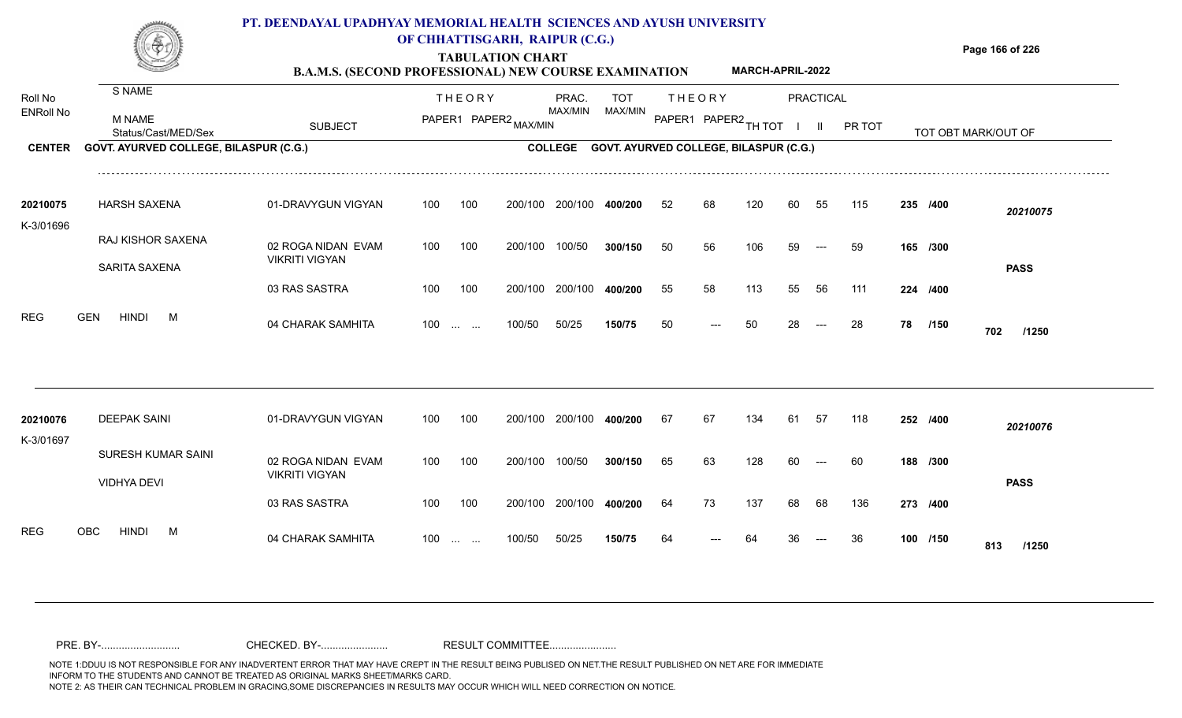# PT. DEENDAYAL UPADHYAY MEMORIAL HEALTH SCIENCES AND AYUSH UNIVERSITY OF CHHATTISGARH, RAIPUR (C.G.)

## TABULATION CHART

### B.A.M.S. (SECOND PROFESSIONAL) NEW COURSE EXAMINATION — MARCH-APRIL-2022

**CENTER:** GOVT. AYURVED COLLEGE, BILASPUR (C.G.) **COLLEGE:** GOVT. AYURVED COLLEGE, BILASPUR (C.G.)

| Roll No / ENRoll No | S NAME / M NAME / Status/Cast/MED/Sex | SUBJECT | THEORY PAPER1 | THEORY PAPER2 MAX/MIN | PRAC. MAX/MIN | TOT MAX/MIN | THEORY PAPER1 | THEORY PAPER2 | TH TOT | PRACTICAL I | PRACTICAL II | PR TOT | TOT OBT | MARK/OUT OF |
|---|---|---|---|---|---|---|---|---|---|---|---|---|---|---|
| 20210075 | HARSH SAXENA | 01-DRAVYGUN VIGYAN | 100 | 100 200/100 | 200/100 | 400/200 | 52 | 68 | 120 | 60 | 55 | 115 | 235 /400 | 20210075 |
| K-3/01696 | RAJ KISHOR SAXENA | 02 ROGA NIDAN EVAM VIKRITI VIGYAN | 100 | 100 200/100 | 100/50 | 300/150 | 50 | 56 | 106 | 59 | --- | 59 | 165 /300 | |
| | SARITA SAXENA | 03 RAS SASTRA | 100 | 100 200/100 | 200/100 | 400/200 | 55 | 58 | 113 | 55 | 56 | 111 | 224 /400 | PASS |
| REG | GEN HINDI M | 04 CHARAK SAMHITA | 100 | ... ... 100/50 | 50/25 | 150/75 | 50 | --- | 50 | 28 | --- | 28 | 78 /150 | 702 /1250 |
| 20210076 | DEEPAK SAINI | 01-DRAVYGUN VIGYAN | 100 | 100 200/100 | 200/100 | 400/200 | 67 | 67 | 134 | 61 | 57 | 118 | 252 /400 | 20210076 |
| K-3/01697 | SURESH KUMAR SAINI | 02 ROGA NIDAN EVAM VIKRITI VIGYAN | 100 | 100 200/100 | 100/50 | 300/150 | 65 | 63 | 128 | 60 | --- | 60 | 188 /300 | |
| | VIDHYA DEVI | 03 RAS SASTRA | 100 | 100 200/100 | 200/100 | 400/200 | 64 | 73 | 137 | 68 | 68 | 136 | 273 /400 | PASS |
| REG | OBC HINDI M | 04 CHARAK SAMHITA | 100 | ... ... 100/50 | 50/25 | 150/75 | 64 | --- | 64 | 36 | --- | 36 | 100 /150 | 813 /1250 |

PRE. BY-.......................... CHECKED. BY-...................... RESULT COMMITTEE......................

NOTE 1:DDUU IS NOT RESPONSIBLE FOR ANY INADVERTENT ERROR THAT MAY HAVE CREPT IN THE RESULT BEING PUBLISED ON NET.THE RESULT PUBLISHED ON NET ARE FOR IMMEDIATE INFORM TO THE STUDENTS AND CANNOT BE TREATED AS ORIGINAL MARKS SHEET/MARKS CARD.
NOTE 2: AS THEIR CAN TECHNICAL PROBLEM IN GRACING,SOME DISCREPANCIES IN RESULTS MAY OCCUR WHICH WILL NEED CORRECTION ON NOTICE.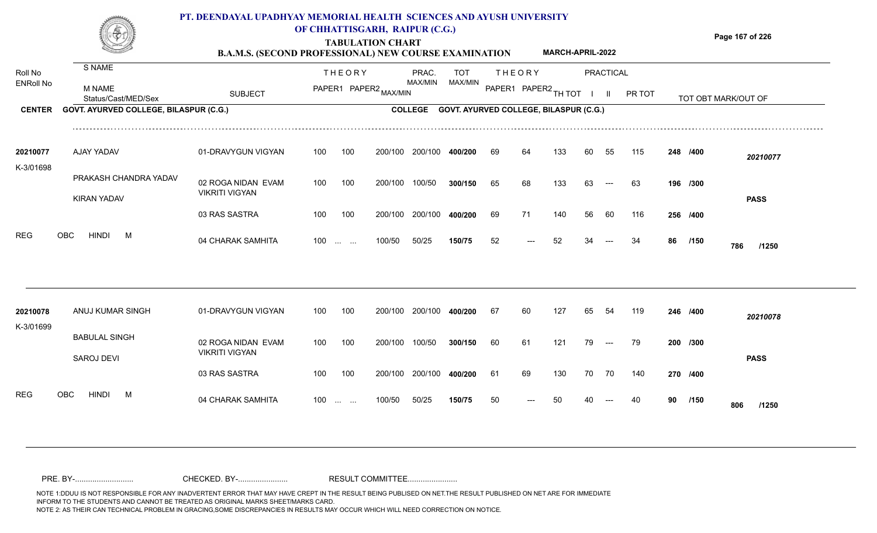# PT. DEENDAYAL UPADHYAY MEMORIAL HEALTH SCIENCES AND AYUSH UNIVERSITY OF CHHATTISGARH, RAIPUR (C.G.)

## TABULATION CHART

### B.A.M.S. (SECOND PROFESSIONAL) NEW COURSE EXAMINATION — MARCH-APRIL-2022

| Roll No / ENRoll No | S NAME / M NAME / Status/Cast/MED/Sex | SUBJECT | THEORY PAPER1 | THEORY PAPER2 | MAX/MIN | PRAC. MAX/MIN | TOT MAX/MIN | THEORY PAPER1 | THEORY PAPER2 | TH TOT | PRACTICAL I | PRACTICAL II | PR TOT | TOT OBT MARK/OUT OF | |
|---|---|---|---|---|---|---|---|---|---|---|---|---|---|---|---|
| **CENTER** | GOVT. AYURVED COLLEGE, BILASPUR (C.G.) | | | | | **COLLEGE** | GOVT. AYURVED COLLEGE, BILASPUR (C.G.) | | | | | | | | |
| 20210077 | AJAY YADAV | 01-DRAVYGUN VIGYAN | 100 | 100 | 200/100 | 200/100 | **400/200** | 69 | 64 | 133 | 60 | 55 | 115 | **248 /400** | *20210077* |
| K-3/01698 | PRAKASH CHANDRA YADAV | 02 ROGA NIDAN EVAM VIKRITI VIGYAN | 100 | 100 | 200/100 | 100/50 | **300/150** | 65 | 68 | 133 | 63 | --- | 63 | **196 /300** | |
| | KIRAN YADAV | 03 RAS SASTRA | 100 | 100 | 200/100 | 200/100 | **400/200** | 69 | 71 | 140 | 56 | 60 | 116 | **256 /400** | **PASS** |
| REG | OBC HINDI M | 04 CHARAK SAMHITA | 100 | ... ... | 100/50 | 50/25 | **150/75** | 52 | --- | 52 | 34 | --- | 34 | **86 /150** | **786 /1250** |
| 20210078 | ANUJ KUMAR SINGH | 01-DRAVYGUN VIGYAN | 100 | 100 | 200/100 | 200/100 | **400/200** | 67 | 60 | 127 | 65 | 54 | 119 | **246 /400** | *20210078* |
| K-3/01699 | BABULAL SINGH | 02 ROGA NIDAN EVAM VIKRITI VIGYAN | 100 | 100 | 200/100 | 100/50 | **300/150** | 60 | 61 | 121 | 79 | --- | 79 | **200 /300** | |
| | SAROJ DEVI | 03 RAS SASTRA | 100 | 100 | 200/100 | 200/100 | **400/200** | 61 | 69 | 130 | 70 | 70 | 140 | **270 /400** | **PASS** |
| REG | OBC HINDI M | 04 CHARAK SAMHITA | 100 | ... ... | 100/50 | 50/25 | **150/75** | 50 | --- | 50 | 40 | --- | 40 | **90 /150** | **806 /1250** |

PRE. BY-.......................... CHECKED. BY-...................... RESULT COMMITTEE......................

NOTE 1:DDUU IS NOT RESPONSIBLE FOR ANY INADVERTENT ERROR THAT MAY HAVE CREPT IN THE RESULT BEING PUBLISED ON NET.THE RESULT PUBLISHED ON NET ARE FOR IMMEDIATE INFORM TO THE STUDENTS AND CANNOT BE TREATED AS ORIGINAL MARKS SHEET/MARKS CARD.
NOTE 2: AS THEIR CAN TECHNICAL PROBLEM IN GRACING,SOME DISCREPANCIES IN RESULTS MAY OCCUR WHICH WILL NEED CORRECTION ON NOTICE.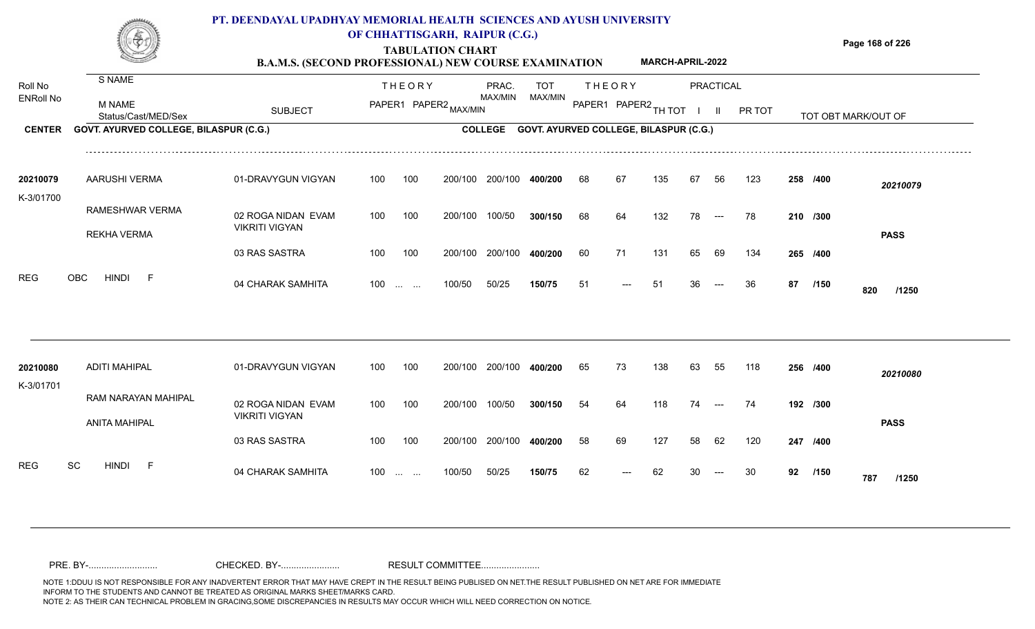# PT. DEENDAYAL UPADHYAY MEMORIAL HEALTH SCIENCES AND AYUSH UNIVERSITY OF CHHATTISGARH, RAIPUR (C.G.)

## TABULATION CHART

### B.A.M.S. (SECOND PROFESSIONAL) NEW COURSE EXAMINATION MARCH-APRIL-2022

| Roll No / ENRoll No | S NAME / M NAME / Status/Cast/MED/Sex | SUBJECT | THEORY PAPER1 | THEORY PAPER2 | MAX/MIN | PRAC. MAX/MIN | TOT MAX/MIN | THEORY PAPER1 | THEORY PAPER2 | TH TOT | PRACTICAL I | PRACTICAL II | PR TOT | TOT OBT MARK/OUT OF | |
|---|---|---|---|---|---|---|---|---|---|---|---|---|---|---|---|

**CENTER** GOVT. AYURVED COLLEGE, BILASPUR (C.G.) **COLLEGE** GOVT. AYURVED COLLEGE, BILASPUR (C.G.)

| Roll No / ENRoll No | S NAME / M NAME / Status/Cast/MED/Sex | SUBJECT | PAPER1 | PAPER2 | MAX/MIN | PRAC. MAX/MIN | TOT MAX/MIN | PAPER1 | PAPER2 | TH TOT | I | II | PR TOT | TOT OBT MARK/OUT OF | |
|---|---|---|---|---|---|---|---|---|---|---|---|---|---|---|---|
| 20210079 | AARUSHI VERMA | 01-DRAVYGUN VIGYAN | 100 | 100 | 200/100 | 200/100 | 400/200 | 68 | 67 | 135 | 67 | 56 | 123 | 258 /400 | 20210079 |
| K-3/01700 | RAMESHWAR VERMA | 02 ROGA NIDAN EVAM VIKRITI VIGYAN | 100 | 100 | 200/100 | 100/50 | 300/150 | 68 | 64 | 132 | 78 | --- | 78 | 210 /300 | |
| | REKHA VERMA | 03 RAS SASTRA | 100 | 100 | 200/100 | 200/100 | 400/200 | 60 | 71 | 131 | 65 | 69 | 134 | 265 /400 | PASS |
| REG | OBC HINDI F | 04 CHARAK SAMHITA | 100 | ... ... | 100/50 | 50/25 | 150/75 | 51 | --- | 51 | 36 | --- | 36 | 87 /150 | 820 /1250 |
| 20210080 | ADITI MAHIPAL | 01-DRAVYGUN VIGYAN | 100 | 100 | 200/100 | 200/100 | 400/200 | 65 | 73 | 138 | 63 | 55 | 118 | 256 /400 | 20210080 |
| K-3/01701 | RAM NARAYAN MAHIPAL | 02 ROGA NIDAN EVAM VIKRITI VIGYAN | 100 | 100 | 200/100 | 100/50 | 300/150 | 54 | 64 | 118 | 74 | --- | 74 | 192 /300 | |
| | ANITA MAHIPAL | 03 RAS SASTRA | 100 | 100 | 200/100 | 200/100 | 400/200 | 58 | 69 | 127 | 58 | 62 | 120 | 247 /400 | PASS |
| REG | SC HINDI F | 04 CHARAK SAMHITA | 100 | ... ... | 100/50 | 50/25 | 150/75 | 62 | --- | 62 | 30 | --- | 30 | 92 /150 | 787 /1250 |

PRE. BY-.......................... CHECKED. BY-....................... RESULT COMMITTEE.......................

NOTE 1:DDUU IS NOT RESPONSIBLE FOR ANY INADVERTENT ERROR THAT MAY HAVE CREPT IN THE RESULT BEING PUBLISED ON NET.THE RESULT PUBLISHED ON NET ARE FOR IMMEDIATE INFORM TO THE STUDENTS AND CANNOT BE TREATED AS ORIGINAL MARKS SHEET/MARKS CARD.
NOTE 2: AS THEIR CAN TECHNICAL PROBLEM IN GRACING,SOME DISCREPANCIES IN RESULTS MAY OCCUR WHICH WILL NEED CORRECTION ON NOTICE.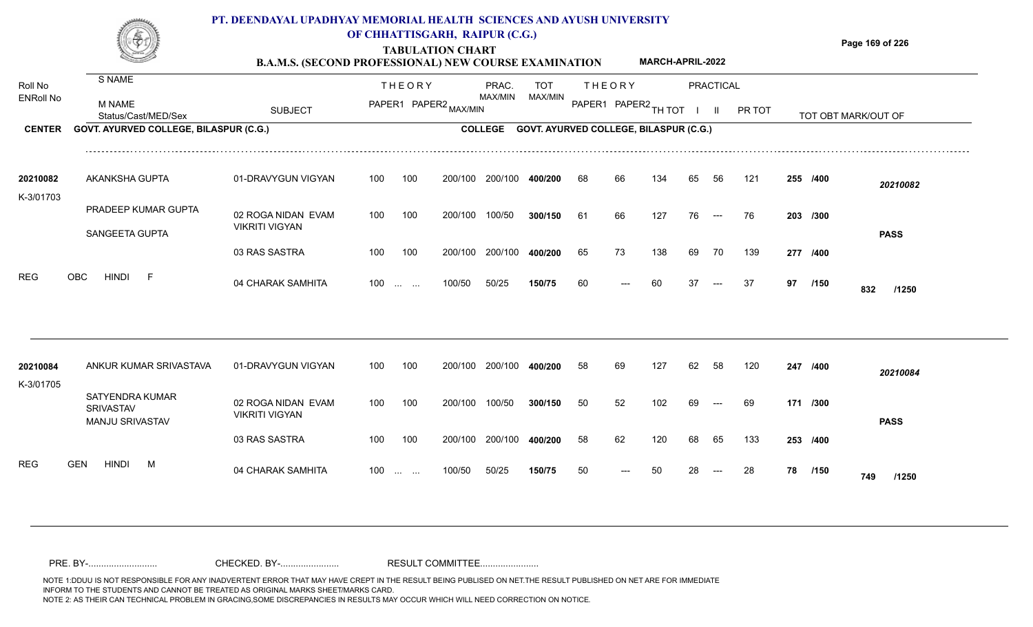# PT. DEENDAYAL UPADHYAY MEMORIAL HEALTH SCIENCES AND AYUSH UNIVERSITY OF CHHATTISGARH, RAIPUR (C.G.)

## TABULATION CHART

**B.A.M.S. (SECOND PROFESSIONAL) NEW COURSE EXAMINATION** — **MARCH-APRIL-2022**

| Roll No / ENRoll No | S NAME / M NAME / Status/Cast/MED/Sex | SUBJECT | THEORY PAPER1 | THEORY PAPER2 | MAX/MIN | PRAC. MAX/MIN | TOT MAX/MIN | THEORY PAPER1 | THEORY PAPER2 | TH TOT | PRACTICAL I | PRACTICAL II | PR TOT | TOT OBT MARK/OUT OF | |
|---|---|---|---|---|---|---|---|---|---|---|---|---|---|---|---|
| **CENTER** | **GOVT. AYURVED COLLEGE, BILASPUR (C.G.)** | | | | | **COLLEGE** | **GOVT. AYURVED COLLEGE, BILASPUR (C.G.)** | | | | | | | | |
| 20210082 | AKANKSHA GUPTA | 01-DRAVYGUN VIGYAN | 100 | 100 | 200/100 | 200/100 | 400/200 | 68 | 66 | 134 | 65 | 56 | 121 | 255 /400 | 20210082 |
| K-3/01703 | PRADEEP KUMAR GUPTA / SANGEETA GUPTA | 02 ROGA NIDAN EVAM VIKRITI VIGYAN | 100 | 100 | 200/100 | 100/50 | 300/150 | 61 | 66 | 127 | 76 | --- | 76 | 203 /300 | PASS |
| | | 03 RAS SASTRA | 100 | 100 | 200/100 | 200/100 | 400/200 | 65 | 73 | 138 | 69 | 70 | 139 | 277 /400 | |
| REG | OBC HINDI F | 04 CHARAK SAMHITA | 100 | ... ... | 100/50 | 50/25 | 150/75 | 60 | --- | 60 | 37 | --- | 37 | 97 /150 | 832 /1250 |
| 20210084 | ANKUR KUMAR SRIVASTAVA | 01-DRAVYGUN VIGYAN | 100 | 100 | 200/100 | 200/100 | 400/200 | 58 | 69 | 127 | 62 | 58 | 120 | 247 /400 | 20210084 |
| K-3/01705 | SATYENDRA KUMAR SRIVASTAV / MANJU SRIVASTAV | 02 ROGA NIDAN EVAM VIKRITI VIGYAN | 100 | 100 | 200/100 | 100/50 | 300/150 | 50 | 52 | 102 | 69 | --- | 69 | 171 /300 | PASS |
| | | 03 RAS SASTRA | 100 | 100 | 200/100 | 200/100 | 400/200 | 58 | 62 | 120 | 68 | 65 | 133 | 253 /400 | |
| REG | GEN HINDI M | 04 CHARAK SAMHITA | 100 | ... ... | 100/50 | 50/25 | 150/75 | 50 | --- | 50 | 28 | --- | 28 | 78 /150 | 749 /1250 |

PRE. BY-.......................... CHECKED. BY-...................... RESULT COMMITTEE......................

NOTE 1:DDUU IS NOT RESPONSIBLE FOR ANY INADVERTENT ERROR THAT MAY HAVE CREPT IN THE RESULT BEING PUBLISED ON NET.THE RESULT PUBLISHED ON NET ARE FOR IMMEDIATE INFORM TO THE STUDENTS AND CANNOT BE TREATED AS ORIGINAL MARKS SHEET/MARKS CARD.
NOTE 2: AS THEIR CAN TECHNICAL PROBLEM IN GRACING,SOME DISCREPANCIES IN RESULTS MAY OCCUR WHICH WILL NEED CORRECTION ON NOTICE.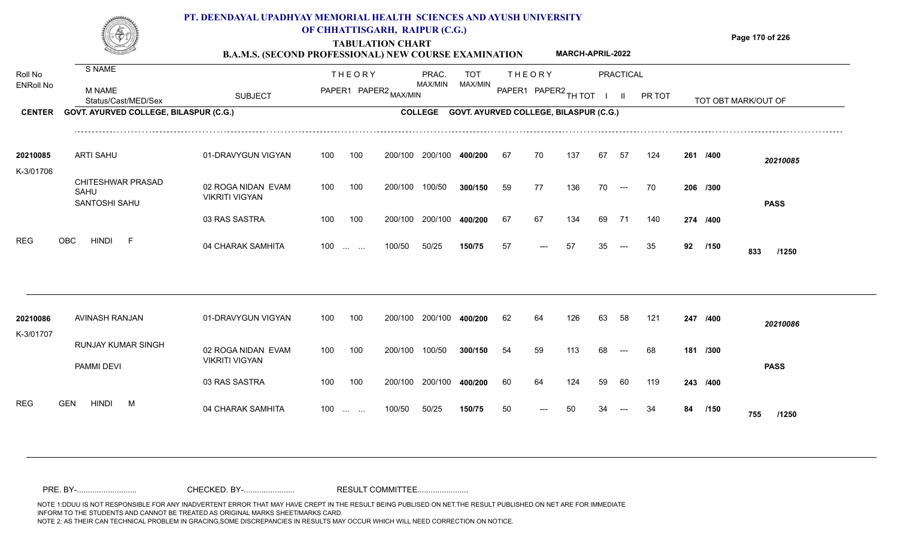# PT. DEENDAYAL UPADHYAY MEMORIAL HEALTH SCIENCES AND AYUSH UNIVERSITY OF CHHATTISGARH, RAIPUR (C.G.)

## TABULATION CHART

### B.A.M.S. (SECOND PROFESSIONAL) NEW COURSE EXAMINATION — MARCH-APRIL-2022

**CENTER** GOVT. AYURVED COLLEGE, BILASPUR (C.G.) — **COLLEGE** GOVT. AYURVED COLLEGE, BILASPUR (C.G.)

| Roll No / ENRoll No | S NAME / M NAME / Status/Cast/MED/Sex | SUBJECT | THEORY PAPER1 | THEORY PAPER2 | MAX/MIN | PRAC. MAX/MIN | TOT MAX/MIN | THEORY PAPER1 | THEORY PAPER2 | TH TOT | PRACTICAL I | PRACTICAL II | PR TOT | TOT OBT MARK/OUT OF | |
|---|---|---|---|---|---|---|---|---|---|---|---|---|---|---|---|
| 20210085 | ARTI SAHU | 01-DRAVYGUN VIGYAN | 100 | 100 | 200/100 | 200/100 | 400/200 | 67 | 70 | 137 | 67 | 57 | 124 | 261 /400 | 20210085 |
| K-3/01706 | CHITESHWAR PRASAD SAHU / SANTOSHI SAHU | 02 ROGA NIDAN EVAM VIKRITI VIGYAN | 100 | 100 | 200/100 | 100/50 | 300/150 | 59 | 77 | 136 | 70 | --- | 70 | 206 /300 | PASS |
| | | 03 RAS SASTRA | 100 | 100 | 200/100 | 200/100 | 400/200 | 67 | 67 | 134 | 69 | 71 | 140 | 274 /400 | |
| REG | OBC HINDI F | 04 CHARAK SAMHITA | 100 | ... ... | 100/50 | 50/25 | 150/75 | 57 | --- | 57 | 35 | --- | 35 | 92 /150 | 833 /1250 |
| 20210086 | AVINASH RANJAN | 01-DRAVYGUN VIGYAN | 100 | 100 | 200/100 | 200/100 | 400/200 | 62 | 64 | 126 | 63 | 58 | 121 | 247 /400 | 20210086 |
| K-3/01707 | RUNJAY KUMAR SINGH / PAMMI DEVI | 02 ROGA NIDAN EVAM VIKRITI VIGYAN | 100 | 100 | 200/100 | 100/50 | 300/150 | 54 | 59 | 113 | 68 | --- | 68 | 181 /300 | PASS |
| | | 03 RAS SASTRA | 100 | 100 | 200/100 | 200/100 | 400/200 | 60 | 64 | 124 | 59 | 60 | 119 | 243 /400 | |
| REG | GEN HINDI M | 04 CHARAK SAMHITA | 100 | ... ... | 100/50 | 50/25 | 150/75 | 50 | --- | 50 | 34 | --- | 34 | 84 /150 | 755 /1250 |

PRE. BY-.......................... CHECKED. BY-...................... RESULT COMMITTEE......................

NOTE 1:DDUU IS NOT RESPONSIBLE FOR ANY INADVERTENT ERROR THAT MAY HAVE CREPT IN THE RESULT BEING PUBLISED ON NET.THE RESULT PUBLISHED ON NET ARE FOR IMMEDIATE INFORM TO THE STUDENTS AND CANNOT BE TREATED AS ORIGINAL MARKS SHEET/MARKS CARD.
NOTE 2: AS THEIR CAN TECHNICAL PROBLEM IN GRACING,SOME DISCREPANCIES IN RESULTS MAY OCCUR WHICH WILL NEED CORRECTION ON NOTICE.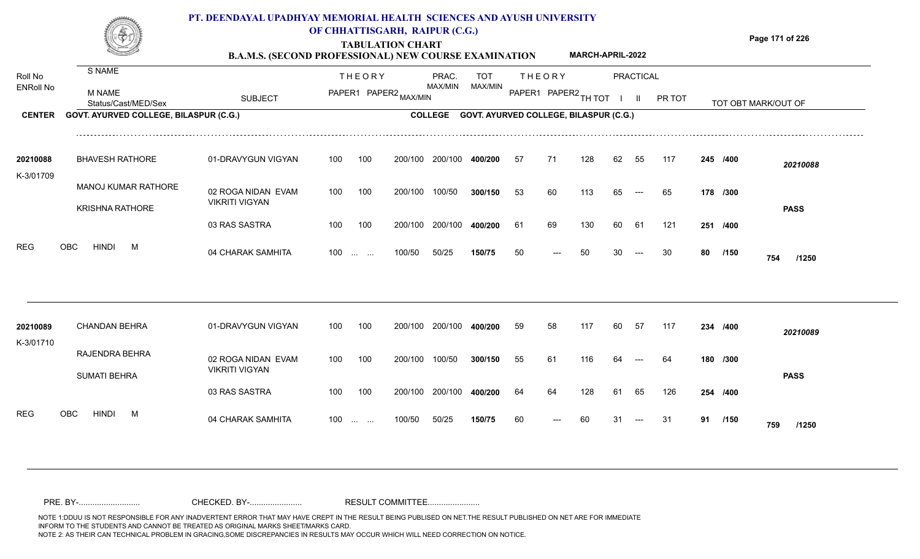# PT. DEENDAYAL UPADHYAY MEMORIAL HEALTH SCIENCES AND AYUSH UNIVERSITY OF CHHATTISGARH, RAIPUR (C.G.)

## TABULATION CHART

### B.A.M.S. (SECOND PROFESSIONAL) NEW COURSE EXAMINATION — MARCH-APRIL-2022

**CENTER** GOVT. AYURVED COLLEGE, BILASPUR (C.G.) **COLLEGE** GOVT. AYURVED COLLEGE, BILASPUR (C.G.)

| Roll No / ENRoll No | S NAME / M NAME / Status/Cast/MED/Sex | SUBJECT | THEORY PAPER1 | THEORY PAPER2 | MAX/MIN | PRAC. MAX/MIN | TOT MAX/MIN | THEORY PAPER1 | THEORY PAPER2 | TH TOT | PRACTICAL I | PRACTICAL II | PR TOT | TOT OBT MARK/OUT OF | |
|---|---|---|---|---|---|---|---|---|---|---|---|---|---|---|---|
| 20210088 | BHAVESH RATHORE | 01-DRAVYGUN VIGYAN | 100 | 100 | 200/100 | 200/100 | 400/200 | 57 | 71 | 128 | 62 | 55 | 117 | 245 /400 | 20210088 |
| K-3/01709 | MANOJ KUMAR RATHORE | 02 ROGA NIDAN EVAM VIKRITI VIGYAN | 100 | 100 | 200/100 | 100/50 | 300/150 | 53 | 60 | 113 | 65 | --- | 65 | 178 /300 | |
| | KRISHNA RATHORE | 03 RAS SASTRA | 100 | 100 | 200/100 | 200/100 | 400/200 | 61 | 69 | 130 | 60 | 61 | 121 | 251 /400 | PASS |
| REG | OBC HINDI M | 04 CHARAK SAMHITA | 100 | ... ... | 100/50 | 50/25 | 150/75 | 50 | --- | 50 | 30 | --- | 30 | 80 /150 | 754 /1250 |
| 20210089 | CHANDAN BEHRA | 01-DRAVYGUN VIGYAN | 100 | 100 | 200/100 | 200/100 | 400/200 | 59 | 58 | 117 | 60 | 57 | 117 | 234 /400 | 20210089 |
| K-3/01710 | RAJENDRA BEHRA | 02 ROGA NIDAN EVAM VIKRITI VIGYAN | 100 | 100 | 200/100 | 100/50 | 300/150 | 55 | 61 | 116 | 64 | --- | 64 | 180 /300 | |
| | SUMATI BEHRA | 03 RAS SASTRA | 100 | 100 | 200/100 | 200/100 | 400/200 | 64 | 64 | 128 | 61 | 65 | 126 | 254 /400 | PASS |
| REG | OBC HINDI M | 04 CHARAK SAMHITA | 100 | ... ... | 100/50 | 50/25 | 150/75 | 60 | --- | 60 | 31 | --- | 31 | 91 /150 | 759 /1250 |

PRE. BY-.......................... CHECKED. BY-...................... RESULT COMMITTEE......................

NOTE 1:DDUU IS NOT RESPONSIBLE FOR ANY INADVERTENT ERROR THAT MAY HAVE CREPT IN THE RESULT BEING PUBLISED ON NET.THE RESULT PUBLISHED ON NET ARE FOR IMMEDIATE INFORM TO THE STUDENTS AND CANNOT BE TREATED AS ORIGINAL MARKS SHEET/MARKS CARD.
NOTE 2: AS THEIR CAN TECHNICAL PROBLEM IN GRACING,SOME DISCREPANCIES IN RESULTS MAY OCCUR WHICH WILL NEED CORRECTION ON NOTICE.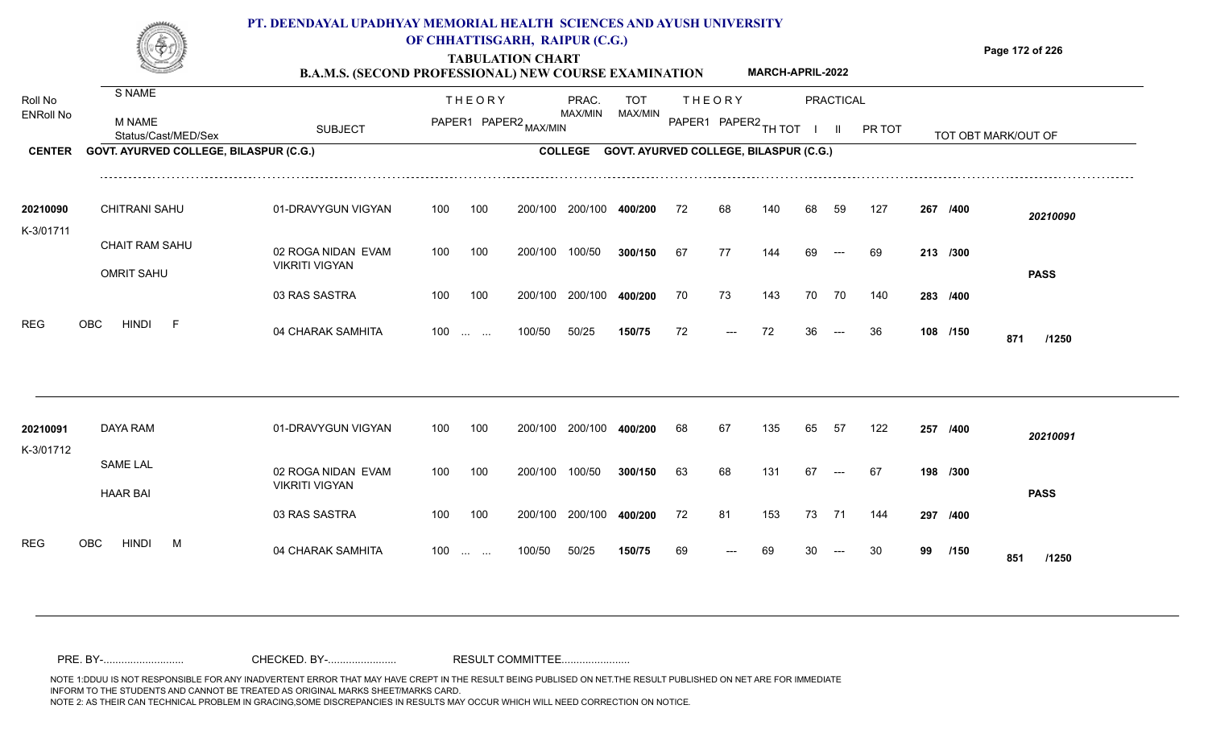# PT. DEENDAYAL UPADHYAY MEMORIAL HEALTH SCIENCES AND AYUSH UNIVERSITY OF CHHATTISGARH, RAIPUR (C.G.)

## TABULATION CHART

### B.A.M.S. (SECOND PROFESSIONAL) NEW COURSE EXAMINATION — MARCH-APRIL-2022

**CENTER:** GOVT. AYURVED COLLEGE, BILASPUR (C.G.) **COLLEGE:** GOVT. AYURVED COLLEGE, BILASPUR (C.G.)

| Roll No / ENRoll No | S NAME / M NAME / Status/Cast/MED/Sex | SUBJECT | THEORY PAPER1 | THEORY PAPER2 MAX/MIN | PRAC. MAX/MIN | TOT MAX/MIN | THEORY PAPER1 | THEORY PAPER2 | TH TOT | PRACTICAL I | PRACTICAL II | PR TOT | TOT OBT MARK/OUT OF | |
|---|---|---|---|---|---|---|---|---|---|---|---|---|---|---|
| 20210090 | CHITRANI SAHU | 01-DRAVYGUN VIGYAN | 100 | 100 200/100 | 200/100 | 400/200 | 72 | 68 | 140 | 68 | 59 | 127 | 267 /400 | 20210090 |
| K-3/01711 | CHAIT RAM SAHU | 02 ROGA NIDAN EVAM VIKRITI VIGYAN | 100 | 100 200/100 | 100/50 | 300/150 | 67 | 77 | 144 | 69 | --- | 69 | 213 /300 | |
| | OMRIT SAHU | | | | | | | | | | | | | PASS |
| | | 03 RAS SASTRA | 100 | 100 200/100 | 200/100 | 400/200 | 70 | 73 | 143 | 70 | 70 | 140 | 283 /400 | |
| REG | OBC HINDI F | 04 CHARAK SAMHITA | 100 | ... ... 100/50 | 50/25 | 150/75 | 72 | --- | 72 | 36 | --- | 36 | 108 /150 | 871 /1250 |
| 20210091 | DAYA RAM | 01-DRAVYGUN VIGYAN | 100 | 100 200/100 | 200/100 | 400/200 | 68 | 67 | 135 | 65 | 57 | 122 | 257 /400 | 20210091 |
| K-3/01712 | SAME LAL | 02 ROGA NIDAN EVAM VIKRITI VIGYAN | 100 | 100 200/100 | 100/50 | 300/150 | 63 | 68 | 131 | 67 | --- | 67 | 198 /300 | |
| | HAAR BAI | | | | | | | | | | | | | PASS |
| | | 03 RAS SASTRA | 100 | 100 200/100 | 200/100 | 400/200 | 72 | 81 | 153 | 73 | 71 | 144 | 297 /400 | |
| REG | OBC HINDI M | 04 CHARAK SAMHITA | 100 | ... ... 100/50 | 50/25 | 150/75 | 69 | --- | 69 | 30 | --- | 30 | 99 /150 | 851 /1250 |

PRE. BY-.......................... CHECKED. BY-...................... RESULT COMMITTEE......................

NOTE 1:DDUU IS NOT RESPONSIBLE FOR ANY INADVERTENT ERROR THAT MAY HAVE CREPT IN THE RESULT BEING PUBLISED ON NET.THE RESULT PUBLISHED ON NET ARE FOR IMMEDIATE INFORM TO THE STUDENTS AND CANNOT BE TREATED AS ORIGINAL MARKS SHEET/MARKS CARD.
NOTE 2: AS THEIR CAN TECHNICAL PROBLEM IN GRACING,SOME DISCREPANCIES IN RESULTS MAY OCCUR WHICH WILL NEED CORRECTION ON NOTICE.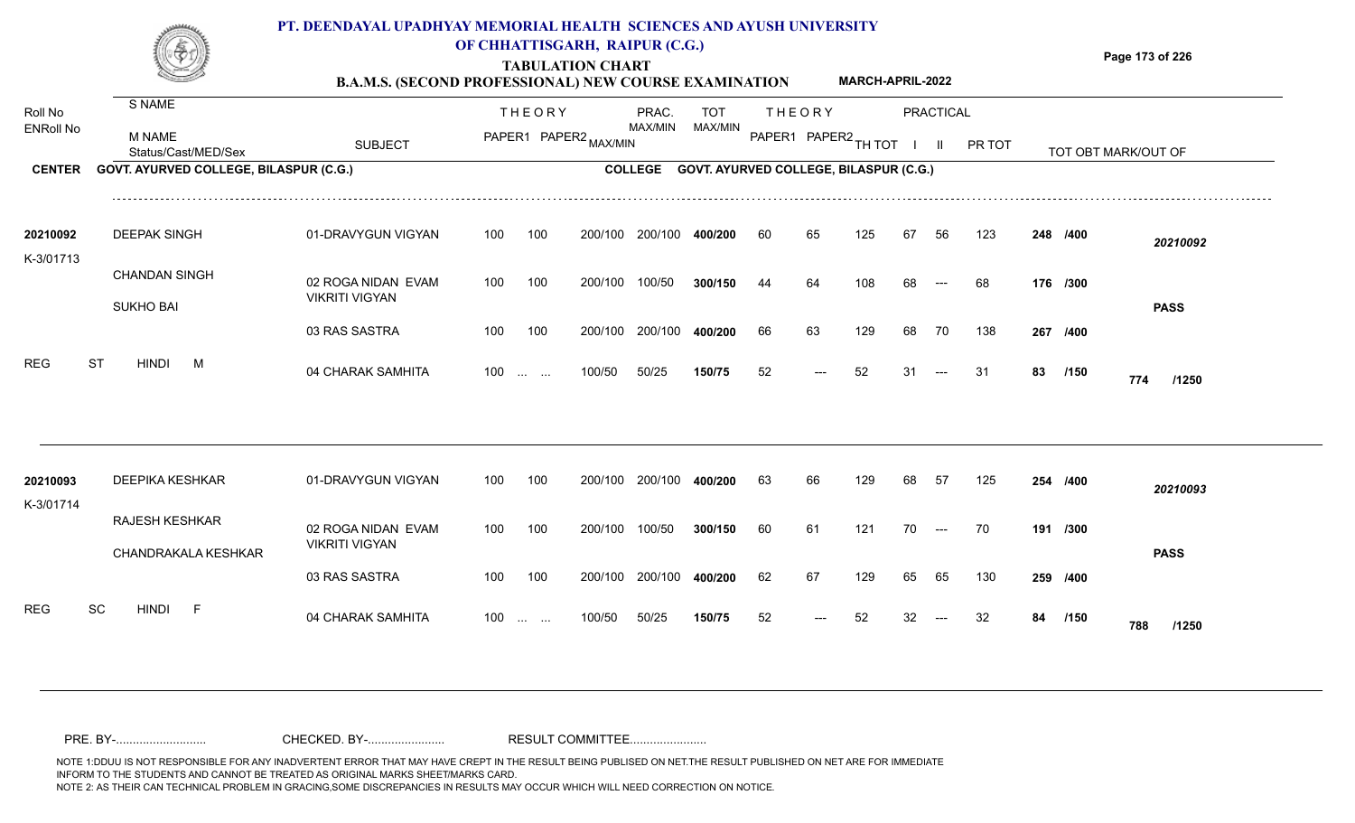# PT. DEENDAYAL UPADHYAY MEMORIAL HEALTH SCIENCES AND AYUSH UNIVERSITY OF CHHATTISGARH, RAIPUR (C.G.)

## TABULATION CHART

### B.A.M.S. (SECOND PROFESSIONAL) NEW COURSE EXAMINATION — MARCH-APRIL-2022

**CENTER** GOVT. AYURVED COLLEGE, BILASPUR (C.G.) **COLLEGE** GOVT. AYURVED COLLEGE, BILASPUR (C.G.)

| Roll No / ENRoll No | S NAME / M NAME / Status/Cast/MED/Sex | SUBJECT | THEORY PAPER1 | THEORY PAPER2 | MAX/MIN | PRAC. MAX/MIN | TOT MAX/MIN | THEORY PAPER1 | THEORY PAPER2 | TH TOT | PRACTICAL I | PRACTICAL II | PR TOT | TOT OBT MARK/OUT OF | |
|---|---|---|---|---|---|---|---|---|---|---|---|---|---|---|---|
| 20210092 | DEEPAK SINGH | 01-DRAVYGUN VIGYAN | 100 | 100 | 200/100 | 200/100 | 400/200 | 60 | 65 | 125 | 67 | 56 | 123 | 248 /400 | 20210092 |
| K-3/01713 | CHANDAN SINGH / SUKHO BAI | 02 ROGA NIDAN EVAM VIKRITI VIGYAN | 100 | 100 | 200/100 | 100/50 | 300/150 | 44 | 64 | 108 | 68 | --- | 68 | 176 /300 | PASS |
| | | 03 RAS SASTRA | 100 | 100 | 200/100 | 200/100 | 400/200 | 66 | 63 | 129 | 68 | 70 | 138 | 267 /400 | |
| | REG ST HINDI M | 04 CHARAK SAMHITA | 100 | ... ... | 100/50 | 50/25 | 150/75 | 52 | --- | 52 | 31 | --- | 31 | 83 /150 | 774 /1250 |
| 20210093 | DEEPIKA KESHKAR | 01-DRAVYGUN VIGYAN | 100 | 100 | 200/100 | 200/100 | 400/200 | 63 | 66 | 129 | 68 | 57 | 125 | 254 /400 | 20210093 |
| K-3/01714 | RAJESH KESHKAR / CHANDRAKALA KESHKAR | 02 ROGA NIDAN EVAM VIKRITI VIGYAN | 100 | 100 | 200/100 | 100/50 | 300/150 | 60 | 61 | 121 | 70 | --- | 70 | 191 /300 | PASS |
| | | 03 RAS SASTRA | 100 | 100 | 200/100 | 200/100 | 400/200 | 62 | 67 | 129 | 65 | 65 | 130 | 259 /400 | |
| | REG SC HINDI F | 04 CHARAK SAMHITA | 100 | ... ... | 100/50 | 50/25 | 150/75 | 52 | --- | 52 | 32 | --- | 32 | 84 /150 | 788 /1250 |

PRE. BY-........................... CHECKED. BY-....................... RESULT COMMITTEE.......................

NOTE 1:DDUU IS NOT RESPONSIBLE FOR ANY INADVERTENT ERROR THAT MAY HAVE CREPT IN THE RESULT BEING PUBLISED ON NET.THE RESULT PUBLISHED ON NET ARE FOR IMMEDIATE INFORM TO THE STUDENTS AND CANNOT BE TREATED AS ORIGINAL MARKS SHEET/MARKS CARD.
NOTE 2: AS THEIR CAN TECHNICAL PROBLEM IN GRACING,SOME DISCREPANCIES IN RESULTS MAY OCCUR WHICH WILL NEED CORRECTION ON NOTICE.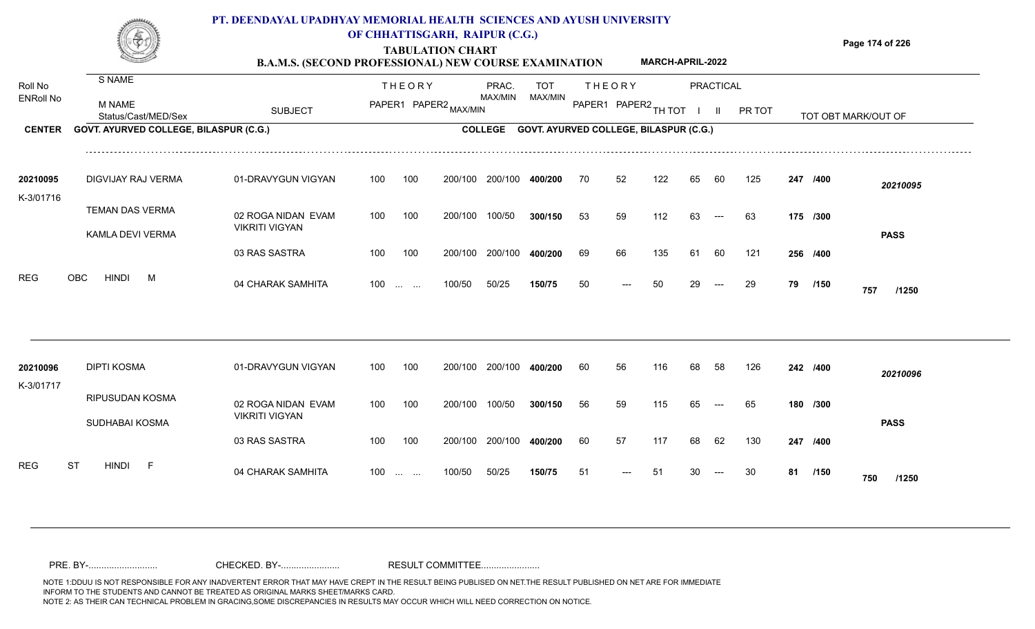# PT. DEENDAYAL UPADHYAY MEMORIAL HEALTH SCIENCES AND AYUSH UNIVERSITY OF CHHATTISGARH, RAIPUR (C.G.)

## TABULATION CHART

### B.A.M.S. (SECOND PROFESSIONAL) NEW COURSE EXAMINATION — MARCH-APRIL-2022

**CENTER:** GOVT. AYURVED COLLEGE, BILASPUR (C.G.) — **COLLEGE:** GOVT. AYURVED COLLEGE, BILASPUR (C.G.)

| Roll No / ENRoll No | S NAME / M NAME / Status/Cast/MED/Sex | SUBJECT | THEORY PAPER1 | THEORY PAPER2 | MAX/MIN | PRAC. MAX/MIN | TOT MAX/MIN | THEORY PAPER1 | THEORY PAPER2 | TH TOT | PRACTICAL I | PRACTICAL II | PR TOT | TOT OBT MARK/OUT OF | |
|---|---|---|---|---|---|---|---|---|---|---|---|---|---|---|---|
| 20210095 | DIGVIJAY RAJ VERMA | 01-DRAVYGUN VIGYAN | 100 | 100 | 200/100 | 200/100 | 400/200 | 70 | 52 | 122 | 65 | 60 | 125 | 247 /400 | 20210095 |
| K-3/01716 | TEMAN DAS VERMA | 02 ROGA NIDAN EVAM VIKRITI VIGYAN | 100 | 100 | 200/100 | 100/50 | 300/150 | 53 | 59 | 112 | 63 | --- | 63 | 175 /300 | |
| | KAMLA DEVI VERMA | 03 RAS SASTRA | 100 | 100 | 200/100 | 200/100 | 400/200 | 69 | 66 | 135 | 61 | 60 | 121 | 256 /400 | PASS |
| REG | OBC HINDI M | 04 CHARAK SAMHITA | 100 | ... ... | 100/50 | 50/25 | 150/75 | 50 | --- | 50 | 29 | --- | 29 | 79 /150 | 757 /1250 |
| 20210096 | DIPTI KOSMA | 01-DRAVYGUN VIGYAN | 100 | 100 | 200/100 | 200/100 | 400/200 | 60 | 56 | 116 | 68 | 58 | 126 | 242 /400 | 20210096 |
| K-3/01717 | RIPUSUDAN KOSMA | 02 ROGA NIDAN EVAM VIKRITI VIGYAN | 100 | 100 | 200/100 | 100/50 | 300/150 | 56 | 59 | 115 | 65 | --- | 65 | 180 /300 | |
| | SUDHABAI KOSMA | 03 RAS SASTRA | 100 | 100 | 200/100 | 200/100 | 400/200 | 60 | 57 | 117 | 68 | 62 | 130 | 247 /400 | PASS |
| REG | ST HINDI F | 04 CHARAK SAMHITA | 100 | ... ... | 100/50 | 50/25 | 150/75 | 51 | --- | 51 | 30 | --- | 30 | 81 /150 | 750 /1250 |

PRE. BY-........................... CHECKED. BY-....................... RESULT COMMITTEE.......................

NOTE 1:DDUU IS NOT RESPONSIBLE FOR ANY INADVERTENT ERROR THAT MAY HAVE CREPT IN THE RESULT BEING PUBLISED ON NET.THE RESULT PUBLISHED ON NET ARE FOR IMMEDIATE INFORM TO THE STUDENTS AND CANNOT BE TREATED AS ORIGINAL MARKS SHEET/MARKS CARD.
NOTE 2: AS THEIR CAN TECHNICAL PROBLEM IN GRACING,SOME DISCREPANCIES IN RESULTS MAY OCCUR WHICH WILL NEED CORRECTION ON NOTICE.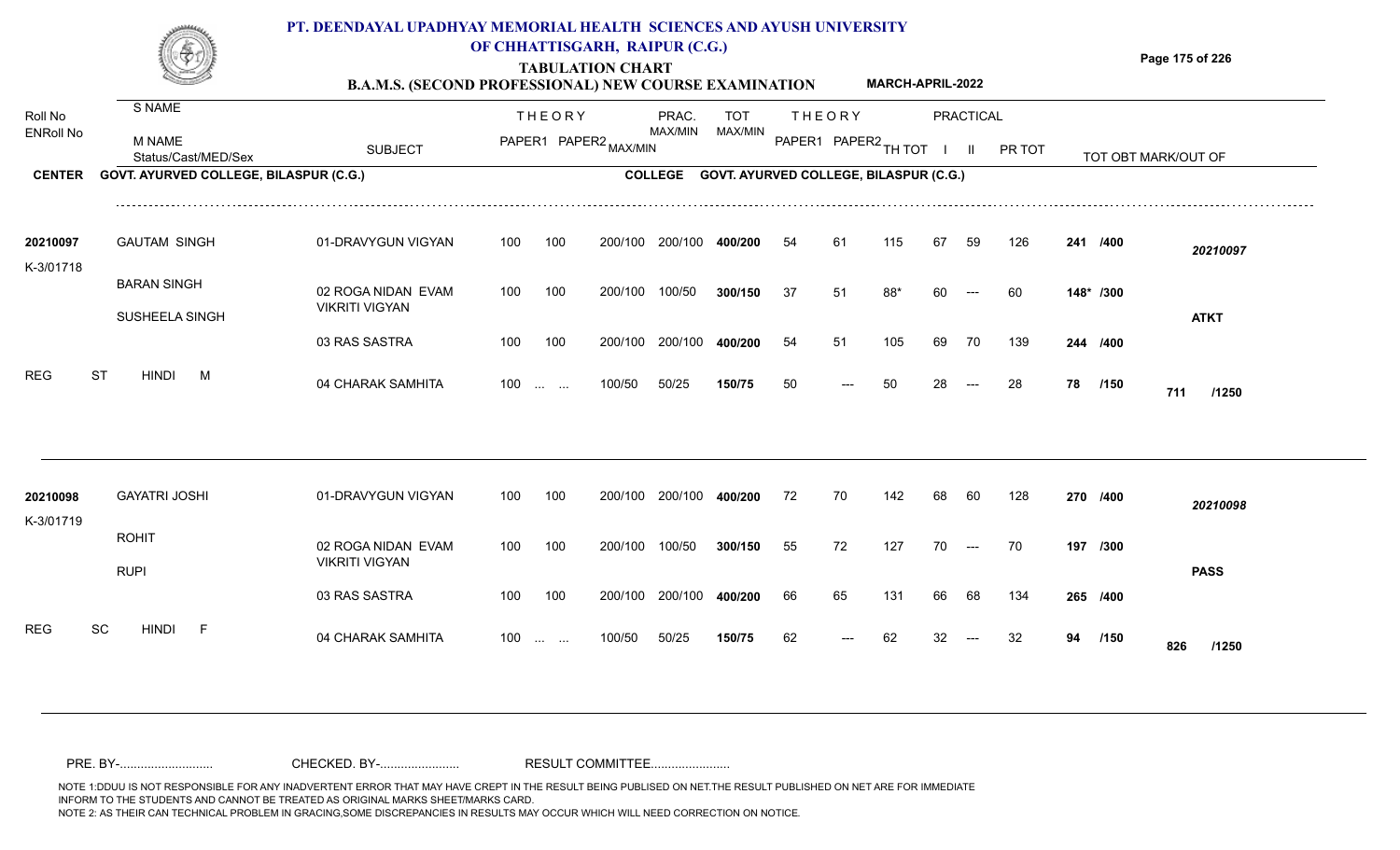# PT. DEENDAYAL UPADHYAY MEMORIAL HEALTH SCIENCES AND AYUSH UNIVERSITY OF CHHATTISGARH, RAIPUR (C.G.)

## TABULATION CHART

### B.A.M.S. (SECOND PROFESSIONAL) NEW COURSE EXAMINATION MARCH-APRIL-2022

| Roll No / ENRoll No | S NAME / M NAME / Status/Cast/MED/Sex | SUBJECT | THEORY PAPER1 | THEORY PAPER2 | MAX/MIN | PRAC. MAX/MIN | TOT MAX/MIN | THEORY PAPER1 | THEORY PAPER2 | TH TOT | PRACTICAL I | PRACTICAL II | PR TOT | TOT OBT MARK/OUT OF | |
|---|---|---|---|---|---|---|---|---|---|---|---|---|---|---|---|

**CENTER** GOVT. AYURVED COLLEGE, BILASPUR (C.G.) **COLLEGE** GOVT. AYURVED COLLEGE, BILASPUR (C.G.)

| Roll No / ENRoll No | S NAME / M NAME / Status/Cast/MED/Sex | SUBJECT | THEORY PAPER1 | THEORY PAPER2 | MAX/MIN | PRAC. MAX/MIN | TOT MAX/MIN | THEORY PAPER1 | THEORY PAPER2 | TH TOT | PRACTICAL I | PRACTICAL II | PR TOT | TOT OBT MARK/OUT OF | |
|---|---|---|---|---|---|---|---|---|---|---|---|---|---|---|---|
| 20210097 | GAUTAM SINGH | 01-DRAVYGUN VIGYAN | 100 | 100 | 200/100 | 200/100 | 400/200 | 54 | 61 | 115 | 67 | 59 | 126 | 241 /400 | 20210097 |
| K-3/01718 | BARAN SINGH | 02 ROGA NIDAN EVAM VIKRITI VIGYAN | 100 | 100 | 200/100 | 100/50 | 300/150 | 37 | 51 | 88* | 60 | --- | 60 | 148* /300 | |
| | SUSHEELA SINGH | 03 RAS SASTRA | 100 | 100 | 200/100 | 200/100 | 400/200 | 54 | 51 | 105 | 69 | 70 | 139 | 244 /400 | ATKT |
| REG | ST HINDI M | 04 CHARAK SAMHITA | 100 | ... ... | 100/50 | 50/25 | 150/75 | 50 | --- | 50 | 28 | --- | 28 | 78 /150 | 711 /1250 |
| 20210098 | GAYATRI JOSHI | 01-DRAVYGUN VIGYAN | 100 | 100 | 200/100 | 200/100 | 400/200 | 72 | 70 | 142 | 68 | 60 | 128 | 270 /400 | 20210098 |
| K-3/01719 | ROHIT | 02 ROGA NIDAN EVAM VIKRITI VIGYAN | 100 | 100 | 200/100 | 100/50 | 300/150 | 55 | 72 | 127 | 70 | --- | 70 | 197 /300 | |
| | RUPI | 03 RAS SASTRA | 100 | 100 | 200/100 | 200/100 | 400/200 | 66 | 65 | 131 | 66 | 68 | 134 | 265 /400 | PASS |
| REG | SC HINDI F | 04 CHARAK SAMHITA | 100 | ... ... | 100/50 | 50/25 | 150/75 | 62 | --- | 62 | 32 | --- | 32 | 94 /150 | 826 /1250 |

PRE. BY-.......................... CHECKED. BY-...................... RESULT COMMITTEE......................

NOTE 1:DDUU IS NOT RESPONSIBLE FOR ANY INADVERTENT ERROR THAT MAY HAVE CREPT IN THE RESULT BEING PUBLISED ON NET.THE RESULT PUBLISHED ON NET ARE FOR IMMEDIATE INFORM TO THE STUDENTS AND CANNOT BE TREATED AS ORIGINAL MARKS SHEET/MARKS CARD.
NOTE 2: AS THEIR CAN TECHNICAL PROBLEM IN GRACING,SOME DISCREPANCIES IN RESULTS MAY OCCUR WHICH WILL NEED CORRECTION ON NOTICE.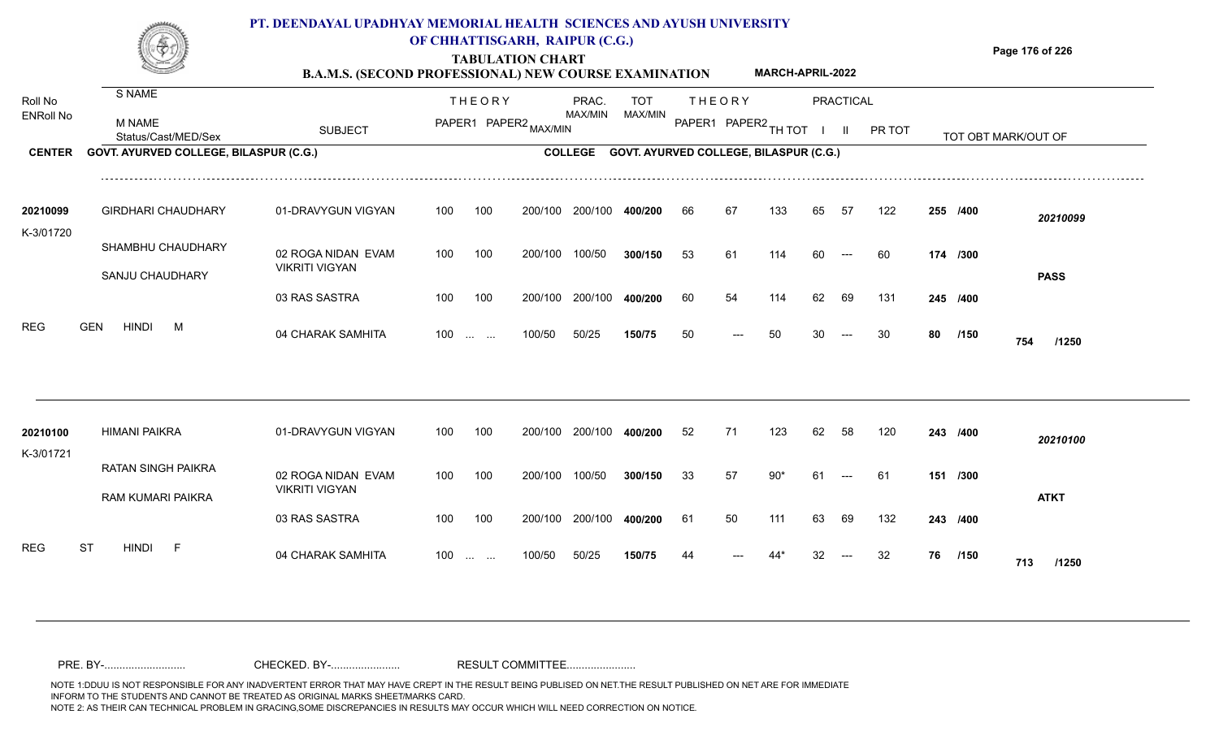# PT. DEENDAYAL UPADHYAY MEMORIAL HEALTH SCIENCES AND AYUSH UNIVERSITY OF CHHATTISGARH, RAIPUR (C.G.)

## TABULATION CHART

**B.A.M.S. (SECOND PROFESSIONAL) NEW COURSE EXAMINATION** MARCH-APRIL-2022

| Roll No / ENRoll No | S NAME / M NAME / Status/Cast/MED/Sex | SUBJECT | THEORY PAPER1 | THEORY PAPER2 | MAX/MIN | PRAC. MAX/MIN | TOT MAX/MIN | THEORY PAPER1 | THEORY PAPER2 | TH TOT | PRACTICAL I | PRACTICAL II | PR TOT | TOT OBT MARK/OUT OF | |
|---|---|---|---|---|---|---|---|---|---|---|---|---|---|---|---|
| **CENTER** | GOVT. AYURVED COLLEGE, BILASPUR (C.G.) | | | | **COLLEGE** | GOVT. AYURVED COLLEGE, BILASPUR (C.G.) | | | | | | | | | |
| 20210099 | GIRDHARI CHAUDHARY | 01-DRAVYGUN VIGYAN | 100 | 100 | 200/100 | 200/100 | **400/200** | 66 | 67 | 133 | 65 | 57 | 122 | **255 /400** | *20210099* |
| K-3/01720 | SHAMBHU CHAUDHARY | 02 ROGA NIDAN EVAM VIKRITI VIGYAN | 100 | 100 | 200/100 | 100/50 | **300/150** | 53 | 61 | 114 | 60 | --- | 60 | **174 /300** | |
| | SANJU CHAUDHARY | | | | | | | | | | | | | | **PASS** |
| | | 03 RAS SASTRA | 100 | 100 | 200/100 | 200/100 | **400/200** | 60 | 54 | 114 | 62 | 69 | 131 | **245 /400** | |
| REG | GEN HINDI M | 04 CHARAK SAMHITA | 100 | ... ... | 100/50 | 50/25 | **150/75** | 50 | --- | 50 | 30 | --- | 30 | **80 /150** | **754 /1250** |
| 20210100 | HIMANI PAIKRA | 01-DRAVYGUN VIGYAN | 100 | 100 | 200/100 | 200/100 | **400/200** | 52 | 71 | 123 | 62 | 58 | 120 | **243 /400** | *20210100* |
| K-3/01721 | RATAN SINGH PAIKRA | 02 ROGA NIDAN EVAM VIKRITI VIGYAN | 100 | 100 | 200/100 | 100/50 | **300/150** | 33 | 57 | 90* | 61 | --- | 61 | **151 /300** | |
| | RAM KUMARI PAIKRA | | | | | | | | | | | | | | **ATKT** |
| | | 03 RAS SASTRA | 100 | 100 | 200/100 | 200/100 | **400/200** | 61 | 50 | 111 | 63 | 69 | 132 | **243 /400** | |
| REG | ST HINDI F | 04 CHARAK SAMHITA | 100 | ... ... | 100/50 | 50/25 | **150/75** | 44 | --- | 44* | 32 | --- | 32 | **76 /150** | **713 /1250** |

PRE. BY-.......................... CHECKED. BY-....................... RESULT COMMITTEE.......................

NOTE 1:DDUU IS NOT RESPONSIBLE FOR ANY INADVERTENT ERROR THAT MAY HAVE CREPT IN THE RESULT BEING PUBLISED ON NET.THE RESULT PUBLISHED ON NET ARE FOR IMMEDIATE INFORM TO THE STUDENTS AND CANNOT BE TREATED AS ORIGINAL MARKS SHEET/MARKS CARD.
NOTE 2: AS THEIR CAN TECHNICAL PROBLEM IN GRACING,SOME DISCREPANCIES IN RESULTS MAY OCCUR WHICH WILL NEED CORRECTION ON NOTICE.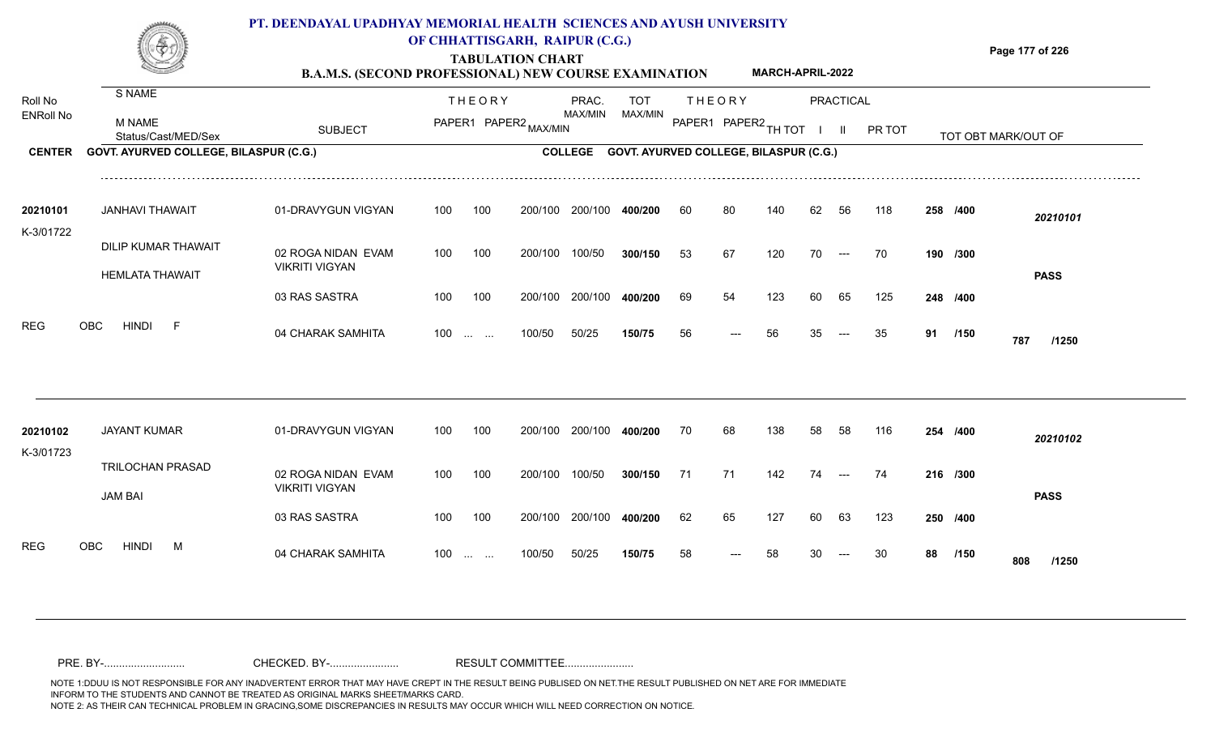# PT. DEENDAYAL UPADHYAY MEMORIAL HEALTH SCIENCES AND AYUSH UNIVERSITY OF CHHATTISGARH, RAIPUR (C.G.)

## TABULATION CHART

### B.A.M.S. (SECOND PROFESSIONAL) NEW COURSE EXAMINATION — MARCH-APRIL-2022

| Roll No / ENRoll No | S NAME / M NAME / Status/Cast/MED/Sex | SUBJECT | THEORY PAPER1 | THEORY PAPER2 | MAX/MIN | PRAC. MAX/MIN | TOT MAX/MIN | THEORY PAPER1 | THEORY PAPER2 | TH TOT | PRACTICAL I | PRACTICAL II | PR TOT | TOT OBT MARK/OUT OF | |
|---|---|---|---|---|---|---|---|---|---|---|---|---|---|---|---|
| **CENTER** GOVT. AYURVED COLLEGE, BILASPUR (C.G.) | | | | | | | **COLLEGE** GOVT. AYURVED COLLEGE, BILASPUR (C.G.) | | | | | | | | |
| 20210101 | JANHAVI THAWAIT | 01-DRAVYGUN VIGYAN | 100 | 100 | 200/100 | 200/100 | **400/200** | 60 | 80 | 140 | 62 | 56 | 118 | **258 /400** | *20210101* |
| K-3/01722 | DILIP KUMAR THAWAIT | 02 ROGA NIDAN EVAM VIKRITI VIGYAN | 100 | 100 | 200/100 | 100/50 | **300/150** | 53 | 67 | 120 | 70 | --- | 70 | **190 /300** | |
| | HEMLATA THAWAIT | | | | | | | | | | | | | | **PASS** |
| | | 03 RAS SASTRA | 100 | 100 | 200/100 | 200/100 | **400/200** | 69 | 54 | 123 | 60 | 65 | 125 | **248 /400** | |
| REG | OBC HINDI F | 04 CHARAK SAMHITA | 100 | ... ... | 100/50 | 50/25 | **150/75** | 56 | --- | 56 | 35 | --- | 35 | **91 /150** | **787 /1250** |
| 20210102 | JAYANT KUMAR | 01-DRAVYGUN VIGYAN | 100 | 100 | 200/100 | 200/100 | **400/200** | 70 | 68 | 138 | 58 | 58 | 116 | **254 /400** | *20210102* |
| K-3/01723 | TRILOCHAN PRASAD | 02 ROGA NIDAN EVAM VIKRITI VIGYAN | 100 | 100 | 200/100 | 100/50 | **300/150** | 71 | 71 | 142 | 74 | --- | 74 | **216 /300** | |
| | JAM BAI | | | | | | | | | | | | | | **PASS** |
| | | 03 RAS SASTRA | 100 | 100 | 200/100 | 200/100 | **400/200** | 62 | 65 | 127 | 60 | 63 | 123 | **250 /400** | |
| REG | OBC HINDI M | 04 CHARAK SAMHITA | 100 | ... ... | 100/50 | 50/25 | **150/75** | 58 | --- | 58 | 30 | --- | 30 | **88 /150** | **808 /1250** |

PRE. BY-.......................... CHECKED. BY-...................... RESULT COMMITTEE......................

NOTE 1:DDUU IS NOT RESPONSIBLE FOR ANY INADVERTENT ERROR THAT MAY HAVE CREPT IN THE RESULT BEING PUBLISED ON NET.THE RESULT PUBLISHED ON NET ARE FOR IMMEDIATE INFORM TO THE STUDENTS AND CANNOT BE TREATED AS ORIGINAL MARKS SHEET/MARKS CARD.
NOTE 2: AS THEIR CAN TECHNICAL PROBLEM IN GRACING,SOME DISCREPANCIES IN RESULTS MAY OCCUR WHICH WILL NEED CORRECTION ON NOTICE.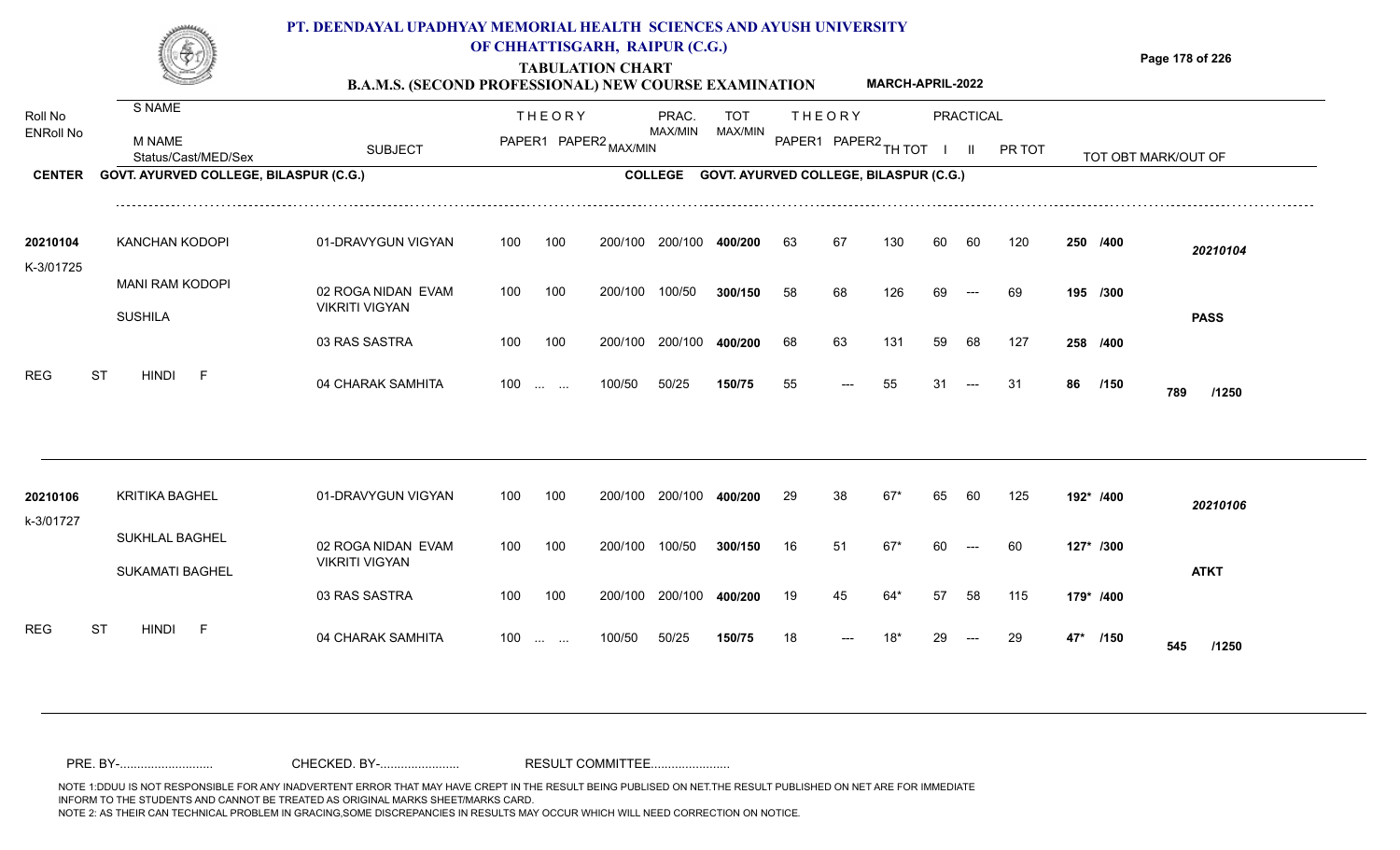# PT. DEENDAYAL UPADHYAY MEMORIAL HEALTH SCIENCES AND AYUSH UNIVERSITY OF CHHATTISGARH, RAIPUR (C.G.)

## TABULATION CHART

### B.A.M.S. (SECOND PROFESSIONAL) NEW COURSE EXAMINATION — MARCH-APRIL-2022

| Roll No / ENRoll No | S NAME / M NAME / Status/Cast/MED/Sex | SUBJECT | THEORY PAPER1 | THEORY PAPER2 MAX/MIN | | PRAC. MAX/MIN | TOT MAX/MIN | THEORY PAPER1 | THEORY PAPER2 | TH TOT | PRACTICAL I | PRACTICAL II | PR TOT | TOT OBT MARK/OUT OF | |
|---|---|---|---|---|---|---|---|---|---|---|---|---|---|---|---|
| **CENTER** | GOVT. AYURVED COLLEGE, BILASPUR (C.G.) | | | | | **COLLEGE** | GOVT. AYURVED COLLEGE, BILASPUR (C.G.) | | | | | | | | |
| 20210104 | KANCHAN KODOPI | 01-DRAVYGUN VIGYAN | 100 | 100 | 200/100 | 200/100 | **400/200** | 63 | 67 | 130 | 60 | 60 | 120 | **250 /400** | *20210104* |
| K-3/01725 | MANI RAM KODOPI | 02 ROGA NIDAN EVAM VIKRITI VIGYAN | 100 | 100 | 200/100 | 100/50 | **300/150** | 58 | 68 | 126 | 69 | --- | 69 | **195 /300** | |
| | SUSHILA | | | | | | | | | | | | | | **PASS** |
| | | 03 RAS SASTRA | 100 | 100 | 200/100 | 200/100 | **400/200** | 68 | 63 | 131 | 59 | 68 | 127 | **258 /400** | |
| REG | ST HINDI F | 04 CHARAK SAMHITA | 100 | ... ... | 100/50 | 50/25 | **150/75** | 55 | --- | 55 | 31 | --- | 31 | **86 /150** | **789 /1250** |
| 20210106 | KRITIKA BAGHEL | 01-DRAVYGUN VIGYAN | 100 | 100 | 200/100 | 200/100 | **400/200** | 29 | 38 | 67* | 65 | 60 | 125 | **192* /400** | *20210106* |
| k-3/01727 | SUKHLAL BAGHEL | 02 ROGA NIDAN EVAM VIKRITI VIGYAN | 100 | 100 | 200/100 | 100/50 | **300/150** | 16 | 51 | 67* | 60 | --- | 60 | **127* /300** | |
| | SUKAMATI BAGHEL | | | | | | | | | | | | | | **ATKT** |
| | | 03 RAS SASTRA | 100 | 100 | 200/100 | 200/100 | **400/200** | 19 | 45 | 64* | 57 | 58 | 115 | **179* /400** | |
| REG | ST HINDI F | 04 CHARAK SAMHITA | 100 | ... ... | 100/50 | 50/25 | **150/75** | 18 | --- | 18* | 29 | --- | 29 | **47* /150** | **545 /1250** |

PRE. BY-.......................... CHECKED. BY-...................... RESULT COMMITTEE......................

NOTE 1:DDUU IS NOT RESPONSIBLE FOR ANY INADVERTENT ERROR THAT MAY HAVE CREPT IN THE RESULT BEING PUBLISED ON NET.THE RESULT PUBLISHED ON NET ARE FOR IMMEDIATE INFORM TO THE STUDENTS AND CANNOT BE TREATED AS ORIGINAL MARKS SHEET/MARKS CARD.
NOTE 2: AS THEIR CAN TECHNICAL PROBLEM IN GRACING,SOME DISCREPANCIES IN RESULTS MAY OCCUR WHICH WILL NEED CORRECTION ON NOTICE.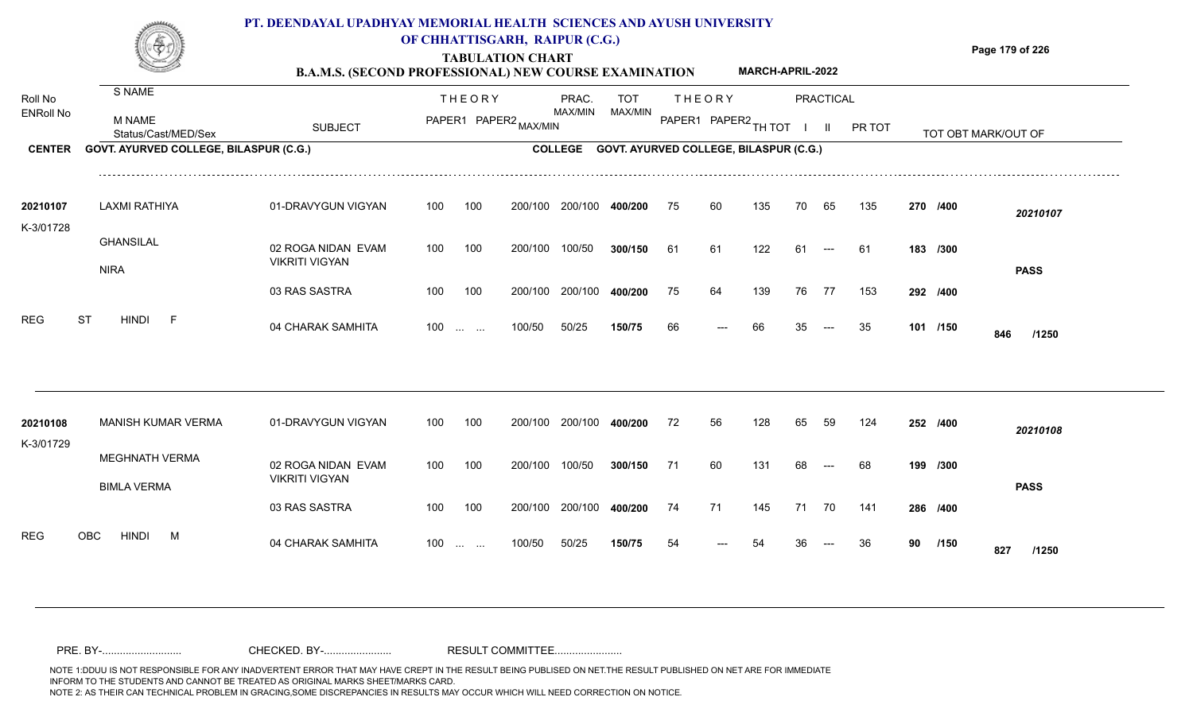# PT. DEENDAYAL UPADHYAY MEMORIAL HEALTH SCIENCES AND AYUSH UNIVERSITY OF CHHATTISGARH, RAIPUR (C.G.)

**TABULATION CHART**

**B.A.M.S. (SECOND PROFESSIONAL) NEW COURSE EXAMINATION** **MARCH-APRIL-2022**

| Roll No / ENRoll No | S NAME / M NAME / Status/Cast/MED/Sex | SUBJECT | THEORY PAPER1 | THEORY PAPER2 | MAX/MIN | PRAC. MAX/MIN | TOT MAX/MIN | THEORY PAPER1 | THEORY PAPER2 | TH TOT | PRACTICAL I | PRACTICAL II | PR TOT | TOT OBT MARK/OUT OF | |
|---|---|---|---|---|---|---|---|---|---|---|---|---|---|---|---|
| **CENTER** | **GOVT. AYURVED COLLEGE, BILASPUR (C.G.)** | | | | | **COLLEGE** | **GOVT. AYURVED COLLEGE, BILASPUR (C.G.)** | | | | | | | | |
| **20210107** | LAXMI RATHIYA | 01-DRAVYGUN VIGYAN | 100 | 100 | 200/100 | 200/100 | **400/200** | 75 | 60 | 135 | 70 | 65 | 135 | **270 /400** | *20210107* |
| K-3/01728 | GHANSILAL | 02 ROGA NIDAN EVAM VIKRITI VIGYAN | 100 | 100 | 200/100 | 100/50 | **300/150** | 61 | 61 | 122 | 61 | --- | 61 | **183 /300** | |
| | NIRA | | | | | | | | | | | | | | **PASS** |
| | | 03 RAS SASTRA | 100 | 100 | 200/100 | 200/100 | **400/200** | 75 | 64 | 139 | 76 | 77 | 153 | **292 /400** | |
| REG | ST HINDI F | 04 CHARAK SAMHITA | 100 | ... ... | 100/50 | 50/25 | **150/75** | 66 | --- | 66 | 35 | --- | 35 | **101 /150** | **846 /1250** |
| **20210108** | MANISH KUMAR VERMA | 01-DRAVYGUN VIGYAN | 100 | 100 | 200/100 | 200/100 | **400/200** | 72 | 56 | 128 | 65 | 59 | 124 | **252 /400** | *20210108* |
| K-3/01729 | MEGHNATH VERMA | 02 ROGA NIDAN EVAM VIKRITI VIGYAN | 100 | 100 | 200/100 | 100/50 | **300/150** | 71 | 60 | 131 | 68 | --- | 68 | **199 /300** | |
| | BIMLA VERMA | | | | | | | | | | | | | | **PASS** |
| | | 03 RAS SASTRA | 100 | 100 | 200/100 | 200/100 | **400/200** | 74 | 71 | 145 | 71 | 70 | 141 | **286 /400** | |
| REG | OBC HINDI M | 04 CHARAK SAMHITA | 100 | ... ... | 100/50 | 50/25 | **150/75** | 54 | --- | 54 | 36 | --- | 36 | **90 /150** | **827 /1250** |

PRE. BY-.......................... CHECKED. BY-...................... RESULT COMMITTEE......................

NOTE 1:DDUU IS NOT RESPONSIBLE FOR ANY INADVERTENT ERROR THAT MAY HAVE CREPT IN THE RESULT BEING PUBLISED ON NET.THE RESULT PUBLISHED ON NET ARE FOR IMMEDIATE INFORM TO THE STUDENTS AND CANNOT BE TREATED AS ORIGINAL MARKS SHEET/MARKS CARD.
NOTE 2: AS THEIR CAN TECHNICAL PROBLEM IN GRACING,SOME DISCREPANCIES IN RESULTS MAY OCCUR WHICH WILL NEED CORRECTION ON NOTICE.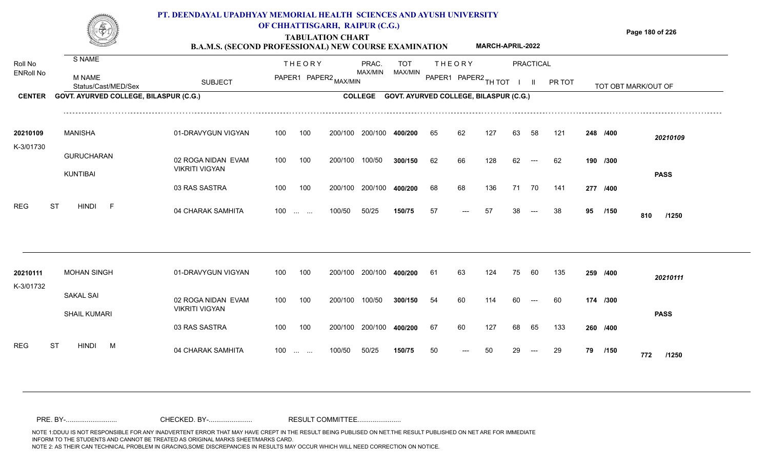# PT. DEENDAYAL UPADHYAY MEMORIAL HEALTH SCIENCES AND AYUSH UNIVERSITY OF CHHATTISGARH, RAIPUR (C.G.)

## TABULATION CHART

### B.A.M.S. (SECOND PROFESSIONAL) NEW COURSE EXAMINATION — MARCH-APRIL-2022

**CENTER** GOVT. AYURVED COLLEGE, BILASPUR (C.G.) — **COLLEGE** GOVT. AYURVED COLLEGE, BILASPUR (C.G.)

| Roll No / ENRoll No | S NAME / M NAME / Status/Cast/MED/Sex | SUBJECT | THEORY PAPER1 | THEORY PAPER2 | MAX/MIN | PRAC. MAX/MIN | TOT MAX/MIN | THEORY PAPER1 | THEORY PAPER2 | TH TOT | PRACTICAL I | PRACTICAL II | PR TOT | TOT OBT MARK/OUT OF | |
|---|---|---|---|---|---|---|---|---|---|---|---|---|---|---|---|
| 20210109 | MANISHA | 01-DRAVYGUN VIGYAN | 100 | 100 | 200/100 | 200/100 | 400/200 | 65 | 62 | 127 | 63 | 58 | 121 | 248 /400 | 20210109 |
| K-3/01730 | GURUCHARAN | 02 ROGA NIDAN EVAM VIKRITI VIGYAN | 100 | 100 | 200/100 | 100/50 | 300/150 | 62 | 66 | 128 | 62 | --- | 62 | 190 /300 | |
| | KUNTIBAI | | | | | | | | | | | | | | PASS |
| | | 03 RAS SASTRA | 100 | 100 | 200/100 | 200/100 | 400/200 | 68 | 68 | 136 | 71 | 70 | 141 | 277 /400 | |
| REG | ST HINDI F | 04 CHARAK SAMHITA | 100 | ... ... | 100/50 | 50/25 | 150/75 | 57 | --- | 57 | 38 | --- | 38 | 95 /150 | 810 /1250 |
| 20210111 | MOHAN SINGH | 01-DRAVYGUN VIGYAN | 100 | 100 | 200/100 | 200/100 | 400/200 | 61 | 63 | 124 | 75 | 60 | 135 | 259 /400 | 20210111 |
| K-3/01732 | SAKAL SAI | 02 ROGA NIDAN EVAM VIKRITI VIGYAN | 100 | 100 | 200/100 | 100/50 | 300/150 | 54 | 60 | 114 | 60 | --- | 60 | 174 /300 | |
| | SHAIL KUMARI | | | | | | | | | | | | | | PASS |
| | | 03 RAS SASTRA | 100 | 100 | 200/100 | 200/100 | 400/200 | 67 | 60 | 127 | 68 | 65 | 133 | 260 /400 | |
| REG | ST HINDI M | 04 CHARAK SAMHITA | 100 | ... ... | 100/50 | 50/25 | 150/75 | 50 | --- | 50 | 29 | --- | 29 | 79 /150 | 772 /1250 |

PRE. BY-........................... CHECKED. BY-....................... RESULT COMMITTEE.......................

NOTE 1:DDUU IS NOT RESPONSIBLE FOR ANY INADVERTENT ERROR THAT MAY HAVE CREPT IN THE RESULT BEING PUBLISED ON NET.THE RESULT PUBLISHED ON NET ARE FOR IMMEDIATE INFORM TO THE STUDENTS AND CANNOT BE TREATED AS ORIGINAL MARKS SHEET/MARKS CARD.
NOTE 2: AS THEIR CAN TECHNICAL PROBLEM IN GRACING,SOME DISCREPANCIES IN RESULTS MAY OCCUR WHICH WILL NEED CORRECTION ON NOTICE.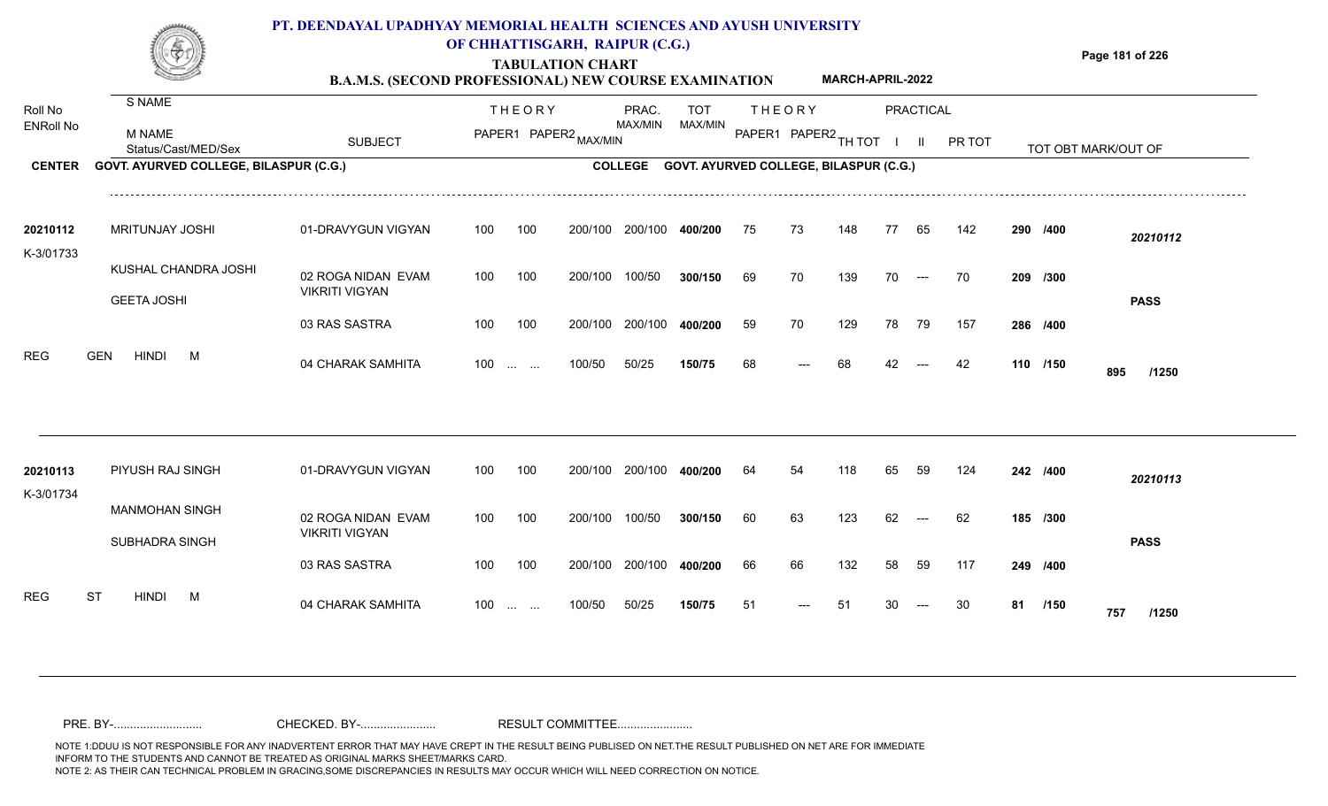# PT. DEENDAYAL UPADHYAY MEMORIAL HEALTH SCIENCES AND AYUSH UNIVERSITY OF CHHATTISGARH, RAIPUR (C.G.)

## TABULATION CHART

### B.A.M.S. (SECOND PROFESSIONAL) NEW COURSE EXAMINATION — MARCH-APRIL-2022

**CENTER:** GOVT. AYURVED COLLEGE, BILASPUR (C.G.) **COLLEGE:** GOVT. AYURVED COLLEGE, BILASPUR (C.G.)

| Roll No / ENRoll No | S NAME / M NAME / Status/Cast/MED/Sex | SUBJECT | THEORY PAPER1 | THEORY PAPER2 | MAX/MIN | PRAC. MAX/MIN | TOT MAX/MIN | THEORY PAPER1 | THEORY PAPER2 | TH TOT | PRACTICAL I | PRACTICAL II | PR TOT | TOT OBT MARK/OUT OF | |
|---|---|---|---|---|---|---|---|---|---|---|---|---|---|---|---|
| 20210112 | MRITUNJAY JOSHI | 01-DRAVYGUN VIGYAN | 100 | 100 | 200/100 | 200/100 | 400/200 | 75 | 73 | 148 | 77 | 65 | 142 | 290 /400 | 20210112 |
| K-3/01733 | KUSHAL CHANDRA JOSHI | 02 ROGA NIDAN EVAM VIKRITI VIGYAN | 100 | 100 | 200/100 | 100/50 | 300/150 | 69 | 70 | 139 | 70 | --- | 70 | 209 /300 | |
| | GEETA JOSHI | | | | | | | | | | | | | | PASS |
| | | 03 RAS SASTRA | 100 | 100 | 200/100 | 200/100 | 400/200 | 59 | 70 | 129 | 78 | 79 | 157 | 286 /400 | |
| REG | GEN HINDI M | 04 CHARAK SAMHITA | 100 | ... ... | 100/50 | 50/25 | 150/75 | 68 | --- | 68 | 42 | --- | 42 | 110 /150 | 895 /1250 |
| 20210113 | PIYUSH RAJ SINGH | 01-DRAVYGUN VIGYAN | 100 | 100 | 200/100 | 200/100 | 400/200 | 64 | 54 | 118 | 65 | 59 | 124 | 242 /400 | 20210113 |
| K-3/01734 | MANMOHAN SINGH | 02 ROGA NIDAN EVAM VIKRITI VIGYAN | 100 | 100 | 200/100 | 100/50 | 300/150 | 60 | 63 | 123 | 62 | --- | 62 | 185 /300 | |
| | SUBHADRA SINGH | | | | | | | | | | | | | | PASS |
| | | 03 RAS SASTRA | 100 | 100 | 200/100 | 200/100 | 400/200 | 66 | 66 | 132 | 58 | 59 | 117 | 249 /400 | |
| REG | ST HINDI M | 04 CHARAK SAMHITA | 100 | ... ... | 100/50 | 50/25 | 150/75 | 51 | --- | 51 | 30 | --- | 30 | 81 /150 | 757 /1250 |

PRE. BY-.......................... CHECKED. BY-...................... RESULT COMMITTEE......................

NOTE 1:DDUU IS NOT RESPONSIBLE FOR ANY INADVERTENT ERROR THAT MAY HAVE CREPT IN THE RESULT BEING PUBLISED ON NET.THE RESULT PUBLISHED ON NET ARE FOR IMMEDIATE INFORM TO THE STUDENTS AND CANNOT BE TREATED AS ORIGINAL MARKS SHEET/MARKS CARD.
NOTE 2: AS THEIR CAN TECHNICAL PROBLEM IN GRACING,SOME DISCREPANCIES IN RESULTS MAY OCCUR WHICH WILL NEED CORRECTION ON NOTICE.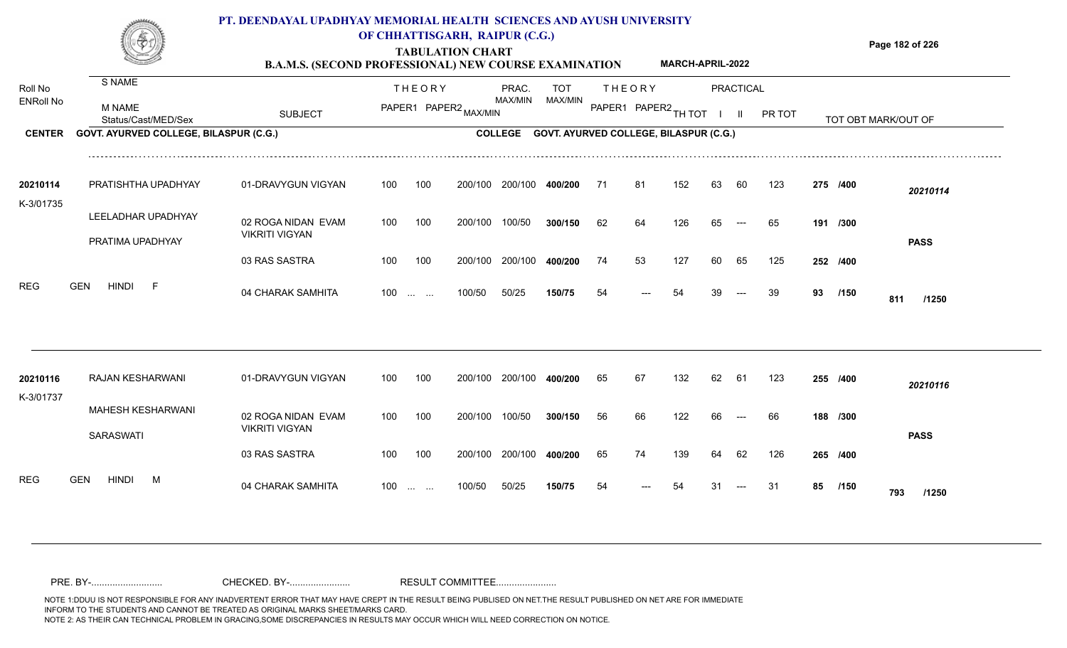# PT. DEENDAYAL UPADHYAY MEMORIAL HEALTH SCIENCES AND AYUSH UNIVERSITY OF CHHATTISGARH, RAIPUR (C.G.)

## TABULATION CHART

### B.A.M.S. (SECOND PROFESSIONAL) NEW COURSE EXAMINATION — MARCH-APRIL-2022

| Roll No / ENRoll No | S NAME / M NAME / Status/Cast/MED/Sex | SUBJECT | THEORY PAPER1 | THEORY PAPER2 MAX/MIN | PRAC. MAX/MIN | | TOT MAX/MIN | THEORY PAPER1 | THEORY PAPER2 | TH TOT | PRACTICAL I | PRACTICAL II | PR TOT | TOT OBT MARK/OUT OF | |
|---|---|---|---|---|---|---|---|---|---|---|---|---|---|---|---|

**CENTER** GOVT. AYURVED COLLEGE, BILASPUR (C.G.) **COLLEGE** GOVT. AYURVED COLLEGE, BILASPUR (C.G.)

| Roll No / ENRoll No | Name | SUBJECT | PAPER1 | PAPER2 | MAX/MIN | PRAC. MAX/MIN | TOT MAX/MIN | PAPER1 | PAPER2 | TH TOT | I | II | PR TOT | TOT OBT MARK/OUT OF | Result |
|---|---|---|---|---|---|---|---|---|---|---|---|---|---|---|---|
| 20210114 | PRATISHTHA UPADHYAY | 01-DRAVYGUN VIGYAN | 100 | 100 | 200/100 | 200/100 | 400/200 | 71 | 81 | 152 | 63 | 60 | 123 | 275 /400 | 20210114 |
| K-3/01735 | LEELADHAR UPADHYAY | 02 ROGA NIDAN EVAM VIKRITI VIGYAN | 100 | 100 | 200/100 | 100/50 | 300/150 | 62 | 64 | 126 | 65 | --- | 65 | 191 /300 | |
| | PRATIMA UPADHYAY | 03 RAS SASTRA | 100 | 100 | 200/100 | 200/100 | 400/200 | 74 | 53 | 127 | 60 | 65 | 125 | 252 /400 | PASS |
| REG | GEN HINDI F | 04 CHARAK SAMHITA | 100 | ... ... | 100/50 | 50/25 | 150/75 | 54 | --- | 54 | 39 | --- | 39 | 93 /150 | 811 /1250 |
| 20210116 | RAJAN KESHARWANI | 01-DRAVYGUN VIGYAN | 100 | 100 | 200/100 | 200/100 | 400/200 | 65 | 67 | 132 | 62 | 61 | 123 | 255 /400 | 20210116 |
| K-3/01737 | MAHESH KESHARWANI | 02 ROGA NIDAN EVAM VIKRITI VIGYAN | 100 | 100 | 200/100 | 100/50 | 300/150 | 56 | 66 | 122 | 66 | --- | 66 | 188 /300 | |
| | SARASWATI | 03 RAS SASTRA | 100 | 100 | 200/100 | 200/100 | 400/200 | 65 | 74 | 139 | 64 | 62 | 126 | 265 /400 | PASS |
| REG | GEN HINDI M | 04 CHARAK SAMHITA | 100 | ... ... | 100/50 | 50/25 | 150/75 | 54 | --- | 54 | 31 | --- | 31 | 85 /150 | 793 /1250 |

PRE. BY-.......................... CHECKED. BY-...................... RESULT COMMITTEE......................

NOTE 1:DDUU IS NOT RESPONSIBLE FOR ANY INADVERTENT ERROR THAT MAY HAVE CREPT IN THE RESULT BEING PUBLISED ON NET.THE RESULT PUBLISHED ON NET ARE FOR IMMEDIATE INFORM TO THE STUDENTS AND CANNOT BE TREATED AS ORIGINAL MARKS SHEET/MARKS CARD.
NOTE 2: AS THEIR CAN TECHNICAL PROBLEM IN GRACING,SOME DISCREPANCIES IN RESULTS MAY OCCUR WHICH WILL NEED CORRECTION ON NOTICE.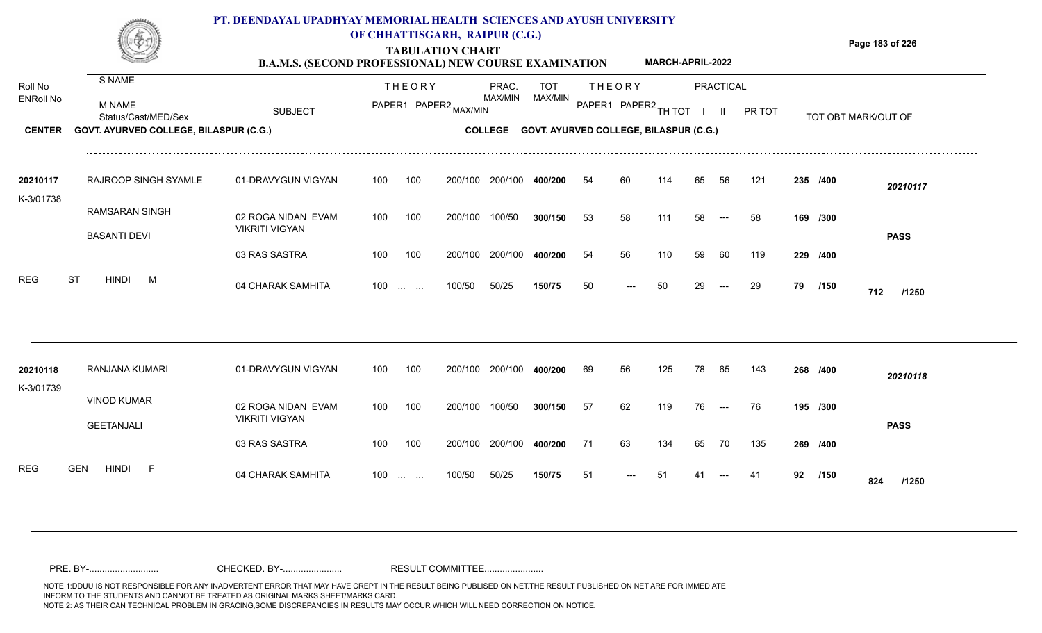# PT. DEENDAYAL UPADHYAY MEMORIAL HEALTH SCIENCES AND AYUSH UNIVERSITY OF CHHATTISGARH, RAIPUR (C.G.)

## TABULATION CHART

### B.A.M.S. (SECOND PROFESSIONAL) NEW COURSE EXAMINATION — MARCH-APRIL-2022

**CENTER:** GOVT. AYURVED COLLEGE, BILASPUR (C.G.) **COLLEGE:** GOVT. AYURVED COLLEGE, BILASPUR (C.G.)

| Roll No / ENRoll No | S NAME / M NAME / Status/Cast/MED/Sex | SUBJECT | THEORY PAPER1 | THEORY PAPER2 | MAX/MIN | PRAC. MAX/MIN | TOT MAX/MIN | THEORY PAPER1 | THEORY PAPER2 | TH TOT | PRACTICAL I | PRACTICAL II | PR TOT | TOT OBT MARK/OUT OF | |
|---|---|---|---|---|---|---|---|---|---|---|---|---|---|---|---|
| 20210117 | RAJROOP SINGH SYAMLE | 01-DRAVYGUN VIGYAN | 100 | 100 | 200/100 | 200/100 | 400/200 | 54 | 60 | 114 | 65 | 56 | 121 | 235 /400 | 20210117 |
| K-3/01738 | RAMSARAN SINGH | 02 ROGA NIDAN EVAM VIKRITI VIGYAN | 100 | 100 | 200/100 | 100/50 | 300/150 | 53 | 58 | 111 | 58 | --- | 58 | 169 /300 | |
| | BASANTI DEVI | 03 RAS SASTRA | 100 | 100 | 200/100 | 200/100 | 400/200 | 54 | 56 | 110 | 59 | 60 | 119 | 229 /400 | PASS |
| REG | ST HINDI M | 04 CHARAK SAMHITA | 100 | ... ... | 100/50 | 50/25 | 150/75 | 50 | --- | 50 | 29 | --- | 29 | 79 /150 | 712 /1250 |
| 20210118 | RANJANA KUMARI | 01-DRAVYGUN VIGYAN | 100 | 100 | 200/100 | 200/100 | 400/200 | 69 | 56 | 125 | 78 | 65 | 143 | 268 /400 | 20210118 |
| K-3/01739 | VINOD KUMAR | 02 ROGA NIDAN EVAM VIKRITI VIGYAN | 100 | 100 | 200/100 | 100/50 | 300/150 | 57 | 62 | 119 | 76 | --- | 76 | 195 /300 | |
| | GEETANJALI | 03 RAS SASTRA | 100 | 100 | 200/100 | 200/100 | 400/200 | 71 | 63 | 134 | 65 | 70 | 135 | 269 /400 | PASS |
| REG | GEN HINDI F | 04 CHARAK SAMHITA | 100 | ... ... | 100/50 | 50/25 | 150/75 | 51 | --- | 51 | 41 | --- | 41 | 92 /150 | 824 /1250 |

PRE. BY-.......................... CHECKED. BY-...................... RESULT COMMITTEE......................

NOTE 1:DDUU IS NOT RESPONSIBLE FOR ANY INADVERTENT ERROR THAT MAY HAVE CREPT IN THE RESULT BEING PUBLISED ON NET.THE RESULT PUBLISHED ON NET ARE FOR IMMEDIATE INFORM TO THE STUDENTS AND CANNOT BE TREATED AS ORIGINAL MARKS SHEET/MARKS CARD.
NOTE 2: AS THEIR CAN TECHNICAL PROBLEM IN GRACING,SOME DISCREPANCIES IN RESULTS MAY OCCUR WHICH WILL NEED CORRECTION ON NOTICE.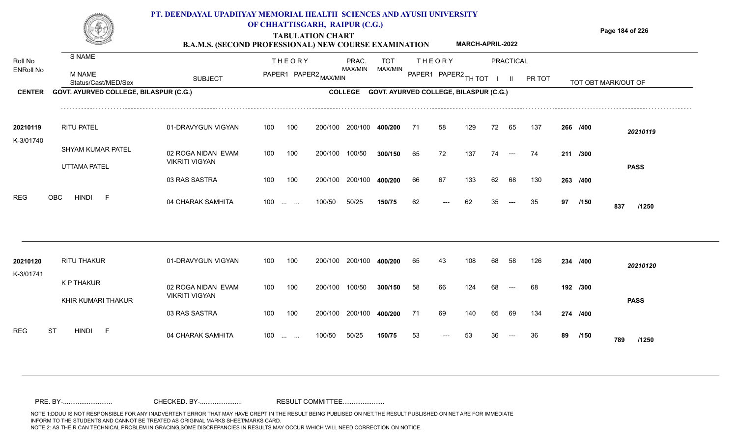# PT. DEENDAYAL UPADHYAY MEMORIAL HEALTH SCIENCES AND AYUSH UNIVERSITY OF CHHATTISGARH, RAIPUR (C.G.)

## TABULATION CHART

### B.A.M.S. (SECOND PROFESSIONAL) NEW COURSE EXAMINATION — MARCH-APRIL-2022

| Roll No / ENRoll No | S NAME / M NAME / Status/Cast/MED/Sex | SUBJECT | THEORY PAPER1 | THEORY PAPER2 | MAX/MIN | PRAC. MAX/MIN | TOT MAX/MIN | THEORY PAPER1 | THEORY PAPER2 | TH TOT | PRACTICAL I | PRACTICAL II | PR TOT | TOT OBT MARK/OUT OF | |
|---|---|---|---|---|---|---|---|---|---|---|---|---|---|---|---|

**CENTER** GOVT. AYURVED COLLEGE, BILASPUR (C.G.) **COLLEGE** GOVT. AYURVED COLLEGE, BILASPUR (C.G.)

| Roll No / ENRoll No | S NAME / M NAME / Status/Cast/MED/Sex | SUBJECT | THEORY PAPER1 | THEORY PAPER2 | MAX/MIN | PRAC. MAX/MIN | TOT MAX/MIN | THEORY PAPER1 | THEORY PAPER2 | TH TOT | PRACTICAL I | PRACTICAL II | PR TOT | TOT OBT MARK/OUT OF | |
|---|---|---|---|---|---|---|---|---|---|---|---|---|---|---|---|
| 20210119 | RITU PATEL | 01-DRAVYGUN VIGYAN | 100 | 100 | 200/100 | 200/100 | 400/200 | 71 | 58 | 129 | 72 | 65 | 137 | 266 /400 | 20210119 |
| K-3/01740 | SHYAM KUMAR PATEL | 02 ROGA NIDAN EVAM VIKRITI VIGYAN | 100 | 100 | 200/100 | 100/50 | 300/150 | 65 | 72 | 137 | 74 | --- | 74 | 211 /300 | |
| | UTTAMA PATEL | | | | | | | | | | | | | | PASS |
| | | 03 RAS SASTRA | 100 | 100 | 200/100 | 200/100 | 400/200 | 66 | 67 | 133 | 62 | 68 | 130 | 263 /400 | |
| REG | OBC HINDI F | 04 CHARAK SAMHITA | 100 | ... ... | 100/50 | 50/25 | 150/75 | 62 | --- | 62 | 35 | --- | 35 | 97 /150 | 837 /1250 |
| 20210120 | RITU THAKUR | 01-DRAVYGUN VIGYAN | 100 | 100 | 200/100 | 200/100 | 400/200 | 65 | 43 | 108 | 68 | 58 | 126 | 234 /400 | 20210120 |
| K-3/01741 | K P THAKUR | 02 ROGA NIDAN EVAM VIKRITI VIGYAN | 100 | 100 | 200/100 | 100/50 | 300/150 | 58 | 66 | 124 | 68 | --- | 68 | 192 /300 | |
| | KHIR KUMARI THAKUR | | | | | | | | | | | | | | PASS |
| | | 03 RAS SASTRA | 100 | 100 | 200/100 | 200/100 | 400/200 | 71 | 69 | 140 | 65 | 69 | 134 | 274 /400 | |
| REG | ST HINDI F | 04 CHARAK SAMHITA | 100 | ... ... | 100/50 | 50/25 | 150/75 | 53 | --- | 53 | 36 | --- | 36 | 89 /150 | 789 /1250 |

PRE. BY-.......................... CHECKED. BY-...................... RESULT COMMITTEE......................

NOTE 1:DDUU IS NOT RESPONSIBLE FOR ANY INADVERTENT ERROR THAT MAY HAVE CREPT IN THE RESULT BEING PUBLISED ON NET.THE RESULT PUBLISHED ON NET ARE FOR IMMEDIATE INFORM TO THE STUDENTS AND CANNOT BE TREATED AS ORIGINAL MARKS SHEET/MARKS CARD.
NOTE 2: AS THEIR CAN TECHNICAL PROBLEM IN GRACING,SOME DISCREPANCIES IN RESULTS MAY OCCUR WHICH WILL NEED CORRECTION ON NOTICE.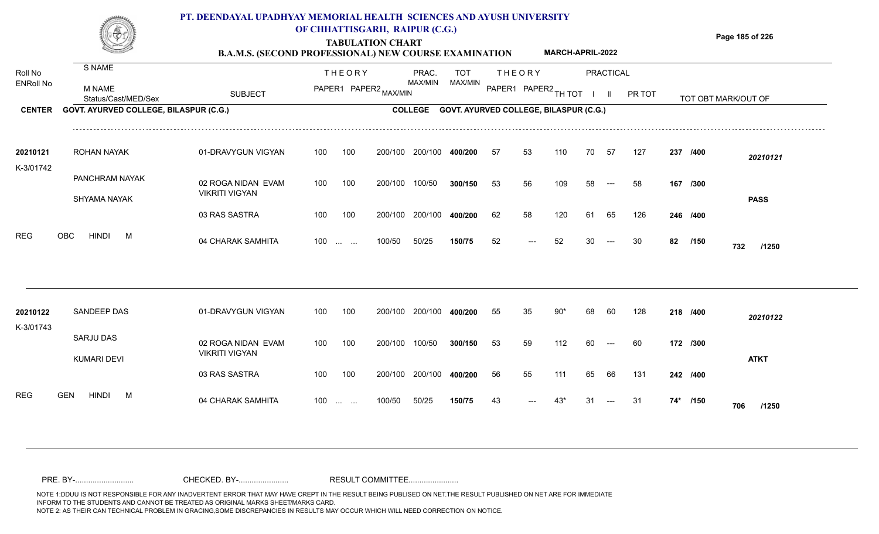# PT. DEENDAYAL UPADHYAY MEMORIAL HEALTH SCIENCES AND AYUSH UNIVERSITY OF CHHATTISGARH, RAIPUR (C.G.)

## TABULATION CHART

### B.A.M.S. (SECOND PROFESSIONAL) NEW COURSE EXAMINATION — MARCH-APRIL-2022

| Roll No / ENRoll No | S NAME / M NAME / Status/Cast/MED/Sex | SUBJECT | THEORY PAPER1 | THEORY PAPER2 | MAX/MIN | PRAC. MAX/MIN | TOT MAX/MIN | THEORY PAPER1 | THEORY PAPER2 | TH TOT | PRACTICAL I | PRACTICAL II | PR TOT | TOT OBT MARK/OUT OF | |
|---|---|---|---|---|---|---|---|---|---|---|---|---|---|---|---|

**CENTER** GOVT. AYURVED COLLEGE, BILASPUR (C.G.) — **COLLEGE** GOVT. AYURVED COLLEGE, BILASPUR (C.G.)

| Roll No / ENRoll No | S NAME / M NAME / Status/Cast/MED/Sex | SUBJECT | THEORY PAPER1 | THEORY PAPER2 | MAX/MIN | PRAC. MAX/MIN | TOT MAX/MIN | THEORY PAPER1 | THEORY PAPER2 | TH TOT | PRACTICAL I | PRACTICAL II | PR TOT | TOT OBT MARK/OUT OF | |
|---|---|---|---|---|---|---|---|---|---|---|---|---|---|---|---|
| 20210121 | ROHAN NAYAK | 01-DRAVYGUN VIGYAN | 100 | 100 | 200/100 | 200/100 | 400/200 | 57 | 53 | 110 | 70 | 57 | 127 | 237 /400 | 20210121 |
| K-3/01742 | PANCHRAM NAYAK | 02 ROGA NIDAN EVAM VIKRITI VIGYAN | 100 | 100 | 200/100 | 100/50 | 300/150 | 53 | 56 | 109 | 58 | --- | 58 | 167 /300 | |
| | SHYAMA NAYAK | 03 RAS SASTRA | 100 | 100 | 200/100 | 200/100 | 400/200 | 62 | 58 | 120 | 61 | 65 | 126 | 246 /400 | PASS |
| REG | OBC HINDI M | 04 CHARAK SAMHITA | 100 | ... ... | 100/50 | 50/25 | 150/75 | 52 | --- | 52 | 30 | --- | 30 | 82 /150 | 732 /1250 |
| 20210122 | SANDEEP DAS | 01-DRAVYGUN VIGYAN | 100 | 100 | 200/100 | 200/100 | 400/200 | 55 | 35 | 90* | 68 | 60 | 128 | 218 /400 | 20210122 |
| K-3/01743 | SARJU DAS | 02 ROGA NIDAN EVAM VIKRITI VIGYAN | 100 | 100 | 200/100 | 100/50 | 300/150 | 53 | 59 | 112 | 60 | --- | 60 | 172 /300 | |
| | KUMARI DEVI | 03 RAS SASTRA | 100 | 100 | 200/100 | 200/100 | 400/200 | 56 | 55 | 111 | 65 | 66 | 131 | 242 /400 | ATKT |
| REG | GEN HINDI M | 04 CHARAK SAMHITA | 100 | ... ... | 100/50 | 50/25 | 150/75 | 43 | --- | 43* | 31 | --- | 31 | 74* /150 | 706 /1250 |

PRE. BY-.......................... CHECKED. BY-...................... RESULT COMMITTEE......................

NOTE 1:DDUU IS NOT RESPONSIBLE FOR ANY INADVERTENT ERROR THAT MAY HAVE CREPT IN THE RESULT BEING PUBLISED ON NET.THE RESULT PUBLISHED ON NET ARE FOR IMMEDIATE INFORM TO THE STUDENTS AND CANNOT BE TREATED AS ORIGINAL MARKS SHEET/MARKS CARD.
NOTE 2: AS THEIR CAN TECHNICAL PROBLEM IN GRACING,SOME DISCREPANCIES IN RESULTS MAY OCCUR WHICH WILL NEED CORRECTION ON NOTICE.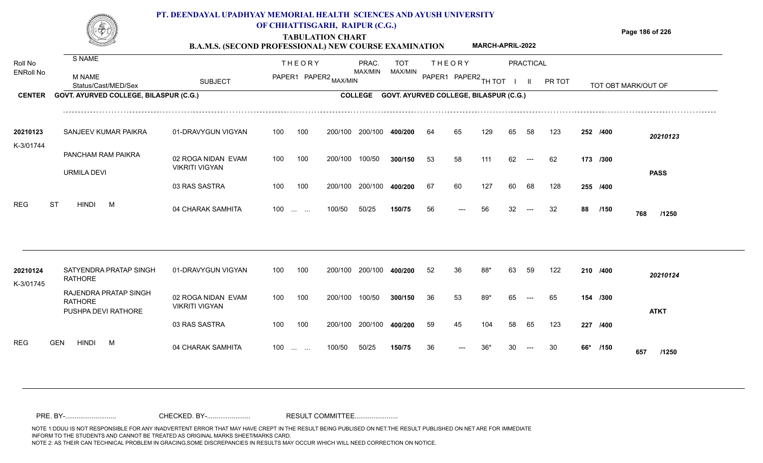# PT. DEENDAYAL UPADHYAY MEMORIAL HEALTH SCIENCES AND AYUSH UNIVERSITY OF CHHATTISGARH, RAIPUR (C.G.)

## TABULATION CHART

### B.A.M.S. (SECOND PROFESSIONAL) NEW COURSE EXAMINATION — MARCH-APRIL-2022

**CENTER:** GOVT. AYURVED COLLEGE, BILASPUR (C.G.) **COLLEGE:** GOVT. AYURVED COLLEGE, BILASPUR (C.G.)

| Roll No / ENRoll No | S NAME / M NAME / Status/Cast/MED/Sex | SUBJECT | THEORY PAPER1 | THEORY PAPER2 | MAX/MIN | PRAC. MAX/MIN | TOT MAX/MIN | THEORY PAPER1 | THEORY PAPER2 | TH TOT | PRACTICAL I | PRACTICAL II | PR TOT | TOT OBT MARK/OUT OF | |
|---|---|---|---|---|---|---|---|---|---|---|---|---|---|---|---|
| 20210123 | SANJEEV KUMAR PAIKRA | 01-DRAVYGUN VIGYAN | 100 | 100 | 200/100 | 200/100 | 400/200 | 64 | 65 | 129 | 65 | 58 | 123 | 252 /400 | 20210123 |
| K-3/01744 | PANCHAM RAM PAIKRA | 02 ROGA NIDAN EVAM VIKRITI VIGYAN | 100 | 100 | 200/100 | 100/50 | 300/150 | 53 | 58 | 111 | 62 | --- | 62 | 173 /300 | |
| | URMILA DEVI | | | | | | | | | | | | | | PASS |
| | | 03 RAS SASTRA | 100 | 100 | 200/100 | 200/100 | 400/200 | 67 | 60 | 127 | 60 | 68 | 128 | 255 /400 | |
| | REG ST HINDI M | 04 CHARAK SAMHITA | 100 | ... ... | 100/50 | 50/25 | 150/75 | 56 | --- | 56 | 32 | --- | 32 | 88 /150 | 768 /1250 |
| 20210124 | SATYENDRA PRATAP SINGH RATHORE | 01-DRAVYGUN VIGYAN | 100 | 100 | 200/100 | 200/100 | 400/200 | 52 | 36 | 88* | 63 | 59 | 122 | 210 /400 | 20210124 |
| K-3/01745 | RAJENDRA PRATAP SINGH RATHORE | 02 ROGA NIDAN EVAM VIKRITI VIGYAN | 100 | 100 | 200/100 | 100/50 | 300/150 | 36 | 53 | 89* | 65 | --- | 65 | 154 /300 | |
| | PUSHPA DEVI RATHORE | | | | | | | | | | | | | | ATKT |
| | | 03 RAS SASTRA | 100 | 100 | 200/100 | 200/100 | 400/200 | 59 | 45 | 104 | 58 | 65 | 123 | 227 /400 | |
| | REG GEN HINDI M | 04 CHARAK SAMHITA | 100 | ... ... | 100/50 | 50/25 | 150/75 | 36 | --- | 36* | 30 | --- | 30 | 66* /150 | 657 /1250 |

PRE. BY-.......................... CHECKED. BY-...................... RESULT COMMITTEE......................

NOTE 1:DDUU IS NOT RESPONSIBLE FOR ANY INADVERTENT ERROR THAT MAY HAVE CREPT IN THE RESULT BEING PUBLISED ON NET.THE RESULT PUBLISHED ON NET ARE FOR IMMEDIATE INFORM TO THE STUDENTS AND CANNOT BE TREATED AS ORIGINAL MARKS SHEET/MARKS CARD.
NOTE 2: AS THEIR CAN TECHNICAL PROBLEM IN GRACING,SOME DISCREPANCIES IN RESULTS MAY OCCUR WHICH WILL NEED CORRECTION ON NOTICE.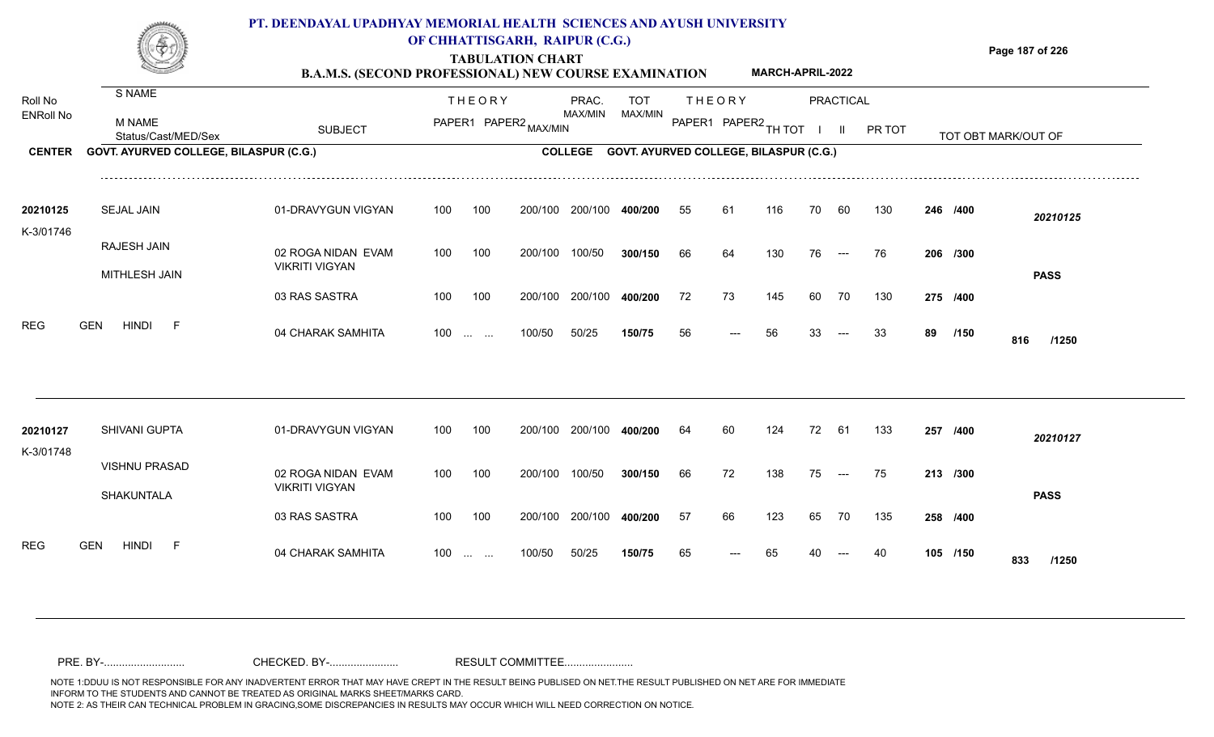# PT. DEENDAYAL UPADHYAY MEMORIAL HEALTH SCIENCES AND AYUSH UNIVERSITY OF CHHATTISGARH, RAIPUR (C.G.)

## TABULATION CHART

### B.A.M.S. (SECOND PROFESSIONAL) NEW COURSE EXAMINATION — MARCH-APRIL-2022

| Roll No / ENRoll No | S NAME / M NAME / Status/Cast/MED/Sex | SUBJECT | THEORY PAPER1 | THEORY PAPER2 | MAX/MIN | PRAC. MAX/MIN | TOT MAX/MIN | THEORY PAPER1 | THEORY PAPER2 | TH TOT | PRACTICAL I | PRACTICAL II | PR TOT | TOT OBT MARK/OUT OF | |
|---|---|---|---|---|---|---|---|---|---|---|---|---|---|---|---|
| **CENTER** | GOVT. AYURVED COLLEGE, BILASPUR (C.G.) | **COLLEGE** | GOVT. AYURVED COLLEGE, BILASPUR (C.G.) | | | | | | | | | | | | |
| **20210125** | SEJAL JAIN | 01-DRAVYGUN VIGYAN | 100 | 100 | 200/100 | 200/100 | **400/200** | 55 | 61 | 116 | 70 | 60 | 130 | **246 /400** | *20210125* |
| K-3/01746 | RAJESH JAIN | 02 ROGA NIDAN EVAM VIKRITI VIGYAN | 100 | 100 | 200/100 | 100/50 | **300/150** | 66 | 64 | 130 | 76 | --- | 76 | **206 /300** | |
| | MITHLESH JAIN | 03 RAS SASTRA | 100 | 100 | 200/100 | 200/100 | **400/200** | 72 | 73 | 145 | 60 | 70 | 130 | **275 /400** | **PASS** |
| REG | GEN HINDI F | 04 CHARAK SAMHITA | 100 | ... ... | 100/50 | 50/25 | **150/75** | 56 | --- | 56 | 33 | --- | 33 | **89 /150** | **816 /1250** |
| **20210127** | SHIVANI GUPTA | 01-DRAVYGUN VIGYAN | 100 | 100 | 200/100 | 200/100 | **400/200** | 64 | 60 | 124 | 72 | 61 | 133 | **257 /400** | *20210127* |
| K-3/01748 | VISHNU PRASAD | 02 ROGA NIDAN EVAM VIKRITI VIGYAN | 100 | 100 | 200/100 | 100/50 | **300/150** | 66 | 72 | 138 | 75 | --- | 75 | **213 /300** | |
| | SHAKUNTALA | 03 RAS SASTRA | 100 | 100 | 200/100 | 200/100 | **400/200** | 57 | 66 | 123 | 65 | 70 | 135 | **258 /400** | **PASS** |
| REG | GEN HINDI F | 04 CHARAK SAMHITA | 100 | ... ... | 100/50 | 50/25 | **150/75** | 65 | --- | 65 | 40 | --- | 40 | **105 /150** | **833 /1250** |

PRE. BY-.......................... CHECKED. BY-....................... RESULT COMMITTEE.......................

NOTE 1:DDUU IS NOT RESPONSIBLE FOR ANY INADVERTENT ERROR THAT MAY HAVE CREPT IN THE RESULT BEING PUBLISED ON NET.THE RESULT PUBLISHED ON NET ARE FOR IMMEDIATE INFORM TO THE STUDENTS AND CANNOT BE TREATED AS ORIGINAL MARKS SHEET/MARKS CARD.
NOTE 2: AS THEIR CAN TECHNICAL PROBLEM IN GRACING,SOME DISCREPANCIES IN RESULTS MAY OCCUR WHICH WILL NEED CORRECTION ON NOTICE.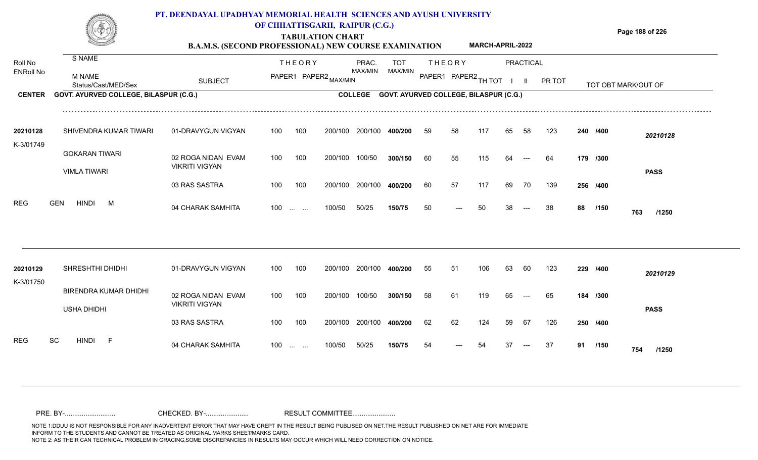# PT. DEENDAYAL UPADHYAY MEMORIAL HEALTH SCIENCES AND AYUSH UNIVERSITY OF CHHATTISGARH, RAIPUR (C.G.)

## TABULATION CHART

### B.A.M.S. (SECOND PROFESSIONAL) NEW COURSE EXAMINATION — MARCH-APRIL-2022

**CENTER** GOVT. AYURVED COLLEGE, BILASPUR (C.G.) **COLLEGE** GOVT. AYURVED COLLEGE, BILASPUR (C.G.)

| Roll No / ENRoll No | S NAME / M NAME / Status/Cast/MED/Sex | SUBJECT | THEORY PAPER1 | THEORY PAPER2 | MAX/MIN | PRAC. MAX/MIN | TOT MAX/MIN | THEORY PAPER1 | THEORY PAPER2 | TH TOT | PRACTICAL I | PRACTICAL II | PR TOT | TOT OBT MARK/OUT OF | |
|---|---|---|---|---|---|---|---|---|---|---|---|---|---|---|---|
| 20210128 | SHIVENDRA KUMAR TIWARI | 01-DRAVYGUN VIGYAN | 100 | 100 | 200/100 | 200/100 | 400/200 | 59 | 58 | 117 | 65 | 58 | 123 | 240 /400 | 20210128 |
| K-3/01749 | GOKARAN TIWARI | 02 ROGA NIDAN EVAM VIKRITI VIGYAN | 100 | 100 | 200/100 | 100/50 | 300/150 | 60 | 55 | 115 | 64 | --- | 64 | 179 /300 | |
| | VIMLA TIWARI | 03 RAS SASTRA | 100 | 100 | 200/100 | 200/100 | 400/200 | 60 | 57 | 117 | 69 | 70 | 139 | 256 /400 | PASS |
| REG | GEN HINDI M | 04 CHARAK SAMHITA | 100 | ... ... | 100/50 | 50/25 | 150/75 | 50 | --- | 50 | 38 | --- | 38 | 88 /150 | 763 /1250 |
| 20210129 | SHRESHTHI DHIDHI | 01-DRAVYGUN VIGYAN | 100 | 100 | 200/100 | 200/100 | 400/200 | 55 | 51 | 106 | 63 | 60 | 123 | 229 /400 | 20210129 |
| K-3/01750 | BIRENDRA KUMAR DHIDHI | 02 ROGA NIDAN EVAM VIKRITI VIGYAN | 100 | 100 | 200/100 | 100/50 | 300/150 | 58 | 61 | 119 | 65 | --- | 65 | 184 /300 | |
| | USHA DHIDHI | 03 RAS SASTRA | 100 | 100 | 200/100 | 200/100 | 400/200 | 62 | 62 | 124 | 59 | 67 | 126 | 250 /400 | PASS |
| REG | SC HINDI F | 04 CHARAK SAMHITA | 100 | ... ... | 100/50 | 50/25 | 150/75 | 54 | --- | 54 | 37 | --- | 37 | 91 /150 | 754 /1250 |

PRE. BY-.......................... CHECKED. BY-...................... RESULT COMMITTEE......................

NOTE 1:DDUU IS NOT RESPONSIBLE FOR ANY INADVERTENT ERROR THAT MAY HAVE CREPT IN THE RESULT BEING PUBLISED ON NET.THE RESULT PUBLISHED ON NET ARE FOR IMMEDIATE INFORM TO THE STUDENTS AND CANNOT BE TREATED AS ORIGINAL MARKS SHEET/MARKS CARD.
NOTE 2: AS THEIR CAN TECHNICAL PROBLEM IN GRACING,SOME DISCREPANCIES IN RESULTS MAY OCCUR WHICH WILL NEED CORRECTION ON NOTICE.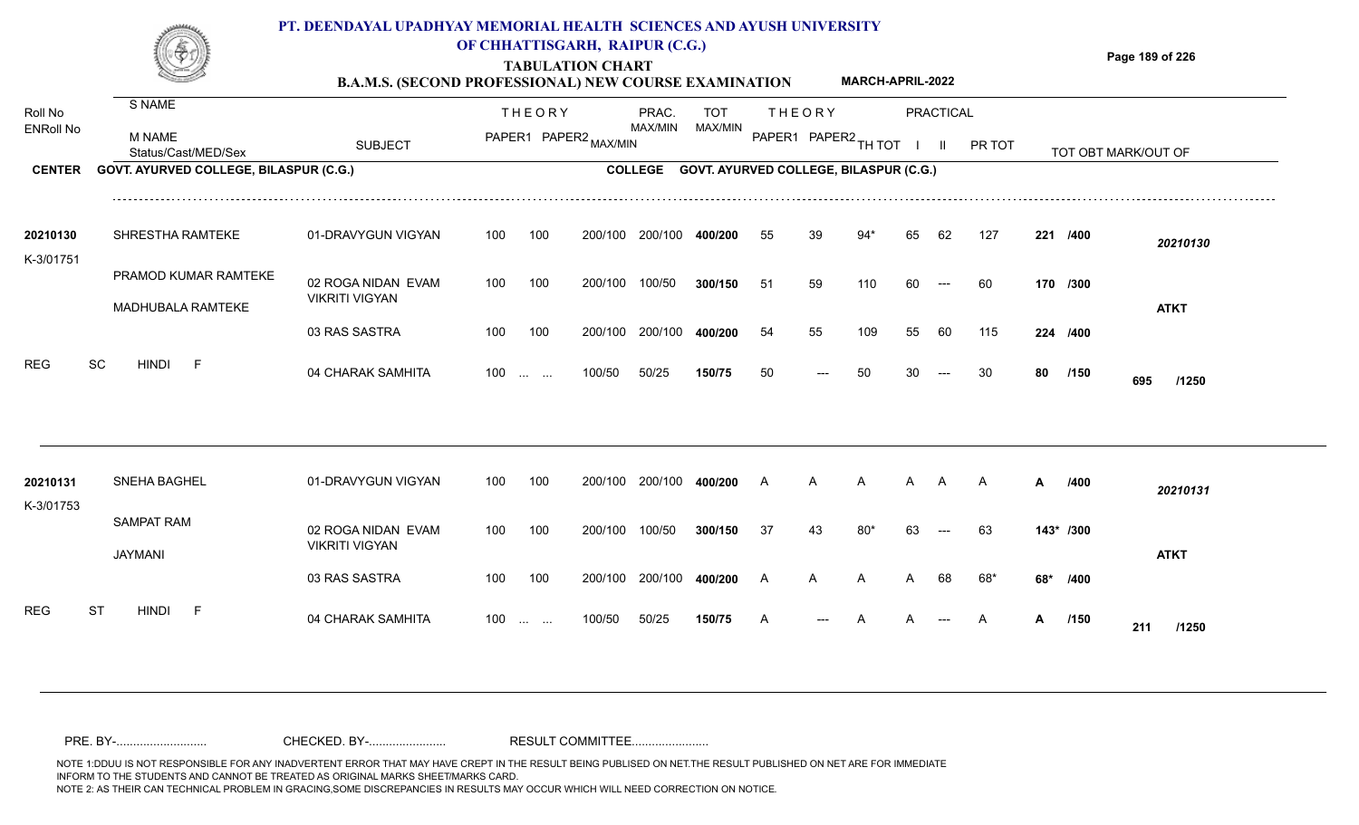# PT. DEENDAYAL UPADHYAY MEMORIAL HEALTH SCIENCES AND AYUSH UNIVERSITY OF CHHATTISGARH, RAIPUR (C.G.)

## TABULATION CHART

### B.A.M.S. (SECOND PROFESSIONAL) NEW COURSE EXAMINATION — MARCH-APRIL-2022

**CENTER:** GOVT. AYURVED COLLEGE, BILASPUR (C.G.) **COLLEGE:** GOVT. AYURVED COLLEGE, BILASPUR (C.G.)

| Roll No / ENRoll No | S NAME / M NAME / Status/Cast/MED/Sex | SUBJECT | THEORY PAPER1 | THEORY PAPER2 | MAX/MIN | PRAC. MAX/MIN | TOT MAX/MIN | THEORY PAPER1 | THEORY PAPER2 | TH TOT | PRACTICAL I | PRACTICAL II | PR TOT | TOT OBT MARK/OUT OF | |
|---|---|---|---|---|---|---|---|---|---|---|---|---|---|---|---|
| 20210130 | SHRESTHA RAMTEKE | 01-DRAVYGUN VIGYAN | 100 | 100 | 200/100 | 200/100 | 400/200 | 55 | 39 | 94* | 65 | 62 | 127 | 221 /400 | 20210130 |
| K-3/01751 | PRAMOD KUMAR RAMTEKE | 02 ROGA NIDAN EVAM VIKRITI VIGYAN | 100 | 100 | 200/100 | 100/50 | 300/150 | 51 | 59 | 110 | 60 | --- | 60 | 170 /300 | |
| | MADHUBALA RAMTEKE | 03 RAS SASTRA | 100 | 100 | 200/100 | 200/100 | 400/200 | 54 | 55 | 109 | 55 | 60 | 115 | 224 /400 | ATKT |
| REG | SC HINDI F | 04 CHARAK SAMHITA | 100 | ... ... | 100/50 | 50/25 | 150/75 | 50 | --- | 50 | 30 | --- | 30 | 80 /150 | 695 /1250 |
| 20210131 | SNEHA BAGHEL | 01-DRAVYGUN VIGYAN | 100 | 100 | 200/100 | 200/100 | 400/200 | A | A | A | A | A | A | A /400 | 20210131 |
| K-3/01753 | SAMPAT RAM | 02 ROGA NIDAN EVAM VIKRITI VIGYAN | 100 | 100 | 200/100 | 100/50 | 300/150 | 37 | 43 | 80* | 63 | --- | 63 | 143* /300 | |
| | JAYMANI | 03 RAS SASTRA | 100 | 100 | 200/100 | 200/100 | 400/200 | A | A | A | A | 68 | 68* | 68* /400 | ATKT |
| REG | ST HINDI F | 04 CHARAK SAMHITA | 100 | ... ... | 100/50 | 50/25 | 150/75 | A | --- | A | A | --- | A | A /150 | 211 /1250 |

PRE. BY-.......................... CHECKED. BY-...................... RESULT COMMITTEE......................

NOTE 1:DDUU IS NOT RESPONSIBLE FOR ANY INADVERTENT ERROR THAT MAY HAVE CREPT IN THE RESULT BEING PUBLISED ON NET.THE RESULT PUBLISHED ON NET ARE FOR IMMEDIATE INFORM TO THE STUDENTS AND CANNOT BE TREATED AS ORIGINAL MARKS SHEET/MARKS CARD.
NOTE 2: AS THEIR CAN TECHNICAL PROBLEM IN GRACING,SOME DISCREPANCIES IN RESULTS MAY OCCUR WHICH WILL NEED CORRECTION ON NOTICE.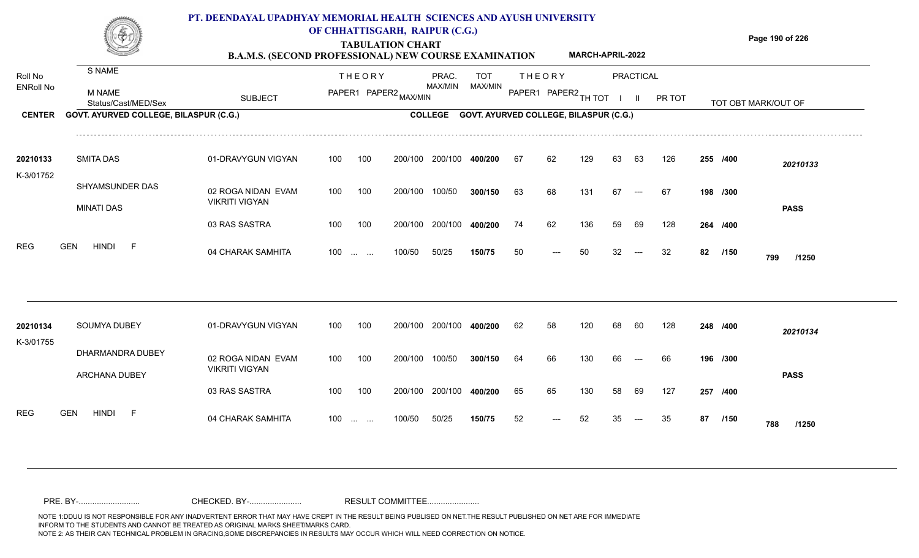# PT. DEENDAYAL UPADHYAY MEMORIAL HEALTH SCIENCES AND AYUSH UNIVERSITY OF CHHATTISGARH, RAIPUR (C.G.)

## TABULATION CHART

### B.A.M.S. (SECOND PROFESSIONAL) NEW COURSE EXAMINATION — MARCH-APRIL-2022

| Roll No / ENRoll No | S NAME / M NAME / Status/Cast/MED/Sex | SUBJECT | THEORY PAPER1 | THEORY PAPER2 MAX/MIN | PRAC. MAX/MIN | TOT MAX/MIN | THEORY PAPER1 | THEORY PAPER2 | TH TOT | PRACTICAL I | PRACTICAL II | PR TOT | TOT OBT MARK/OUT OF | |
|---|---|---|---|---|---|---|---|---|---|---|---|---|---|---|
| **CENTER** | **GOVT. AYURVED COLLEGE, BILASPUR (C.G.)** | | | **COLLEGE** | | **GOVT. AYURVED COLLEGE, BILASPUR (C.G.)** | | | | | | | | |
| 20210133 | SMITA DAS | 01-DRAVYGUN VIGYAN | 100 100 | 200/100 | 200/100 | 400/200 | 67 | 62 | 129 | 63 | 63 | 126 | 255 /400 | 20210133 |
| K-3/01752 | SHYAMSUNDER DAS | 02 ROGA NIDAN EVAM VIKRITI VIGYAN | 100 100 | 200/100 | 100/50 | 300/150 | 63 | 68 | 131 | 67 | --- | 67 | 198 /300 | |
| | MINATI DAS | 03 RAS SASTRA | 100 100 | 200/100 | 200/100 | 400/200 | 74 | 62 | 136 | 59 | 69 | 128 | 264 /400 | PASS |
| REG | GEN HINDI F | 04 CHARAK SAMHITA | 100 ... ... | 100/50 | 50/25 | 150/75 | 50 | --- | 50 | 32 | --- | 32 | 82 /150 | 799 /1250 |
| 20210134 | SOUMYA DUBEY | 01-DRAVYGUN VIGYAN | 100 100 | 200/100 | 200/100 | 400/200 | 62 | 58 | 120 | 68 | 60 | 128 | 248 /400 | 20210134 |
| K-3/01755 | DHARMANDRA DUBEY | 02 ROGA NIDAN EVAM VIKRITI VIGYAN | 100 100 | 200/100 | 100/50 | 300/150 | 64 | 66 | 130 | 66 | --- | 66 | 196 /300 | |
| | ARCHANA DUBEY | 03 RAS SASTRA | 100 100 | 200/100 | 200/100 | 400/200 | 65 | 65 | 130 | 58 | 69 | 127 | 257 /400 | PASS |
| REG | GEN HINDI F | 04 CHARAK SAMHITA | 100 ... ... | 100/50 | 50/25 | 150/75 | 52 | --- | 52 | 35 | --- | 35 | 87 /150 | 788 /1250 |

PRE. BY-.......................... CHECKED. BY-....................... RESULT COMMITTEE.......................

NOTE 1:DDUU IS NOT RESPONSIBLE FOR ANY INADVERTENT ERROR THAT MAY HAVE CREPT IN THE RESULT BEING PUBLISED ON NET.THE RESULT PUBLISHED ON NET ARE FOR IMMEDIATE INFORM TO THE STUDENTS AND CANNOT BE TREATED AS ORIGINAL MARKS SHEET/MARKS CARD.
NOTE 2: AS THEIR CAN TECHNICAL PROBLEM IN GRACING,SOME DISCREPANCIES IN RESULTS MAY OCCUR WHICH WILL NEED CORRECTION ON NOTICE.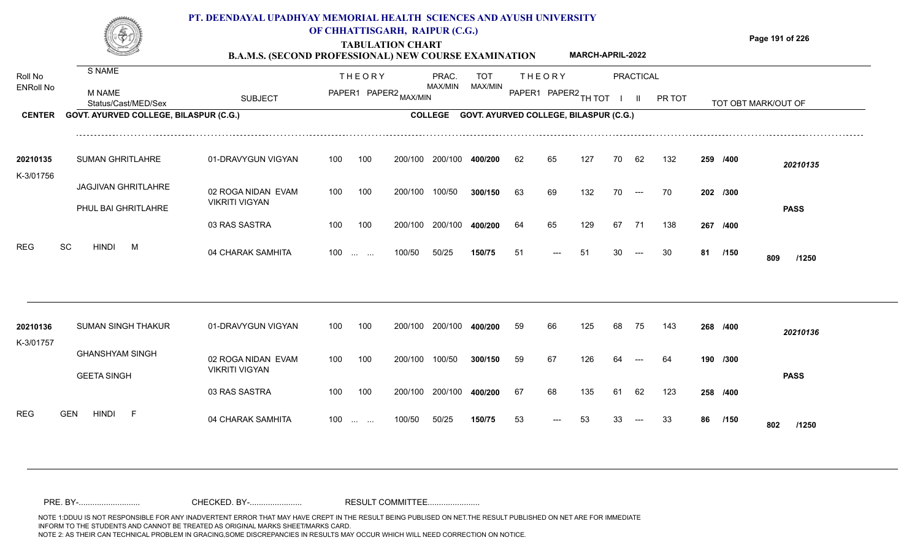# PT. DEENDAYAL UPADHYAY MEMORIAL HEALTH SCIENCES AND AYUSH UNIVERSITY OF CHHATTISGARH, RAIPUR (C.G.)

## TABULATION CHART

### B.A.M.S. (SECOND PROFESSIONAL) NEW COURSE EXAMINATION MARCH-APRIL-2022

**CENTER** GOVT. AYURVED COLLEGE, BILASPUR (C.G.) **COLLEGE** GOVT. AYURVED COLLEGE, BILASPUR (C.G.)

| Roll No / ENRoll No | S NAME / M NAME / Status/Cast/MED/Sex | SUBJECT | THEORY PAPER1 | THEORY PAPER2 MAX/MIN | PRAC. MAX/MIN | TOT MAX/MIN | THEORY PAPER1 | THEORY PAPER2 | TH TOT | PRACTICAL I | PRACTICAL II | PR TOT | TOT OBT MARK/OUT OF | |
|---|---|---|---|---|---|---|---|---|---|---|---|---|---|---|
| 20210135 | SUMAN GHRITLAHRE | 01-DRAVYGUN VIGYAN | 100 | 100 200/100 | 200/100 | 400/200 | 62 | 65 | 127 | 70 | 62 | 132 | 259 /400 | 20210135 |
| K-3/01756 | JAGJIVAN GHRITLAHRE | 02 ROGA NIDAN EVAM VIKRITI VIGYAN | 100 | 100 200/100 | 100/50 | 300/150 | 63 | 69 | 132 | 70 | --- | 70 | 202 /300 | |
| | PHUL BAI GHRITLAHRE | 03 RAS SASTRA | 100 | 100 200/100 | 200/100 | 400/200 | 64 | 65 | 129 | 67 | 71 | 138 | 267 /400 | PASS |
| REG | SC HINDI M | 04 CHARAK SAMHITA | 100 | ... ... 100/50 | 50/25 | 150/75 | 51 | --- | 51 | 30 | --- | 30 | 81 /150 | 809 /1250 |
| 20210136 | SUMAN SINGH THAKUR | 01-DRAVYGUN VIGYAN | 100 | 100 200/100 | 200/100 | 400/200 | 59 | 66 | 125 | 68 | 75 | 143 | 268 /400 | 20210136 |
| K-3/01757 | GHANSHYAM SINGH | 02 ROGA NIDAN EVAM VIKRITI VIGYAN | 100 | 100 200/100 | 100/50 | 300/150 | 59 | 67 | 126 | 64 | --- | 64 | 190 /300 | |
| | GEETA SINGH | 03 RAS SASTRA | 100 | 100 200/100 | 200/100 | 400/200 | 67 | 68 | 135 | 61 | 62 | 123 | 258 /400 | PASS |
| REG | GEN HINDI F | 04 CHARAK SAMHITA | 100 | ... ... 100/50 | 50/25 | 150/75 | 53 | --- | 53 | 33 | --- | 33 | 86 /150 | 802 /1250 |

PRE. BY-.......................... CHECKED. BY-...................... RESULT COMMITTEE......................

NOTE 1:DDUU IS NOT RESPONSIBLE FOR ANY INADVERTENT ERROR THAT MAY HAVE CREPT IN THE RESULT BEING PUBLISED ON NET.THE RESULT PUBLISHED ON NET ARE FOR IMMEDIATE INFORM TO THE STUDENTS AND CANNOT BE TREATED AS ORIGINAL MARKS SHEET/MARKS CARD.
NOTE 2: AS THEIR CAN TECHNICAL PROBLEM IN GRACING,SOME DISCREPANCIES IN RESULTS MAY OCCUR WHICH WILL NEED CORRECTION ON NOTICE.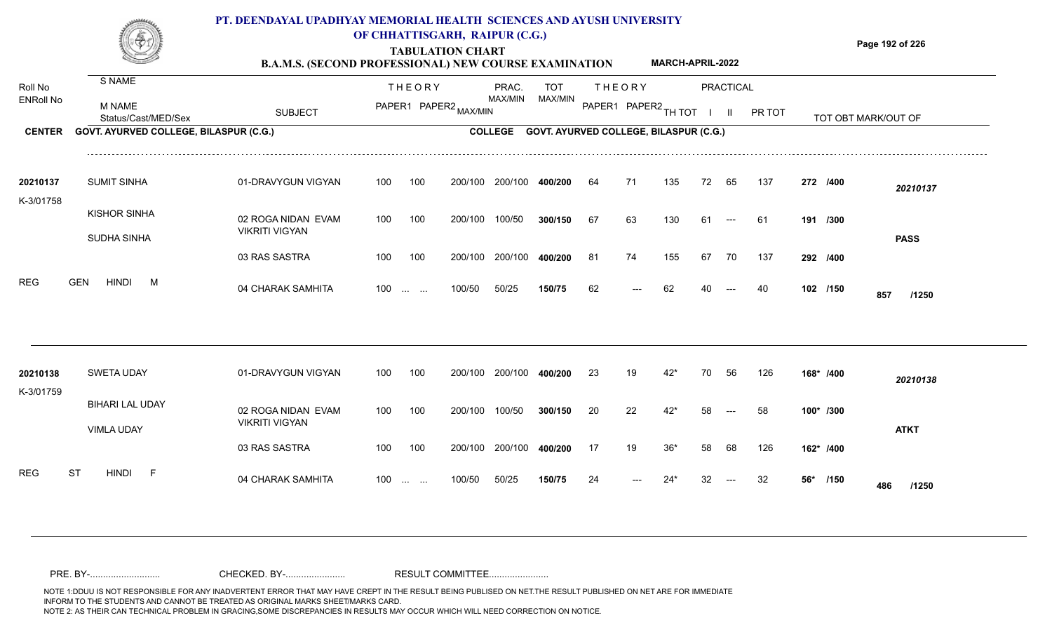# PT. DEENDAYAL UPADHYAY MEMORIAL HEALTH SCIENCES AND AYUSH UNIVERSITY OF CHHATTISGARH, RAIPUR (C.G.)

**TABULATION CHART**

**B.A.M.S. (SECOND PROFESSIONAL) NEW COURSE EXAMINATION** **MARCH-APRIL-2022**

| Roll No / ENRoll No | S NAME / M NAME / Status/Cast/MED/Sex | SUBJECT | THEORY PAPER1 | THEORY PAPER2 MAX/MIN | PRAC. MAX/MIN | TOT MAX/MIN | THEORY PAPER1 | THEORY PAPER2 | TH TOT | PRACTICAL I | PRACTICAL II | PR TOT | TOT OBT MARK/OUT OF | |
|---|---|---|---|---|---|---|---|---|---|---|---|---|---|---|
| **CENTER** | **GOVT. AYURVED COLLEGE, BILASPUR (C.G.)** | | | **COLLEGE** | | **GOVT. AYURVED COLLEGE, BILASPUR (C.G.)** | | | | | | | | |
| 20210137 | SUMIT SINHA | 01-DRAVYGUN VIGYAN | 100 100 | 200/100 | 200/100 | 400/200 | 64 | 71 | 135 | 72 | 65 | 137 | 272 /400 | 20210137 |
| K-3/01758 | KISHOR SINHA | 02 ROGA NIDAN EVAM VIKRITI VIGYAN | 100 100 | 200/100 | 100/50 | 300/150 | 67 | 63 | 130 | 61 | --- | 61 | 191 /300 | |
| | SUDHA SINHA | 03 RAS SASTRA | 100 100 | 200/100 | 200/100 | 400/200 | 81 | 74 | 155 | 67 | 70 | 137 | 292 /400 | PASS |
| REG | GEN HINDI M | 04 CHARAK SAMHITA | 100 ... ... | 100/50 | 50/25 | 150/75 | 62 | --- | 62 | 40 | --- | 40 | 102 /150 | 857 /1250 |
| 20210138 | SWETA UDAY | 01-DRAVYGUN VIGYAN | 100 100 | 200/100 | 200/100 | 400/200 | 23 | 19 | 42* | 70 | 56 | 126 | 168* /400 | 20210138 |
| K-3/01759 | BIHARI LAL UDAY | 02 ROGA NIDAN EVAM VIKRITI VIGYAN | 100 100 | 200/100 | 100/50 | 300/150 | 20 | 22 | 42* | 58 | --- | 58 | 100* /300 | |
| | VIMLA UDAY | 03 RAS SASTRA | 100 100 | 200/100 | 200/100 | 400/200 | 17 | 19 | 36* | 58 | 68 | 126 | 162* /400 | ATKT |
| REG | ST HINDI F | 04 CHARAK SAMHITA | 100 ... ... | 100/50 | 50/25 | 150/75 | 24 | --- | 24* | 32 | --- | 32 | 56* /150 | 486 /1250 |

PRE. BY-.......................... CHECKED. BY-....................... RESULT COMMITTEE.......................

NOTE 1:DDUU IS NOT RESPONSIBLE FOR ANY INADVERTENT ERROR THAT MAY HAVE CREPT IN THE RESULT BEING PUBLISED ON NET.THE RESULT PUBLISHED ON NET ARE FOR IMMEDIATE INFORM TO THE STUDENTS AND CANNOT BE TREATED AS ORIGINAL MARKS SHEET/MARKS CARD.
NOTE 2: AS THEIR CAN TECHNICAL PROBLEM IN GRACING,SOME DISCREPANCIES IN RESULTS MAY OCCUR WHICH WILL NEED CORRECTION ON NOTICE.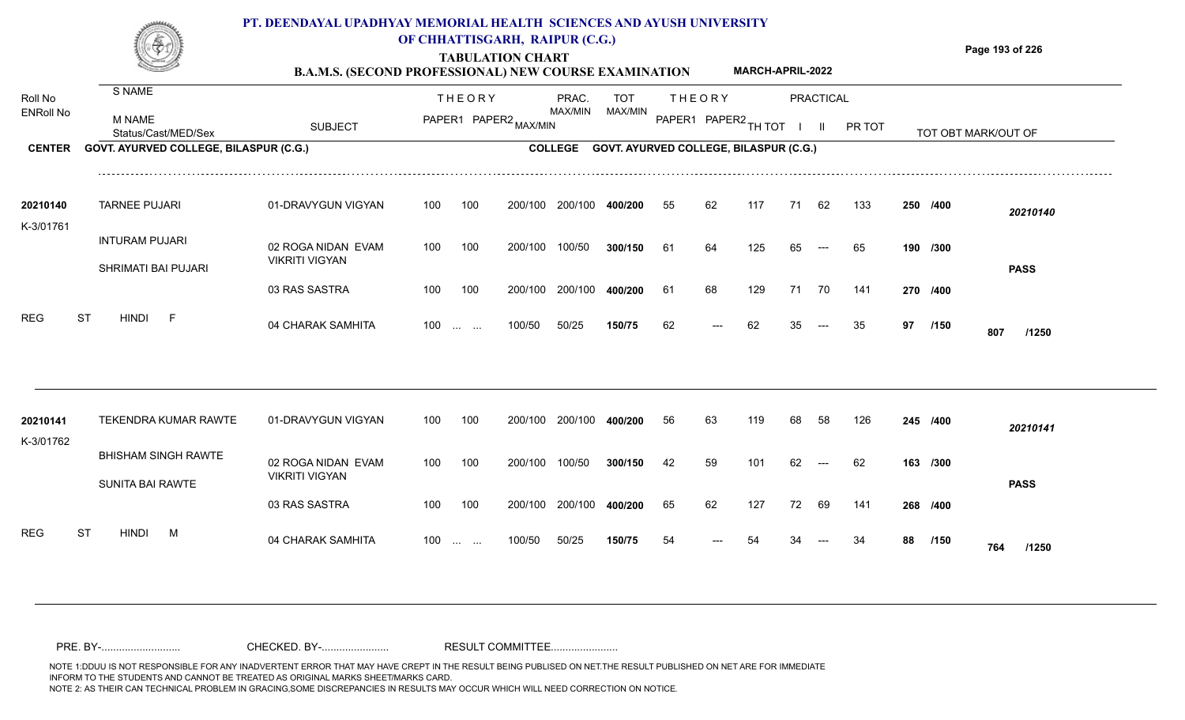# PT. DEENDAYAL UPADHYAY MEMORIAL HEALTH SCIENCES AND AYUSH UNIVERSITY OF CHHATTISGARH, RAIPUR (C.G.)

## TABULATION CHART

### B.A.M.S. (SECOND PROFESSIONAL) NEW COURSE EXAMINATION — MARCH-APRIL-2022

| Roll No / ENRoll No | S NAME / M NAME / Status/Cast/MED/Sex | SUBJECT | THEORY PAPER1 | THEORY PAPER2 | MAX/MIN | PRAC. MAX/MIN | TOT MAX/MIN | THEORY PAPER1 | THEORY PAPER2 | TH TOT | PRACTICAL I | PRACTICAL II | PR TOT | TOT OBT MARK/OUT OF | |
|---|---|---|---|---|---|---|---|---|---|---|---|---|---|---|---|
| **CENTER** | GOVT. AYURVED COLLEGE, BILASPUR (C.G.) | | | | | **COLLEGE** | GOVT. AYURVED COLLEGE, BILASPUR (C.G.) | | | | | | | | |
| 20210140 | TARNEE PUJARI | 01-DRAVYGUN VIGYAN | 100 | 100 | 200/100 | 200/100 | 400/200 | 55 | 62 | 117 | 71 | 62 | 133 | 250 /400 | 20210140 |
| K-3/01761 | INTURAM PUJARI | 02 ROGA NIDAN EVAM VIKRITI VIGYAN | 100 | 100 | 200/100 | 100/50 | 300/150 | 61 | 64 | 125 | 65 | --- | 65 | 190 /300 | |
| | SHRIMATI BAI PUJARI | | | | | | | | | | | | | | PASS |
| | | 03 RAS SASTRA | 100 | 100 | 200/100 | 200/100 | 400/200 | 61 | 68 | 129 | 71 | 70 | 141 | 270 /400 | |
| REG | ST HINDI F | 04 CHARAK SAMHITA | 100 | ... ... | 100/50 | 50/25 | 150/75 | 62 | --- | 62 | 35 | --- | 35 | 97 /150 | 807 /1250 |
| 20210141 | TEKENDRA KUMAR RAWTE | 01-DRAVYGUN VIGYAN | 100 | 100 | 200/100 | 200/100 | 400/200 | 56 | 63 | 119 | 68 | 58 | 126 | 245 /400 | 20210141 |
| K-3/01762 | BHISHAM SINGH RAWTE | 02 ROGA NIDAN EVAM VIKRITI VIGYAN | 100 | 100 | 200/100 | 100/50 | 300/150 | 42 | 59 | 101 | 62 | --- | 62 | 163 /300 | |
| | SUNITA BAI RAWTE | | | | | | | | | | | | | | PASS |
| | | 03 RAS SASTRA | 100 | 100 | 200/100 | 200/100 | 400/200 | 65 | 62 | 127 | 72 | 69 | 141 | 268 /400 | |
| REG | ST HINDI M | 04 CHARAK SAMHITA | 100 | ... ... | 100/50 | 50/25 | 150/75 | 54 | --- | 54 | 34 | --- | 34 | 88 /150 | 764 /1250 |

PRE. BY-.......................... CHECKED. BY-...................... RESULT COMMITTEE......................

NOTE 1:DDUU IS NOT RESPONSIBLE FOR ANY INADVERTENT ERROR THAT MAY HAVE CREPT IN THE RESULT BEING PUBLISED ON NET.THE RESULT PUBLISHED ON NET ARE FOR IMMEDIATE INFORM TO THE STUDENTS AND CANNOT BE TREATED AS ORIGINAL MARKS SHEET/MARKS CARD.
NOTE 2: AS THEIR CAN TECHNICAL PROBLEM IN GRACING,SOME DISCREPANCIES IN RESULTS MAY OCCUR WHICH WILL NEED CORRECTION ON NOTICE.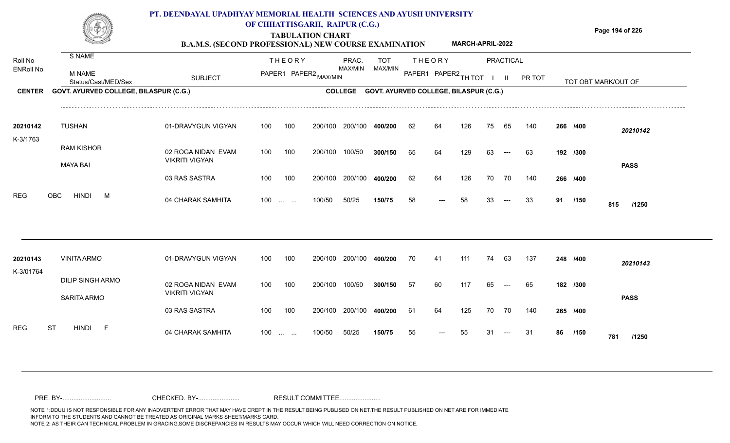# PT. DEENDAYAL UPADHYAY MEMORIAL HEALTH SCIENCES AND AYUSH UNIVERSITY OF CHHATTISGARH, RAIPUR (C.G.)

## TABULATION CHART

### B.A.M.S. (SECOND PROFESSIONAL) NEW COURSE EXAMINATION — MARCH-APRIL-2022

**CENTER** GOVT. AYURVED COLLEGE, BILASPUR (C.G.) — **COLLEGE** GOVT. AYURVED COLLEGE, BILASPUR (C.G.)

| Roll No / ENRoll No | S NAME / M NAME / Status/Cast/MED/Sex | SUBJECT | THEORY PAPER1 | THEORY PAPER2 | MAX/MIN | PRAC. MAX/MIN | TOT MAX/MIN | THEORY PAPER1 | THEORY PAPER2 | TH TOT | PRACTICAL I | PRACTICAL II | PR TOT | TOT OBT MARK/OUT OF | |
|---|---|---|---|---|---|---|---|---|---|---|---|---|---|---|---|
| 20210142 | TUSHAN | 01-DRAVYGUN VIGYAN | 100 | 100 | 200/100 | 200/100 | 400/200 | 62 | 64 | 126 | 75 | 65 | 140 | 266 /400 | 20210142 |
| K-3/1763 | RAM KISHOR | 02 ROGA NIDAN EVAM VIKRITI VIGYAN | 100 | 100 | 200/100 | 100/50 | 300/150 | 65 | 64 | 129 | 63 | --- | 63 | 192 /300 | |
| | MAYA BAI | | | | | | | | | | | | | | PASS |
| | | 03 RAS SASTRA | 100 | 100 | 200/100 | 200/100 | 400/200 | 62 | 64 | 126 | 70 | 70 | 140 | 266 /400 | |
| REG | OBC HINDI M | 04 CHARAK SAMHITA | 100 | ... ... | 100/50 | 50/25 | 150/75 | 58 | --- | 58 | 33 | --- | 33 | 91 /150 | 815 /1250 |
| 20210143 | VINITA ARMO | 01-DRAVYGUN VIGYAN | 100 | 100 | 200/100 | 200/100 | 400/200 | 70 | 41 | 111 | 74 | 63 | 137 | 248 /400 | 20210143 |
| K-3/01764 | DILIP SINGH ARMO | 02 ROGA NIDAN EVAM VIKRITI VIGYAN | 100 | 100 | 200/100 | 100/50 | 300/150 | 57 | 60 | 117 | 65 | --- | 65 | 182 /300 | |
| | SARITA ARMO | | | | | | | | | | | | | | PASS |
| | | 03 RAS SASTRA | 100 | 100 | 200/100 | 200/100 | 400/200 | 61 | 64 | 125 | 70 | 70 | 140 | 265 /400 | |
| REG | ST HINDI F | 04 CHARAK SAMHITA | 100 | ... ... | 100/50 | 50/25 | 150/75 | 55 | --- | 55 | 31 | --- | 31 | 86 /150 | 781 /1250 |

PRE. BY-.......................... CHECKED. BY-...................... RESULT COMMITTEE......................

NOTE 1:DDUU IS NOT RESPONSIBLE FOR ANY INADVERTENT ERROR THAT MAY HAVE CREPT IN THE RESULT BEING PUBLISED ON NET.THE RESULT PUBLISHED ON NET ARE FOR IMMEDIATE INFORM TO THE STUDENTS AND CANNOT BE TREATED AS ORIGINAL MARKS SHEET/MARKS CARD.
NOTE 2: AS THEIR CAN TECHNICAL PROBLEM IN GRACING,SOME DISCREPANCIES IN RESULTS MAY OCCUR WHICH WILL NEED CORRECTION ON NOTICE.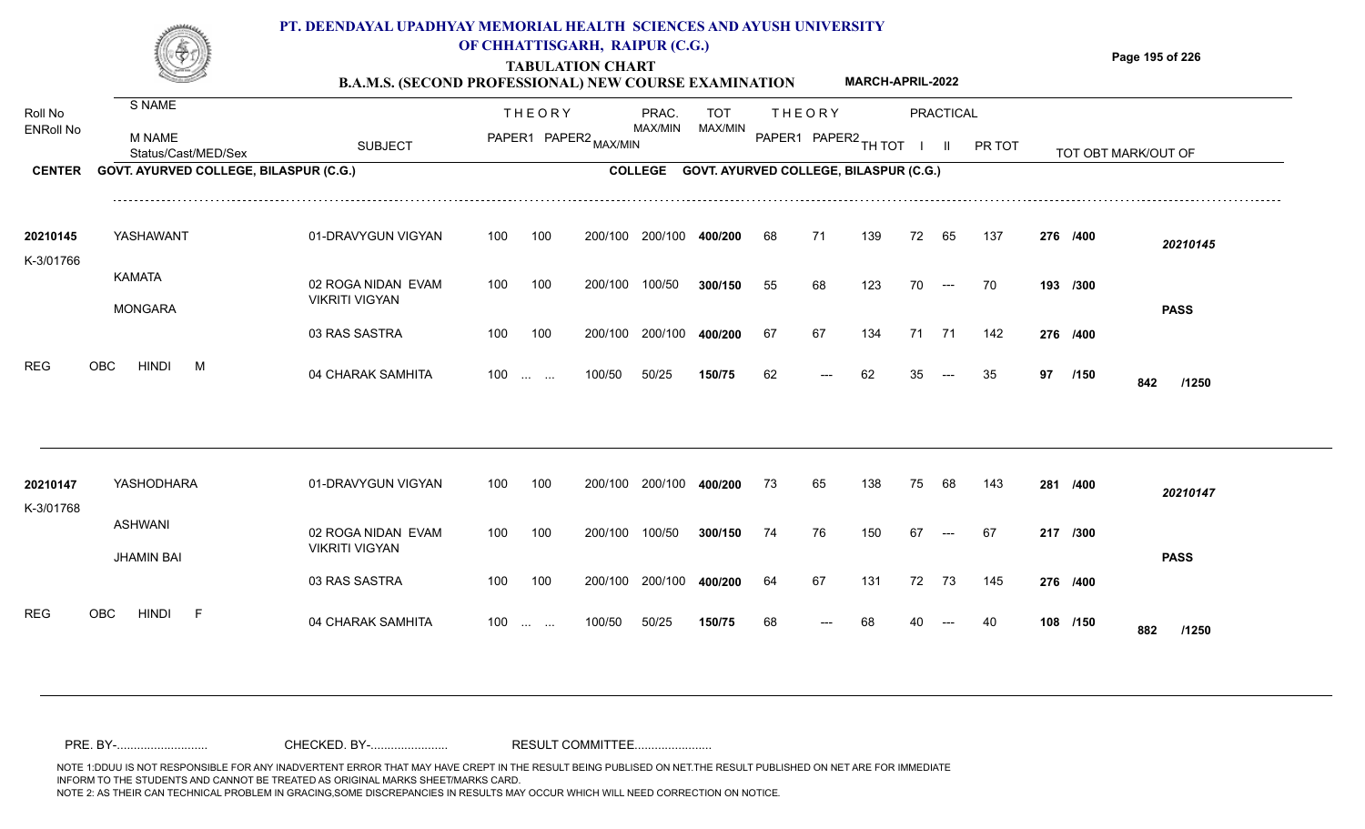# PT. DEENDAYAL UPADHYAY MEMORIAL HEALTH SCIENCES AND AYUSH UNIVERSITY OF CHHATTISGARH, RAIPUR (C.G.)

## TABULATION CHART

### B.A.M.S. (SECOND PROFESSIONAL) NEW COURSE EXAMINATION — MARCH-APRIL-2022

**CENTER:** GOVT. AYURVED COLLEGE, BILASPUR (C.G.) **COLLEGE:** GOVT. AYURVED COLLEGE, BILASPUR (C.G.)

| Roll No / ENRoll No | S NAME / M NAME / Status/Cast/MED/Sex | SUBJECT | THEORY PAPER1 | THEORY PAPER2 | MAX/MIN | PRAC. MAX/MIN | TOT MAX/MIN | THEORY PAPER1 | THEORY PAPER2 | TH TOT | PRACTICAL I | PRACTICAL II | PR TOT | TOT OBT MARK/OUT OF | |
|---|---|---|---|---|---|---|---|---|---|---|---|---|---|---|---|
| 20210145 | YASHAWANT | 01-DRAVYGUN VIGYAN | 100 | 100 | 200/100 | 200/100 | 400/200 | 68 | 71 | 139 | 72 | 65 | 137 | 276 /400 | 20210145 |
| K-3/01766 | KAMATA / MONGARA | 02 ROGA NIDAN EVAM VIKRITI VIGYAN | 100 | 100 | 200/100 | 100/50 | 300/150 | 55 | 68 | 123 | 70 | --- | 70 | 193 /300 | PASS |
| | | 03 RAS SASTRA | 100 | 100 | 200/100 | 200/100 | 400/200 | 67 | 67 | 134 | 71 | 71 | 142 | 276 /400 | |
| REG | OBC HINDI M | 04 CHARAK SAMHITA | 100 | ... ... | 100/50 | 50/25 | 150/75 | 62 | --- | 62 | 35 | --- | 35 | 97 /150 | 842 /1250 |
| 20210147 | YASHODHARA | 01-DRAVYGUN VIGYAN | 100 | 100 | 200/100 | 200/100 | 400/200 | 73 | 65 | 138 | 75 | 68 | 143 | 281 /400 | 20210147 |
| K-3/01768 | ASHWANI / JHAMIN BAI | 02 ROGA NIDAN EVAM VIKRITI VIGYAN | 100 | 100 | 200/100 | 100/50 | 300/150 | 74 | 76 | 150 | 67 | --- | 67 | 217 /300 | PASS |
| | | 03 RAS SASTRA | 100 | 100 | 200/100 | 200/100 | 400/200 | 64 | 67 | 131 | 72 | 73 | 145 | 276 /400 | |
| REG | OBC HINDI F | 04 CHARAK SAMHITA | 100 | ... ... | 100/50 | 50/25 | 150/75 | 68 | --- | 68 | 40 | --- | 40 | 108 /150 | 882 /1250 |

PRE. BY-.......................... CHECKED. BY-...................... RESULT COMMITTEE......................

NOTE 1:DDUU IS NOT RESPONSIBLE FOR ANY INADVERTENT ERROR THAT MAY HAVE CREPT IN THE RESULT BEING PUBLISED ON NET.THE RESULT PUBLISHED ON NET ARE FOR IMMEDIATE INFORM TO THE STUDENTS AND CANNOT BE TREATED AS ORIGINAL MARKS SHEET/MARKS CARD.
NOTE 2: AS THEIR CAN TECHNICAL PROBLEM IN GRACING,SOME DISCREPANCIES IN RESULTS MAY OCCUR WHICH WILL NEED CORRECTION ON NOTICE.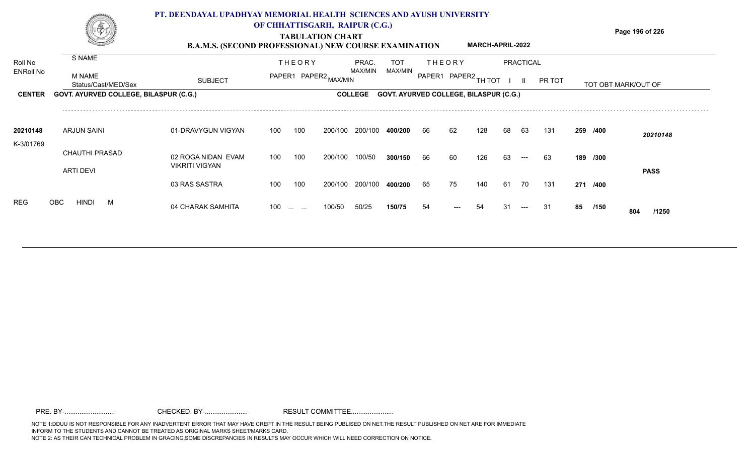# PT. DEENDAYAL UPADHYAY MEMORIAL HEALTH SCIENCES AND AYUSH UNIVERSITY OF CHHATTISGARH, RAIPUR (C.G.)

## TABULATION CHART

### B.A.M.S. (SECOND PROFESSIONAL) NEW COURSE EXAMINATION — MARCH-APRIL-2022

**CENTER** GOVT. AYURVED COLLEGE, BILASPUR (C.G.) — **COLLEGE** GOVT. AYURVED COLLEGE, BILASPUR (C.G.)

| Roll No / ENRoll No | S NAME / M NAME / Status/Cast/MED/Sex | SUBJECT | THEORY PAPER1 | THEORY PAPER2 | MAX/MIN | PRAC. MAX/MIN | TOT MAX/MIN | THEORY PAPER1 | THEORY PAPER2 | TH TOT | PRACTICAL I | PRACTICAL II | PR TOT | TOT OBT MARK/OUT OF | |
|---|---|---|---|---|---|---|---|---|---|---|---|---|---|---|---|
| 20210148 | ARJUN SAINI | 01-DRAVYGUN VIGYAN | 100 | 100 | 200/100 | 200/100 | 400/200 | 66 | 62 | 128 | 68 | 63 | 131 | 259 /400 | 20210148 |
| K-3/01769 | CHAUTHI PRASAD | 02 ROGA NIDAN EVAM VIKRITI VIGYAN | 100 | 100 | 200/100 | 100/50 | 300/150 | 66 | 60 | 126 | 63 | --- | 63 | 189 /300 | |
| | ARTI DEVI | 03 RAS SASTRA | 100 | 100 | 200/100 | 200/100 | 400/200 | 65 | 75 | 140 | 61 | 70 | 131 | 271 /400 | PASS |
| REG | OBC HINDI M | 04 CHARAK SAMHITA | 100 | ... ... | 100/50 | 50/25 | 150/75 | 54 | --- | 54 | 31 | --- | 31 | 85 /150 | 804 /1250 |

PRE. BY-........................... CHECKED. BY-....................... RESULT COMMITTEE.......................

NOTE 1:DDUU IS NOT RESPONSIBLE FOR ANY INADVERTENT ERROR THAT MAY HAVE CREPT IN THE RESULT BEING PUBLISED ON NET.THE RESULT PUBLISHED ON NET ARE FOR IMMEDIATE INFORM TO THE STUDENTS AND CANNOT BE TREATED AS ORIGINAL MARKS SHEET/MARKS CARD.
NOTE 2: AS THEIR CAN TECHNICAL PROBLEM IN GRACING,SOME DISCREPANCIES IN RESULTS MAY OCCUR WHICH WILL NEED CORRECTION ON NOTICE.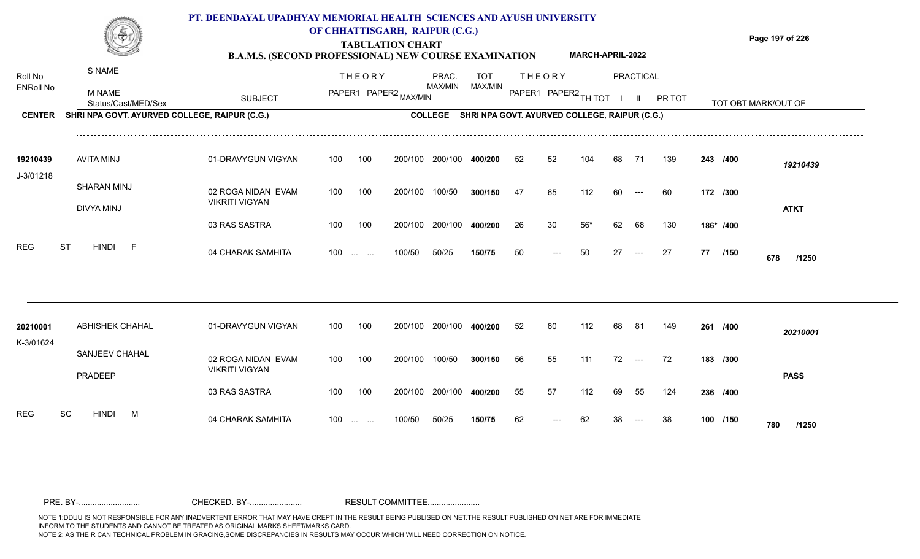# PT. DEENDAYAL UPADHYAY MEMORIAL HEALTH SCIENCES AND AYUSH UNIVERSITY OF CHHATTISGARH, RAIPUR (C.G.)

## TABULATION CHART

### B.A.M.S. (SECOND PROFESSIONAL) NEW COURSE EXAMINATION — MARCH-APRIL-2022

| Roll No / ENRoll No | S NAME / M NAME / Status/Cast/MED/Sex | SUBJECT | THEORY PAPER1 | THEORY PAPER2 | MAX/MIN | PRAC. MAX/MIN | TOT MAX/MIN | THEORY PAPER1 | THEORY PAPER2 | TH TOT | PRACTICAL I | PRACTICAL II | PR TOT | TOT OBT MARK/OUT OF | |
|---|---|---|---|---|---|---|---|---|---|---|---|---|---|---|---|
| **CENTER** SHRI NPA GOVT. AYURVED COLLEGE, RAIPUR (C.G.) | | | | | | | **COLLEGE** SHRI NPA GOVT. AYURVED COLLEGE, RAIPUR (C.G.) | | | | | | | | |
| 19210439 | AVITA MINJ | 01-DRAVYGUN VIGYAN | 100 | 100 | 200/100 | 200/100 | 400/200 | 52 | 52 | 104 | 68 | 71 | 139 | 243 /400 | 19210439 |
| J-3/01218 | SHARAN MINJ | 02 ROGA NIDAN EVAM VIKRITI VIGYAN | 100 | 100 | 200/100 | 100/50 | 300/150 | 47 | 65 | 112 | 60 | --- | 60 | 172 /300 | |
| | DIVYA MINJ | | | | | | | | | | | | | | ATKT |
| | | 03 RAS SASTRA | 100 | 100 | 200/100 | 200/100 | 400/200 | 26 | 30 | 56* | 62 | 68 | 130 | 186* /400 | |
| REG | ST HINDI F | 04 CHARAK SAMHITA | 100 | ... ... | 100/50 | 50/25 | 150/75 | 50 | --- | 50 | 27 | --- | 27 | 77 /150 | 678 /1250 |
| 20210001 | ABHISHEK CHAHAL | 01-DRAVYGUN VIGYAN | 100 | 100 | 200/100 | 200/100 | 400/200 | 52 | 60 | 112 | 68 | 81 | 149 | 261 /400 | 20210001 |
| K-3/01624 | SANJEEV CHAHAL | 02 ROGA NIDAN EVAM VIKRITI VIGYAN | 100 | 100 | 200/100 | 100/50 | 300/150 | 56 | 55 | 111 | 72 | --- | 72 | 183 /300 | |
| | PRADEEP | | | | | | | | | | | | | | PASS |
| | | 03 RAS SASTRA | 100 | 100 | 200/100 | 200/100 | 400/200 | 55 | 57 | 112 | 69 | 55 | 124 | 236 /400 | |
| REG | SC HINDI M | 04 CHARAK SAMHITA | 100 | ... ... | 100/50 | 50/25 | 150/75 | 62 | --- | 62 | 38 | --- | 38 | 100 /150 | 780 /1250 |

PRE. BY-........................... CHECKED. BY-....................... RESULT COMMITTEE.......................

NOTE 1:DDUU IS NOT RESPONSIBLE FOR ANY INADVERTENT ERROR THAT MAY HAVE CREPT IN THE RESULT BEING PUBLISED ON NET.THE RESULT PUBLISHED ON NET ARE FOR IMMEDIATE INFORM TO THE STUDENTS AND CANNOT BE TREATED AS ORIGINAL MARKS SHEET/MARKS CARD.
NOTE 2: AS THEIR CAN TECHNICAL PROBLEM IN GRACING,SOME DISCREPANCIES IN RESULTS MAY OCCUR WHICH WILL NEED CORRECTION ON NOTICE.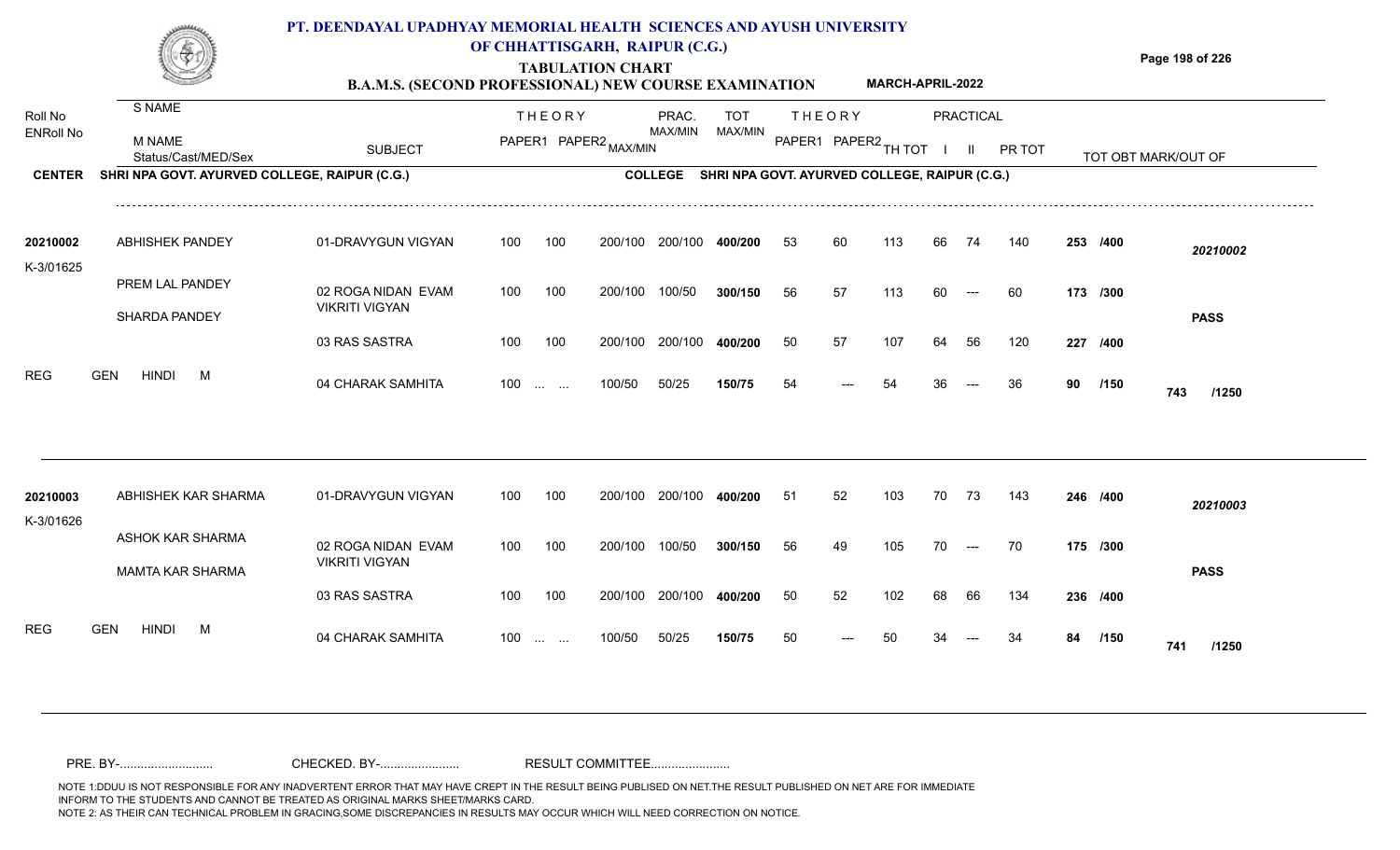# PT. DEENDAYAL UPADHYAY MEMORIAL HEALTH SCIENCES AND AYUSH UNIVERSITY OF CHHATTISGARH, RAIPUR (C.G.)

## TABULATION CHART

### B.A.M.S. (SECOND PROFESSIONAL) NEW COURSE EXAMINATION — MARCH-APRIL-2022

| Roll No / ENRoll No | S NAME / M NAME / Status/Cast/MED/Sex | SUBJECT | THEORY PAPER1 | THEORY PAPER2 | MAX/MIN | PRAC. MAX/MIN | TOT MAX/MIN | THEORY PAPER1 | THEORY PAPER2 | TH TOT | PRACTICAL I | PRACTICAL II | PR TOT | TOT OBT MARK/OUT OF | |
|---|---|---|---|---|---|---|---|---|---|---|---|---|---|---|---|
| **CENTER** | SHRI NPA GOVT. AYURVED COLLEGE, RAIPUR (C.G.) | | | | | **COLLEGE** | SHRI NPA GOVT. AYURVED COLLEGE, RAIPUR (C.G.) | | | | | | | | |
| 20210002 | ABHISHEK PANDEY | 01-DRAVYGUN VIGYAN | 100 | 100 | 200/100 | 200/100 | **400/200** | 53 | 60 | 113 | 66 | 74 | 140 | **253 /400** | 20210002 |
| K-3/01625 | PREM LAL PANDEY | 02 ROGA NIDAN EVAM VIKRITI VIGYAN | 100 | 100 | 200/100 | 100/50 | **300/150** | 56 | 57 | 113 | 60 | --- | 60 | **173 /300** | |
| | SHARDA PANDEY | 03 RAS SASTRA | 100 | 100 | 200/100 | 200/100 | **400/200** | 50 | 57 | 107 | 64 | 56 | 120 | **227 /400** | **PASS** |
| REG | GEN HINDI M | 04 CHARAK SAMHITA | 100 | ... ... | 100/50 | 50/25 | **150/75** | 54 | --- | 54 | 36 | --- | 36 | **90 /150** | **743 /1250** |
| 20210003 | ABHISHEK KAR SHARMA | 01-DRAVYGUN VIGYAN | 100 | 100 | 200/100 | 200/100 | **400/200** | 51 | 52 | 103 | 70 | 73 | 143 | **246 /400** | 20210003 |
| K-3/01626 | ASHOK KAR SHARMA | 02 ROGA NIDAN EVAM VIKRITI VIGYAN | 100 | 100 | 200/100 | 100/50 | **300/150** | 56 | 49 | 105 | 70 | --- | 70 | **175 /300** | |
| | MAMTA KAR SHARMA | 03 RAS SASTRA | 100 | 100 | 200/100 | 200/100 | **400/200** | 50 | 52 | 102 | 68 | 66 | 134 | **236 /400** | **PASS** |
| REG | GEN HINDI M | 04 CHARAK SAMHITA | 100 | ... ... | 100/50 | 50/25 | **150/75** | 50 | --- | 50 | 34 | --- | 34 | **84 /150** | **741 /1250** |

PRE. BY-........................... CHECKED. BY-....................... RESULT COMMITTEE.......................

NOTE 1:DDUU IS NOT RESPONSIBLE FOR ANY INADVERTENT ERROR THAT MAY HAVE CREPT IN THE RESULT BEING PUBLISED ON NET.THE RESULT PUBLISHED ON NET ARE FOR IMMEDIATE INFORM TO THE STUDENTS AND CANNOT BE TREATED AS ORIGINAL MARKS SHEET/MARKS CARD.
NOTE 2: AS THEIR CAN TECHNICAL PROBLEM IN GRACING,SOME DISCREPANCIES IN RESULTS MAY OCCUR WHICH WILL NEED CORRECTION ON NOTICE.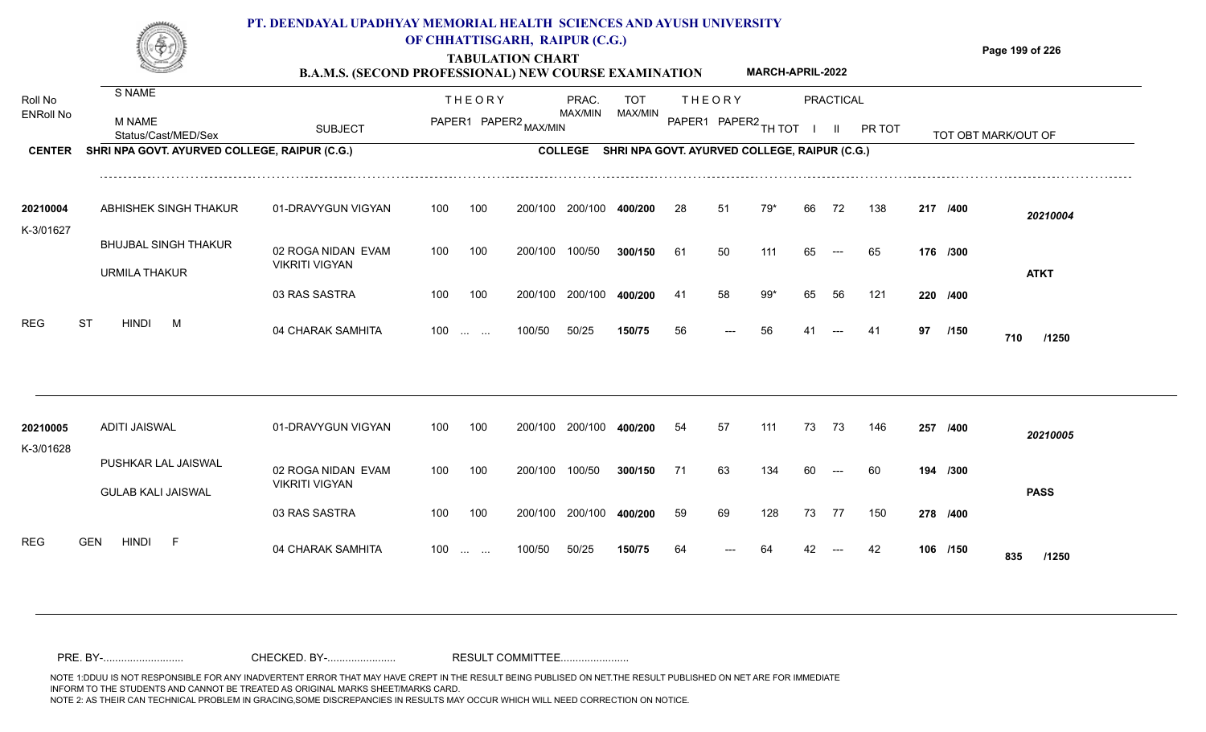# PT. DEENDAYAL UPADHYAY MEMORIAL HEALTH SCIENCES AND AYUSH UNIVERSITY OF CHHATTISGARH, RAIPUR (C.G.)

## TABULATION CHART

### B.A.M.S. (SECOND PROFESSIONAL) NEW COURSE EXAMINATION — MARCH-APRIL-2022

**CENTER:** SHRI NPA GOVT. AYURVED COLLEGE, RAIPUR (C.G.) **COLLEGE:** SHRI NPA GOVT. AYURVED COLLEGE, RAIPUR (C.G.)

| Roll No / ENRoll No | S NAME / M NAME / Status/Cast/MED/Sex | SUBJECT | THEORY PAPER1 | THEORY PAPER2 | MAX/MIN | PRAC. MAX/MIN | TOT MAX/MIN | THEORY PAPER1 | THEORY PAPER2 | TH TOT | PRACTICAL I | PRACTICAL II | PR TOT | TOT OBT MARK/OUT OF | |
|---|---|---|---|---|---|---|---|---|---|---|---|---|---|---|---|
| 20210004 | ABHISHEK SINGH THAKUR | 01-DRAVYGUN VIGYAN | 100 | 100 | 200/100 | 200/100 | 400/200 | 28 | 51 | 79* | 66 | 72 | 138 | 217 /400 | 20210004 |
| K-3/01627 | BHUJBAL SINGH THAKUR | 02 ROGA NIDAN EVAM VIKRITI VIGYAN | 100 | 100 | 200/100 | 100/50 | 300/150 | 61 | 50 | 111 | 65 | --- | 65 | 176 /300 | |
| | URMILA THAKUR | 03 RAS SASTRA | 100 | 100 | 200/100 | 200/100 | 400/200 | 41 | 58 | 99* | 65 | 56 | 121 | 220 /400 | ATKT |
| REG | ST HINDI M | 04 CHARAK SAMHITA | 100 | ... ... | 100/50 | 50/25 | 150/75 | 56 | --- | 56 | 41 | --- | 41 | 97 /150 | 710 /1250 |
| 20210005 | ADITI JAISWAL | 01-DRAVYGUN VIGYAN | 100 | 100 | 200/100 | 200/100 | 400/200 | 54 | 57 | 111 | 73 | 73 | 146 | 257 /400 | 20210005 |
| K-3/01628 | PUSHKAR LAL JAISWAL | 02 ROGA NIDAN EVAM VIKRITI VIGYAN | 100 | 100 | 200/100 | 100/50 | 300/150 | 71 | 63 | 134 | 60 | --- | 60 | 194 /300 | |
| | GULAB KALI JAISWAL | 03 RAS SASTRA | 100 | 100 | 200/100 | 200/100 | 400/200 | 59 | 69 | 128 | 73 | 77 | 150 | 278 /400 | PASS |
| REG | GEN HINDI F | 04 CHARAK SAMHITA | 100 | ... ... | 100/50 | 50/25 | 150/75 | 64 | --- | 64 | 42 | --- | 42 | 106 /150 | 835 /1250 |

PRE. BY-.......................... CHECKED. BY-...................... RESULT COMMITTEE......................

NOTE 1:DDUU IS NOT RESPONSIBLE FOR ANY INADVERTENT ERROR THAT MAY HAVE CREPT IN THE RESULT BEING PUBLISED ON NET.THE RESULT PUBLISHED ON NET ARE FOR IMMEDIATE INFORM TO THE STUDENTS AND CANNOT BE TREATED AS ORIGINAL MARKS SHEET/MARKS CARD.
NOTE 2: AS THEIR CAN TECHNICAL PROBLEM IN GRACING,SOME DISCREPANCIES IN RESULTS MAY OCCUR WHICH WILL NEED CORRECTION ON NOTICE.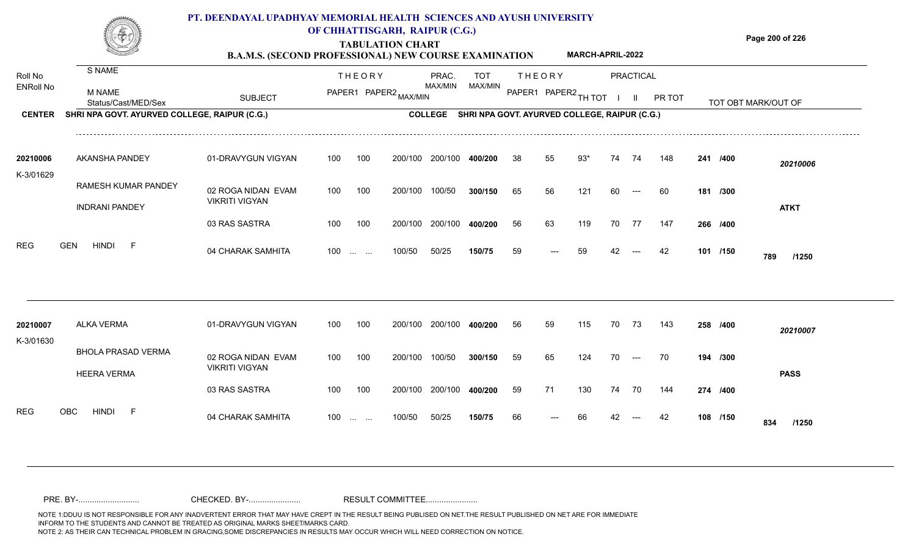# PT. DEENDAYAL UPADHYAY MEMORIAL HEALTH SCIENCES AND AYUSH UNIVERSITY OF CHHATTISGARH, RAIPUR (C.G.)

## TABULATION CHART

### B.A.M.S. (SECOND PROFESSIONAL) NEW COURSE EXAMINATION — MARCH-APRIL-2022

**CENTER:** SHRI NPA GOVT. AYURVED COLLEGE, RAIPUR (C.G.) — **COLLEGE:** SHRI NPA GOVT. AYURVED COLLEGE, RAIPUR (C.G.)

| Roll No / ENRoll No | S NAME / M NAME / Status/Cast/MED/Sex | SUBJECT | THEORY PAPER1 | THEORY PAPER2 MAX/MIN | | PRAC. MAX/MIN | TOT MAX/MIN | THEORY PAPER1 | THEORY PAPER2 | TH TOT | PRACTICAL I | PRACTICAL II | PR TOT | TOT OBT MARK/OUT OF | |
|---|---|---|---|---|---|---|---|---|---|---|---|---|---|---|---|
| 20210006 | AKANSHA PANDEY | 01-DRAVYGUN VIGYAN | 100 | 100 | 200/100 | 200/100 | 400/200 | 38 | 55 | 93* | 74 | 74 | 148 | 241 /400 | 20210006 |
| K-3/01629 | RAMESH KUMAR PANDEY | 02 ROGA NIDAN EVAM VIKRITI VIGYAN | 100 | 100 | 200/100 | 100/50 | 300/150 | 65 | 56 | 121 | 60 | --- | 60 | 181 /300 | |
| | INDRANI PANDEY | | | | | | | | | | | | | | ATKT |
| | | 03 RAS SASTRA | 100 | 100 | 200/100 | 200/100 | 400/200 | 56 | 63 | 119 | 70 | 77 | 147 | 266 /400 | |
| REG | GEN HINDI F | 04 CHARAK SAMHITA | 100 | ... ... | 100/50 | 50/25 | 150/75 | 59 | --- | 59 | 42 | --- | 42 | 101 /150 | 789 /1250 |
| 20210007 | ALKA VERMA | 01-DRAVYGUN VIGYAN | 100 | 100 | 200/100 | 200/100 | 400/200 | 56 | 59 | 115 | 70 | 73 | 143 | 258 /400 | 20210007 |
| K-3/01630 | BHOLA PRASAD VERMA | 02 ROGA NIDAN EVAM VIKRITI VIGYAN | 100 | 100 | 200/100 | 100/50 | 300/150 | 59 | 65 | 124 | 70 | --- | 70 | 194 /300 | |
| | HEERA VERMA | | | | | | | | | | | | | | PASS |
| | | 03 RAS SASTRA | 100 | 100 | 200/100 | 200/100 | 400/200 | 59 | 71 | 130 | 74 | 70 | 144 | 274 /400 | |
| REG | OBC HINDI F | 04 CHARAK SAMHITA | 100 | ... ... | 100/50 | 50/25 | 150/75 | 66 | --- | 66 | 42 | --- | 42 | 108 /150 | 834 /1250 |

PRE. BY-.......................... CHECKED. BY-...................... RESULT COMMITTEE......................

NOTE 1:DDUU IS NOT RESPONSIBLE FOR ANY INADVERTENT ERROR THAT MAY HAVE CREPT IN THE RESULT BEING PUBLISED ON NET.THE RESULT PUBLISHED ON NET ARE FOR IMMEDIATE INFORM TO THE STUDENTS AND CANNOT BE TREATED AS ORIGINAL MARKS SHEET/MARKS CARD.
NOTE 2: AS THEIR CAN TECHNICAL PROBLEM IN GRACING,SOME DISCREPANCIES IN RESULTS MAY OCCUR WHICH WILL NEED CORRECTION ON NOTICE.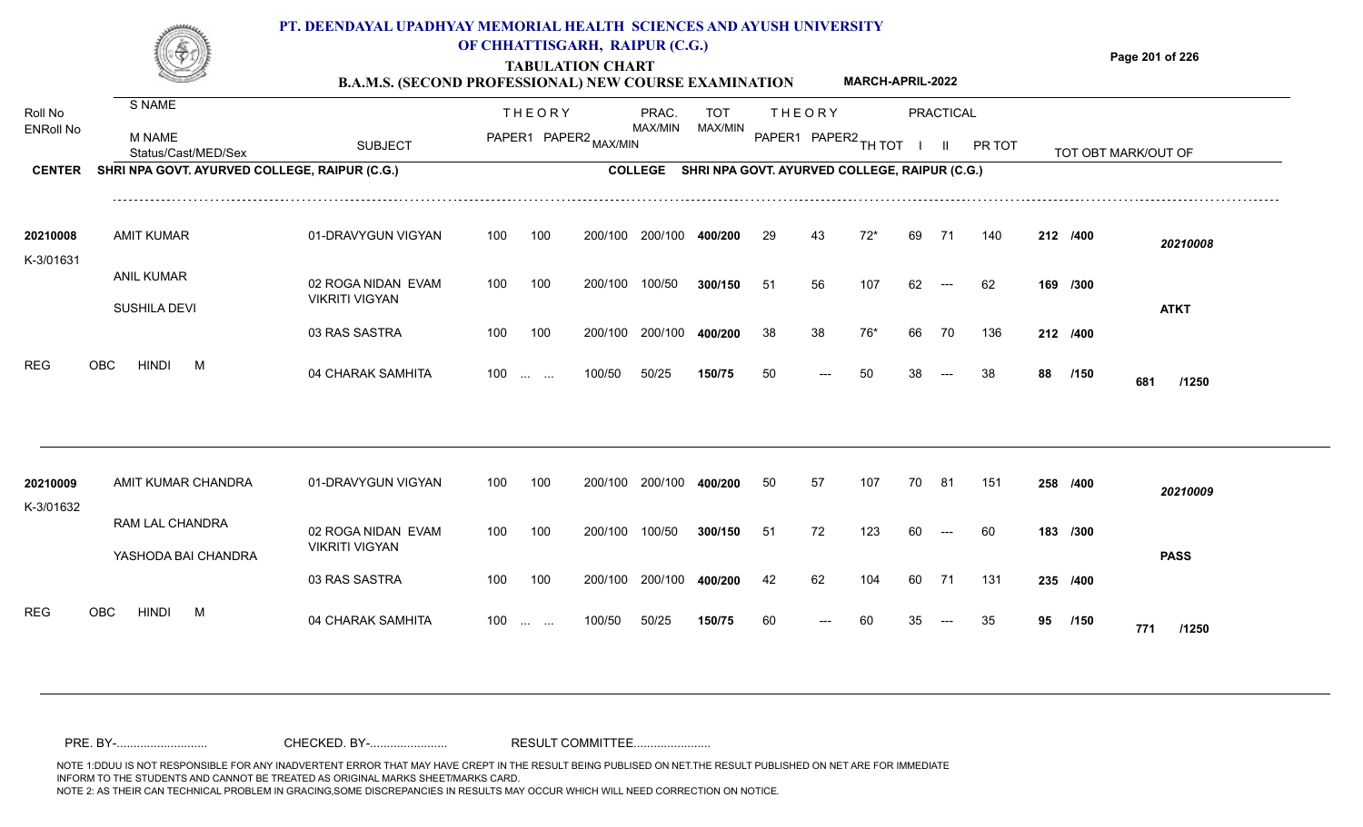# PT. DEENDAYAL UPADHYAY MEMORIAL HEALTH SCIENCES AND AYUSH UNIVERSITY OF CHHATTISGARH, RAIPUR (C.G.)

## TABULATION CHART

### B.A.M.S. (SECOND PROFESSIONAL) NEW COURSE EXAMINATION — MARCH-APRIL-2022

**CENTER** SHRI NPA GOVT. AYURVED COLLEGE, RAIPUR (C.G.) — **COLLEGE** SHRI NPA GOVT. AYURVED COLLEGE, RAIPUR (C.G.)

| Roll No / ENRoll No | S NAME / M NAME / Status/Cast/MED/Sex | SUBJECT | THEORY PAPER1 | THEORY PAPER2 | MAX/MIN | PRAC. MAX/MIN | TOT MAX/MIN | THEORY PAPER1 | THEORY PAPER2 | TH TOT | PRACTICAL I | PRACTICAL II | PR TOT | TOT OBT MARK/OUT OF | |
|---|---|---|---|---|---|---|---|---|---|---|---|---|---|---|---|
| 20210008 | AMIT KUMAR | 01-DRAVYGUN VIGYAN | 100 | 100 | 200/100 | 200/100 | 400/200 | 29 | 43 | 72* | 69 | 71 | 140 | 212 /400 | 20210008 |
| K-3/01631 | ANIL KUMAR / SUSHILA DEVI | 02 ROGA NIDAN EVAM VIKRITI VIGYAN | 100 | 100 | 200/100 | 100/50 | 300/150 | 51 | 56 | 107 | 62 | --- | 62 | 169 /300 | ATKT |
| | | 03 RAS SASTRA | 100 | 100 | 200/100 | 200/100 | 400/200 | 38 | 38 | 76* | 66 | 70 | 136 | 212 /400 | |
| REG | OBC HINDI M | 04 CHARAK SAMHITA | 100 | ... ... | 100/50 | 50/25 | 150/75 | 50 | --- | 50 | 38 | --- | 38 | 88 /150 | 681 /1250 |
| 20210009 | AMIT KUMAR CHANDRA | 01-DRAVYGUN VIGYAN | 100 | 100 | 200/100 | 200/100 | 400/200 | 50 | 57 | 107 | 70 | 81 | 151 | 258 /400 | 20210009 |
| K-3/01632 | RAM LAL CHANDRA / YASHODA BAI CHANDRA | 02 ROGA NIDAN EVAM VIKRITI VIGYAN | 100 | 100 | 200/100 | 100/50 | 300/150 | 51 | 72 | 123 | 60 | --- | 60 | 183 /300 | PASS |
| | | 03 RAS SASTRA | 100 | 100 | 200/100 | 200/100 | 400/200 | 42 | 62 | 104 | 60 | 71 | 131 | 235 /400 | |
| REG | OBC HINDI M | 04 CHARAK SAMHITA | 100 | ... ... | 100/50 | 50/25 | 150/75 | 60 | --- | 60 | 35 | --- | 35 | 95 /150 | 771 /1250 |

PRE. BY-.......................... CHECKED. BY-...................... RESULT COMMITTEE......................

NOTE 1:DDUU IS NOT RESPONSIBLE FOR ANY INADVERTENT ERROR THAT MAY HAVE CREPT IN THE RESULT BEING PUBLISED ON NET.THE RESULT PUBLISHED ON NET ARE FOR IMMEDIATE INFORM TO THE STUDENTS AND CANNOT BE TREATED AS ORIGINAL MARKS SHEET/MARKS CARD.
NOTE 2: AS THEIR CAN TECHNICAL PROBLEM IN GRACING,SOME DISCREPANCIES IN RESULTS MAY OCCUR WHICH WILL NEED CORRECTION ON NOTICE.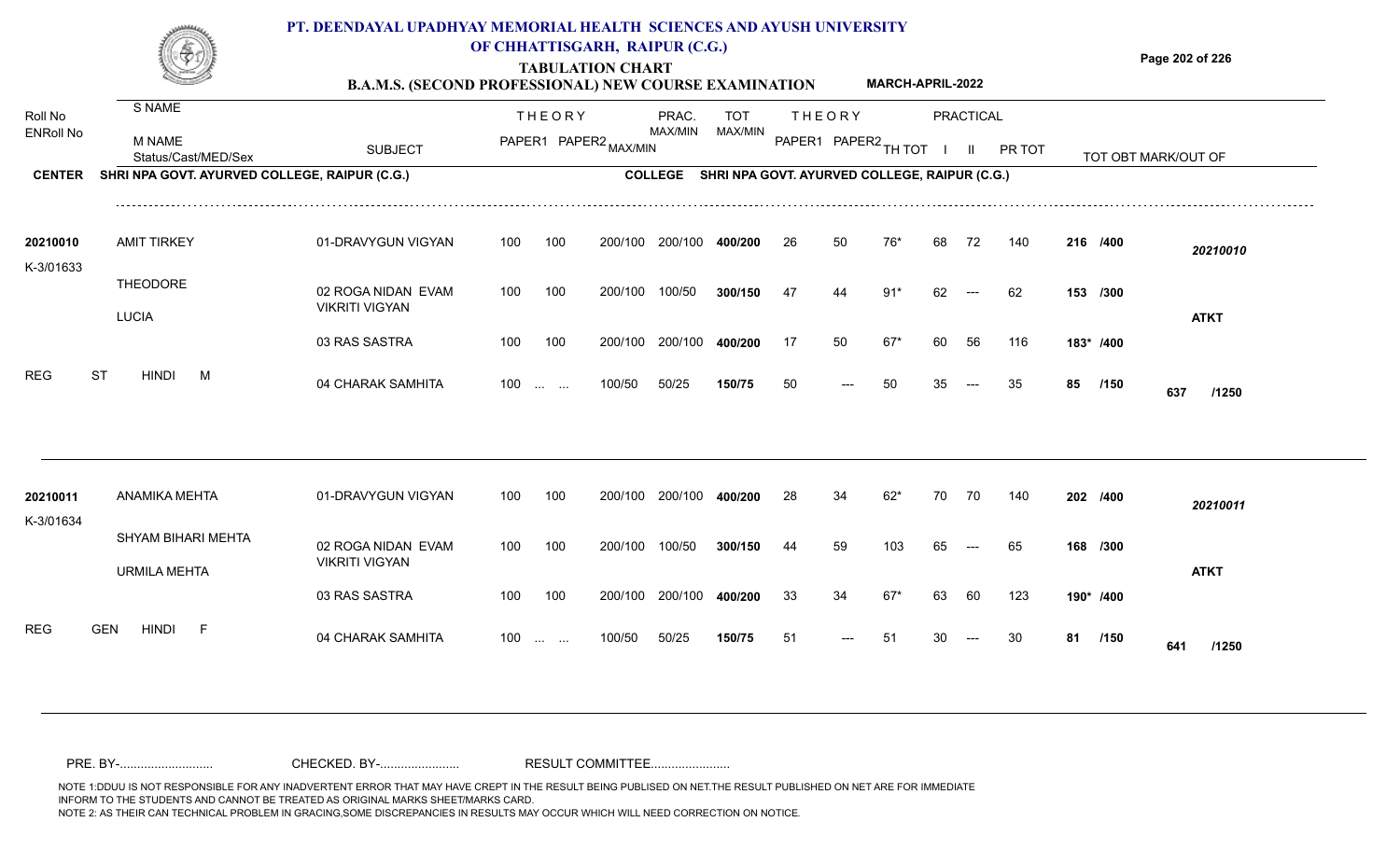# PT. DEENDAYAL UPADHYAY MEMORIAL HEALTH SCIENCES AND AYUSH UNIVERSITY OF CHHATTISGARH, RAIPUR (C.G.)

## TABULATION CHART

### B.A.M.S. (SECOND PROFESSIONAL) NEW COURSE EXAMINATION — MARCH-APRIL-2022

**CENTER** SHRI NPA GOVT. AYURVED COLLEGE, RAIPUR (C.G.) **COLLEGE** SHRI NPA GOVT. AYURVED COLLEGE, RAIPUR (C.G.)

| Roll No / ENRoll No | S NAME / M NAME / Status/Cast/MED/Sex | SUBJECT | THEORY PAPER1 | THEORY PAPER2 | MAX/MIN | PRAC. MAX/MIN | TOT MAX/MIN | THEORY PAPER1 | THEORY PAPER2 | TH TOT | PRACTICAL I | PRACTICAL II | PR TOT | TOT OBT MARK/OUT OF | |
|---|---|---|---|---|---|---|---|---|---|---|---|---|---|---|---|
| 20210010 | AMIT TIRKEY | 01-DRAVYGUN VIGYAN | 100 | 100 | 200/100 | 200/100 | 400/200 | 26 | 50 | 76* | 68 | 72 | 140 | 216 /400 | 20210010 |
| K-3/01633 | THEODORE | 02 ROGA NIDAN EVAM VIKRITI VIGYAN | 100 | 100 | 200/100 | 100/50 | 300/150 | 47 | 44 | 91* | 62 | --- | 62 | 153 /300 | |
| | LUCIA | | | | | | | | | | | | | | ATKT |
| | | 03 RAS SASTRA | 100 | 100 | 200/100 | 200/100 | 400/200 | 17 | 50 | 67* | 60 | 56 | 116 | 183* /400 | |
| REG | ST HINDI M | 04 CHARAK SAMHITA | 100 | ... ... | 100/50 | 50/25 | 150/75 | 50 | --- | 50 | 35 | --- | 35 | 85 /150 | 637 /1250 |
| 20210011 | ANAMIKA MEHTA | 01-DRAVYGUN VIGYAN | 100 | 100 | 200/100 | 200/100 | 400/200 | 28 | 34 | 62* | 70 | 70 | 140 | 202 /400 | 20210011 |
| K-3/01634 | SHYAM BIHARI MEHTA | 02 ROGA NIDAN EVAM VIKRITI VIGYAN | 100 | 100 | 200/100 | 100/50 | 300/150 | 44 | 59 | 103 | 65 | --- | 65 | 168 /300 | |
| | URMILA MEHTA | | | | | | | | | | | | | | ATKT |
| | | 03 RAS SASTRA | 100 | 100 | 200/100 | 200/100 | 400/200 | 33 | 34 | 67* | 63 | 60 | 123 | 190* /400 | |
| REG | GEN HINDI F | 04 CHARAK SAMHITA | 100 | ... ... | 100/50 | 50/25 | 150/75 | 51 | --- | 51 | 30 | --- | 30 | 81 /150 | 641 /1250 |

PRE. BY-.......................... CHECKED. BY-....................... RESULT COMMITTEE.......................

NOTE 1:DDUU IS NOT RESPONSIBLE FOR ANY INADVERTENT ERROR THAT MAY HAVE CREPT IN THE RESULT BEING PUBLISED ON NET.THE RESULT PUBLISHED ON NET ARE FOR IMMEDIATE INFORM TO THE STUDENTS AND CANNOT BE TREATED AS ORIGINAL MARKS SHEET/MARKS CARD.
NOTE 2: AS THEIR CAN TECHNICAL PROBLEM IN GRACING,SOME DISCREPANCIES IN RESULTS MAY OCCUR WHICH WILL NEED CORRECTION ON NOTICE.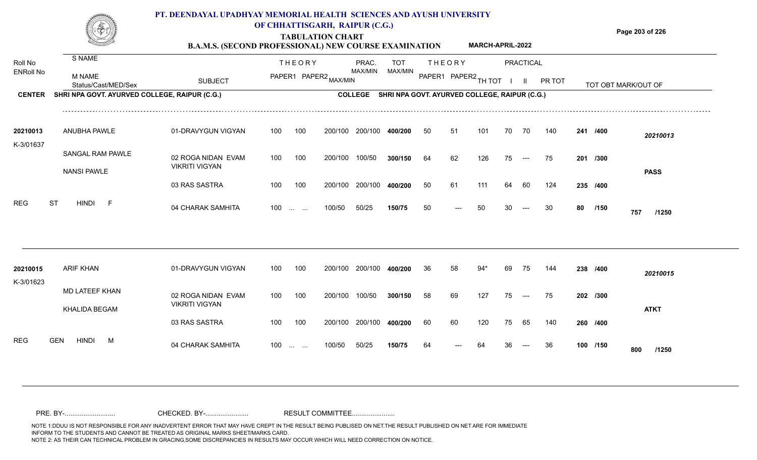# PT. DEENDAYAL UPADHYAY MEMORIAL HEALTH SCIENCES AND AYUSH UNIVERSITY OF CHHATTISGARH, RAIPUR (C.G.)

## TABULATION CHART

### B.A.M.S. (SECOND PROFESSIONAL) NEW COURSE EXAMINATION — MARCH-APRIL-2022

**CENTER:** SHRI NPA GOVT. AYURVED COLLEGE, RAIPUR (C.G.) — **COLLEGE:** SHRI NPA GOVT. AYURVED COLLEGE, RAIPUR (C.G.)

| Roll No / ENRoll No | S NAME / M NAME / Status/Cast/MED/Sex | SUBJECT | THEORY PAPER1 | THEORY PAPER2 | PRAC. MAX/MIN | TOT MAX/MIN | THEORY PAPER1 | THEORY PAPER2 | TH TOT | PRACTICAL I | PRACTICAL II | PR TOT | TOT OBT | MARK/OUT OF |
|---|---|---|---|---|---|---|---|---|---|---|---|---|---|---|
| 20210013 | ANUBHA PAWLE | 01-DRAVYGUN VIGYAN | 100 | 100 | 200/100 200/100 | 400/200 | 50 | 51 | 101 | 70 | 70 | 140 | 241 /400 | 20210013 |
| K-3/01637 | SANGAL RAM PAWLE | 02 ROGA NIDAN EVAM VIKRITI VIGYAN | 100 | 100 | 200/100 100/50 | 300/150 | 64 | 62 | 126 | 75 | --- | 75 | 201 /300 | |
| | NANSI PAWLE | | | | | | | | | | | | | PASS |
| | | 03 RAS SASTRA | 100 | 100 | 200/100 200/100 | 400/200 | 50 | 61 | 111 | 64 | 60 | 124 | 235 /400 | |
| REG | ST HINDI F | 04 CHARAK SAMHITA | 100 | ... ... | 100/50 50/25 | 150/75 | 50 | --- | 50 | 30 | --- | 30 | 80 /150 | 757 /1250 |
| 20210015 | ARIF KHAN | 01-DRAVYGUN VIGYAN | 100 | 100 | 200/100 200/100 | 400/200 | 36 | 58 | 94* | 69 | 75 | 144 | 238 /400 | 20210015 |
| K-3/01623 | MD LATEEF KHAN | 02 ROGA NIDAN EVAM VIKRITI VIGYAN | 100 | 100 | 200/100 100/50 | 300/150 | 58 | 69 | 127 | 75 | --- | 75 | 202 /300 | |
| | KHALIDA BEGAM | | | | | | | | | | | | | ATKT |
| | | 03 RAS SASTRA | 100 | 100 | 200/100 200/100 | 400/200 | 60 | 60 | 120 | 75 | 65 | 140 | 260 /400 | |
| REG | GEN HINDI M | 04 CHARAK SAMHITA | 100 | ... ... | 100/50 50/25 | 150/75 | 64 | --- | 64 | 36 | --- | 36 | 100 /150 | 800 /1250 |

PRE. BY-.......................... CHECKED. BY-...................... RESULT COMMITTEE......................

NOTE 1:DDUU IS NOT RESPONSIBLE FOR ANY INADVERTENT ERROR THAT MAY HAVE CREPT IN THE RESULT BEING PUBLISED ON NET.THE RESULT PUBLISHED ON NET ARE FOR IMMEDIATE INFORM TO THE STUDENTS AND CANNOT BE TREATED AS ORIGINAL MARKS SHEET/MARKS CARD.
NOTE 2: AS THEIR CAN TECHNICAL PROBLEM IN GRACING,SOME DISCREPANCIES IN RESULTS MAY OCCUR WHICH WILL NEED CORRECTION ON NOTICE.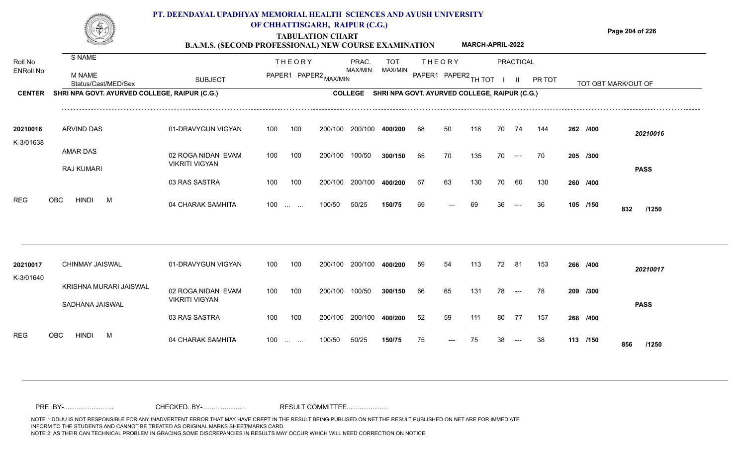# PT. DEENDAYAL UPADHYAY MEMORIAL HEALTH SCIENCES AND AYUSH UNIVERSITY OF CHHATTISGARH, RAIPUR (C.G.)

## TABULATION CHART

### B.A.M.S. (SECOND PROFESSIONAL) NEW COURSE EXAMINATION — MARCH-APRIL-2022

**CENTER** SHRI NPA GOVT. AYURVED COLLEGE, RAIPUR (C.G.) **COLLEGE** SHRI NPA GOVT. AYURVED COLLEGE, RAIPUR (C.G.)

| Roll No / ENRoll No | S NAME / M NAME / Status/Cast/MED/Sex | SUBJECT | THEORY PAPER1 | THEORY PAPER2 MAX/MIN | PRAC. MAX/MIN | TOT MAX/MIN | THEORY PAPER1 | THEORY PAPER2 | TH TOT | PRACTICAL I | PRACTICAL II | PR TOT | TOT OBT MARK/OUT OF | |
|---|---|---|---|---|---|---|---|---|---|---|---|---|---|---|
| 20210016 | ARVIND DAS | 01-DRAVYGUN VIGYAN | 100 | 100 200/100 | 200/100 | 400/200 | 68 | 50 | 118 | 70 | 74 | 144 | 262 /400 | 20210016 |
| K-3/01638 | AMAR DAS | 02 ROGA NIDAN EVAM VIKRITI VIGYAN | 100 | 100 200/100 | 100/50 | 300/150 | 65 | 70 | 135 | 70 | --- | 70 | 205 /300 | |
| | RAJ KUMARI | 03 RAS SASTRA | 100 | 100 200/100 | 200/100 | 400/200 | 67 | 63 | 130 | 70 | 60 | 130 | 260 /400 | PASS |
| REG | OBC HINDI M | 04 CHARAK SAMHITA | 100 | ... ... 100/50 | 50/25 | 150/75 | 69 | --- | 69 | 36 | --- | 36 | 105 /150 | 832 /1250 |
| 20210017 | CHINMAY JAISWAL | 01-DRAVYGUN VIGYAN | 100 | 100 200/100 | 200/100 | 400/200 | 59 | 54 | 113 | 72 | 81 | 153 | 266 /400 | 20210017 |
| K-3/01640 | KRISHNA MURARI JAISWAL | 02 ROGA NIDAN EVAM VIKRITI VIGYAN | 100 | 100 200/100 | 100/50 | 300/150 | 66 | 65 | 131 | 78 | --- | 78 | 209 /300 | |
| | SADHANA JAISWAL | 03 RAS SASTRA | 100 | 100 200/100 | 200/100 | 400/200 | 52 | 59 | 111 | 80 | 77 | 157 | 268 /400 | PASS |
| REG | OBC HINDI M | 04 CHARAK SAMHITA | 100 | ... ... 100/50 | 50/25 | 150/75 | 75 | --- | 75 | 38 | --- | 38 | 113 /150 | 856 /1250 |

PRE. BY-.......................... CHECKED. BY-...................... RESULT COMMITTEE......................

NOTE 1:DDUU IS NOT RESPONSIBLE FOR ANY INADVERTENT ERROR THAT MAY HAVE CREPT IN THE RESULT BEING PUBLISED ON NET.THE RESULT PUBLISHED ON NET ARE FOR IMMEDIATE INFORM TO THE STUDENTS AND CANNOT BE TREATED AS ORIGINAL MARKS SHEET/MARKS CARD.
NOTE 2: AS THEIR CAN TECHNICAL PROBLEM IN GRACING,SOME DISCREPANCIES IN RESULTS MAY OCCUR WHICH WILL NEED CORRECTION ON NOTICE.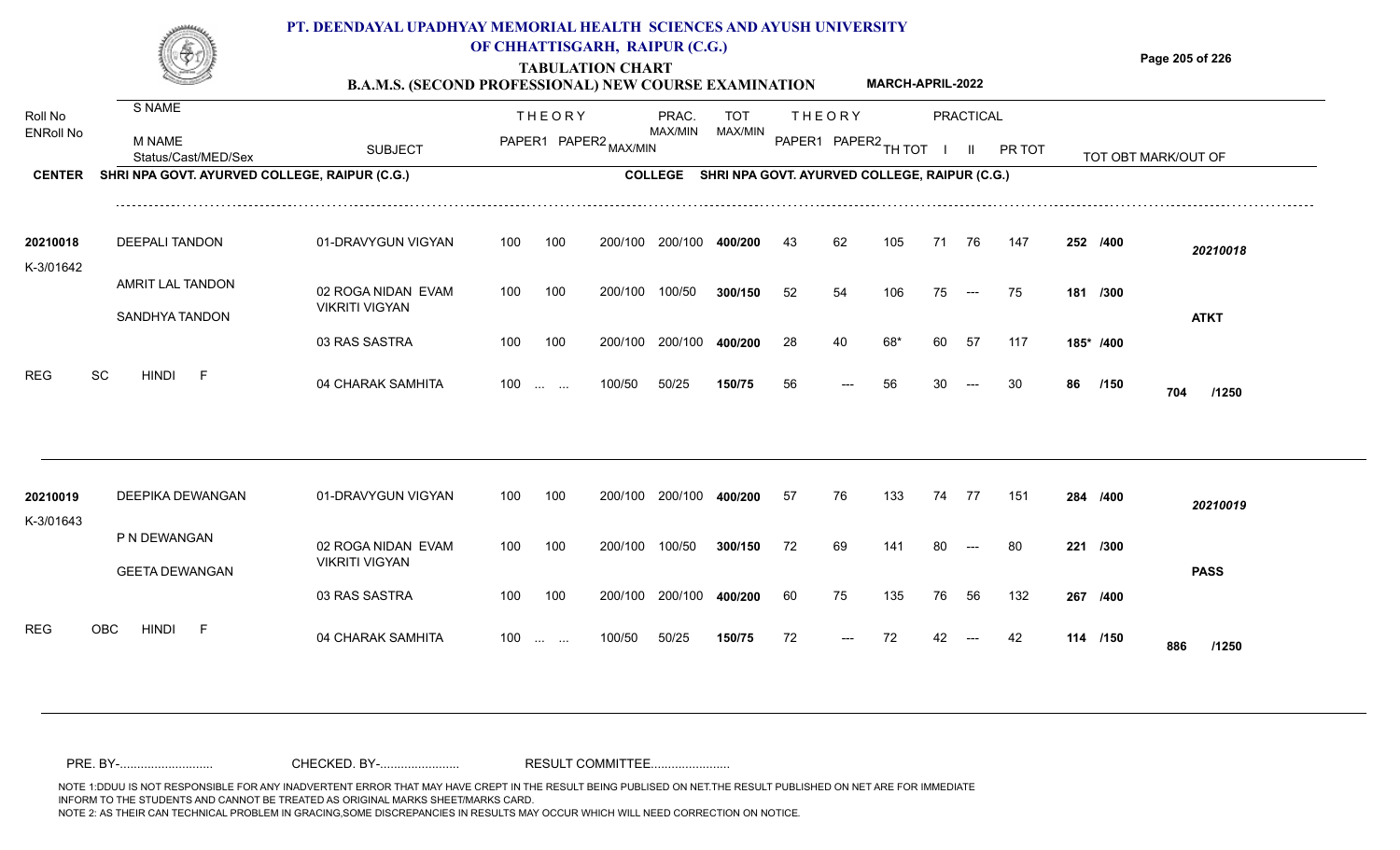# PT. DEENDAYAL UPADHYAY MEMORIAL HEALTH SCIENCES AND AYUSH UNIVERSITY OF CHHATTISGARH, RAIPUR (C.G.)

## TABULATION CHART

**B.A.M.S. (SECOND PROFESSIONAL) NEW COURSE EXAMINATION** MARCH-APRIL-2022

**CENTER** SHRI NPA GOVT. AYURVED COLLEGE, RAIPUR (C.G.) **COLLEGE** SHRI NPA GOVT. AYURVED COLLEGE, RAIPUR (C.G.)

| Roll No / ENRoll No | S NAME / M NAME / Status/Cast/MED/Sex | SUBJECT | THEORY PAPER1 | THEORY PAPER2 | MAX/MIN | PRAC. MAX/MIN | TOT MAX/MIN | THEORY PAPER1 | THEORY PAPER2 | TH TOT | PRACTICAL I | PRACTICAL II | PR TOT | TOT OBT MARK/OUT OF | |
|---|---|---|---|---|---|---|---|---|---|---|---|---|---|---|---|
| 20210018 | DEEPALI TANDON | 01-DRAVYGUN VIGYAN | 100 | 100 | 200/100 | 200/100 | 400/200 | 43 | 62 | 105 | 71 | 76 | 147 | 252 /400 | 20210018 |
| K-3/01642 | AMRIT LAL TANDON | 02 ROGA NIDAN EVAM VIKRITI VIGYAN | 100 | 100 | 200/100 | 100/50 | 300/150 | 52 | 54 | 106 | 75 | --- | 75 | 181 /300 | |
| | SANDHYA TANDON | 03 RAS SASTRA | 100 | 100 | 200/100 | 200/100 | 400/200 | 28 | 40 | 68* | 60 | 57 | 117 | 185* /400 | ATKT |
| REG | SC HINDI F | 04 CHARAK SAMHITA | 100 | ... ... | 100/50 | 50/25 | 150/75 | 56 | --- | 56 | 30 | --- | 30 | 86 /150 | 704 /1250 |
| 20210019 | DEEPIKA DEWANGAN | 01-DRAVYGUN VIGYAN | 100 | 100 | 200/100 | 200/100 | 400/200 | 57 | 76 | 133 | 74 | 77 | 151 | 284 /400 | 20210019 |
| K-3/01643 | P N DEWANGAN | 02 ROGA NIDAN EVAM VIKRITI VIGYAN | 100 | 100 | 200/100 | 100/50 | 300/150 | 72 | 69 | 141 | 80 | --- | 80 | 221 /300 | |
| | GEETA DEWANGAN | 03 RAS SASTRA | 100 | 100 | 200/100 | 200/100 | 400/200 | 60 | 75 | 135 | 76 | 56 | 132 | 267 /400 | PASS |
| REG | OBC HINDI F | 04 CHARAK SAMHITA | 100 | ... ... | 100/50 | 50/25 | 150/75 | 72 | --- | 72 | 42 | --- | 42 | 114 /150 | 886 /1250 |

PRE. BY-.......................... CHECKED. BY-...................... RESULT COMMITTEE......................

NOTE 1:DDUU IS NOT RESPONSIBLE FOR ANY INADVERTENT ERROR THAT MAY HAVE CREPT IN THE RESULT BEING PUBLISED ON NET.THE RESULT PUBLISHED ON NET ARE FOR IMMEDIATE INFORM TO THE STUDENTS AND CANNOT BE TREATED AS ORIGINAL MARKS SHEET/MARKS CARD.
NOTE 2: AS THEIR CAN TECHNICAL PROBLEM IN GRACING,SOME DISCREPANCIES IN RESULTS MAY OCCUR WHICH WILL NEED CORRECTION ON NOTICE.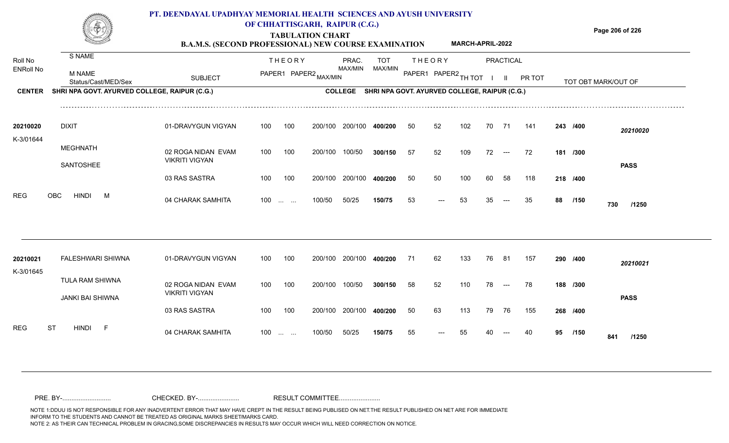# PT. DEENDAYAL UPADHYAY MEMORIAL HEALTH SCIENCES AND AYUSH UNIVERSITY OF CHHATTISGARH, RAIPUR (C.G.)

## TABULATION CHART

### B.A.M.S. (SECOND PROFESSIONAL) NEW COURSE EXAMINATION — MARCH-APRIL-2022

**CENTER:** SHRI NPA GOVT. AYURVED COLLEGE, RAIPUR (C.G.)
**COLLEGE:** SHRI NPA GOVT. AYURVED COLLEGE, RAIPUR (C.G.)

| Roll No / ENRoll No | S NAME / M NAME / Status/Cast/MED/Sex | SUBJECT | THEORY PAPER1 | THEORY PAPER2 | MAX/MIN | PRAC. MAX/MIN | TOT MAX/MIN | THEORY PAPER1 | THEORY PAPER2 | TH TOT | PRACTICAL I | PRACTICAL II | PR TOT | TOT OBT MARK/OUT OF | |
|---|---|---|---|---|---|---|---|---|---|---|---|---|---|---|---|
| 20210020 | DIXIT | 01-DRAVYGUN VIGYAN | 100 | 100 | 200/100 | 200/100 | 400/200 | 50 | 52 | 102 | 70 | 71 | 141 | 243 /400 | 20210020 |
| K-3/01644 | MEGHNATH / SANTOSHEE | 02 ROGA NIDAN EVAM VIKRITI VIGYAN | 100 | 100 | 200/100 | 100/50 | 300/150 | 57 | 52 | 109 | 72 | --- | 72 | 181 /300 | PASS |
| | | 03 RAS SASTRA | 100 | 100 | 200/100 | 200/100 | 400/200 | 50 | 50 | 100 | 60 | 58 | 118 | 218 /400 | |
| REG | OBC HINDI M | 04 CHARAK SAMHITA | 100 | ... ... | 100/50 | 50/25 | 150/75 | 53 | --- | 53 | 35 | --- | 35 | 88 /150 | 730 /1250 |
| 20210021 | FALESHWARI SHIWNA | 01-DRAVYGUN VIGYAN | 100 | 100 | 200/100 | 200/100 | 400/200 | 71 | 62 | 133 | 76 | 81 | 157 | 290 /400 | 20210021 |
| K-3/01645 | TULA RAM SHIWNA / JANKI BAI SHIWNA | 02 ROGA NIDAN EVAM VIKRITI VIGYAN | 100 | 100 | 200/100 | 100/50 | 300/150 | 58 | 52 | 110 | 78 | --- | 78 | 188 /300 | PASS |
| | | 03 RAS SASTRA | 100 | 100 | 200/100 | 200/100 | 400/200 | 50 | 63 | 113 | 79 | 76 | 155 | 268 /400 | |
| REG | ST HINDI F | 04 CHARAK SAMHITA | 100 | ... ... | 100/50 | 50/25 | 150/75 | 55 | --- | 55 | 40 | --- | 40 | 95 /150 | 841 /1250 |

PRE. BY-.......................... CHECKED. BY-...................... RESULT COMMITTEE......................

NOTE 1:DDUU IS NOT RESPONSIBLE FOR ANY INADVERTENT ERROR THAT MAY HAVE CREPT IN THE RESULT BEING PUBLISED ON NET.THE RESULT PUBLISHED ON NET ARE FOR IMMEDIATE INFORM TO THE STUDENTS AND CANNOT BE TREATED AS ORIGINAL MARKS SHEET/MARKS CARD.
NOTE 2: AS THEIR CAN TECHNICAL PROBLEM IN GRACING,SOME DISCREPANCIES IN RESULTS MAY OCCUR WHICH WILL NEED CORRECTION ON NOTICE.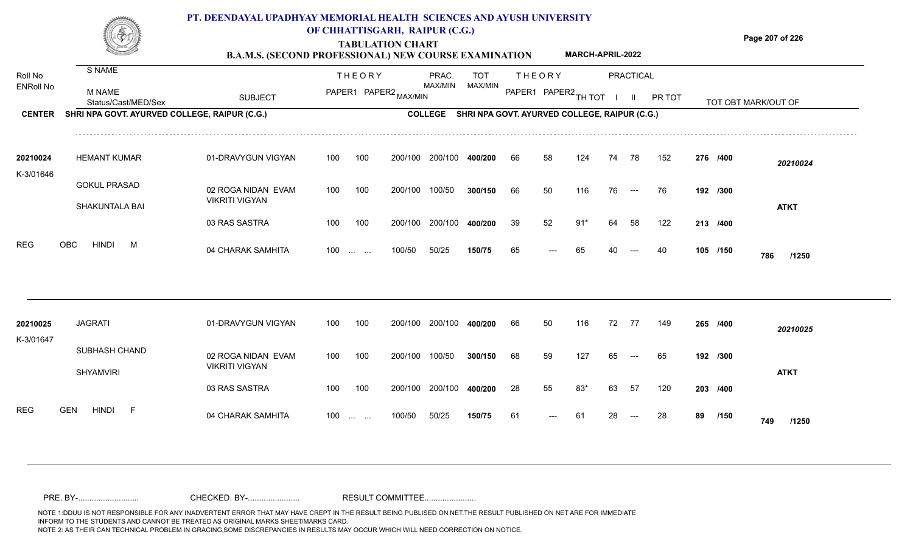# PT. DEENDAYAL UPADHYAY MEMORIAL HEALTH SCIENCES AND AYUSH UNIVERSITY OF CHHATTISGARH, RAIPUR (C.G.)

## TABULATION CHART

### B.A.M.S. (SECOND PROFESSIONAL) NEW COURSE EXAMINATION — MARCH-APRIL-2022

**CENTER:** SHRI NPA GOVT. AYURVED COLLEGE, RAIPUR (C.G.) **COLLEGE:** SHRI NPA GOVT. AYURVED COLLEGE, RAIPUR (C.G.)

| Roll No / ENRoll No | S NAME / M NAME / Status/Cast/MED/Sex | SUBJECT | THEORY PAPER1 | THEORY PAPER2 MAX/MIN | PRAC. MAX/MIN | TOT MAX/MIN | THEORY PAPER1 | THEORY PAPER2 | TH TOT | PRACTICAL I | PRACTICAL II | PR TOT | TOT OBT MARK/OUT OF | |
|---|---|---|---|---|---|---|---|---|---|---|---|---|---|---|
| 20210024 | HEMANT KUMAR | 01-DRAVYGUN VIGYAN | 100 | 100 200/100 | 200/100 | 400/200 | 66 | 58 | 124 | 74 | 78 | 152 | 276 /400 | 20210024 |
| K-3/01646 | GOKUL PRASAD / SHAKUNTALA BAI | 02 ROGA NIDAN EVAM VIKRITI VIGYAN | 100 | 100 200/100 | 100/50 | 300/150 | 66 | 50 | 116 | 76 | --- | 76 | 192 /300 | ATKT |
| | | 03 RAS SASTRA | 100 | 100 200/100 | 200/100 | 400/200 | 39 | 52 | 91* | 64 | 58 | 122 | 213 /400 | |
| REG | OBC HINDI M | 04 CHARAK SAMHITA | 100 | ... ... 100/50 | 50/25 | 150/75 | 65 | --- | 65 | 40 | --- | 40 | 105 /150 | 786 /1250 |
| 20210025 | JAGRATI | 01-DRAVYGUN VIGYAN | 100 | 100 200/100 | 200/100 | 400/200 | 66 | 50 | 116 | 72 | 77 | 149 | 265 /400 | 20210025 |
| K-3/01647 | SUBHASH CHAND / SHYAMVIRI | 02 ROGA NIDAN EVAM VIKRITI VIGYAN | 100 | 100 200/100 | 100/50 | 300/150 | 68 | 59 | 127 | 65 | --- | 65 | 192 /300 | ATKT |
| | | 03 RAS SASTRA | 100 | 100 200/100 | 200/100 | 400/200 | 28 | 55 | 83* | 63 | 57 | 120 | 203 /400 | |
| REG | GEN HINDI F | 04 CHARAK SAMHITA | 100 | ... ... 100/50 | 50/25 | 150/75 | 61 | --- | 61 | 28 | --- | 28 | 89 /150 | 749 /1250 |

PRE. BY-........................... CHECKED. BY-....................... RESULT COMMITTEE.......................

NOTE 1:DDUU IS NOT RESPONSIBLE FOR ANY INADVERTENT ERROR THAT MAY HAVE CREPT IN THE RESULT BEING PUBLISED ON NET.THE RESULT PUBLISHED ON NET ARE FOR IMMEDIATE INFORM TO THE STUDENTS AND CANNOT BE TREATED AS ORIGINAL MARKS SHEET/MARKS CARD.
NOTE 2: AS THEIR CAN TECHNICAL PROBLEM IN GRACING,SOME DISCREPANCIES IN RESULTS MAY OCCUR WHICH WILL NEED CORRECTION ON NOTICE.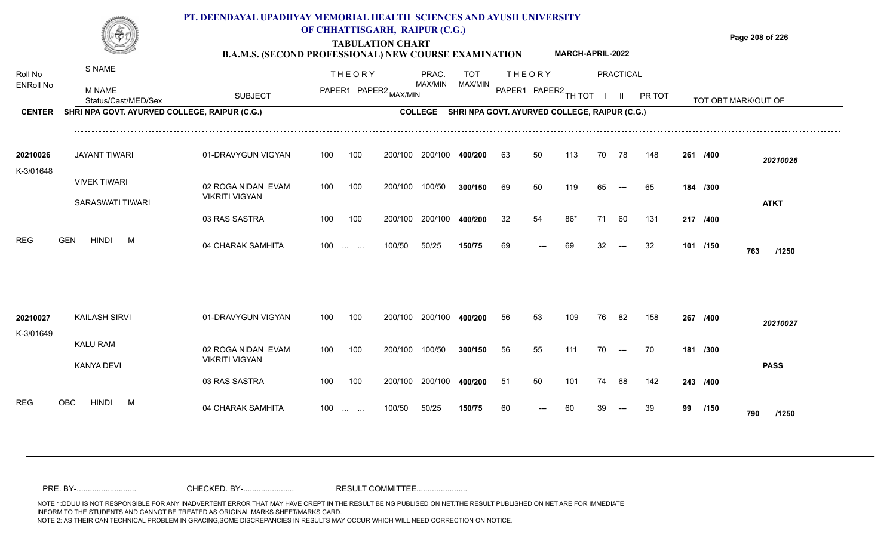# PT. DEENDAYAL UPADHYAY MEMORIAL HEALTH SCIENCES AND AYUSH UNIVERSITY OF CHHATTISGARH, RAIPUR (C.G.)

## TABULATION CHART

### B.A.M.S. (SECOND PROFESSIONAL) NEW COURSE EXAMINATION — MARCH-APRIL-2022

**CENTER** SHRI NPA GOVT. AYURVED COLLEGE, RAIPUR (C.G.) — **COLLEGE** SHRI NPA GOVT. AYURVED COLLEGE, RAIPUR (C.G.)

| Roll No / ENRoll No | S NAME / M NAME / Status/Cast/MED/Sex | SUBJECT | THEORY PAPER1 | THEORY PAPER2 MAX/MIN | PRAC. MAX/MIN | TOT MAX/MIN | THEORY PAPER1 | THEORY PAPER2 | TH TOT | PRACTICAL I | PRACTICAL II | PR TOT | TOT OBT MARK/OUT OF | |
|---|---|---|---|---|---|---|---|---|---|---|---|---|---|---|
| 20210026 | JAYANT TIWARI | 01-DRAVYGUN VIGYAN | 100 | 100 | 200/100 200/100 | 400/200 | 63 | 50 | 113 | 70 | 78 | 148 | 261 /400 | 20210026 |
| K-3/01648 | VIVEK TIWARI | 02 ROGA NIDAN EVAM VIKRITI VIGYAN | 100 | 100 | 200/100 100/50 | 300/150 | 69 | 50 | 119 | 65 | --- | 65 | 184 /300 | |
| | SARASWATI TIWARI | | | | | | | | | | | | | ATKT |
| | | 03 RAS SASTRA | 100 | 100 | 200/100 200/100 | 400/200 | 32 | 54 | 86* | 71 | 60 | 131 | 217 /400 | |
| REG | GEN HINDI M | 04 CHARAK SAMHITA | 100 | ... ... | 100/50 50/25 | 150/75 | 69 | --- | 69 | 32 | --- | 32 | 101 /150 | 763 /1250 |
| 20210027 | KAILASH SIRVI | 01-DRAVYGUN VIGYAN | 100 | 100 | 200/100 200/100 | 400/200 | 56 | 53 | 109 | 76 | 82 | 158 | 267 /400 | 20210027 |
| K-3/01649 | KALU RAM | 02 ROGA NIDAN EVAM VIKRITI VIGYAN | 100 | 100 | 200/100 100/50 | 300/150 | 56 | 55 | 111 | 70 | --- | 70 | 181 /300 | |
| | KANYA DEVI | | | | | | | | | | | | | PASS |
| | | 03 RAS SASTRA | 100 | 100 | 200/100 200/100 | 400/200 | 51 | 50 | 101 | 74 | 68 | 142 | 243 /400 | |
| REG | OBC HINDI M | 04 CHARAK SAMHITA | 100 | ... ... | 100/50 50/25 | 150/75 | 60 | --- | 60 | 39 | --- | 39 | 99 /150 | 790 /1250 |

PRE. BY-.......................... CHECKED. BY-...................... RESULT COMMITTEE......................

NOTE 1:DDUU IS NOT RESPONSIBLE FOR ANY INADVERTENT ERROR THAT MAY HAVE CREPT IN THE RESULT BEING PUBLISED ON NET.THE RESULT PUBLISHED ON NET ARE FOR IMMEDIATE INFORM TO THE STUDENTS AND CANNOT BE TREATED AS ORIGINAL MARKS SHEET/MARKS CARD.
NOTE 2: AS THEIR CAN TECHNICAL PROBLEM IN GRACING,SOME DISCREPANCIES IN RESULTS MAY OCCUR WHICH WILL NEED CORRECTION ON NOTICE.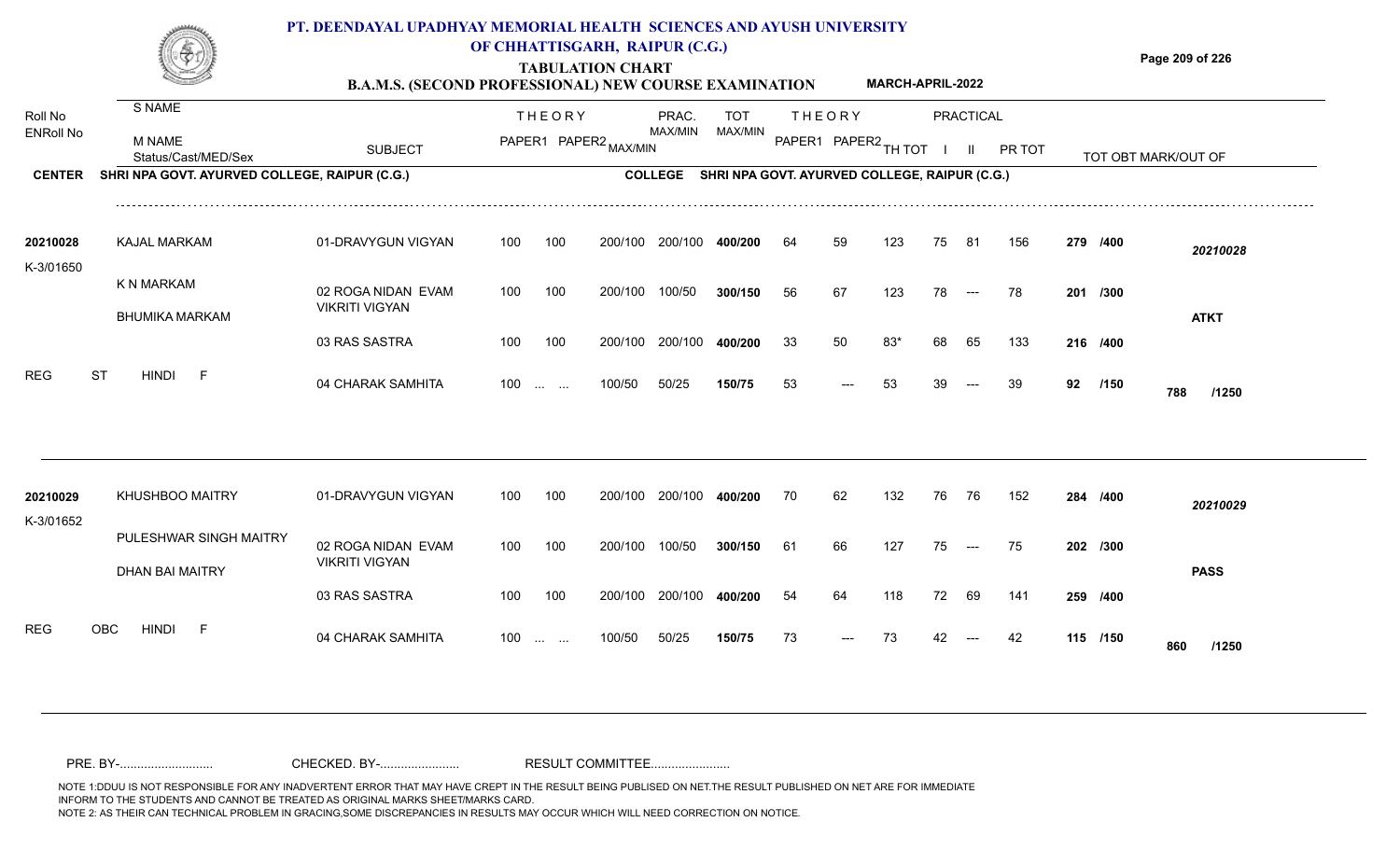# PT. DEENDAYAL UPADHYAY MEMORIAL HEALTH SCIENCES AND AYUSH UNIVERSITY OF CHHATTISGARH, RAIPUR (C.G.)

## TABULATION CHART

### B.A.M.S. (SECOND PROFESSIONAL) NEW COURSE EXAMINATION — MARCH-APRIL-2022

| Roll No / ENRoll No | S NAME / M NAME / Status/Cast/MED/Sex | SUBJECT | THEORY PAPER1 | THEORY PAPER2 MAX/MIN | PRAC. MAX/MIN | TOT MAX/MIN | THEORY PAPER1 | THEORY PAPER2 | TH TOT | PRACTICAL I | PRACTICAL II | PR TOT | TOT OBT MARK/OUT OF | |
|---|---|---|---|---|---|---|---|---|---|---|---|---|---|---|

**CENTER** SHRI NPA GOVT. AYURVED COLLEGE, RAIPUR (C.G.) — **COLLEGE** SHRI NPA GOVT. AYURVED COLLEGE, RAIPUR (C.G.)

| Roll No / ENRoll No | Name Details | SUBJECT | PAPER1 | PAPER2 | MAX/MIN | PRAC. MAX/MIN | TOT MAX/MIN | PAPER1 | PAPER2 | TH TOT | I | II | PR TOT | TOT OBT / OUT OF | Result |
|---|---|---|---|---|---|---|---|---|---|---|---|---|---|---|---|
| 20210028 | KAJAL MARKAM | 01-DRAVYGUN VIGYAN | 100 | 100 | 200/100 | 200/100 | 400/200 | 64 | 59 | 123 | 75 | 81 | 156 | 279 /400 | 20210028 |
| K-3/01650 | K N MARKAM | 02 ROGA NIDAN EVAM VIKRITI VIGYAN | 100 | 100 | 200/100 | 100/50 | 300/150 | 56 | 67 | 123 | 78 | --- | 78 | 201 /300 | |
| | BHUMIKA MARKAM | 03 RAS SASTRA | 100 | 100 | 200/100 | 200/100 | 400/200 | 33 | 50 | 83* | 68 | 65 | 133 | 216 /400 | ATKT |
| REG | ST HINDI F | 04 CHARAK SAMHITA | 100 | ... ... | 100/50 | 50/25 | 150/75 | 53 | --- | 53 | 39 | --- | 39 | 92 /150 | 788 /1250 |
| 20210029 | KHUSHBOO MAITRY | 01-DRAVYGUN VIGYAN | 100 | 100 | 200/100 | 200/100 | 400/200 | 70 | 62 | 132 | 76 | 76 | 152 | 284 /400 | 20210029 |
| K-3/01652 | PULESHWAR SINGH MAITRY | 02 ROGA NIDAN EVAM VIKRITI VIGYAN | 100 | 100 | 200/100 | 100/50 | 300/150 | 61 | 66 | 127 | 75 | --- | 75 | 202 /300 | |
| | DHAN BAI MAITRY | 03 RAS SASTRA | 100 | 100 | 200/100 | 200/100 | 400/200 | 54 | 64 | 118 | 72 | 69 | 141 | 259 /400 | PASS |
| REG | OBC HINDI F | 04 CHARAK SAMHITA | 100 | ... ... | 100/50 | 50/25 | 150/75 | 73 | --- | 73 | 42 | --- | 42 | 115 /150 | 860 /1250 |

PRE. BY-........................... CHECKED. BY-....................... RESULT COMMITTEE.......................

NOTE 1:DDUU IS NOT RESPONSIBLE FOR ANY INADVERTENT ERROR THAT MAY HAVE CREPT IN THE RESULT BEING PUBLISED ON NET.THE RESULT PUBLISHED ON NET ARE FOR IMMEDIATE INFORM TO THE STUDENTS AND CANNOT BE TREATED AS ORIGINAL MARKS SHEET/MARKS CARD.
NOTE 2: AS THEIR CAN TECHNICAL PROBLEM IN GRACING,SOME DISCREPANCIES IN RESULTS MAY OCCUR WHICH WILL NEED CORRECTION ON NOTICE.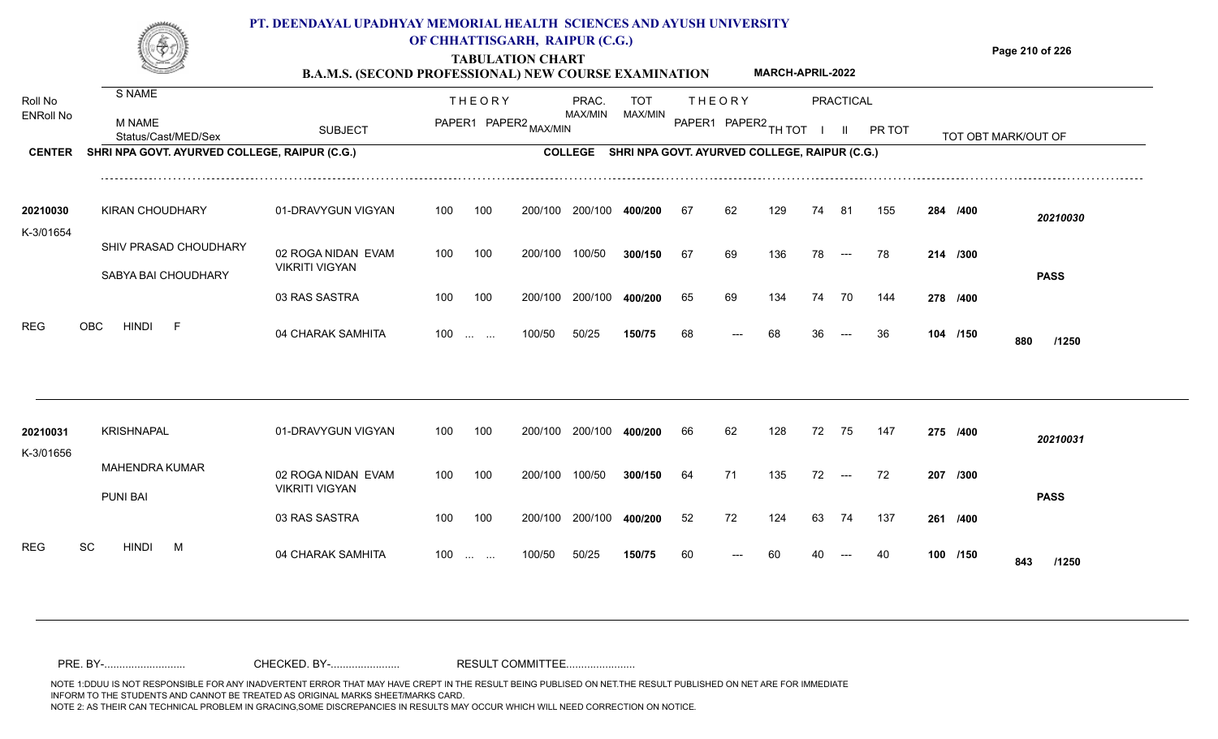# PT. DEENDAYAL UPADHYAY MEMORIAL HEALTH SCIENCES AND AYUSH UNIVERSITY OF CHHATTISGARH, RAIPUR (C.G.)

## TABULATION CHART

### B.A.M.S. (SECOND PROFESSIONAL) NEW COURSE EXAMINATION — MARCH-APRIL-2022

**CENTER** SHRI NPA GOVT. AYURVED COLLEGE, RAIPUR (C.G.) **COLLEGE** SHRI NPA GOVT. AYURVED COLLEGE, RAIPUR (C.G.)

| Roll No / ENRoll No | S NAME / M NAME / Status/Cast/MED/Sex | SUBJECT | THEORY PAPER1 | THEORY PAPER2 MAX/MIN | PRAC. MAX/MIN | TOT MAX/MIN | THEORY PAPER1 | THEORY PAPER2 | TH TOT | PRACTICAL I | PRACTICAL II | PR TOT | TOT OBT MARK/OUT OF | |
|---|---|---|---|---|---|---|---|---|---|---|---|---|---|---|
| 20210030 | KIRAN CHOUDHARY | 01-DRAVYGUN VIGYAN | 100 | 100 200/100 | 200/100 | 400/200 | 67 | 62 | 129 | 74 | 81 | 155 | 284 /400 | 20210030 |
| K-3/01654 | SHIV PRASAD CHOUDHARY | 02 ROGA NIDAN EVAM VIKRITI VIGYAN | 100 | 100 200/100 | 100/50 | 300/150 | 67 | 69 | 136 | 78 | --- | 78 | 214 /300 | |
| | SABYA BAI CHOUDHARY | 03 RAS SASTRA | 100 | 100 200/100 | 200/100 | 400/200 | 65 | 69 | 134 | 74 | 70 | 144 | 278 /400 | PASS |
| REG | OBC HINDI F | 04 CHARAK SAMHITA | 100 | ... ... 100/50 | 50/25 | 150/75 | 68 | --- | 68 | 36 | --- | 36 | 104 /150 | 880 /1250 |
| 20210031 | KRISHNAPAL | 01-DRAVYGUN VIGYAN | 100 | 100 200/100 | 200/100 | 400/200 | 66 | 62 | 128 | 72 | 75 | 147 | 275 /400 | 20210031 |
| K-3/01656 | MAHENDRA KUMAR | 02 ROGA NIDAN EVAM VIKRITI VIGYAN | 100 | 100 200/100 | 100/50 | 300/150 | 64 | 71 | 135 | 72 | --- | 72 | 207 /300 | |
| | PUNI BAI | 03 RAS SASTRA | 100 | 100 200/100 | 200/100 | 400/200 | 52 | 72 | 124 | 63 | 74 | 137 | 261 /400 | PASS |
| REG | SC HINDI M | 04 CHARAK SAMHITA | 100 | ... ... 100/50 | 50/25 | 150/75 | 60 | --- | 60 | 40 | --- | 40 | 100 /150 | 843 /1250 |

PRE. BY-.......................... CHECKED. BY-...................... RESULT COMMITTEE......................

NOTE 1:DDUU IS NOT RESPONSIBLE FOR ANY INADVERTENT ERROR THAT MAY HAVE CREPT IN THE RESULT BEING PUBLISED ON NET.THE RESULT PUBLISHED ON NET ARE FOR IMMEDIATE INFORM TO THE STUDENTS AND CANNOT BE TREATED AS ORIGINAL MARKS SHEET/MARKS CARD.
NOTE 2: AS THEIR CAN TECHNICAL PROBLEM IN GRACING,SOME DISCREPANCIES IN RESULTS MAY OCCUR WHICH WILL NEED CORRECTION ON NOTICE.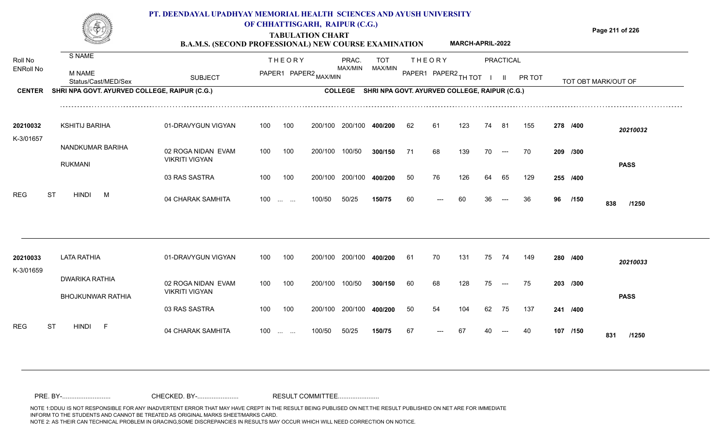# PT. DEENDAYAL UPADHYAY MEMORIAL HEALTH SCIENCES AND AYUSH UNIVERSITY OF CHHATTISGARH, RAIPUR (C.G.)

## TABULATION CHART

### B.A.M.S. (SECOND PROFESSIONAL) NEW COURSE EXAMINATION — MARCH-APRIL-2022

**CENTER:** SHRI NPA GOVT. AYURVED COLLEGE, RAIPUR (C.G.) — **COLLEGE:** SHRI NPA GOVT. AYURVED COLLEGE, RAIPUR (C.G.)

| Roll No / ENRoll No | S NAME / M NAME / Status/Cast/MED/Sex | SUBJECT | THEORY PAPER1 | THEORY PAPER2 | MAX/MIN | PRAC. MAX/MIN | TOT MAX/MIN | PAPER1 | PAPER2 | TH TOT | PRACTICAL I | PRACTICAL II | PR TOT | TOT OBT MARK/OUT OF | |
|---|---|---|---|---|---|---|---|---|---|---|---|---|---|---|---|
| 20210032 | KSHITIJ BARIHA | 01-DRAVYGUN VIGYAN | 100 | 100 | 200/100 | 200/100 | 400/200 | 62 | 61 | 123 | 74 | 81 | 155 | 278 /400 | 20210032 |
| K-3/01657 | NANDKUMAR BARIHA | 02 ROGA NIDAN EVAM VIKRITI VIGYAN | 100 | 100 | 200/100 | 100/50 | 300/150 | 71 | 68 | 139 | 70 | --- | 70 | 209 /300 | |
| | RUKMANI | | | | | | | | | | | | | | PASS |
| | | 03 RAS SASTRA | 100 | 100 | 200/100 | 200/100 | 400/200 | 50 | 76 | 126 | 64 | 65 | 129 | 255 /400 | |
| REG | ST HINDI M | 04 CHARAK SAMHITA | 100 | ... ... | 100/50 | 50/25 | 150/75 | 60 | --- | 60 | 36 | --- | 36 | 96 /150 | 838 /1250 |
| 20210033 | LATA RATHIA | 01-DRAVYGUN VIGYAN | 100 | 100 | 200/100 | 200/100 | 400/200 | 61 | 70 | 131 | 75 | 74 | 149 | 280 /400 | 20210033 |
| K-3/01659 | DWARIKA RATHIA | 02 ROGA NIDAN EVAM VIKRITI VIGYAN | 100 | 100 | 200/100 | 100/50 | 300/150 | 60 | 68 | 128 | 75 | --- | 75 | 203 /300 | |
| | BHOJKUNWAR RATHIA | | | | | | | | | | | | | | PASS |
| | | 03 RAS SASTRA | 100 | 100 | 200/100 | 200/100 | 400/200 | 50 | 54 | 104 | 62 | 75 | 137 | 241 /400 | |
| REG | ST HINDI F | 04 CHARAK SAMHITA | 100 | ... ... | 100/50 | 50/25 | 150/75 | 67 | --- | 67 | 40 | --- | 40 | 107 /150 | 831 /1250 |

PRE. BY-.......................... CHECKED. BY-...................... RESULT COMMITTEE......................

NOTE 1:DDUU IS NOT RESPONSIBLE FOR ANY INADVERTENT ERROR THAT MAY HAVE CREPT IN THE RESULT BEING PUBLISED ON NET.THE RESULT PUBLISHED ON NET ARE FOR IMMEDIATE INFORM TO THE STUDENTS AND CANNOT BE TREATED AS ORIGINAL MARKS SHEET/MARKS CARD.
NOTE 2: AS THEIR CAN TECHNICAL PROBLEM IN GRACING,SOME DISCREPANCIES IN RESULTS MAY OCCUR WHICH WILL NEED CORRECTION ON NOTICE.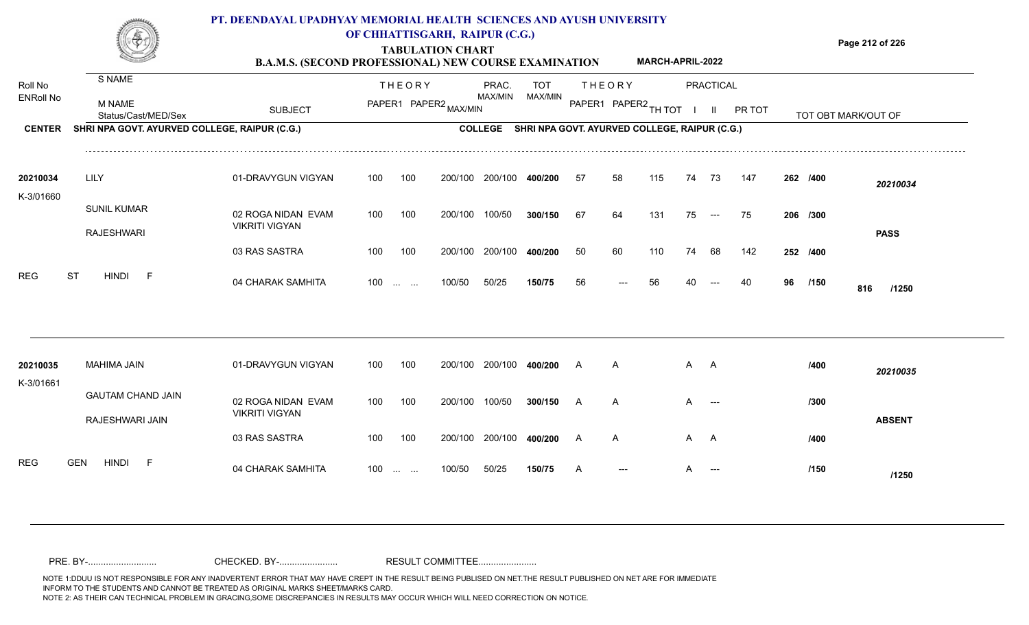# PT. DEENDAYAL UPADHYAY MEMORIAL HEALTH SCIENCES AND AYUSH UNIVERSITY OF CHHATTISGARH, RAIPUR (C.G.)

## TABULATION CHART

### B.A.M.S. (SECOND PROFESSIONAL) NEW COURSE EXAMINATION — MARCH-APRIL-2022

| Roll No / ENRoll No | S NAME / M NAME / Status/Cast/MED/Sex | SUBJECT | THEORY PAPER1 | THEORY PAPER2 MAX/MIN | PRAC. MAX/MIN | TOT MAX/MIN | THEORY PAPER1 | THEORY PAPER2 | TH TOT | PRACTICAL I | PRACTICAL II | PR TOT | TOT OBT MARK/OUT OF | |
|---|---|---|---|---|---|---|---|---|---|---|---|---|---|---|
| **CENTER** | SHRI NPA GOVT. AYURVED COLLEGE, RAIPUR (C.G.) | **COLLEGE** | SHRI NPA GOVT. AYURVED COLLEGE, RAIPUR (C.G.) | | | | | | | | | | | |
| 20210034 | LILY | 01-DRAVYGUN VIGYAN | 100 | 100 200/100 | 200/100 | 400/200 | 57 | 58 | 115 | 74 | 73 | 147 | 262 /400 | 20210034 |
| K-3/01660 | SUNIL KUMAR | 02 ROGA NIDAN EVAM VIKRITI VIGYAN | 100 | 100 200/100 | 100/50 | 300/150 | 67 | 64 | 131 | 75 | --- | 75 | 206 /300 | |
| | RAJESHWARI | 03 RAS SASTRA | 100 | 100 200/100 | 200/100 | 400/200 | 50 | 60 | 110 | 74 | 68 | 142 | 252 /400 | **PASS** |
| REG | ST HINDI F | 04 CHARAK SAMHITA | 100 | ... ... 100/50 | 50/25 | 150/75 | 56 | --- | 56 | 40 | --- | 40 | 96 /150 | 816 /1250 |
| 20210035 | MAHIMA JAIN | 01-DRAVYGUN VIGYAN | 100 | 100 200/100 | 200/100 | 400/200 | A | A | | A | A | | /400 | 20210035 |
| K-3/01661 | GAUTAM CHAND JAIN | 02 ROGA NIDAN EVAM VIKRITI VIGYAN | 100 | 100 200/100 | 100/50 | 300/150 | A | A | | A | --- | | /300 | |
| | RAJESHWARI JAIN | 03 RAS SASTRA | 100 | 100 200/100 | 200/100 | 400/200 | A | A | | A | A | | /400 | **ABSENT** |
| REG | GEN HINDI F | 04 CHARAK SAMHITA | 100 | ... ... 100/50 | 50/25 | 150/75 | A | --- | | A | --- | | /150 | /1250 |

PRE. BY-.......................... CHECKED. BY-...................... RESULT COMMITTEE......................

NOTE 1:DDUU IS NOT RESPONSIBLE FOR ANY INADVERTENT ERROR THAT MAY HAVE CREPT IN THE RESULT BEING PUBLISED ON NET.THE RESULT PUBLISHED ON NET ARE FOR IMMEDIATE INFORM TO THE STUDENTS AND CANNOT BE TREATED AS ORIGINAL MARKS SHEET/MARKS CARD.
NOTE 2: AS THEIR CAN TECHNICAL PROBLEM IN GRACING,SOME DISCREPANCIES IN RESULTS MAY OCCUR WHICH WILL NEED CORRECTION ON NOTICE.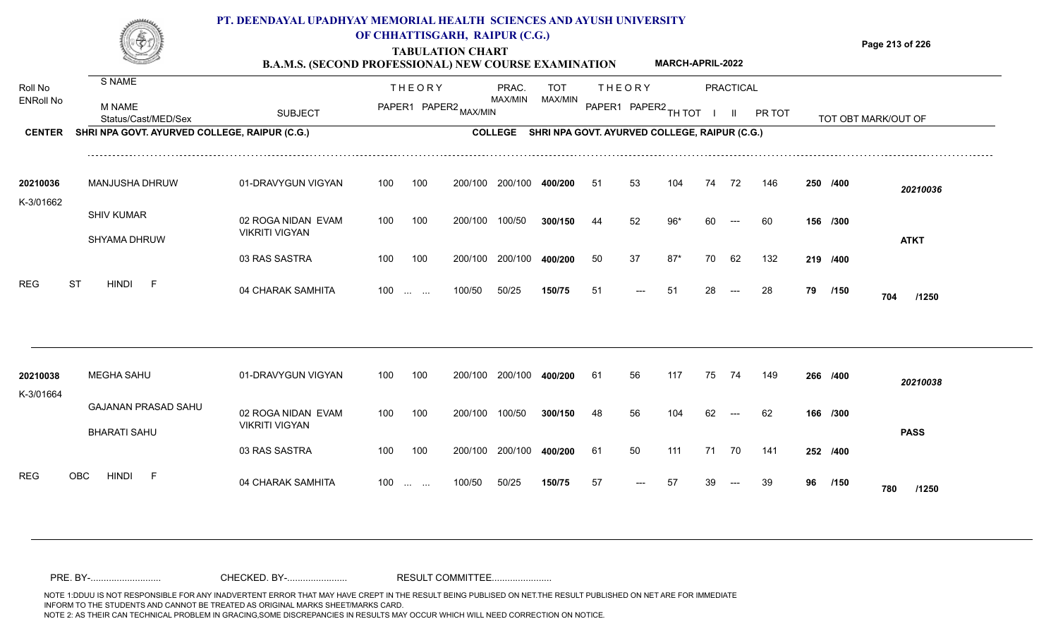# PT. DEENDAYAL UPADHYAY MEMORIAL HEALTH SCIENCES AND AYUSH UNIVERSITY OF CHHATTISGARH, RAIPUR (C.G.)

## TABULATION CHART

### B.A.M.S. (SECOND PROFESSIONAL) NEW COURSE EXAMINATION — MARCH-APRIL-2022

**CENTER** SHRI NPA GOVT. AYURVED COLLEGE, RAIPUR (C.G.) — **COLLEGE** SHRI NPA GOVT. AYURVED COLLEGE, RAIPUR (C.G.)

| Roll No / ENRoll No | S NAME / M NAME / Status/Cast/MED/Sex | SUBJECT | THEORY PAPER1 | THEORY PAPER2 | MAX/MIN | PRAC. MAX/MIN | TOT MAX/MIN | THEORY PAPER1 | THEORY PAPER2 | TH TOT | PRACTICAL I | PRACTICAL II | PR TOT | TOT OBT MARK/OUT OF | |
|---|---|---|---|---|---|---|---|---|---|---|---|---|---|---|---|
| 20210036 | MANJUSHA DHRUW | 01-DRAVYGUN VIGYAN | 100 | 100 | 200/100 | 200/100 | 400/200 | 51 | 53 | 104 | 74 | 72 | 146 | 250 /400 | 20210036 |
| K-3/01662 | SHIV KUMAR / SHYAMA DHRUW | 02 ROGA NIDAN EVAM VIKRITI VIGYAN | 100 | 100 | 200/100 | 100/50 | 300/150 | 44 | 52 | 96* | 60 | --- | 60 | 156 /300 | ATKT |
| | | 03 RAS SASTRA | 100 | 100 | 200/100 | 200/100 | 400/200 | 50 | 37 | 87* | 70 | 62 | 132 | 219 /400 | |
| REG | ST HINDI F | 04 CHARAK SAMHITA | 100 | ... ... | 100/50 | 50/25 | 150/75 | 51 | --- | 51 | 28 | --- | 28 | 79 /150 | 704 /1250 |
| 20210038 | MEGHA SAHU | 01-DRAVYGUN VIGYAN | 100 | 100 | 200/100 | 200/100 | 400/200 | 61 | 56 | 117 | 75 | 74 | 149 | 266 /400 | 20210038 |
| K-3/01664 | GAJANAN PRASAD SAHU / BHARATI SAHU | 02 ROGA NIDAN EVAM VIKRITI VIGYAN | 100 | 100 | 200/100 | 100/50 | 300/150 | 48 | 56 | 104 | 62 | --- | 62 | 166 /300 | PASS |
| | | 03 RAS SASTRA | 100 | 100 | 200/100 | 200/100 | 400/200 | 61 | 50 | 111 | 71 | 70 | 141 | 252 /400 | |
| REG | OBC HINDI F | 04 CHARAK SAMHITA | 100 | ... ... | 100/50 | 50/25 | 150/75 | 57 | --- | 57 | 39 | --- | 39 | 96 /150 | 780 /1250 |

PRE. BY-.......................... CHECKED. BY-...................... RESULT COMMITTEE......................

NOTE 1:DDUU IS NOT RESPONSIBLE FOR ANY INADVERTENT ERROR THAT MAY HAVE CREPT IN THE RESULT BEING PUBLISED ON NET.THE RESULT PUBLISHED ON NET ARE FOR IMMEDIATE INFORM TO THE STUDENTS AND CANNOT BE TREATED AS ORIGINAL MARKS SHEET/MARKS CARD.
NOTE 2: AS THEIR CAN TECHNICAL PROBLEM IN GRACING,SOME DISCREPANCIES IN RESULTS MAY OCCUR WHICH WILL NEED CORRECTION ON NOTICE.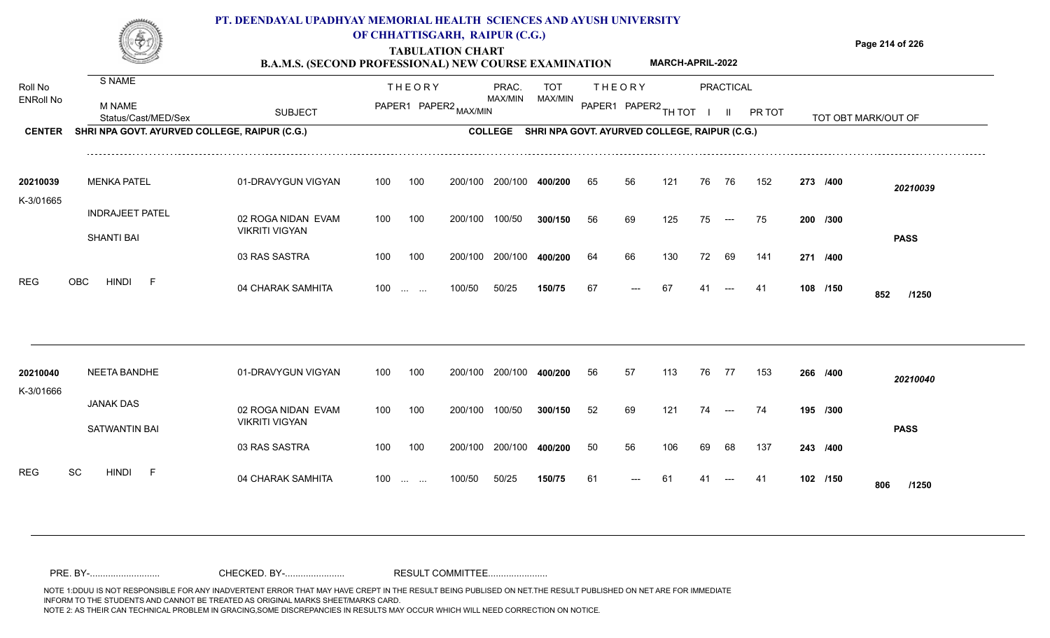# PT. DEENDAYAL UPADHYAY MEMORIAL HEALTH SCIENCES AND AYUSH UNIVERSITY OF CHHATTISGARH, RAIPUR (C.G.)

## TABULATION CHART

### B.A.M.S. (SECOND PROFESSIONAL) NEW COURSE EXAMINATION — MARCH-APRIL-2022

**CENTER** SHRI NPA GOVT. AYURVED COLLEGE, RAIPUR (C.G.) — **COLLEGE** SHRI NPA GOVT. AYURVED COLLEGE, RAIPUR (C.G.)

| Roll No / ENRoll No | S NAME / M NAME / Status/Cast/MED/Sex | SUBJECT | THEORY PAPER1 | THEORY PAPER2 MAX/MIN | PRAC. MAX/MIN | TOT MAX/MIN | THEORY PAPER1 | THEORY PAPER2 | TH TOT | PRACTICAL I | PRACTICAL II | PR TOT | TOT OBT MARK/OUT OF | |
|---|---|---|---|---|---|---|---|---|---|---|---|---|---|---|
| 20210039 | MENKA PATEL | 01-DRAVYGUN VIGYAN | 100 | 100 200/100 | 200/100 | 400/200 | 65 | 56 | 121 | 76 | 76 | 152 | 273 /400 | 20210039 |
| K-3/01665 | INDRAJEET PATEL | 02 ROGA NIDAN EVAM VIKRITI VIGYAN | 100 | 100 200/100 | 100/50 | 300/150 | 56 | 69 | 125 | 75 | --- | 75 | 200 /300 | |
| | SHANTI BAI | 03 RAS SASTRA | 100 | 100 200/100 | 200/100 | 400/200 | 64 | 66 | 130 | 72 | 69 | 141 | 271 /400 | PASS |
| REG | OBC HINDI F | 04 CHARAK SAMHITA | 100 | ... ... 100/50 | 50/25 | 150/75 | 67 | --- | 67 | 41 | --- | 41 | 108 /150 | 852 /1250 |
| 20210040 | NEETA BANDHE | 01-DRAVYGUN VIGYAN | 100 | 100 200/100 | 200/100 | 400/200 | 56 | 57 | 113 | 76 | 77 | 153 | 266 /400 | 20210040 |
| K-3/01666 | JANAK DAS | 02 ROGA NIDAN EVAM VIKRITI VIGYAN | 100 | 100 200/100 | 100/50 | 300/150 | 52 | 69 | 121 | 74 | --- | 74 | 195 /300 | |
| | SATWANTIN BAI | 03 RAS SASTRA | 100 | 100 200/100 | 200/100 | 400/200 | 50 | 56 | 106 | 69 | 68 | 137 | 243 /400 | PASS |
| REG | SC HINDI F | 04 CHARAK SAMHITA | 100 | ... ... 100/50 | 50/25 | 150/75 | 61 | --- | 61 | 41 | --- | 41 | 102 /150 | 806 /1250 |

PRE. BY-.......................... CHECKED. BY-...................... RESULT COMMITTEE......................

NOTE 1:DDUU IS NOT RESPONSIBLE FOR ANY INADVERTENT ERROR THAT MAY HAVE CREPT IN THE RESULT BEING PUBLISED ON NET.THE RESULT PUBLISHED ON NET ARE FOR IMMEDIATE INFORM TO THE STUDENTS AND CANNOT BE TREATED AS ORIGINAL MARKS SHEET/MARKS CARD.
NOTE 2: AS THEIR CAN TECHNICAL PROBLEM IN GRACING,SOME DISCREPANCIES IN RESULTS MAY OCCUR WHICH WILL NEED CORRECTION ON NOTICE.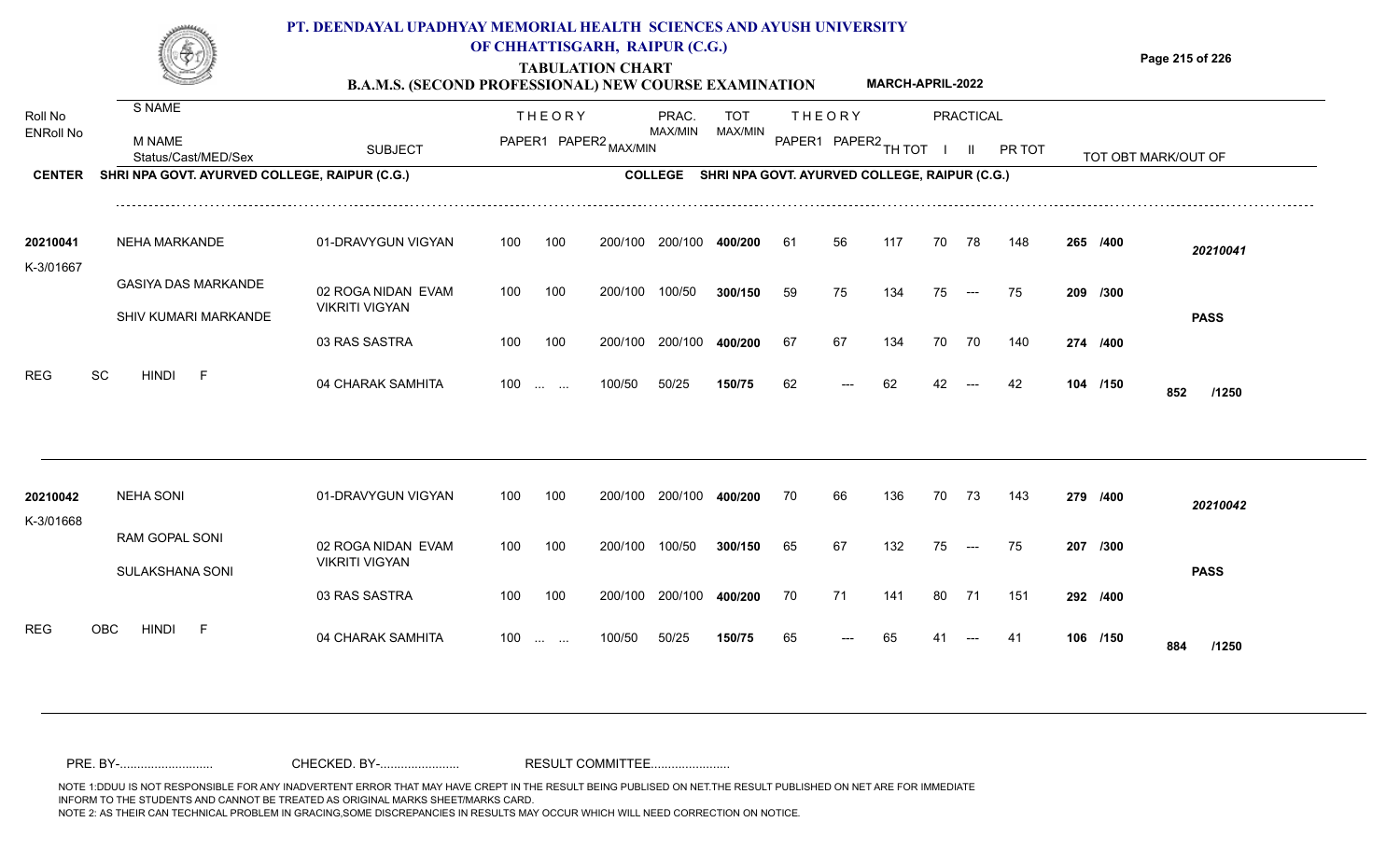# PT. DEENDAYAL UPADHYAY MEMORIAL HEALTH SCIENCES AND AYUSH UNIVERSITY OF CHHATTISGARH, RAIPUR (C.G.)

## TABULATION CHART

### B.A.M.S. (SECOND PROFESSIONAL) NEW COURSE EXAMINATION — MARCH-APRIL-2022

**CENTER:** SHRI NPA GOVT. AYURVED COLLEGE, RAIPUR (C.G.) — **COLLEGE:** SHRI NPA GOVT. AYURVED COLLEGE, RAIPUR (C.G.)

| Roll No / ENRoll No | S NAME / M NAME / Status/Cast/MED/Sex | SUBJECT | THEORY PAPER1 | THEORY PAPER2 | MAX/MIN | PRAC. MAX/MIN | TOT MAX/MIN | THEORY PAPER1 | THEORY PAPER2 | TH TOT | PRACTICAL I | PRACTICAL II | PR TOT | TOT OBT MARK/OUT OF | |
|---|---|---|---|---|---|---|---|---|---|---|---|---|---|---|---|
| 20210041 | NEHA MARKANDE | 01-DRAVYGUN VIGYAN | 100 | 100 | 200/100 | 200/100 | 400/200 | 61 | 56 | 117 | 70 | 78 | 148 | 265 /400 | 20210041 |
| K-3/01667 | GASIYA DAS MARKANDE / SHIV KUMARI MARKANDE | 02 ROGA NIDAN EVAM VIKRITI VIGYAN | 100 | 100 | 200/100 | 100/50 | 300/150 | 59 | 75 | 134 | 75 | --- | 75 | 209 /300 | PASS |
| | | 03 RAS SASTRA | 100 | 100 | 200/100 | 200/100 | 400/200 | 67 | 67 | 134 | 70 | 70 | 140 | 274 /400 | |
| REG | SC HINDI F | 04 CHARAK SAMHITA | 100 | ... ... | 100/50 | 50/25 | 150/75 | 62 | --- | 62 | 42 | --- | 42 | 104 /150 | 852 /1250 |
| 20210042 | NEHA SONI | 01-DRAVYGUN VIGYAN | 100 | 100 | 200/100 | 200/100 | 400/200 | 70 | 66 | 136 | 70 | 73 | 143 | 279 /400 | 20210042 |
| K-3/01668 | RAM GOPAL SONI / SULAKSHANA SONI | 02 ROGA NIDAN EVAM VIKRITI VIGYAN | 100 | 100 | 200/100 | 100/50 | 300/150 | 65 | 67 | 132 | 75 | --- | 75 | 207 /300 | PASS |
| | | 03 RAS SASTRA | 100 | 100 | 200/100 | 200/100 | 400/200 | 70 | 71 | 141 | 80 | 71 | 151 | 292 /400 | |
| REG | OBC HINDI F | 04 CHARAK SAMHITA | 100 | ... ... | 100/50 | 50/25 | 150/75 | 65 | --- | 65 | 41 | --- | 41 | 106 /150 | 884 /1250 |

PRE. BY-........................... CHECKED. BY-....................... RESULT COMMITTEE.......................

NOTE 1:DDUU IS NOT RESPONSIBLE FOR ANY INADVERTENT ERROR THAT MAY HAVE CREPT IN THE RESULT BEING PUBLISED ON NET.THE RESULT PUBLISHED ON NET ARE FOR IMMEDIATE INFORM TO THE STUDENTS AND CANNOT BE TREATED AS ORIGINAL MARKS SHEET/MARKS CARD.
NOTE 2: AS THEIR CAN TECHNICAL PROBLEM IN GRACING,SOME DISCREPANCIES IN RESULTS MAY OCCUR WHICH WILL NEED CORRECTION ON NOTICE.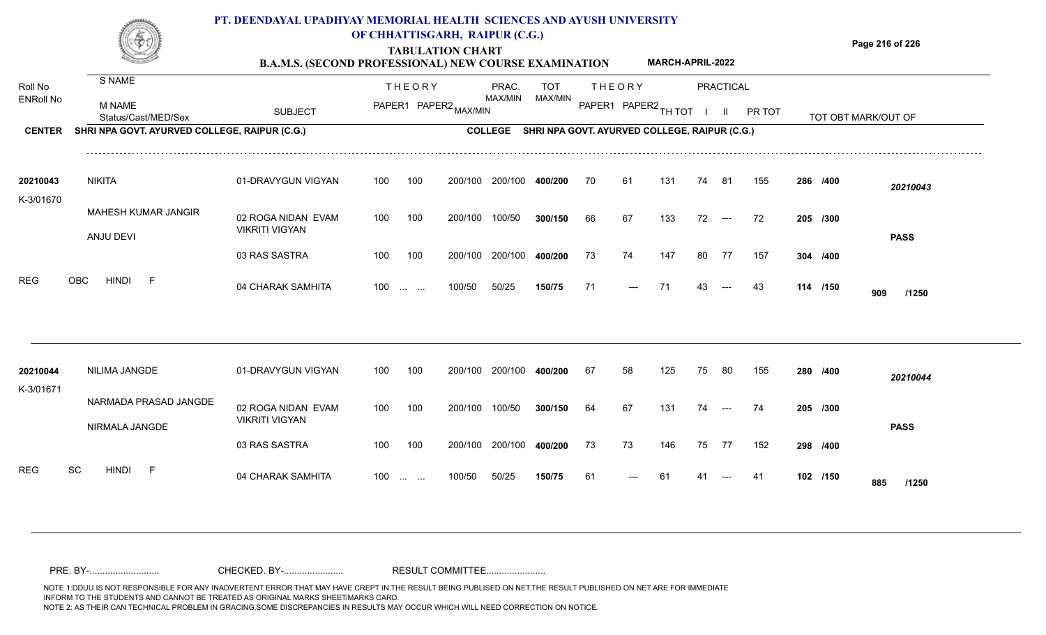# PT. DEENDAYAL UPADHYAY MEMORIAL HEALTH SCIENCES AND AYUSH UNIVERSITY OF CHHATTISGARH, RAIPUR (C.G.)

## TABULATION CHART

### B.A.M.S. (SECOND PROFESSIONAL) NEW COURSE EXAMINATION — MARCH-APRIL-2022

**CENTER** SHRI NPA GOVT. AYURVED COLLEGE, RAIPUR (C.G.) — **COLLEGE** SHRI NPA GOVT. AYURVED COLLEGE, RAIPUR (C.G.)

| Roll No / ENRoll No | S NAME / M NAME / Status/Cast/MED/Sex | SUBJECT | THEORY PAPER1 | THEORY PAPER2 | MAX/MIN | PRAC. MAX/MIN | TOT MAX/MIN | THEORY PAPER1 | THEORY PAPER2 | TH TOT | PRACTICAL I | PRACTICAL II | PR TOT | TOT OBT MARK/OUT OF | |
|---|---|---|---|---|---|---|---|---|---|---|---|---|---|---|---|
| 20210043 | NIKITA | 01-DRAVYGUN VIGYAN | 100 | 100 | 200/100 | 200/100 | 400/200 | 70 | 61 | 131 | 74 | 81 | 155 | 286 /400 | 20210043 |
| K-3/01670 | MAHESH KUMAR JANGIR / ANJU DEVI | 02 ROGA NIDAN EVAM VIKRITI VIGYAN | 100 | 100 | 200/100 | 100/50 | 300/150 | 66 | 67 | 133 | 72 | --- | 72 | 205 /300 | PASS |
| | | 03 RAS SASTRA | 100 | 100 | 200/100 | 200/100 | 400/200 | 73 | 74 | 147 | 80 | 77 | 157 | 304 /400 | |
| REG | OBC HINDI F | 04 CHARAK SAMHITA | 100 | ... ... | 100/50 | 50/25 | 150/75 | 71 | --- | 71 | 43 | --- | 43 | 114 /150 | 909 /1250 |
| 20210044 | NILIMA JANGDE | 01-DRAVYGUN VIGYAN | 100 | 100 | 200/100 | 200/100 | 400/200 | 67 | 58 | 125 | 75 | 80 | 155 | 280 /400 | 20210044 |
| K-3/01671 | NARMADA PRASAD JANGDE / NIRMALA JANGDE | 02 ROGA NIDAN EVAM VIKRITI VIGYAN | 100 | 100 | 200/100 | 100/50 | 300/150 | 64 | 67 | 131 | 74 | --- | 74 | 205 /300 | PASS |
| | | 03 RAS SASTRA | 100 | 100 | 200/100 | 200/100 | 400/200 | 73 | 73 | 146 | 75 | 77 | 152 | 298 /400 | |
| REG | SC HINDI F | 04 CHARAK SAMHITA | 100 | ... ... | 100/50 | 50/25 | 150/75 | 61 | --- | 61 | 41 | --- | 41 | 102 /150 | 885 /1250 |

PRE. BY-.......................... CHECKED. BY-...................... RESULT COMMITTEE......................

NOTE 1:DDUU IS NOT RESPONSIBLE FOR ANY INADVERTENT ERROR THAT MAY HAVE CREPT IN THE RESULT BEING PUBLISED ON NET.THE RESULT PUBLISHED ON NET ARE FOR IMMEDIATE INFORM TO THE STUDENTS AND CANNOT BE TREATED AS ORIGINAL MARKS SHEET/MARKS CARD.
NOTE 2: AS THEIR CAN TECHNICAL PROBLEM IN GRACING,SOME DISCREPANCIES IN RESULTS MAY OCCUR WHICH WILL NEED CORRECTION ON NOTICE.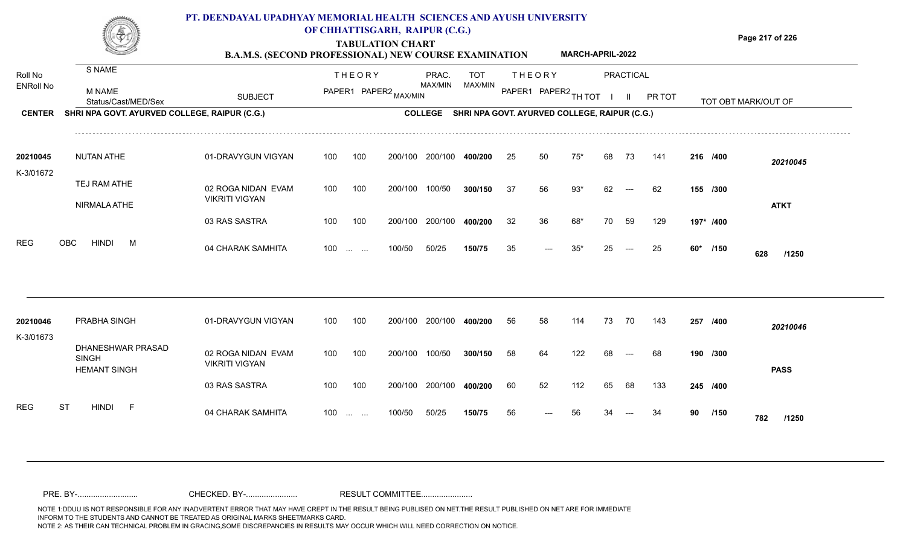# PT. DEENDAYAL UPADHYAY MEMORIAL HEALTH SCIENCES AND AYUSH UNIVERSITY OF CHHATTISGARH, RAIPUR (C.G.)

## TABULATION CHART

### B.A.M.S. (SECOND PROFESSIONAL) NEW COURSE EXAMINATION — MARCH-APRIL-2022

**CENTER** SHRI NPA GOVT. AYURVED COLLEGE, RAIPUR (C.G.) — **COLLEGE** SHRI NPA GOVT. AYURVED COLLEGE, RAIPUR (C.G.)

| Roll No / ENRoll No | S NAME / M NAME / Status/Cast/MED/Sex | SUBJECT | THEORY PAPER1 | THEORY PAPER2 | MAX/MIN | PRAC. MAX/MIN | TOT MAX/MIN | THEORY PAPER1 | THEORY PAPER2 | TH TOT | PRACTICAL I | PRACTICAL II | PR TOT | TOT OBT MARK/OUT OF | |
|---|---|---|---|---|---|---|---|---|---|---|---|---|---|---|---|
| 20210045 | NUTAN ATHE | 01-DRAVYGUN VIGYAN | 100 | 100 | 200/100 | 200/100 | 400/200 | 25 | 50 | 75* | 68 | 73 | 141 | 216 /400 | 20210045 |
| K-3/01672 | TEJ RAM ATHE | 02 ROGA NIDAN EVAM VIKRITI VIGYAN | 100 | 100 | 200/100 | 100/50 | 300/150 | 37 | 56 | 93* | 62 | --- | 62 | 155 /300 | |
| | NIRMALA ATHE | 03 RAS SASTRA | 100 | 100 | 200/100 | 200/100 | 400/200 | 32 | 36 | 68* | 70 | 59 | 129 | 197* /400 | ATKT |
| REG | OBC HINDI M | 04 CHARAK SAMHITA | 100 | ... ... | 100/50 | 50/25 | 150/75 | 35 | --- | 35* | 25 | --- | 25 | 60* /150 | 628 /1250 |
| 20210046 | PRABHA SINGH | 01-DRAVYGUN VIGYAN | 100 | 100 | 200/100 | 200/100 | 400/200 | 56 | 58 | 114 | 73 | 70 | 143 | 257 /400 | 20210046 |
| K-3/01673 | DHANESHWAR PRASAD SINGH | 02 ROGA NIDAN EVAM VIKRITI VIGYAN | 100 | 100 | 200/100 | 100/50 | 300/150 | 58 | 64 | 122 | 68 | --- | 68 | 190 /300 | |
| | HEMANT SINGH | 03 RAS SASTRA | 100 | 100 | 200/100 | 200/100 | 400/200 | 60 | 52 | 112 | 65 | 68 | 133 | 245 /400 | PASS |
| REG | ST HINDI F | 04 CHARAK SAMHITA | 100 | ... ... | 100/50 | 50/25 | 150/75 | 56 | --- | 56 | 34 | --- | 34 | 90 /150 | 782 /1250 |

PRE. BY-.......................... CHECKED. BY-...................... RESULT COMMITTEE......................

NOTE 1:DDUU IS NOT RESPONSIBLE FOR ANY INADVERTENT ERROR THAT MAY HAVE CREPT IN THE RESULT BEING PUBLISED ON NET.THE RESULT PUBLISHED ON NET ARE FOR IMMEDIATE INFORM TO THE STUDENTS AND CANNOT BE TREATED AS ORIGINAL MARKS SHEET/MARKS CARD.
NOTE 2: AS THEIR CAN TECHNICAL PROBLEM IN GRACING,SOME DISCREPANCIES IN RESULTS MAY OCCUR WHICH WILL NEED CORRECTION ON NOTICE.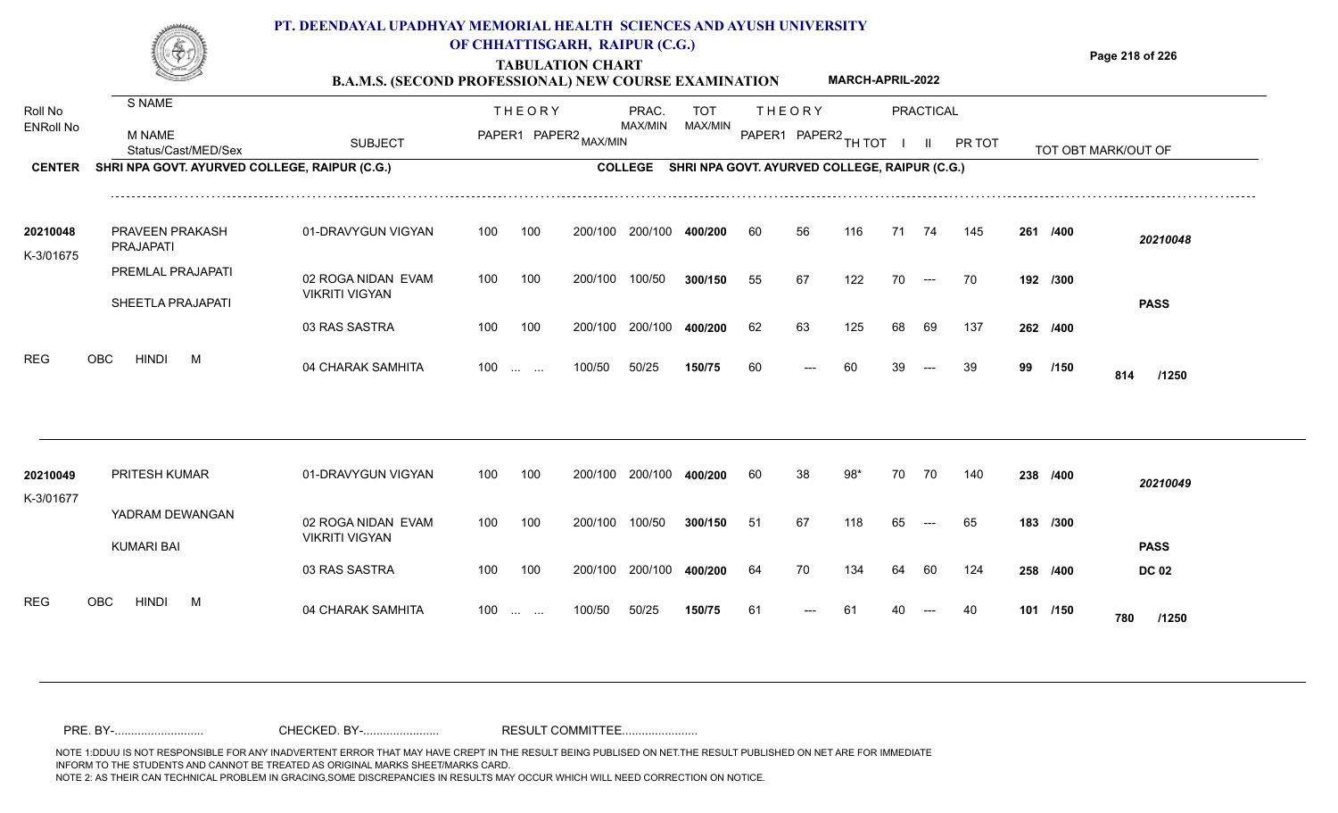# PT. DEENDAYAL UPADHYAY MEMORIAL HEALTH SCIENCES AND AYUSH UNIVERSITY OF CHHATTISGARH, RAIPUR (C.G.)

## TABULATION CHART

### B.A.M.S. (SECOND PROFESSIONAL) NEW COURSE EXAMINATION MARCH-APRIL-2022

| Roll No / ENRoll No | S NAME / M NAME / Status/Cast/MED/Sex | SUBJECT | THEORY PAPER1 | THEORY PAPER2 | MAX/MIN | PRAC. MAX/MIN | TOT MAX/MIN | THEORY PAPER1 | THEORY PAPER2 | TH TOT | PRACTICAL I | PRACTICAL II | PR TOT | TOT OBT MARK/OUT OF | |
|---|---|---|---|---|---|---|---|---|---|---|---|---|---|---|---|

**CENTER** SHRI NPA GOVT. AYURVED COLLEGE, RAIPUR (C.G.) **COLLEGE** SHRI NPA GOVT. AYURVED COLLEGE, RAIPUR (C.G.)

| Roll No / ENRoll No | Name | SUBJECT | P1 | P2 | MAX/MIN | PRAC. MAX/MIN | TOT MAX/MIN | P1 | P2 | TH TOT | I | II | PR TOT | TOT OBT | Result |
|---|---|---|---|---|---|---|---|---|---|---|---|---|---|---|---|
| 20210048 | PRAVEEN PRAKASH PRAJAPATI | 01-DRAVYGUN VIGYAN | 100 | 100 | 200/100 | 200/100 | 400/200 | 60 | 56 | 116 | 71 | 74 | 145 | 261 /400 | 20210048 |
| K-3/01675 | PREMLAL PRAJAPATI | 02 ROGA NIDAN EVAM VIKRITI VIGYAN | 100 | 100 | 200/100 | 100/50 | 300/150 | 55 | 67 | 122 | 70 | --- | 70 | 192 /300 | |
| | SHEETLA PRAJAPATI | 03 RAS SASTRA | 100 | 100 | 200/100 | 200/100 | 400/200 | 62 | 63 | 125 | 68 | 69 | 137 | 262 /400 | PASS |
| REG | OBC HINDI M | 04 CHARAK SAMHITA | 100 | ... ... | 100/50 | 50/25 | 150/75 | 60 | --- | 60 | 39 | --- | 39 | 99 /150 | 814 /1250 |
| 20210049 | PRITESH KUMAR | 01-DRAVYGUN VIGYAN | 100 | 100 | 200/100 | 200/100 | 400/200 | 60 | 38 | 98* | 70 | 70 | 140 | 238 /400 | 20210049 |
| K-3/01677 | YADRAM DEWANGAN | 02 ROGA NIDAN EVAM VIKRITI VIGYAN | 100 | 100 | 200/100 | 100/50 | 300/150 | 51 | 67 | 118 | 65 | --- | 65 | 183 /300 | PASS |
| | KUMARI BAI | 03 RAS SASTRA | 100 | 100 | 200/100 | 200/100 | 400/200 | 64 | 70 | 134 | 64 | 60 | 124 | 258 /400 | DC 02 |
| REG | OBC HINDI M | 04 CHARAK SAMHITA | 100 | ... ... | 100/50 | 50/25 | 150/75 | 61 | --- | 61 | 40 | --- | 40 | 101 /150 | 780 /1250 |

PRE. BY-........................... CHECKED. BY-....................... RESULT COMMITTEE.......................

NOTE 1:DDUU IS NOT RESPONSIBLE FOR ANY INADVERTENT ERROR THAT MAY HAVE CREPT IN THE RESULT BEING PUBLISED ON NET.THE RESULT PUBLISHED ON NET ARE FOR IMMEDIATE INFORM TO THE STUDENTS AND CANNOT BE TREATED AS ORIGINAL MARKS SHEET/MARKS CARD.
NOTE 2: AS THEIR CAN TECHNICAL PROBLEM IN GRACING,SOME DISCREPANCIES IN RESULTS MAY OCCUR WHICH WILL NEED CORRECTION ON NOTICE.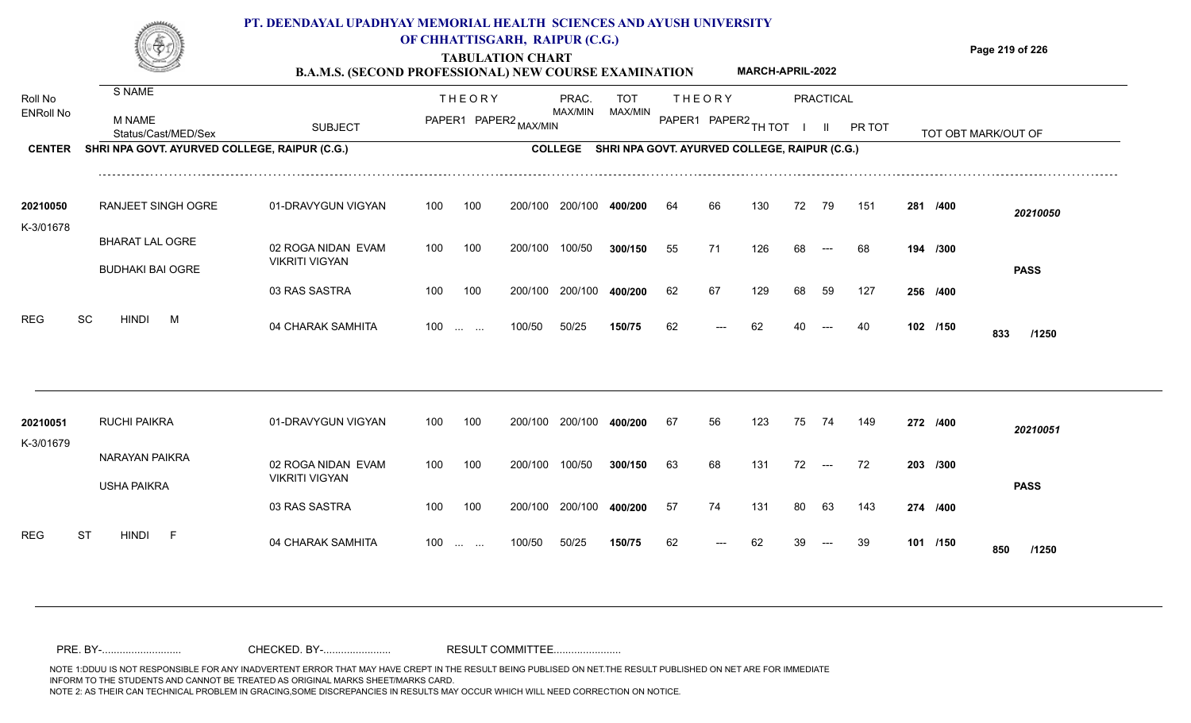# PT. DEENDAYAL UPADHYAY MEMORIAL HEALTH SCIENCES AND AYUSH UNIVERSITY OF CHHATTISGARH, RAIPUR (C.G.)

## TABULATION CHART

### B.A.M.S. (SECOND PROFESSIONAL) NEW COURSE EXAMINATION — MARCH-APRIL-2022

**CENTER:** SHRI NPA GOVT. AYURVED COLLEGE, RAIPUR (C.G.) — **COLLEGE:** SHRI NPA GOVT. AYURVED COLLEGE, RAIPUR (C.G.)

| Roll No / ENRoll No | S NAME / M NAME / Status/Cast/MED/Sex | SUBJECT | THEORY PAPER1 | THEORY PAPER2 MAX/MIN | PRAC. MAX/MIN | TOT MAX/MIN | THEORY PAPER1 | THEORY PAPER2 | TH TOT | PRACTICAL I | PRACTICAL II | PR TOT | TOT OBT MARK/OUT OF | |
|---|---|---|---|---|---|---|---|---|---|---|---|---|---|---|
| 20210050 | RANJEET SINGH OGRE | 01-DRAVYGUN VIGYAN | 100 | 100 | 200/100 | 200/100 | 400/200 | 64 | 66 | 130 | 72 | 79 | 151 | 281 /400 | 20210050 |
| K-3/01678 | BHARAT LAL OGRE | 02 ROGA NIDAN EVAM VIKRITI VIGYAN | 100 | 100 | 200/100 | 100/50 | 300/150 | 55 | 71 | 126 | 68 | --- | 68 | 194 /300 | |
| | BUDHAKI BAI OGRE | 03 RAS SASTRA | 100 | 100 | 200/100 | 200/100 | 400/200 | 62 | 67 | 129 | 68 | 59 | 127 | 256 /400 | PASS |
| REG | SC HINDI M | 04 CHARAK SAMHITA | 100 | ... ... | 100/50 | 50/25 | 150/75 | 62 | --- | 62 | 40 | --- | 40 | 102 /150 | 833 /1250 |
| 20210051 | RUCHI PAIKRA | 01-DRAVYGUN VIGYAN | 100 | 100 | 200/100 | 200/100 | 400/200 | 67 | 56 | 123 | 75 | 74 | 149 | 272 /400 | 20210051 |
| K-3/01679 | NARAYAN PAIKRA | 02 ROGA NIDAN EVAM VIKRITI VIGYAN | 100 | 100 | 200/100 | 100/50 | 300/150 | 63 | 68 | 131 | 72 | --- | 72 | 203 /300 | |
| | USHA PAIKRA | 03 RAS SASTRA | 100 | 100 | 200/100 | 200/100 | 400/200 | 57 | 74 | 131 | 80 | 63 | 143 | 274 /400 | PASS |
| REG | ST HINDI F | 04 CHARAK SAMHITA | 100 | ... ... | 100/50 | 50/25 | 150/75 | 62 | --- | 62 | 39 | --- | 39 | 101 /150 | 850 /1250 |

PRE. BY-.......................... CHECKED. BY-...................... RESULT COMMITTEE......................

NOTE 1:DDUU IS NOT RESPONSIBLE FOR ANY INADVERTENT ERROR THAT MAY HAVE CREPT IN THE RESULT BEING PUBLISED ON NET.THE RESULT PUBLISHED ON NET ARE FOR IMMEDIATE INFORM TO THE STUDENTS AND CANNOT BE TREATED AS ORIGINAL MARKS SHEET/MARKS CARD.
NOTE 2: AS THEIR CAN TECHNICAL PROBLEM IN GRACING,SOME DISCREPANCIES IN RESULTS MAY OCCUR WHICH WILL NEED CORRECTION ON NOTICE.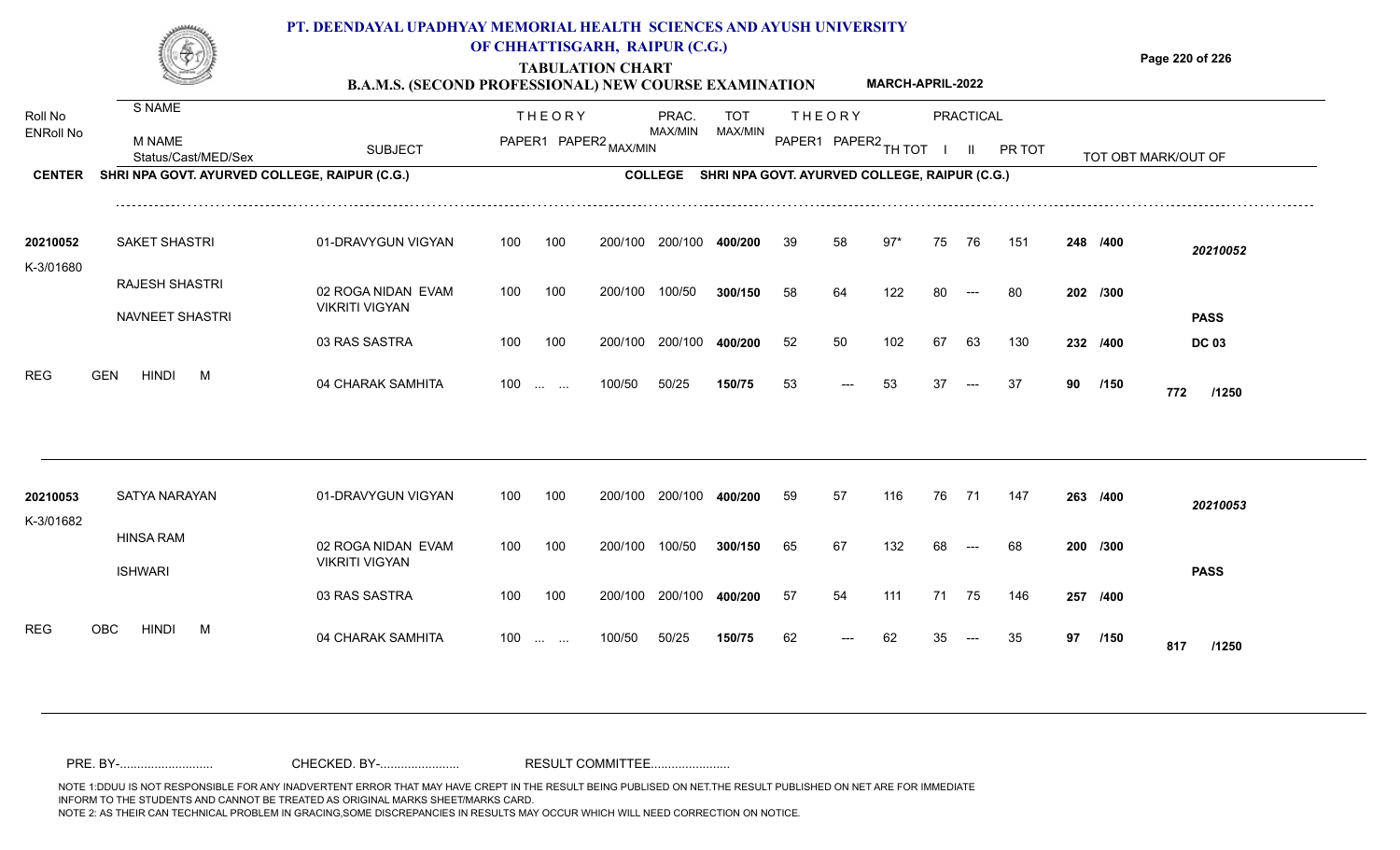# PT. DEENDAYAL UPADHYAY MEMORIAL HEALTH SCIENCES AND AYUSH UNIVERSITY OF CHHATTISGARH, RAIPUR (C.G.)

## TABULATION CHART

### B.A.M.S. (SECOND PROFESSIONAL) NEW COURSE EXAMINATION — MARCH-APRIL-2022

**CENTER** SHRI NPA GOVT. AYURVED COLLEGE, RAIPUR (C.G.) — **COLLEGE** SHRI NPA GOVT. AYURVED COLLEGE, RAIPUR (C.G.)

| Roll No / ENRoll No | S NAME / M NAME / Status/Cast/MED/Sex | SUBJECT | THEORY PAPER1 | THEORY PAPER2 MAX/MIN | PRAC. MAX/MIN | TOT MAX/MIN | THEORY PAPER1 | THEORY PAPER2 | TH TOT | PRACTICAL I | PRACTICAL II | PR TOT | TOT OBT MARK/OUT OF | |
|---|---|---|---|---|---|---|---|---|---|---|---|---|---|---|
| 20210052 | SAKET SHASTRI | 01-DRAVYGUN VIGYAN | 100 | 100 200/100 | 200/100 | 400/200 | 39 | 58 | 97* | 75 | 76 | 151 | 248 /400 | 20210052 |
| K-3/01680 | RAJESH SHASTRI | 02 ROGA NIDAN EVAM VIKRITI VIGYAN | 100 | 100 200/100 | 100/50 | 300/150 | 58 | 64 | 122 | 80 | --- | 80 | 202 /300 | |
| | NAVNEET SHASTRI | 03 RAS SASTRA | 100 | 100 200/100 | 200/100 | 400/200 | 52 | 50 | 102 | 67 | 63 | 130 | 232 /400 | PASS DC 03 |
| REG | GEN HINDI M | 04 CHARAK SAMHITA | 100 | ... ... 100/50 | 50/25 | 150/75 | 53 | --- | 53 | 37 | --- | 37 | 90 /150 | 772 /1250 |
| 20210053 | SATYA NARAYAN | 01-DRAVYGUN VIGYAN | 100 | 100 200/100 | 200/100 | 400/200 | 59 | 57 | 116 | 76 | 71 | 147 | 263 /400 | 20210053 |
| K-3/01682 | HINSA RAM | 02 ROGA NIDAN EVAM VIKRITI VIGYAN | 100 | 100 200/100 | 100/50 | 300/150 | 65 | 67 | 132 | 68 | --- | 68 | 200 /300 | |
| | ISHWARI | 03 RAS SASTRA | 100 | 100 200/100 | 200/100 | 400/200 | 57 | 54 | 111 | 71 | 75 | 146 | 257 /400 | PASS |
| REG | OBC HINDI M | 04 CHARAK SAMHITA | 100 | ... ... 100/50 | 50/25 | 150/75 | 62 | --- | 62 | 35 | --- | 35 | 97 /150 | 817 /1250 |

PRE. BY-.......................... CHECKED. BY-...................... RESULT COMMITTEE......................

NOTE 1:DDUU IS NOT RESPONSIBLE FOR ANY INADVERTENT ERROR THAT MAY HAVE CREPT IN THE RESULT BEING PUBLISED ON NET.THE RESULT PUBLISHED ON NET ARE FOR IMMEDIATE INFORM TO THE STUDENTS AND CANNOT BE TREATED AS ORIGINAL MARKS SHEET/MARKS CARD.
NOTE 2: AS THEIR CAN TECHNICAL PROBLEM IN GRACING,SOME DISCREPANCIES IN RESULTS MAY OCCUR WHICH WILL NEED CORRECTION ON NOTICE.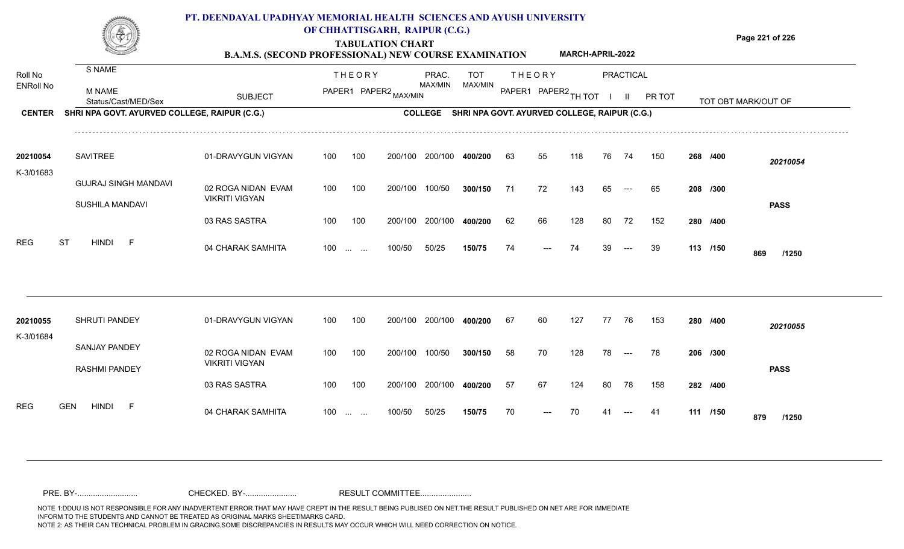# PT. DEENDAYAL UPADHYAY MEMORIAL HEALTH SCIENCES AND AYUSH UNIVERSITY OF CHHATTISGARH, RAIPUR (C.G.)

## TABULATION CHART

### B.A.M.S. (SECOND PROFESSIONAL) NEW COURSE EXAMINATION — MARCH-APRIL-2022

**CENTER** SHRI NPA GOVT. AYURVED COLLEGE, RAIPUR (C.G.) **COLLEGE** SHRI NPA GOVT. AYURVED COLLEGE, RAIPUR (C.G.)

| Roll No / ENRoll No | S NAME / M NAME / Status/Cast/MED/Sex | SUBJECT | THEORY PAPER1 | THEORY PAPER2 MAX/MIN | PRAC. MAX/MIN | TOT MAX/MIN | THEORY PAPER1 | THEORY PAPER2 | TH TOT | PRACTICAL I | PRACTICAL II | PR TOT | TOT OBT MARK/OUT OF | |
|---|---|---|---|---|---|---|---|---|---|---|---|---|---|---|
| 20210054 | SAVITREE | 01-DRAVYGUN VIGYAN | 100 | 100 200/100 | 200/100 | 400/200 | 63 | 55 | 118 | 76 | 74 | 150 | 268 /400 | 20210054 |
| K-3/01683 | GUJRAJ SINGH MANDAVI | 02 ROGA NIDAN EVAM VIKRITI VIGYAN | 100 | 100 200/100 | 100/50 | 300/150 | 71 | 72 | 143 | 65 | --- | 65 | 208 /300 | |
| | SUSHILA MANDAVI | 03 RAS SASTRA | 100 | 100 200/100 | 200/100 | 400/200 | 62 | 66 | 128 | 80 | 72 | 152 | 280 /400 | PASS |
| REG | ST HINDI F | 04 CHARAK SAMHITA | 100 | ... ... 100/50 | 50/25 | 150/75 | 74 | --- | 74 | 39 | --- | 39 | 113 /150 | 869 /1250 |
| 20210055 | SHRUTI PANDEY | 01-DRAVYGUN VIGYAN | 100 | 100 200/100 | 200/100 | 400/200 | 67 | 60 | 127 | 77 | 76 | 153 | 280 /400 | 20210055 |
| K-3/01684 | SANJAY PANDEY | 02 ROGA NIDAN EVAM VIKRITI VIGYAN | 100 | 100 200/100 | 100/50 | 300/150 | 58 | 70 | 128 | 78 | --- | 78 | 206 /300 | |
| | RASHMI PANDEY | 03 RAS SASTRA | 100 | 100 200/100 | 200/100 | 400/200 | 57 | 67 | 124 | 80 | 78 | 158 | 282 /400 | PASS |
| REG | GEN HINDI F | 04 CHARAK SAMHITA | 100 | ... ... 100/50 | 50/25 | 150/75 | 70 | --- | 70 | 41 | --- | 41 | 111 /150 | 879 /1250 |

PRE. BY-........................... CHECKED. BY-....................... RESULT COMMITTEE.......................

NOTE 1:DDUU IS NOT RESPONSIBLE FOR ANY INADVERTENT ERROR THAT MAY HAVE CREPT IN THE RESULT BEING PUBLISED ON NET.THE RESULT PUBLISHED ON NET ARE FOR IMMEDIATE INFORM TO THE STUDENTS AND CANNOT BE TREATED AS ORIGINAL MARKS SHEET/MARKS CARD.
NOTE 2: AS THEIR CAN TECHNICAL PROBLEM IN GRACING,SOME DISCREPANCIES IN RESULTS MAY OCCUR WHICH WILL NEED CORRECTION ON NOTICE.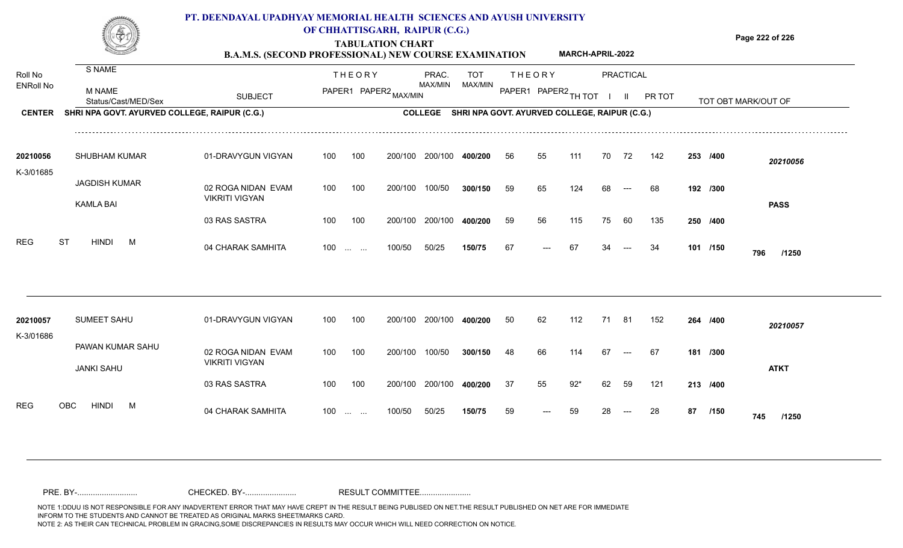# PT. DEENDAYAL UPADHYAY MEMORIAL HEALTH SCIENCES AND AYUSH UNIVERSITY OF CHHATTISGARH, RAIPUR (C.G.)

## TABULATION CHART

### B.A.M.S. (SECOND PROFESSIONAL) NEW COURSE EXAMINATION — MARCH-APRIL-2022

**CENTER** SHRI NPA GOVT. AYURVED COLLEGE, RAIPUR (C.G.) — **COLLEGE** SHRI NPA GOVT. AYURVED COLLEGE, RAIPUR (C.G.)

| Roll No / ENRoll No | S NAME / M NAME / Status/Cast/MED/Sex | SUBJECT | THEORY PAPER1 | THEORY PAPER2 | MAX/MIN | PRAC. MAX/MIN | TOT MAX/MIN | THEORY PAPER1 | THEORY PAPER2 | TH TOT | PRACTICAL I | PRACTICAL II | PR TOT | TOT OBT MARK/OUT OF | |
|---|---|---|---|---|---|---|---|---|---|---|---|---|---|---|---|
| 20210056 | SHUBHAM KUMAR | 01-DRAVYGUN VIGYAN | 100 | 100 | 200/100 | 200/100 | 400/200 | 56 | 55 | 111 | 70 | 72 | 142 | 253 /400 | 20210056 |
| K-3/01685 | JAGDISH KUMAR | 02 ROGA NIDAN EVAM VIKRITI VIGYAN | 100 | 100 | 200/100 | 100/50 | 300/150 | 59 | 65 | 124 | 68 | --- | 68 | 192 /300 | |
| | KAMLA BAI | | | | | | | | | | | | | | PASS |
| | | 03 RAS SASTRA | 100 | 100 | 200/100 | 200/100 | 400/200 | 59 | 56 | 115 | 75 | 60 | 135 | 250 /400 | |
| REG | ST HINDI M | 04 CHARAK SAMHITA | 100 | ... ... | 100/50 | 50/25 | 150/75 | 67 | --- | 67 | 34 | --- | 34 | 101 /150 | 796 /1250 |
| 20210057 | SUMEET SAHU | 01-DRAVYGUN VIGYAN | 100 | 100 | 200/100 | 200/100 | 400/200 | 50 | 62 | 112 | 71 | 81 | 152 | 264 /400 | 20210057 |
| K-3/01686 | PAWAN KUMAR SAHU | 02 ROGA NIDAN EVAM VIKRITI VIGYAN | 100 | 100 | 200/100 | 100/50 | 300/150 | 48 | 66 | 114 | 67 | --- | 67 | 181 /300 | |
| | JANKI SAHU | | | | | | | | | | | | | | ATKT |
| | | 03 RAS SASTRA | 100 | 100 | 200/100 | 200/100 | 400/200 | 37 | 55 | 92* | 62 | 59 | 121 | 213 /400 | |
| REG | OBC HINDI M | 04 CHARAK SAMHITA | 100 | ... ... | 100/50 | 50/25 | 150/75 | 59 | --- | 59 | 28 | --- | 28 | 87 /150 | 745 /1250 |

PRE. BY-.......................... CHECKED. BY-...................... RESULT COMMITTEE......................

NOTE 1:DDUU IS NOT RESPONSIBLE FOR ANY INADVERTENT ERROR THAT MAY HAVE CREPT IN THE RESULT BEING PUBLISED ON NET.THE RESULT PUBLISHED ON NET ARE FOR IMMEDIATE INFORM TO THE STUDENTS AND CANNOT BE TREATED AS ORIGINAL MARKS SHEET/MARKS CARD.
NOTE 2: AS THEIR CAN TECHNICAL PROBLEM IN GRACING,SOME DISCREPANCIES IN RESULTS MAY OCCUR WHICH WILL NEED CORRECTION ON NOTICE.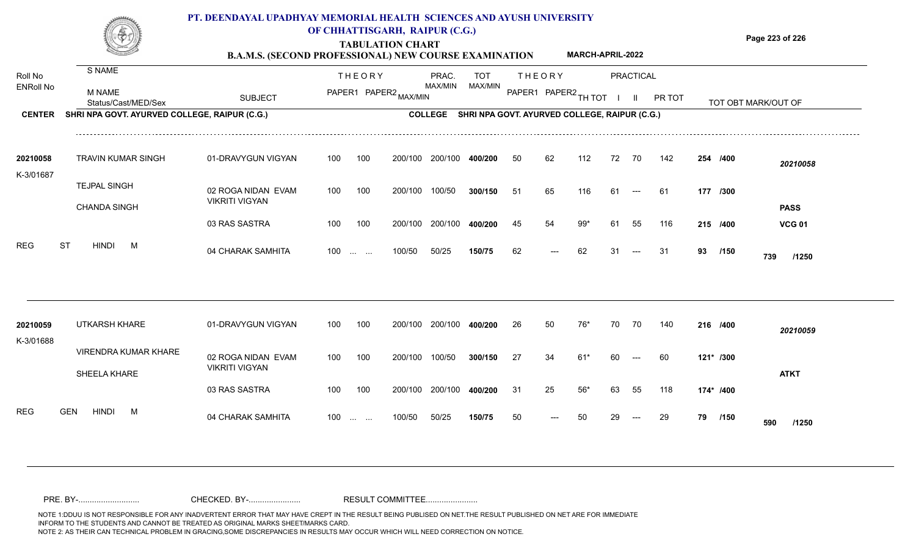# PT. DEENDAYAL UPADHYAY MEMORIAL HEALTH SCIENCES AND AYUSH UNIVERSITY OF CHHATTISGARH, RAIPUR (C.G.)

## TABULATION CHART

### B.A.M.S. (SECOND PROFESSIONAL) NEW COURSE EXAMINATION — MARCH-APRIL-2022

**CENTER:** SHRI NPA GOVT. AYURVED COLLEGE, RAIPUR (C.G.)
**COLLEGE:** SHRI NPA GOVT. AYURVED COLLEGE, RAIPUR (C.G.)

| Roll No / ENRoll No | S NAME / M NAME / Status/Cast/MED/Sex | SUBJECT | THEORY PAPER1 | THEORY PAPER2 | MAX/MIN | PRAC. MAX/MIN | TOT MAX/MIN | THEORY PAPER1 | THEORY PAPER2 | TH TOT | PRACTICAL I | PRACTICAL II | PR TOT | TOT OBT MARK/OUT OF | |
|---|---|---|---|---|---|---|---|---|---|---|---|---|---|---|---|
| 20210058 | TRAVIN KUMAR SINGH | 01-DRAVYGUN VIGYAN | 100 | 100 | 200/100 | 200/100 | 400/200 | 50 | 62 | 112 | 72 | 70 | 142 | 254 /400 | 20210058 |
| K-3/01687 | TEJPAL SINGH | 02 ROGA NIDAN EVAM VIKRITI VIGYAN | 100 | 100 | 200/100 | 100/50 | 300/150 | 51 | 65 | 116 | 61 | --- | 61 | 177 /300 | |
| | CHANDA SINGH | | | | | | | | | | | | | | PASS |
| | | 03 RAS SASTRA | 100 | 100 | 200/100 | 200/100 | 400/200 | 45 | 54 | 99* | 61 | 55 | 116 | 215 /400 | VCG 01 |
| REG | ST HINDI M | 04 CHARAK SAMHITA | 100 | ... ... | 100/50 | 50/25 | 150/75 | 62 | --- | 62 | 31 | --- | 31 | 93 /150 | 739 /1250 |
| 20210059 | UTKARSH KHARE | 01-DRAVYGUN VIGYAN | 100 | 100 | 200/100 | 200/100 | 400/200 | 26 | 50 | 76* | 70 | 70 | 140 | 216 /400 | 20210059 |
| K-3/01688 | VIRENDRA KUMAR KHARE | 02 ROGA NIDAN EVAM VIKRITI VIGYAN | 100 | 100 | 200/100 | 100/50 | 300/150 | 27 | 34 | 61* | 60 | --- | 60 | 121* /300 | |
| | SHEELA KHARE | | | | | | | | | | | | | | ATKT |
| | | 03 RAS SASTRA | 100 | 100 | 200/100 | 200/100 | 400/200 | 31 | 25 | 56* | 63 | 55 | 118 | 174* /400 | |
| REG | GEN HINDI M | 04 CHARAK SAMHITA | 100 | ... ... | 100/50 | 50/25 | 150/75 | 50 | --- | 50 | 29 | --- | 29 | 79 /150 | 590 /1250 |

PRE. BY-.......................... CHECKED. BY-...................... RESULT COMMITTEE......................

NOTE 1:DDUU IS NOT RESPONSIBLE FOR ANY INADVERTENT ERROR THAT MAY HAVE CREPT IN THE RESULT BEING PUBLISED ON NET.THE RESULT PUBLISHED ON NET ARE FOR IMMEDIATE INFORM TO THE STUDENTS AND CANNOT BE TREATED AS ORIGINAL MARKS SHEET/MARKS CARD.
NOTE 2: AS THEIR CAN TECHNICAL PROBLEM IN GRACING,SOME DISCREPANCIES IN RESULTS MAY OCCUR WHICH WILL NEED CORRECTION ON NOTICE.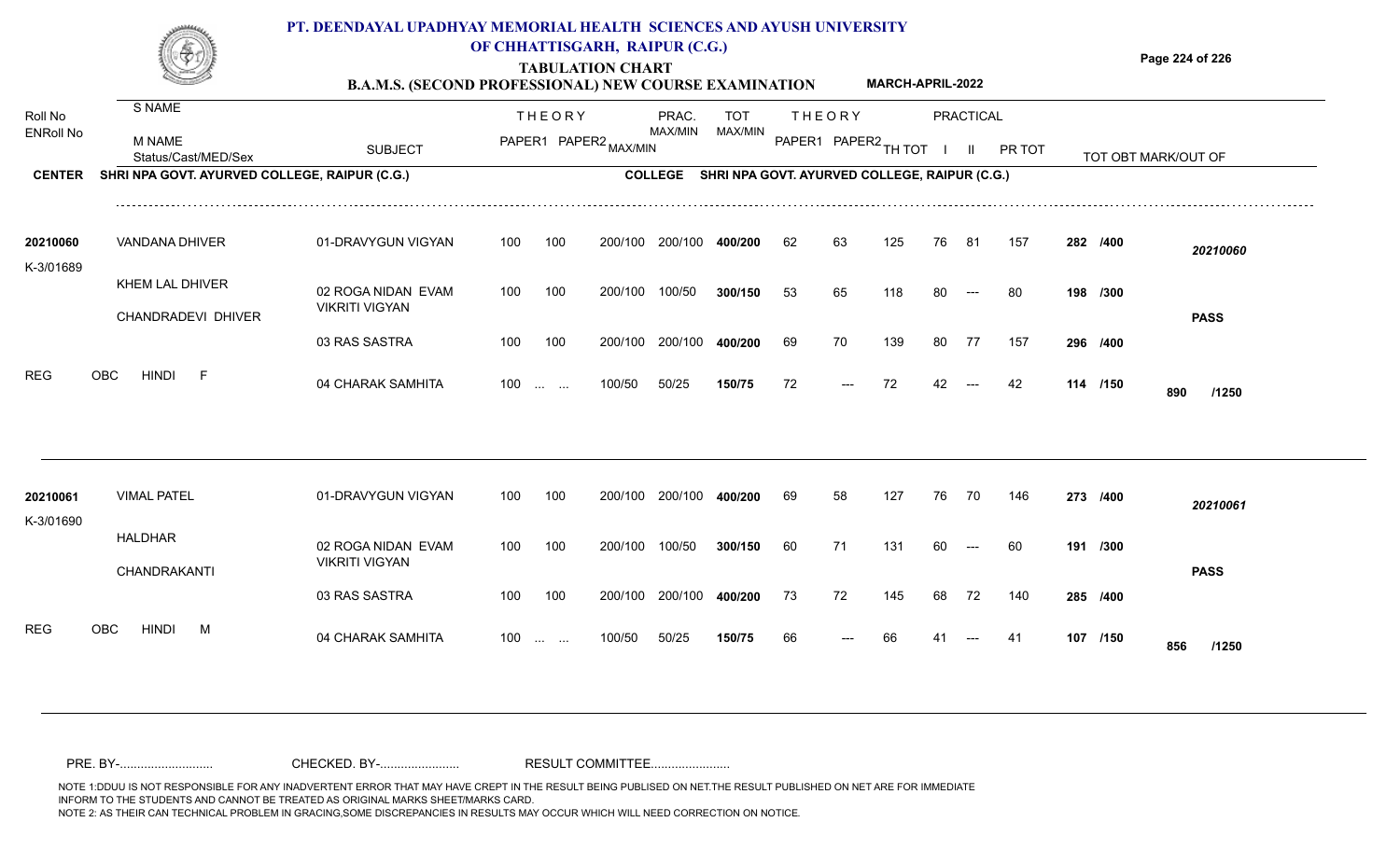# PT. DEENDAYAL UPADHYAY MEMORIAL HEALTH SCIENCES AND AYUSH UNIVERSITY OF CHHATTISGARH, RAIPUR (C.G.)

## TABULATION CHART

### B.A.M.S. (SECOND PROFESSIONAL) NEW COURSE EXAMINATION — MARCH-APRIL-2022

**CENTER** SHRI NPA GOVT. AYURVED COLLEGE, RAIPUR (C.G.) **COLLEGE** SHRI NPA GOVT. AYURVED COLLEGE, RAIPUR (C.G.)

| Roll No / ENRoll No | S NAME / M NAME / Status/Cast/MED/Sex | SUBJECT | THEORY PAPER1 | THEORY PAPER2 MAX/MIN | PRAC. MAX/MIN | TOT MAX/MIN | THEORY PAPER1 | THEORY PAPER2 | TH TOT | PRACTICAL I | PRACTICAL II | PR TOT | TOT OBT MARK/OUT OF | |
|---|---|---|---|---|---|---|---|---|---|---|---|---|---|---|
| 20210060 | VANDANA DHIVER | 01-DRAVYGUN VIGYAN | 100 | 100 200/100 | 200/100 | 400/200 | 62 | 63 | 125 | 76 | 81 | 157 | 282 /400 | 20210060 |
| K-3/01689 | KHEM LAL DHIVER | 02 ROGA NIDAN EVAM VIKRITI VIGYAN | 100 | 100 200/100 | 100/50 | 300/150 | 53 | 65 | 118 | 80 | --- | 80 | 198 /300 | |
| | CHANDRADEVI DHIVER | 03 RAS SASTRA | 100 | 100 200/100 | 200/100 | 400/200 | 69 | 70 | 139 | 80 | 77 | 157 | 296 /400 | PASS |
| REG | OBC HINDI F | 04 CHARAK SAMHITA | 100 | ... ... 100/50 | 50/25 | 150/75 | 72 | --- | 72 | 42 | --- | 42 | 114 /150 | 890 /1250 |
| 20210061 | VIMAL PATEL | 01-DRAVYGUN VIGYAN | 100 | 100 200/100 | 200/100 | 400/200 | 69 | 58 | 127 | 76 | 70 | 146 | 273 /400 | 20210061 |
| K-3/01690 | HALDHAR | 02 ROGA NIDAN EVAM VIKRITI VIGYAN | 100 | 100 200/100 | 100/50 | 300/150 | 60 | 71 | 131 | 60 | --- | 60 | 191 /300 | |
| | CHANDRAKANTI | 03 RAS SASTRA | 100 | 100 200/100 | 200/100 | 400/200 | 73 | 72 | 145 | 68 | 72 | 140 | 285 /400 | PASS |
| REG | OBC HINDI M | 04 CHARAK SAMHITA | 100 | ... ... 100/50 | 50/25 | 150/75 | 66 | --- | 66 | 41 | --- | 41 | 107 /150 | 856 /1250 |

PRE. BY-.......................... CHECKED. BY-...................... RESULT COMMITTEE......................

NOTE 1:DDUU IS NOT RESPONSIBLE FOR ANY INADVERTENT ERROR THAT MAY HAVE CREPT IN THE RESULT BEING PUBLISED ON NET.THE RESULT PUBLISHED ON NET ARE FOR IMMEDIATE INFORM TO THE STUDENTS AND CANNOT BE TREATED AS ORIGINAL MARKS SHEET/MARKS CARD.
NOTE 2: AS THEIR CAN TECHNICAL PROBLEM IN GRACING,SOME DISCREPANCIES IN RESULTS MAY OCCUR WHICH WILL NEED CORRECTION ON NOTICE.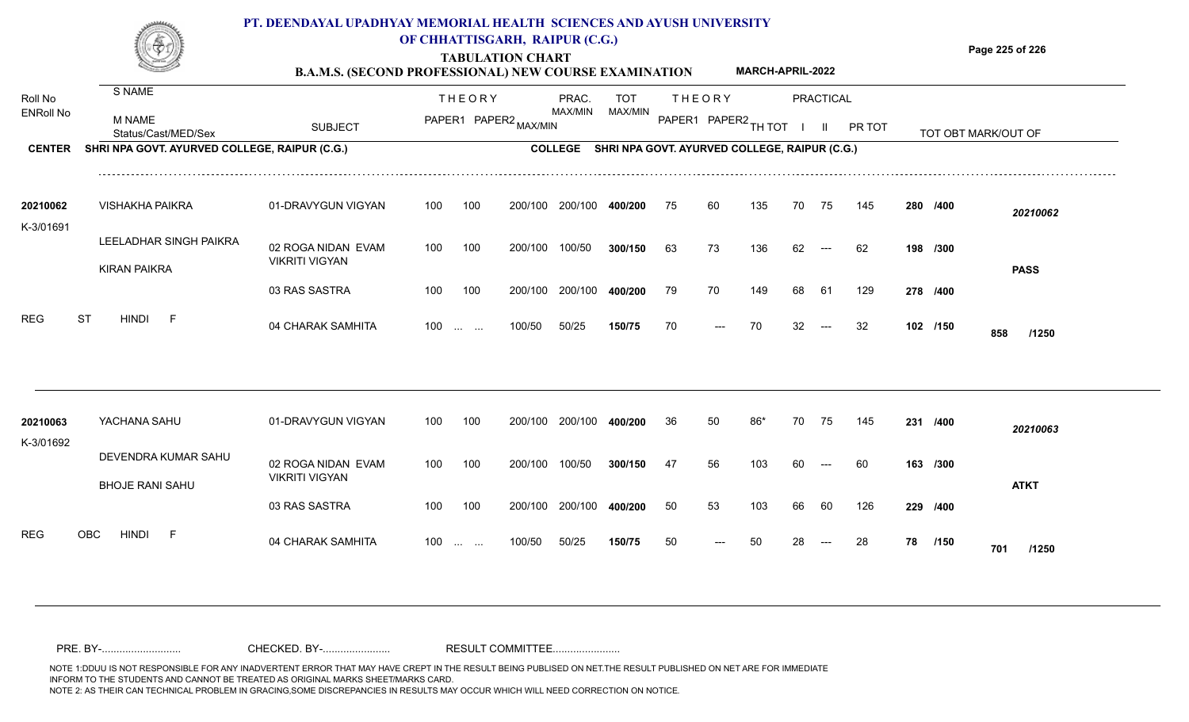# PT. DEENDAYAL UPADHYAY MEMORIAL HEALTH SCIENCES AND AYUSH UNIVERSITY OF CHHATTISGARH, RAIPUR (C.G.)

## TABULATION CHART

### B.A.M.S. (SECOND PROFESSIONAL) NEW COURSE EXAMINATION — MARCH-APRIL-2022

**CENTER** SHRI NPA GOVT. AYURVED COLLEGE, RAIPUR (C.G.) — **COLLEGE** SHRI NPA GOVT. AYURVED COLLEGE, RAIPUR (C.G.)

| Roll No / ENRoll No | S NAME / M NAME / Status/Cast/MED/Sex | SUBJECT | THEORY PAPER1 | THEORY PAPER2 MAX/MIN | PRAC. MAX/MIN | | TOT MAX/MIN | THEORY PAPER1 | THEORY PAPER2 | TH TOT | PRACTICAL I | PRACTICAL II | PR TOT | TOT OBT MARK/OUT OF | |
|---|---|---|---|---|---|---|---|---|---|---|---|---|---|---|---|
| 20210062 | VISHAKHA PAIKRA | 01-DRAVYGUN VIGYAN | 100 | 100 | 200/100 | 200/100 | 400/200 | 75 | 60 | 135 | 70 | 75 | 145 | 280 /400 | 20210062 |
| K-3/01691 | LEELADHAR SINGH PAIKRA / KIRAN PAIKRA | 02 ROGA NIDAN EVAM VIKRITI VIGYAN | 100 | 100 | 200/100 | 100/50 | 300/150 | 63 | 73 | 136 | 62 | --- | 62 | 198 /300 | PASS |
| | | 03 RAS SASTRA | 100 | 100 | 200/100 | 200/100 | 400/200 | 79 | 70 | 149 | 68 | 61 | 129 | 278 /400 | |
| REG | ST HINDI F | 04 CHARAK SAMHITA | 100 | ... ... | 100/50 | 50/25 | 150/75 | 70 | --- | 70 | 32 | --- | 32 | 102 /150 | 858 /1250 |
| 20210063 | YACHANA SAHU | 01-DRAVYGUN VIGYAN | 100 | 100 | 200/100 | 200/100 | 400/200 | 36 | 50 | 86* | 70 | 75 | 145 | 231 /400 | 20210063 |
| K-3/01692 | DEVENDRA KUMAR SAHU / BHOJE RANI SAHU | 02 ROGA NIDAN EVAM VIKRITI VIGYAN | 100 | 100 | 200/100 | 100/50 | 300/150 | 47 | 56 | 103 | 60 | --- | 60 | 163 /300 | ATKT |
| | | 03 RAS SASTRA | 100 | 100 | 200/100 | 200/100 | 400/200 | 50 | 53 | 103 | 66 | 60 | 126 | 229 /400 | |
| REG | OBC HINDI F | 04 CHARAK SAMHITA | 100 | ... ... | 100/50 | 50/25 | 150/75 | 50 | --- | 50 | 28 | --- | 28 | 78 /150 | 701 /1250 |

PRE. BY-.......................... CHECKED. BY-...................... RESULT COMMITTEE......................

NOTE 1:DDUU IS NOT RESPONSIBLE FOR ANY INADVERTENT ERROR THAT MAY HAVE CREPT IN THE RESULT BEING PUBLISED ON NET.THE RESULT PUBLISHED ON NET ARE FOR IMMEDIATE INFORM TO THE STUDENTS AND CANNOT BE TREATED AS ORIGINAL MARKS SHEET/MARKS CARD.
NOTE 2: AS THEIR CAN TECHNICAL PROBLEM IN GRACING,SOME DISCREPANCIES IN RESULTS MAY OCCUR WHICH WILL NEED CORRECTION ON NOTICE.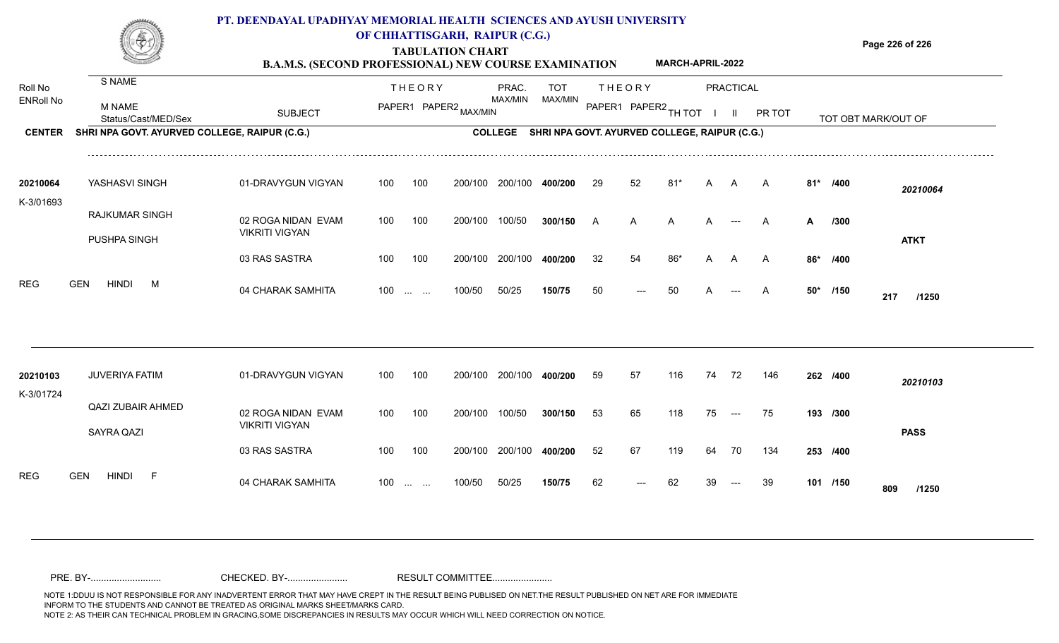# PT. DEENDAYAL UPADHYAY MEMORIAL HEALTH SCIENCES AND AYUSH UNIVERSITY OF CHHATTISGARH, RAIPUR (C.G.)

## TABULATION CHART

**B.A.M.S. (SECOND PROFESSIONAL) NEW COURSE EXAMINATION** **MARCH-APRIL-2022**

| Roll No / ENRoll No | S NAME / M NAME / Status/Cast/MED/Sex | SUBJECT | THEORY PAPER1 | THEORY PAPER2 MAX/MIN | PRAC. MAX/MIN | TOT MAX/MIN | THEORY PAPER1 | THEORY PAPER2 | TH TOT | PRACTICAL I | PRACTICAL II | PR TOT | TOT OBT MARK/OUT OF | |
|---|---|---|---|---|---|---|---|---|---|---|---|---|---|---|
| **CENTER** SHRI NPA GOVT. AYURVED COLLEGE, RAIPUR (C.G.) | | | | | | **COLLEGE** SHRI NPA GOVT. AYURVED COLLEGE, RAIPUR (C.G.) | | | | | | | | |
| 20210064 | YASHASVI SINGH | 01-DRAVYGUN VIGYAN | 100 | 100 200/100 | 200/100 | **400/200** | 29 | 52 | 81* | A | A | A | **81* /400** | *20210064* |
| K-3/01693 | RAJKUMAR SINGH | 02 ROGA NIDAN EVAM VIKRITI VIGYAN | 100 | 100 200/100 | 100/50 | **300/150** | A | A | A | A | --- | A | **A /300** | |
| | PUSHPA SINGH | | | | | | | | | | | | | **ATKT** |
| | | 03 RAS SASTRA | 100 | 100 200/100 | 200/100 | **400/200** | 32 | 54 | 86* | A | A | A | **86* /400** | |
| REG | GEN HINDI M | 04 CHARAK SAMHITA | 100 | ... ... 100/50 | 50/25 | **150/75** | 50 | --- | 50 | A | --- | A | **50* /150** | **217 /1250** |
| 20210103 | JUVERIYA FATIM | 01-DRAVYGUN VIGYAN | 100 | 100 200/100 | 200/100 | **400/200** | 59 | 57 | 116 | 74 | 72 | 146 | **262 /400** | *20210103* |
| K-3/01724 | QAZI ZUBAIR AHMED | 02 ROGA NIDAN EVAM VIKRITI VIGYAN | 100 | 100 200/100 | 100/50 | **300/150** | 53 | 65 | 118 | 75 | --- | 75 | **193 /300** | |
| | SAYRA QAZI | | | | | | | | | | | | | **PASS** |
| | | 03 RAS SASTRA | 100 | 100 200/100 | 200/100 | **400/200** | 52 | 67 | 119 | 64 | 70 | 134 | **253 /400** | |
| REG | GEN HINDI F | 04 CHARAK SAMHITA | 100 | ... ... 100/50 | 50/25 | **150/75** | 62 | --- | 62 | 39 | --- | 39 | **101 /150** | **809 /1250** |

PRE. BY-.......................... CHECKED. BY-....................... RESULT COMMITTEE.......................

NOTE 1:DDUU IS NOT RESPONSIBLE FOR ANY INADVERTENT ERROR THAT MAY HAVE CREPT IN THE RESULT BEING PUBLISED ON NET.THE RESULT PUBLISHED ON NET ARE FOR IMMEDIATE INFORM TO THE STUDENTS AND CANNOT BE TREATED AS ORIGINAL MARKS SHEET/MARKS CARD.
NOTE 2: AS THEIR CAN TECHNICAL PROBLEM IN GRACING,SOME DISCREPANCIES IN RESULTS MAY OCCUR WHICH WILL NEED CORRECTION ON NOTICE.